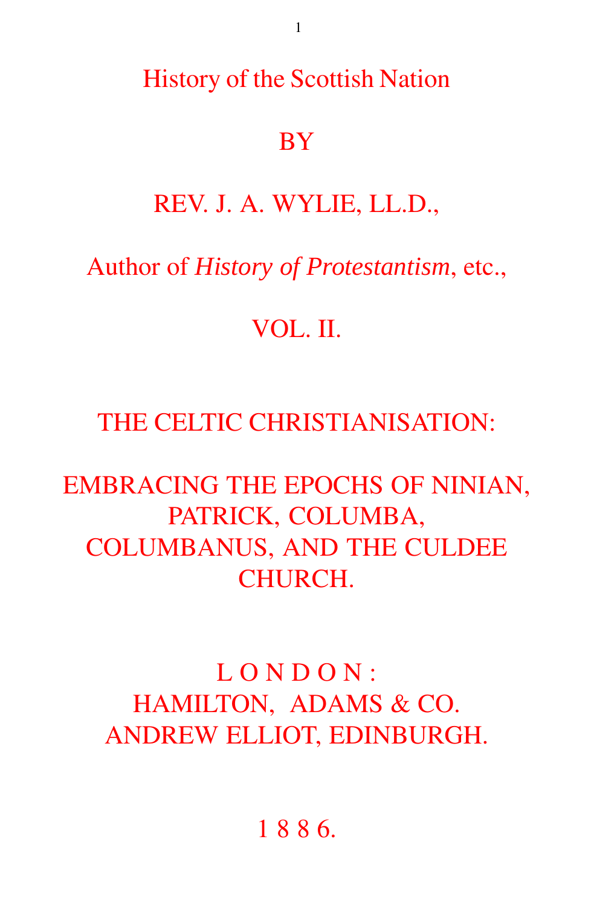# History of the Scottish Nation

BY

REV. J. A. WYLIE, LL.D.,

Author of *History of Protestantism*, etc.,

VOL. II.

## THE CELTIC CHRISTIANISATION:

## EMBRACING THE EPOCHS OF NINIAN, PATRICK, COLUMBA, COLUMBANUS, AND THE CULDEE CHURCH.

L O N D O N :
HAMILTON, ADAMS & CO.
ANDREW ELLIOT, EDINBURGH.

1 8 8 6.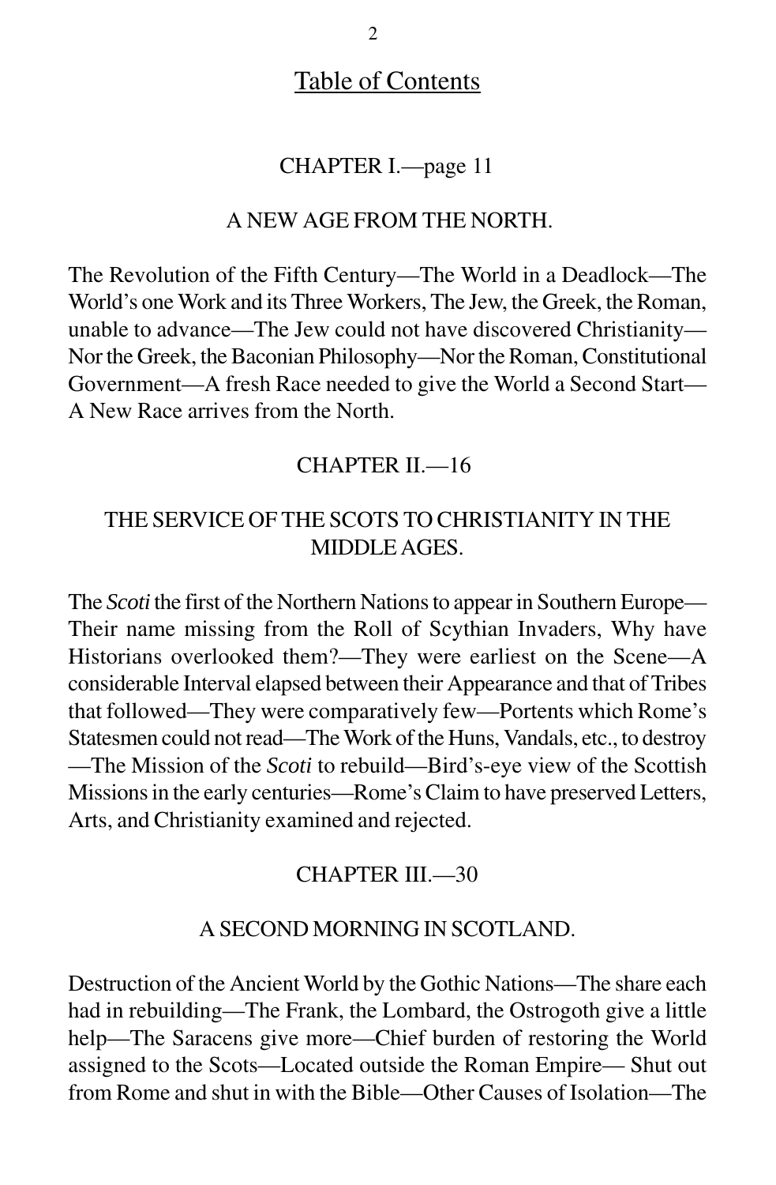# Table of Contents

## CHAPTER I.—page 11

### A NEW AGE FROM THE NORTH.

The Revolution of the Fifth Century—The World in a Deadlock—The World's one Work and its Three Workers, The Jew, the Greek, the Roman, unable to advance—The Jew could not have discovered Christianity—Nor the Greek, the Baconian Philosophy—Nor the Roman, Constitutional Government—A fresh Race needed to give the World a Second Start—A New Race arrives from the North.

## CHAPTER II.—16

### THE SERVICE OF THE SCOTS TO CHRISTIANITY IN THE MIDDLE AGES.

The *Scoti* the first of the Northern Nations to appear in Southern Europe—Their name missing from the Roll of Scythian Invaders, Why have Historians overlooked them?—They were earliest on the Scene—A considerable Interval elapsed between their Appearance and that of Tribes that followed—They were comparatively few—Portents which Rome's Statesmen could not read—The Work of the Huns, Vandals, etc., to destroy—The Mission of the *Scoti* to rebuild—Bird's-eye view of the Scottish Missions in the early centuries—Rome's Claim to have preserved Letters, Arts, and Christianity examined and rejected.

## CHAPTER III.—30

### A SECOND MORNING IN SCOTLAND.

Destruction of the Ancient World by the Gothic Nations—The share each had in rebuilding—The Frank, the Lombard, the Ostrogoth give a little help—The Saracens give more—Chief burden of restoring the World assigned to the Scots—Located outside the Roman Empire— Shut out from Rome and shut in with the Bible—Other Causes of Isolation—The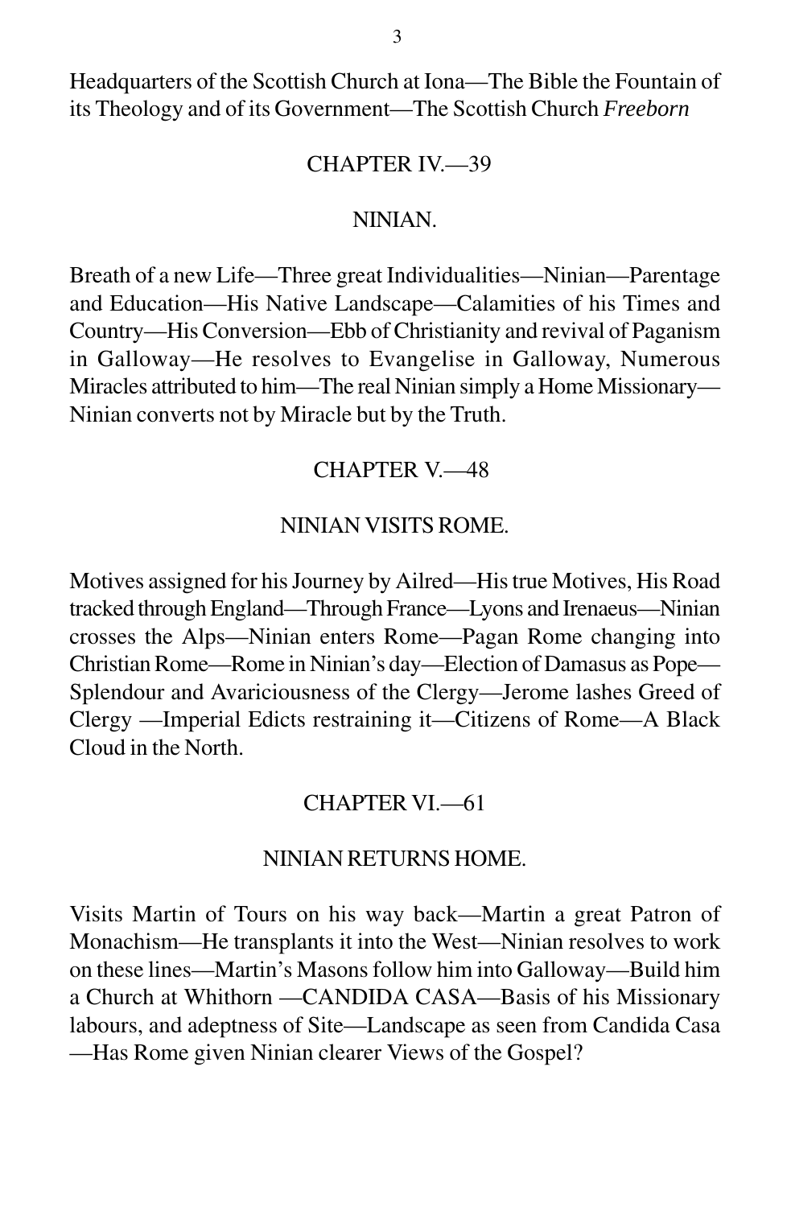Headquarters of the Scottish Church at Iona—The Bible the Fountain of its Theology and of its Government—The Scottish Church *Freeborn*

## CHAPTER IV.—39

## NINIAN.

Breath of a new Life—Three great Individualities—Ninian—Parentage and Education—His Native Landscape—Calamities of his Times and Country—His Conversion—Ebb of Christianity and revival of Paganism in Galloway—He resolves to Evangelise in Galloway, Numerous Miracles attributed to him—The real Ninian simply a Home Missionary—Ninian converts not by Miracle but by the Truth.

## CHAPTER V.—48

## NINIAN VISITS ROME.

Motives assigned for his Journey by Ailred—His true Motives, His Road tracked through England—Through France—Lyons and Irenaeus—Ninian crosses the Alps—Ninian enters Rome—Pagan Rome changing into Christian Rome—Rome in Ninian's day—Election of Damasus as Pope—Splendour and Avariciousness of the Clergy—Jerome lashes Greed of Clergy —Imperial Edicts restraining it—Citizens of Rome—A Black Cloud in the North.

## CHAPTER VI.—61

## NINIAN RETURNS HOME.

Visits Martin of Tours on his way back—Martin a great Patron of Monachism—He transplants it into the West—Ninian resolves to work on these lines—Martin's Masons follow him into Galloway—Build him a Church at Whithorn —CANDIDA CASA—Basis of his Missionary labours, and adeptness of Site—Landscape as seen from Candida Casa —Has Rome given Ninian clearer Views of the Gospel?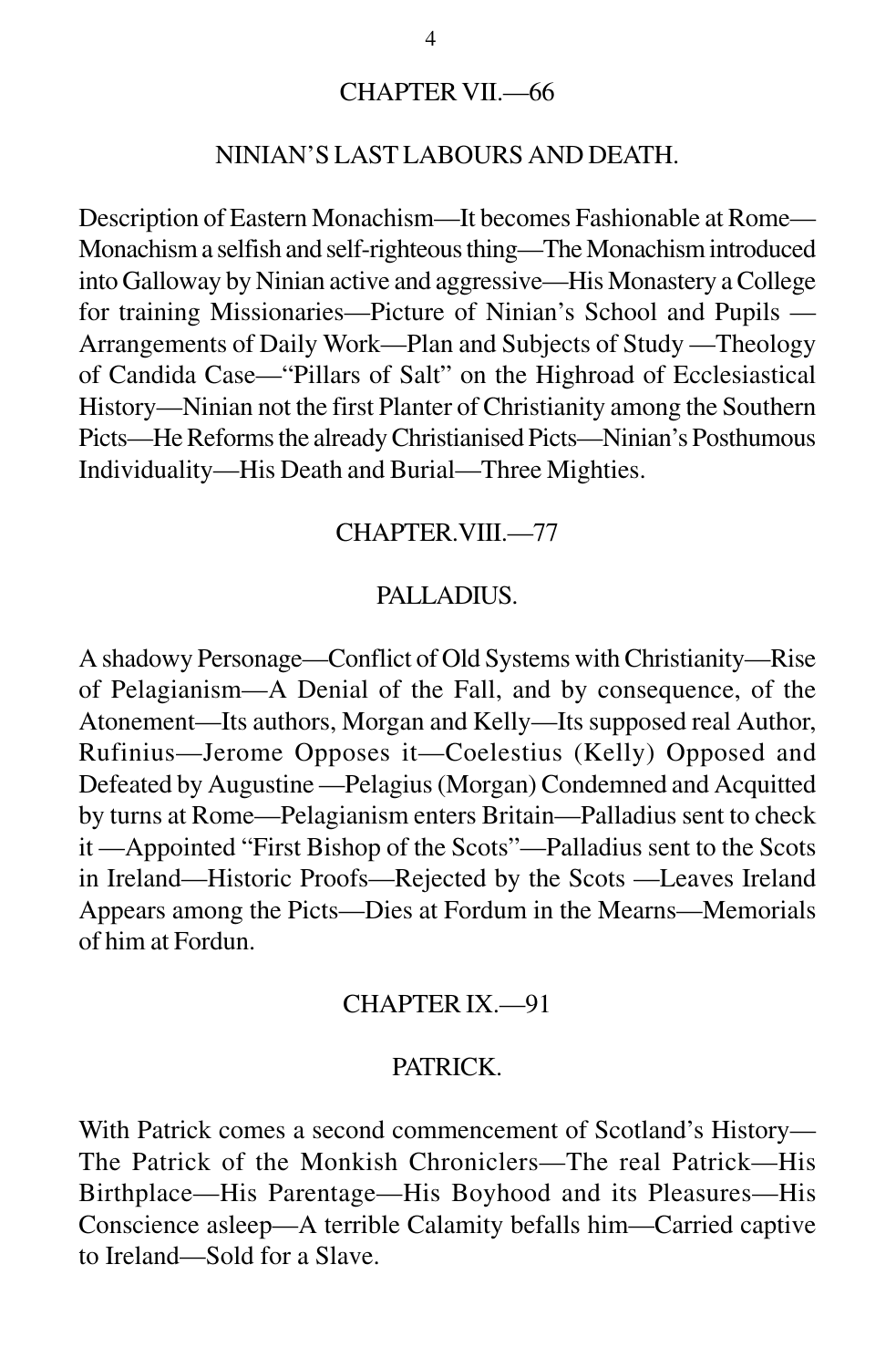## CHAPTER VII.—66

### NINIAN'S LAST LABOURS AND DEATH.

Description of Eastern Monachism—It becomes Fashionable at Rome—Monachism a selfish and self-righteous thing—The Monachism introduced into Galloway by Ninian active and aggressive—His Monastery a College for training Missionaries—Picture of Ninian's School and Pupils —Arrangements of Daily Work—Plan and Subjects of Study —Theology of Candida Case—"Pillars of Salt" on the Highroad of Ecclesiastical History—Ninian not the first Planter of Christianity among the Southern Picts—He Reforms the already Christianised Picts—Ninian's Posthumous Individuality—His Death and Burial—Three Mighties.

## CHAPTER.VIII.—77

### PALLADIUS.

A shadowy Personage—Conflict of Old Systems with Christianity—Rise of Pelagianism—A Denial of the Fall, and by consequence, of the Atonement—Its authors, Morgan and Kelly—Its supposed real Author, Rufinius—Jerome Opposes it—Coelestius (Kelly) Opposed and Defeated by Augustine —Pelagius (Morgan) Condemned and Acquitted by turns at Rome—Pelagianism enters Britain—Palladius sent to check it —Appointed "First Bishop of the Scots"—Palladius sent to the Scots in Ireland—Historic Proofs—Rejected by the Scots —Leaves Ireland Appears among the Picts—Dies at Fordum in the Mearns—Memorials of him at Fordun.

## CHAPTER IX.—91

### PATRICK.

With Patrick comes a second commencement of Scotland's History—The Patrick of the Monkish Chroniclers—The real Patrick—His Birthplace—His Parentage—His Boyhood and its Pleasures—His Conscience asleep—A terrible Calamity befalls him—Carried captive to Ireland—Sold for a Slave.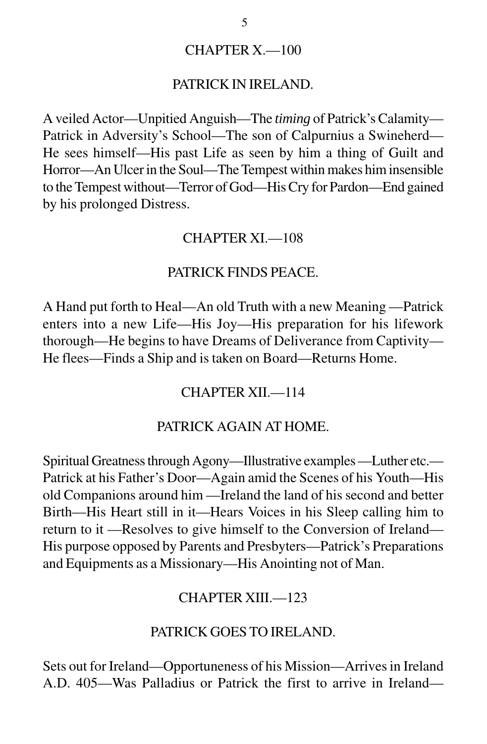## CHAPTER X.—100

### PATRICK IN IRELAND.

A veiled Actor—Unpitied Anguish—The *timing* of Patrick's Calamity—Patrick in Adversity's School—The son of Calpurnius a Swineherd—He sees himself—His past Life as seen by him a thing of Guilt and Horror—An Ulcer in the Soul—The Tempest within makes him insensible to the Tempest without—Terror of God—His Cry for Pardon—End gained by his prolonged Distress.

## CHAPTER XI.—108

### PATRICK FINDS PEACE.

A Hand put forth to Heal—An old Truth with a new Meaning —Patrick enters into a new Life—His Joy—His preparation for his lifework thorough—He begins to have Dreams of Deliverance from Captivity—He flees—Finds a Ship and is taken on Board—Returns Home.

## CHAPTER XII.—114

### PATRICK AGAIN AT HOME.

Spiritual Greatness through Agony—Illustrative examples —Luther etc.—Patrick at his Father's Door—Again amid the Scenes of his Youth—His old Companions around him —Ireland the land of his second and better Birth—His Heart still in it—Hears Voices in his Sleep calling him to return to it —Resolves to give himself to the Conversion of Ireland—His purpose opposed by Parents and Presbyters—Patrick's Preparations and Equipments as a Missionary—His Anointing not of Man.

## CHAPTER XIII.—123

### PATRICK GOES TO IRELAND.

Sets out for Ireland—Opportuneness of his Mission—Arrives in Ireland A.D. 405—Was Palladius or Patrick the first to arrive in Ireland—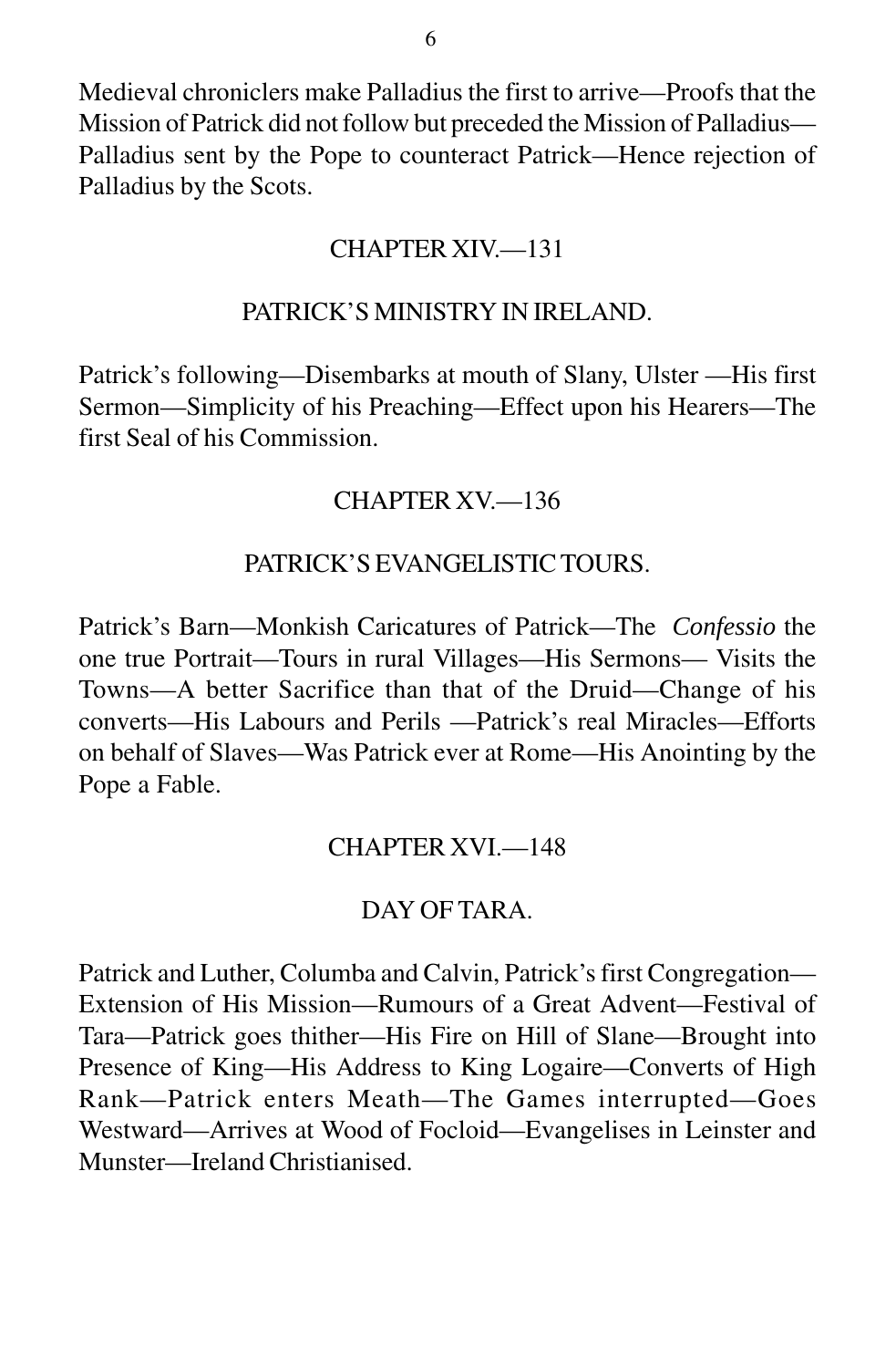Medieval chroniclers make Palladius the first to arrive—Proofs that the Mission of Patrick did not follow but preceded the Mission of Palladius—Palladius sent by the Pope to counteract Patrick—Hence rejection of Palladius by the Scots.

## CHAPTER XIV.—131

## PATRICK'S MINISTRY IN IRELAND.

Patrick's following—Disembarks at mouth of Slany, Ulster —His first Sermon—Simplicity of his Preaching—Effect upon his Hearers—The first Seal of his Commission.

## CHAPTER XV.—136

## PATRICK'S EVANGELISTIC TOURS.

Patrick's Barn—Monkish Caricatures of Patrick—The *Confessio* the one true Portrait—Tours in rural Villages—His Sermons— Visits the Towns—A better Sacrifice than that of the Druid—Change of his converts—His Labours and Perils —Patrick's real Miracles—Efforts on behalf of Slaves—Was Patrick ever at Rome—His Anointing by the Pope a Fable.

## CHAPTER XVI.—148

## DAY OF TARA.

Patrick and Luther, Columba and Calvin, Patrick's first Congregation—Extension of His Mission—Rumours of a Great Advent—Festival of Tara—Patrick goes thither—His Fire on Hill of Slane—Brought into Presence of King—His Address to King Logaire—Converts of High Rank—Patrick enters Meath—The Games interrupted—Goes Westward—Arrives at Wood of Focloid—Evangelises in Leinster and Munster—Ireland Christianised.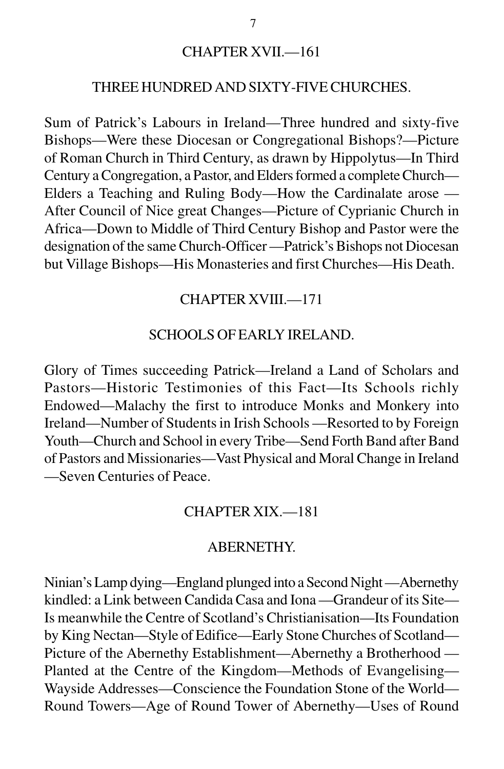## CHAPTER XVII.—161

### THREE HUNDRED AND SIXTY-FIVE CHURCHES.

Sum of Patrick's Labours in Ireland—Three hundred and sixty-five Bishops—Were these Diocesan or Congregational Bishops?—Picture of Roman Church in Third Century, as drawn by Hippolytus—In Third Century a Congregation, a Pastor, and Elders formed a complete Church—Elders a Teaching and Ruling Body—How the Cardinalate arose —After Council of Nice great Changes—Picture of Cyprianic Church in Africa—Down to Middle of Third Century Bishop and Pastor were the designation of the same Church-Officer —Patrick's Bishops not Diocesan but Village Bishops—His Monasteries and first Churches—His Death.

## CHAPTER XVIII.—171

### SCHOOLS OF EARLY IRELAND.

Glory of Times succeeding Patrick—Ireland a Land of Scholars and Pastors—Historic Testimonies of this Fact—Its Schools richly Endowed—Malachy the first to introduce Monks and Monkery into Ireland—Number of Students in Irish Schools —Resorted to by Foreign Youth—Church and School in every Tribe—Send Forth Band after Band of Pastors and Missionaries—Vast Physical and Moral Change in Ireland —Seven Centuries of Peace.

## CHAPTER XIX.—181

### ABERNETHY.

Ninian's Lamp dying—England plunged into a Second Night —Abernethy kindled: a Link between Candida Casa and Iona —Grandeur of its Site—Is meanwhile the Centre of Scotland's Christianisation—Its Foundation by King Nectan—Style of Edifice—Early Stone Churches of Scotland—Picture of the Abernethy Establishment—Abernethy a Brotherhood —Planted at the Centre of the Kingdom—Methods of Evangelising—Wayside Addresses—Conscience the Foundation Stone of the World—Round Towers—Age of Round Tower of Abernethy—Uses of Round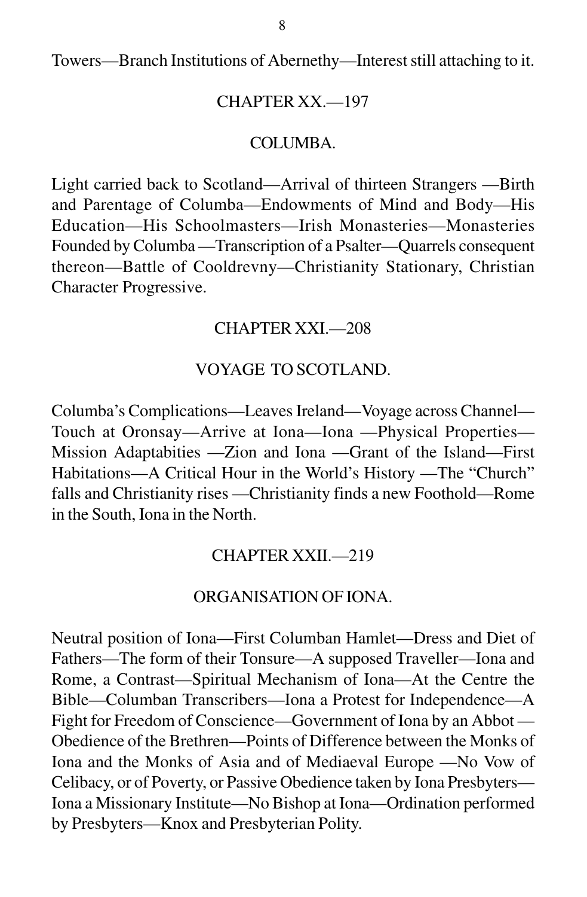Towers—Branch Institutions of Abernethy—Interest still attaching to it.

## CHAPTER XX.—197

### COLUMBA.

Light carried back to Scotland—Arrival of thirteen Strangers —Birth and Parentage of Columba—Endowments of Mind and Body—His Education—His Schoolmasters—Irish Monasteries—Monasteries Founded by Columba —Transcription of a Psalter—Quarrels consequent thereon—Battle of Cooldrevny—Christianity Stationary, Christian Character Progressive.

## CHAPTER XXI.—208

### VOYAGE TO SCOTLAND.

Columba's Complications—Leaves Ireland—Voyage across Channel—Touch at Oronsay—Arrive at Iona—Iona —Physical Properties—Mission Adaptabities —Zion and Iona —Grant of the Island—First Habitations—A Critical Hour in the World's History —The "Church" falls and Christianity rises —Christianity finds a new Foothold—Rome in the South, Iona in the North.

## CHAPTER XXII.—219

### ORGANISATION OF IONA.

Neutral position of Iona—First Columban Hamlet—Dress and Diet of Fathers—The form of their Tonsure—A supposed Traveller—Iona and Rome, a Contrast—Spiritual Mechanism of Iona—At the Centre the Bible—Columban Transcribers—Iona a Protest for Independence—A Fight for Freedom of Conscience—Government of Iona by an Abbot —Obedience of the Brethren—Points of Difference between the Monks of Iona and the Monks of Asia and of Mediaeval Europe —No Vow of Celibacy, or of Poverty, or Passive Obedience taken by Iona Presbyters—Iona a Missionary Institute—No Bishop at Iona—Ordination performed by Presbyters—Knox and Presbyterian Polity.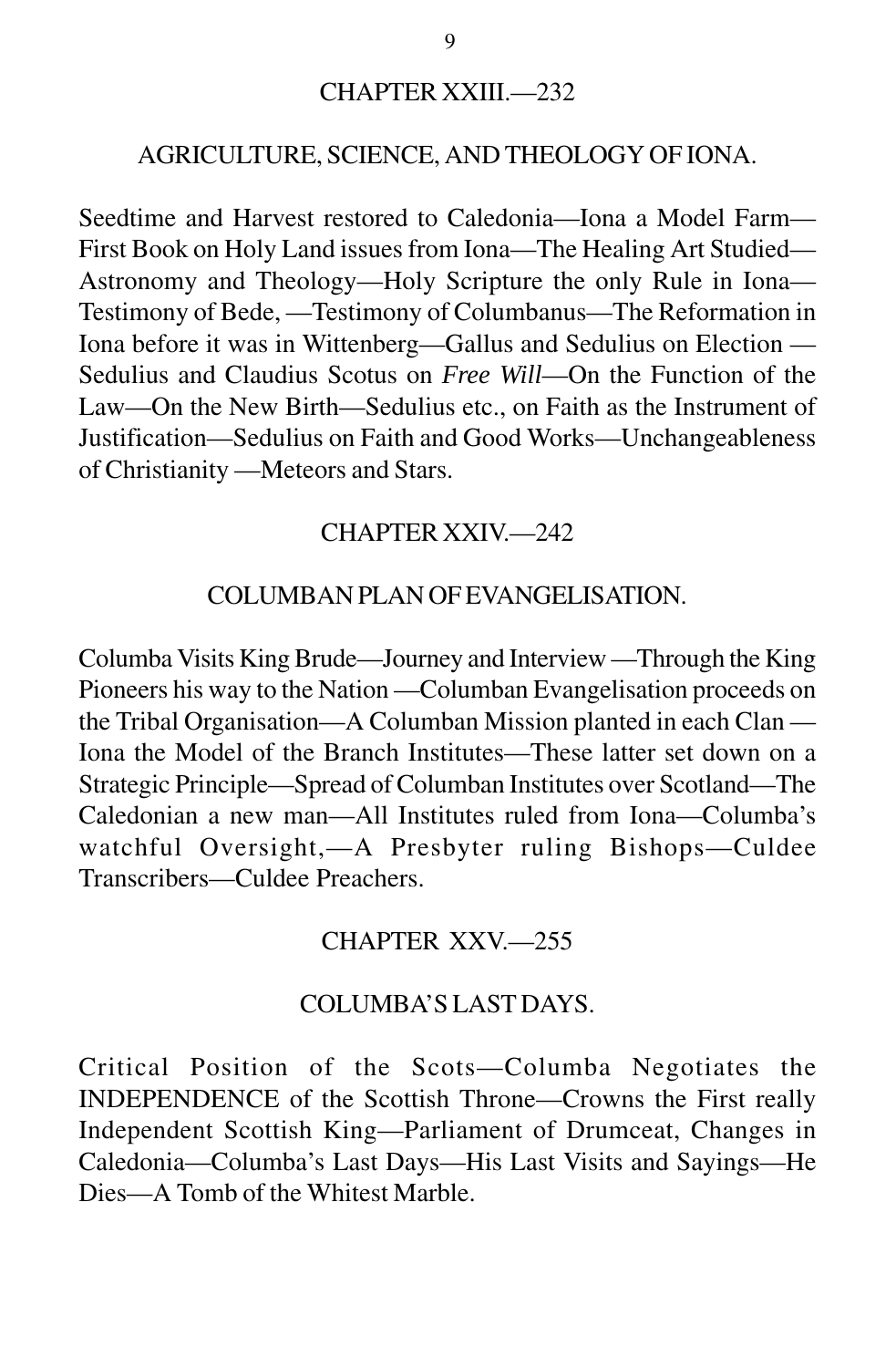## CHAPTER XXIII.—232

### AGRICULTURE, SCIENCE, AND THEOLOGY OF IONA.

Seedtime and Harvest restored to Caledonia—Iona a Model Farm—First Book on Holy Land issues from Iona—The Healing Art Studied—Astronomy and Theology—Holy Scripture the only Rule in Iona—Testimony of Bede, —Testimony of Columbanus—The Reformation in Iona before it was in Wittenberg—Gallus and Sedulius on Election —Sedulius and Claudius Scotus on *Free Will*—On the Function of the Law—On the New Birth—Sedulius etc., on Faith as the Instrument of Justification—Sedulius on Faith and Good Works—Unchangeableness of Christianity —Meteors and Stars.

## CHAPTER XXIV.—242

### COLUMBAN PLAN OF EVANGELISATION.

Columba Visits King Brude—Journey and Interview —Through the King Pioneers his way to the Nation —Columban Evangelisation proceeds on the Tribal Organisation—A Columban Mission planted in each Clan —Iona the Model of the Branch Institutes—These latter set down on a Strategic Principle—Spread of Columban Institutes over Scotland—The Caledonian a new man—All Institutes ruled from Iona—Columba's watchful Oversight,—A Presbyter ruling Bishops—Culdee Transcribers—Culdee Preachers.

## CHAPTER XXV.—255

### COLUMBA'S LAST DAYS.

Critical Position of the Scots—Columba Negotiates the INDEPENDENCE of the Scottish Throne—Crowns the First really Independent Scottish King—Parliament of Drumceat, Changes in Caledonia—Columba's Last Days—His Last Visits and Sayings—He Dies—A Tomb of the Whitest Marble.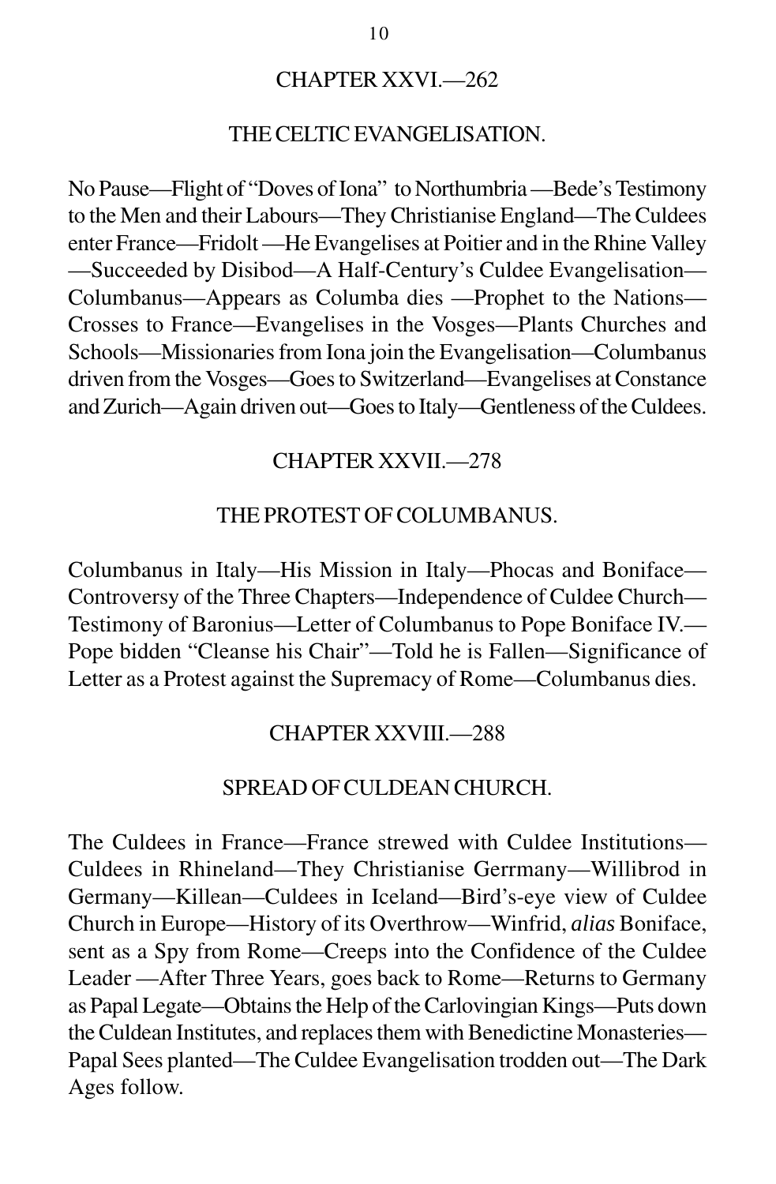## CHAPTER XXVI.—262

### THE CELTIC EVANGELISATION.

No Pause—Flight of "Doves of Iona" to Northumbria —Bede's Testimony to the Men and their Labours—They Christianise England—The Culdees enter France—Fridolt —He Evangelises at Poitier and in the Rhine Valley —Succeeded by Disibod—A Half-Century's Culdee Evangelisation—Columbanus—Appears as Columba dies —Prophet to the Nations—Crosses to France—Evangelises in the Vosges—Plants Churches and Schools—Missionaries from Iona join the Evangelisation—Columbanus driven from the Vosges—Goes to Switzerland—Evangelises at Constance and Zurich—Again driven out—Goes to Italy—Gentleness of the Culdees.

## CHAPTER XXVII.—278

### THE PROTEST OF COLUMBANUS.

Columbanus in Italy—His Mission in Italy—Phocas and Boniface—Controversy of the Three Chapters—Independence of Culdee Church—Testimony of Baronius—Letter of Columbanus to Pope Boniface IV.—Pope bidden "Cleanse his Chair"—Told he is Fallen—Significance of Letter as a Protest against the Supremacy of Rome—Columbanus dies.

## CHAPTER XXVIII.—288

### SPREAD OF CULDEAN CHURCH.

The Culdees in France—France strewed with Culdee Institutions—Culdees in Rhineland—They Christianise Gerrmany—Willibrod in Germany—Killean—Culdees in Iceland—Bird's-eye view of Culdee Church in Europe—History of its Overthrow—Winfrid, *alias* Boniface, sent as a Spy from Rome—Creeps into the Confidence of the Culdee Leader —After Three Years, goes back to Rome—Returns to Germany as Papal Legate—Obtains the Help of the Carlovingian Kings—Puts down the Culdean Institutes, and replaces them with Benedictine Monasteries—Papal Sees planted—The Culdee Evangelisation trodden out—The Dark Ages follow.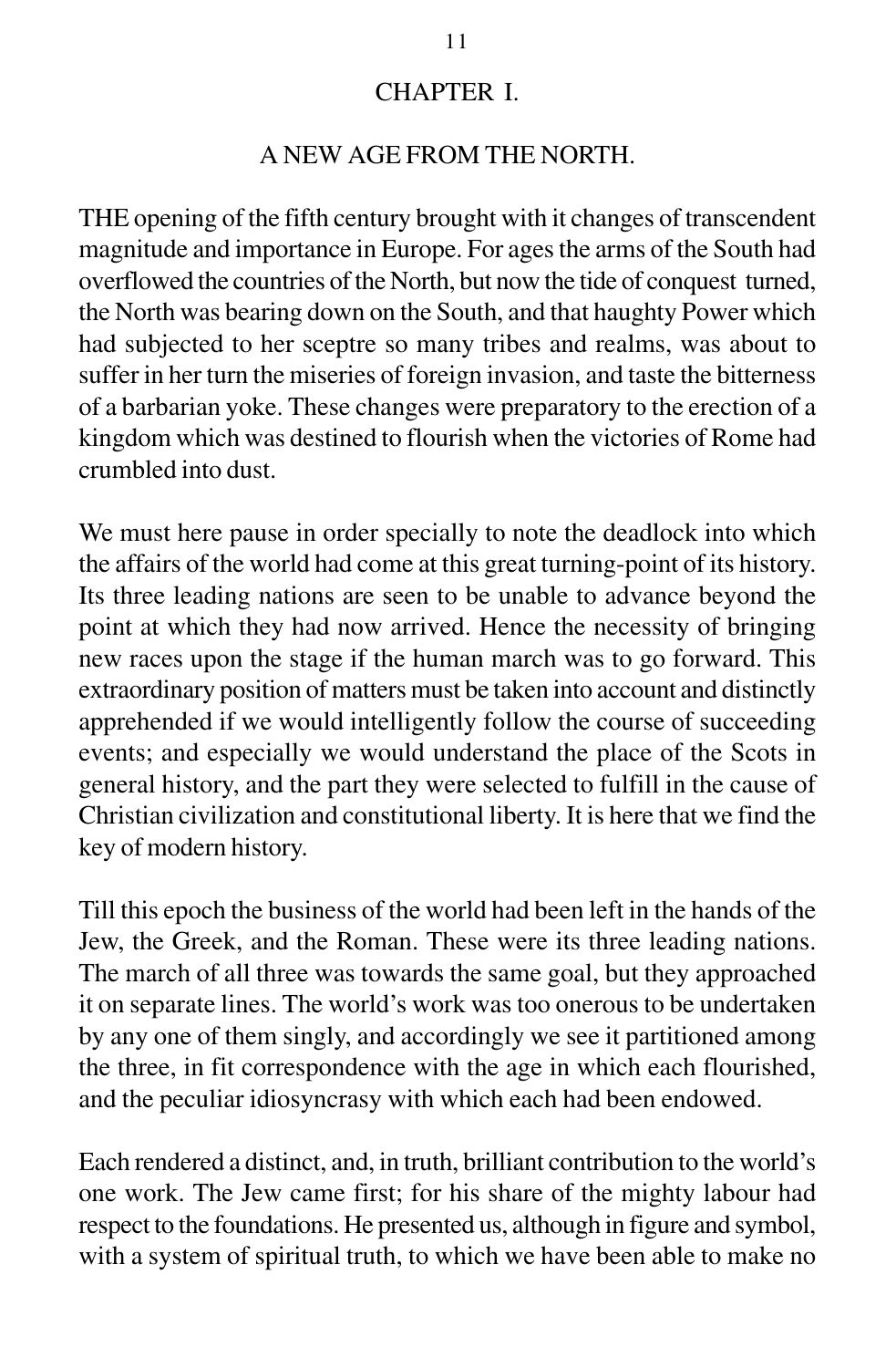# CHAPTER I.

## A NEW AGE FROM THE NORTH.

THE opening of the fifth century brought with it changes of transcendent magnitude and importance in Europe. For ages the arms of the South had overflowed the countries of the North, but now the tide of conquest turned, the North was bearing down on the South, and that haughty Power which had subjected to her sceptre so many tribes and realms, was about to suffer in her turn the miseries of foreign invasion, and taste the bitterness of a barbarian yoke. These changes were preparatory to the erection of a kingdom which was destined to flourish when the victories of Rome had crumbled into dust.

We must here pause in order specially to note the deadlock into which the affairs of the world had come at this great turning-point of its history. Its three leading nations are seen to be unable to advance beyond the point at which they had now arrived. Hence the necessity of bringing new races upon the stage if the human march was to go forward. This extraordinary position of matters must be taken into account and distinctly apprehended if we would intelligently follow the course of succeeding events; and especially we would understand the place of the Scots in general history, and the part they were selected to fulfill in the cause of Christian civilization and constitutional liberty. It is here that we find the key of modern history.

Till this epoch the business of the world had been left in the hands of the Jew, the Greek, and the Roman. These were its three leading nations. The march of all three was towards the same goal, but they approached it on separate lines. The world's work was too onerous to be undertaken by any one of them singly, and accordingly we see it partitioned among the three, in fit correspondence with the age in which each flourished, and the peculiar idiosyncrasy with which each had been endowed.

Each rendered a distinct, and, in truth, brilliant contribution to the world's one work. The Jew came first; for his share of the mighty labour had respect to the foundations. He presented us, although in figure and symbol, with a system of spiritual truth, to which we have been able to make no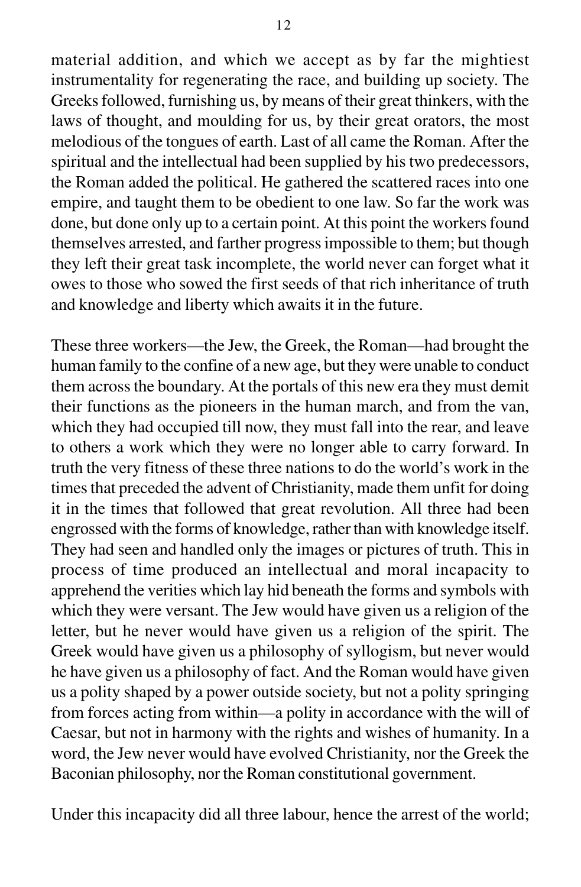material addition, and which we accept as by far the mightiest instrumentality for regenerating the race, and building up society. The Greeks followed, furnishing us, by means of their great thinkers, with the laws of thought, and moulding for us, by their great orators, the most melodious of the tongues of earth. Last of all came the Roman. After the spiritual and the intellectual had been supplied by his two predecessors, the Roman added the political. He gathered the scattered races into one empire, and taught them to be obedient to one law. So far the work was done, but done only up to a certain point. At this point the workers found themselves arrested, and farther progress impossible to them; but though they left their great task incomplete, the world never can forget what it owes to those who sowed the first seeds of that rich inheritance of truth and knowledge and liberty which awaits it in the future.

These three workers—the Jew, the Greek, the Roman—had brought the human family to the confine of a new age, but they were unable to conduct them across the boundary. At the portals of this new era they must demit their functions as the pioneers in the human march, and from the van, which they had occupied till now, they must fall into the rear, and leave to others a work which they were no longer able to carry forward. In truth the very fitness of these three nations to do the world's work in the times that preceded the advent of Christianity, made them unfit for doing it in the times that followed that great revolution. All three had been engrossed with the forms of knowledge, rather than with knowledge itself. They had seen and handled only the images or pictures of truth. This in process of time produced an intellectual and moral incapacity to apprehend the verities which lay hid beneath the forms and symbols with which they were versant. The Jew would have given us a religion of the letter, but he never would have given us a religion of the spirit. The Greek would have given us a philosophy of syllogism, but never would he have given us a philosophy of fact. And the Roman would have given us a polity shaped by a power outside society, but not a polity springing from forces acting from within—a polity in accordance with the will of Caesar, but not in harmony with the rights and wishes of humanity. In a word, the Jew never would have evolved Christianity, nor the Greek the Baconian philosophy, nor the Roman constitutional government.

Under this incapacity did all three labour, hence the arrest of the world;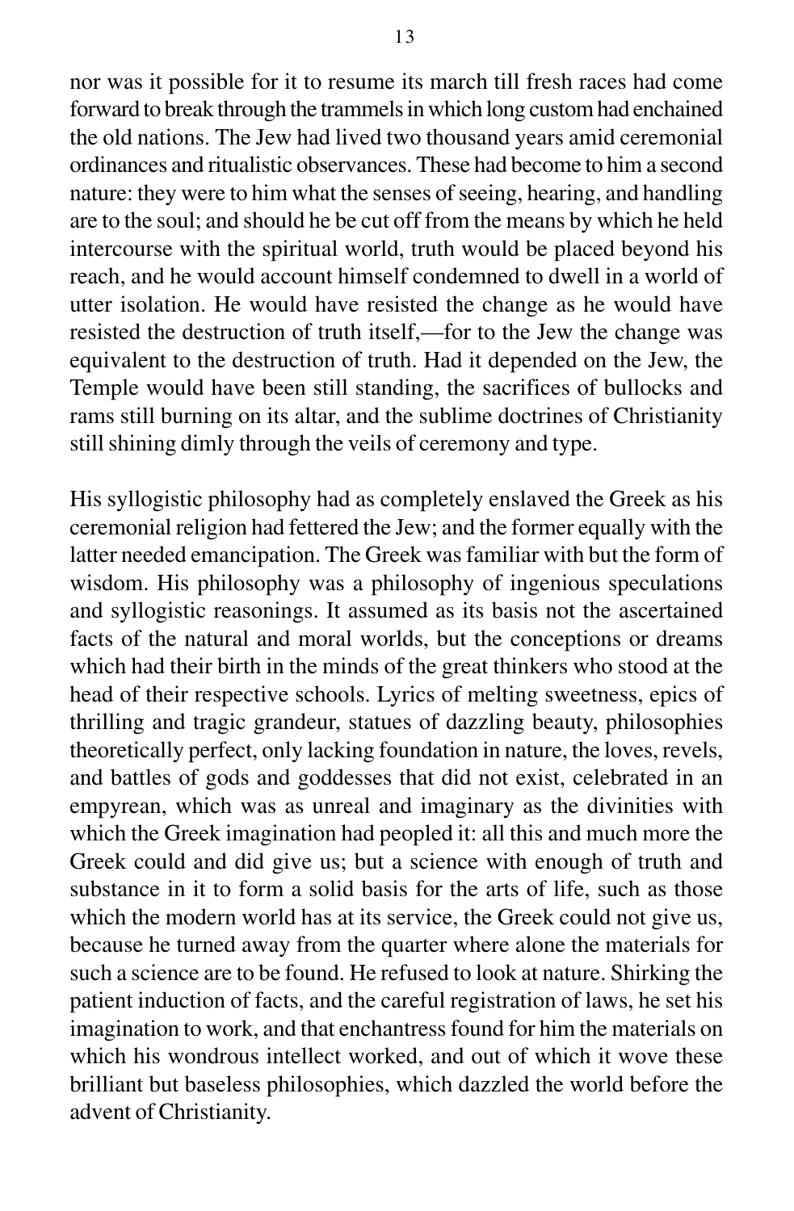nor was it possible for it to resume its march till fresh races had come forward to break through the trammels in which long custom had enchained the old nations. The Jew had lived two thousand years amid ceremonial ordinances and ritualistic observances. These had become to him a second nature: they were to him what the senses of seeing, hearing, and handling are to the soul; and should he be cut off from the means by which he held intercourse with the spiritual world, truth would be placed beyond his reach, and he would account himself condemned to dwell in a world of utter isolation. He would have resisted the change as he would have resisted the destruction of truth itself,—for to the Jew the change was equivalent to the destruction of truth. Had it depended on the Jew, the Temple would have been still standing, the sacrifices of bullocks and rams still burning on its altar, and the sublime doctrines of Christianity still shining dimly through the veils of ceremony and type.

His syllogistic philosophy had as completely enslaved the Greek as his ceremonial religion had fettered the Jew; and the former equally with the latter needed emancipation. The Greek was familiar with but the form of wisdom. His philosophy was a philosophy of ingenious speculations and syllogistic reasonings. It assumed as its basis not the ascertained facts of the natural and moral worlds, but the conceptions or dreams which had their birth in the minds of the great thinkers who stood at the head of their respective schools. Lyrics of melting sweetness, epics of thrilling and tragic grandeur, statues of dazzling beauty, philosophies theoretically perfect, only lacking foundation in nature, the loves, revels, and battles of gods and goddesses that did not exist, celebrated in an empyrean, which was as unreal and imaginary as the divinities with which the Greek imagination had peopled it: all this and much more the Greek could and did give us; but a science with enough of truth and substance in it to form a solid basis for the arts of life, such as those which the modern world has at its service, the Greek could not give us, because he turned away from the quarter where alone the materials for such a science are to be found. He refused to look at nature. Shirking the patient induction of facts, and the careful registration of laws, he set his imagination to work, and that enchantress found for him the materials on which his wondrous intellect worked, and out of which it wove these brilliant but baseless philosophies, which dazzled the world before the advent of Christianity.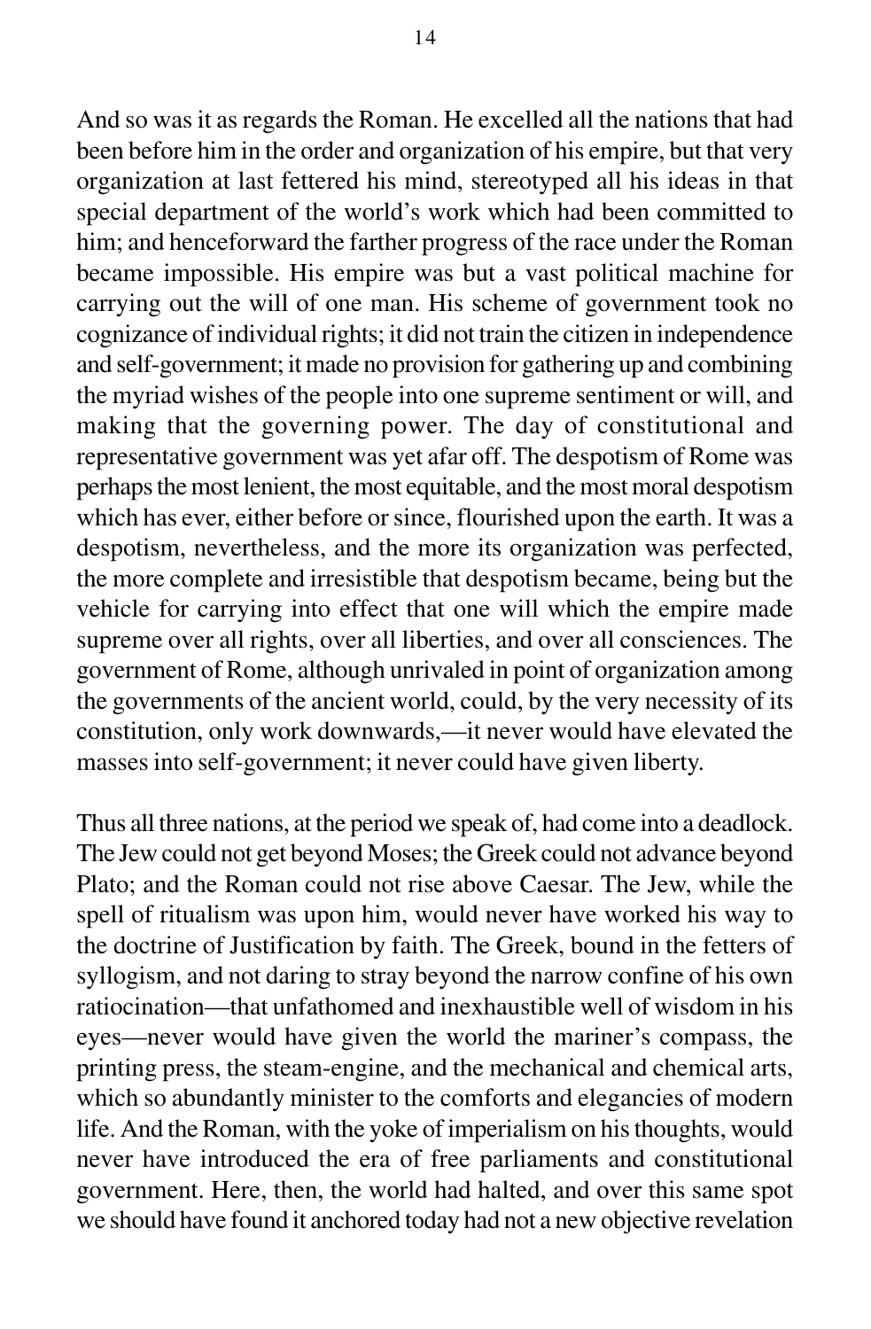And so was it as regards the Roman. He excelled all the nations that had been before him in the order and organization of his empire, but that very organization at last fettered his mind, stereotyped all his ideas in that special department of the world's work which had been committed to him; and henceforward the farther progress of the race under the Roman became impossible. His empire was but a vast political machine for carrying out the will of one man. His scheme of government took no cognizance of individual rights; it did not train the citizen in independence and self-government; it made no provision for gathering up and combining the myriad wishes of the people into one supreme sentiment or will, and making that the governing power. The day of constitutional and representative government was yet afar off. The despotism of Rome was perhaps the most lenient, the most equitable, and the most moral despotism which has ever, either before or since, flourished upon the earth. It was a despotism, nevertheless, and the more its organization was perfected, the more complete and irresistible that despotism became, being but the vehicle for carrying into effect that one will which the empire made supreme over all rights, over all liberties, and over all consciences. The government of Rome, although unrivaled in point of organization among the governments of the ancient world, could, by the very necessity of its constitution, only work downwards,—it never would have elevated the masses into self-government; it never could have given liberty.

Thus all three nations, at the period we speak of, had come into a deadlock. The Jew could not get beyond Moses; the Greek could not advance beyond Plato; and the Roman could not rise above Caesar. The Jew, while the spell of ritualism was upon him, would never have worked his way to the doctrine of Justification by faith. The Greek, bound in the fetters of syllogism, and not daring to stray beyond the narrow confine of his own ratiocination—that unfathomed and inexhaustible well of wisdom in his eyes—never would have given the world the mariner's compass, the printing press, the steam-engine, and the mechanical and chemical arts, which so abundantly minister to the comforts and elegancies of modern life. And the Roman, with the yoke of imperialism on his thoughts, would never have introduced the era of free parliaments and constitutional government. Here, then, the world had halted, and over this same spot we should have found it anchored today had not a new objective revelation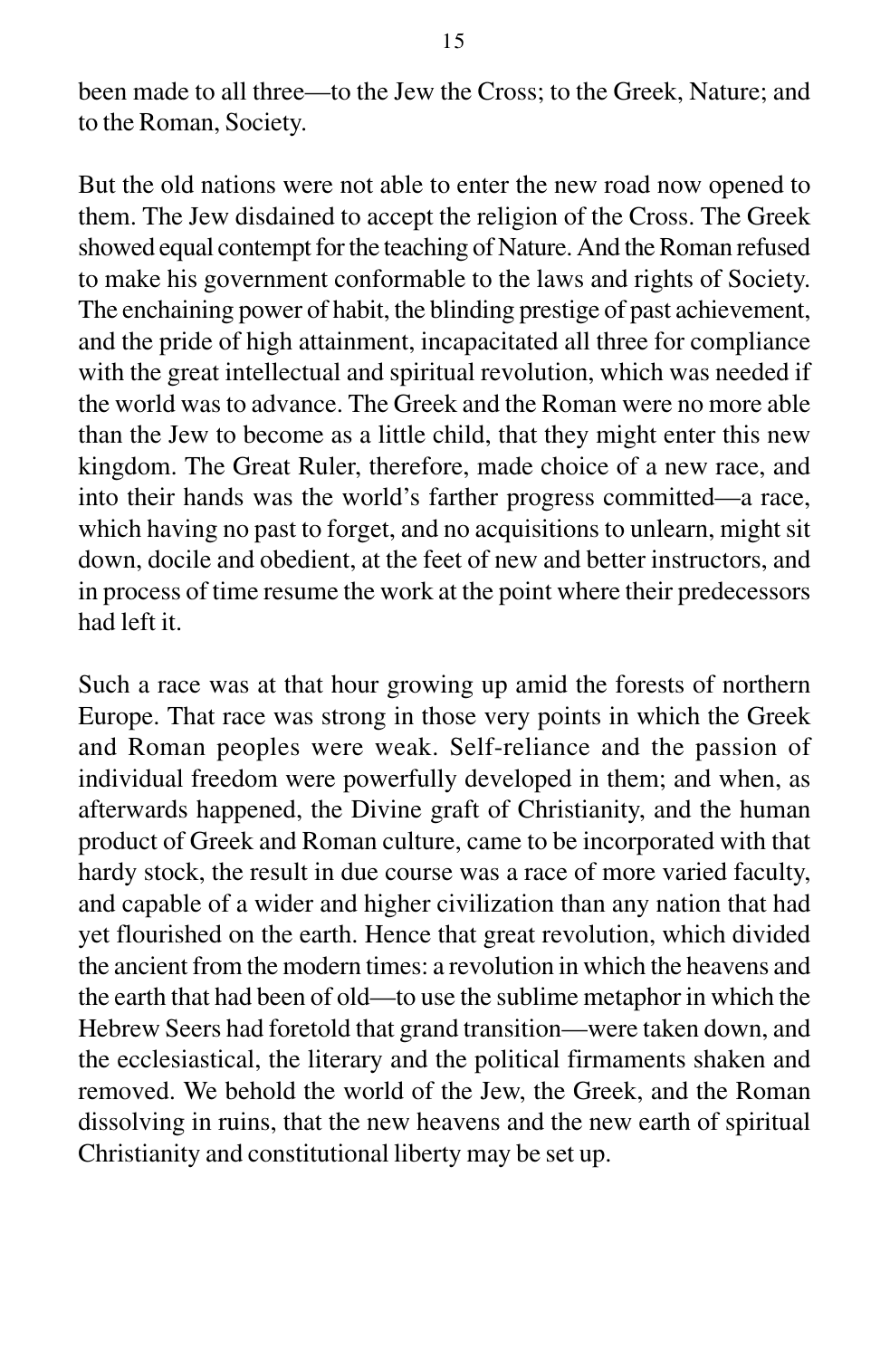been made to all three—to the Jew the Cross; to the Greek, Nature; and to the Roman, Society.

But the old nations were not able to enter the new road now opened to them. The Jew disdained to accept the religion of the Cross. The Greek showed equal contempt for the teaching of Nature. And the Roman refused to make his government conformable to the laws and rights of Society. The enchaining power of habit, the blinding prestige of past achievement, and the pride of high attainment, incapacitated all three for compliance with the great intellectual and spiritual revolution, which was needed if the world was to advance. The Greek and the Roman were no more able than the Jew to become as a little child, that they might enter this new kingdom. The Great Ruler, therefore, made choice of a new race, and into their hands was the world's farther progress committed—a race, which having no past to forget, and no acquisitions to unlearn, might sit down, docile and obedient, at the feet of new and better instructors, and in process of time resume the work at the point where their predecessors had left it.

Such a race was at that hour growing up amid the forests of northern Europe. That race was strong in those very points in which the Greek and Roman peoples were weak. Self-reliance and the passion of individual freedom were powerfully developed in them; and when, as afterwards happened, the Divine graft of Christianity, and the human product of Greek and Roman culture, came to be incorporated with that hardy stock, the result in due course was a race of more varied faculty, and capable of a wider and higher civilization than any nation that had yet flourished on the earth. Hence that great revolution, which divided the ancient from the modern times: a revolution in which the heavens and the earth that had been of old—to use the sublime metaphor in which the Hebrew Seers had foretold that grand transition—were taken down, and the ecclesiastical, the literary and the political firmaments shaken and removed. We behold the world of the Jew, the Greek, and the Roman dissolving in ruins, that the new heavens and the new earth of spiritual Christianity and constitutional liberty may be set up.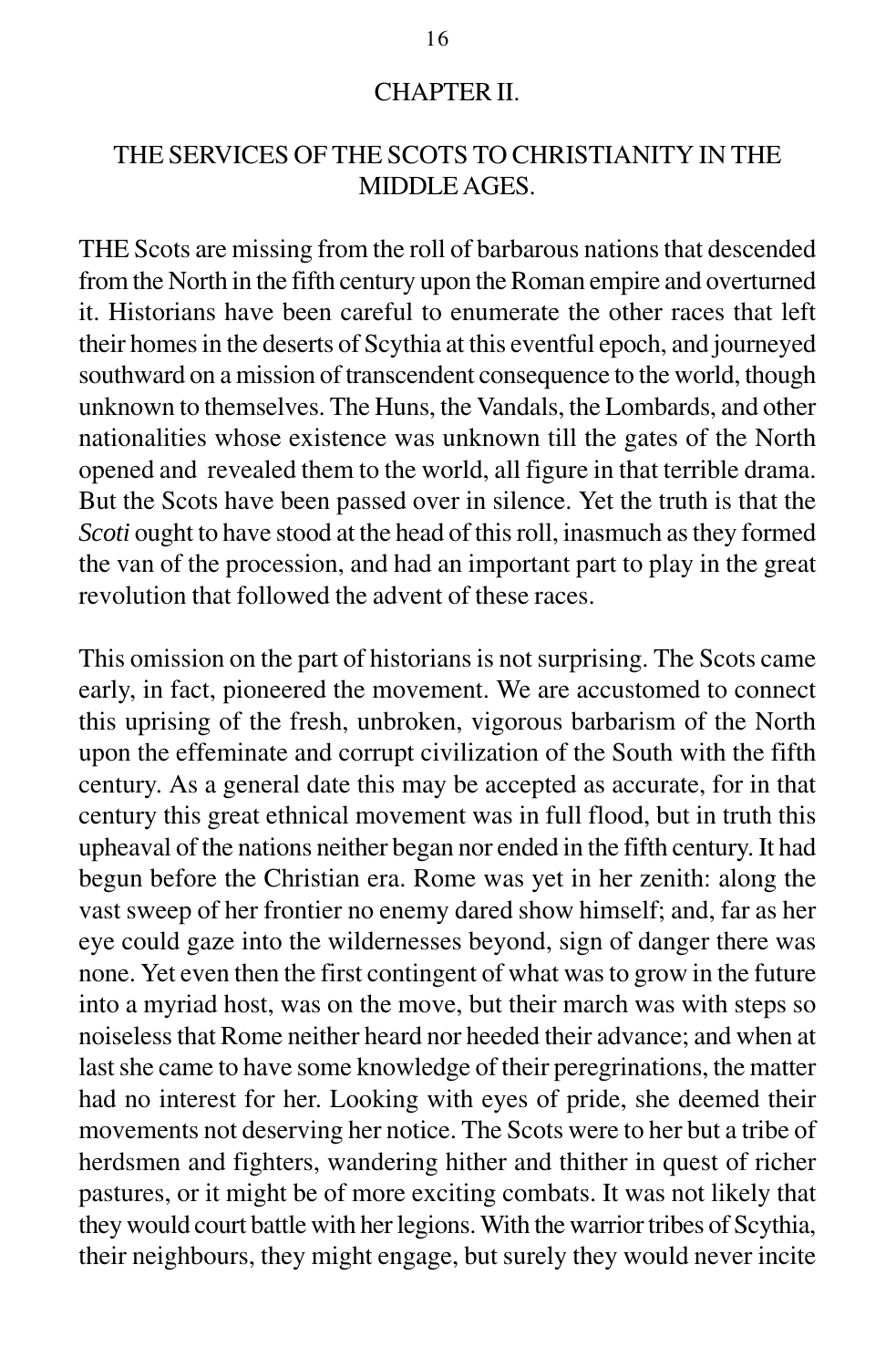## CHAPTER II.

## THE SERVICES OF THE SCOTS TO CHRISTIANITY IN THE MIDDLE AGES.

THE Scots are missing from the roll of barbarous nations that descended from the North in the fifth century upon the Roman empire and overturned it. Historians have been careful to enumerate the other races that left their homes in the deserts of Scythia at this eventful epoch, and journeyed southward on a mission of transcendent consequence to the world, though unknown to themselves. The Huns, the Vandals, the Lombards, and other nationalities whose existence was unknown till the gates of the North opened and revealed them to the world, all figure in that terrible drama. But the Scots have been passed over in silence. Yet the truth is that the *Scoti* ought to have stood at the head of this roll, inasmuch as they formed the van of the procession, and had an important part to play in the great revolution that followed the advent of these races.

This omission on the part of historians is not surprising. The Scots came early, in fact, pioneered the movement. We are accustomed to connect this uprising of the fresh, unbroken, vigorous barbarism of the North upon the effeminate and corrupt civilization of the South with the fifth century. As a general date this may be accepted as accurate, for in that century this great ethnical movement was in full flood, but in truth this upheaval of the nations neither began nor ended in the fifth century. It had begun before the Christian era. Rome was yet in her zenith: along the vast sweep of her frontier no enemy dared show himself; and, far as her eye could gaze into the wildernesses beyond, sign of danger there was none. Yet even then the first contingent of what was to grow in the future into a myriad host, was on the move, but their march was with steps so noiseless that Rome neither heard nor heeded their advance; and when at last she came to have some knowledge of their peregrinations, the matter had no interest for her. Looking with eyes of pride, she deemed their movements not deserving her notice. The Scots were to her but a tribe of herdsmen and fighters, wandering hither and thither in quest of richer pastures, or it might be of more exciting combats. It was not likely that they would court battle with her legions. With the warrior tribes of Scythia, their neighbours, they might engage, but surely they would never incite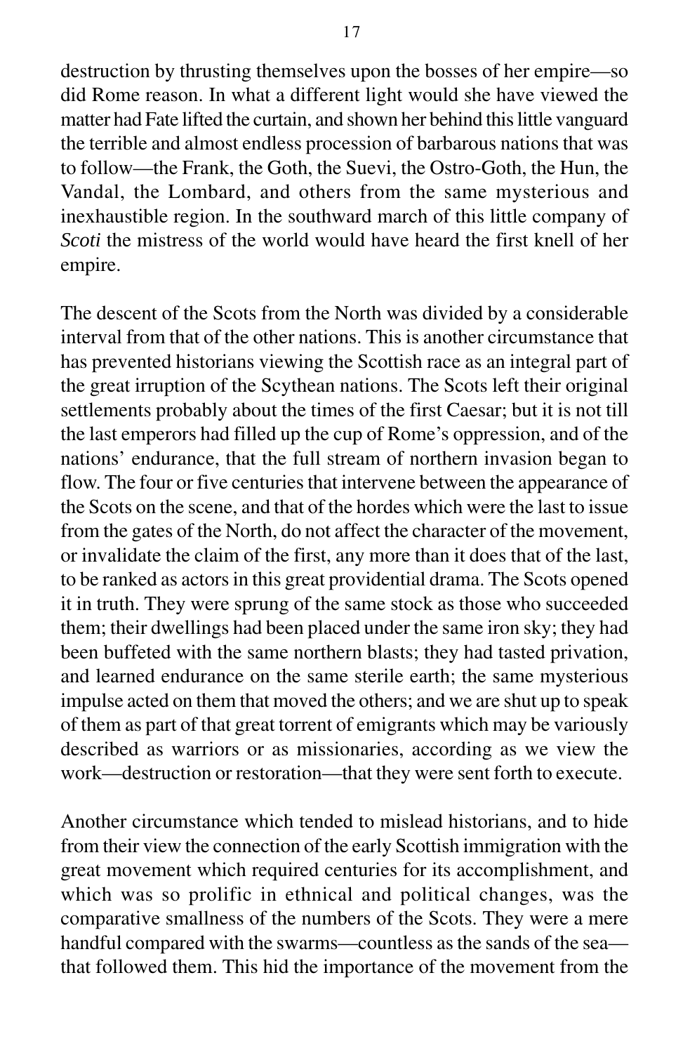destruction by thrusting themselves upon the bosses of her empire—so did Rome reason. In what a different light would she have viewed the matter had Fate lifted the curtain, and shown her behind this little vanguard the terrible and almost endless procession of barbarous nations that was to follow—the Frank, the Goth, the Suevi, the Ostro-Goth, the Hun, the Vandal, the Lombard, and others from the same mysterious and inexhaustible region. In the southward march of this little company of *Scoti* the mistress of the world would have heard the first knell of her empire.

The descent of the Scots from the North was divided by a considerable interval from that of the other nations. This is another circumstance that has prevented historians viewing the Scottish race as an integral part of the great irruption of the Scythean nations. The Scots left their original settlements probably about the times of the first Caesar; but it is not till the last emperors had filled up the cup of Rome's oppression, and of the nations' endurance, that the full stream of northern invasion began to flow. The four or five centuries that intervene between the appearance of the Scots on the scene, and that of the hordes which were the last to issue from the gates of the North, do not affect the character of the movement, or invalidate the claim of the first, any more than it does that of the last, to be ranked as actors in this great providential drama. The Scots opened it in truth. They were sprung of the same stock as those who succeeded them; their dwellings had been placed under the same iron sky; they had been buffeted with the same northern blasts; they had tasted privation, and learned endurance on the same sterile earth; the same mysterious impulse acted on them that moved the others; and we are shut up to speak of them as part of that great torrent of emigrants which may be variously described as warriors or as missionaries, according as we view the work—destruction or restoration—that they were sent forth to execute.

Another circumstance which tended to mislead historians, and to hide from their view the connection of the early Scottish immigration with the great movement which required centuries for its accomplishment, and which was so prolific in ethnical and political changes, was the comparative smallness of the numbers of the Scots. They were a mere handful compared with the swarms—countless as the sands of the sea—that followed them. This hid the importance of the movement from the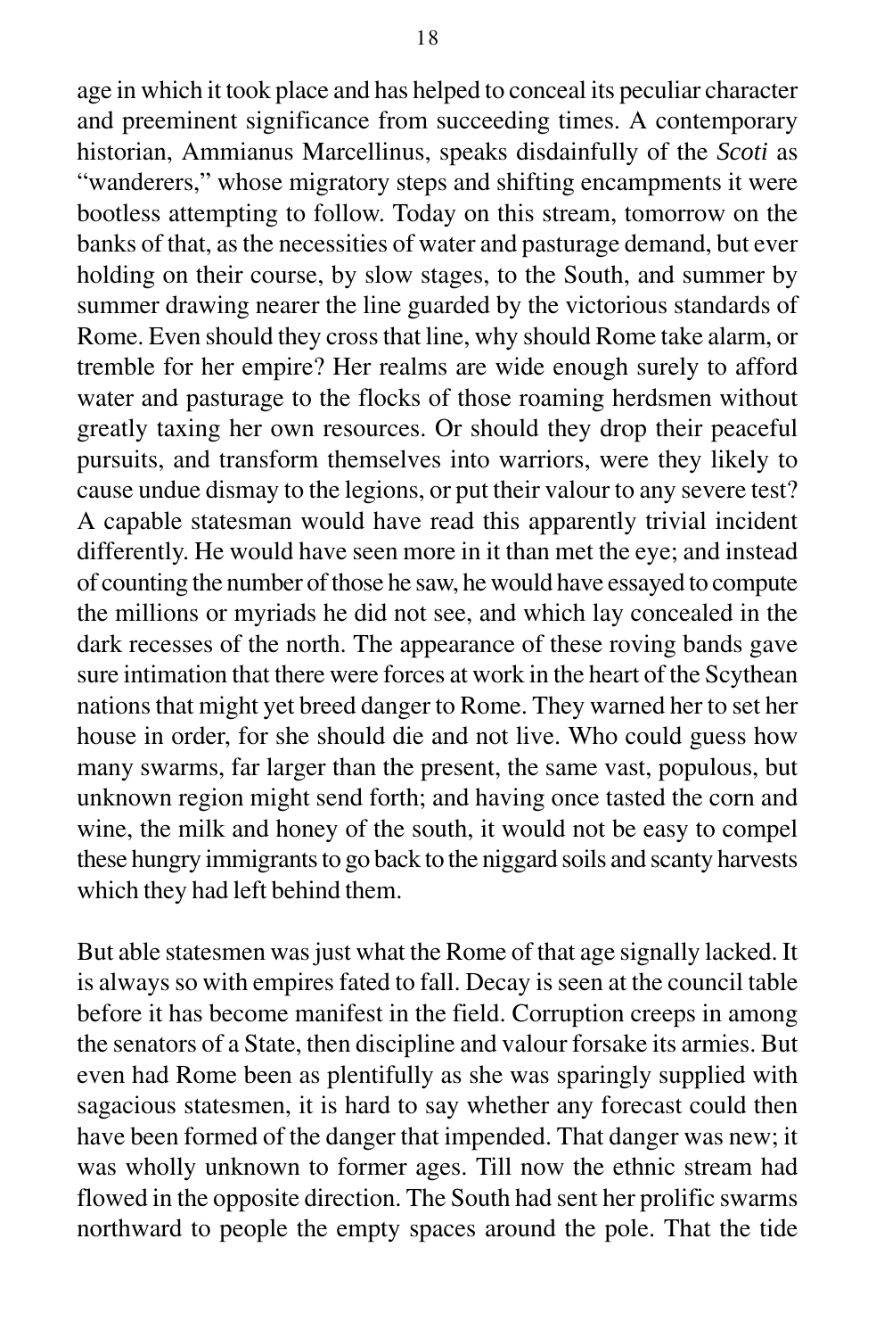age in which it took place and has helped to conceal its peculiar character and preeminent significance from succeeding times. A contemporary historian, Ammianus Marcellinus, speaks disdainfully of the *Scoti* as "wanderers," whose migratory steps and shifting encampments it were bootless attempting to follow. Today on this stream, tomorrow on the banks of that, as the necessities of water and pasturage demand, but ever holding on their course, by slow stages, to the South, and summer by summer drawing nearer the line guarded by the victorious standards of Rome. Even should they cross that line, why should Rome take alarm, or tremble for her empire? Her realms are wide enough surely to afford water and pasturage to the flocks of those roaming herdsmen without greatly taxing her own resources. Or should they drop their peaceful pursuits, and transform themselves into warriors, were they likely to cause undue dismay to the legions, or put their valour to any severe test? A capable statesman would have read this apparently trivial incident differently. He would have seen more in it than met the eye; and instead of counting the number of those he saw, he would have essayed to compute the millions or myriads he did not see, and which lay concealed in the dark recesses of the north. The appearance of these roving bands gave sure intimation that there were forces at work in the heart of the Scythean nations that might yet breed danger to Rome. They warned her to set her house in order, for she should die and not live. Who could guess how many swarms, far larger than the present, the same vast, populous, but unknown region might send forth; and having once tasted the corn and wine, the milk and honey of the south, it would not be easy to compel these hungry immigrants to go back to the niggard soils and scanty harvests which they had left behind them.

But able statesmen was just what the Rome of that age signally lacked. It is always so with empires fated to fall. Decay is seen at the council table before it has become manifest in the field. Corruption creeps in among the senators of a State, then discipline and valour forsake its armies. But even had Rome been as plentifully as she was sparingly supplied with sagacious statesmen, it is hard to say whether any forecast could then have been formed of the danger that impended. That danger was new; it was wholly unknown to former ages. Till now the ethnic stream had flowed in the opposite direction. The South had sent her prolific swarms northward to people the empty spaces around the pole. That the tide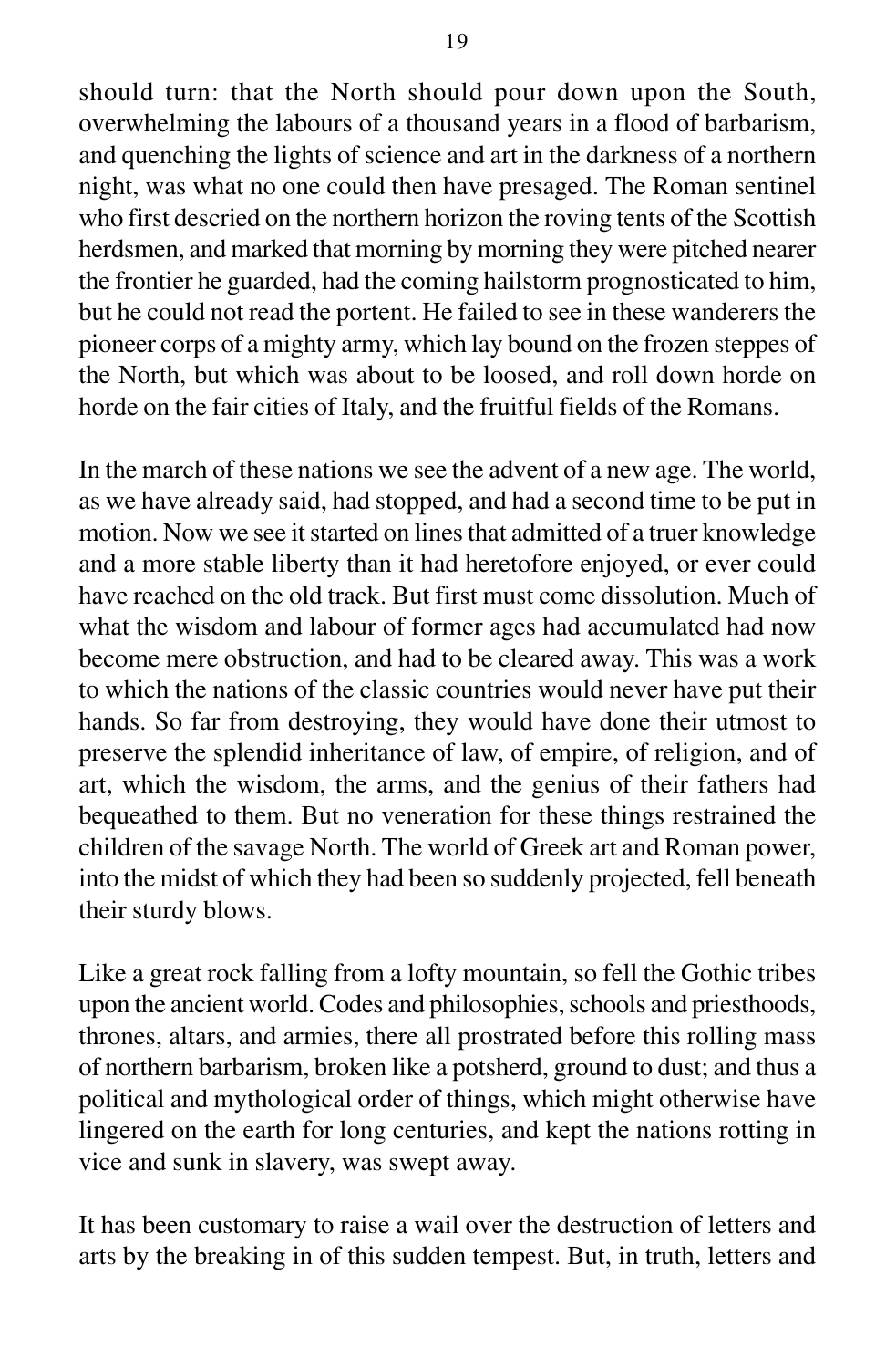should turn: that the North should pour down upon the South, overwhelming the labours of a thousand years in a flood of barbarism, and quenching the lights of science and art in the darkness of a northern night, was what no one could then have presaged. The Roman sentinel who first descried on the northern horizon the roving tents of the Scottish herdsmen, and marked that morning by morning they were pitched nearer the frontier he guarded, had the coming hailstorm prognosticated to him, but he could not read the portent. He failed to see in these wanderers the pioneer corps of a mighty army, which lay bound on the frozen steppes of the North, but which was about to be loosed, and roll down horde on horde on the fair cities of Italy, and the fruitful fields of the Romans.

In the march of these nations we see the advent of a new age. The world, as we have already said, had stopped, and had a second time to be put in motion. Now we see it started on lines that admitted of a truer knowledge and a more stable liberty than it had heretofore enjoyed, or ever could have reached on the old track. But first must come dissolution. Much of what the wisdom and labour of former ages had accumulated had now become mere obstruction, and had to be cleared away. This was a work to which the nations of the classic countries would never have put their hands. So far from destroying, they would have done their utmost to preserve the splendid inheritance of law, of empire, of religion, and of art, which the wisdom, the arms, and the genius of their fathers had bequeathed to them. But no veneration for these things restrained the children of the savage North. The world of Greek art and Roman power, into the midst of which they had been so suddenly projected, fell beneath their sturdy blows.

Like a great rock falling from a lofty mountain, so fell the Gothic tribes upon the ancient world. Codes and philosophies, schools and priesthoods, thrones, altars, and armies, there all prostrated before this rolling mass of northern barbarism, broken like a potsherd, ground to dust; and thus a political and mythological order of things, which might otherwise have lingered on the earth for long centuries, and kept the nations rotting in vice and sunk in slavery, was swept away.

It has been customary to raise a wail over the destruction of letters and arts by the breaking in of this sudden tempest. But, in truth, letters and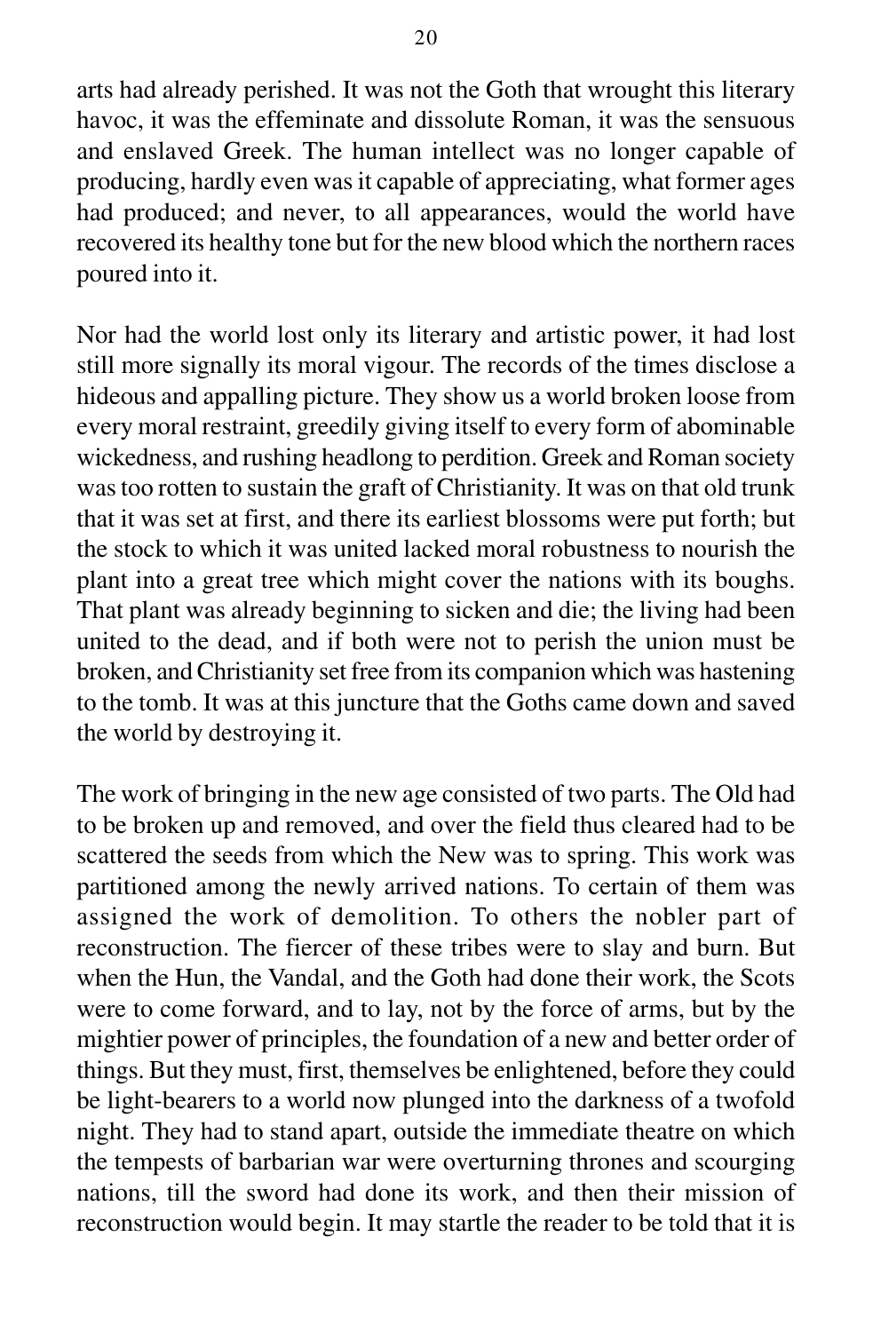arts had already perished. It was not the Goth that wrought this literary havoc, it was the effeminate and dissolute Roman, it was the sensuous and enslaved Greek. The human intellect was no longer capable of producing, hardly even was it capable of appreciating, what former ages had produced; and never, to all appearances, would the world have recovered its healthy tone but for the new blood which the northern races poured into it.

Nor had the world lost only its literary and artistic power, it had lost still more signally its moral vigour. The records of the times disclose a hideous and appalling picture. They show us a world broken loose from every moral restraint, greedily giving itself to every form of abominable wickedness, and rushing headlong to perdition. Greek and Roman society was too rotten to sustain the graft of Christianity. It was on that old trunk that it was set at first, and there its earliest blossoms were put forth; but the stock to which it was united lacked moral robustness to nourish the plant into a great tree which might cover the nations with its boughs. That plant was already beginning to sicken and die; the living had been united to the dead, and if both were not to perish the union must be broken, and Christianity set free from its companion which was hastening to the tomb. It was at this juncture that the Goths came down and saved the world by destroying it.

The work of bringing in the new age consisted of two parts. The Old had to be broken up and removed, and over the field thus cleared had to be scattered the seeds from which the New was to spring. This work was partitioned among the newly arrived nations. To certain of them was assigned the work of demolition. To others the nobler part of reconstruction. The fiercer of these tribes were to slay and burn. But when the Hun, the Vandal, and the Goth had done their work, the Scots were to come forward, and to lay, not by the force of arms, but by the mightier power of principles, the foundation of a new and better order of things. But they must, first, themselves be enlightened, before they could be light-bearers to a world now plunged into the darkness of a twofold night. They had to stand apart, outside the immediate theatre on which the tempests of barbarian war were overturning thrones and scourging nations, till the sword had done its work, and then their mission of reconstruction would begin. It may startle the reader to be told that it is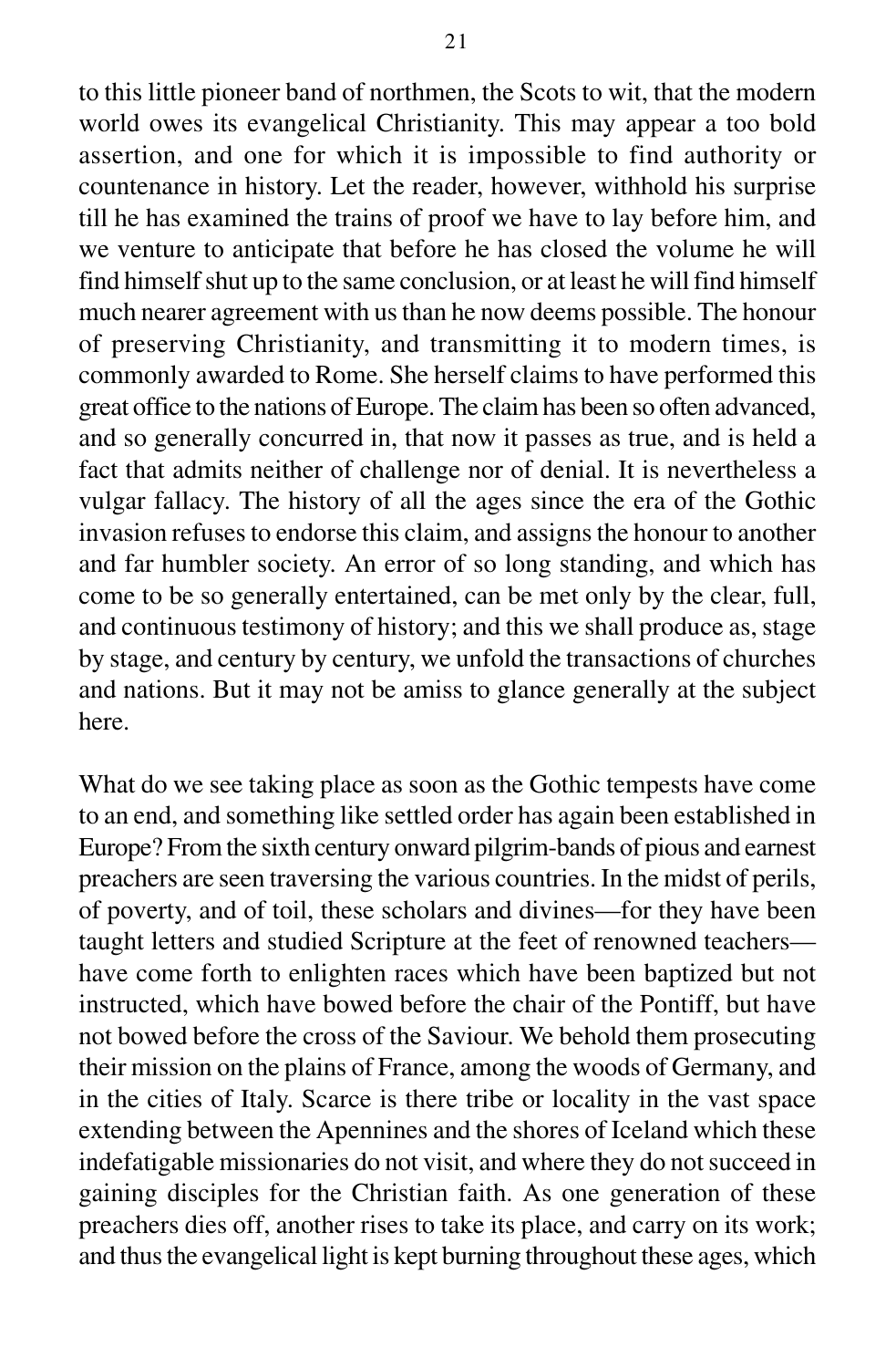to this little pioneer band of northmen, the Scots to wit, that the modern world owes its evangelical Christianity. This may appear a too bold assertion, and one for which it is impossible to find authority or countenance in history. Let the reader, however, withhold his surprise till he has examined the trains of proof we have to lay before him, and we venture to anticipate that before he has closed the volume he will find himself shut up to the same conclusion, or at least he will find himself much nearer agreement with us than he now deems possible. The honour of preserving Christianity, and transmitting it to modern times, is commonly awarded to Rome. She herself claims to have performed this great office to the nations of Europe. The claim has been so often advanced, and so generally concurred in, that now it passes as true, and is held a fact that admits neither of challenge nor of denial. It is nevertheless a vulgar fallacy. The history of all the ages since the era of the Gothic invasion refuses to endorse this claim, and assigns the honour to another and far humbler society. An error of so long standing, and which has come to be so generally entertained, can be met only by the clear, full, and continuous testimony of history; and this we shall produce as, stage by stage, and century by century, we unfold the transactions of churches and nations. But it may not be amiss to glance generally at the subject here.

What do we see taking place as soon as the Gothic tempests have come to an end, and something like settled order has again been established in Europe? From the sixth century onward pilgrim-bands of pious and earnest preachers are seen traversing the various countries. In the midst of perils, of poverty, and of toil, these scholars and divines—for they have been taught letters and studied Scripture at the feet of renowned teachers—have come forth to enlighten races which have been baptized but not instructed, which have bowed before the chair of the Pontiff, but have not bowed before the cross of the Saviour. We behold them prosecuting their mission on the plains of France, among the woods of Germany, and in the cities of Italy. Scarce is there tribe or locality in the vast space extending between the Apennines and the shores of Iceland which these indefatigable missionaries do not visit, and where they do not succeed in gaining disciples for the Christian faith. As one generation of these preachers dies off, another rises to take its place, and carry on its work; and thus the evangelical light is kept burning throughout these ages, which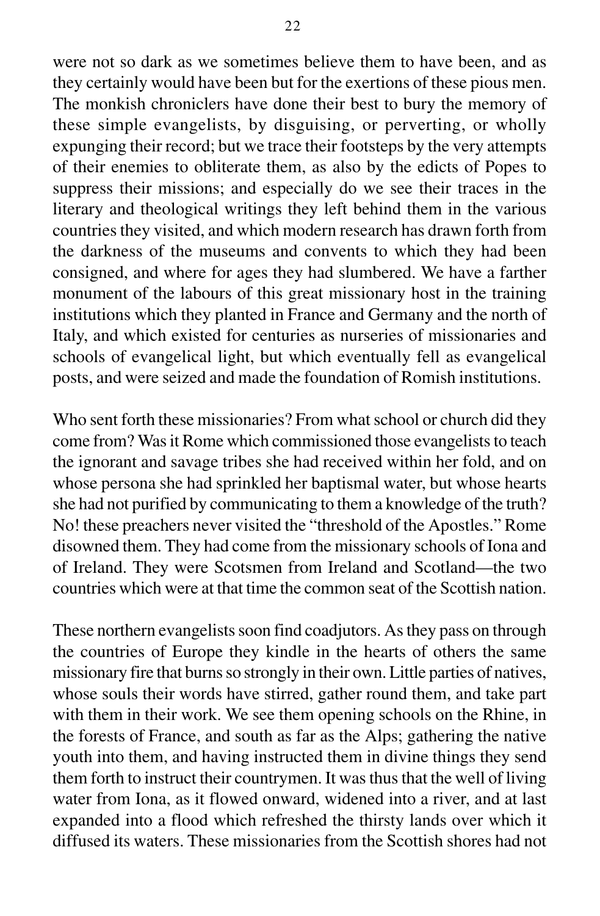were not so dark as we sometimes believe them to have been, and as they certainly would have been but for the exertions of these pious men. The monkish chroniclers have done their best to bury the memory of these simple evangelists, by disguising, or perverting, or wholly expunging their record; but we trace their footsteps by the very attempts of their enemies to obliterate them, as also by the edicts of Popes to suppress their missions; and especially do we see their traces in the literary and theological writings they left behind them in the various countries they visited, and which modern research has drawn forth from the darkness of the museums and convents to which they had been consigned, and where for ages they had slumbered. We have a farther monument of the labours of this great missionary host in the training institutions which they planted in France and Germany and the north of Italy, and which existed for centuries as nurseries of missionaries and schools of evangelical light, but which eventually fell as evangelical posts, and were seized and made the foundation of Romish institutions.

Who sent forth these missionaries? From what school or church did they come from? Was it Rome which commissioned those evangelists to teach the ignorant and savage tribes she had received within her fold, and on whose persona she had sprinkled her baptismal water, but whose hearts she had not purified by communicating to them a knowledge of the truth? No! these preachers never visited the "threshold of the Apostles." Rome disowned them. They had come from the missionary schools of Iona and of Ireland. They were Scotsmen from Ireland and Scotland—the two countries which were at that time the common seat of the Scottish nation.

These northern evangelists soon find coadjutors. As they pass on through the countries of Europe they kindle in the hearts of others the same missionary fire that burns so strongly in their own. Little parties of natives, whose souls their words have stirred, gather round them, and take part with them in their work. We see them opening schools on the Rhine, in the forests of France, and south as far as the Alps; gathering the native youth into them, and having instructed them in divine things they send them forth to instruct their countrymen. It was thus that the well of living water from Iona, as it flowed onward, widened into a river, and at last expanded into a flood which refreshed the thirsty lands over which it diffused its waters. These missionaries from the Scottish shores had not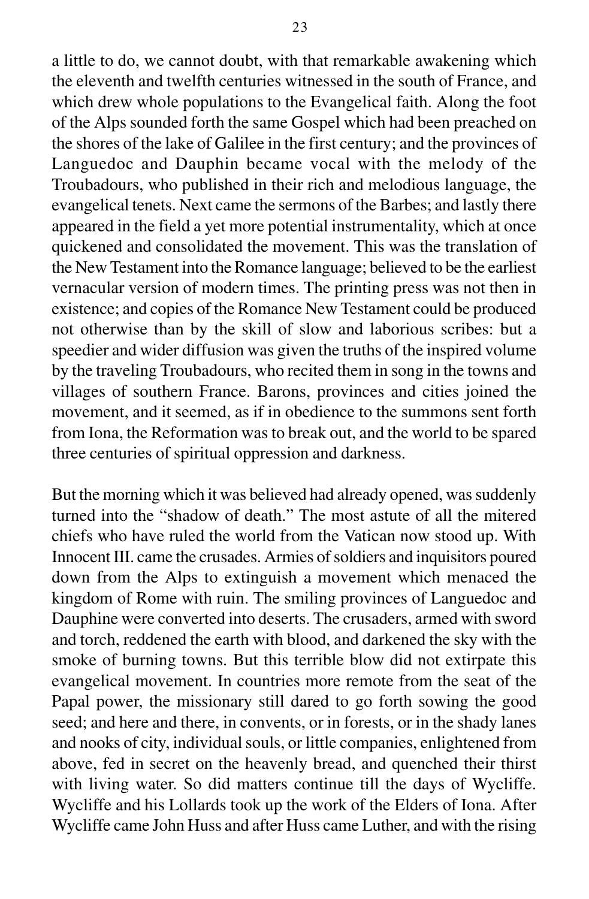a little to do, we cannot doubt, with that remarkable awakening which the eleventh and twelfth centuries witnessed in the south of France, and which drew whole populations to the Evangelical faith. Along the foot of the Alps sounded forth the same Gospel which had been preached on the shores of the lake of Galilee in the first century; and the provinces of Languedoc and Dauphin became vocal with the melody of the Troubadours, who published in their rich and melodious language, the evangelical tenets. Next came the sermons of the Barbes; and lastly there appeared in the field a yet more potential instrumentality, which at once quickened and consolidated the movement. This was the translation of the New Testament into the Romance language; believed to be the earliest vernacular version of modern times. The printing press was not then in existence; and copies of the Romance New Testament could be produced not otherwise than by the skill of slow and laborious scribes: but a speedier and wider diffusion was given the truths of the inspired volume by the traveling Troubadours, who recited them in song in the towns and villages of southern France. Barons, provinces and cities joined the movement, and it seemed, as if in obedience to the summons sent forth from Iona, the Reformation was to break out, and the world to be spared three centuries of spiritual oppression and darkness.

But the morning which it was believed had already opened, was suddenly turned into the "shadow of death." The most astute of all the mitered chiefs who have ruled the world from the Vatican now stood up. With Innocent III. came the crusades. Armies of soldiers and inquisitors poured down from the Alps to extinguish a movement which menaced the kingdom of Rome with ruin. The smiling provinces of Languedoc and Dauphine were converted into deserts. The crusaders, armed with sword and torch, reddened the earth with blood, and darkened the sky with the smoke of burning towns. But this terrible blow did not extirpate this evangelical movement. In countries more remote from the seat of the Papal power, the missionary still dared to go forth sowing the good seed; and here and there, in convents, or in forests, or in the shady lanes and nooks of city, individual souls, or little companies, enlightened from above, fed in secret on the heavenly bread, and quenched their thirst with living water. So did matters continue till the days of Wycliffe. Wycliffe and his Lollards took up the work of the Elders of Iona. After Wycliffe came John Huss and after Huss came Luther, and with the rising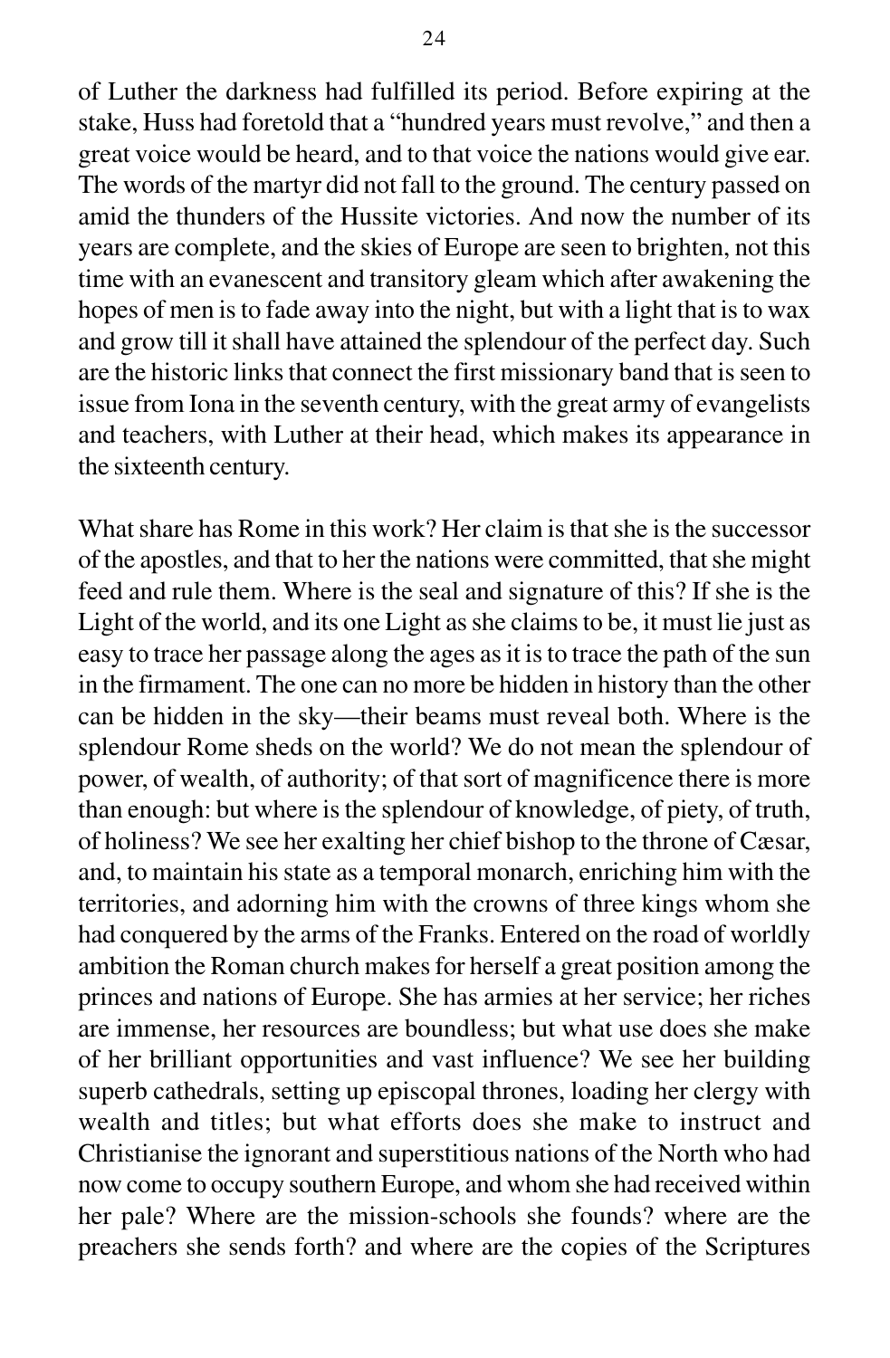of Luther the darkness had fulfilled its period. Before expiring at the stake, Huss had foretold that a "hundred years must revolve," and then a great voice would be heard, and to that voice the nations would give ear. The words of the martyr did not fall to the ground. The century passed on amid the thunders of the Hussite victories. And now the number of its years are complete, and the skies of Europe are seen to brighten, not this time with an evanescent and transitory gleam which after awakening the hopes of men is to fade away into the night, but with a light that is to wax and grow till it shall have attained the splendour of the perfect day. Such are the historic links that connect the first missionary band that is seen to issue from Iona in the seventh century, with the great army of evangelists and teachers, with Luther at their head, which makes its appearance in the sixteenth century.

What share has Rome in this work? Her claim is that she is the successor of the apostles, and that to her the nations were committed, that she might feed and rule them. Where is the seal and signature of this? If she is the Light of the world, and its one Light as she claims to be, it must lie just as easy to trace her passage along the ages as it is to trace the path of the sun in the firmament. The one can no more be hidden in history than the other can be hidden in the sky—their beams must reveal both. Where is the splendour Rome sheds on the world? We do not mean the splendour of power, of wealth, of authority; of that sort of magnificence there is more than enough: but where is the splendour of knowledge, of piety, of truth, of holiness? We see her exalting her chief bishop to the throne of Cæsar, and, to maintain his state as a temporal monarch, enriching him with the territories, and adorning him with the crowns of three kings whom she had conquered by the arms of the Franks. Entered on the road of worldly ambition the Roman church makes for herself a great position among the princes and nations of Europe. She has armies at her service; her riches are immense, her resources are boundless; but what use does she make of her brilliant opportunities and vast influence? We see her building superb cathedrals, setting up episcopal thrones, loading her clergy with wealth and titles; but what efforts does she make to instruct and Christianise the ignorant and superstitious nations of the North who had now come to occupy southern Europe, and whom she had received within her pale? Where are the mission-schools she founds? where are the preachers she sends forth? and where are the copies of the Scriptures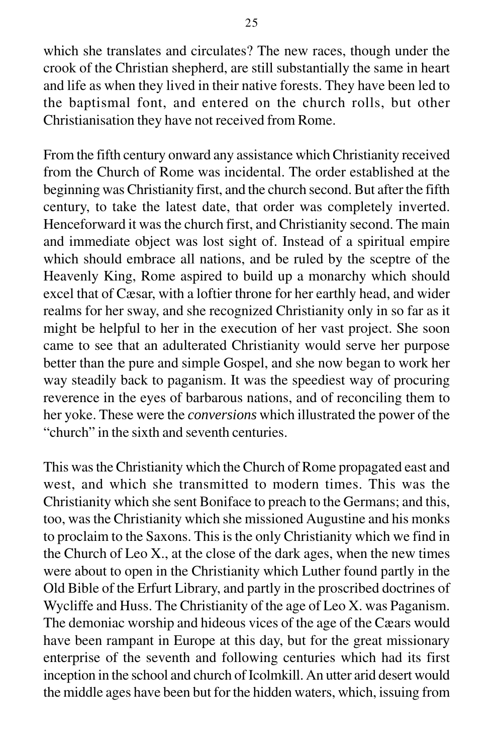which she translates and circulates? The new races, though under the crook of the Christian shepherd, are still substantially the same in heart and life as when they lived in their native forests. They have been led to the baptismal font, and entered on the church rolls, but other Christianisation they have not received from Rome.

From the fifth century onward any assistance which Christianity received from the Church of Rome was incidental. The order established at the beginning was Christianity first, and the church second. But after the fifth century, to take the latest date, that order was completely inverted. Henceforward it was the church first, and Christianity second. The main and immediate object was lost sight of. Instead of a spiritual empire which should embrace all nations, and be ruled by the sceptre of the Heavenly King, Rome aspired to build up a monarchy which should excel that of Cæsar, with a loftier throne for her earthly head, and wider realms for her sway, and she recognized Christianity only in so far as it might be helpful to her in the execution of her vast project. She soon came to see that an adulterated Christianity would serve her purpose better than the pure and simple Gospel, and she now began to work her way steadily back to paganism. It was the speediest way of procuring reverence in the eyes of barbarous nations, and of reconciling them to her yoke. These were the *conversions* which illustrated the power of the "church" in the sixth and seventh centuries.

This was the Christianity which the Church of Rome propagated east and west, and which she transmitted to modern times. This was the Christianity which she sent Boniface to preach to the Germans; and this, too, was the Christianity which she missioned Augustine and his monks to proclaim to the Saxons. This is the only Christianity which we find in the Church of Leo X., at the close of the dark ages, when the new times were about to open in the Christianity which Luther found partly in the Old Bible of the Erfurt Library, and partly in the proscribed doctrines of Wycliffe and Huss. The Christianity of the age of Leo X. was Paganism. The demoniac worship and hideous vices of the age of the Cæars would have been rampant in Europe at this day, but for the great missionary enterprise of the seventh and following centuries which had its first inception in the school and church of Icolmkill. An utter arid desert would the middle ages have been but for the hidden waters, which, issuing from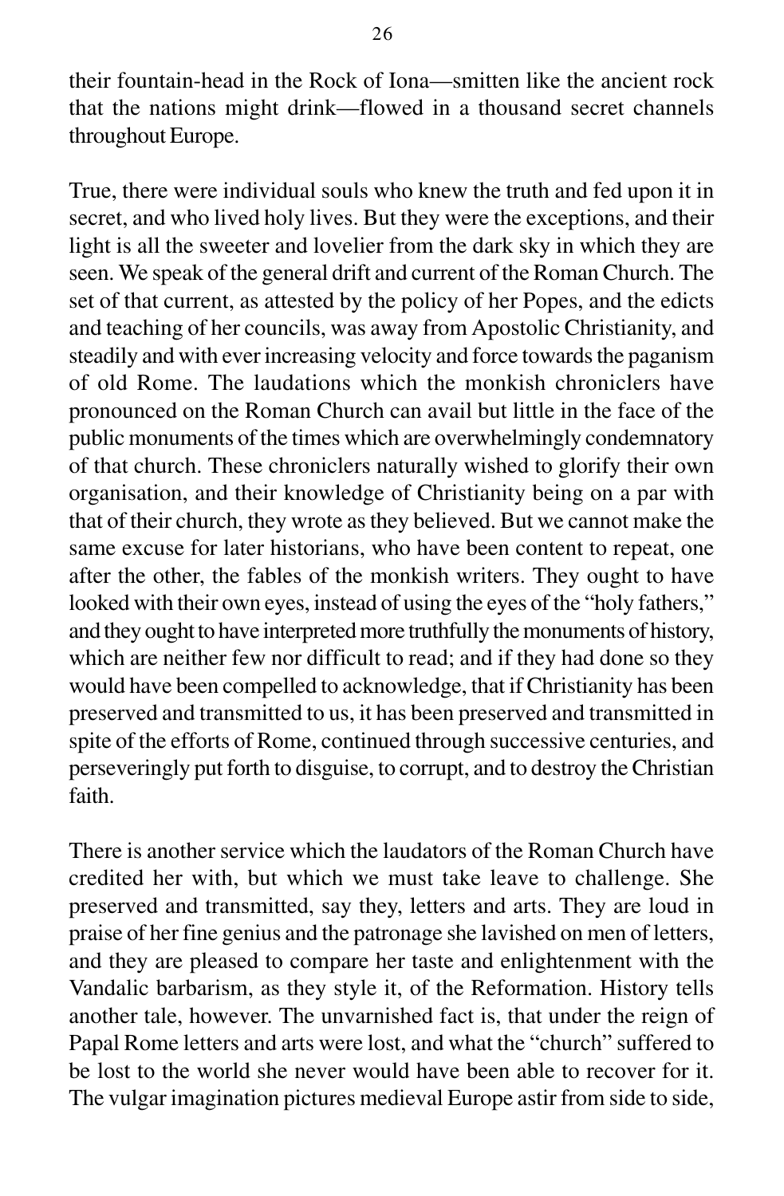their fountain-head in the Rock of Iona—smitten like the ancient rock that the nations might drink—flowed in a thousand secret channels throughout Europe.

True, there were individual souls who knew the truth and fed upon it in secret, and who lived holy lives. But they were the exceptions, and their light is all the sweeter and lovelier from the dark sky in which they are seen. We speak of the general drift and current of the Roman Church. The set of that current, as attested by the policy of her Popes, and the edicts and teaching of her councils, was away from Apostolic Christianity, and steadily and with ever increasing velocity and force towards the paganism of old Rome. The laudations which the monkish chroniclers have pronounced on the Roman Church can avail but little in the face of the public monuments of the times which are overwhelmingly condemnatory of that church. These chroniclers naturally wished to glorify their own organisation, and their knowledge of Christianity being on a par with that of their church, they wrote as they believed. But we cannot make the same excuse for later historians, who have been content to repeat, one after the other, the fables of the monkish writers. They ought to have looked with their own eyes, instead of using the eyes of the "holy fathers," and they ought to have interpreted more truthfully the monuments of history, which are neither few nor difficult to read; and if they had done so they would have been compelled to acknowledge, that if Christianity has been preserved and transmitted to us, it has been preserved and transmitted in spite of the efforts of Rome, continued through successive centuries, and perseveringly put forth to disguise, to corrupt, and to destroy the Christian faith.

There is another service which the laudators of the Roman Church have credited her with, but which we must take leave to challenge. She preserved and transmitted, say they, letters and arts. They are loud in praise of her fine genius and the patronage she lavished on men of letters, and they are pleased to compare her taste and enlightenment with the Vandalic barbarism, as they style it, of the Reformation. History tells another tale, however. The unvarnished fact is, that under the reign of Papal Rome letters and arts were lost, and what the "church" suffered to be lost to the world she never would have been able to recover for it. The vulgar imagination pictures medieval Europe astir from side to side,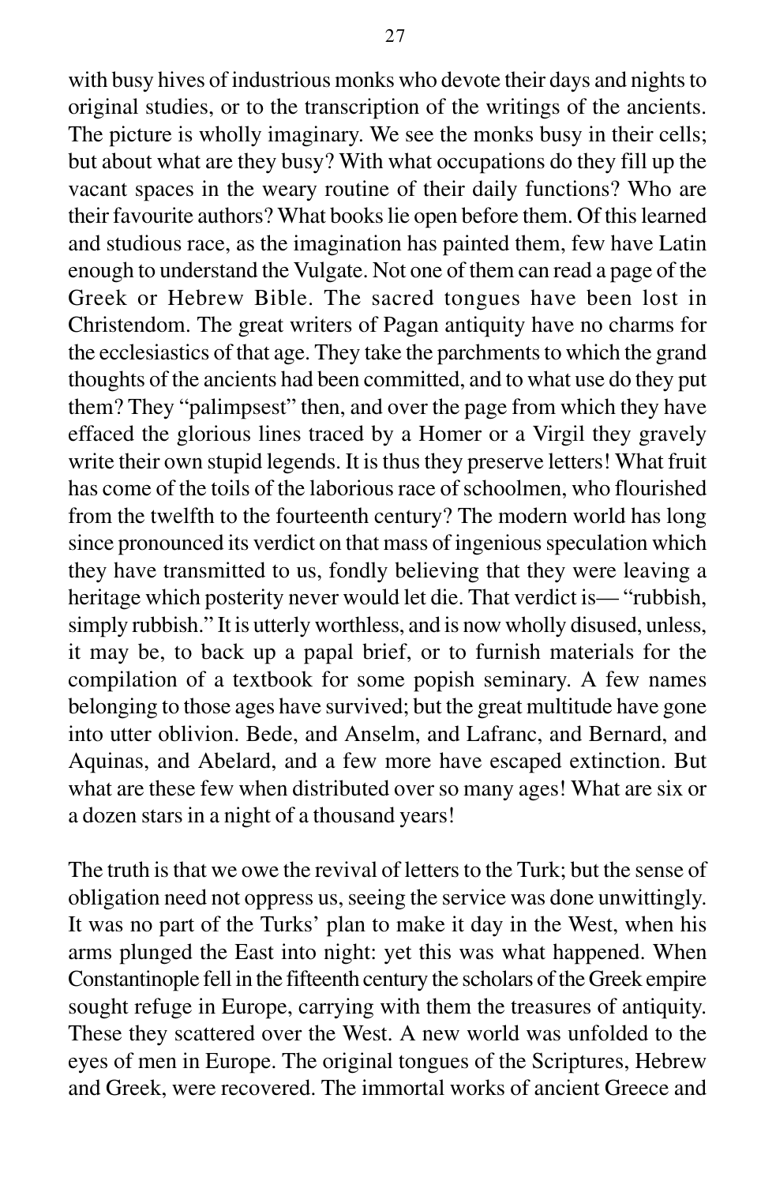with busy hives of industrious monks who devote their days and nights to original studies, or to the transcription of the writings of the ancients. The picture is wholly imaginary. We see the monks busy in their cells; but about what are they busy? With what occupations do they fill up the vacant spaces in the weary routine of their daily functions? Who are their favourite authors? What books lie open before them. Of this learned and studious race, as the imagination has painted them, few have Latin enough to understand the Vulgate. Not one of them can read a page of the Greek or Hebrew Bible. The sacred tongues have been lost in Christendom. The great writers of Pagan antiquity have no charms for the ecclesiastics of that age. They take the parchments to which the grand thoughts of the ancients had been committed, and to what use do they put them? They "palimpsest" then, and over the page from which they have effaced the glorious lines traced by a Homer or a Virgil they gravely write their own stupid legends. It is thus they preserve letters! What fruit has come of the toils of the laborious race of schoolmen, who flourished from the twelfth to the fourteenth century? The modern world has long since pronounced its verdict on that mass of ingenious speculation which they have transmitted to us, fondly believing that they were leaving a heritage which posterity never would let die. That verdict is— "rubbish, simply rubbish." It is utterly worthless, and is now wholly disused, unless, it may be, to back up a papal brief, or to furnish materials for the compilation of a textbook for some popish seminary. A few names belonging to those ages have survived; but the great multitude have gone into utter oblivion. Bede, and Anselm, and Lafranc, and Bernard, and Aquinas, and Abelard, and a few more have escaped extinction. But what are these few when distributed over so many ages! What are six or a dozen stars in a night of a thousand years!

The truth is that we owe the revival of letters to the Turk; but the sense of obligation need not oppress us, seeing the service was done unwittingly. It was no part of the Turks' plan to make it day in the West, when his arms plunged the East into night: yet this was what happened. When Constantinople fell in the fifteenth century the scholars of the Greek empire sought refuge in Europe, carrying with them the treasures of antiquity. These they scattered over the West. A new world was unfolded to the eyes of men in Europe. The original tongues of the Scriptures, Hebrew and Greek, were recovered. The immortal works of ancient Greece and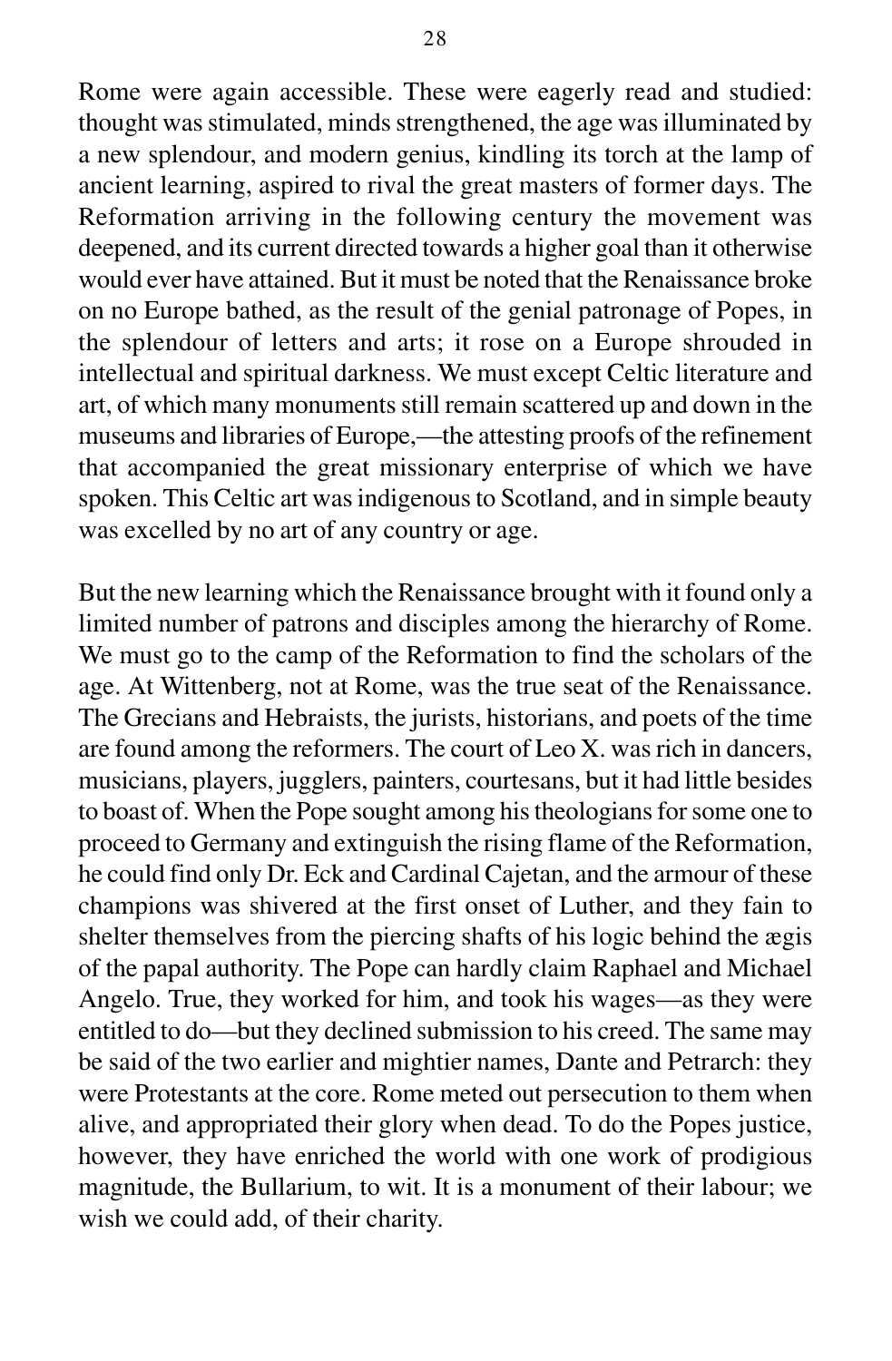Rome were again accessible. These were eagerly read and studied: thought was stimulated, minds strengthened, the age was illuminated by a new splendour, and modern genius, kindling its torch at the lamp of ancient learning, aspired to rival the great masters of former days. The Reformation arriving in the following century the movement was deepened, and its current directed towards a higher goal than it otherwise would ever have attained. But it must be noted that the Renaissance broke on no Europe bathed, as the result of the genial patronage of Popes, in the splendour of letters and arts; it rose on a Europe shrouded in intellectual and spiritual darkness. We must except Celtic literature and art, of which many monuments still remain scattered up and down in the museums and libraries of Europe,—the attesting proofs of the refinement that accompanied the great missionary enterprise of which we have spoken. This Celtic art was indigenous to Scotland, and in simple beauty was excelled by no art of any country or age.

But the new learning which the Renaissance brought with it found only a limited number of patrons and disciples among the hierarchy of Rome. We must go to the camp of the Reformation to find the scholars of the age. At Wittenberg, not at Rome, was the true seat of the Renaissance. The Grecians and Hebraists, the jurists, historians, and poets of the time are found among the reformers. The court of Leo X. was rich in dancers, musicians, players, jugglers, painters, courtesans, but it had little besides to boast of. When the Pope sought among his theologians for some one to proceed to Germany and extinguish the rising flame of the Reformation, he could find only Dr. Eck and Cardinal Cajetan, and the armour of these champions was shivered at the first onset of Luther, and they fain to shelter themselves from the piercing shafts of his logic behind the ægis of the papal authority. The Pope can hardly claim Raphael and Michael Angelo. True, they worked for him, and took his wages—as they were entitled to do—but they declined submission to his creed. The same may be said of the two earlier and mightier names, Dante and Petrarch: they were Protestants at the core. Rome meted out persecution to them when alive, and appropriated their glory when dead. To do the Popes justice, however, they have enriched the world with one work of prodigious magnitude, the Bullarium, to wit. It is a monument of their labour; we wish we could add, of their charity.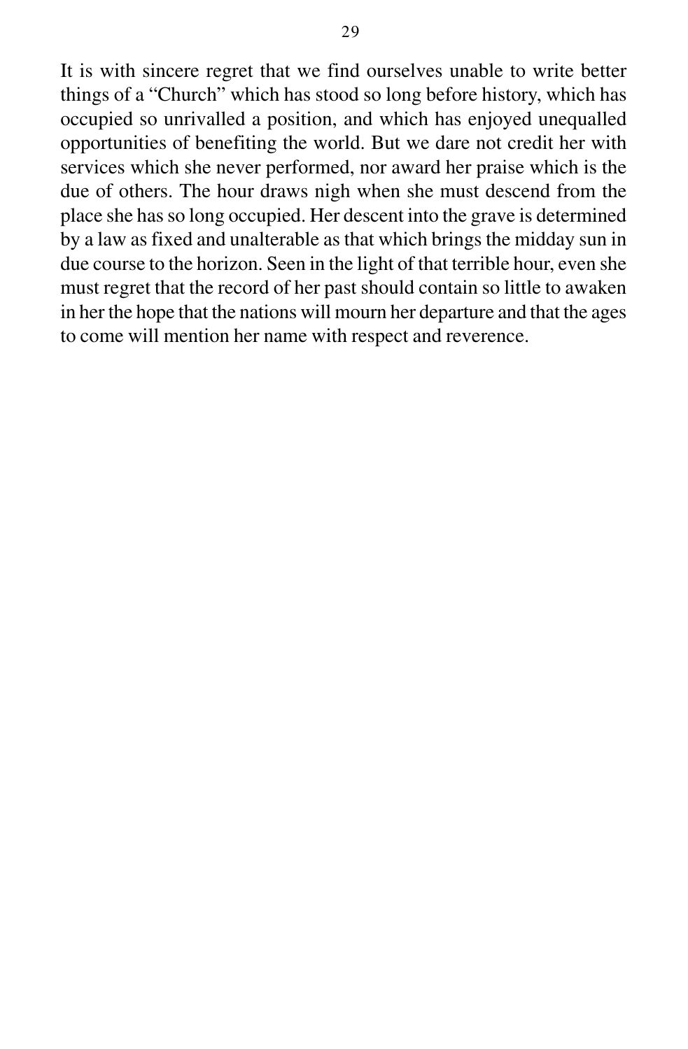It is with sincere regret that we find ourselves unable to write better things of a "Church" which has stood so long before history, which has occupied so unrivalled a position, and which has enjoyed unequalled opportunities of benefiting the world. But we dare not credit her with services which she never performed, nor award her praise which is the due of others. The hour draws nigh when she must descend from the place she has so long occupied. Her descent into the grave is determined by a law as fixed and unalterable as that which brings the midday sun in due course to the horizon. Seen in the light of that terrible hour, even she must regret that the record of her past should contain so little to awaken in her the hope that the nations will mourn her departure and that the ages to come will mention her name with respect and reverence.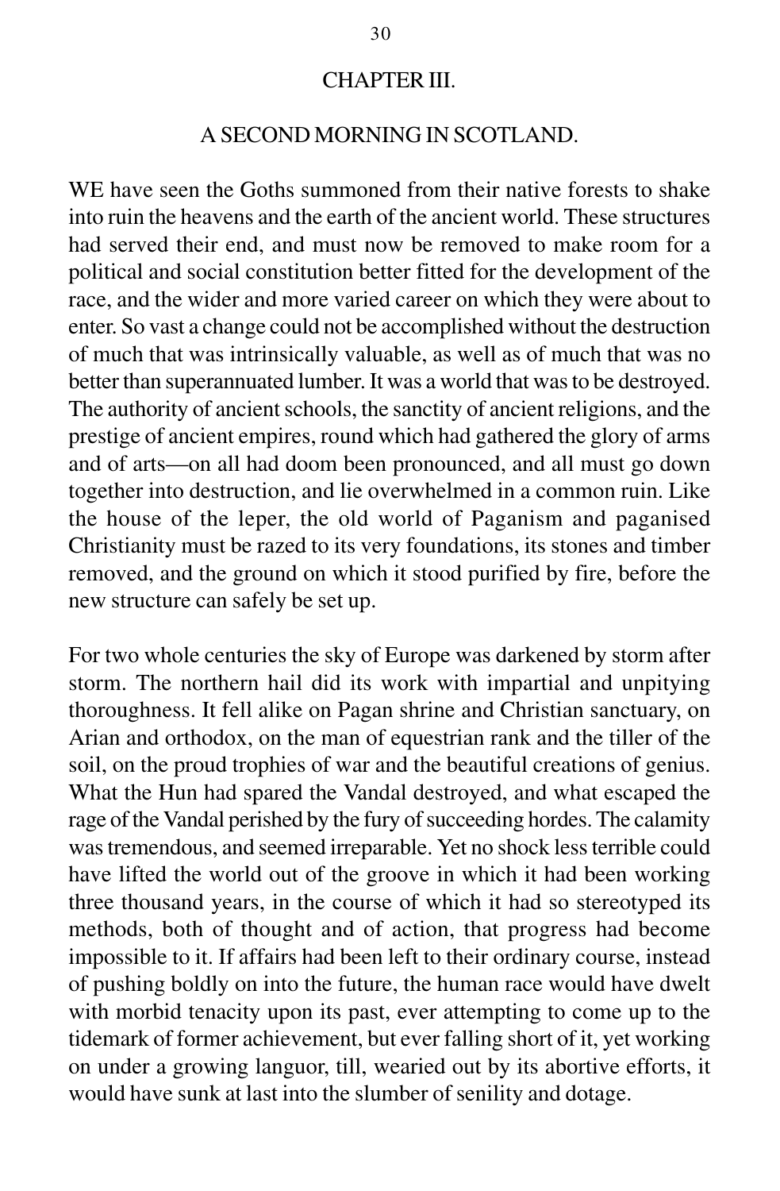## CHAPTER III.

### A SECOND MORNING IN SCOTLAND.

WE have seen the Goths summoned from their native forests to shake into ruin the heavens and the earth of the ancient world. These structures had served their end, and must now be removed to make room for a political and social constitution better fitted for the development of the race, and the wider and more varied career on which they were about to enter. So vast a change could not be accomplished without the destruction of much that was intrinsically valuable, as well as of much that was no better than superannuated lumber. It was a world that was to be destroyed. The authority of ancient schools, the sanctity of ancient religions, and the prestige of ancient empires, round which had gathered the glory of arms and of arts—on all had doom been pronounced, and all must go down together into destruction, and lie overwhelmed in a common ruin. Like the house of the leper, the old world of Paganism and paganised Christianity must be razed to its very foundations, its stones and timber removed, and the ground on which it stood purified by fire, before the new structure can safely be set up.

For two whole centuries the sky of Europe was darkened by storm after storm. The northern hail did its work with impartial and unpitying thoroughness. It fell alike on Pagan shrine and Christian sanctuary, on Arian and orthodox, on the man of equestrian rank and the tiller of the soil, on the proud trophies of war and the beautiful creations of genius. What the Hun had spared the Vandal destroyed, and what escaped the rage of the Vandal perished by the fury of succeeding hordes. The calamity was tremendous, and seemed irreparable. Yet no shock less terrible could have lifted the world out of the groove in which it had been working three thousand years, in the course of which it had so stereotyped its methods, both of thought and of action, that progress had become impossible to it. If affairs had been left to their ordinary course, instead of pushing boldly on into the future, the human race would have dwelt with morbid tenacity upon its past, ever attempting to come up to the tidemark of former achievement, but ever falling short of it, yet working on under a growing languor, till, wearied out by its abortive efforts, it would have sunk at last into the slumber of senility and dotage.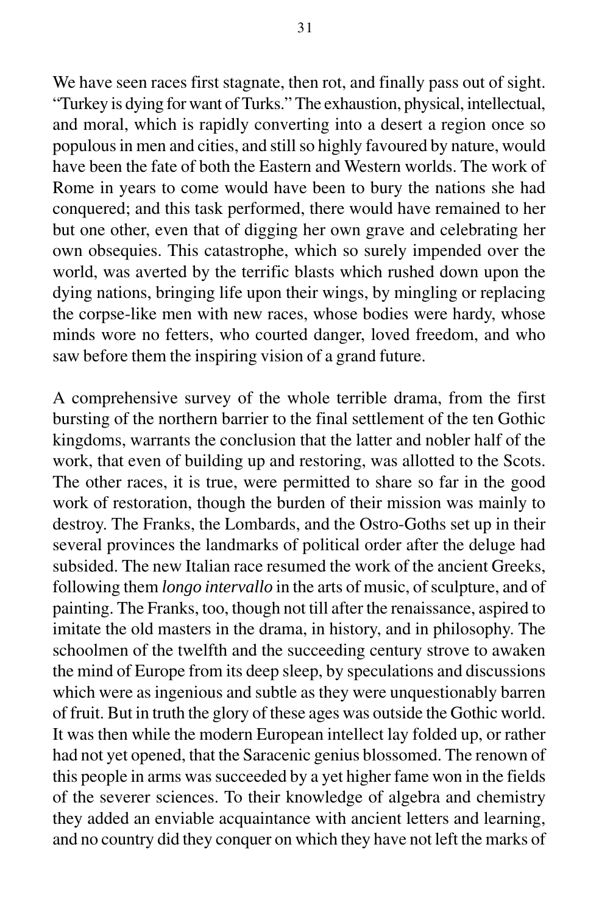We have seen races first stagnate, then rot, and finally pass out of sight. "Turkey is dying for want of Turks." The exhaustion, physical, intellectual, and moral, which is rapidly converting into a desert a region once so populous in men and cities, and still so highly favoured by nature, would have been the fate of both the Eastern and Western worlds. The work of Rome in years to come would have been to bury the nations she had conquered; and this task performed, there would have remained to her but one other, even that of digging her own grave and celebrating her own obsequies. This catastrophe, which so surely impended over the world, was averted by the terrific blasts which rushed down upon the dying nations, bringing life upon their wings, by mingling or replacing the corpse-like men with new races, whose bodies were hardy, whose minds wore no fetters, who courted danger, loved freedom, and who saw before them the inspiring vision of a grand future.

A comprehensive survey of the whole terrible drama, from the first bursting of the northern barrier to the final settlement of the ten Gothic kingdoms, warrants the conclusion that the latter and nobler half of the work, that even of building up and restoring, was allotted to the Scots. The other races, it is true, were permitted to share so far in the good work of restoration, though the burden of their mission was mainly to destroy. The Franks, the Lombards, and the Ostro-Goths set up in their several provinces the landmarks of political order after the deluge had subsided. The new Italian race resumed the work of the ancient Greeks, following them *longo intervallo* in the arts of music, of sculpture, and of painting. The Franks, too, though not till after the renaissance, aspired to imitate the old masters in the drama, in history, and in philosophy. The schoolmen of the twelfth and the succeeding century strove to awaken the mind of Europe from its deep sleep, by speculations and discussions which were as ingenious and subtle as they were unquestionably barren of fruit. But in truth the glory of these ages was outside the Gothic world. It was then while the modern European intellect lay folded up, or rather had not yet opened, that the Saracenic genius blossomed. The renown of this people in arms was succeeded by a yet higher fame won in the fields of the severer sciences. To their knowledge of algebra and chemistry they added an enviable acquaintance with ancient letters and learning, and no country did they conquer on which they have not left the marks of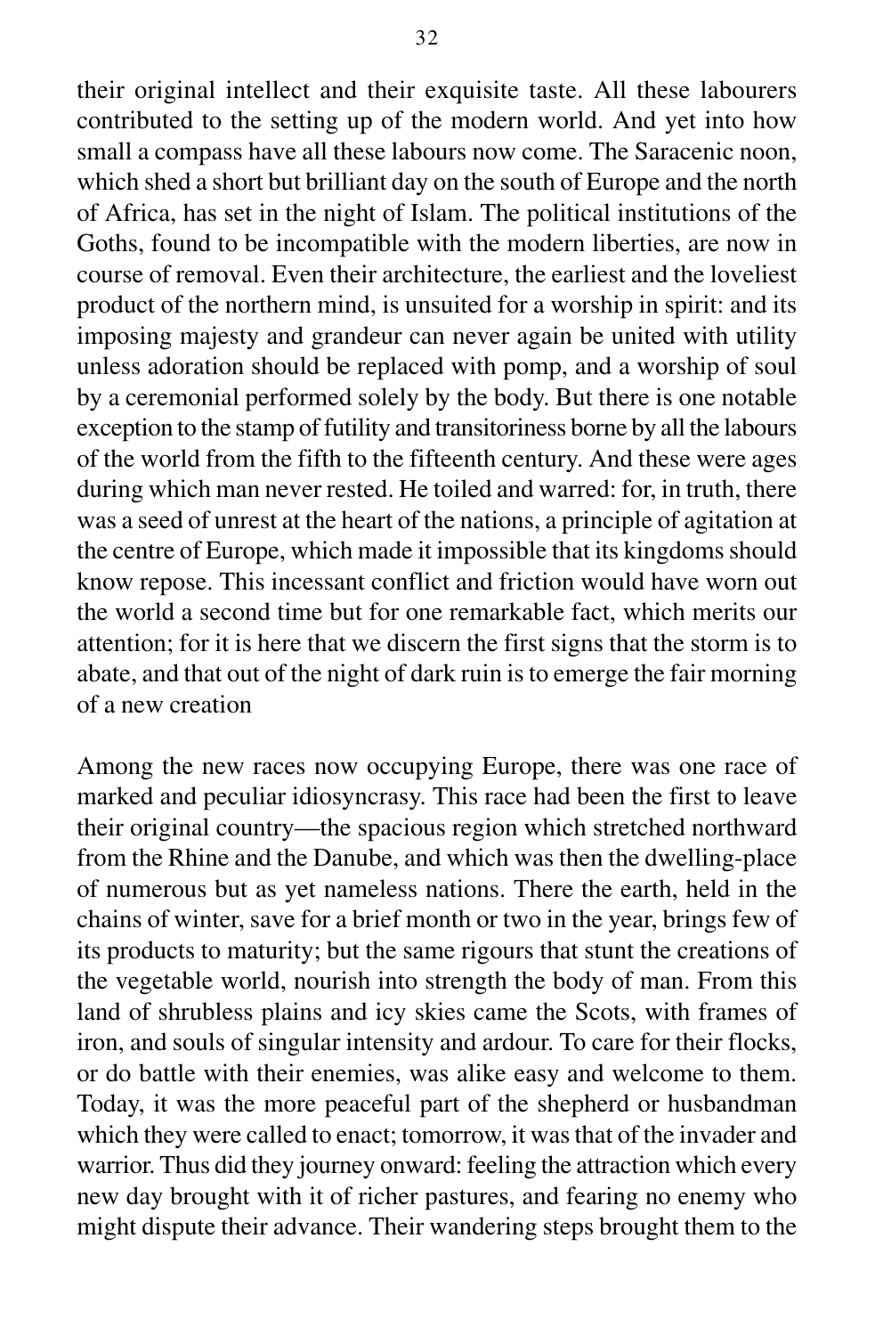their original intellect and their exquisite taste. All these labourers contributed to the setting up of the modern world. And yet into how small a compass have all these labours now come. The Saracenic noon, which shed a short but brilliant day on the south of Europe and the north of Africa, has set in the night of Islam. The political institutions of the Goths, found to be incompatible with the modern liberties, are now in course of removal. Even their architecture, the earliest and the loveliest product of the northern mind, is unsuited for a worship in spirit: and its imposing majesty and grandeur can never again be united with utility unless adoration should be replaced with pomp, and a worship of soul by a ceremonial performed solely by the body. But there is one notable exception to the stamp of futility and transitoriness borne by all the labours of the world from the fifth to the fifteenth century. And these were ages during which man never rested. He toiled and warred: for, in truth, there was a seed of unrest at the heart of the nations, a principle of agitation at the centre of Europe, which made it impossible that its kingdoms should know repose. This incessant conflict and friction would have worn out the world a second time but for one remarkable fact, which merits our attention; for it is here that we discern the first signs that the storm is to abate, and that out of the night of dark ruin is to emerge the fair morning of a new creation

Among the new races now occupying Europe, there was one race of marked and peculiar idiosyncrasy. This race had been the first to leave their original country—the spacious region which stretched northward from the Rhine and the Danube, and which was then the dwelling-place of numerous but as yet nameless nations. There the earth, held in the chains of winter, save for a brief month or two in the year, brings few of its products to maturity; but the same rigours that stunt the creations of the vegetable world, nourish into strength the body of man. From this land of shrubless plains and icy skies came the Scots, with frames of iron, and souls of singular intensity and ardour. To care for their flocks, or do battle with their enemies, was alike easy and welcome to them. Today, it was the more peaceful part of the shepherd or husbandman which they were called to enact; tomorrow, it was that of the invader and warrior. Thus did they journey onward: feeling the attraction which every new day brought with it of richer pastures, and fearing no enemy who might dispute their advance. Their wandering steps brought them to the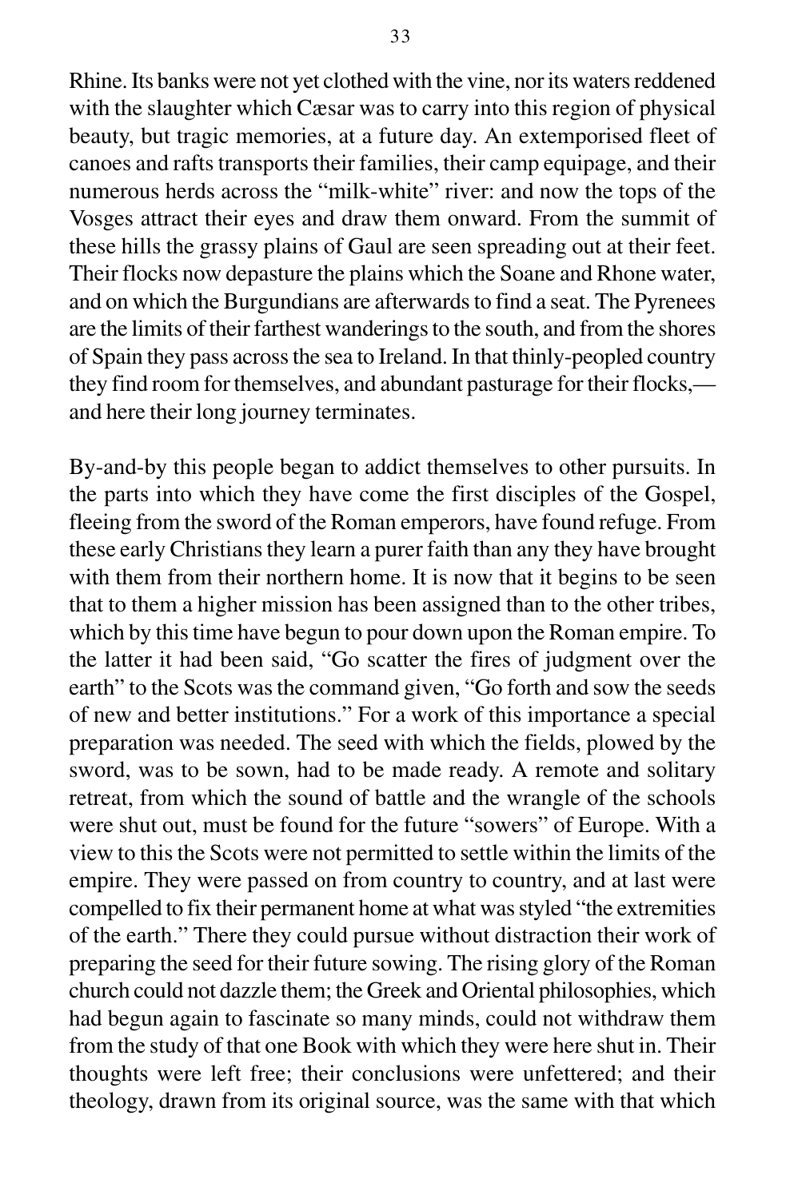Rhine. Its banks were not yet clothed with the vine, nor its waters reddened with the slaughter which Cæsar was to carry into this region of physical beauty, but tragic memories, at a future day. An extemporised fleet of canoes and rafts transports their families, their camp equipage, and their numerous herds across the "milk-white" river: and now the tops of the Vosges attract their eyes and draw them onward. From the summit of these hills the grassy plains of Gaul are seen spreading out at their feet. Their flocks now depasture the plains which the Soane and Rhone water, and on which the Burgundians are afterwards to find a seat. The Pyrenees are the limits of their farthest wanderings to the south, and from the shores of Spain they pass across the sea to Ireland. In that thinly-peopled country they find room for themselves, and abundant pasturage for their flocks,—and here their long journey terminates.

By-and-by this people began to addict themselves to other pursuits. In the parts into which they have come the first disciples of the Gospel, fleeing from the sword of the Roman emperors, have found refuge. From these early Christians they learn a purer faith than any they have brought with them from their northern home. It is now that it begins to be seen that to them a higher mission has been assigned than to the other tribes, which by this time have begun to pour down upon the Roman empire. To the latter it had been said, "Go scatter the fires of judgment over the earth" to the Scots was the command given, "Go forth and sow the seeds of new and better institutions." For a work of this importance a special preparation was needed. The seed with which the fields, plowed by the sword, was to be sown, had to be made ready. A remote and solitary retreat, from which the sound of battle and the wrangle of the schools were shut out, must be found for the future "sowers" of Europe. With a view to this the Scots were not permitted to settle within the limits of the empire. They were passed on from country to country, and at last were compelled to fix their permanent home at what was styled "the extremities of the earth." There they could pursue without distraction their work of preparing the seed for their future sowing. The rising glory of the Roman church could not dazzle them; the Greek and Oriental philosophies, which had begun again to fascinate so many minds, could not withdraw them from the study of that one Book with which they were here shut in. Their thoughts were left free; their conclusions were unfettered; and their theology, drawn from its original source, was the same with that which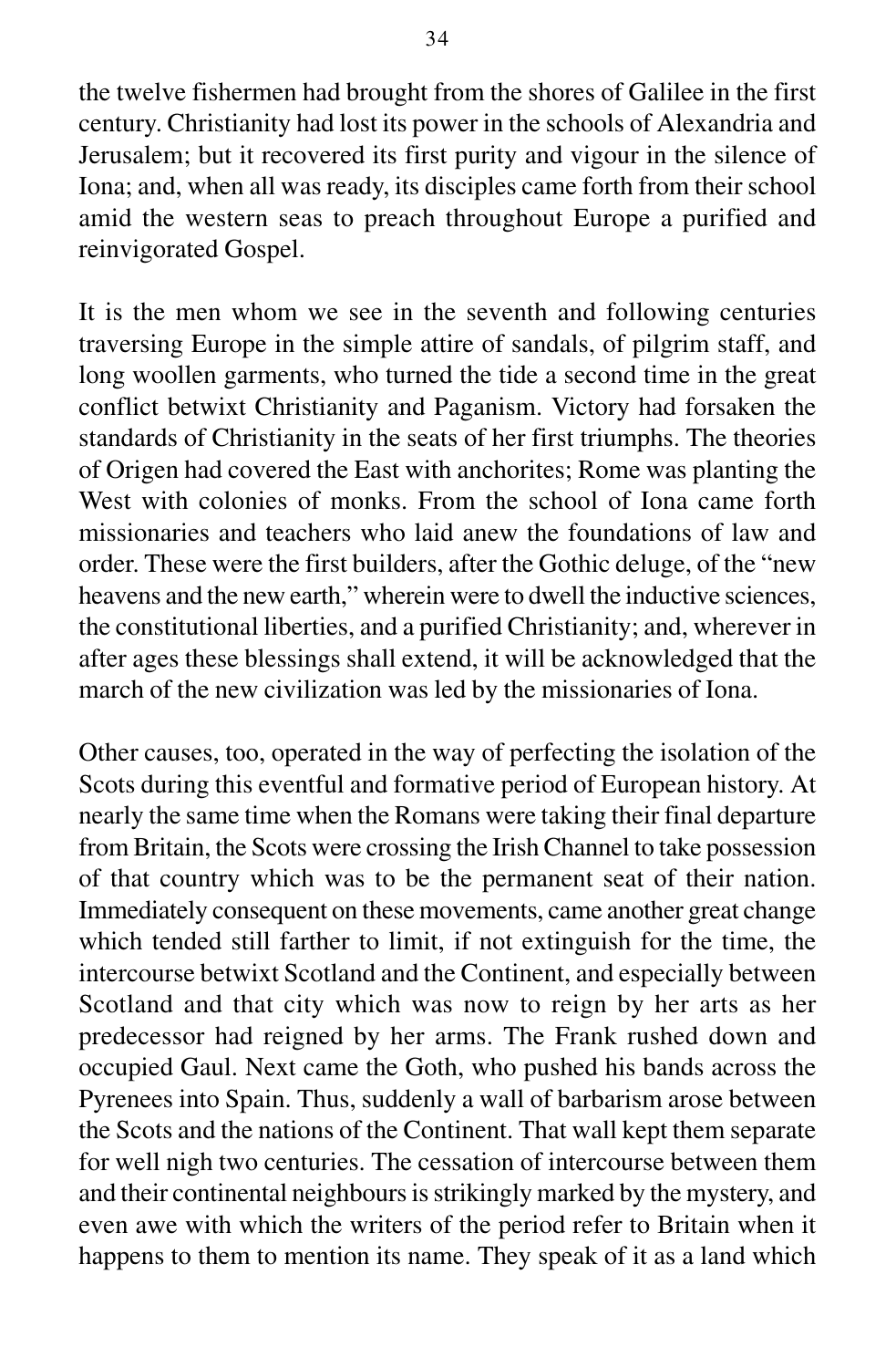the twelve fishermen had brought from the shores of Galilee in the first century. Christianity had lost its power in the schools of Alexandria and Jerusalem; but it recovered its first purity and vigour in the silence of Iona; and, when all was ready, its disciples came forth from their school amid the western seas to preach throughout Europe a purified and reinvigorated Gospel.

It is the men whom we see in the seventh and following centuries traversing Europe in the simple attire of sandals, of pilgrim staff, and long woollen garments, who turned the tide a second time in the great conflict betwixt Christianity and Paganism. Victory had forsaken the standards of Christianity in the seats of her first triumphs. The theories of Origen had covered the East with anchorites; Rome was planting the West with colonies of monks. From the school of Iona came forth missionaries and teachers who laid anew the foundations of law and order. These were the first builders, after the Gothic deluge, of the "new heavens and the new earth," wherein were to dwell the inductive sciences, the constitutional liberties, and a purified Christianity; and, wherever in after ages these blessings shall extend, it will be acknowledged that the march of the new civilization was led by the missionaries of Iona.

Other causes, too, operated in the way of perfecting the isolation of the Scots during this eventful and formative period of European history. At nearly the same time when the Romans were taking their final departure from Britain, the Scots were crossing the Irish Channel to take possession of that country which was to be the permanent seat of their nation. Immediately consequent on these movements, came another great change which tended still farther to limit, if not extinguish for the time, the intercourse betwixt Scotland and the Continent, and especially between Scotland and that city which was now to reign by her arts as her predecessor had reigned by her arms. The Frank rushed down and occupied Gaul. Next came the Goth, who pushed his bands across the Pyrenees into Spain. Thus, suddenly a wall of barbarism arose between the Scots and the nations of the Continent. That wall kept them separate for well nigh two centuries. The cessation of intercourse between them and their continental neighbours is strikingly marked by the mystery, and even awe with which the writers of the period refer to Britain when it happens to them to mention its name. They speak of it as a land which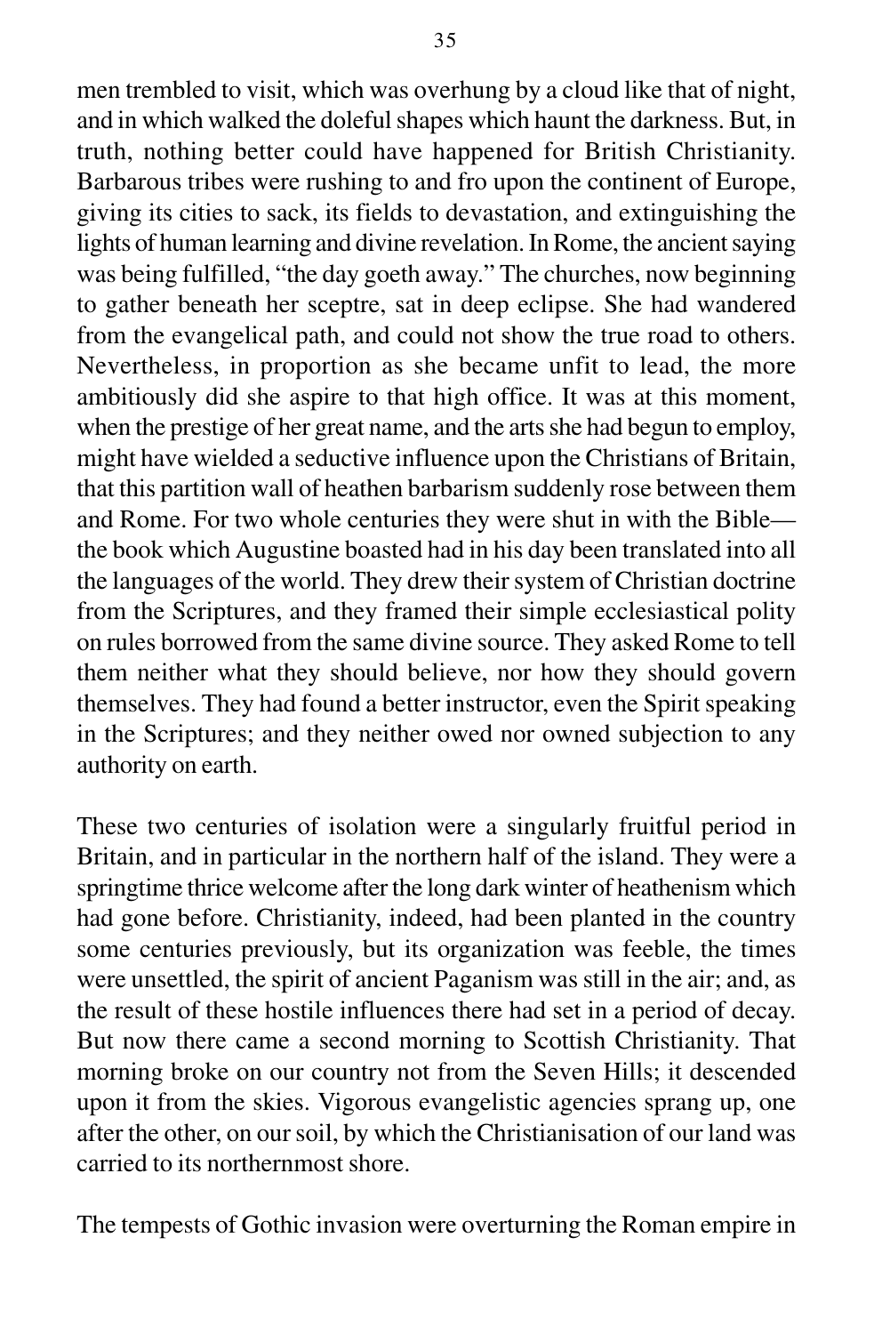men trembled to visit, which was overhung by a cloud like that of night, and in which walked the doleful shapes which haunt the darkness. But, in truth, nothing better could have happened for British Christianity. Barbarous tribes were rushing to and fro upon the continent of Europe, giving its cities to sack, its fields to devastation, and extinguishing the lights of human learning and divine revelation. In Rome, the ancient saying was being fulfilled, "the day goeth away." The churches, now beginning to gather beneath her sceptre, sat in deep eclipse. She had wandered from the evangelical path, and could not show the true road to others. Nevertheless, in proportion as she became unfit to lead, the more ambitiously did she aspire to that high office. It was at this moment, when the prestige of her great name, and the arts she had begun to employ, might have wielded a seductive influence upon the Christians of Britain, that this partition wall of heathen barbarism suddenly rose between them and Rome. For two whole centuries they were shut in with the Bible—the book which Augustine boasted had in his day been translated into all the languages of the world. They drew their system of Christian doctrine from the Scriptures, and they framed their simple ecclesiastical polity on rules borrowed from the same divine source. They asked Rome to tell them neither what they should believe, nor how they should govern themselves. They had found a better instructor, even the Spirit speaking in the Scriptures; and they neither owed nor owned subjection to any authority on earth.

These two centuries of isolation were a singularly fruitful period in Britain, and in particular in the northern half of the island. They were a springtime thrice welcome after the long dark winter of heathenism which had gone before. Christianity, indeed, had been planted in the country some centuries previously, but its organization was feeble, the times were unsettled, the spirit of ancient Paganism was still in the air; and, as the result of these hostile influences there had set in a period of decay. But now there came a second morning to Scottish Christianity. That morning broke on our country not from the Seven Hills; it descended upon it from the skies. Vigorous evangelistic agencies sprang up, one after the other, on our soil, by which the Christianisation of our land was carried to its northernmost shore.

The tempests of Gothic invasion were overturning the Roman empire in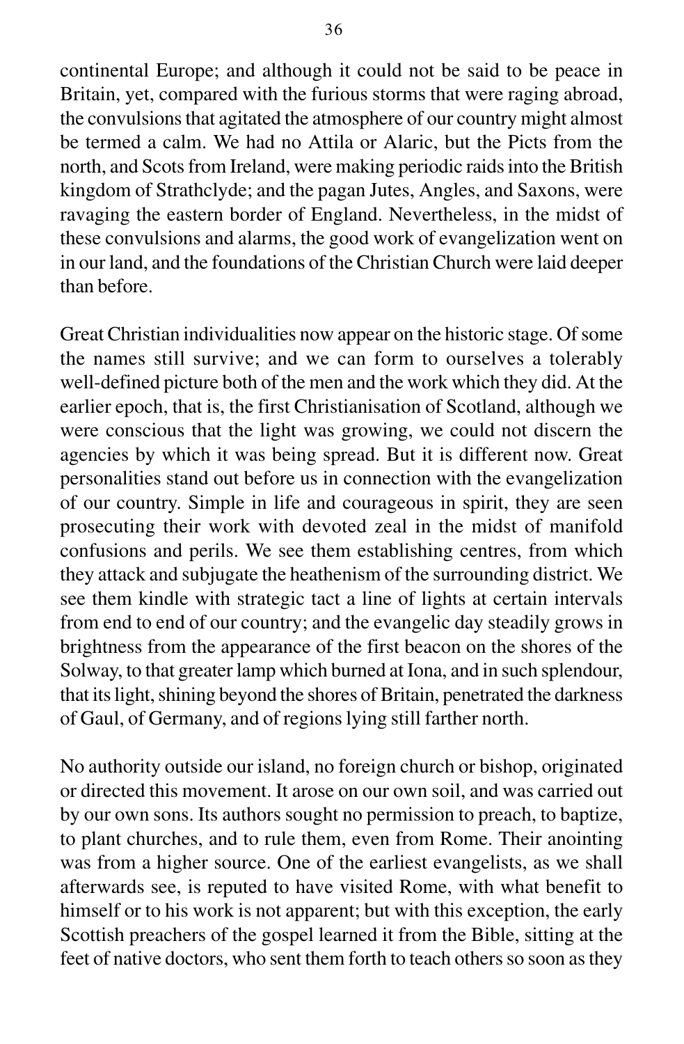continental Europe; and although it could not be said to be peace in Britain, yet, compared with the furious storms that were raging abroad, the convulsions that agitated the atmosphere of our country might almost be termed a calm. We had no Attila or Alaric, but the Picts from the north, and Scots from Ireland, were making periodic raids into the British kingdom of Strathclyde; and the pagan Jutes, Angles, and Saxons, were ravaging the eastern border of England. Nevertheless, in the midst of these convulsions and alarms, the good work of evangelization went on in our land, and the foundations of the Christian Church were laid deeper than before.

Great Christian individualities now appear on the historic stage. Of some the names still survive; and we can form to ourselves a tolerably well-defined picture both of the men and the work which they did. At the earlier epoch, that is, the first Christianisation of Scotland, although we were conscious that the light was growing, we could not discern the agencies by which it was being spread. But it is different now. Great personalities stand out before us in connection with the evangelization of our country. Simple in life and courageous in spirit, they are seen prosecuting their work with devoted zeal in the midst of manifold confusions and perils. We see them establishing centres, from which they attack and subjugate the heathenism of the surrounding district. We see them kindle with strategic tact a line of lights at certain intervals from end to end of our country; and the evangelic day steadily grows in brightness from the appearance of the first beacon on the shores of the Solway, to that greater lamp which burned at Iona, and in such splendour, that its light, shining beyond the shores of Britain, penetrated the darkness of Gaul, of Germany, and of regions lying still farther north.

No authority outside our island, no foreign church or bishop, originated or directed this movement. It arose on our own soil, and was carried out by our own sons. Its authors sought no permission to preach, to baptize, to plant churches, and to rule them, even from Rome. Their anointing was from a higher source. One of the earliest evangelists, as we shall afterwards see, is reputed to have visited Rome, with what benefit to himself or to his work is not apparent; but with this exception, the early Scottish preachers of the gospel learned it from the Bible, sitting at the feet of native doctors, who sent them forth to teach others so soon as they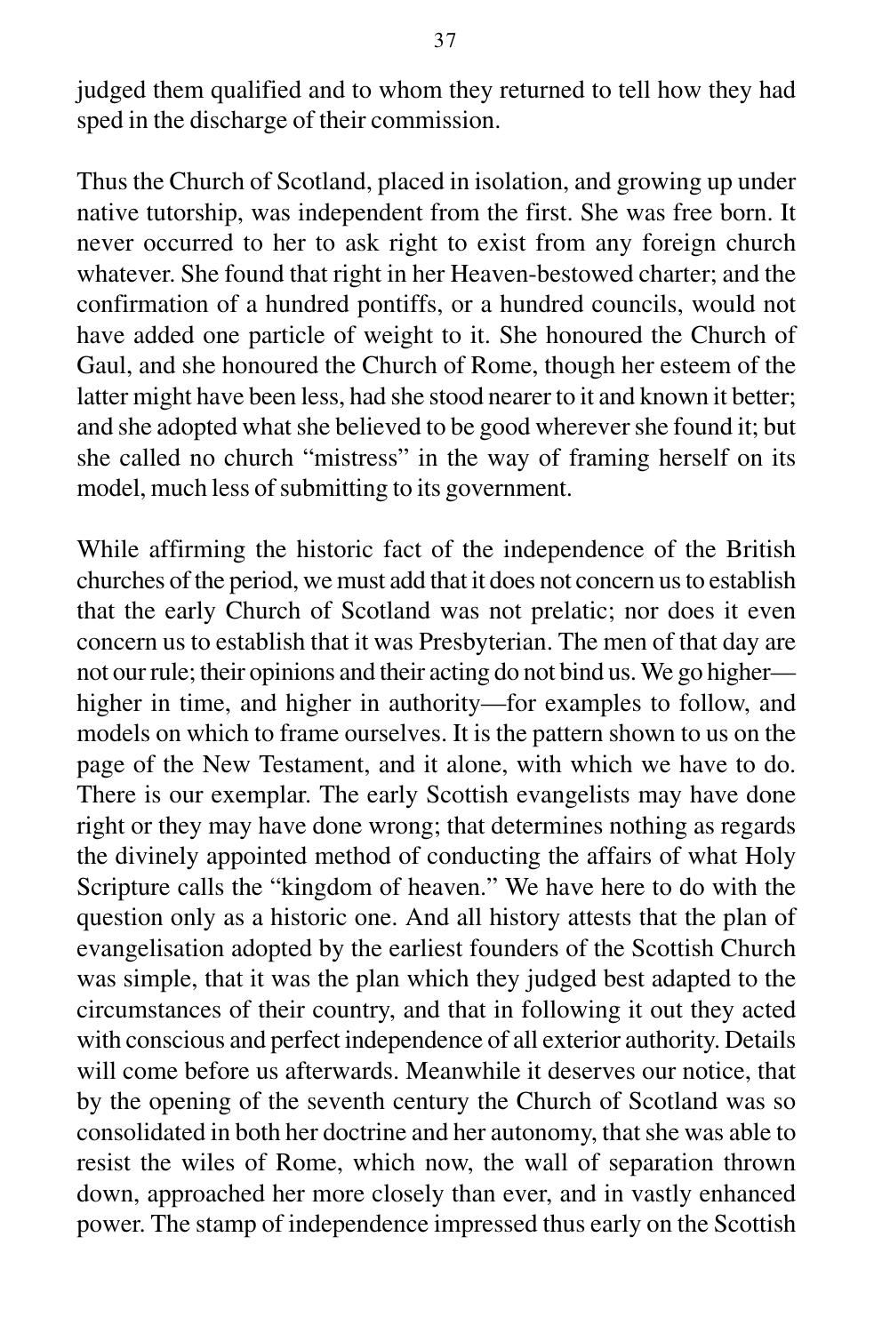judged them qualified and to whom they returned to tell how they had sped in the discharge of their commission.

Thus the Church of Scotland, placed in isolation, and growing up under native tutorship, was independent from the first. She was free born. It never occurred to her to ask right to exist from any foreign church whatever. She found that right in her Heaven-bestowed charter; and the confirmation of a hundred pontiffs, or a hundred councils, would not have added one particle of weight to it. She honoured the Church of Gaul, and she honoured the Church of Rome, though her esteem of the latter might have been less, had she stood nearer to it and known it better; and she adopted what she believed to be good wherever she found it; but she called no church "mistress" in the way of framing herself on its model, much less of submitting to its government.

While affirming the historic fact of the independence of the British churches of the period, we must add that it does not concern us to establish that the early Church of Scotland was not prelatic; nor does it even concern us to establish that it was Presbyterian. The men of that day are not our rule; their opinions and their acting do not bind us. We go higher—higher in time, and higher in authority—for examples to follow, and models on which to frame ourselves. It is the pattern shown to us on the page of the New Testament, and it alone, with which we have to do. There is our exemplar. The early Scottish evangelists may have done right or they may have done wrong; that determines nothing as regards the divinely appointed method of conducting the affairs of what Holy Scripture calls the "kingdom of heaven." We have here to do with the question only as a historic one. And all history attests that the plan of evangelisation adopted by the earliest founders of the Scottish Church was simple, that it was the plan which they judged best adapted to the circumstances of their country, and that in following it out they acted with conscious and perfect independence of all exterior authority. Details will come before us afterwards. Meanwhile it deserves our notice, that by the opening of the seventh century the Church of Scotland was so consolidated in both her doctrine and her autonomy, that she was able to resist the wiles of Rome, which now, the wall of separation thrown down, approached her more closely than ever, and in vastly enhanced power. The stamp of independence impressed thus early on the Scottish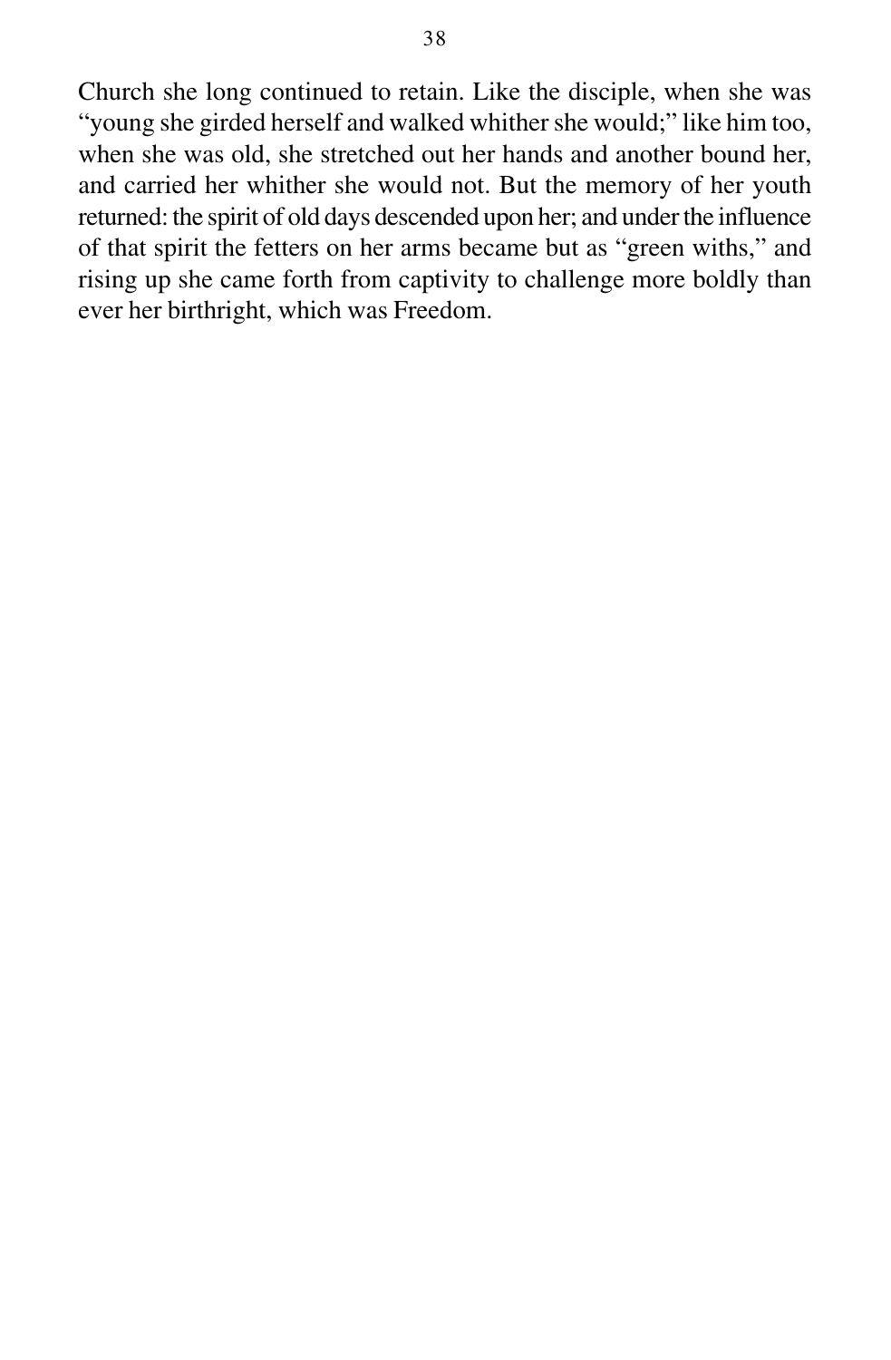Church she long continued to retain. Like the disciple, when she was "young she girded herself and walked whither she would;" like him too, when she was old, she stretched out her hands and another bound her, and carried her whither she would not. But the memory of her youth returned: the spirit of old days descended upon her; and under the influence of that spirit the fetters on her arms became but as "green withs," and rising up she came forth from captivity to challenge more boldly than ever her birthright, which was Freedom.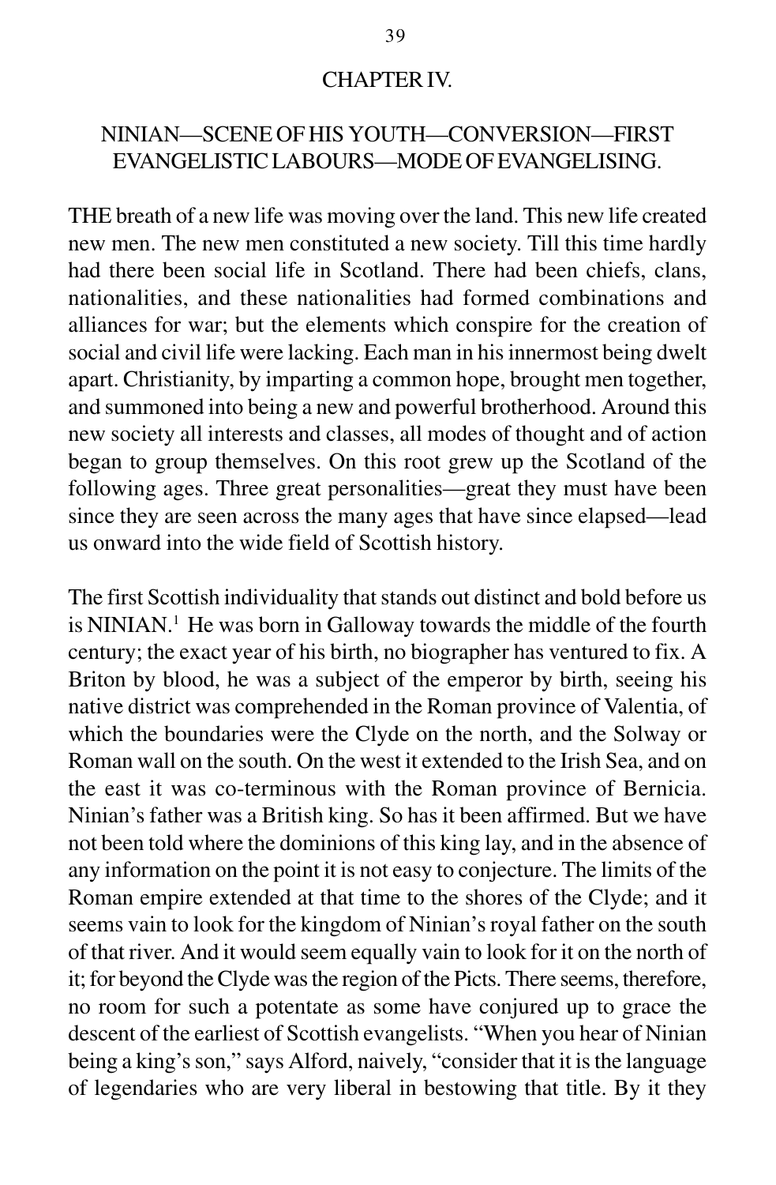## CHAPTER IV.

### NINIAN—SCENE OF HIS YOUTH—CONVERSION—FIRST EVANGELISTIC LABOURS—MODE OF EVANGELISING.

THE breath of a new life was moving over the land. This new life created new men. The new men constituted a new society. Till this time hardly had there been social life in Scotland. There had been chiefs, clans, nationalities, and these nationalities had formed combinations and alliances for war; but the elements which conspire for the creation of social and civil life were lacking. Each man in his innermost being dwelt apart. Christianity, by imparting a common hope, brought men together, and summoned into being a new and powerful brotherhood. Around this new society all interests and classes, all modes of thought and of action began to group themselves. On this root grew up the Scotland of the following ages. Three great personalities—great they must have been since they are seen across the many ages that have since elapsed—lead us onward into the wide field of Scottish history.

The first Scottish individuality that stands out distinct and bold before us is NINIAN.[1] He was born in Galloway towards the middle of the fourth century; the exact year of his birth, no biographer has ventured to fix. A Briton by blood, he was a subject of the emperor by birth, seeing his native district was comprehended in the Roman province of Valentia, of which the boundaries were the Clyde on the north, and the Solway or Roman wall on the south. On the west it extended to the Irish Sea, and on the east it was co-terminous with the Roman province of Bernicia. Ninian's father was a British king. So has it been affirmed. But we have not been told where the dominions of this king lay, and in the absence of any information on the point it is not easy to conjecture. The limits of the Roman empire extended at that time to the shores of the Clyde; and it seems vain to look for the kingdom of Ninian's royal father on the south of that river. And it would seem equally vain to look for it on the north of it; for beyond the Clyde was the region of the Picts. There seems, therefore, no room for such a potentate as some have conjured up to grace the descent of the earliest of Scottish evangelists. "When you hear of Ninian being a king's son," says Alford, naively, "consider that it is the language of legendaries who are very liberal in bestowing that title. By it they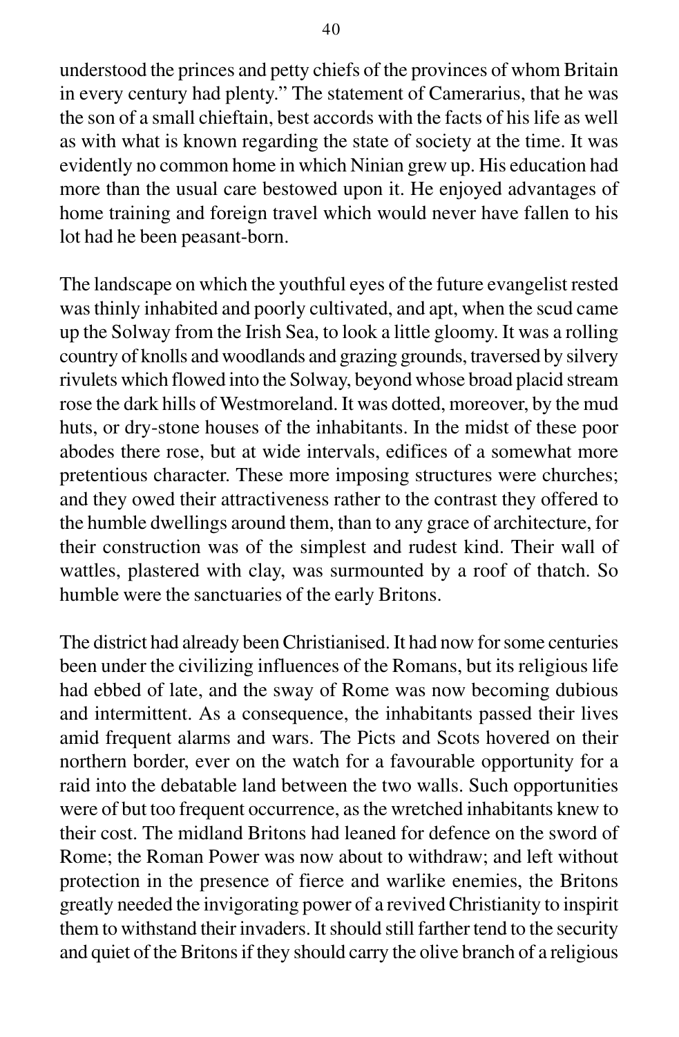understood the princes and petty chiefs of the provinces of whom Britain in every century had plenty." The statement of Camerarius, that he was the son of a small chieftain, best accords with the facts of his life as well as with what is known regarding the state of society at the time. It was evidently no common home in which Ninian grew up. His education had more than the usual care bestowed upon it. He enjoyed advantages of home training and foreign travel which would never have fallen to his lot had he been peasant-born.

The landscape on which the youthful eyes of the future evangelist rested was thinly inhabited and poorly cultivated, and apt, when the scud came up the Solway from the Irish Sea, to look a little gloomy. It was a rolling country of knolls and woodlands and grazing grounds, traversed by silvery rivulets which flowed into the Solway, beyond whose broad placid stream rose the dark hills of Westmoreland. It was dotted, moreover, by the mud huts, or dry-stone houses of the inhabitants. In the midst of these poor abodes there rose, but at wide intervals, edifices of a somewhat more pretentious character. These more imposing structures were churches; and they owed their attractiveness rather to the contrast they offered to the humble dwellings around them, than to any grace of architecture, for their construction was of the simplest and rudest kind. Their wall of wattles, plastered with clay, was surmounted by a roof of thatch. So humble were the sanctuaries of the early Britons.

The district had already been Christianised. It had now for some centuries been under the civilizing influences of the Romans, but its religious life had ebbed of late, and the sway of Rome was now becoming dubious and intermittent. As a consequence, the inhabitants passed their lives amid frequent alarms and wars. The Picts and Scots hovered on their northern border, ever on the watch for a favourable opportunity for a raid into the debatable land between the two walls. Such opportunities were of but too frequent occurrence, as the wretched inhabitants knew to their cost. The midland Britons had leaned for defence on the sword of Rome; the Roman Power was now about to withdraw; and left without protection in the presence of fierce and warlike enemies, the Britons greatly needed the invigorating power of a revived Christianity to inspirit them to withstand their invaders. It should still farther tend to the security and quiet of the Britons if they should carry the olive branch of a religious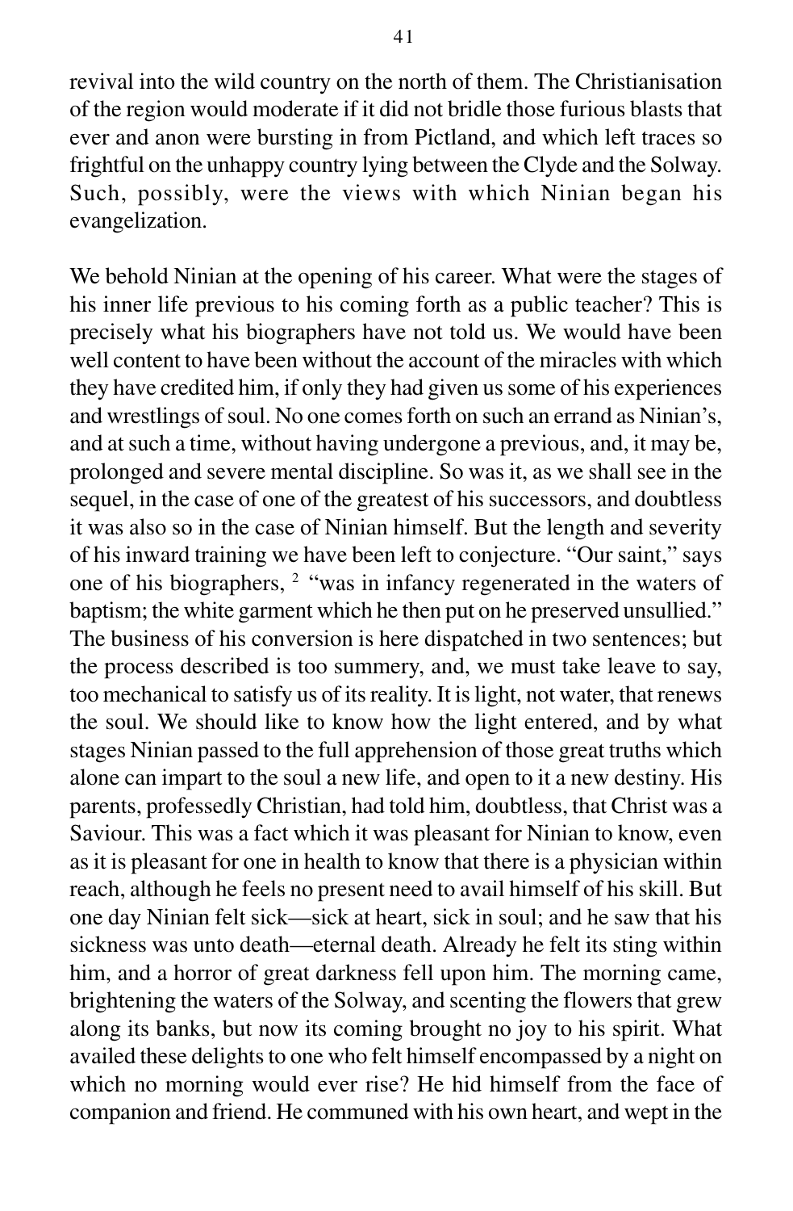revival into the wild country on the north of them. The Christianisation of the region would moderate if it did not bridle those furious blasts that ever and anon were bursting in from Pictland, and which left traces so frightful on the unhappy country lying between the Clyde and the Solway. Such, possibly, were the views with which Ninian began his evangelization.

We behold Ninian at the opening of his career. What were the stages of his inner life previous to his coming forth as a public teacher? This is precisely what his biographers have not told us. We would have been well content to have been without the account of the miracles with which they have credited him, if only they had given us some of his experiences and wrestlings of soul. No one comes forth on such an errand as Ninian's, and at such a time, without having undergone a previous, and, it may be, prolonged and severe mental discipline. So was it, as we shall see in the sequel, in the case of one of the greatest of his successors, and doubtless it was also so in the case of Ninian himself. But the length and severity of his inward training we have been left to conjecture. "Our saint," says one of his biographers, [2] "was in infancy regenerated in the waters of baptism; the white garment which he then put on he preserved unsullied." The business of his conversion is here dispatched in two sentences; but the process described is too summery, and, we must take leave to say, too mechanical to satisfy us of its reality. It is light, not water, that renews the soul. We should like to know how the light entered, and by what stages Ninian passed to the full apprehension of those great truths which alone can impart to the soul a new life, and open to it a new destiny. His parents, professedly Christian, had told him, doubtless, that Christ was a Saviour. This was a fact which it was pleasant for Ninian to know, even as it is pleasant for one in health to know that there is a physician within reach, although he feels no present need to avail himself of his skill. But one day Ninian felt sick—sick at heart, sick in soul; and he saw that his sickness was unto death—eternal death. Already he felt its sting within him, and a horror of great darkness fell upon him. The morning came, brightening the waters of the Solway, and scenting the flowers that grew along its banks, but now its coming brought no joy to his spirit. What availed these delights to one who felt himself encompassed by a night on which no morning would ever rise? He hid himself from the face of companion and friend. He communed with his own heart, and wept in the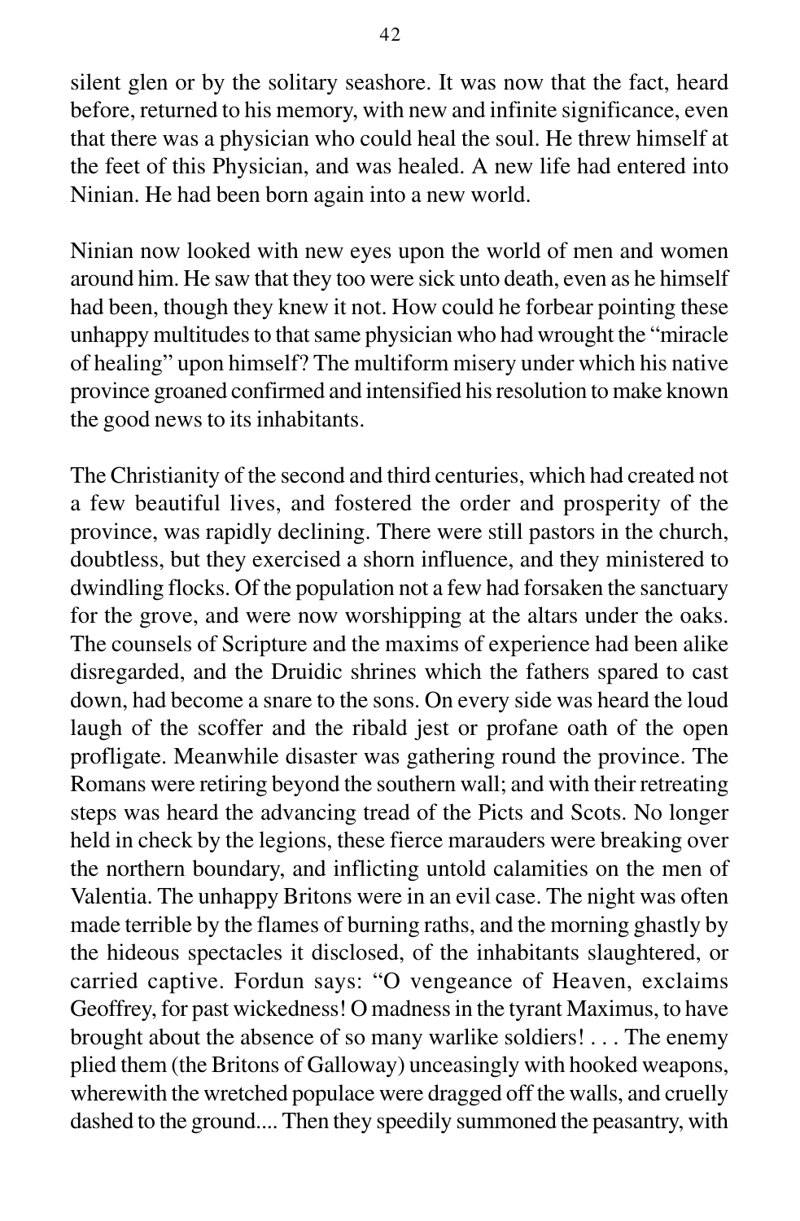silent glen or by the solitary seashore. It was now that the fact, heard before, returned to his memory, with new and infinite significance, even that there was a physician who could heal the soul. He threw himself at the feet of this Physician, and was healed. A new life had entered into Ninian. He had been born again into a new world.

Ninian now looked with new eyes upon the world of men and women around him. He saw that they too were sick unto death, even as he himself had been, though they knew it not. How could he forbear pointing these unhappy multitudes to that same physician who had wrought the "miracle of healing" upon himself? The multiform misery under which his native province groaned confirmed and intensified his resolution to make known the good news to its inhabitants.

The Christianity of the second and third centuries, which had created not a few beautiful lives, and fostered the order and prosperity of the province, was rapidly declining. There were still pastors in the church, doubtless, but they exercised a shorn influence, and they ministered to dwindling flocks. Of the population not a few had forsaken the sanctuary for the grove, and were now worshipping at the altars under the oaks. The counsels of Scripture and the maxims of experience had been alike disregarded, and the Druidic shrines which the fathers spared to cast down, had become a snare to the sons. On every side was heard the loud laugh of the scoffer and the ribald jest or profane oath of the open profligate. Meanwhile disaster was gathering round the province. The Romans were retiring beyond the southern wall; and with their retreating steps was heard the advancing tread of the Picts and Scots. No longer held in check by the legions, these fierce marauders were breaking over the northern boundary, and inflicting untold calamities on the men of Valentia. The unhappy Britons were in an evil case. The night was often made terrible by the flames of burning raths, and the morning ghastly by the hideous spectacles it disclosed, of the inhabitants slaughtered, or carried captive. Fordun says: "O vengeance of Heaven, exclaims Geoffrey, for past wickedness! O madness in the tyrant Maximus, to have brought about the absence of so many warlike soldiers! . . . The enemy plied them (the Britons of Galloway) unceasingly with hooked weapons, wherewith the wretched populace were dragged off the walls, and cruelly dashed to the ground.... Then they speedily summoned the peasantry, with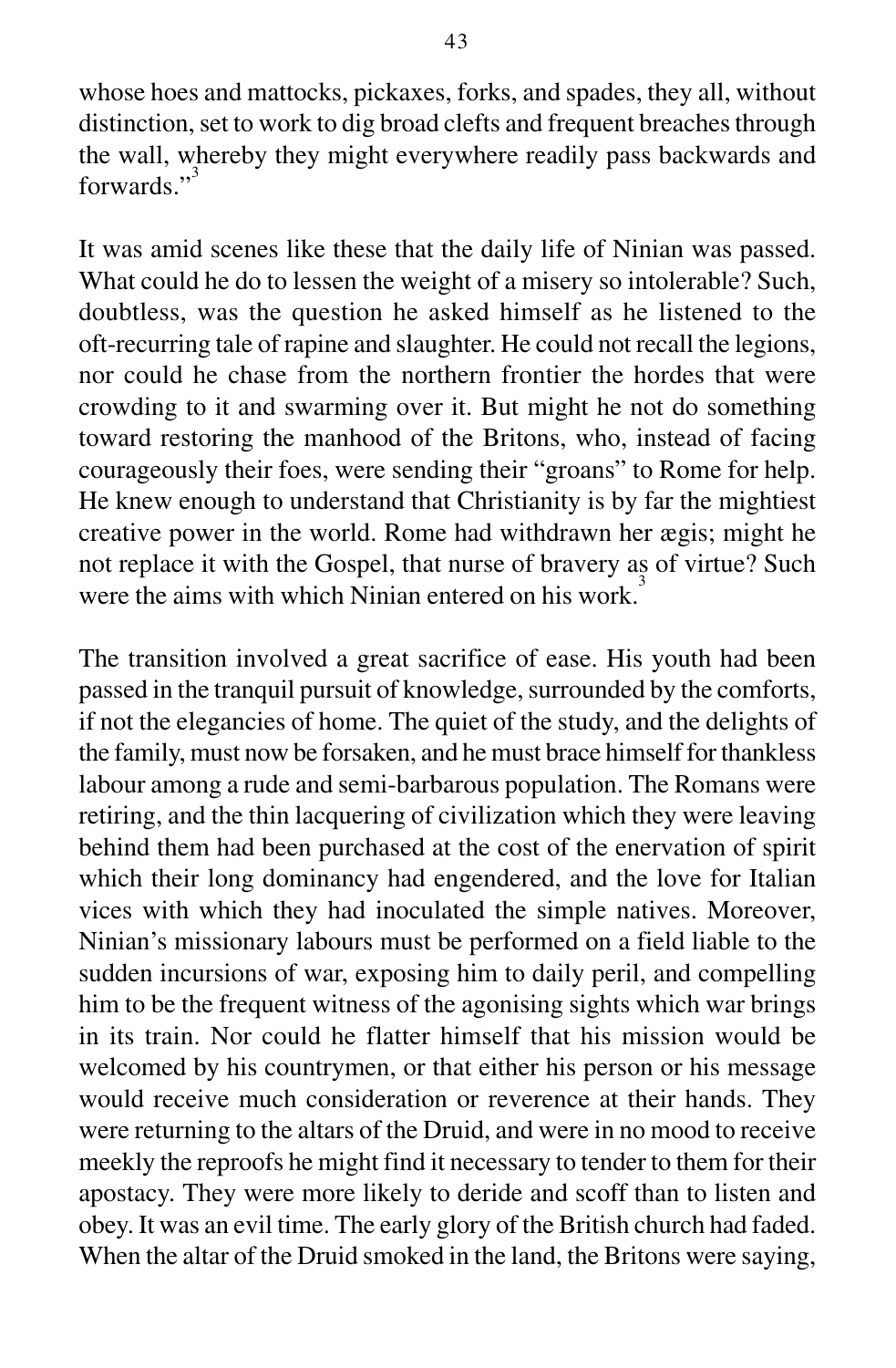whose hoes and mattocks, pickaxes, forks, and spades, they all, without distinction, set to work to dig broad clefts and frequent breaches through the wall, whereby they might everywhere readily pass backwards and forwards."[3]

It was amid scenes like these that the daily life of Ninian was passed. What could he do to lessen the weight of a misery so intolerable? Such, doubtless, was the question he asked himself as he listened to the oft-recurring tale of rapine and slaughter. He could not recall the legions, nor could he chase from the northern frontier the hordes that were crowding to it and swarming over it. But might he not do something toward restoring the manhood of the Britons, who, instead of facing courageously their foes, were sending their "groans" to Rome for help. He knew enough to understand that Christianity is by far the mightiest creative power in the world. Rome had withdrawn her ægis; might he not replace it with the Gospel, that nurse of bravery as of virtue? Such were the aims with which Ninian entered on his work.[3]

The transition involved a great sacrifice of ease. His youth had been passed in the tranquil pursuit of knowledge, surrounded by the comforts, if not the elegancies of home. The quiet of the study, and the delights of the family, must now be forsaken, and he must brace himself for thankless labour among a rude and semi-barbarous population. The Romans were retiring, and the thin lacquering of civilization which they were leaving behind them had been purchased at the cost of the enervation of spirit which their long dominancy had engendered, and the love for Italian vices with which they had inoculated the simple natives. Moreover, Ninian's missionary labours must be performed on a field liable to the sudden incursions of war, exposing him to daily peril, and compelling him to be the frequent witness of the agonising sights which war brings in its train. Nor could he flatter himself that his mission would be welcomed by his countrymen, or that either his person or his message would receive much consideration or reverence at their hands. They were returning to the altars of the Druid, and were in no mood to receive meekly the reproofs he might find it necessary to tender to them for their apostacy. They were more likely to deride and scoff than to listen and obey. It was an evil time. The early glory of the British church had faded. When the altar of the Druid smoked in the land, the Britons were saying,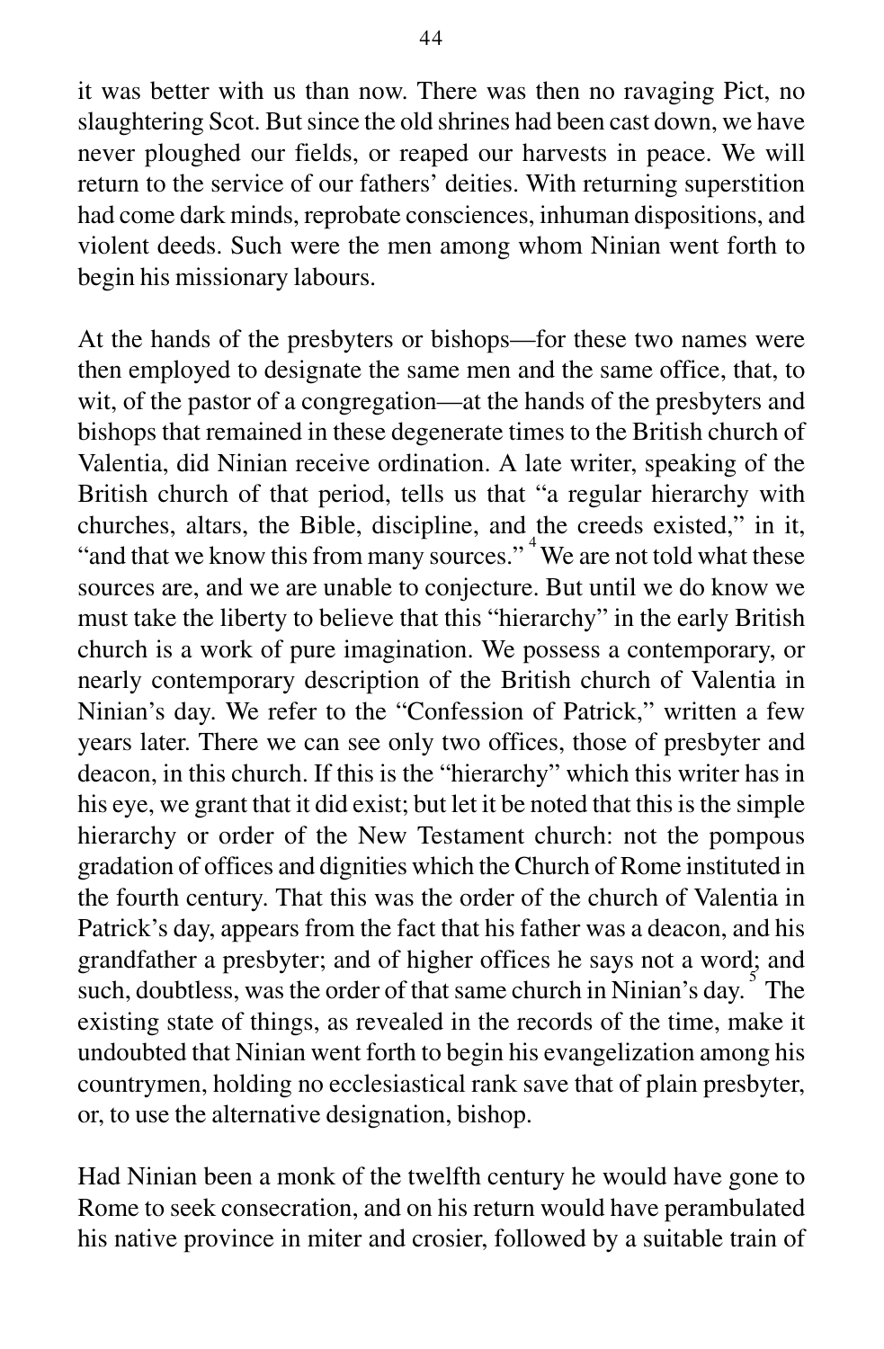it was better with us than now. There was then no ravaging Pict, no slaughtering Scot. But since the old shrines had been cast down, we have never ploughed our fields, or reaped our harvests in peace. We will return to the service of our fathers' deities. With returning superstition had come dark minds, reprobate consciences, inhuman dispositions, and violent deeds. Such were the men among whom Ninian went forth to begin his missionary labours.

At the hands of the presbyters or bishops—for these two names were then employed to designate the same men and the same office, that, to wit, of the pastor of a congregation—at the hands of the presbyters and bishops that remained in these degenerate times to the British church of Valentia, did Ninian receive ordination. A late writer, speaking of the British church of that period, tells us that "a regular hierarchy with churches, altars, the Bible, discipline, and the creeds existed," in it, "and that we know this from many sources." [4] We are not told what these sources are, and we are unable to conjecture. But until we do know we must take the liberty to believe that this "hierarchy" in the early British church is a work of pure imagination. We possess a contemporary, or nearly contemporary description of the British church of Valentia in Ninian's day. We refer to the "Confession of Patrick," written a few years later. There we can see only two offices, those of presbyter and deacon, in this church. If this is the "hierarchy" which this writer has in his eye, we grant that it did exist; but let it be noted that this is the simple hierarchy or order of the New Testament church: not the pompous gradation of offices and dignities which the Church of Rome instituted in the fourth century. That this was the order of the church of Valentia in Patrick's day, appears from the fact that his father was a deacon, and his grandfather a presbyter; and of higher offices he says not a word; and such, doubtless, was the order of that same church in Ninian's day. [5] The existing state of things, as revealed in the records of the time, make it undoubted that Ninian went forth to begin his evangelization among his countrymen, holding no ecclesiastical rank save that of plain presbyter, or, to use the alternative designation, bishop.

Had Ninian been a monk of the twelfth century he would have gone to Rome to seek consecration, and on his return would have perambulated his native province in miter and crosier, followed by a suitable train of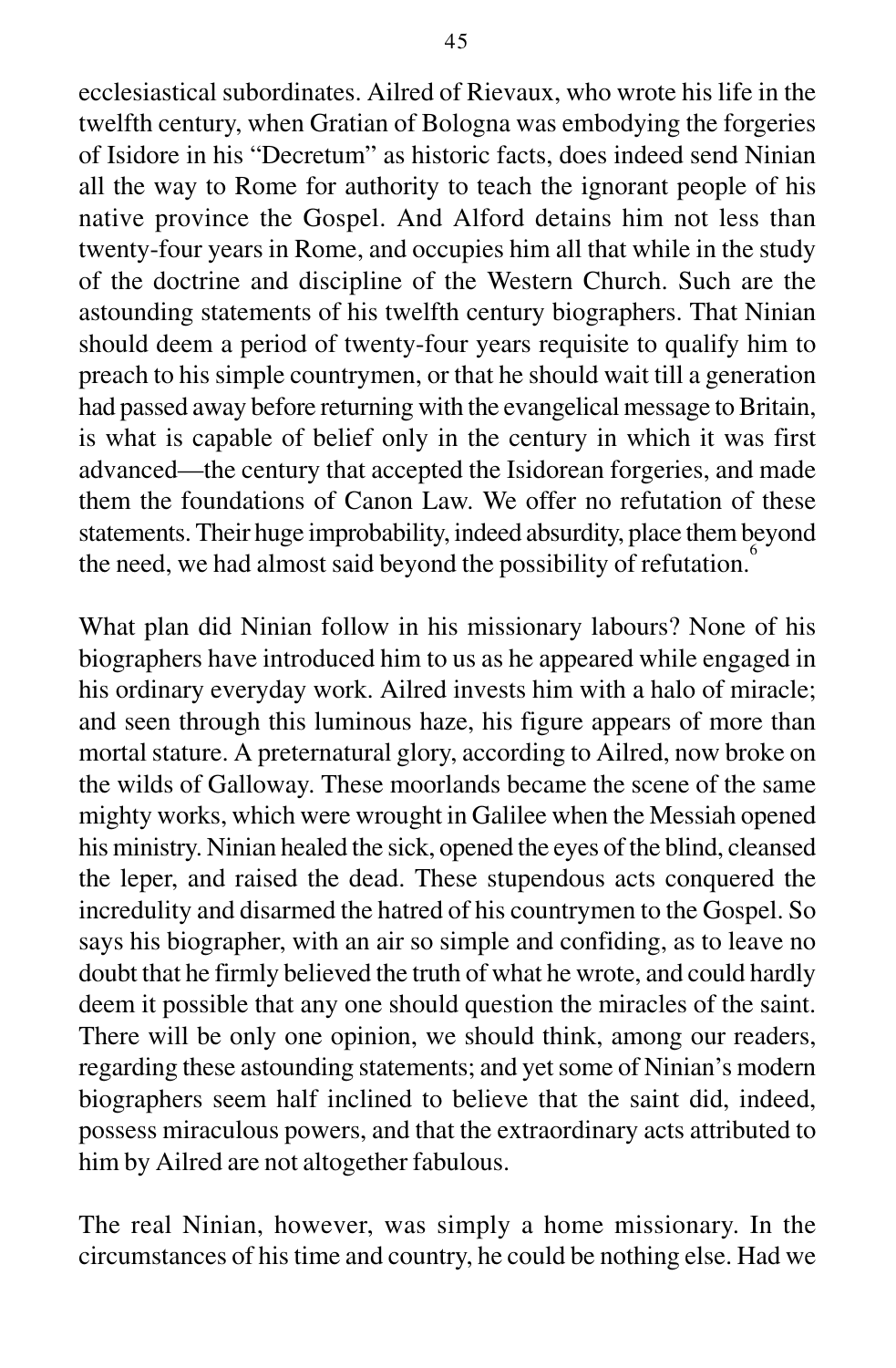ecclesiastical subordinates. Ailred of Rievaux, who wrote his life in the twelfth century, when Gratian of Bologna was embodying the forgeries of Isidore in his "Decretum" as historic facts, does indeed send Ninian all the way to Rome for authority to teach the ignorant people of his native province the Gospel. And Alford detains him not less than twenty-four years in Rome, and occupies him all that while in the study of the doctrine and discipline of the Western Church. Such are the astounding statements of his twelfth century biographers. That Ninian should deem a period of twenty-four years requisite to qualify him to preach to his simple countrymen, or that he should wait till a generation had passed away before returning with the evangelical message to Britain, is what is capable of belief only in the century in which it was first advanced—the century that accepted the Isidorean forgeries, and made them the foundations of Canon Law. We offer no refutation of these statements. Their huge improbability, indeed absurdity, place them beyond the need, we had almost said beyond the possibility of refutation.[6]

What plan did Ninian follow in his missionary labours? None of his biographers have introduced him to us as he appeared while engaged in his ordinary everyday work. Ailred invests him with a halo of miracle; and seen through this luminous haze, his figure appears of more than mortal stature. A preternatural glory, according to Ailred, now broke on the wilds of Galloway. These moorlands became the scene of the same mighty works, which were wrought in Galilee when the Messiah opened his ministry. Ninian healed the sick, opened the eyes of the blind, cleansed the leper, and raised the dead. These stupendous acts conquered the incredulity and disarmed the hatred of his countrymen to the Gospel. So says his biographer, with an air so simple and confiding, as to leave no doubt that he firmly believed the truth of what he wrote, and could hardly deem it possible that any one should question the miracles of the saint. There will be only one opinion, we should think, among our readers, regarding these astounding statements; and yet some of Ninian's modern biographers seem half inclined to believe that the saint did, indeed, possess miraculous powers, and that the extraordinary acts attributed to him by Ailred are not altogether fabulous.

The real Ninian, however, was simply a home missionary. In the circumstances of his time and country, he could be nothing else. Had we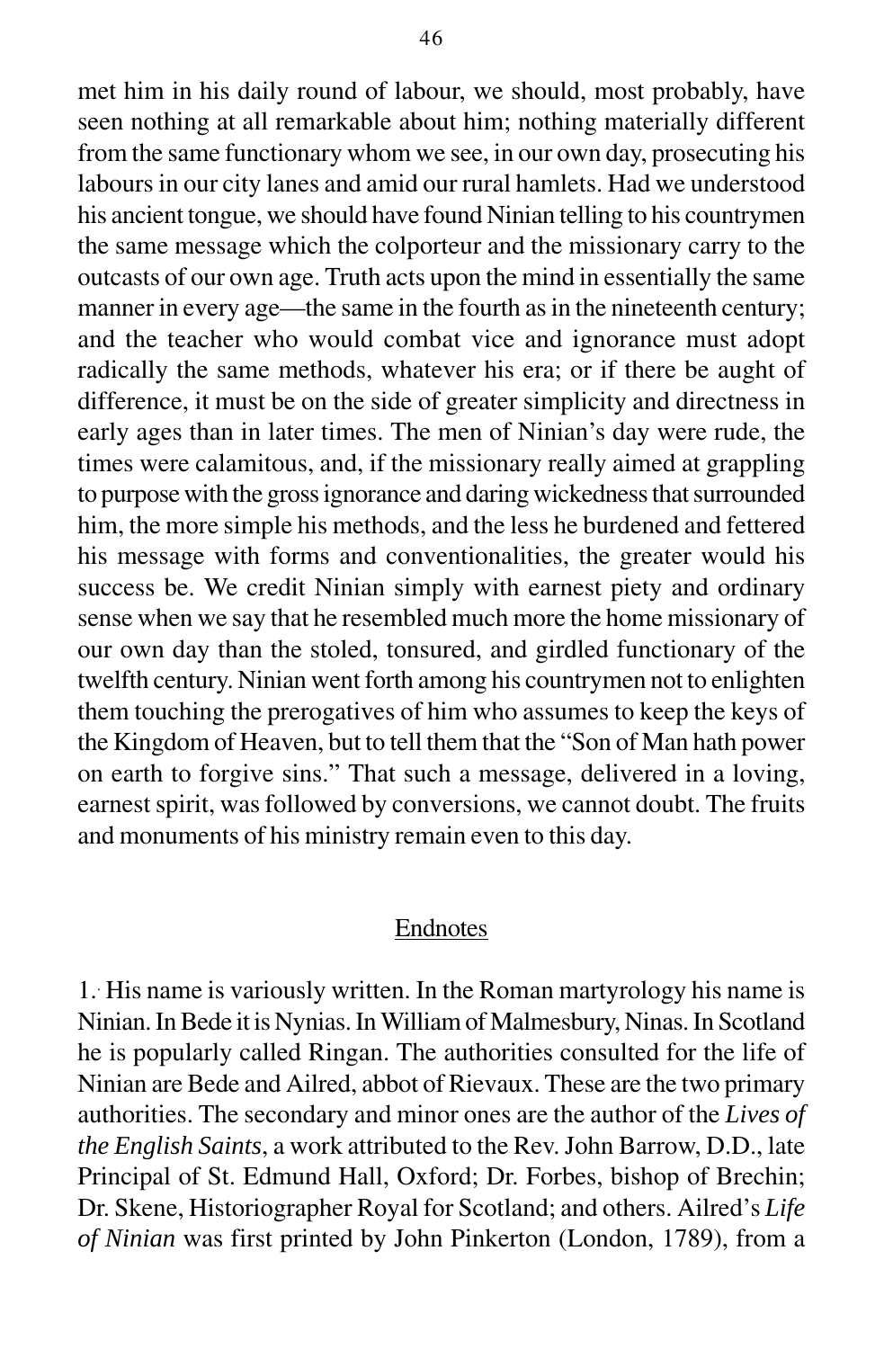met him in his daily round of labour, we should, most probably, have seen nothing at all remarkable about him; nothing materially different from the same functionary whom we see, in our own day, prosecuting his labours in our city lanes and amid our rural hamlets. Had we understood his ancient tongue, we should have found Ninian telling to his countrymen the same message which the colporteur and the missionary carry to the outcasts of our own age. Truth acts upon the mind in essentially the same manner in every age—the same in the fourth as in the nineteenth century; and the teacher who would combat vice and ignorance must adopt radically the same methods, whatever his era; or if there be aught of difference, it must be on the side of greater simplicity and directness in early ages than in later times. The men of Ninian's day were rude, the times were calamitous, and, if the missionary really aimed at grappling to purpose with the gross ignorance and daring wickedness that surrounded him, the more simple his methods, and the less he burdened and fettered his message with forms and conventionalities, the greater would his success be. We credit Ninian simply with earnest piety and ordinary sense when we say that he resembled much more the home missionary of our own day than the stoled, tonsured, and girdled functionary of the twelfth century. Ninian went forth among his countrymen not to enlighten them touching the prerogatives of him who assumes to keep the keys of the Kingdom of Heaven, but to tell them that the "Son of Man hath power on earth to forgive sins." That such a message, delivered in a loving, earnest spirit, was followed by conversions, we cannot doubt. The fruits and monuments of his ministry remain even to this day.

## Endnotes

1. His name is variously written. In the Roman martyrology his name is Ninian. In Bede it is Nynias. In William of Malmesbury, Ninas. In Scotland he is popularly called Ringan. The authorities consulted for the life of Ninian are Bede and Ailred, abbot of Rievaux. These are the two primary authorities. The secondary and minor ones are the author of the *Lives of the English Saints*, a work attributed to the Rev. John Barrow, D.D., late Principal of St. Edmund Hall, Oxford; Dr. Forbes, bishop of Brechin; Dr. Skene, Historiographer Royal for Scotland; and others. Ailred's *Life of Ninian* was first printed by John Pinkerton (London, 1789), from a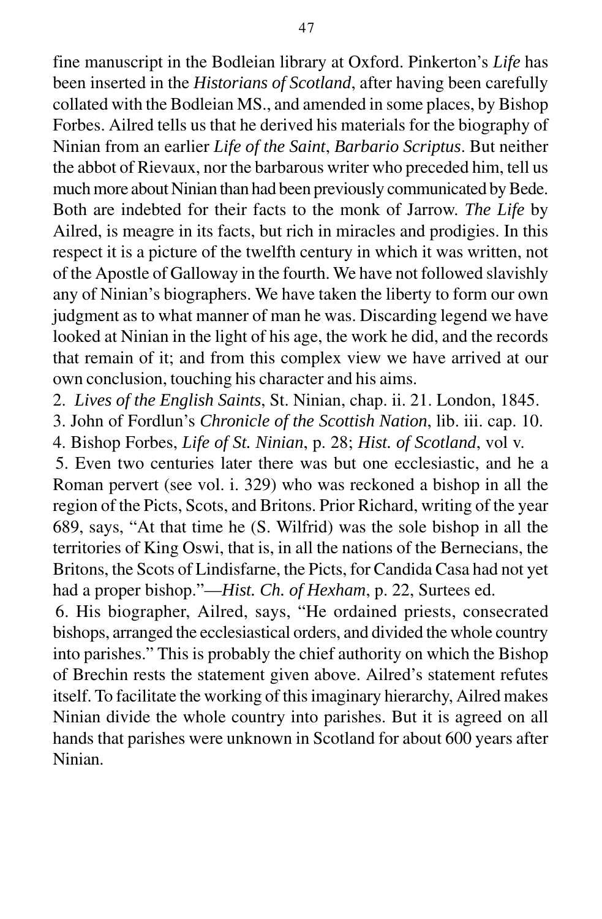fine manuscript in the Bodleian library at Oxford. Pinkerton's *Life* has been inserted in the *Historians of Scotland*, after having been carefully collated with the Bodleian MS., and amended in some places, by Bishop Forbes. Ailred tells us that he derived his materials for the biography of Ninian from an earlier *Life of the Saint*, *Barbario Scriptus*. But neither the abbot of Rievaux, nor the barbarous writer who preceded him, tell us much more about Ninian than had been previously communicated by Bede. Both are indebted for their facts to the monk of Jarrow. *The Life* by Ailred, is meagre in its facts, but rich in miracles and prodigies. In this respect it is a picture of the twelfth century in which it was written, not of the Apostle of Galloway in the fourth. We have not followed slavishly any of Ninian's biographers. We have taken the liberty to form our own judgment as to what manner of man he was. Discarding legend we have looked at Ninian in the light of his age, the work he did, and the records that remain of it; and from this complex view we have arrived at our own conclusion, touching his character and his aims.

2. *Lives of the English Saints*, St. Ninian, chap. ii. 21. London, 1845.

3. John of Fordlun's *Chronicle of the Scottish Nation*, lib. iii. cap. 10.

4. Bishop Forbes, *Life of St. Ninian*, p. 28; *Hist. of Scotland*, vol v.

5. Even two centuries later there was but one ecclesiastic, and he a Roman pervert (see vol. i. 329) who was reckoned a bishop in all the region of the Picts, Scots, and Britons. Prior Richard, writing of the year 689, says, "At that time he (S. Wilfrid) was the sole bishop in all the territories of King Oswi, that is, in all the nations of the Bernecians, the Britons, the Scots of Lindisfarne, the Picts, for Candida Casa had not yet had a proper bishop."—*Hist. Ch. of Hexham*, p. 22, Surtees ed.

6. His biographer, Ailred, says, "He ordained priests, consecrated bishops, arranged the ecclesiastical orders, and divided the whole country into parishes." This is probably the chief authority on which the Bishop of Brechin rests the statement given above. Ailred's statement refutes itself. To facilitate the working of this imaginary hierarchy, Ailred makes Ninian divide the whole country into parishes. But it is agreed on all hands that parishes were unknown in Scotland for about 600 years after Ninian.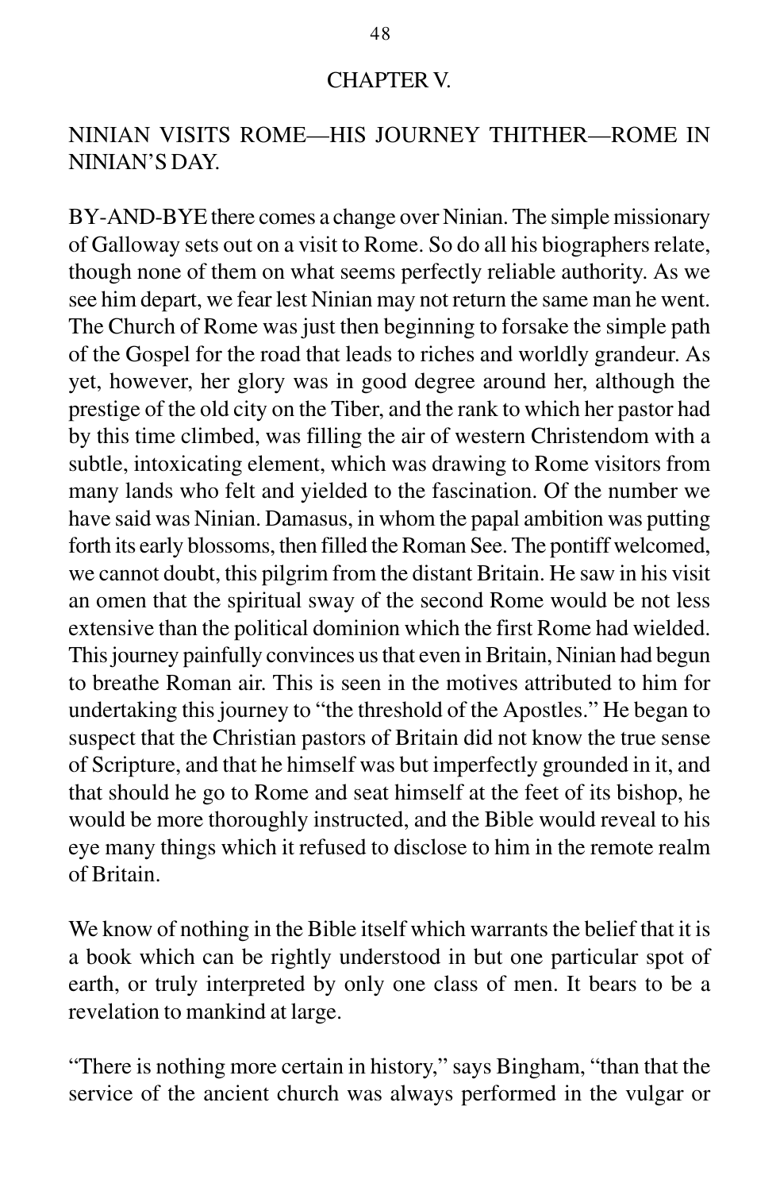## CHAPTER V.

### NINIAN VISITS ROME—HIS JOURNEY THITHER—ROME IN NINIAN'S DAY.

BY-AND-BYE there comes a change over Ninian. The simple missionary of Galloway sets out on a visit to Rome. So do all his biographers relate, though none of them on what seems perfectly reliable authority. As we see him depart, we fear lest Ninian may not return the same man he went. The Church of Rome was just then beginning to forsake the simple path of the Gospel for the road that leads to riches and worldly grandeur. As yet, however, her glory was in good degree around her, although the prestige of the old city on the Tiber, and the rank to which her pastor had by this time climbed, was filling the air of western Christendom with a subtle, intoxicating element, which was drawing to Rome visitors from many lands who felt and yielded to the fascination. Of the number we have said was Ninian. Damasus, in whom the papal ambition was putting forth its early blossoms, then filled the Roman See. The pontiff welcomed, we cannot doubt, this pilgrim from the distant Britain. He saw in his visit an omen that the spiritual sway of the second Rome would be not less extensive than the political dominion which the first Rome had wielded. This journey painfully convinces us that even in Britain, Ninian had begun to breathe Roman air. This is seen in the motives attributed to him for undertaking this journey to "the threshold of the Apostles." He began to suspect that the Christian pastors of Britain did not know the true sense of Scripture, and that he himself was but imperfectly grounded in it, and that should he go to Rome and seat himself at the feet of its bishop, he would be more thoroughly instructed, and the Bible would reveal to his eye many things which it refused to disclose to him in the remote realm of Britain.

We know of nothing in the Bible itself which warrants the belief that it is a book which can be rightly understood in but one particular spot of earth, or truly interpreted by only one class of men. It bears to be a revelation to mankind at large.

"There is nothing more certain in history," says Bingham, "than that the service of the ancient church was always performed in the vulgar or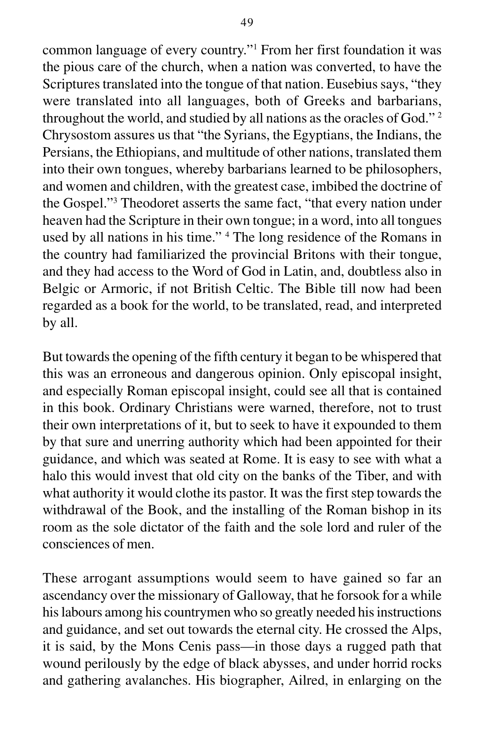common language of every country."[1] From her first foundation it was the pious care of the church, when a nation was converted, to have the Scriptures translated into the tongue of that nation. Eusebius says, "they were translated into all languages, both of Greeks and barbarians, throughout the world, and studied by all nations as the oracles of God." [2] Chrysostom assures us that "the Syrians, the Egyptians, the Indians, the Persians, the Ethiopians, and multitude of other nations, translated them into their own tongues, whereby barbarians learned to be philosophers, and women and children, with the greatest case, imbibed the doctrine of the Gospel."[3] Theodoret asserts the same fact, "that every nation under heaven had the Scripture in their own tongue; in a word, into all tongues used by all nations in his time." [4] The long residence of the Romans in the country had familiarized the provincial Britons with their tongue, and they had access to the Word of God in Latin, and, doubtless also in Belgic or Armoric, if not British Celtic. The Bible till now had been regarded as a book for the world, to be translated, read, and interpreted by all.

But towards the opening of the fifth century it began to be whispered that this was an erroneous and dangerous opinion. Only episcopal insight, and especially Roman episcopal insight, could see all that is contained in this book. Ordinary Christians were warned, therefore, not to trust their own interpretations of it, but to seek to have it expounded to them by that sure and unerring authority which had been appointed for their guidance, and which was seated at Rome. It is easy to see with what a halo this would invest that old city on the banks of the Tiber, and with what authority it would clothe its pastor. It was the first step towards the withdrawal of the Book, and the installing of the Roman bishop in its room as the sole dictator of the faith and the sole lord and ruler of the consciences of men.

These arrogant assumptions would seem to have gained so far an ascendancy over the missionary of Galloway, that he forsook for a while his labours among his countrymen who so greatly needed his instructions and guidance, and set out towards the eternal city. He crossed the Alps, it is said, by the Mons Cenis pass—in those days a rugged path that wound perilously by the edge of black abysses, and under horrid rocks and gathering avalanches. His biographer, Ailred, in enlarging on the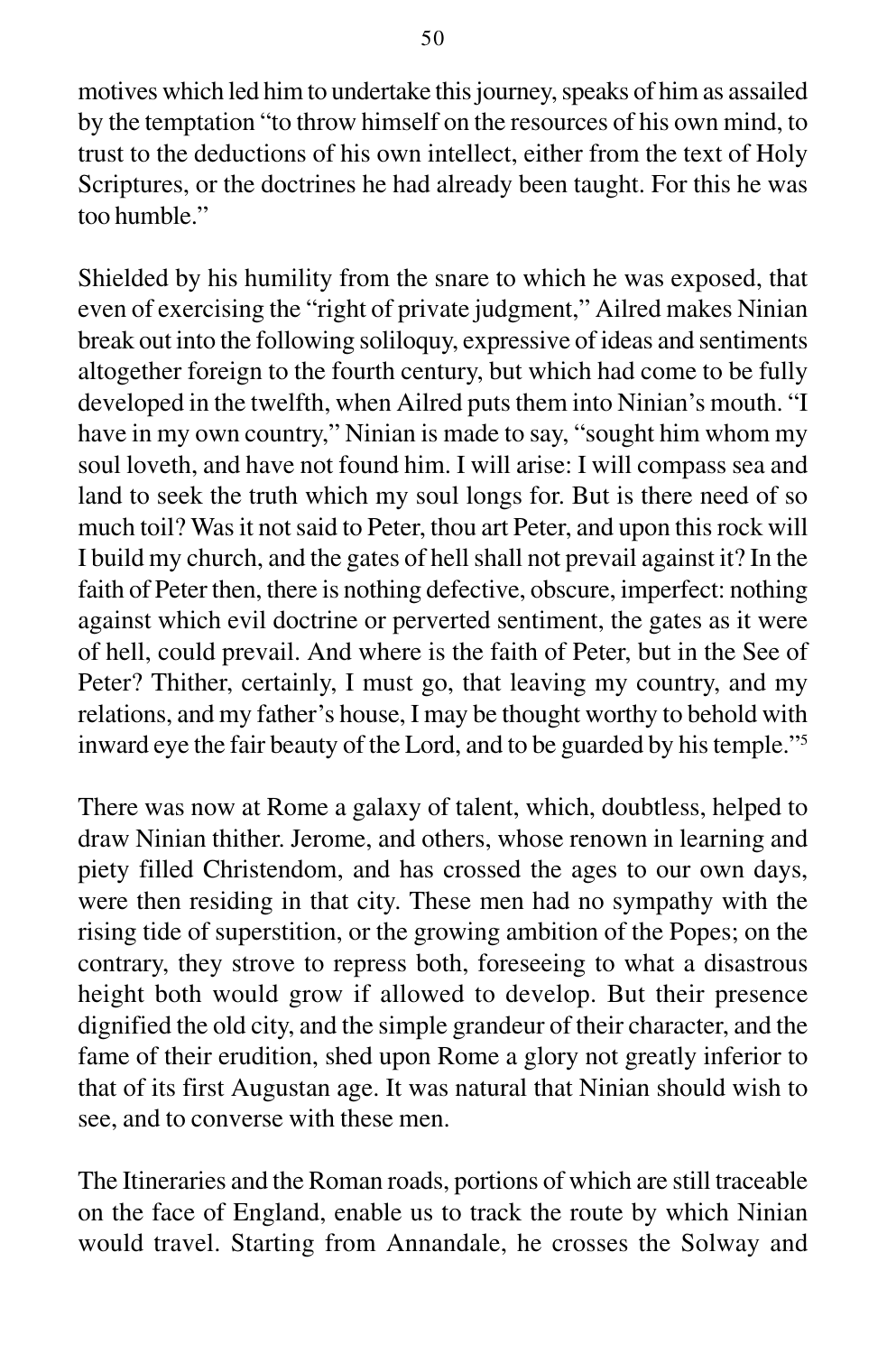motives which led him to undertake this journey, speaks of him as assailed by the temptation "to throw himself on the resources of his own mind, to trust to the deductions of his own intellect, either from the text of Holy Scriptures, or the doctrines he had already been taught. For this he was too humble."

Shielded by his humility from the snare to which he was exposed, that even of exercising the "right of private judgment," Ailred makes Ninian break out into the following soliloquy, expressive of ideas and sentiments altogether foreign to the fourth century, but which had come to be fully developed in the twelfth, when Ailred puts them into Ninian's mouth. "I have in my own country," Ninian is made to say, "sought him whom my soul loveth, and have not found him. I will arise: I will compass sea and land to seek the truth which my soul longs for. But is there need of so much toil? Was it not said to Peter, thou art Peter, and upon this rock will I build my church, and the gates of hell shall not prevail against it? In the faith of Peter then, there is nothing defective, obscure, imperfect: nothing against which evil doctrine or perverted sentiment, the gates as it were of hell, could prevail. And where is the faith of Peter, but in the See of Peter? Thither, certainly, I must go, that leaving my country, and my relations, and my father's house, I may be thought worthy to behold with inward eye the fair beauty of the Lord, and to be guarded by his temple."[5]

There was now at Rome a galaxy of talent, which, doubtless, helped to draw Ninian thither. Jerome, and others, whose renown in learning and piety filled Christendom, and has crossed the ages to our own days, were then residing in that city. These men had no sympathy with the rising tide of superstition, or the growing ambition of the Popes; on the contrary, they strove to repress both, foreseeing to what a disastrous height both would grow if allowed to develop. But their presence dignified the old city, and the simple grandeur of their character, and the fame of their erudition, shed upon Rome a glory not greatly inferior to that of its first Augustan age. It was natural that Ninian should wish to see, and to converse with these men.

The Itineraries and the Roman roads, portions of which are still traceable on the face of England, enable us to track the route by which Ninian would travel. Starting from Annandale, he crosses the Solway and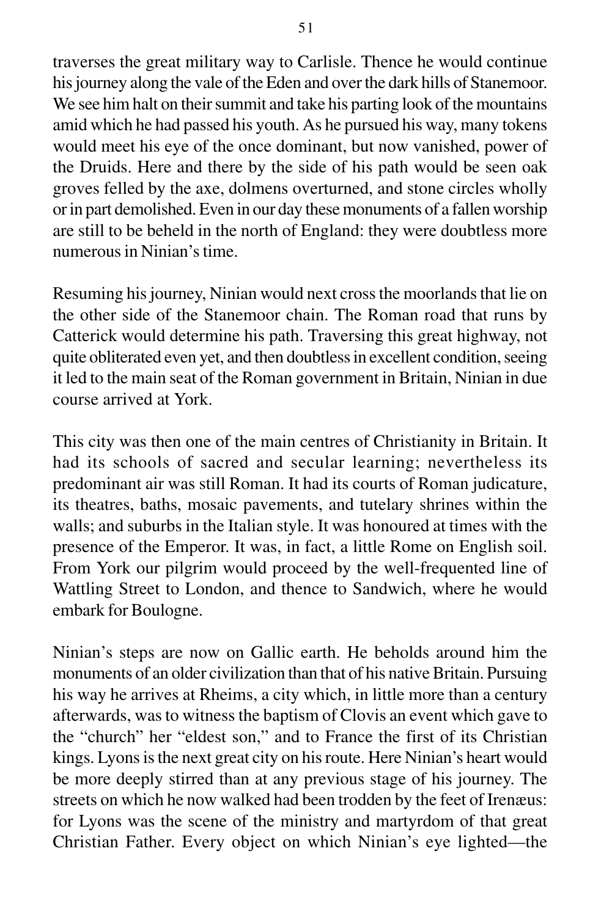traverses the great military way to Carlisle. Thence he would continue his journey along the vale of the Eden and over the dark hills of Stanemoor. We see him halt on their summit and take his parting look of the mountains amid which he had passed his youth. As he pursued his way, many tokens would meet his eye of the once dominant, but now vanished, power of the Druids. Here and there by the side of his path would be seen oak groves felled by the axe, dolmens overturned, and stone circles wholly or in part demolished. Even in our day these monuments of a fallen worship are still to be beheld in the north of England: they were doubtless more numerous in Ninian's time.

Resuming his journey, Ninian would next cross the moorlands that lie on the other side of the Stanemoor chain. The Roman road that runs by Catterick would determine his path. Traversing this great highway, not quite obliterated even yet, and then doubtless in excellent condition, seeing it led to the main seat of the Roman government in Britain, Ninian in due course arrived at York.

This city was then one of the main centres of Christianity in Britain. It had its schools of sacred and secular learning; nevertheless its predominant air was still Roman. It had its courts of Roman judicature, its theatres, baths, mosaic pavements, and tutelary shrines within the walls; and suburbs in the Italian style. It was honoured at times with the presence of the Emperor. It was, in fact, a little Rome on English soil. From York our pilgrim would proceed by the well-frequented line of Wattling Street to London, and thence to Sandwich, where he would embark for Boulogne.

Ninian's steps are now on Gallic earth. He beholds around him the monuments of an older civilization than that of his native Britain. Pursuing his way he arrives at Rheims, a city which, in little more than a century afterwards, was to witness the baptism of Clovis an event which gave to the "church" her "eldest son," and to France the first of its Christian kings. Lyons is the next great city on his route. Here Ninian's heart would be more deeply stirred than at any previous stage of his journey. The streets on which he now walked had been trodden by the feet of Irenæus: for Lyons was the scene of the ministry and martyrdom of that great Christian Father. Every object on which Ninian's eye lighted—the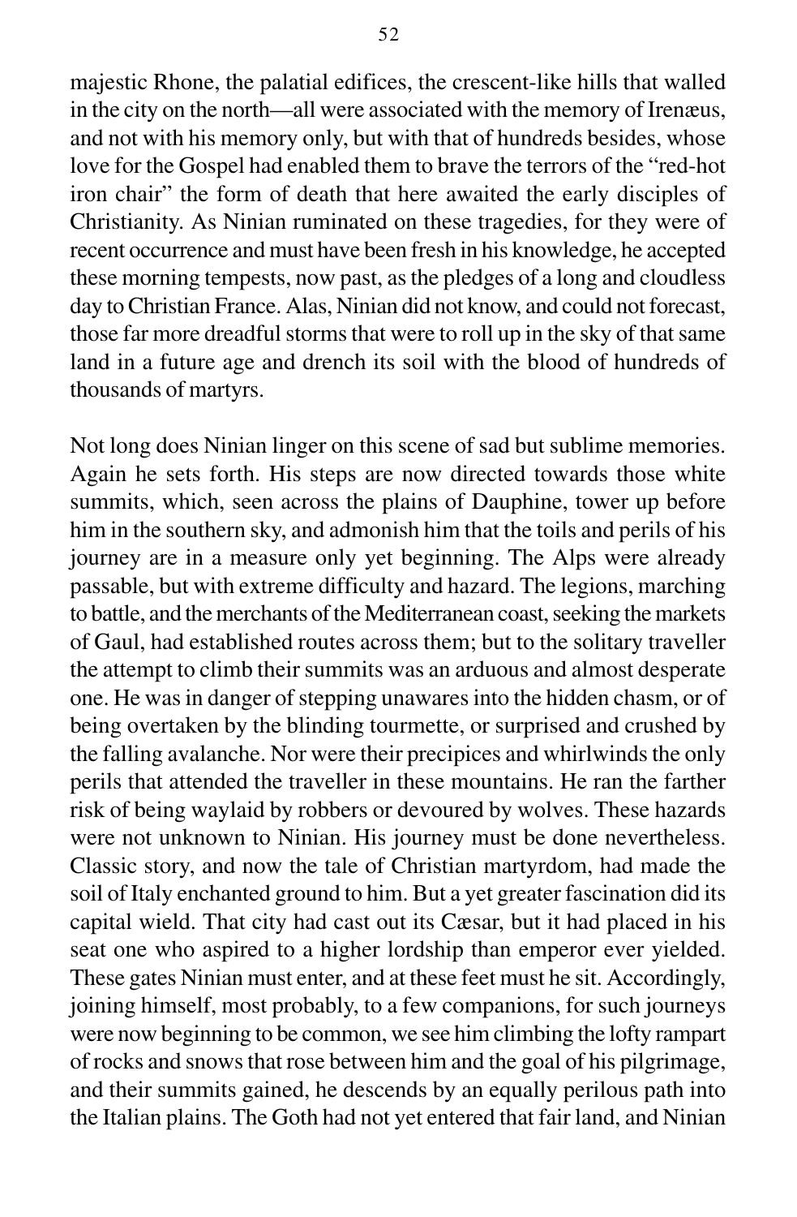majestic Rhone, the palatial edifices, the crescent-like hills that walled in the city on the north—all were associated with the memory of Irenæus, and not with his memory only, but with that of hundreds besides, whose love for the Gospel had enabled them to brave the terrors of the "red-hot iron chair" the form of death that here awaited the early disciples of Christianity. As Ninian ruminated on these tragedies, for they were of recent occurrence and must have been fresh in his knowledge, he accepted these morning tempests, now past, as the pledges of a long and cloudless day to Christian France. Alas, Ninian did not know, and could not forecast, those far more dreadful storms that were to roll up in the sky of that same land in a future age and drench its soil with the blood of hundreds of thousands of martyrs.

Not long does Ninian linger on this scene of sad but sublime memories. Again he sets forth. His steps are now directed towards those white summits, which, seen across the plains of Dauphine, tower up before him in the southern sky, and admonish him that the toils and perils of his journey are in a measure only yet beginning. The Alps were already passable, but with extreme difficulty and hazard. The legions, marching to battle, and the merchants of the Mediterranean coast, seeking the markets of Gaul, had established routes across them; but to the solitary traveller the attempt to climb their summits was an arduous and almost desperate one. He was in danger of stepping unawares into the hidden chasm, or of being overtaken by the blinding tourmette, or surprised and crushed by the falling avalanche. Nor were their precipices and whirlwinds the only perils that attended the traveller in these mountains. He ran the farther risk of being waylaid by robbers or devoured by wolves. These hazards were not unknown to Ninian. His journey must be done nevertheless. Classic story, and now the tale of Christian martyrdom, had made the soil of Italy enchanted ground to him. But a yet greater fascination did its capital wield. That city had cast out its Cæsar, but it had placed in his seat one who aspired to a higher lordship than emperor ever yielded. These gates Ninian must enter, and at these feet must he sit. Accordingly, joining himself, most probably, to a few companions, for such journeys were now beginning to be common, we see him climbing the lofty rampart of rocks and snows that rose between him and the goal of his pilgrimage, and their summits gained, he descends by an equally perilous path into the Italian plains. The Goth had not yet entered that fair land, and Ninian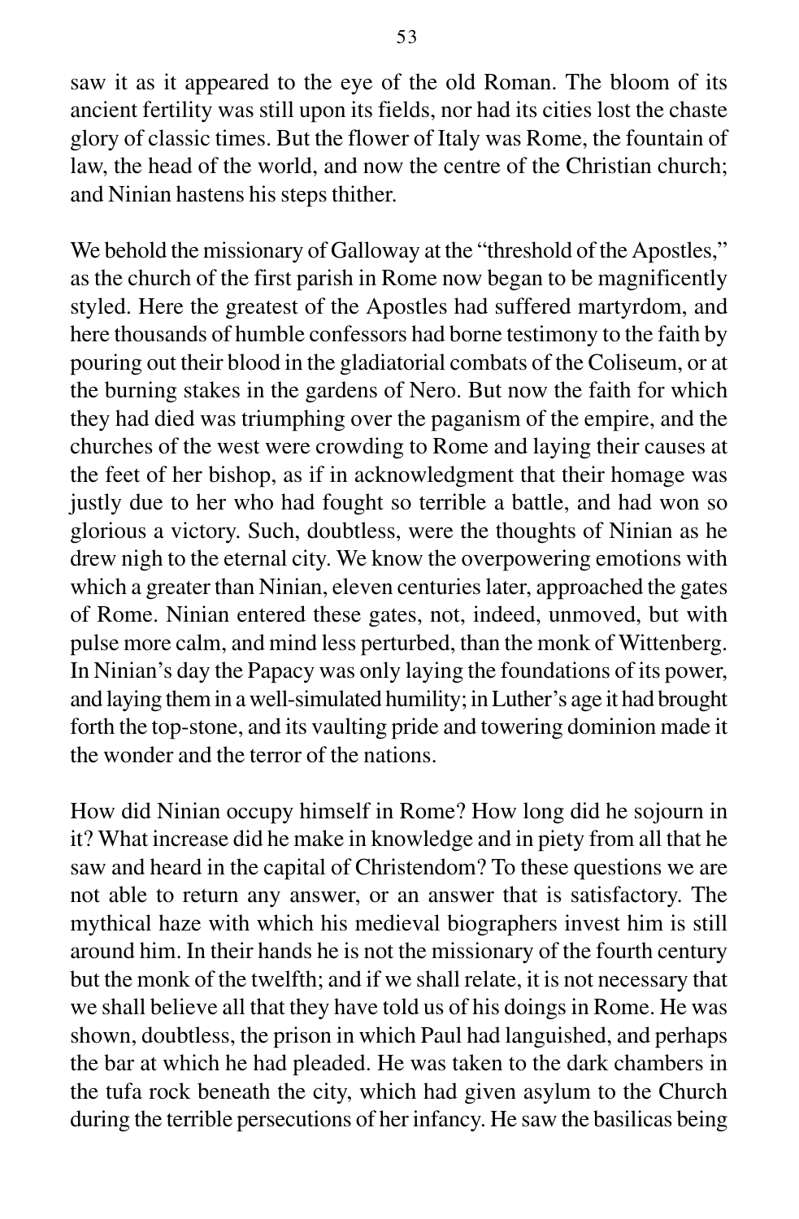saw it as it appeared to the eye of the old Roman. The bloom of its ancient fertility was still upon its fields, nor had its cities lost the chaste glory of classic times. But the flower of Italy was Rome, the fountain of law, the head of the world, and now the centre of the Christian church; and Ninian hastens his steps thither.

We behold the missionary of Galloway at the "threshold of the Apostles," as the church of the first parish in Rome now began to be magnificently styled. Here the greatest of the Apostles had suffered martyrdom, and here thousands of humble confessors had borne testimony to the faith by pouring out their blood in the gladiatorial combats of the Coliseum, or at the burning stakes in the gardens of Nero. But now the faith for which they had died was triumphing over the paganism of the empire, and the churches of the west were crowding to Rome and laying their causes at the feet of her bishop, as if in acknowledgment that their homage was justly due to her who had fought so terrible a battle, and had won so glorious a victory. Such, doubtless, were the thoughts of Ninian as he drew nigh to the eternal city. We know the overpowering emotions with which a greater than Ninian, eleven centuries later, approached the gates of Rome. Ninian entered these gates, not, indeed, unmoved, but with pulse more calm, and mind less perturbed, than the monk of Wittenberg. In Ninian's day the Papacy was only laying the foundations of its power, and laying them in a well-simulated humility; in Luther's age it had brought forth the top-stone, and its vaulting pride and towering dominion made it the wonder and the terror of the nations.

How did Ninian occupy himself in Rome? How long did he sojourn in it? What increase did he make in knowledge and in piety from all that he saw and heard in the capital of Christendom? To these questions we are not able to return any answer, or an answer that is satisfactory. The mythical haze with which his medieval biographers invest him is still around him. In their hands he is not the missionary of the fourth century but the monk of the twelfth; and if we shall relate, it is not necessary that we shall believe all that they have told us of his doings in Rome. He was shown, doubtless, the prison in which Paul had languished, and perhaps the bar at which he had pleaded. He was taken to the dark chambers in the tufa rock beneath the city, which had given asylum to the Church during the terrible persecutions of her infancy. He saw the basilicas being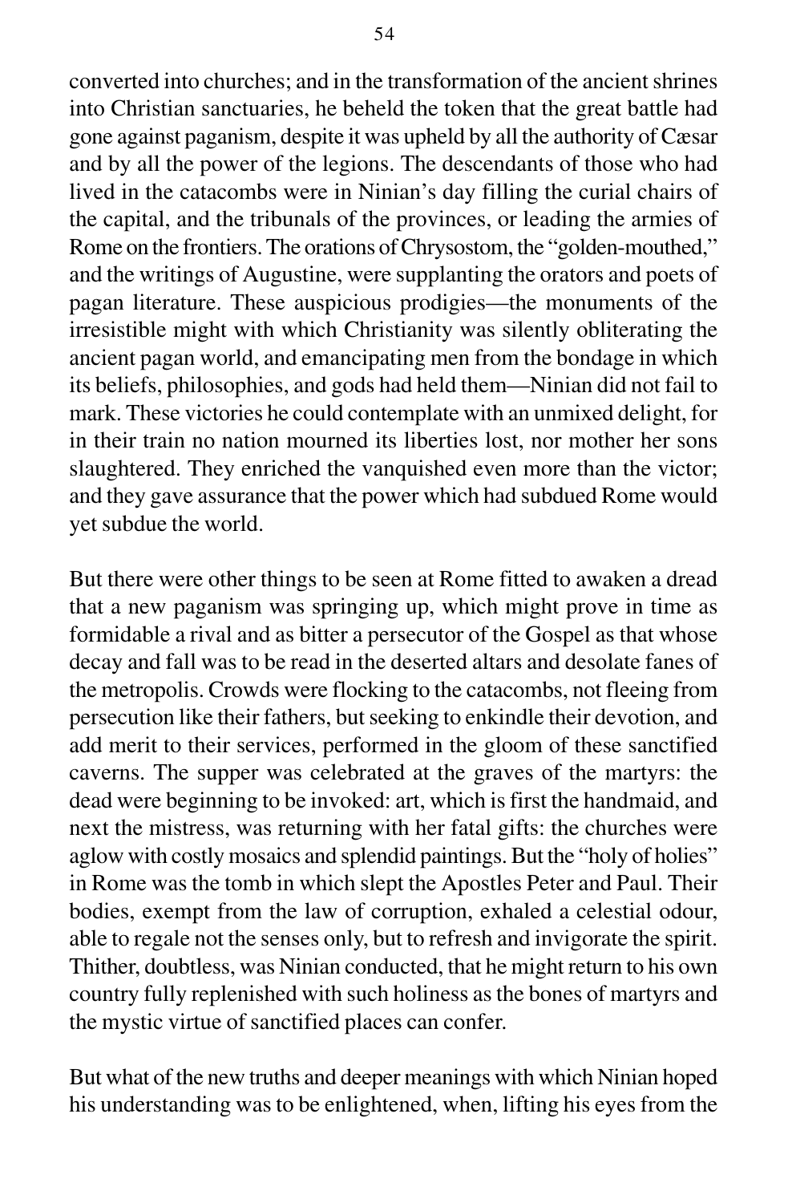converted into churches; and in the transformation of the ancient shrines into Christian sanctuaries, he beheld the token that the great battle had gone against paganism, despite it was upheld by all the authority of Cæsar and by all the power of the legions. The descendants of those who had lived in the catacombs were in Ninian's day filling the curial chairs of the capital, and the tribunals of the provinces, or leading the armies of Rome on the frontiers. The orations of Chrysostom, the "golden-mouthed," and the writings of Augustine, were supplanting the orators and poets of pagan literature. These auspicious prodigies—the monuments of the irresistible might with which Christianity was silently obliterating the ancient pagan world, and emancipating men from the bondage in which its beliefs, philosophies, and gods had held them—Ninian did not fail to mark. These victories he could contemplate with an unmixed delight, for in their train no nation mourned its liberties lost, nor mother her sons slaughtered. They enriched the vanquished even more than the victor; and they gave assurance that the power which had subdued Rome would yet subdue the world.

But there were other things to be seen at Rome fitted to awaken a dread that a new paganism was springing up, which might prove in time as formidable a rival and as bitter a persecutor of the Gospel as that whose decay and fall was to be read in the deserted altars and desolate fanes of the metropolis. Crowds were flocking to the catacombs, not fleeing from persecution like their fathers, but seeking to enkindle their devotion, and add merit to their services, performed in the gloom of these sanctified caverns. The supper was celebrated at the graves of the martyrs: the dead were beginning to be invoked: art, which is first the handmaid, and next the mistress, was returning with her fatal gifts: the churches were aglow with costly mosaics and splendid paintings. But the "holy of holies" in Rome was the tomb in which slept the Apostles Peter and Paul. Their bodies, exempt from the law of corruption, exhaled a celestial odour, able to regale not the senses only, but to refresh and invigorate the spirit. Thither, doubtless, was Ninian conducted, that he might return to his own country fully replenished with such holiness as the bones of martyrs and the mystic virtue of sanctified places can confer.

But what of the new truths and deeper meanings with which Ninian hoped his understanding was to be enlightened, when, lifting his eyes from the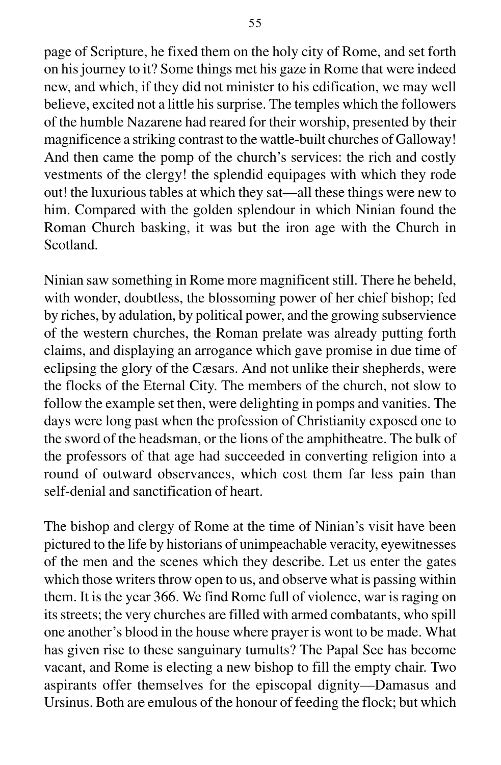page of Scripture, he fixed them on the holy city of Rome, and set forth on his journey to it? Some things met his gaze in Rome that were indeed new, and which, if they did not minister to his edification, we may well believe, excited not a little his surprise. The temples which the followers of the humble Nazarene had reared for their worship, presented by their magnificence a striking contrast to the wattle-built churches of Galloway! And then came the pomp of the church's services: the rich and costly vestments of the clergy! the splendid equipages with which they rode out! the luxurious tables at which they sat—all these things were new to him. Compared with the golden splendour in which Ninian found the Roman Church basking, it was but the iron age with the Church in Scotland.

Ninian saw something in Rome more magnificent still. There he beheld, with wonder, doubtless, the blossoming power of her chief bishop; fed by riches, by adulation, by political power, and the growing subservience of the western churches, the Roman prelate was already putting forth claims, and displaying an arrogance which gave promise in due time of eclipsing the glory of the Cæsars. And not unlike their shepherds, were the flocks of the Eternal City. The members of the church, not slow to follow the example set then, were delighting in pomps and vanities. The days were long past when the profession of Christianity exposed one to the sword of the headsman, or the lions of the amphitheatre. The bulk of the professors of that age had succeeded in converting religion into a round of outward observances, which cost them far less pain than self-denial and sanctification of heart.

The bishop and clergy of Rome at the time of Ninian's visit have been pictured to the life by historians of unimpeachable veracity, eyewitnesses of the men and the scenes which they describe. Let us enter the gates which those writers throw open to us, and observe what is passing within them. It is the year 366. We find Rome full of violence, war is raging on its streets; the very churches are filled with armed combatants, who spill one another's blood in the house where prayer is wont to be made. What has given rise to these sanguinary tumults? The Papal See has become vacant, and Rome is electing a new bishop to fill the empty chair. Two aspirants offer themselves for the episcopal dignity—Damasus and Ursinus. Both are emulous of the honour of feeding the flock; but which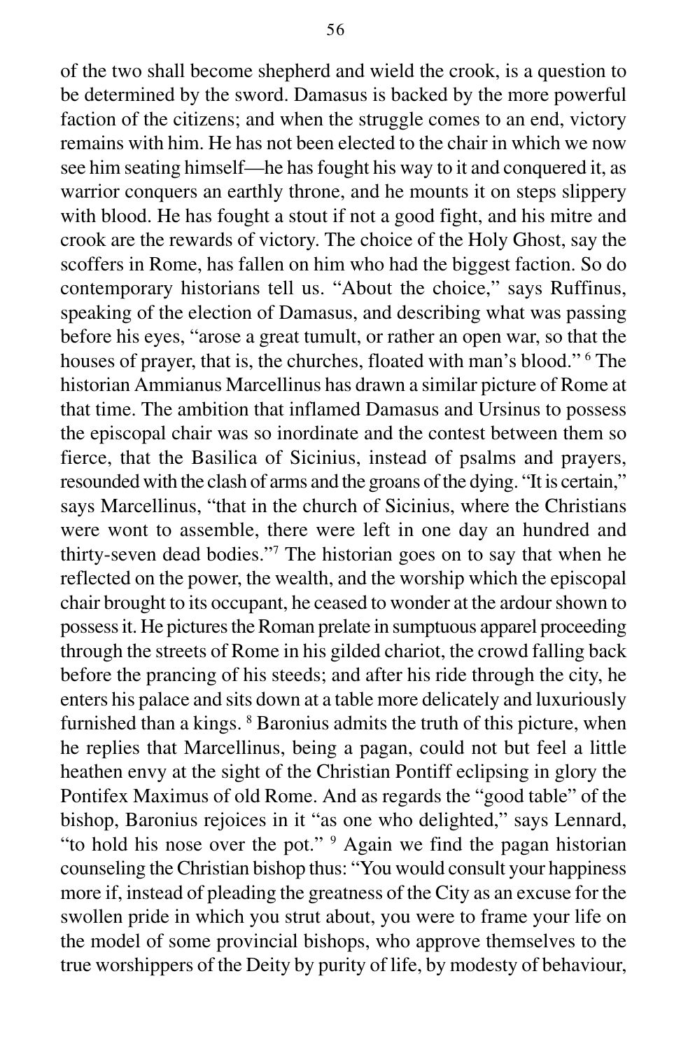of the two shall become shepherd and wield the crook, is a question to be determined by the sword. Damasus is backed by the more powerful faction of the citizens; and when the struggle comes to an end, victory remains with him. He has not been elected to the chair in which we now see him seating himself—he has fought his way to it and conquered it, as warrior conquers an earthly throne, and he mounts it on steps slippery with blood. He has fought a stout if not a good fight, and his mitre and crook are the rewards of victory. The choice of the Holy Ghost, say the scoffers in Rome, has fallen on him who had the biggest faction. So do contemporary historians tell us. "About the choice," says Ruffinus, speaking of the election of Damasus, and describing what was passing before his eyes, "arose a great tumult, or rather an open war, so that the houses of prayer, that is, the churches, floated with man's blood." [6] The historian Ammianus Marcellinus has drawn a similar picture of Rome at that time. The ambition that inflamed Damasus and Ursinus to possess the episcopal chair was so inordinate and the contest between them so fierce, that the Basilica of Sicinius, instead of psalms and prayers, resounded with the clash of arms and the groans of the dying. "It is certain," says Marcellinus, "that in the church of Sicinius, where the Christians were wont to assemble, there were left in one day an hundred and thirty-seven dead bodies."[7] The historian goes on to say that when he reflected on the power, the wealth, and the worship which the episcopal chair brought to its occupant, he ceased to wonder at the ardour shown to possess it. He pictures the Roman prelate in sumptuous apparel proceeding through the streets of Rome in his gilded chariot, the crowd falling back before the prancing of his steeds; and after his ride through the city, he enters his palace and sits down at a table more delicately and luxuriously furnished than a kings. [8] Baronius admits the truth of this picture, when he replies that Marcellinus, being a pagan, could not but feel a little heathen envy at the sight of the Christian Pontiff eclipsing in glory the Pontifex Maximus of old Rome. And as regards the "good table" of the bishop, Baronius rejoices in it "as one who delighted," says Lennard, "to hold his nose over the pot." [9] Again we find the pagan historian counseling the Christian bishop thus: "You would consult your happiness more if, instead of pleading the greatness of the City as an excuse for the swollen pride in which you strut about, you were to frame your life on the model of some provincial bishops, who approve themselves to the true worshippers of the Deity by purity of life, by modesty of behaviour,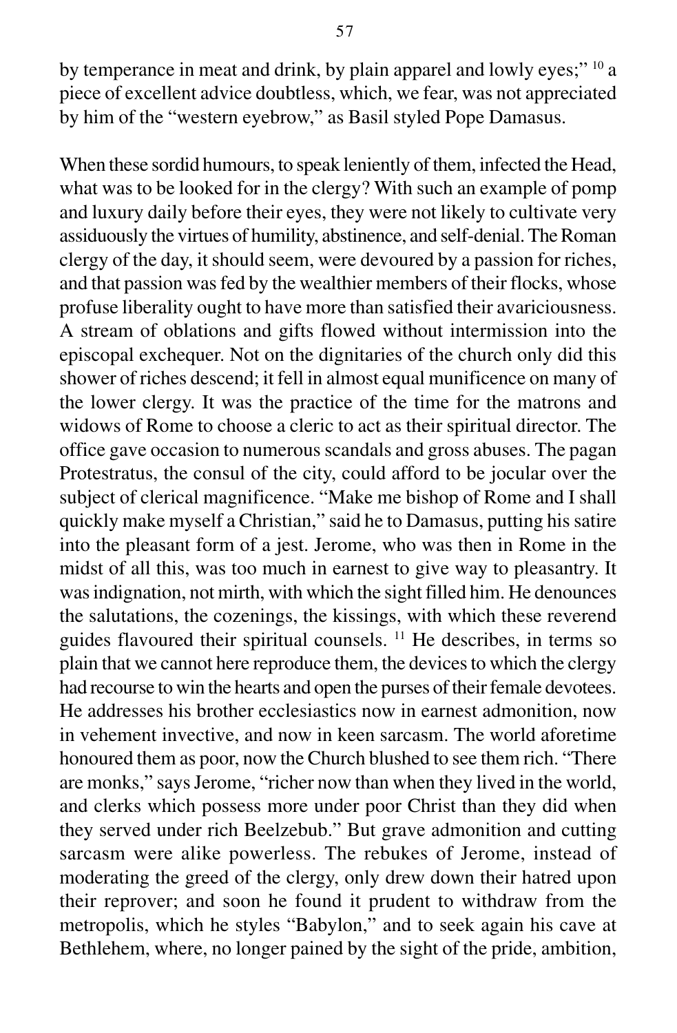by temperance in meat and drink, by plain apparel and lowly eyes;" [10] a piece of excellent advice doubtless, which, we fear, was not appreciated by him of the "western eyebrow," as Basil styled Pope Damasus.

When these sordid humours, to speak leniently of them, infected the Head, what was to be looked for in the clergy? With such an example of pomp and luxury daily before their eyes, they were not likely to cultivate very assiduously the virtues of humility, abstinence, and self-denial. The Roman clergy of the day, it should seem, were devoured by a passion for riches, and that passion was fed by the wealthier members of their flocks, whose profuse liberality ought to have more than satisfied their avariciousness. A stream of oblations and gifts flowed without intermission into the episcopal exchequer. Not on the dignitaries of the church only did this shower of riches descend; it fell in almost equal munificence on many of the lower clergy. It was the practice of the time for the matrons and widows of Rome to choose a cleric to act as their spiritual director. The office gave occasion to numerous scandals and gross abuses. The pagan Protestratus, the consul of the city, could afford to be jocular over the subject of clerical magnificence. "Make me bishop of Rome and I shall quickly make myself a Christian," said he to Damasus, putting his satire into the pleasant form of a jest. Jerome, who was then in Rome in the midst of all this, was too much in earnest to give way to pleasantry. It was indignation, not mirth, with which the sight filled him. He denounces the salutations, the cozenings, the kissings, with which these reverend guides flavoured their spiritual counsels. [11] He describes, in terms so plain that we cannot here reproduce them, the devices to which the clergy had recourse to win the hearts and open the purses of their female devotees. He addresses his brother ecclesiastics now in earnest admonition, now in vehement invective, and now in keen sarcasm. The world aforetime honoured them as poor, now the Church blushed to see them rich. "There are monks," says Jerome, "richer now than when they lived in the world, and clerks which possess more under poor Christ than they did when they served under rich Beelzebub." But grave admonition and cutting sarcasm were alike powerless. The rebukes of Jerome, instead of moderating the greed of the clergy, only drew down their hatred upon their reprover; and soon he found it prudent to withdraw from the metropolis, which he styles "Babylon," and to seek again his cave at Bethlehem, where, no longer pained by the sight of the pride, ambition,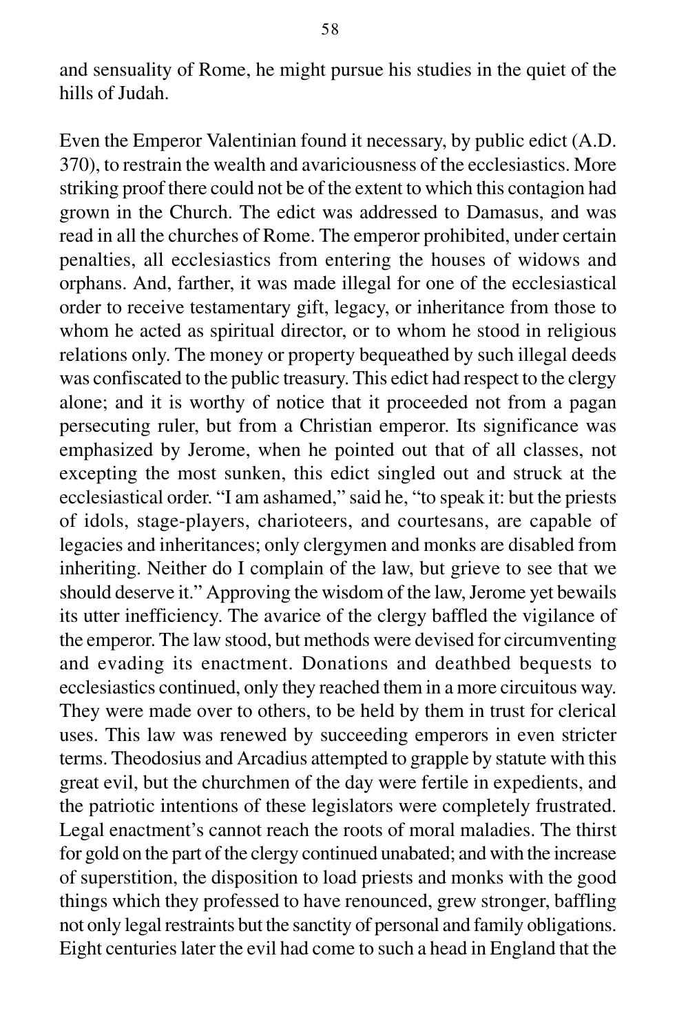and sensuality of Rome, he might pursue his studies in the quiet of the hills of Judah.

Even the Emperor Valentinian found it necessary, by public edict (A.D. 370), to restrain the wealth and avariciousness of the ecclesiastics. More striking proof there could not be of the extent to which this contagion had grown in the Church. The edict was addressed to Damasus, and was read in all the churches of Rome. The emperor prohibited, under certain penalties, all ecclesiastics from entering the houses of widows and orphans. And, farther, it was made illegal for one of the ecclesiastical order to receive testamentary gift, legacy, or inheritance from those to whom he acted as spiritual director, or to whom he stood in religious relations only. The money or property bequeathed by such illegal deeds was confiscated to the public treasury. This edict had respect to the clergy alone; and it is worthy of notice that it proceeded not from a pagan persecuting ruler, but from a Christian emperor. Its significance was emphasized by Jerome, when he pointed out that of all classes, not excepting the most sunken, this edict singled out and struck at the ecclesiastical order. "I am ashamed," said he, "to speak it: but the priests of idols, stage-players, charioteers, and courtesans, are capable of legacies and inheritances; only clergymen and monks are disabled from inheriting. Neither do I complain of the law, but grieve to see that we should deserve it." Approving the wisdom of the law, Jerome yet bewails its utter inefficiency. The avarice of the clergy baffled the vigilance of the emperor. The law stood, but methods were devised for circumventing and evading its enactment. Donations and deathbed bequests to ecclesiastics continued, only they reached them in a more circuitous way. They were made over to others, to be held by them in trust for clerical uses. This law was renewed by succeeding emperors in even stricter terms. Theodosius and Arcadius attempted to grapple by statute with this great evil, but the churchmen of the day were fertile in expedients, and the patriotic intentions of these legislators were completely frustrated. Legal enactment's cannot reach the roots of moral maladies. The thirst for gold on the part of the clergy continued unabated; and with the increase of superstition, the disposition to load priests and monks with the good things which they professed to have renounced, grew stronger, baffling not only legal restraints but the sanctity of personal and family obligations. Eight centuries later the evil had come to such a head in England that the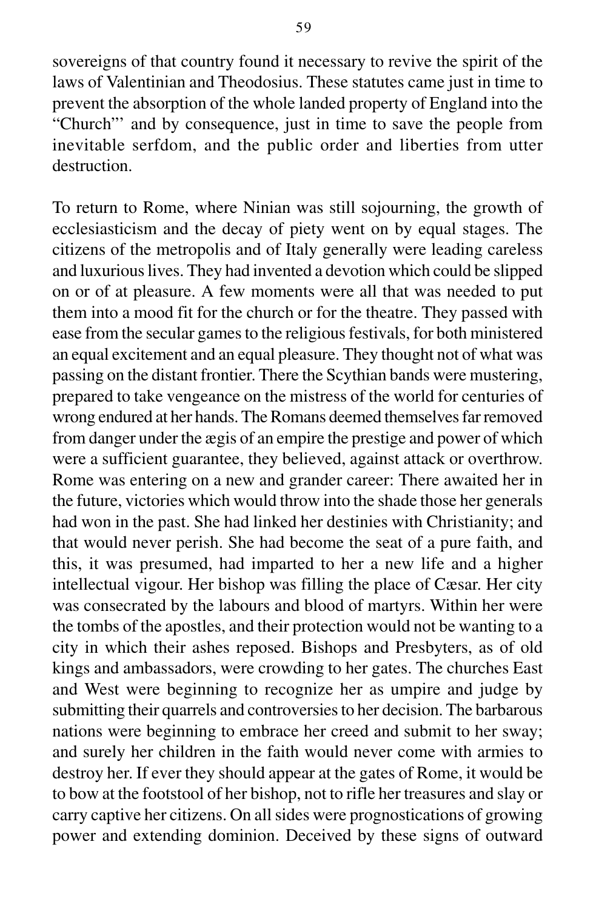sovereigns of that country found it necessary to revive the spirit of the laws of Valentinian and Theodosius. These statutes came just in time to prevent the absorption of the whole landed property of England into the "Church"' and by consequence, just in time to save the people from inevitable serfdom, and the public order and liberties from utter destruction.

To return to Rome, where Ninian was still sojourning, the growth of ecclesiasticism and the decay of piety went on by equal stages. The citizens of the metropolis and of Italy generally were leading careless and luxurious lives. They had invented a devotion which could be slipped on or of at pleasure. A few moments were all that was needed to put them into a mood fit for the church or for the theatre. They passed with ease from the secular games to the religious festivals, for both ministered an equal excitement and an equal pleasure. They thought not of what was passing on the distant frontier. There the Scythian bands were mustering, prepared to take vengeance on the mistress of the world for centuries of wrong endured at her hands. The Romans deemed themselves far removed from danger under the ægis of an empire the prestige and power of which were a sufficient guarantee, they believed, against attack or overthrow. Rome was entering on a new and grander career: There awaited her in the future, victories which would throw into the shade those her generals had won in the past. She had linked her destinies with Christianity; and that would never perish. She had become the seat of a pure faith, and this, it was presumed, had imparted to her a new life and a higher intellectual vigour. Her bishop was filling the place of Cæsar. Her city was consecrated by the labours and blood of martyrs. Within her were the tombs of the apostles, and their protection would not be wanting to a city in which their ashes reposed. Bishops and Presbyters, as of old kings and ambassadors, were crowding to her gates. The churches East and West were beginning to recognize her as umpire and judge by submitting their quarrels and controversies to her decision. The barbarous nations were beginning to embrace her creed and submit to her sway; and surely her children in the faith would never come with armies to destroy her. If ever they should appear at the gates of Rome, it would be to bow at the footstool of her bishop, not to rifle her treasures and slay or carry captive her citizens. On all sides were prognostications of growing power and extending dominion. Deceived by these signs of outward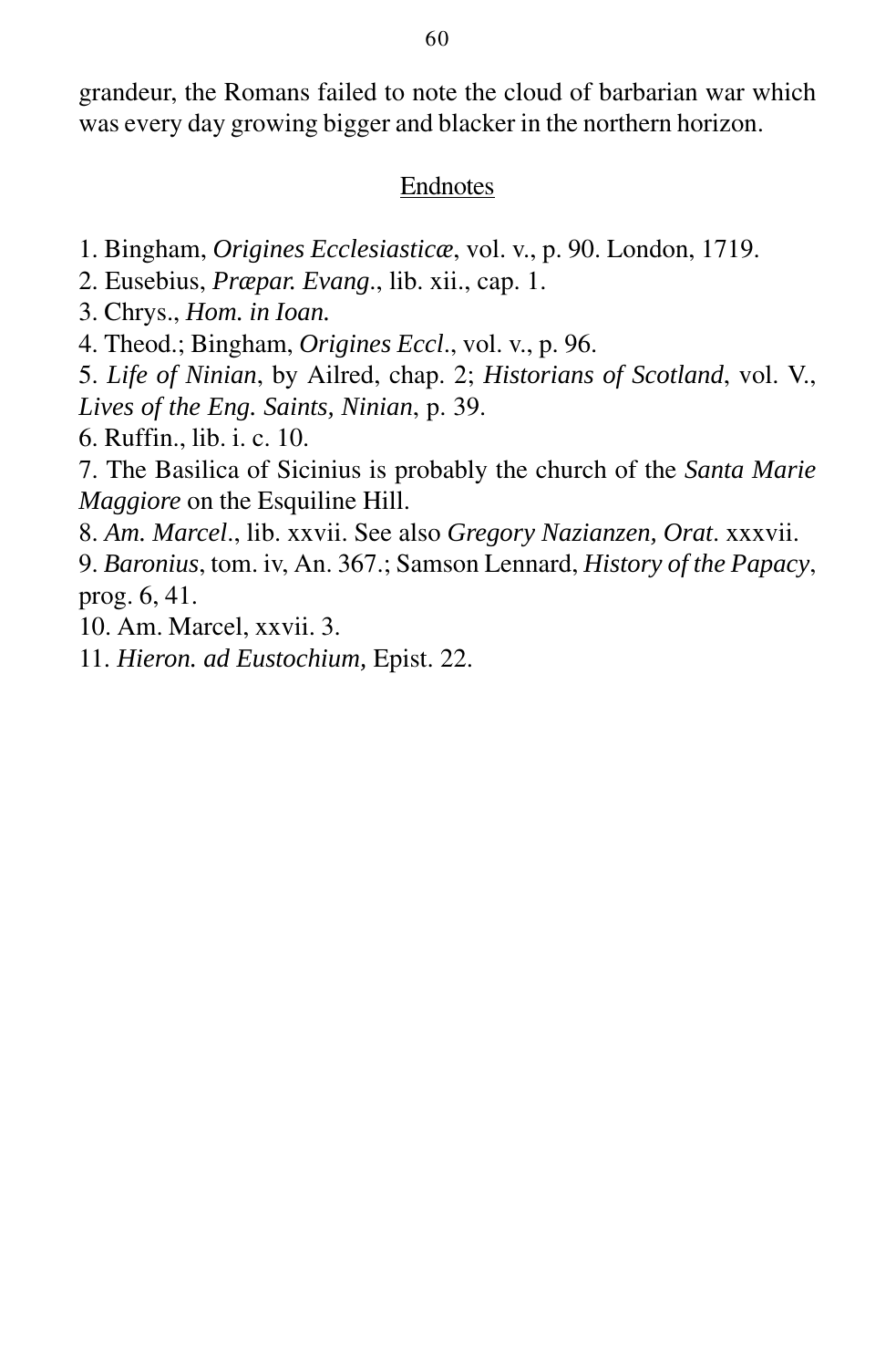grandeur, the Romans failed to note the cloud of barbarian war which was every day growing bigger and blacker in the northern horizon.

## Endnotes

1. Bingham, *Origines Ecclesiasticæ*, vol. v., p. 90. London, 1719.
2. Eusebius, *Præpar. Evang.*, lib. xii., cap. 1.
3. Chrys., *Hom. in Ioan.*
4. Theod.; Bingham, *Origines Eccl.*, vol. v., p. 96.
5. *Life of Ninian*, by Ailred, chap. 2; *Historians of Scotland*, vol. V., *Lives of the Eng. Saints, Ninian*, p. 39.
6. Ruffin., lib. i. c. 10.
7. The Basilica of Sicinius is probably the church of the *Santa Marie Maggiore* on the Esquiline Hill.
8. *Am. Marcel*., lib. xxvii. See also *Gregory Nazianzen, Orat*. xxxvii.
9. *Baronius*, tom. iv, An. 367.; Samson Lennard, *History of the Papacy*, prog. 6, 41.
10. Am. Marcel, xxvii. 3.
11. *Hieron. ad Eustochium,* Epist. 22.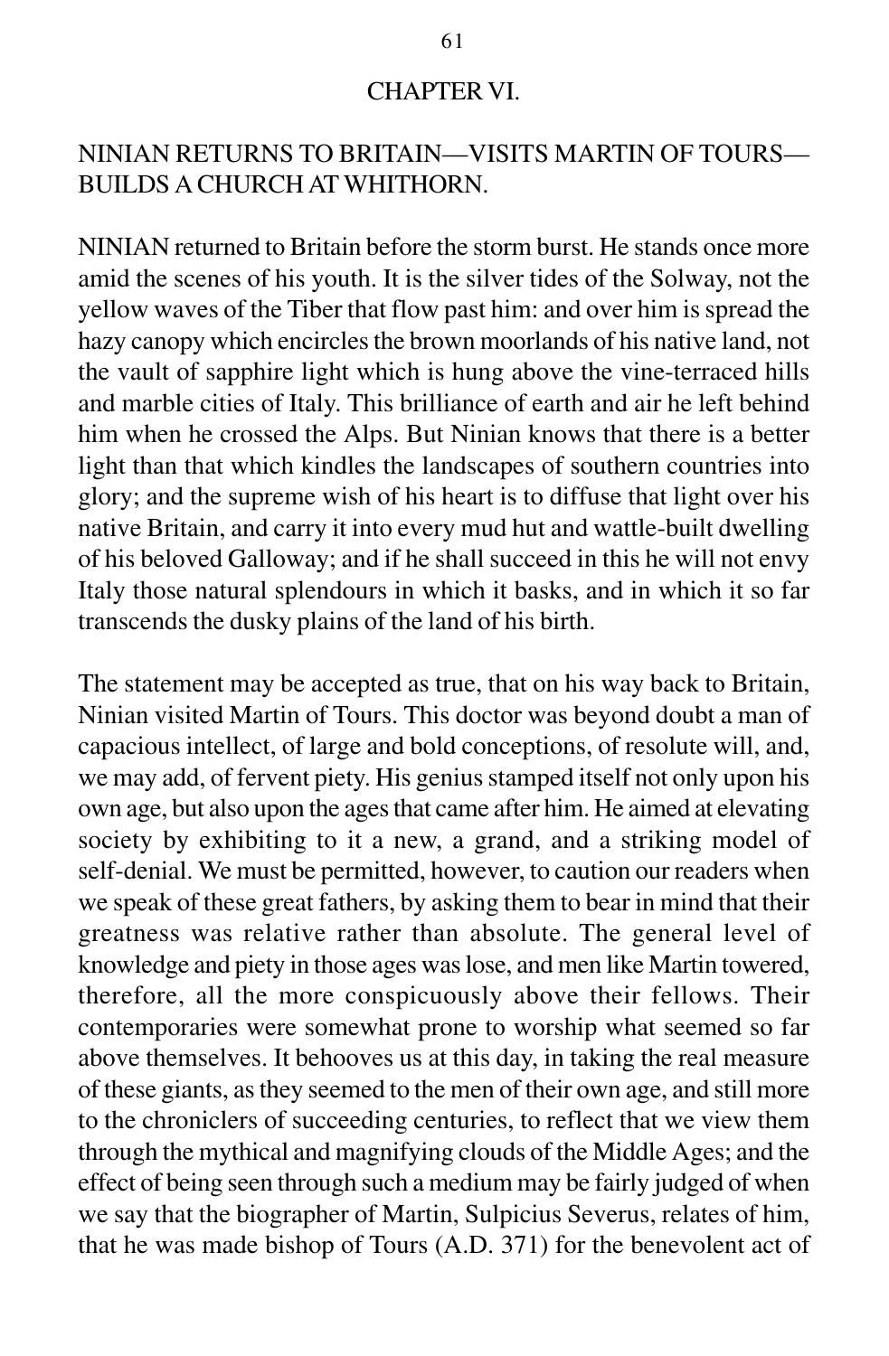# CHAPTER VI.

## NINIAN RETURNS TO BRITAIN—VISITS MARTIN OF TOURS—BUILDS A CHURCH AT WHITHORN.

NINIAN returned to Britain before the storm burst. He stands once more amid the scenes of his youth. It is the silver tides of the Solway, not the yellow waves of the Tiber that flow past him: and over him is spread the hazy canopy which encircles the brown moorlands of his native land, not the vault of sapphire light which is hung above the vine-terraced hills and marble cities of Italy. This brilliance of earth and air he left behind him when he crossed the Alps. But Ninian knows that there is a better light than that which kindles the landscapes of southern countries into glory; and the supreme wish of his heart is to diffuse that light over his native Britain, and carry it into every mud hut and wattle-built dwelling of his beloved Galloway; and if he shall succeed in this he will not envy Italy those natural splendours in which it basks, and in which it so far transcends the dusky plains of the land of his birth.

The statement may be accepted as true, that on his way back to Britain, Ninian visited Martin of Tours. This doctor was beyond doubt a man of capacious intellect, of large and bold conceptions, of resolute will, and, we may add, of fervent piety. His genius stamped itself not only upon his own age, but also upon the ages that came after him. He aimed at elevating society by exhibiting to it a new, a grand, and a striking model of self-denial. We must be permitted, however, to caution our readers when we speak of these great fathers, by asking them to bear in mind that their greatness was relative rather than absolute. The general level of knowledge and piety in those ages was lose, and men like Martin towered, therefore, all the more conspicuously above their fellows. Their contemporaries were somewhat prone to worship what seemed so far above themselves. It behooves us at this day, in taking the real measure of these giants, as they seemed to the men of their own age, and still more to the chroniclers of succeeding centuries, to reflect that we view them through the mythical and magnifying clouds of the Middle Ages; and the effect of being seen through such a medium may be fairly judged of when we say that the biographer of Martin, Sulpicius Severus, relates of him, that he was made bishop of Tours (A.D. 371) for the benevolent act of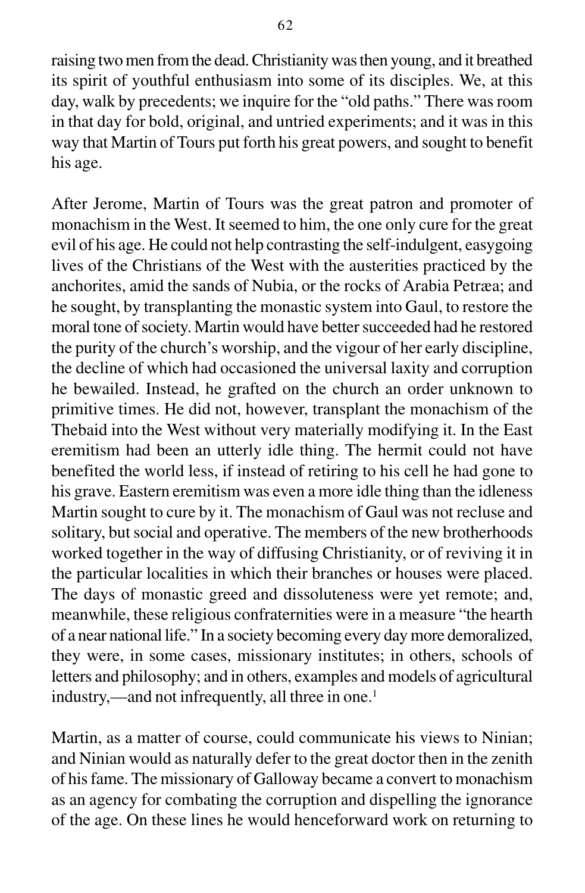raising two men from the dead. Christianity was then young, and it breathed its spirit of youthful enthusiasm into some of its disciples. We, at this day, walk by precedents; we inquire for the "old paths." There was room in that day for bold, original, and untried experiments; and it was in this way that Martin of Tours put forth his great powers, and sought to benefit his age.

After Jerome, Martin of Tours was the great patron and promoter of monachism in the West. It seemed to him, the one only cure for the great evil of his age. He could not help contrasting the self-indulgent, easygoing lives of the Christians of the West with the austerities practiced by the anchorites, amid the sands of Nubia, or the rocks of Arabia Petræa; and he sought, by transplanting the monastic system into Gaul, to restore the moral tone of society. Martin would have better succeeded had he restored the purity of the church's worship, and the vigour of her early discipline, the decline of which had occasioned the universal laxity and corruption he bewailed. Instead, he grafted on the church an order unknown to primitive times. He did not, however, transplant the monachism of the Thebaid into the West without very materially modifying it. In the East eremitism had been an utterly idle thing. The hermit could not have benefited the world less, if instead of retiring to his cell he had gone to his grave. Eastern eremitism was even a more idle thing than the idleness Martin sought to cure by it. The monachism of Gaul was not recluse and solitary, but social and operative. The members of the new brotherhoods worked together in the way of diffusing Christianity, or of reviving it in the particular localities in which their branches or houses were placed. The days of monastic greed and dissoluteness were yet remote; and, meanwhile, these religious confraternities were in a measure "the hearth of a near national life." In a society becoming every day more demoralized, they were, in some cases, missionary institutes; in others, schools of letters and philosophy; and in others, examples and models of agricultural industry,—and not infrequently, all three in one.[1]

Martin, as a matter of course, could communicate his views to Ninian; and Ninian would as naturally defer to the great doctor then in the zenith of his fame. The missionary of Galloway became a convert to monachism as an agency for combating the corruption and dispelling the ignorance of the age. On these lines he would henceforward work on returning to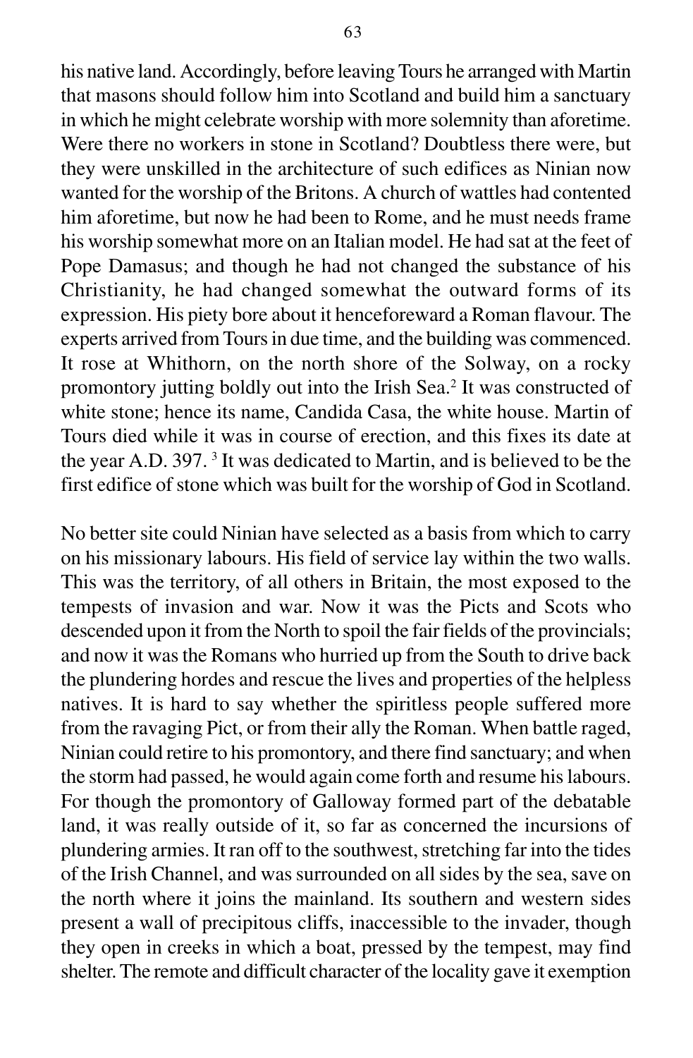his native land. Accordingly, before leaving Tours he arranged with Martin that masons should follow him into Scotland and build him a sanctuary in which he might celebrate worship with more solemnity than aforetime. Were there no workers in stone in Scotland? Doubtless there were, but they were unskilled in the architecture of such edifices as Ninian now wanted for the worship of the Britons. A church of wattles had contented him aforetime, but now he had been to Rome, and he must needs frame his worship somewhat more on an Italian model. He had sat at the feet of Pope Damasus; and though he had not changed the substance of his Christianity, he had changed somewhat the outward forms of its expression. His piety bore about it henceforeward a Roman flavour. The experts arrived from Tours in due time, and the building was commenced. It rose at Whithorn, on the north shore of the Solway, on a rocky promontory jutting boldly out into the Irish Sea.[2] It was constructed of white stone; hence its name, Candida Casa, the white house. Martin of Tours died while it was in course of erection, and this fixes its date at the year A.D. 397. [3] It was dedicated to Martin, and is believed to be the first edifice of stone which was built for the worship of God in Scotland.

No better site could Ninian have selected as a basis from which to carry on his missionary labours. His field of service lay within the two walls. This was the territory, of all others in Britain, the most exposed to the tempests of invasion and war. Now it was the Picts and Scots who descended upon it from the North to spoil the fair fields of the provincials; and now it was the Romans who hurried up from the South to drive back the plundering hordes and rescue the lives and properties of the helpless natives. It is hard to say whether the spiritless people suffered more from the ravaging Pict, or from their ally the Roman. When battle raged, Ninian could retire to his promontory, and there find sanctuary; and when the storm had passed, he would again come forth and resume his labours. For though the promontory of Galloway formed part of the debatable land, it was really outside of it, so far as concerned the incursions of plundering armies. It ran off to the southwest, stretching far into the tides of the Irish Channel, and was surrounded on all sides by the sea, save on the north where it joins the mainland. Its southern and western sides present a wall of precipitous cliffs, inaccessible to the invader, though they open in creeks in which a boat, pressed by the tempest, may find shelter. The remote and difficult character of the locality gave it exemption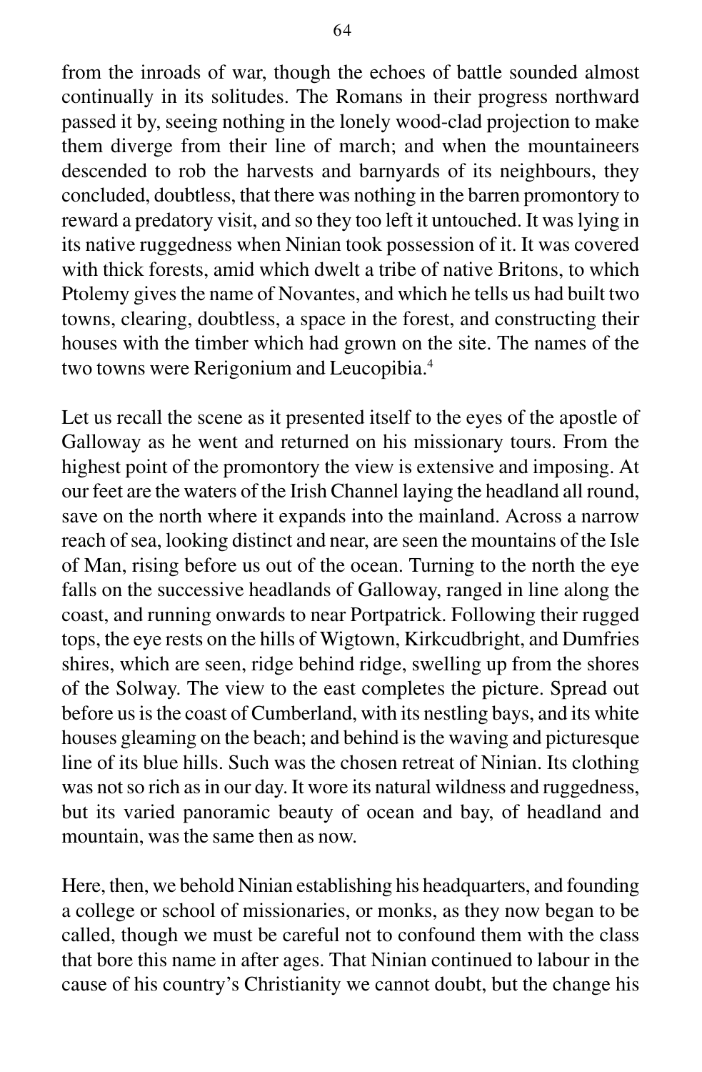from the inroads of war, though the echoes of battle sounded almost continually in its solitudes. The Romans in their progress northward passed it by, seeing nothing in the lonely wood-clad projection to make them diverge from their line of march; and when the mountaineers descended to rob the harvests and barnyards of its neighbours, they concluded, doubtless, that there was nothing in the barren promontory to reward a predatory visit, and so they too left it untouched. It was lying in its native ruggedness when Ninian took possession of it. It was covered with thick forests, amid which dwelt a tribe of native Britons, to which Ptolemy gives the name of Novantes, and which he tells us had built two towns, clearing, doubtless, a space in the forest, and constructing their houses with the timber which had grown on the site. The names of the two towns were Rerigonium and Leucopibia.[4]

Let us recall the scene as it presented itself to the eyes of the apostle of Galloway as he went and returned on his missionary tours. From the highest point of the promontory the view is extensive and imposing. At our feet are the waters of the Irish Channel laying the headland all round, save on the north where it expands into the mainland. Across a narrow reach of sea, looking distinct and near, are seen the mountains of the Isle of Man, rising before us out of the ocean. Turning to the north the eye falls on the successive headlands of Galloway, ranged in line along the coast, and running onwards to near Portpatrick. Following their rugged tops, the eye rests on the hills of Wigtown, Kirkcudbright, and Dumfries shires, which are seen, ridge behind ridge, swelling up from the shores of the Solway. The view to the east completes the picture. Spread out before us is the coast of Cumberland, with its nestling bays, and its white houses gleaming on the beach; and behind is the waving and picturesque line of its blue hills. Such was the chosen retreat of Ninian. Its clothing was not so rich as in our day. It wore its natural wildness and ruggedness, but its varied panoramic beauty of ocean and bay, of headland and mountain, was the same then as now.

Here, then, we behold Ninian establishing his headquarters, and founding a college or school of missionaries, or monks, as they now began to be called, though we must be careful not to confound them with the class that bore this name in after ages. That Ninian continued to labour in the cause of his country's Christianity we cannot doubt, but the change his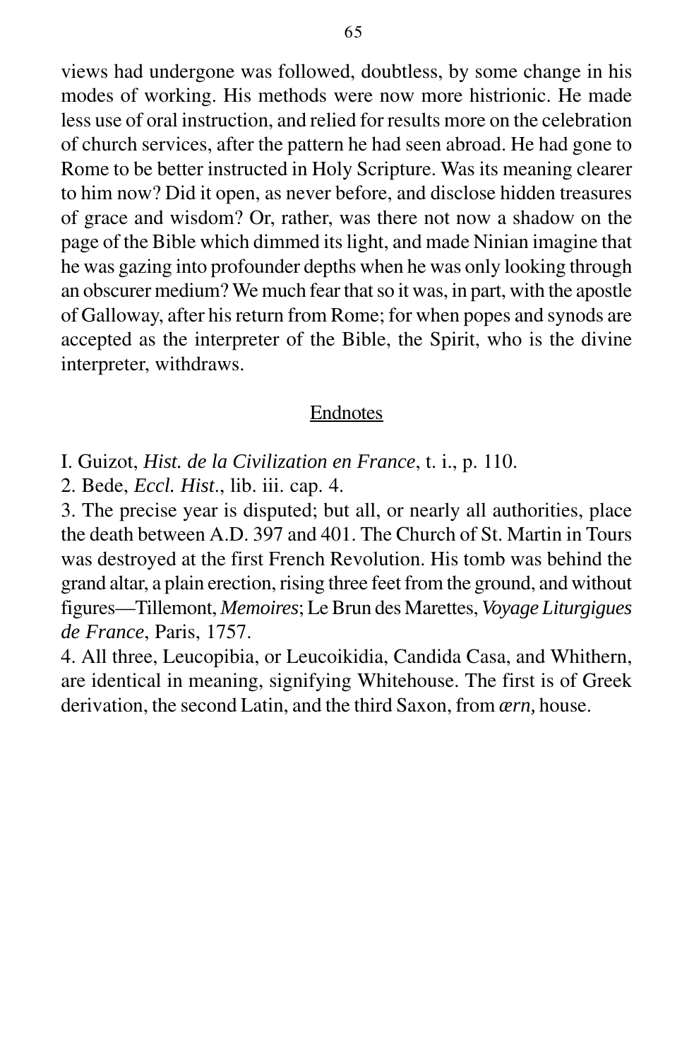views had undergone was followed, doubtless, by some change in his modes of working. His methods were now more histrionic. He made less use of oral instruction, and relied for results more on the celebration of church services, after the pattern he had seen abroad. He had gone to Rome to be better instructed in Holy Scripture. Was its meaning clearer to him now? Did it open, as never before, and disclose hidden treasures of grace and wisdom? Or, rather, was there not now a shadow on the page of the Bible which dimmed its light, and made Ninian imagine that he was gazing into profounder depths when he was only looking through an obscurer medium? We much fear that so it was, in part, with the apostle of Galloway, after his return from Rome; for when popes and synods are accepted as the interpreter of the Bible, the Spirit, who is the divine interpreter, withdraws.

## Endnotes

I. Guizot, *Hist. de la Civilization en France*, t. i., p. 110.

2. Bede, *Eccl. Hist*., lib. iii. cap. 4.

3. The precise year is disputed; but all, or nearly all authorities, place the death between A.D. 397 and 401. The Church of St. Martin in Tours was destroyed at the first French Revolution. His tomb was behind the grand altar, a plain erection, rising three feet from the ground, and without figures—Tillemont, *Memoires*; Le Brun des Marettes, *Voyage Liturgigues de France*, Paris, 1757.

4. All three, Leucopibia, or Leucoikidia, Candida Casa, and Whithern, are identical in meaning, signifying Whitehouse. The first is of Greek derivation, the second Latin, and the third Saxon, from *ærn,* house.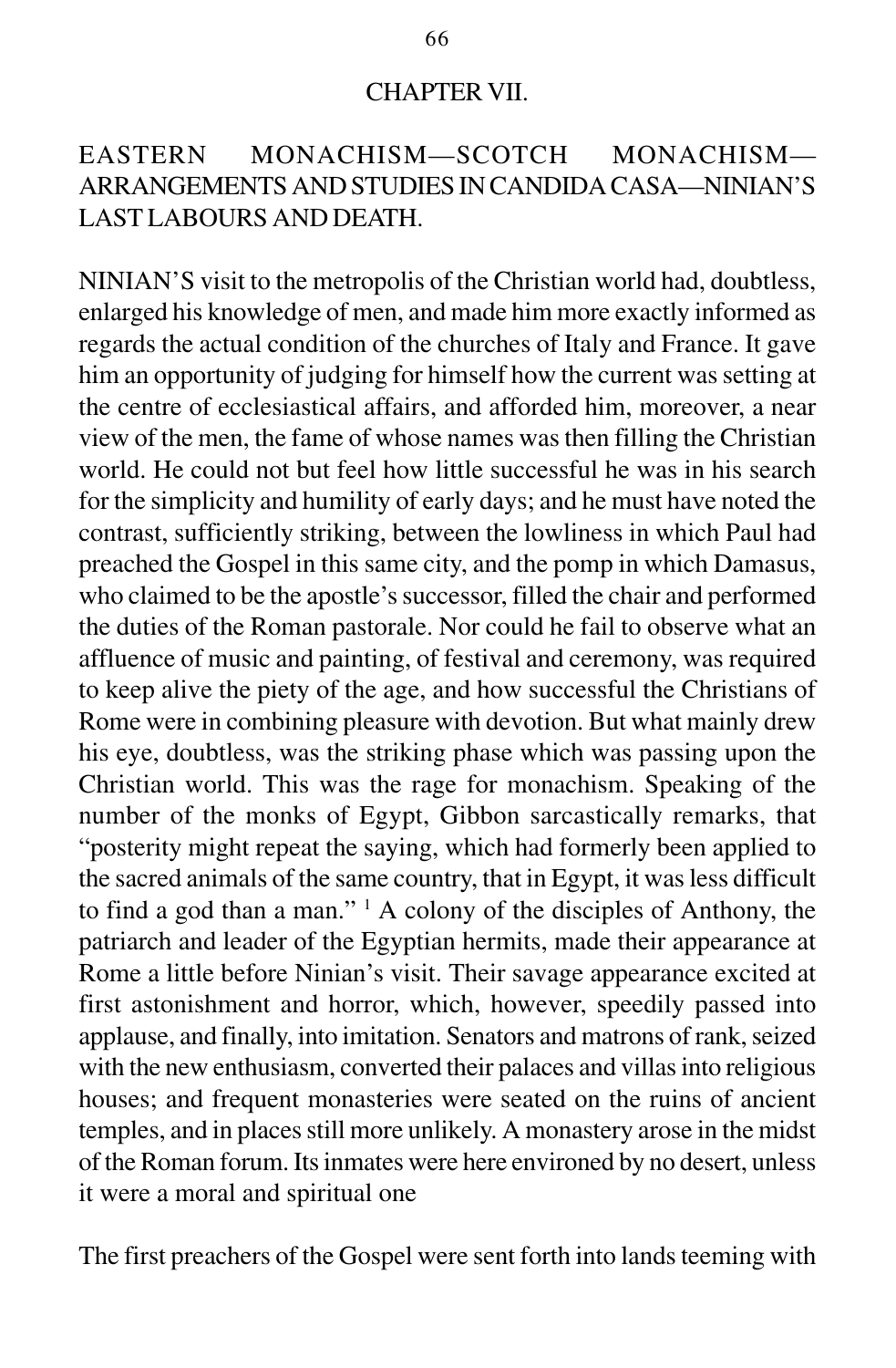# CHAPTER VII.

## EASTERN MONACHISM—SCOTCH MONACHISM—ARRANGEMENTS AND STUDIES IN CANDIDA CASA—NINIAN'S LAST LABOURS AND DEATH.

NINIAN'S visit to the metropolis of the Christian world had, doubtless, enlarged his knowledge of men, and made him more exactly informed as regards the actual condition of the churches of Italy and France. It gave him an opportunity of judging for himself how the current was setting at the centre of ecclesiastical affairs, and afforded him, moreover, a near view of the men, the fame of whose names was then filling the Christian world. He could not but feel how little successful he was in his search for the simplicity and humility of early days; and he must have noted the contrast, sufficiently striking, between the lowliness in which Paul had preached the Gospel in this same city, and the pomp in which Damasus, who claimed to be the apostle's successor, filled the chair and performed the duties of the Roman pastorale. Nor could he fail to observe what an affluence of music and painting, of festival and ceremony, was required to keep alive the piety of the age, and how successful the Christians of Rome were in combining pleasure with devotion. But what mainly drew his eye, doubtless, was the striking phase which was passing upon the Christian world. This was the rage for monachism. Speaking of the number of the monks of Egypt, Gibbon sarcastically remarks, that "posterity might repeat the saying, which had formerly been applied to the sacred animals of the same country, that in Egypt, it was less difficult to find a god than a man." [1] A colony of the disciples of Anthony, the patriarch and leader of the Egyptian hermits, made their appearance at Rome a little before Ninian's visit. Their savage appearance excited at first astonishment and horror, which, however, speedily passed into applause, and finally, into imitation. Senators and matrons of rank, seized with the new enthusiasm, converted their palaces and villas into religious houses; and frequent monasteries were seated on the ruins of ancient temples, and in places still more unlikely. A monastery arose in the midst of the Roman forum. Its inmates were here environed by no desert, unless it were a moral and spiritual one

The first preachers of the Gospel were sent forth into lands teeming with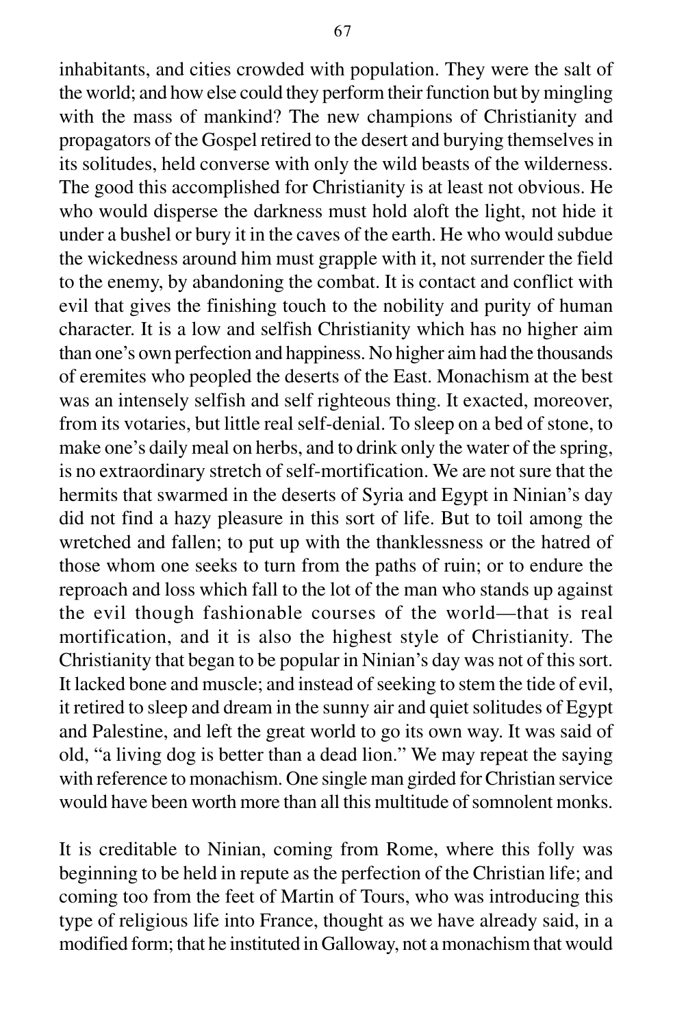inhabitants, and cities crowded with population. They were the salt of the world; and how else could they perform their function but by mingling with the mass of mankind? The new champions of Christianity and propagators of the Gospel retired to the desert and burying themselves in its solitudes, held converse with only the wild beasts of the wilderness. The good this accomplished for Christianity is at least not obvious. He who would disperse the darkness must hold aloft the light, not hide it under a bushel or bury it in the caves of the earth. He who would subdue the wickedness around him must grapple with it, not surrender the field to the enemy, by abandoning the combat. It is contact and conflict with evil that gives the finishing touch to the nobility and purity of human character. It is a low and selfish Christianity which has no higher aim than one's own perfection and happiness. No higher aim had the thousands of eremites who peopled the deserts of the East. Monachism at the best was an intensely selfish and self righteous thing. It exacted, moreover, from its votaries, but little real self-denial. To sleep on a bed of stone, to make one's daily meal on herbs, and to drink only the water of the spring, is no extraordinary stretch of self-mortification. We are not sure that the hermits that swarmed in the deserts of Syria and Egypt in Ninian's day did not find a hazy pleasure in this sort of life. But to toil among the wretched and fallen; to put up with the thanklessness or the hatred of those whom one seeks to turn from the paths of ruin; or to endure the reproach and loss which fall to the lot of the man who stands up against the evil though fashionable courses of the world—that is real mortification, and it is also the highest style of Christianity. The Christianity that began to be popular in Ninian's day was not of this sort. It lacked bone and muscle; and instead of seeking to stem the tide of evil, it retired to sleep and dream in the sunny air and quiet solitudes of Egypt and Palestine, and left the great world to go its own way. It was said of old, "a living dog is better than a dead lion." We may repeat the saying with reference to monachism. One single man girded for Christian service would have been worth more than all this multitude of somnolent monks.

It is creditable to Ninian, coming from Rome, where this folly was beginning to be held in repute as the perfection of the Christian life; and coming too from the feet of Martin of Tours, who was introducing this type of religious life into France, thought as we have already said, in a modified form; that he instituted in Galloway, not a monachism that would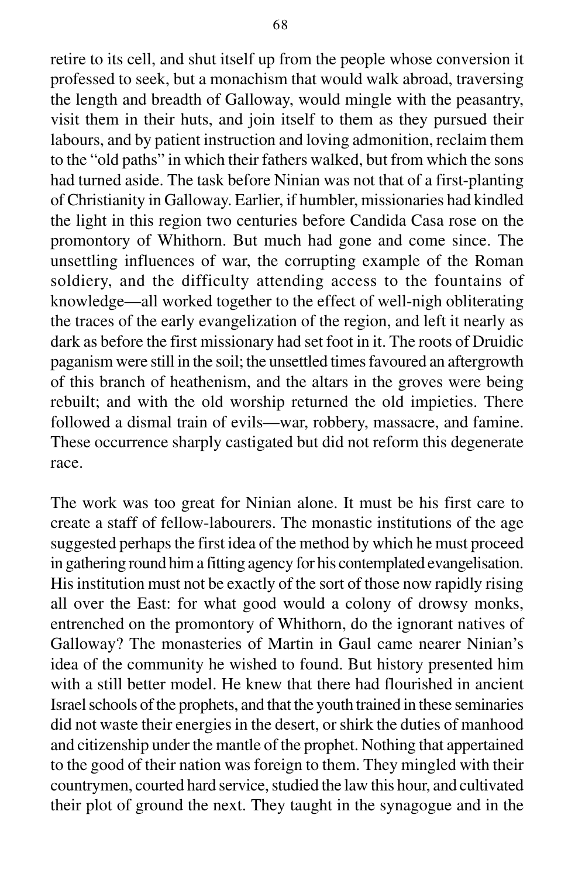retire to its cell, and shut itself up from the people whose conversion it professed to seek, but a monachism that would walk abroad, traversing the length and breadth of Galloway, would mingle with the peasantry, visit them in their huts, and join itself to them as they pursued their labours, and by patient instruction and loving admonition, reclaim them to the "old paths" in which their fathers walked, but from which the sons had turned aside. The task before Ninian was not that of a first-planting of Christianity in Galloway. Earlier, if humbler, missionaries had kindled the light in this region two centuries before Candida Casa rose on the promontory of Whithorn. But much had gone and come since. The unsettling influences of war, the corrupting example of the Roman soldiery, and the difficulty attending access to the fountains of knowledge—all worked together to the effect of well-nigh obliterating the traces of the early evangelization of the region, and left it nearly as dark as before the first missionary had set foot in it. The roots of Druidic paganism were still in the soil; the unsettled times favoured an aftergrowth of this branch of heathenism, and the altars in the groves were being rebuilt; and with the old worship returned the old impieties. There followed a dismal train of evils—war, robbery, massacre, and famine. These occurrence sharply castigated but did not reform this degenerate race.

The work was too great for Ninian alone. It must be his first care to create a staff of fellow-labourers. The monastic institutions of the age suggested perhaps the first idea of the method by which he must proceed in gathering round him a fitting agency for his contemplated evangelisation. His institution must not be exactly of the sort of those now rapidly rising all over the East: for what good would a colony of drowsy monks, entrenched on the promontory of Whithorn, do the ignorant natives of Galloway? The monasteries of Martin in Gaul came nearer Ninian's idea of the community he wished to found. But history presented him with a still better model. He knew that there had flourished in ancient Israel schools of the prophets, and that the youth trained in these seminaries did not waste their energies in the desert, or shirk the duties of manhood and citizenship under the mantle of the prophet. Nothing that appertained to the good of their nation was foreign to them. They mingled with their countrymen, courted hard service, studied the law this hour, and cultivated their plot of ground the next. They taught in the synagogue and in the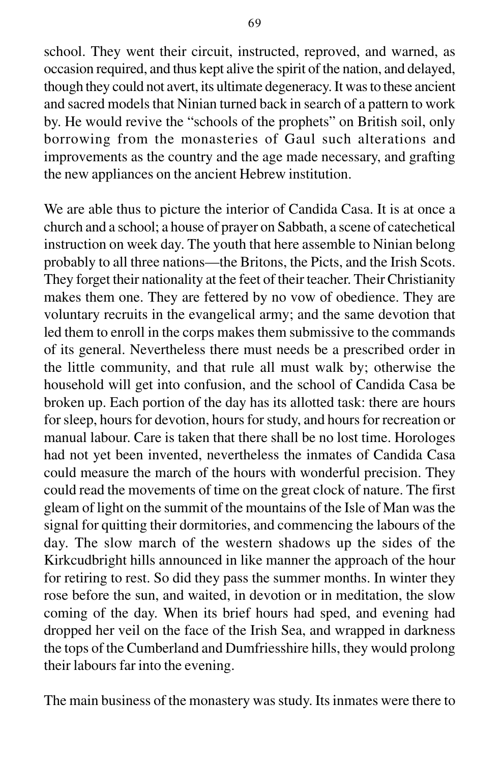school. They went their circuit, instructed, reproved, and warned, as occasion required, and thus kept alive the spirit of the nation, and delayed, though they could not avert, its ultimate degeneracy. It was to these ancient and sacred models that Ninian turned back in search of a pattern to work by. He would revive the "schools of the prophets" on British soil, only borrowing from the monasteries of Gaul such alterations and improvements as the country and the age made necessary, and grafting the new appliances on the ancient Hebrew institution.

We are able thus to picture the interior of Candida Casa. It is at once a church and a school; a house of prayer on Sabbath, a scene of catechetical instruction on week day. The youth that here assemble to Ninian belong probably to all three nations—the Britons, the Picts, and the Irish Scots. They forget their nationality at the feet of their teacher. Their Christianity makes them one. They are fettered by no vow of obedience. They are voluntary recruits in the evangelical army; and the same devotion that led them to enroll in the corps makes them submissive to the commands of its general. Nevertheless there must needs be a prescribed order in the little community, and that rule all must walk by; otherwise the household will get into confusion, and the school of Candida Casa be broken up. Each portion of the day has its allotted task: there are hours for sleep, hours for devotion, hours for study, and hours for recreation or manual labour. Care is taken that there shall be no lost time. Horologes had not yet been invented, nevertheless the inmates of Candida Casa could measure the march of the hours with wonderful precision. They could read the movements of time on the great clock of nature. The first gleam of light on the summit of the mountains of the Isle of Man was the signal for quitting their dormitories, and commencing the labours of the day. The slow march of the western shadows up the sides of the Kirkcudbright hills announced in like manner the approach of the hour for retiring to rest. So did they pass the summer months. In winter they rose before the sun, and waited, in devotion or in meditation, the slow coming of the day. When its brief hours had sped, and evening had dropped her veil on the face of the Irish Sea, and wrapped in darkness the tops of the Cumberland and Dumfriesshire hills, they would prolong their labours far into the evening.

The main business of the monastery was study. Its inmates were there to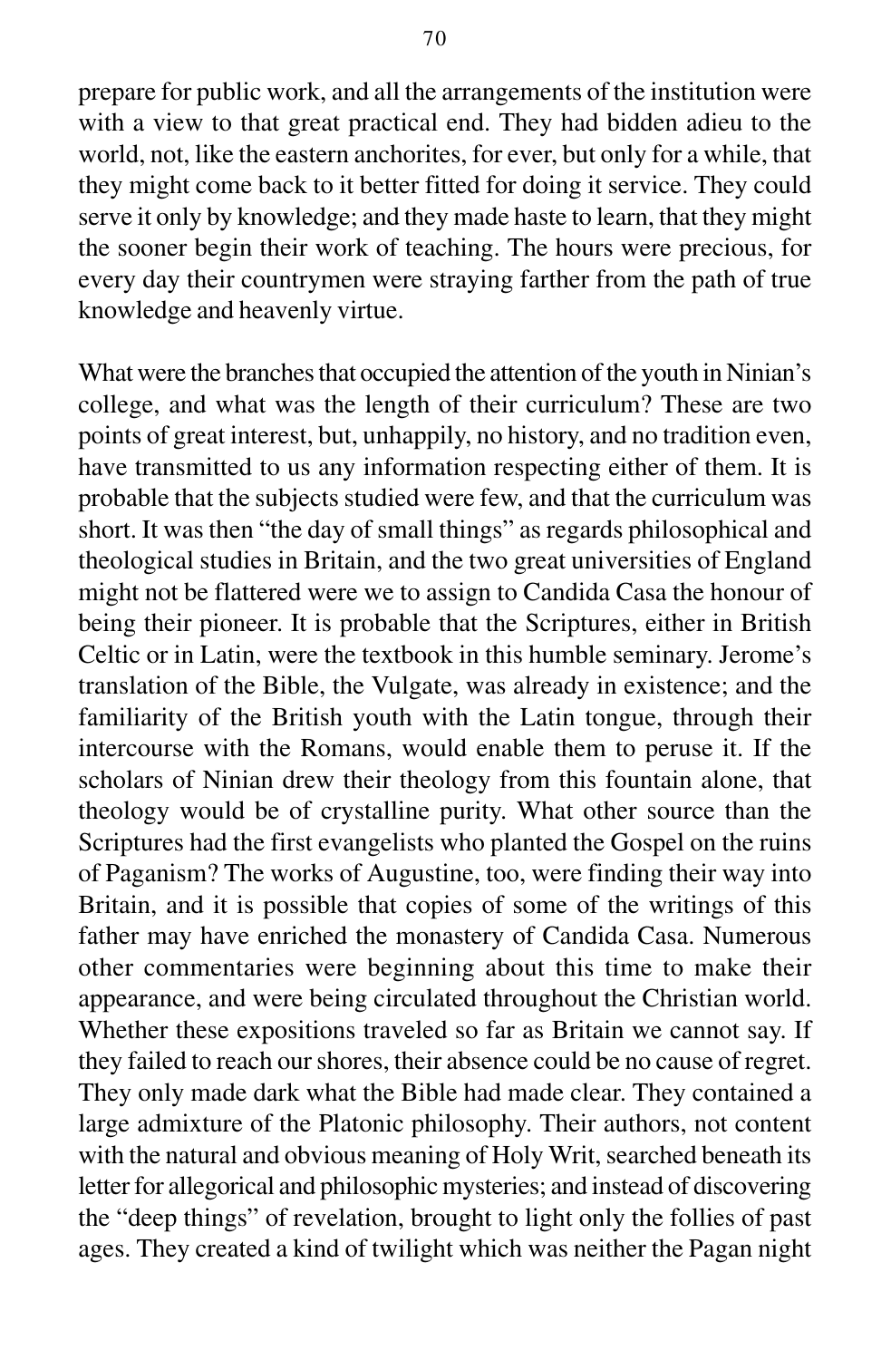prepare for public work, and all the arrangements of the institution were with a view to that great practical end. They had bidden adieu to the world, not, like the eastern anchorites, for ever, but only for a while, that they might come back to it better fitted for doing it service. They could serve it only by knowledge; and they made haste to learn, that they might the sooner begin their work of teaching. The hours were precious, for every day their countrymen were straying farther from the path of true knowledge and heavenly virtue.

What were the branches that occupied the attention of the youth in Ninian's college, and what was the length of their curriculum? These are two points of great interest, but, unhappily, no history, and no tradition even, have transmitted to us any information respecting either of them. It is probable that the subjects studied were few, and that the curriculum was short. It was then "the day of small things" as regards philosophical and theological studies in Britain, and the two great universities of England might not be flattered were we to assign to Candida Casa the honour of being their pioneer. It is probable that the Scriptures, either in British Celtic or in Latin, were the textbook in this humble seminary. Jerome's translation of the Bible, the Vulgate, was already in existence; and the familiarity of the British youth with the Latin tongue, through their intercourse with the Romans, would enable them to peruse it. If the scholars of Ninian drew their theology from this fountain alone, that theology would be of crystalline purity. What other source than the Scriptures had the first evangelists who planted the Gospel on the ruins of Paganism? The works of Augustine, too, were finding their way into Britain, and it is possible that copies of some of the writings of this father may have enriched the monastery of Candida Casa. Numerous other commentaries were beginning about this time to make their appearance, and were being circulated throughout the Christian world. Whether these expositions traveled so far as Britain we cannot say. If they failed to reach our shores, their absence could be no cause of regret. They only made dark what the Bible had made clear. They contained a large admixture of the Platonic philosophy. Their authors, not content with the natural and obvious meaning of Holy Writ, searched beneath its letter for allegorical and philosophic mysteries; and instead of discovering the "deep things" of revelation, brought to light only the follies of past ages. They created a kind of twilight which was neither the Pagan night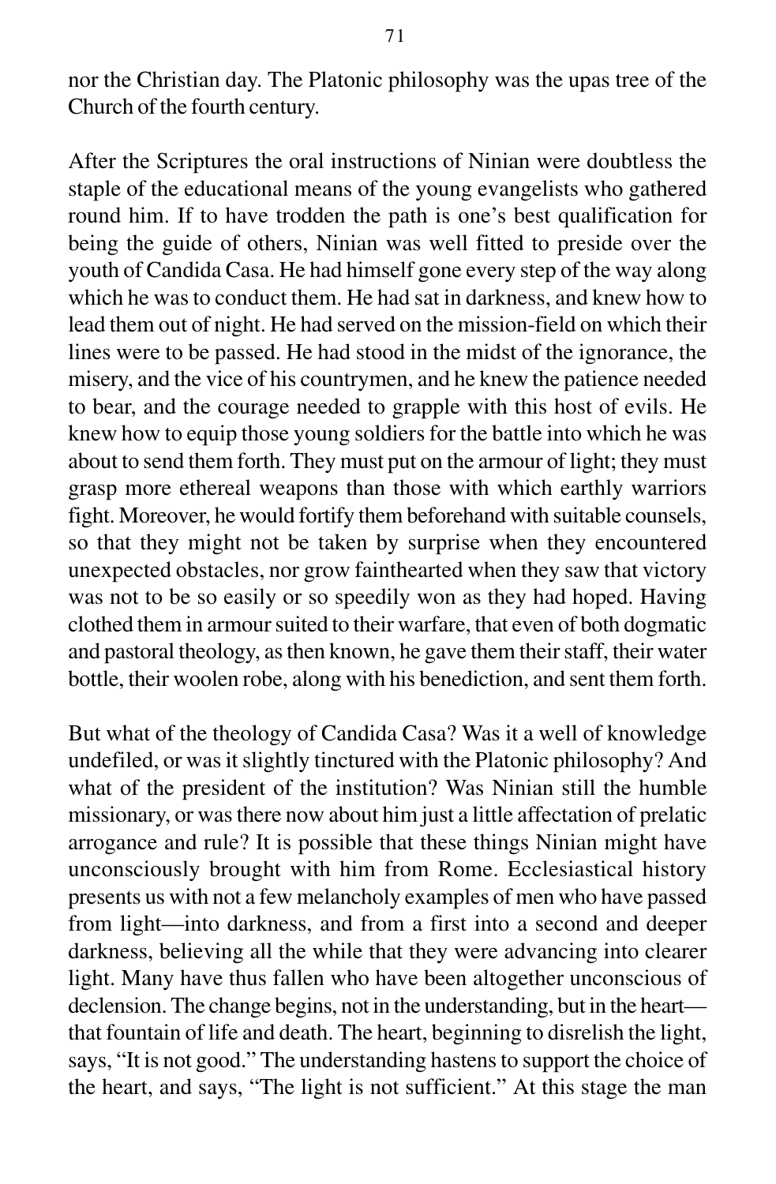nor the Christian day. The Platonic philosophy was the upas tree of the Church of the fourth century.

After the Scriptures the oral instructions of Ninian were doubtless the staple of the educational means of the young evangelists who gathered round him. If to have trodden the path is one's best qualification for being the guide of others, Ninian was well fitted to preside over the youth of Candida Casa. He had himself gone every step of the way along which he was to conduct them. He had sat in darkness, and knew how to lead them out of night. He had served on the mission-field on which their lines were to be passed. He had stood in the midst of the ignorance, the misery, and the vice of his countrymen, and he knew the patience needed to bear, and the courage needed to grapple with this host of evils. He knew how to equip those young soldiers for the battle into which he was about to send them forth. They must put on the armour of light; they must grasp more ethereal weapons than those with which earthly warriors fight. Moreover, he would fortify them beforehand with suitable counsels, so that they might not be taken by surprise when they encountered unexpected obstacles, nor grow fainthearted when they saw that victory was not to be so easily or so speedily won as they had hoped. Having clothed them in armour suited to their warfare, that even of both dogmatic and pastoral theology, as then known, he gave them their staff, their water bottle, their woolen robe, along with his benediction, and sent them forth.

But what of the theology of Candida Casa? Was it a well of knowledge undefiled, or was it slightly tinctured with the Platonic philosophy? And what of the president of the institution? Was Ninian still the humble missionary, or was there now about him just a little affectation of prelatic arrogance and rule? It is possible that these things Ninian might have unconsciously brought with him from Rome. Ecclesiastical history presents us with not a few melancholy examples of men who have passed from light—into darkness, and from a first into a second and deeper darkness, believing all the while that they were advancing into clearer light. Many have thus fallen who have been altogether unconscious of declension. The change begins, not in the understanding, but in the heart—that fountain of life and death. The heart, beginning to disrelish the light, says, "It is not good." The understanding hastens to support the choice of the heart, and says, "The light is not sufficient." At this stage the man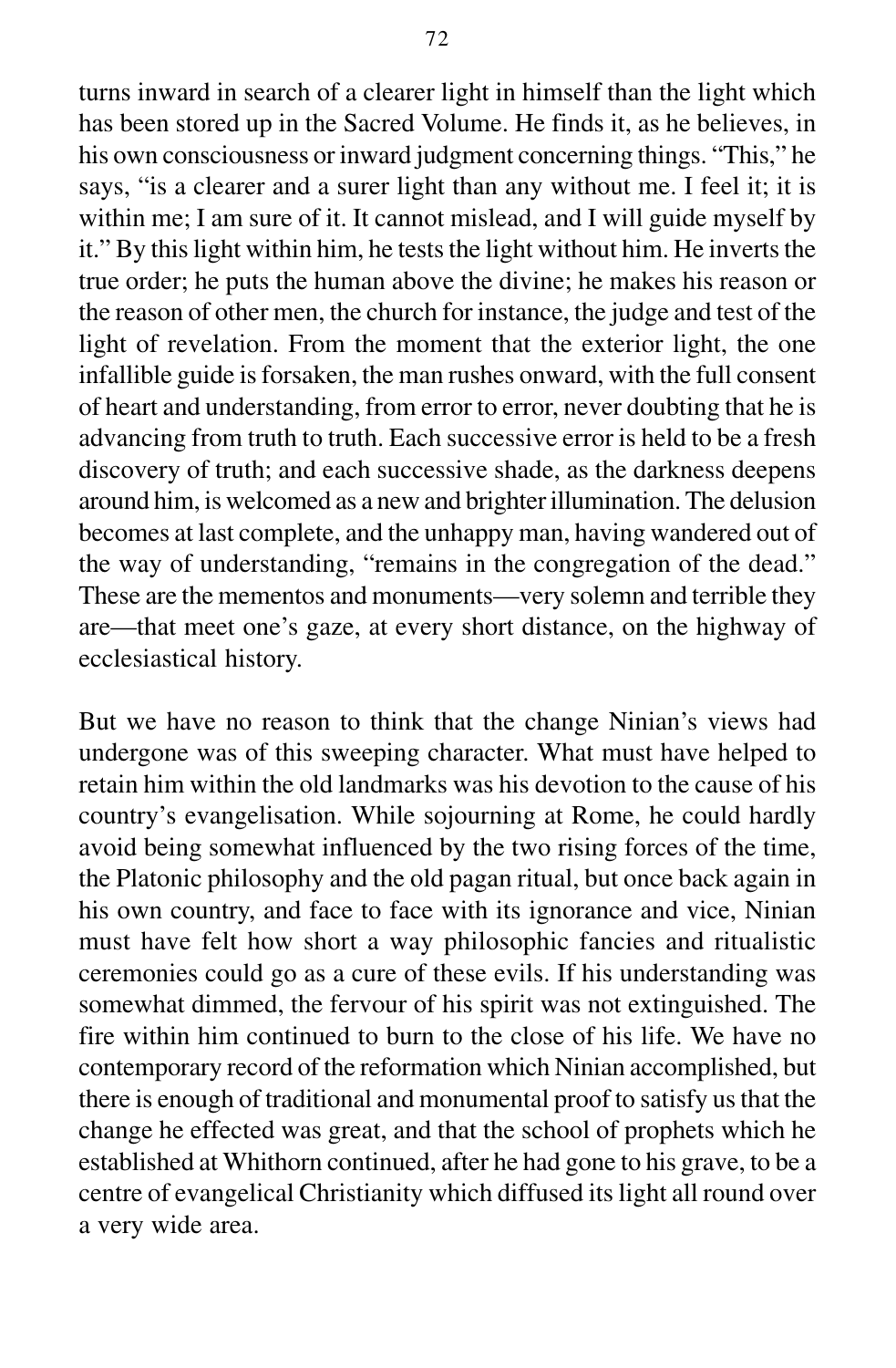turns inward in search of a clearer light in himself than the light which has been stored up in the Sacred Volume. He finds it, as he believes, in his own consciousness or inward judgment concerning things. "This," he says, "is a clearer and a surer light than any without me. I feel it; it is within me; I am sure of it. It cannot mislead, and I will guide myself by it." By this light within him, he tests the light without him. He inverts the true order; he puts the human above the divine; he makes his reason or the reason of other men, the church for instance, the judge and test of the light of revelation. From the moment that the exterior light, the one infallible guide is forsaken, the man rushes onward, with the full consent of heart and understanding, from error to error, never doubting that he is advancing from truth to truth. Each successive error is held to be a fresh discovery of truth; and each successive shade, as the darkness deepens around him, is welcomed as a new and brighter illumination. The delusion becomes at last complete, and the unhappy man, having wandered out of the way of understanding, "remains in the congregation of the dead." These are the mementos and monuments—very solemn and terrible they are—that meet one's gaze, at every short distance, on the highway of ecclesiastical history.

But we have no reason to think that the change Ninian's views had undergone was of this sweeping character. What must have helped to retain him within the old landmarks was his devotion to the cause of his country's evangelisation. While sojourning at Rome, he could hardly avoid being somewhat influenced by the two rising forces of the time, the Platonic philosophy and the old pagan ritual, but once back again in his own country, and face to face with its ignorance and vice, Ninian must have felt how short a way philosophic fancies and ritualistic ceremonies could go as a cure of these evils. If his understanding was somewhat dimmed, the fervour of his spirit was not extinguished. The fire within him continued to burn to the close of his life. We have no contemporary record of the reformation which Ninian accomplished, but there is enough of traditional and monumental proof to satisfy us that the change he effected was great, and that the school of prophets which he established at Whithorn continued, after he had gone to his grave, to be a centre of evangelical Christianity which diffused its light all round over a very wide area.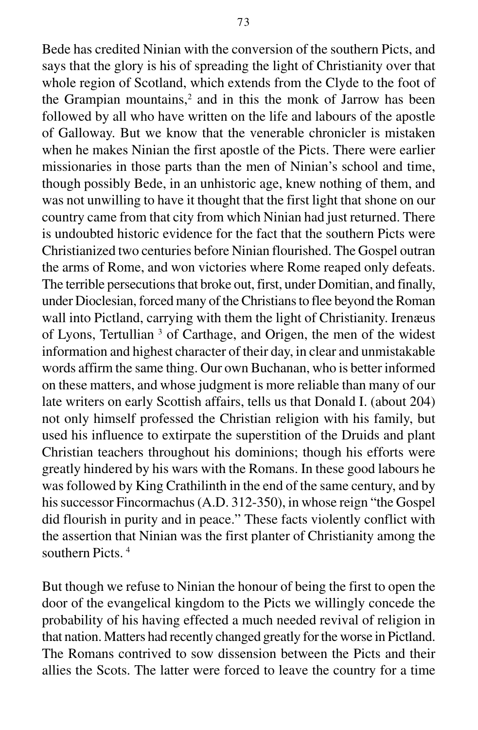Bede has credited Ninian with the conversion of the southern Picts, and says that the glory is his of spreading the light of Christianity over that whole region of Scotland, which extends from the Clyde to the foot of the Grampian mountains,[2] and in this the monk of Jarrow has been followed by all who have written on the life and labours of the apostle of Galloway. But we know that the venerable chronicler is mistaken when he makes Ninian the first apostle of the Picts. There were earlier missionaries in those parts than the men of Ninian's school and time, though possibly Bede, in an unhistoric age, knew nothing of them, and was not unwilling to have it thought that the first light that shone on our country came from that city from which Ninian had just returned. There is undoubted historic evidence for the fact that the southern Picts were Christianized two centuries before Ninian flourished. The Gospel outran the arms of Rome, and won victories where Rome reaped only defeats. The terrible persecutions that broke out, first, under Domitian, and finally, under Dioclesian, forced many of the Christians to flee beyond the Roman wall into Pictland, carrying with them the light of Christianity. Irenæus of Lyons, Tertullian [3] of Carthage, and Origen, the men of the widest information and highest character of their day, in clear and unmistakable words affirm the same thing. Our own Buchanan, who is better informed on these matters, and whose judgment is more reliable than many of our late writers on early Scottish affairs, tells us that Donald I. (about 204) not only himself professed the Christian religion with his family, but used his influence to extirpate the superstition of the Druids and plant Christian teachers throughout his dominions; though his efforts were greatly hindered by his wars with the Romans. In these good labours he was followed by King Crathilinth in the end of the same century, and by his successor Fincormachus (A.D. 312-350), in whose reign "the Gospel did flourish in purity and in peace." These facts violently conflict with the assertion that Ninian was the first planter of Christianity among the southern Picts. [4]

But though we refuse to Ninian the honour of being the first to open the door of the evangelical kingdom to the Picts we willingly concede the probability of his having effected a much needed revival of religion in that nation. Matters had recently changed greatly for the worse in Pictland. The Romans contrived to sow dissension between the Picts and their allies the Scots. The latter were forced to leave the country for a time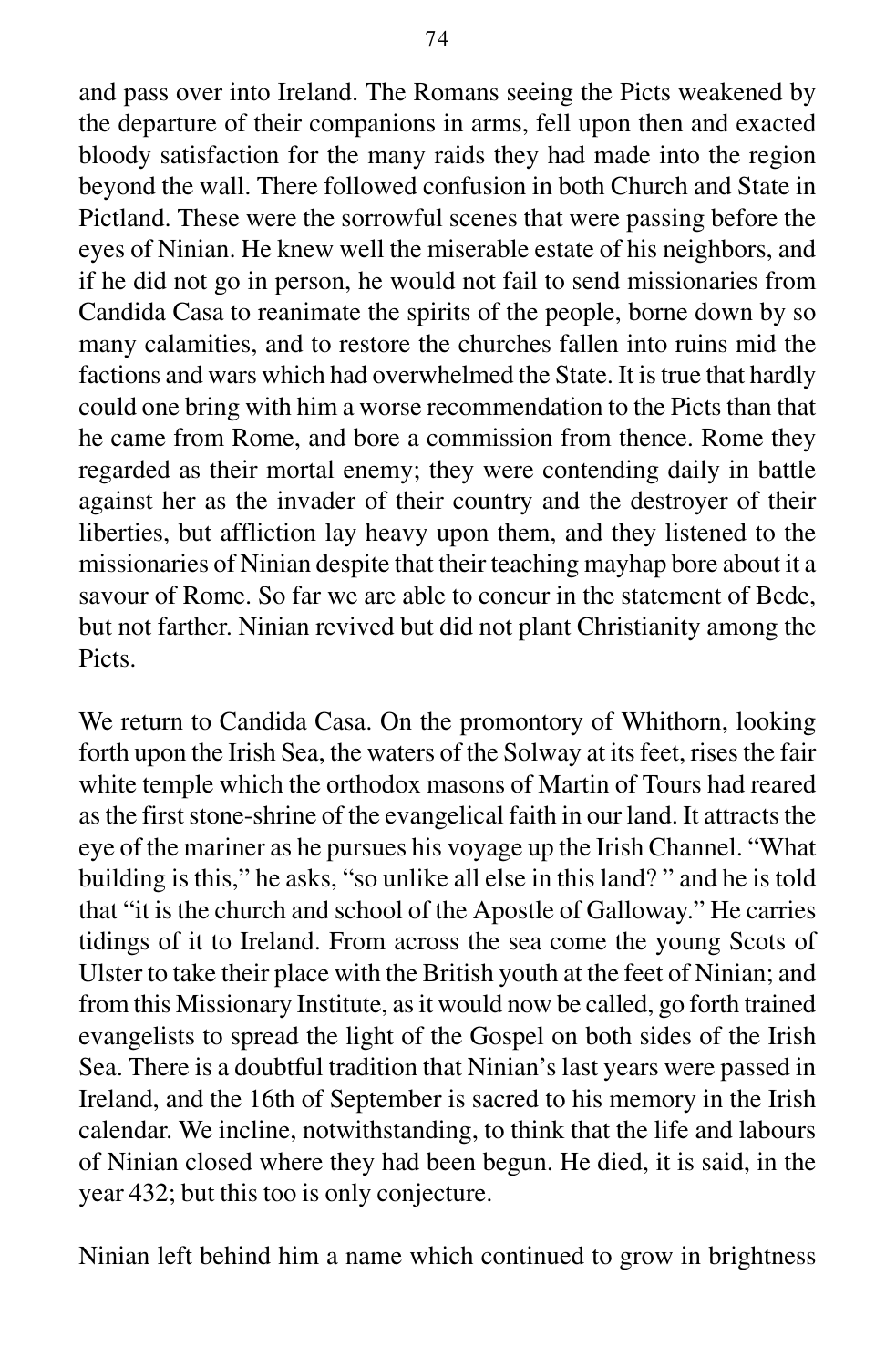and pass over into Ireland. The Romans seeing the Picts weakened by the departure of their companions in arms, fell upon then and exacted bloody satisfaction for the many raids they had made into the region beyond the wall. There followed confusion in both Church and State in Pictland. These were the sorrowful scenes that were passing before the eyes of Ninian. He knew well the miserable estate of his neighbors, and if he did not go in person, he would not fail to send missionaries from Candida Casa to reanimate the spirits of the people, borne down by so many calamities, and to restore the churches fallen into ruins mid the factions and wars which had overwhelmed the State. It is true that hardly could one bring with him a worse recommendation to the Picts than that he came from Rome, and bore a commission from thence. Rome they regarded as their mortal enemy; they were contending daily in battle against her as the invader of their country and the destroyer of their liberties, but affliction lay heavy upon them, and they listened to the missionaries of Ninian despite that their teaching mayhap bore about it a savour of Rome. So far we are able to concur in the statement of Bede, but not farther. Ninian revived but did not plant Christianity among the Picts.

We return to Candida Casa. On the promontory of Whithorn, looking forth upon the Irish Sea, the waters of the Solway at its feet, rises the fair white temple which the orthodox masons of Martin of Tours had reared as the first stone-shrine of the evangelical faith in our land. It attracts the eye of the mariner as he pursues his voyage up the Irish Channel. "What building is this," he asks, "so unlike all else in this land? " and he is told that "it is the church and school of the Apostle of Galloway." He carries tidings of it to Ireland. From across the sea come the young Scots of Ulster to take their place with the British youth at the feet of Ninian; and from this Missionary Institute, as it would now be called, go forth trained evangelists to spread the light of the Gospel on both sides of the Irish Sea. There is a doubtful tradition that Ninian's last years were passed in Ireland, and the 16th of September is sacred to his memory in the Irish calendar. We incline, notwithstanding, to think that the life and labours of Ninian closed where they had been begun. He died, it is said, in the year 432; but this too is only conjecture.

Ninian left behind him a name which continued to grow in brightness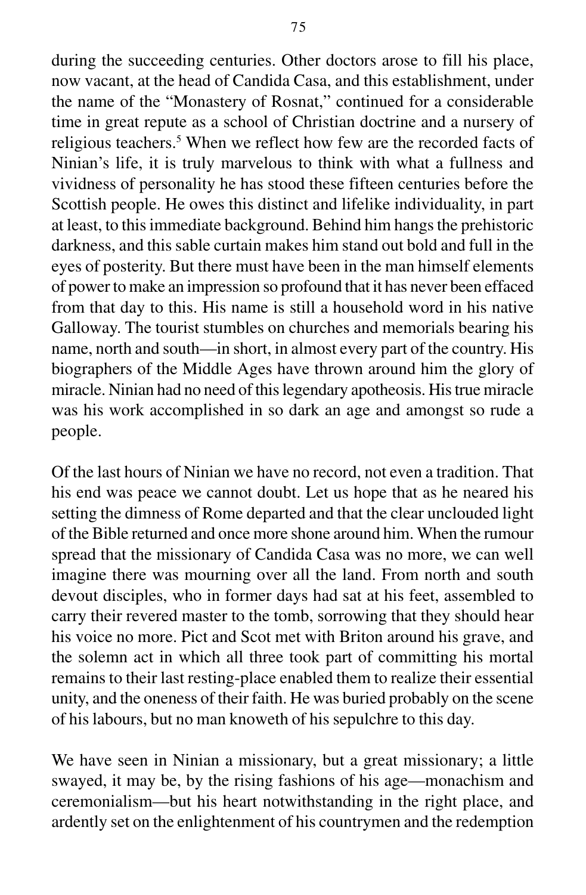during the succeeding centuries. Other doctors arose to fill his place, now vacant, at the head of Candida Casa, and this establishment, under the name of the "Monastery of Rosnat," continued for a considerable time in great repute as a school of Christian doctrine and a nursery of religious teachers.[5] When we reflect how few are the recorded facts of Ninian's life, it is truly marvelous to think with what a fullness and vividness of personality he has stood these fifteen centuries before the Scottish people. He owes this distinct and lifelike individuality, in part at least, to this immediate background. Behind him hangs the prehistoric darkness, and this sable curtain makes him stand out bold and full in the eyes of posterity. But there must have been in the man himself elements of power to make an impression so profound that it has never been effaced from that day to this. His name is still a household word in his native Galloway. The tourist stumbles on churches and memorials bearing his name, north and south—in short, in almost every part of the country. His biographers of the Middle Ages have thrown around him the glory of miracle. Ninian had no need of this legendary apotheosis. His true miracle was his work accomplished in so dark an age and amongst so rude a people.

Of the last hours of Ninian we have no record, not even a tradition. That his end was peace we cannot doubt. Let us hope that as he neared his setting the dimness of Rome departed and that the clear unclouded light of the Bible returned and once more shone around him. When the rumour spread that the missionary of Candida Casa was no more, we can well imagine there was mourning over all the land. From north and south devout disciples, who in former days had sat at his feet, assembled to carry their revered master to the tomb, sorrowing that they should hear his voice no more. Pict and Scot met with Briton around his grave, and the solemn act in which all three took part of committing his mortal remains to their last resting-place enabled them to realize their essential unity, and the oneness of their faith. He was buried probably on the scene of his labours, but no man knoweth of his sepulchre to this day.

We have seen in Ninian a missionary, but a great missionary; a little swayed, it may be, by the rising fashions of his age—monachism and ceremonialism—but his heart notwithstanding in the right place, and ardently set on the enlightenment of his countrymen and the redemption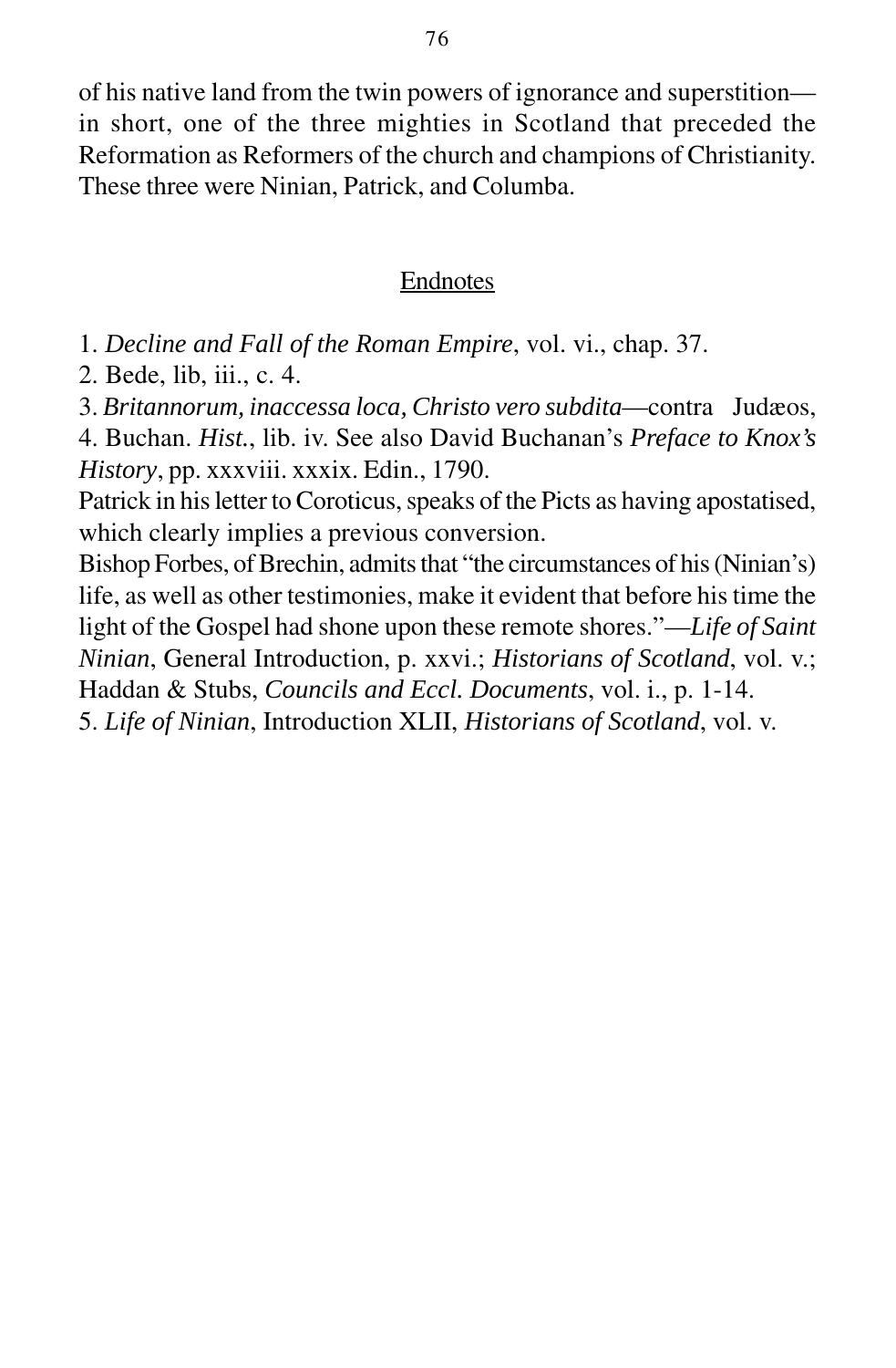of his native land from the twin powers of ignorance and superstition—in short, one of the three mighties in Scotland that preceded the Reformation as Reformers of the church and champions of Christianity. These three were Ninian, Patrick, and Columba.

## Endnotes

1. *Decline and Fall of the Roman Empire*, vol. vi., chap. 37.
2. Bede, lib, iii., c. 4.
3. *Britannorum, inaccessa loca, Christo vero subdita*—contra Judæos,
4. Buchan. *Hist.*, lib. iv. See also David Buchanan's *Preface to Knox's History*, pp. xxxviii. xxxix. Edin., 1790.

Patrick in his letter to Coroticus, speaks of the Picts as having apostatised, which clearly implies a previous conversion.

Bishop Forbes, of Brechin, admits that "the circumstances of his (Ninian's) life, as well as other testimonies, make it evident that before his time the light of the Gospel had shone upon these remote shores."—*Life of Saint Ninian*, General Introduction, p. xxvi.; *Historians of Scotland*, vol. v.; Haddan & Stubs, *Councils and Eccl. Documents*, vol. i., p. 1-14.

5. *Life of Ninian*, Introduction XLII, *Historians of Scotland*, vol. v.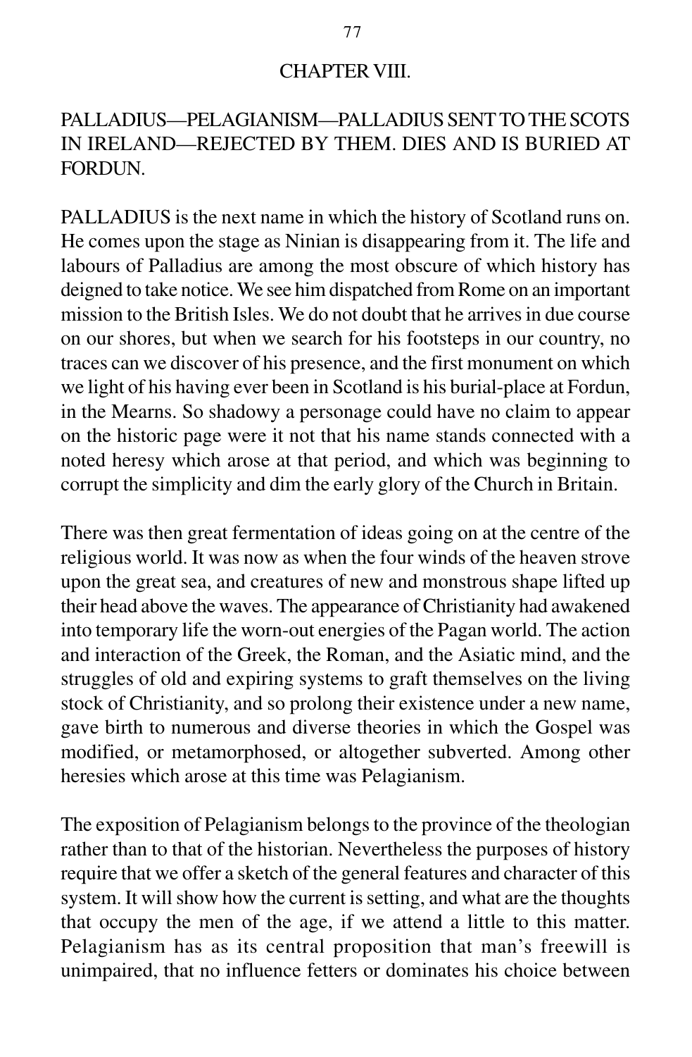## CHAPTER VIII.

### PALLADIUS—PELAGIANISM—PALLADIUS SENT TO THE SCOTS IN IRELAND—REJECTED BY THEM. DIES AND IS BURIED AT FORDUN.

PALLADIUS is the next name in which the history of Scotland runs on. He comes upon the stage as Ninian is disappearing from it. The life and labours of Palladius are among the most obscure of which history has deigned to take notice. We see him dispatched from Rome on an important mission to the British Isles. We do not doubt that he arrives in due course on our shores, but when we search for his footsteps in our country, no traces can we discover of his presence, and the first monument on which we light of his having ever been in Scotland is his burial-place at Fordun, in the Mearns. So shadowy a personage could have no claim to appear on the historic page were it not that his name stands connected with a noted heresy which arose at that period, and which was beginning to corrupt the simplicity and dim the early glory of the Church in Britain.

There was then great fermentation of ideas going on at the centre of the religious world. It was now as when the four winds of the heaven strove upon the great sea, and creatures of new and monstrous shape lifted up their head above the waves. The appearance of Christianity had awakened into temporary life the worn-out energies of the Pagan world. The action and interaction of the Greek, the Roman, and the Asiatic mind, and the struggles of old and expiring systems to graft themselves on the living stock of Christianity, and so prolong their existence under a new name, gave birth to numerous and diverse theories in which the Gospel was modified, or metamorphosed, or altogether subverted. Among other heresies which arose at this time was Pelagianism.

The exposition of Pelagianism belongs to the province of the theologian rather than to that of the historian. Nevertheless the purposes of history require that we offer a sketch of the general features and character of this system. It will show how the current is setting, and what are the thoughts that occupy the men of the age, if we attend a little to this matter. Pelagianism has as its central proposition that man's freewill is unimpaired, that no influence fetters or dominates his choice between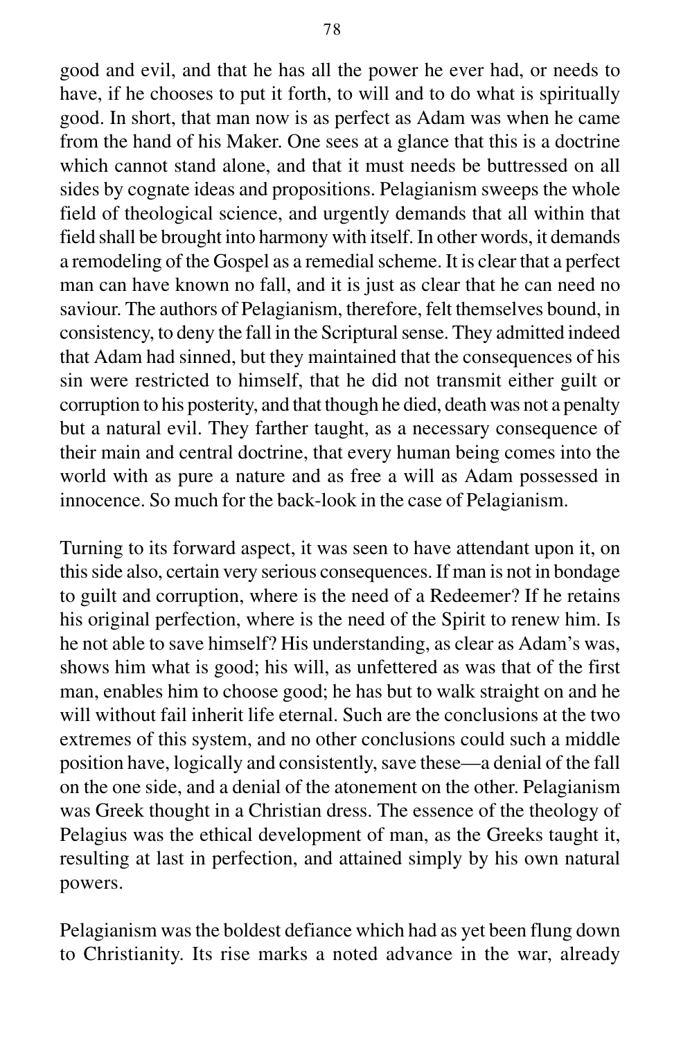good and evil, and that he has all the power he ever had, or needs to have, if he chooses to put it forth, to will and to do what is spiritually good. In short, that man now is as perfect as Adam was when he came from the hand of his Maker. One sees at a glance that this is a doctrine which cannot stand alone, and that it must needs be buttressed on all sides by cognate ideas and propositions. Pelagianism sweeps the whole field of theological science, and urgently demands that all within that field shall be brought into harmony with itself. In other words, it demands a remodeling of the Gospel as a remedial scheme. It is clear that a perfect man can have known no fall, and it is just as clear that he can need no saviour. The authors of Pelagianism, therefore, felt themselves bound, in consistency, to deny the fall in the Scriptural sense. They admitted indeed that Adam had sinned, but they maintained that the consequences of his sin were restricted to himself, that he did not transmit either guilt or corruption to his posterity, and that though he died, death was not a penalty but a natural evil. They farther taught, as a necessary consequence of their main and central doctrine, that every human being comes into the world with as pure a nature and as free a will as Adam possessed in innocence. So much for the back-look in the case of Pelagianism.

Turning to its forward aspect, it was seen to have attendant upon it, on this side also, certain very serious consequences. If man is not in bondage to guilt and corruption, where is the need of a Redeemer? If he retains his original perfection, where is the need of the Spirit to renew him. Is he not able to save himself? His understanding, as clear as Adam's was, shows him what is good; his will, as unfettered as was that of the first man, enables him to choose good; he has but to walk straight on and he will without fail inherit life eternal. Such are the conclusions at the two extremes of this system, and no other conclusions could such a middle position have, logically and consistently, save these—a denial of the fall on the one side, and a denial of the atonement on the other. Pelagianism was Greek thought in a Christian dress. The essence of the theology of Pelagius was the ethical development of man, as the Greeks taught it, resulting at last in perfection, and attained simply by his own natural powers.

Pelagianism was the boldest defiance which had as yet been flung down to Christianity. Its rise marks a noted advance in the war, already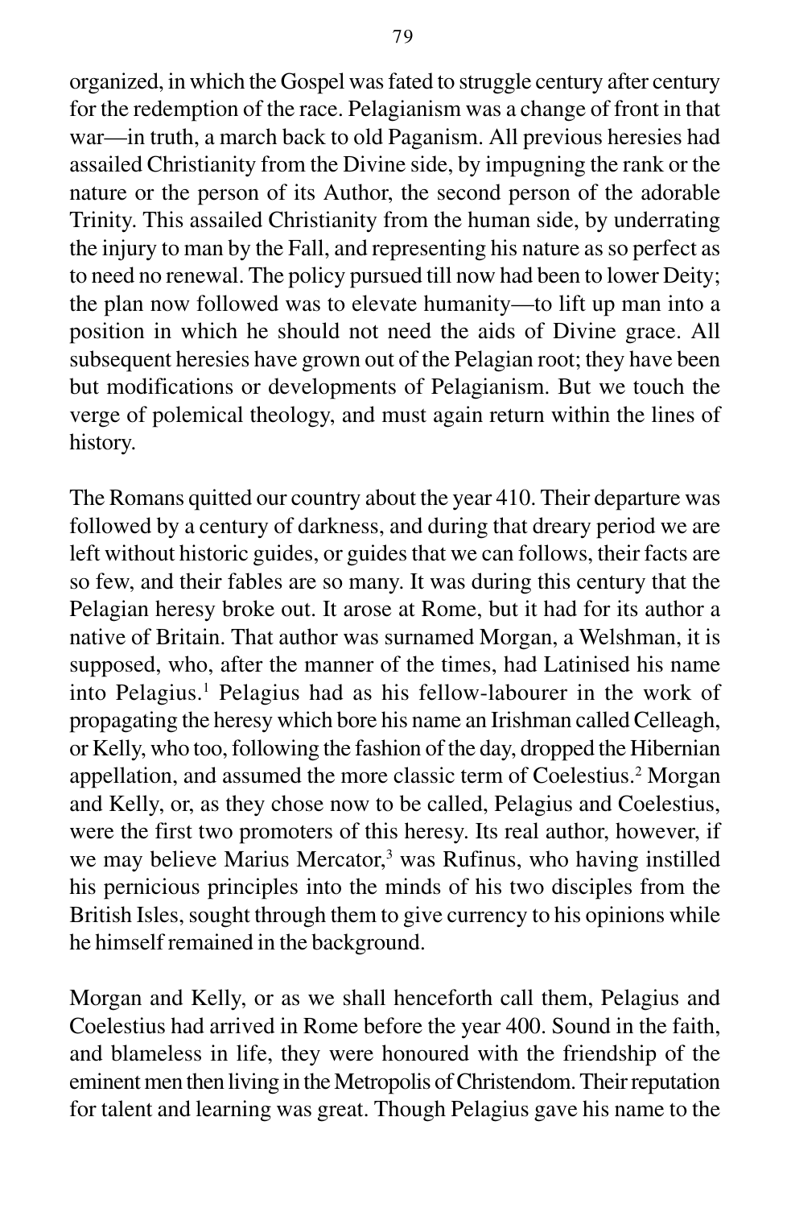organized, in which the Gospel was fated to struggle century after century for the redemption of the race. Pelagianism was a change of front in that war—in truth, a march back to old Paganism. All previous heresies had assailed Christianity from the Divine side, by impugning the rank or the nature or the person of its Author, the second person of the adorable Trinity. This assailed Christianity from the human side, by underrating the injury to man by the Fall, and representing his nature as so perfect as to need no renewal. The policy pursued till now had been to lower Deity; the plan now followed was to elevate humanity—to lift up man into a position in which he should not need the aids of Divine grace. All subsequent heresies have grown out of the Pelagian root; they have been but modifications or developments of Pelagianism. But we touch the verge of polemical theology, and must again return within the lines of history.

The Romans quitted our country about the year 410. Their departure was followed by a century of darkness, and during that dreary period we are left without historic guides, or guides that we can follows, their facts are so few, and their fables are so many. It was during this century that the Pelagian heresy broke out. It arose at Rome, but it had for its author a native of Britain. That author was surnamed Morgan, a Welshman, it is supposed, who, after the manner of the times, had Latinised his name into Pelagius.[1] Pelagius had as his fellow-labourer in the work of propagating the heresy which bore his name an Irishman called Celleagh, or Kelly, who too, following the fashion of the day, dropped the Hibernian appellation, and assumed the more classic term of Coelestius.[2] Morgan and Kelly, or, as they chose now to be called, Pelagius and Coelestius, were the first two promoters of this heresy. Its real author, however, if we may believe Marius Mercator,[3] was Rufinus, who having instilled his pernicious principles into the minds of his two disciples from the British Isles, sought through them to give currency to his opinions while he himself remained in the background.

Morgan and Kelly, or as we shall henceforth call them, Pelagius and Coelestius had arrived in Rome before the year 400. Sound in the faith, and blameless in life, they were honoured with the friendship of the eminent men then living in the Metropolis of Christendom. Their reputation for talent and learning was great. Though Pelagius gave his name to the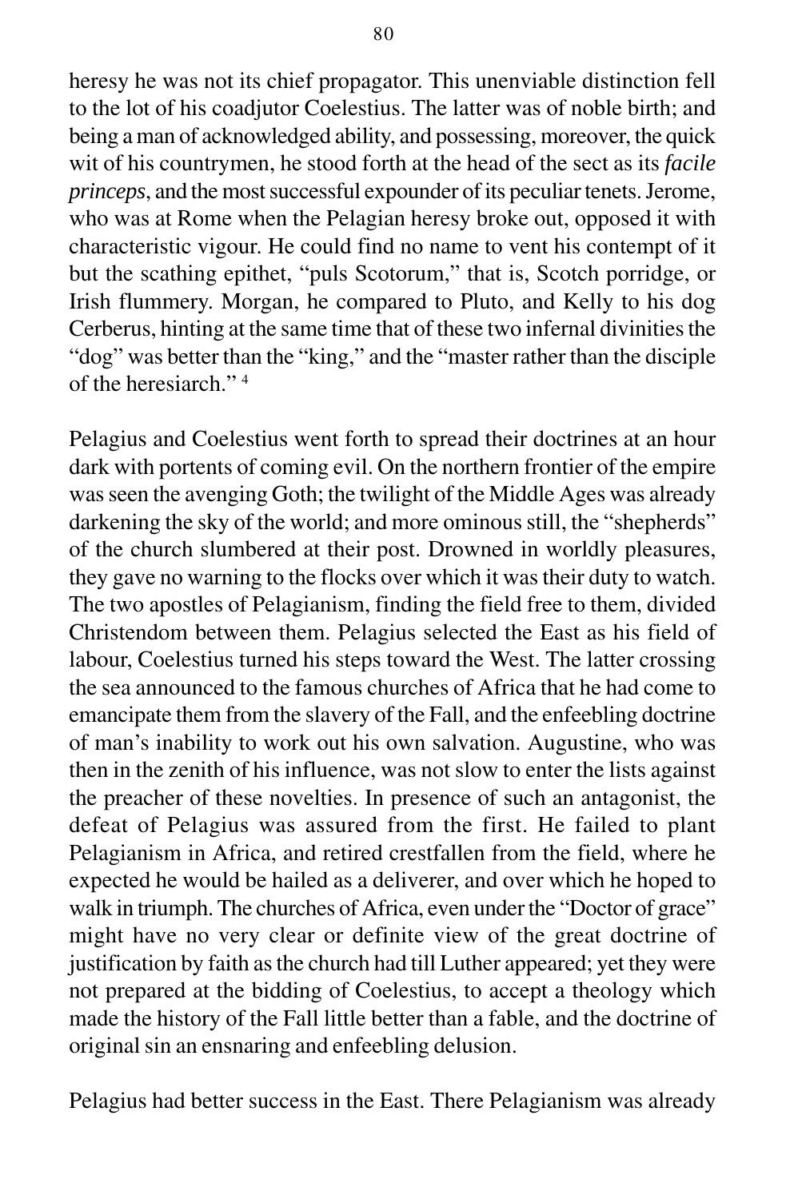heresy he was not its chief propagator. This unenviable distinction fell to the lot of his coadjutor Coelestius. The latter was of noble birth; and being a man of acknowledged ability, and possessing, moreover, the quick wit of his countrymen, he stood forth at the head of the sect as its *facile princeps*, and the most successful expounder of its peculiar tenets. Jerome, who was at Rome when the Pelagian heresy broke out, opposed it with characteristic vigour. He could find no name to vent his contempt of it but the scathing epithet, "puls Scotorum," that is, Scotch porridge, or Irish flummery. Morgan, he compared to Pluto, and Kelly to his dog Cerberus, hinting at the same time that of these two infernal divinities the "dog" was better than the "king," and the "master rather than the disciple of the heresiarch." [4]

Pelagius and Coelestius went forth to spread their doctrines at an hour dark with portents of coming evil. On the northern frontier of the empire was seen the avenging Goth; the twilight of the Middle Ages was already darkening the sky of the world; and more ominous still, the "shepherds" of the church slumbered at their post. Drowned in worldly pleasures, they gave no warning to the flocks over which it was their duty to watch. The two apostles of Pelagianism, finding the field free to them, divided Christendom between them. Pelagius selected the East as his field of labour, Coelestius turned his steps toward the West. The latter crossing the sea announced to the famous churches of Africa that he had come to emancipate them from the slavery of the Fall, and the enfeebling doctrine of man's inability to work out his own salvation. Augustine, who was then in the zenith of his influence, was not slow to enter the lists against the preacher of these novelties. In presence of such an antagonist, the defeat of Pelagius was assured from the first. He failed to plant Pelagianism in Africa, and retired crestfallen from the field, where he expected he would be hailed as a deliverer, and over which he hoped to walk in triumph. The churches of Africa, even under the "Doctor of grace" might have no very clear or definite view of the great doctrine of justification by faith as the church had till Luther appeared; yet they were not prepared at the bidding of Coelestius, to accept a theology which made the history of the Fall little better than a fable, and the doctrine of original sin an ensnaring and enfeebling delusion.

Pelagius had better success in the East. There Pelagianism was already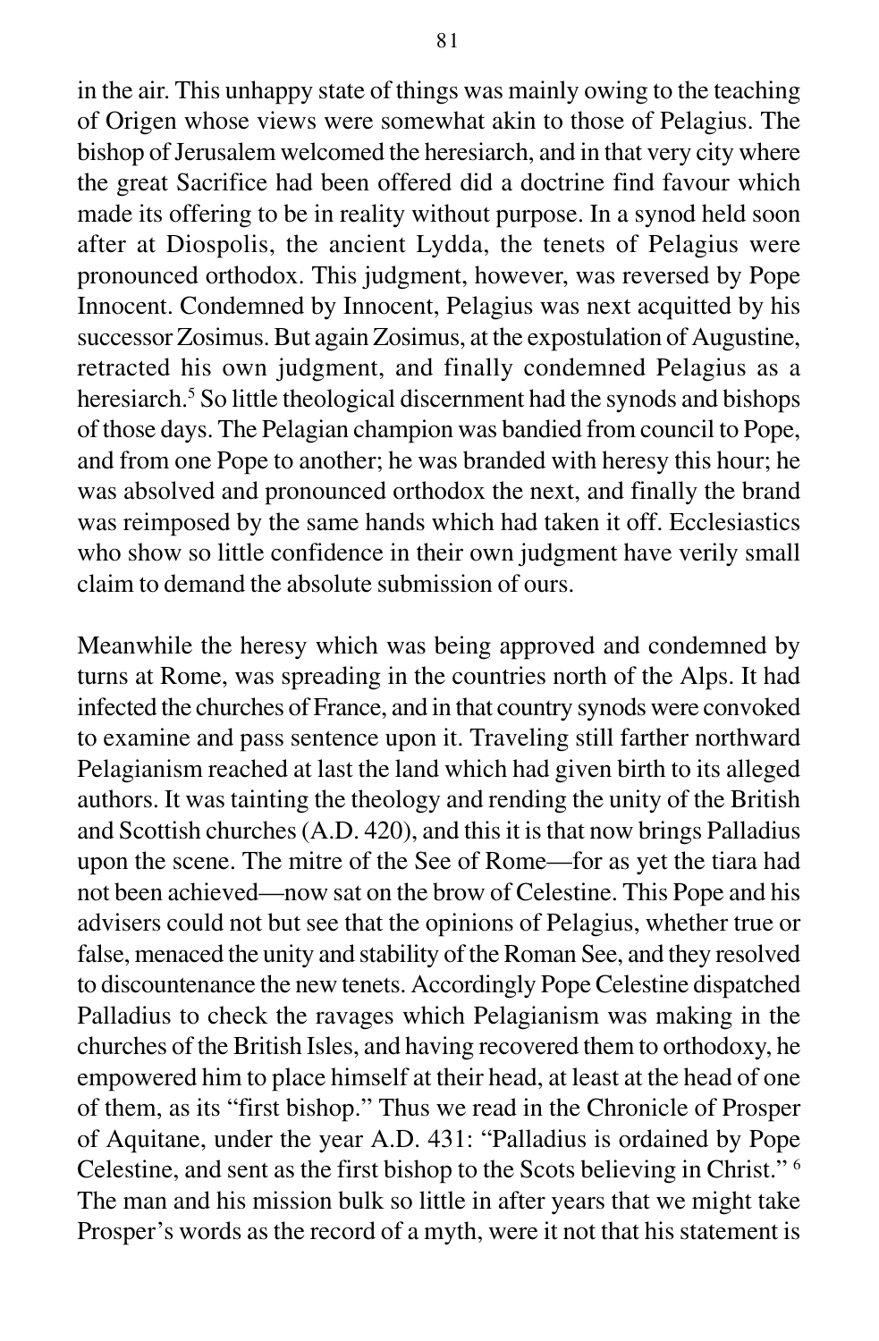in the air. This unhappy state of things was mainly owing to the teaching of Origen whose views were somewhat akin to those of Pelagius. The bishop of Jerusalem welcomed the heresiarch, and in that very city where the great Sacrifice had been offered did a doctrine find favour which made its offering to be in reality without purpose. In a synod held soon after at Diospolis, the ancient Lydda, the tenets of Pelagius were pronounced orthodox. This judgment, however, was reversed by Pope Innocent. Condemned by Innocent, Pelagius was next acquitted by his successor Zosimus. But again Zosimus, at the expostulation of Augustine, retracted his own judgment, and finally condemned Pelagius as a heresiarch.[5] So little theological discernment had the synods and bishops of those days. The Pelagian champion was bandied from council to Pope, and from one Pope to another; he was branded with heresy this hour; he was absolved and pronounced orthodox the next, and finally the brand was reimposed by the same hands which had taken it off. Ecclesiastics who show so little confidence in their own judgment have verily small claim to demand the absolute submission of ours.

Meanwhile the heresy which was being approved and condemned by turns at Rome, was spreading in the countries north of the Alps. It had infected the churches of France, and in that country synods were convoked to examine and pass sentence upon it. Traveling still farther northward Pelagianism reached at last the land which had given birth to its alleged authors. It was tainting the theology and rending the unity of the British and Scottish churches (A.D. 420), and this it is that now brings Palladius upon the scene. The mitre of the See of Rome—for as yet the tiara had not been achieved—now sat on the brow of Celestine. This Pope and his advisers could not but see that the opinions of Pelagius, whether true or false, menaced the unity and stability of the Roman See, and they resolved to discountenance the new tenets. Accordingly Pope Celestine dispatched Palladius to check the ravages which Pelagianism was making in the churches of the British Isles, and having recovered them to orthodoxy, he empowered him to place himself at their head, at least at the head of one of them, as its "first bishop." Thus we read in the Chronicle of Prosper of Aquitane, under the year A.D. 431: "Palladius is ordained by Pope Celestine, and sent as the first bishop to the Scots believing in Christ." [6] The man and his mission bulk so little in after years that we might take Prosper's words as the record of a myth, were it not that his statement is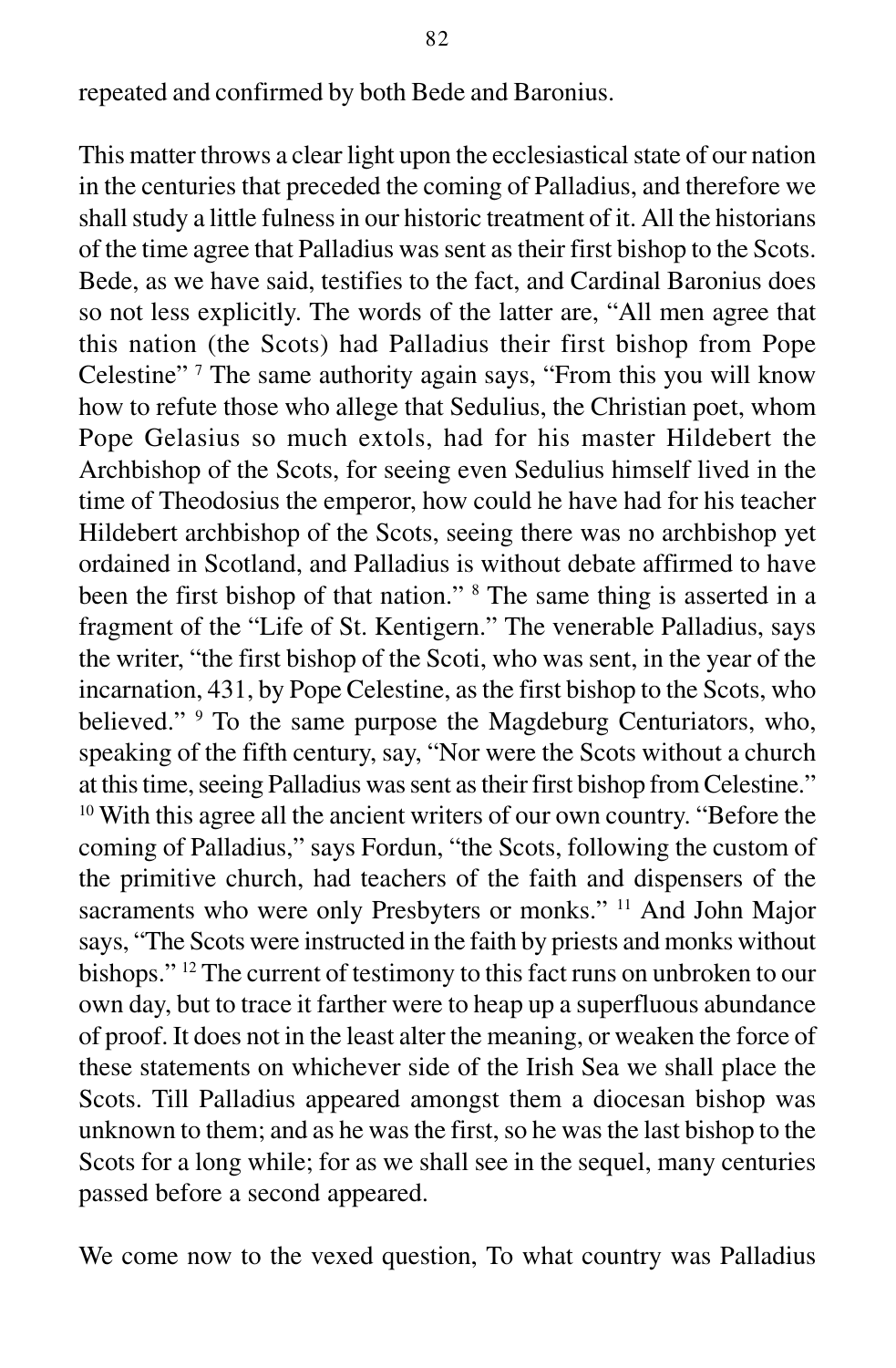repeated and confirmed by both Bede and Baronius.

This matter throws a clear light upon the ecclesiastical state of our nation in the centuries that preceded the coming of Palladius, and therefore we shall study a little fulness in our historic treatment of it. All the historians of the time agree that Palladius was sent as their first bishop to the Scots. Bede, as we have said, testifies to the fact, and Cardinal Baronius does so not less explicitly. The words of the latter are, "All men agree that this nation (the Scots) had Palladius their first bishop from Pope Celestine" [7] The same authority again says, "From this you will know how to refute those who allege that Sedulius, the Christian poet, whom Pope Gelasius so much extols, had for his master Hildebert the Archbishop of the Scots, for seeing even Sedulius himself lived in the time of Theodosius the emperor, how could he have had for his teacher Hildebert archbishop of the Scots, seeing there was no archbishop yet ordained in Scotland, and Palladius is without debate affirmed to have been the first bishop of that nation." [8] The same thing is asserted in a fragment of the "Life of St. Kentigern." The venerable Palladius, says the writer, "the first bishop of the Scoti, who was sent, in the year of the incarnation, 431, by Pope Celestine, as the first bishop to the Scots, who believed." [9] To the same purpose the Magdeburg Centuriators, who, speaking of the fifth century, say, "Nor were the Scots without a church at this time, seeing Palladius was sent as their first bishop from Celestine." [10] With this agree all the ancient writers of our own country. "Before the coming of Palladius," says Fordun, "the Scots, following the custom of the primitive church, had teachers of the faith and dispensers of the sacraments who were only Presbyters or monks." [11] And John Major says, "The Scots were instructed in the faith by priests and monks without bishops." [12] The current of testimony to this fact runs on unbroken to our own day, but to trace it farther were to heap up a superfluous abundance of proof. It does not in the least alter the meaning, or weaken the force of these statements on whichever side of the Irish Sea we shall place the Scots. Till Palladius appeared amongst them a diocesan bishop was unknown to them; and as he was the first, so he was the last bishop to the Scots for a long while; for as we shall see in the sequel, many centuries passed before a second appeared.

We come now to the vexed question, To what country was Palladius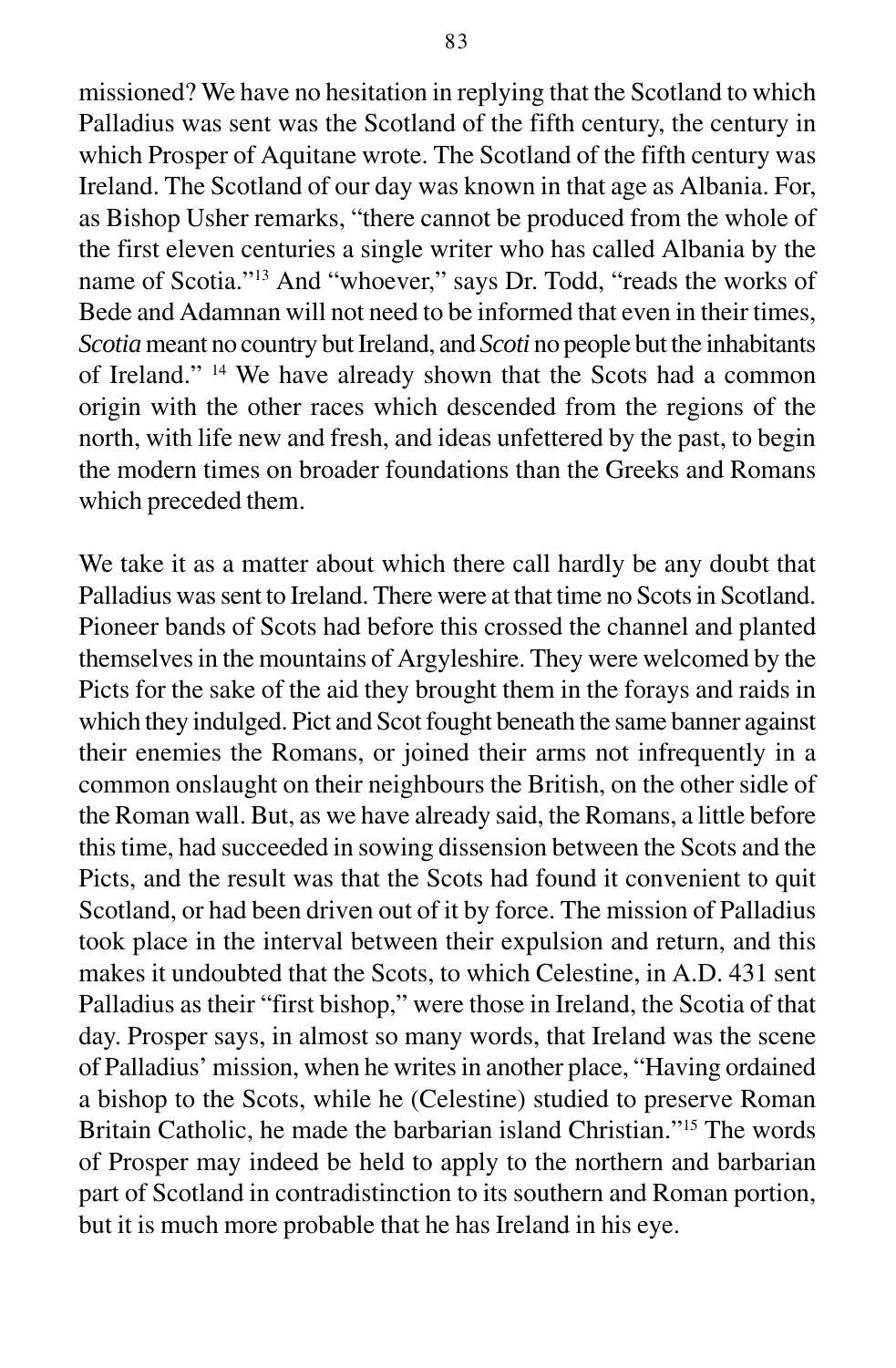missioned? We have no hesitation in replying that the Scotland to which Palladius was sent was the Scotland of the fifth century, the century in which Prosper of Aquitane wrote. The Scotland of the fifth century was Ireland. The Scotland of our day was known in that age as Albania. For, as Bishop Usher remarks, "there cannot be produced from the whole of the first eleven centuries a single writer who has called Albania by the name of Scotia."[13] And "whoever," says Dr. Todd, "reads the works of Bede and Adamnan will not need to be informed that even in their times, *Scotia* meant no country but Ireland, and *Scoti* no people but the inhabitants of Ireland." [14] We have already shown that the Scots had a common origin with the other races which descended from the regions of the north, with life new and fresh, and ideas unfettered by the past, to begin the modern times on broader foundations than the Greeks and Romans which preceded them.

We take it as a matter about which there call hardly be any doubt that Palladius was sent to Ireland. There were at that time no Scots in Scotland. Pioneer bands of Scots had before this crossed the channel and planted themselves in the mountains of Argyleshire. They were welcomed by the Picts for the sake of the aid they brought them in the forays and raids in which they indulged. Pict and Scot fought beneath the same banner against their enemies the Romans, or joined their arms not infrequently in a common onslaught on their neighbours the British, on the other sidle of the Roman wall. But, as we have already said, the Romans, a little before this time, had succeeded in sowing dissension between the Scots and the Picts, and the result was that the Scots had found it convenient to quit Scotland, or had been driven out of it by force. The mission of Palladius took place in the interval between their expulsion and return, and this makes it undoubted that the Scots, to which Celestine, in A.D. 431 sent Palladius as their "first bishop," were those in Ireland, the Scotia of that day. Prosper says, in almost so many words, that Ireland was the scene of Palladius' mission, when he writes in another place, "Having ordained a bishop to the Scots, while he (Celestine) studied to preserve Roman Britain Catholic, he made the barbarian island Christian."[15] The words of Prosper may indeed be held to apply to the northern and barbarian part of Scotland in contradistinction to its southern and Roman portion, but it is much more probable that he has Ireland in his eye.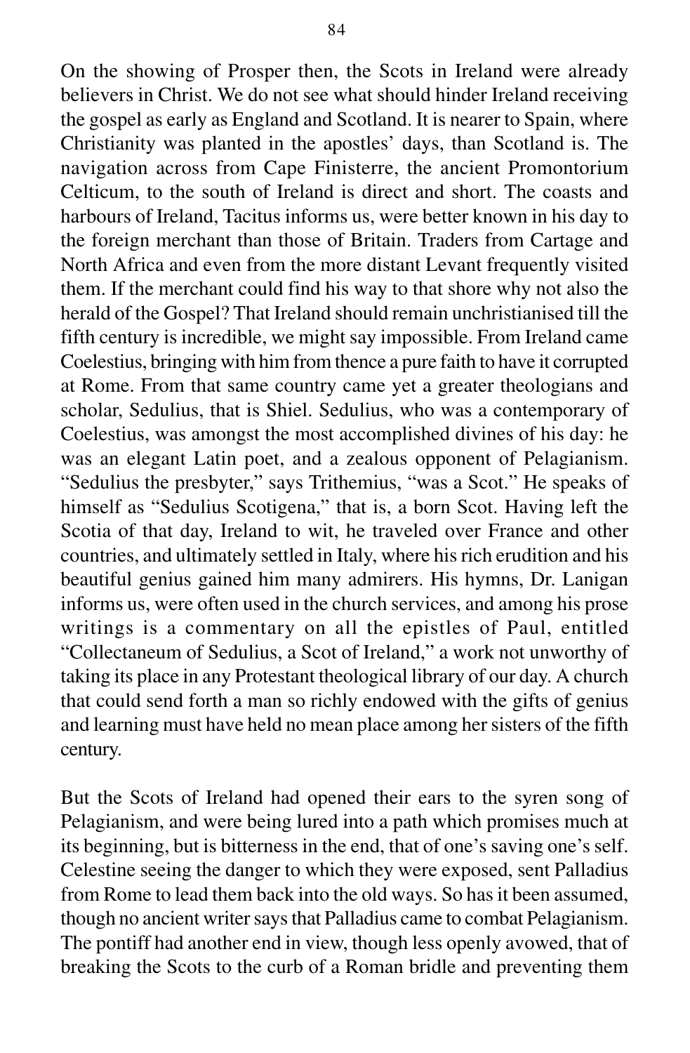On the showing of Prosper then, the Scots in Ireland were already believers in Christ. We do not see what should hinder Ireland receiving the gospel as early as England and Scotland. It is nearer to Spain, where Christianity was planted in the apostles' days, than Scotland is. The navigation across from Cape Finisterre, the ancient Promontorium Celticum, to the south of Ireland is direct and short. The coasts and harbours of Ireland, Tacitus informs us, were better known in his day to the foreign merchant than those of Britain. Traders from Cartage and North Africa and even from the more distant Levant frequently visited them. If the merchant could find his way to that shore why not also the herald of the Gospel? That Ireland should remain unchristianised till the fifth century is incredible, we might say impossible. From Ireland came Coelestius, bringing with him from thence a pure faith to have it corrupted at Rome. From that same country came yet a greater theologians and scholar, Sedulius, that is Shiel. Sedulius, who was a contemporary of Coelestius, was amongst the most accomplished divines of his day: he was an elegant Latin poet, and a zealous opponent of Pelagianism. "Sedulius the presbyter," says Trithemius, "was a Scot." He speaks of himself as "Sedulius Scotigena," that is, a born Scot. Having left the Scotia of that day, Ireland to wit, he traveled over France and other countries, and ultimately settled in Italy, where his rich erudition and his beautiful genius gained him many admirers. His hymns, Dr. Lanigan informs us, were often used in the church services, and among his prose writings is a commentary on all the epistles of Paul, entitled "Collectaneum of Sedulius, a Scot of Ireland," a work not unworthy of taking its place in any Protestant theological library of our day. A church that could send forth a man so richly endowed with the gifts of genius and learning must have held no mean place among her sisters of the fifth century.

But the Scots of Ireland had opened their ears to the syren song of Pelagianism, and were being lured into a path which promises much at its beginning, but is bitterness in the end, that of one's saving one's self. Celestine seeing the danger to which they were exposed, sent Palladius from Rome to lead them back into the old ways. So has it been assumed, though no ancient writer says that Palladius came to combat Pelagianism. The pontiff had another end in view, though less openly avowed, that of breaking the Scots to the curb of a Roman bridle and preventing them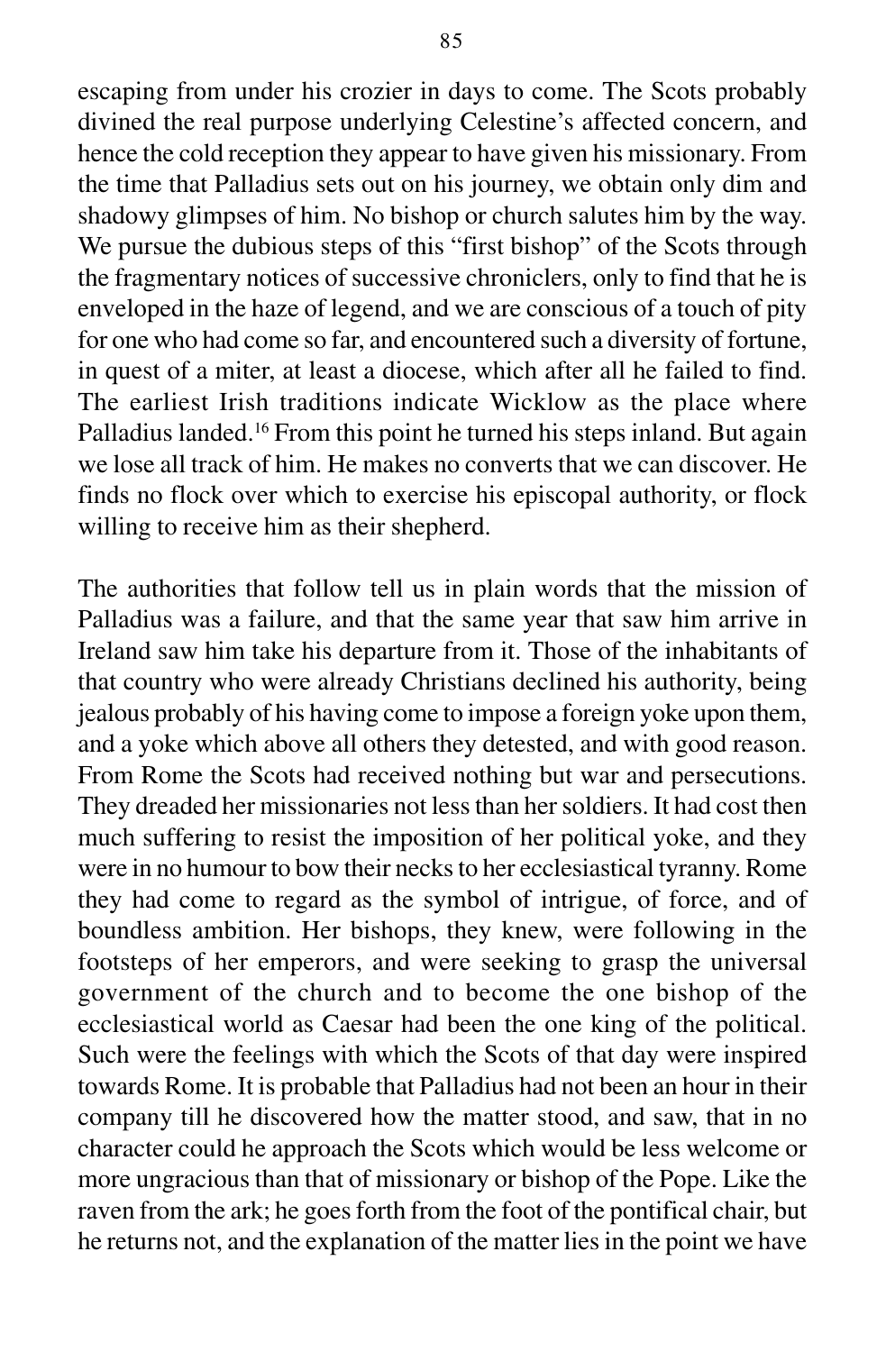escaping from under his crozier in days to come. The Scots probably divined the real purpose underlying Celestine's affected concern, and hence the cold reception they appear to have given his missionary. From the time that Palladius sets out on his journey, we obtain only dim and shadowy glimpses of him. No bishop or church salutes him by the way. We pursue the dubious steps of this "first bishop" of the Scots through the fragmentary notices of successive chroniclers, only to find that he is enveloped in the haze of legend, and we are conscious of a touch of pity for one who had come so far, and encountered such a diversity of fortune, in quest of a miter, at least a diocese, which after all he failed to find. The earliest Irish traditions indicate Wicklow as the place where Palladius landed.[16] From this point he turned his steps inland. But again we lose all track of him. He makes no converts that we can discover. He finds no flock over which to exercise his episcopal authority, or flock willing to receive him as their shepherd.

The authorities that follow tell us in plain words that the mission of Palladius was a failure, and that the same year that saw him arrive in Ireland saw him take his departure from it. Those of the inhabitants of that country who were already Christians declined his authority, being jealous probably of his having come to impose a foreign yoke upon them, and a yoke which above all others they detested, and with good reason. From Rome the Scots had received nothing but war and persecutions. They dreaded her missionaries not less than her soldiers. It had cost then much suffering to resist the imposition of her political yoke, and they were in no humour to bow their necks to her ecclesiastical tyranny. Rome they had come to regard as the symbol of intrigue, of force, and of boundless ambition. Her bishops, they knew, were following in the footsteps of her emperors, and were seeking to grasp the universal government of the church and to become the one bishop of the ecclesiastical world as Caesar had been the one king of the political. Such were the feelings with which the Scots of that day were inspired towards Rome. It is probable that Palladius had not been an hour in their company till he discovered how the matter stood, and saw, that in no character could he approach the Scots which would be less welcome or more ungracious than that of missionary or bishop of the Pope. Like the raven from the ark; he goes forth from the foot of the pontifical chair, but he returns not, and the explanation of the matter lies in the point we have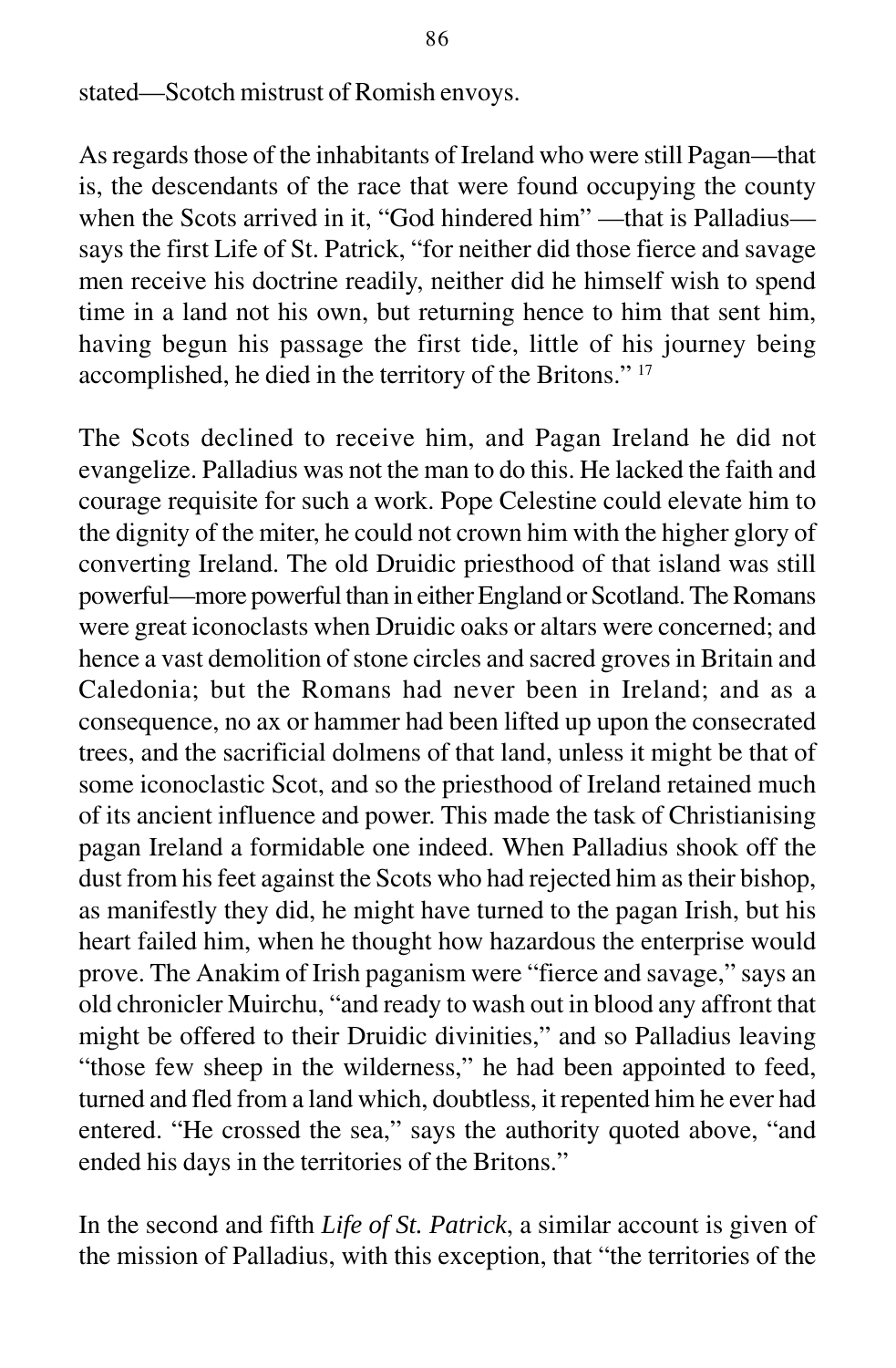stated—Scotch mistrust of Romish envoys.

As regards those of the inhabitants of Ireland who were still Pagan—that is, the descendants of the race that were found occupying the county when the Scots arrived in it, "God hindered him" —that is Palladius—says the first Life of St. Patrick, "for neither did those fierce and savage men receive his doctrine readily, neither did he himself wish to spend time in a land not his own, but returning hence to him that sent him, having begun his passage the first tide, little of his journey being accomplished, he died in the territory of the Britons." [17]

The Scots declined to receive him, and Pagan Ireland he did not evangelize. Palladius was not the man to do this. He lacked the faith and courage requisite for such a work. Pope Celestine could elevate him to the dignity of the miter, he could not crown him with the higher glory of converting Ireland. The old Druidic priesthood of that island was still powerful—more powerful than in either England or Scotland. The Romans were great iconoclasts when Druidic oaks or altars were concerned; and hence a vast demolition of stone circles and sacred groves in Britain and Caledonia; but the Romans had never been in Ireland; and as a consequence, no ax or hammer had been lifted up upon the consecrated trees, and the sacrificial dolmens of that land, unless it might be that of some iconoclastic Scot, and so the priesthood of Ireland retained much of its ancient influence and power. This made the task of Christianising pagan Ireland a formidable one indeed. When Palladius shook off the dust from his feet against the Scots who had rejected him as their bishop, as manifestly they did, he might have turned to the pagan Irish, but his heart failed him, when he thought how hazardous the enterprise would prove. The Anakim of Irish paganism were "fierce and savage," says an old chronicler Muirchu, "and ready to wash out in blood any affront that might be offered to their Druidic divinities," and so Palladius leaving "those few sheep in the wilderness," he had been appointed to feed, turned and fled from a land which, doubtless, it repented him he ever had entered. "He crossed the sea," says the authority quoted above, "and ended his days in the territories of the Britons."

In the second and fifth *Life of St. Patrick*, a similar account is given of the mission of Palladius, with this exception, that "the territories of the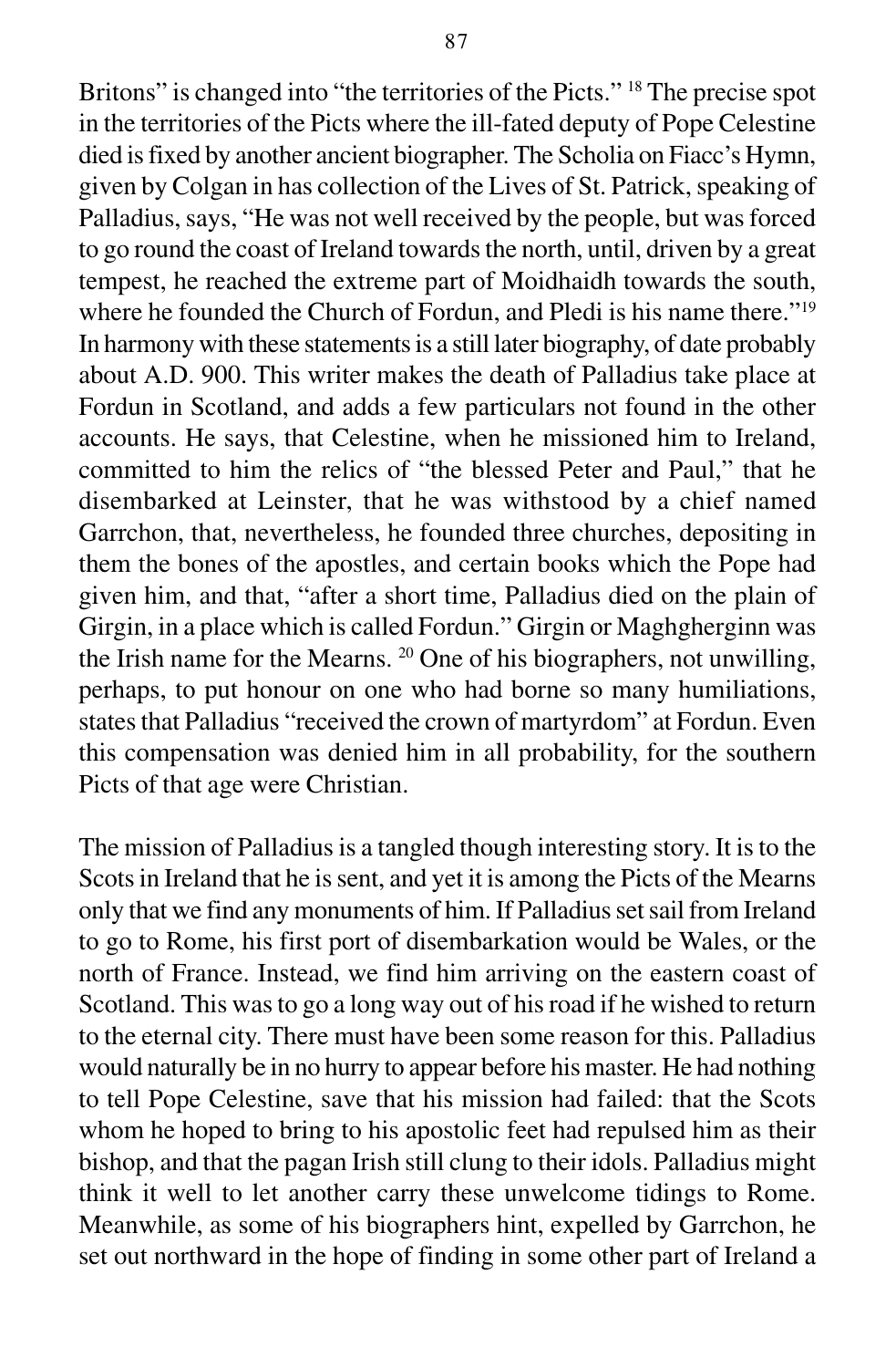Britons" is changed into "the territories of the Picts." [18] The precise spot in the territories of the Picts where the ill-fated deputy of Pope Celestine died is fixed by another ancient biographer. The Scholia on Fiacc's Hymn, given by Colgan in has collection of the Lives of St. Patrick, speaking of Palladius, says, "He was not well received by the people, but was forced to go round the coast of Ireland towards the north, until, driven by a great tempest, he reached the extreme part of Moidhaidh towards the south, where he founded the Church of Fordun, and Pledi is his name there."[19] In harmony with these statements is a still later biography, of date probably about A.D. 900. This writer makes the death of Palladius take place at Fordun in Scotland, and adds a few particulars not found in the other accounts. He says, that Celestine, when he missioned him to Ireland, committed to him the relics of "the blessed Peter and Paul," that he disembarked at Leinster, that he was withstood by a chief named Garrchon, that, nevertheless, he founded three churches, depositing in them the bones of the apostles, and certain books which the Pope had given him, and that, "after a short time, Palladius died on the plain of Girgin, in a place which is called Fordun." Girgin or Maghgherginn was the Irish name for the Mearns. [20] One of his biographers, not unwilling, perhaps, to put honour on one who had borne so many humiliations, states that Palladius "received the crown of martyrdom" at Fordun. Even this compensation was denied him in all probability, for the southern Picts of that age were Christian.

The mission of Palladius is a tangled though interesting story. It is to the Scots in Ireland that he is sent, and yet it is among the Picts of the Mearns only that we find any monuments of him. If Palladius set sail from Ireland to go to Rome, his first port of disembarkation would be Wales, or the north of France. Instead, we find him arriving on the eastern coast of Scotland. This was to go a long way out of his road if he wished to return to the eternal city. There must have been some reason for this. Palladius would naturally be in no hurry to appear before his master. He had nothing to tell Pope Celestine, save that his mission had failed: that the Scots whom he hoped to bring to his apostolic feet had repulsed him as their bishop, and that the pagan Irish still clung to their idols. Palladius might think it well to let another carry these unwelcome tidings to Rome. Meanwhile, as some of his biographers hint, expelled by Garrchon, he set out northward in the hope of finding in some other part of Ireland a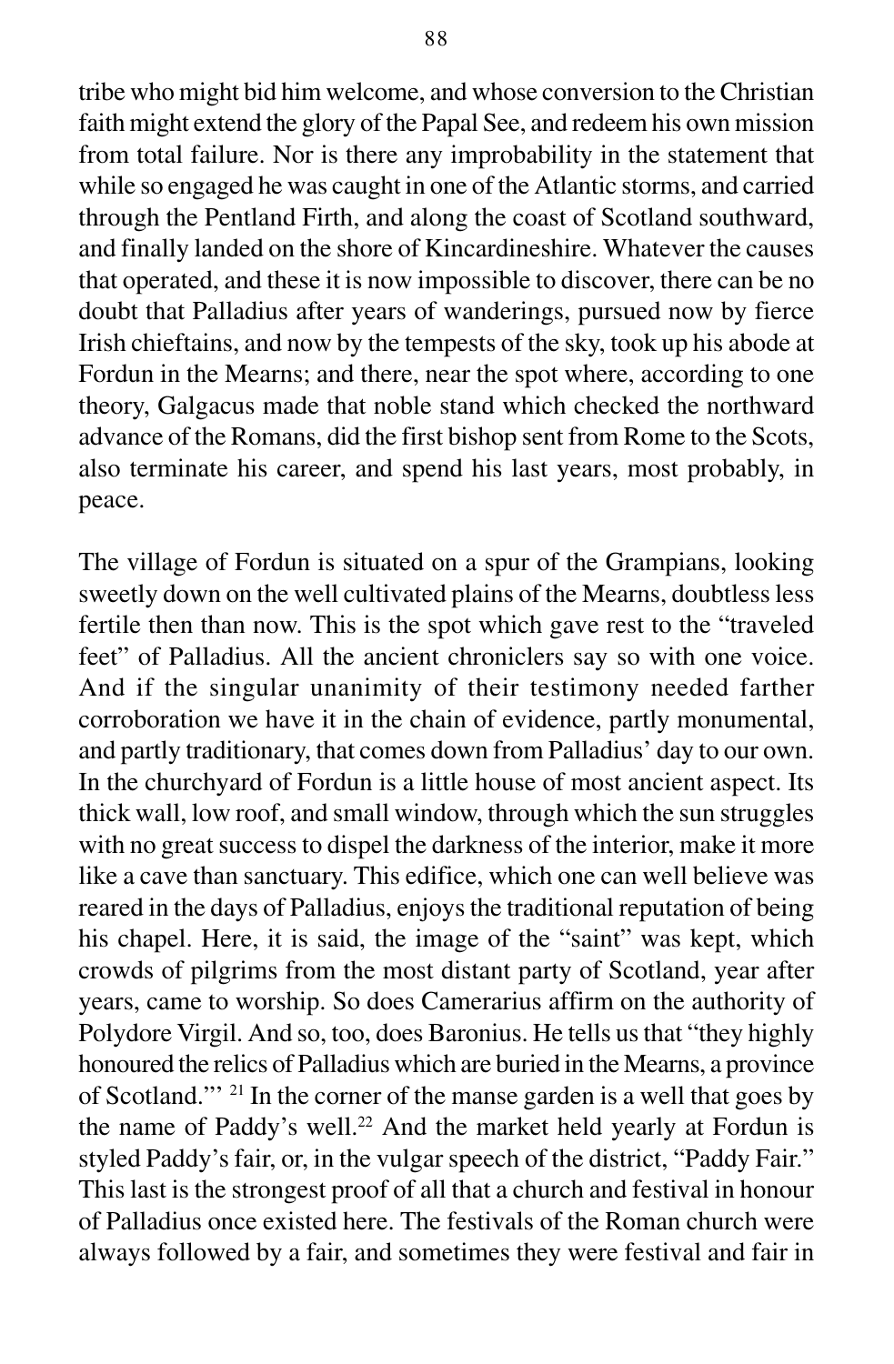tribe who might bid him welcome, and whose conversion to the Christian faith might extend the glory of the Papal See, and redeem his own mission from total failure. Nor is there any improbability in the statement that while so engaged he was caught in one of the Atlantic storms, and carried through the Pentland Firth, and along the coast of Scotland southward, and finally landed on the shore of Kincardineshire. Whatever the causes that operated, and these it is now impossible to discover, there can be no doubt that Palladius after years of wanderings, pursued now by fierce Irish chieftains, and now by the tempests of the sky, took up his abode at Fordun in the Mearns; and there, near the spot where, according to one theory, Galgacus made that noble stand which checked the northward advance of the Romans, did the first bishop sent from Rome to the Scots, also terminate his career, and spend his last years, most probably, in peace.

The village of Fordun is situated on a spur of the Grampians, looking sweetly down on the well cultivated plains of the Mearns, doubtless less fertile then than now. This is the spot which gave rest to the "traveled feet" of Palladius. All the ancient chroniclers say so with one voice. And if the singular unanimity of their testimony needed farther corroboration we have it in the chain of evidence, partly monumental, and partly traditionary, that comes down from Palladius' day to our own. In the churchyard of Fordun is a little house of most ancient aspect. Its thick wall, low roof, and small window, through which the sun struggles with no great success to dispel the darkness of the interior, make it more like a cave than sanctuary. This edifice, which one can well believe was reared in the days of Palladius, enjoys the traditional reputation of being his chapel. Here, it is said, the image of the "saint" was kept, which crowds of pilgrims from the most distant party of Scotland, year after years, came to worship. So does Camerarius affirm on the authority of Polydore Virgil. And so, too, does Baronius. He tells us that "they highly honoured the relics of Palladius which are buried in the Mearns, a province of Scotland."' [21] In the corner of the manse garden is a well that goes by the name of Paddy's well.[22] And the market held yearly at Fordun is styled Paddy's fair, or, in the vulgar speech of the district, "Paddy Fair." This last is the strongest proof of all that a church and festival in honour of Palladius once existed here. The festivals of the Roman church were always followed by a fair, and sometimes they were festival and fair in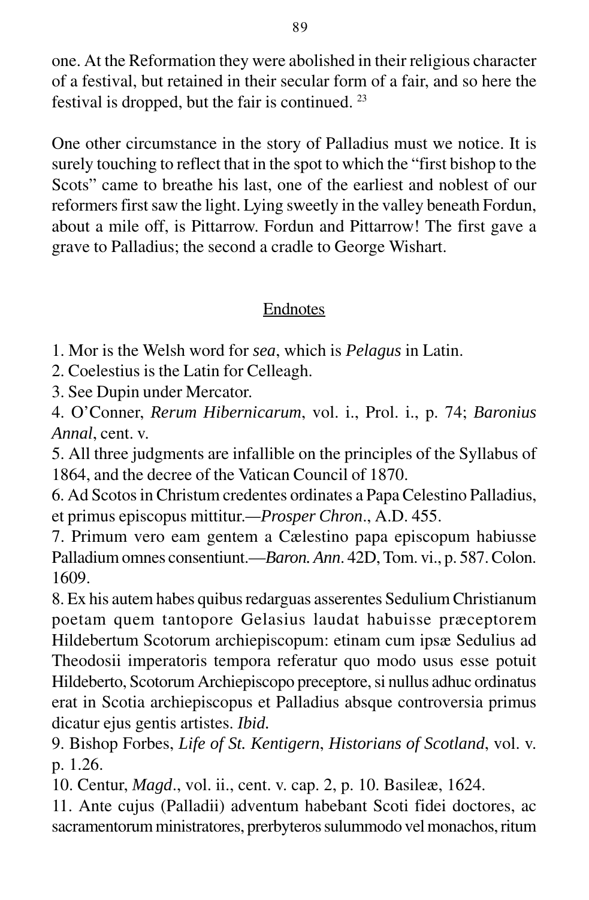one. At the Reformation they were abolished in their religious character of a festival, but retained in their secular form of a fair, and so here the festival is dropped, but the fair is continued. [23]

One other circumstance in the story of Palladius must we notice. It is surely touching to reflect that in the spot to which the "first bishop to the Scots" came to breathe his last, one of the earliest and noblest of our reformers first saw the light. Lying sweetly in the valley beneath Fordun, about a mile off, is Pittarrow. Fordun and Pittarrow! The first gave a grave to Palladius; the second a cradle to George Wishart.

## Endnotes

1. Mor is the Welsh word for *sea*, which is *Pelagus* in Latin.
2. Coelestius is the Latin for Celleagh.
3. See Dupin under Mercator.
4. O'Conner, *Rerum Hibernicarum*, vol. i., Prol. i., p. 74; *Baronius Annal*, cent. v.
5. All three judgments are infallible on the principles of the Syllabus of 1864, and the decree of the Vatican Council of 1870.
6. Ad Scotos in Christum credentes ordinates a Papa Celestino Palladius, et primus episcopus mittitur.—*Prosper Chron*., A.D. 455.
7. Primum vero eam gentem a Cælestino papa episcopum habiusse Palladium omnes consentiunt.—*Baron. Ann*. 42D, Tom. vi., p. 587. Colon. 1609.
8. Ex his autem habes quibus redarguas asserentes Sedulium Christianum poetam quem tantopore Gelasius laudat habuisse præceptorem Hildebertum Scotorum archiepiscopum: etinam cum ipsæ Sedulius ad Theodosii imperatoris tempora referatur quo modo usus esse potuit Hildeberto, Scotorum Archiepiscopo preceptore, si nullus adhuc ordinatus erat in Scotia archiepiscopus et Palladius absque controversia primus dicatur ejus gentis artistes. *Ibid.*
9. Bishop Forbes, *Life of St. Kentigern*, *Historians of Scotland*, vol. v. p. 1.26.
10. Centur, *Magd*., vol. ii., cent. v. cap. 2, p. 10. Basileæ, 1624.
11. Ante cujus (Palladii) adventum habebant Scoti fidei doctores, ac sacramentorum ministratores, prerbyteros sulummodo vel monachos, ritum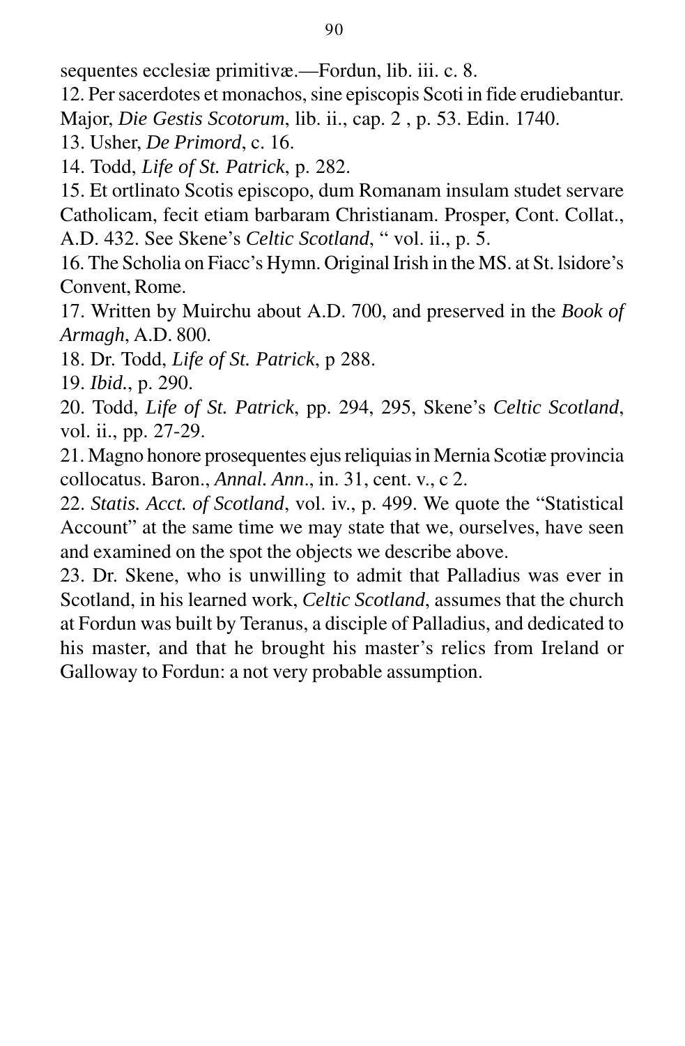sequentes ecclesiæ primitivæ.—Fordun, lib. iii. c. 8.

12. Per sacerdotes et monachos, sine episcopis Scoti in fide erudiebantur. Major, *Die Gestis Scotorum*, lib. ii., cap. 2 , p. 53. Edin. 1740.

13. Usher, *De Primord*, c. 16.

14. Todd, *Life of St. Patrick*, p. 282.

15. Et ortlinato Scotis episcopo, dum Romanam insulam studet servare Catholicam, fecit etiam barbaram Christianam. Prosper, Cont. Collat., A.D. 432. See Skene's *Celtic Scotland*, " vol. ii., p. 5.

16. The Scholia on Fiacc's Hymn. Original Irish in the MS. at St. lsidore's Convent, Rome.

17. Written by Muirchu about A.D. 700, and preserved in the *Book of Armagh*, A.D. 800.

18. Dr. Todd, *Life of St. Patrick*, p 288.

19. *Ibid.*, p. 290.

20. Todd, *Life of St. Patrick*, pp. 294, 295, Skene's *Celtic Scotland*, vol. ii., pp. 27-29.

21. Magno honore prosequentes ejus reliquias in Mernia Scotiæ provincia collocatus. Baron., *Annal. Ann*., in. 31, cent. v., c 2.

22. *Statis. Acct. of Scotland*, vol. iv., p. 499. We quote the "Statistical Account" at the same time we may state that we, ourselves, have seen and examined on the spot the objects we describe above.

23. Dr. Skene, who is unwilling to admit that Palladius was ever in Scotland, in his learned work, *Celtic Scotland*, assumes that the church at Fordun was built by Teranus, a disciple of Palladius, and dedicated to his master, and that he brought his master's relics from Ireland or Galloway to Fordun: a not very probable assumption.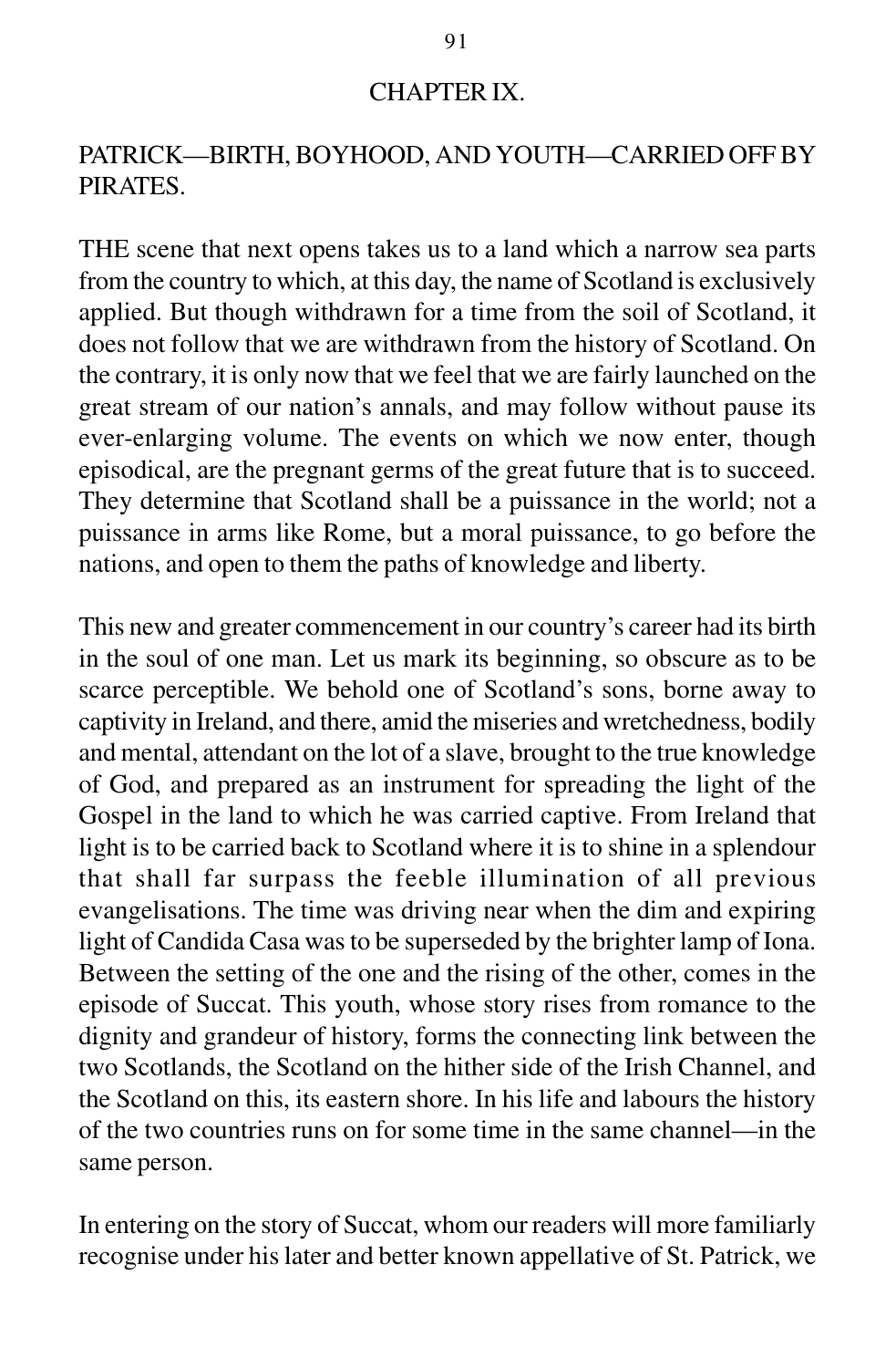# CHAPTER IX.

## PATRICK—BIRTH, BOYHOOD, AND YOUTH—CARRIED OFF BY PIRATES.

THE scene that next opens takes us to a land which a narrow sea parts from the country to which, at this day, the name of Scotland is exclusively applied. But though withdrawn for a time from the soil of Scotland, it does not follow that we are withdrawn from the history of Scotland. On the contrary, it is only now that we feel that we are fairly launched on the great stream of our nation's annals, and may follow without pause its ever-enlarging volume. The events on which we now enter, though episodical, are the pregnant germs of the great future that is to succeed. They determine that Scotland shall be a puissance in the world; not a puissance in arms like Rome, but a moral puissance, to go before the nations, and open to them the paths of knowledge and liberty.

This new and greater commencement in our country's career had its birth in the soul of one man. Let us mark its beginning, so obscure as to be scarce perceptible. We behold one of Scotland's sons, borne away to captivity in Ireland, and there, amid the miseries and wretchedness, bodily and mental, attendant on the lot of a slave, brought to the true knowledge of God, and prepared as an instrument for spreading the light of the Gospel in the land to which he was carried captive. From Ireland that light is to be carried back to Scotland where it is to shine in a splendour that shall far surpass the feeble illumination of all previous evangelisations. The time was driving near when the dim and expiring light of Candida Casa was to be superseded by the brighter lamp of Iona. Between the setting of the one and the rising of the other, comes in the episode of Succat. This youth, whose story rises from romance to the dignity and grandeur of history, forms the connecting link between the two Scotlands, the Scotland on the hither side of the Irish Channel, and the Scotland on this, its eastern shore. In his life and labours the history of the two countries runs on for some time in the same channel—in the same person.

In entering on the story of Succat, whom our readers will more familiarly recognise under his later and better known appellative of St. Patrick, we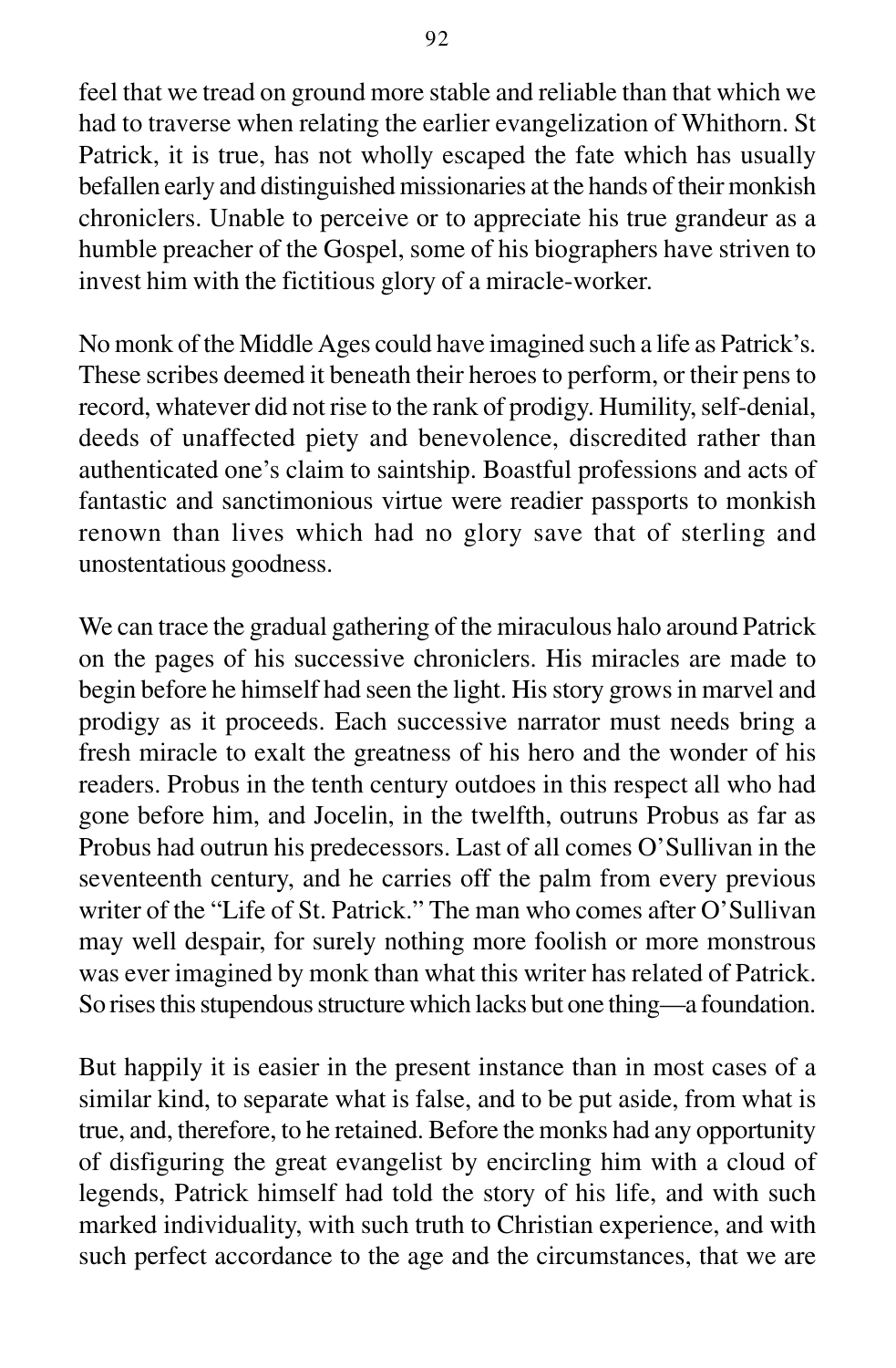feel that we tread on ground more stable and reliable than that which we had to traverse when relating the earlier evangelization of Whithorn. St Patrick, it is true, has not wholly escaped the fate which has usually befallen early and distinguished missionaries at the hands of their monkish chroniclers. Unable to perceive or to appreciate his true grandeur as a humble preacher of the Gospel, some of his biographers have striven to invest him with the fictitious glory of a miracle-worker.

No monk of the Middle Ages could have imagined such a life as Patrick's. These scribes deemed it beneath their heroes to perform, or their pens to record, whatever did not rise to the rank of prodigy. Humility, self-denial, deeds of unaffected piety and benevolence, discredited rather than authenticated one's claim to saintship. Boastful professions and acts of fantastic and sanctimonious virtue were readier passports to monkish renown than lives which had no glory save that of sterling and unostentatious goodness.

We can trace the gradual gathering of the miraculous halo around Patrick on the pages of his successive chroniclers. His miracles are made to begin before he himself had seen the light. His story grows in marvel and prodigy as it proceeds. Each successive narrator must needs bring a fresh miracle to exalt the greatness of his hero and the wonder of his readers. Probus in the tenth century outdoes in this respect all who had gone before him, and Jocelin, in the twelfth, outruns Probus as far as Probus had outrun his predecessors. Last of all comes O'Sullivan in the seventeenth century, and he carries off the palm from every previous writer of the "Life of St. Patrick." The man who comes after O'Sullivan may well despair, for surely nothing more foolish or more monstrous was ever imagined by monk than what this writer has related of Patrick. So rises this stupendous structure which lacks but one thing—a foundation.

But happily it is easier in the present instance than in most cases of a similar kind, to separate what is false, and to be put aside, from what is true, and, therefore, to he retained. Before the monks had any opportunity of disfiguring the great evangelist by encircling him with a cloud of legends, Patrick himself had told the story of his life, and with such marked individuality, with such truth to Christian experience, and with such perfect accordance to the age and the circumstances, that we are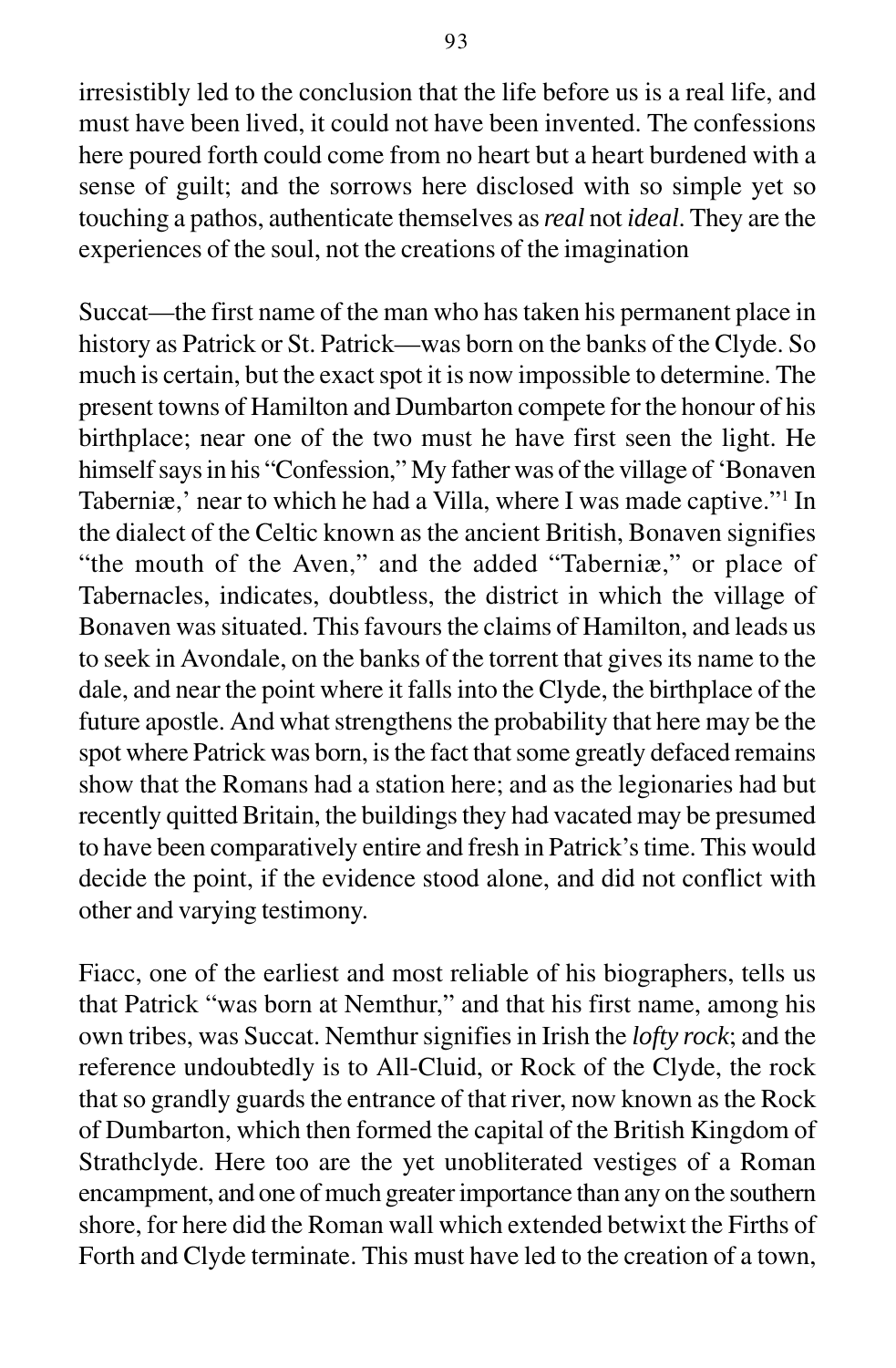irresistibly led to the conclusion that the life before us is a real life, and must have been lived, it could not have been invented. The confessions here poured forth could come from no heart but a heart burdened with a sense of guilt; and the sorrows here disclosed with so simple yet so touching a pathos, authenticate themselves as *real* not *ideal*. They are the experiences of the soul, not the creations of the imagination

Succat—the first name of the man who has taken his permanent place in history as Patrick or St. Patrick—was born on the banks of the Clyde. So much is certain, but the exact spot it is now impossible to determine. The present towns of Hamilton and Dumbarton compete for the honour of his birthplace; near one of the two must he have first seen the light. He himself says in his "Confession," My father was of the village of 'Bonaven Taberniæ,' near to which he had a Villa, where I was made captive."[1] In the dialect of the Celtic known as the ancient British, Bonaven signifies "the mouth of the Aven," and the added "Taberniæ," or place of Tabernacles, indicates, doubtless, the district in which the village of Bonaven was situated. This favours the claims of Hamilton, and leads us to seek in Avondale, on the banks of the torrent that gives its name to the dale, and near the point where it falls into the Clyde, the birthplace of the future apostle. And what strengthens the probability that here may be the spot where Patrick was born, is the fact that some greatly defaced remains show that the Romans had a station here; and as the legionaries had but recently quitted Britain, the buildings they had vacated may be presumed to have been comparatively entire and fresh in Patrick's time. This would decide the point, if the evidence stood alone, and did not conflict with other and varying testimony.

Fiacc, one of the earliest and most reliable of his biographers, tells us that Patrick "was born at Nemthur," and that his first name, among his own tribes, was Succat. Nemthur signifies in Irish the *lofty rock*; and the reference undoubtedly is to All-Cluid, or Rock of the Clyde, the rock that so grandly guards the entrance of that river, now known as the Rock of Dumbarton, which then formed the capital of the British Kingdom of Strathclyde. Here too are the yet unobliterated vestiges of a Roman encampment, and one of much greater importance than any on the southern shore, for here did the Roman wall which extended betwixt the Firths of Forth and Clyde terminate. This must have led to the creation of a town,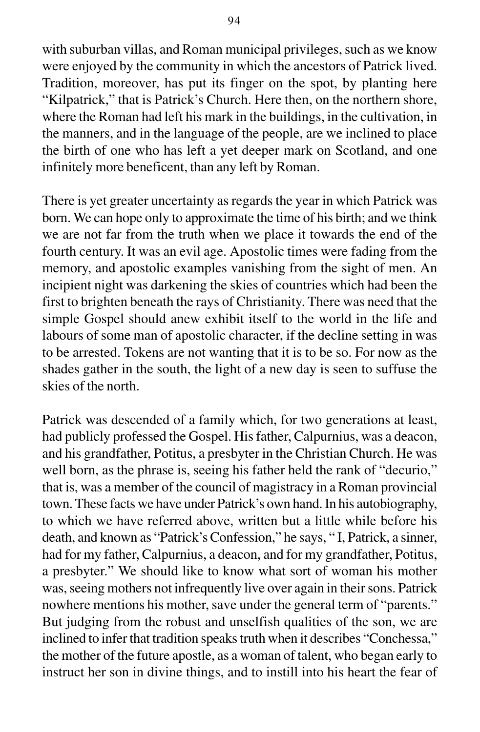with suburban villas, and Roman municipal privileges, such as we know were enjoyed by the community in which the ancestors of Patrick lived. Tradition, moreover, has put its finger on the spot, by planting here "Kilpatrick," that is Patrick's Church. Here then, on the northern shore, where the Roman had left his mark in the buildings, in the cultivation, in the manners, and in the language of the people, are we inclined to place the birth of one who has left a yet deeper mark on Scotland, and one infinitely more beneficent, than any left by Roman.

There is yet greater uncertainty as regards the year in which Patrick was born. We can hope only to approximate the time of his birth; and we think we are not far from the truth when we place it towards the end of the fourth century. It was an evil age. Apostolic times were fading from the memory, and apostolic examples vanishing from the sight of men. An incipient night was darkening the skies of countries which had been the first to brighten beneath the rays of Christianity. There was need that the simple Gospel should anew exhibit itself to the world in the life and labours of some man of apostolic character, if the decline setting in was to be arrested. Tokens are not wanting that it is to be so. For now as the shades gather in the south, the light of a new day is seen to suffuse the skies of the north.

Patrick was descended of a family which, for two generations at least, had publicly professed the Gospel. His father, Calpurnius, was a deacon, and his grandfather, Potitus, a presbyter in the Christian Church. He was well born, as the phrase is, seeing his father held the rank of "decurio," that is, was a member of the council of magistracy in a Roman provincial town. These facts we have under Patrick's own hand. In his autobiography, to which we have referred above, written but a little while before his death, and known as "Patrick's Confession," he says, " I, Patrick, a sinner, had for my father, Calpurnius, a deacon, and for my grandfather, Potitus, a presbyter." We should like to know what sort of woman his mother was, seeing mothers not infrequently live over again in their sons. Patrick nowhere mentions his mother, save under the general term of "parents." But judging from the robust and unselfish qualities of the son, we are inclined to infer that tradition speaks truth when it describes "Conchessa," the mother of the future apostle, as a woman of talent, who began early to instruct her son in divine things, and to instill into his heart the fear of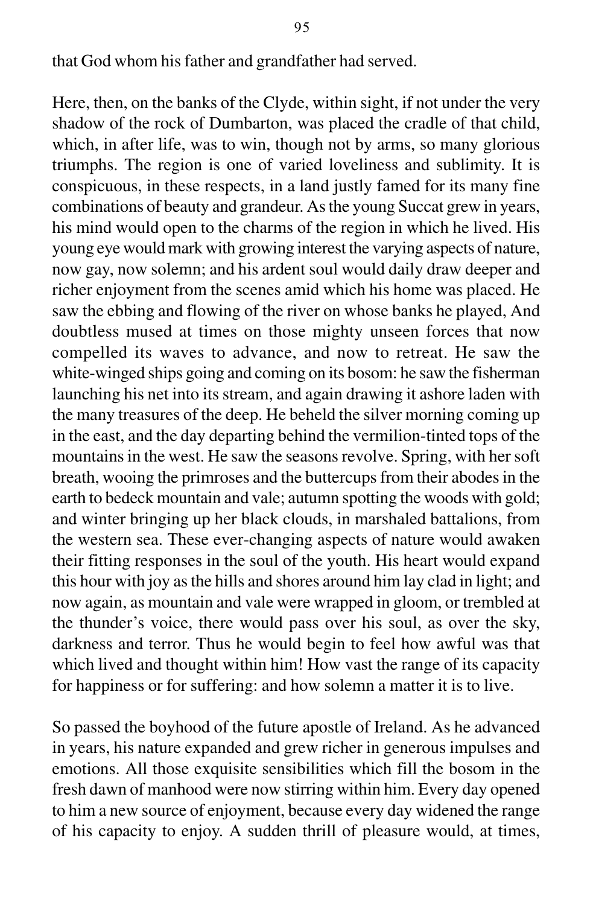that God whom his father and grandfather had served.

Here, then, on the banks of the Clyde, within sight, if not under the very shadow of the rock of Dumbarton, was placed the cradle of that child, which, in after life, was to win, though not by arms, so many glorious triumphs. The region is one of varied loveliness and sublimity. It is conspicuous, in these respects, in a land justly famed for its many fine combinations of beauty and grandeur. As the young Succat grew in years, his mind would open to the charms of the region in which he lived. His young eye would mark with growing interest the varying aspects of nature, now gay, now solemn; and his ardent soul would daily draw deeper and richer enjoyment from the scenes amid which his home was placed. He saw the ebbing and flowing of the river on whose banks he played, And doubtless mused at times on those mighty unseen forces that now compelled its waves to advance, and now to retreat. He saw the white-winged ships going and coming on its bosom: he saw the fisherman launching his net into its stream, and again drawing it ashore laden with the many treasures of the deep. He beheld the silver morning coming up in the east, and the day departing behind the vermilion-tinted tops of the mountains in the west. He saw the seasons revolve. Spring, with her soft breath, wooing the primroses and the buttercups from their abodes in the earth to bedeck mountain and vale; autumn spotting the woods with gold; and winter bringing up her black clouds, in marshaled battalions, from the western sea. These ever-changing aspects of nature would awaken their fitting responses in the soul of the youth. His heart would expand this hour with joy as the hills and shores around him lay clad in light; and now again, as mountain and vale were wrapped in gloom, or trembled at the thunder's voice, there would pass over his soul, as over the sky, darkness and terror. Thus he would begin to feel how awful was that which lived and thought within him! How vast the range of its capacity for happiness or for suffering: and how solemn a matter it is to live.

So passed the boyhood of the future apostle of Ireland. As he advanced in years, his nature expanded and grew richer in generous impulses and emotions. All those exquisite sensibilities which fill the bosom in the fresh dawn of manhood were now stirring within him. Every day opened to him a new source of enjoyment, because every day widened the range of his capacity to enjoy. A sudden thrill of pleasure would, at times,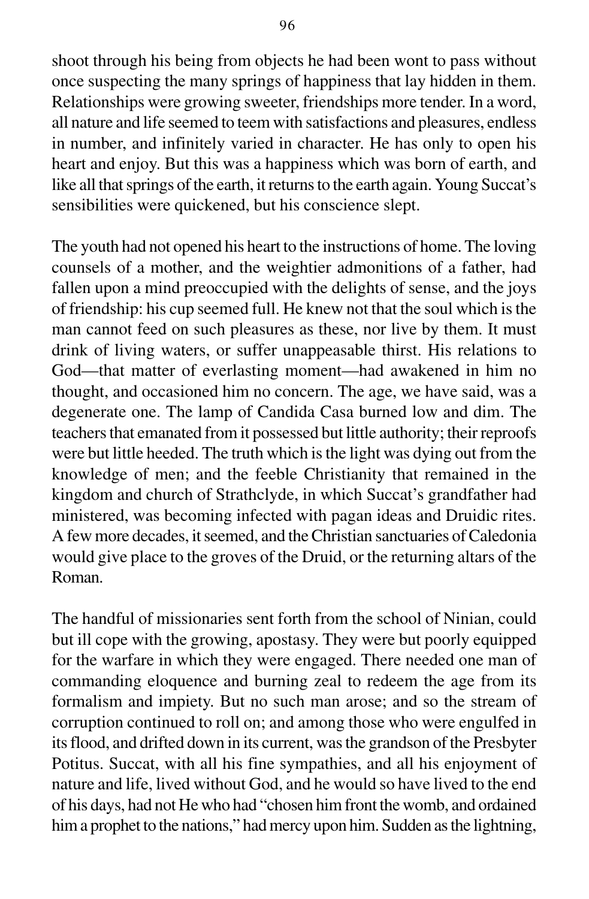shoot through his being from objects he had been wont to pass without once suspecting the many springs of happiness that lay hidden in them. Relationships were growing sweeter, friendships more tender. In a word, all nature and life seemed to teem with satisfactions and pleasures, endless in number, and infinitely varied in character. He has only to open his heart and enjoy. But this was a happiness which was born of earth, and like all that springs of the earth, it returns to the earth again. Young Succat's sensibilities were quickened, but his conscience slept.

The youth had not opened his heart to the instructions of home. The loving counsels of a mother, and the weightier admonitions of a father, had fallen upon a mind preoccupied with the delights of sense, and the joys of friendship: his cup seemed full. He knew not that the soul which is the man cannot feed on such pleasures as these, nor live by them. It must drink of living waters, or suffer unappeasable thirst. His relations to God—that matter of everlasting moment—had awakened in him no thought, and occasioned him no concern. The age, we have said, was a degenerate one. The lamp of Candida Casa burned low and dim. The teachers that emanated from it possessed but little authority; their reproofs were but little heeded. The truth which is the light was dying out from the knowledge of men; and the feeble Christianity that remained in the kingdom and church of Strathclyde, in which Succat's grandfather had ministered, was becoming infected with pagan ideas and Druidic rites. A few more decades, it seemed, and the Christian sanctuaries of Caledonia would give place to the groves of the Druid, or the returning altars of the Roman.

The handful of missionaries sent forth from the school of Ninian, could but ill cope with the growing, apostasy. They were but poorly equipped for the warfare in which they were engaged. There needed one man of commanding eloquence and burning zeal to redeem the age from its formalism and impiety. But no such man arose; and so the stream of corruption continued to roll on; and among those who were engulfed in its flood, and drifted down in its current, was the grandson of the Presbyter Potitus. Succat, with all his fine sympathies, and all his enjoyment of nature and life, lived without God, and he would so have lived to the end of his days, had not He who had "chosen him front the womb, and ordained him a prophet to the nations," had mercy upon him. Sudden as the lightning,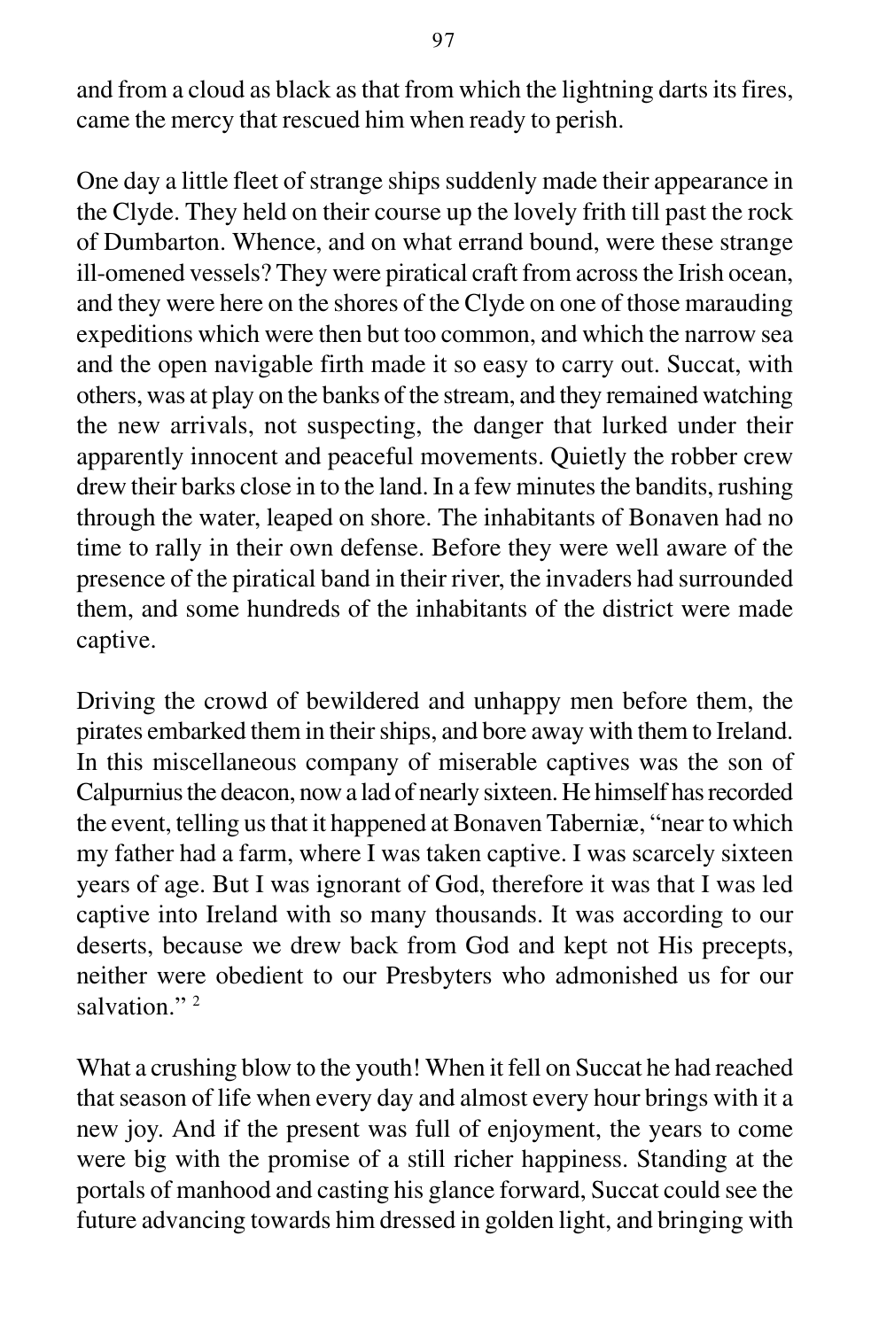and from a cloud as black as that from which the lightning darts its fires, came the mercy that rescued him when ready to perish.

One day a little fleet of strange ships suddenly made their appearance in the Clyde. They held on their course up the lovely frith till past the rock of Dumbarton. Whence, and on what errand bound, were these strange ill-omened vessels? They were piratical craft from across the Irish ocean, and they were here on the shores of the Clyde on one of those marauding expeditions which were then but too common, and which the narrow sea and the open navigable firth made it so easy to carry out. Succat, with others, was at play on the banks of the stream, and they remained watching the new arrivals, not suspecting, the danger that lurked under their apparently innocent and peaceful movements. Quietly the robber crew drew their barks close in to the land. In a few minutes the bandits, rushing through the water, leaped on shore. The inhabitants of Bonaven had no time to rally in their own defense. Before they were well aware of the presence of the piratical band in their river, the invaders had surrounded them, and some hundreds of the inhabitants of the district were made captive.

Driving the crowd of bewildered and unhappy men before them, the pirates embarked them in their ships, and bore away with them to Ireland. In this miscellaneous company of miserable captives was the son of Calpurnius the deacon, now a lad of nearly sixteen. He himself has recorded the event, telling us that it happened at Bonaven Taberniæ, "near to which my father had a farm, where I was taken captive. I was scarcely sixteen years of age. But I was ignorant of God, therefore it was that I was led captive into Ireland with so many thousands. It was according to our deserts, because we drew back from God and kept not His precepts, neither were obedient to our Presbyters who admonished us for our salvation." [2]

What a crushing blow to the youth! When it fell on Succat he had reached that season of life when every day and almost every hour brings with it a new joy. And if the present was full of enjoyment, the years to come were big with the promise of a still richer happiness. Standing at the portals of manhood and casting his glance forward, Succat could see the future advancing towards him dressed in golden light, and bringing with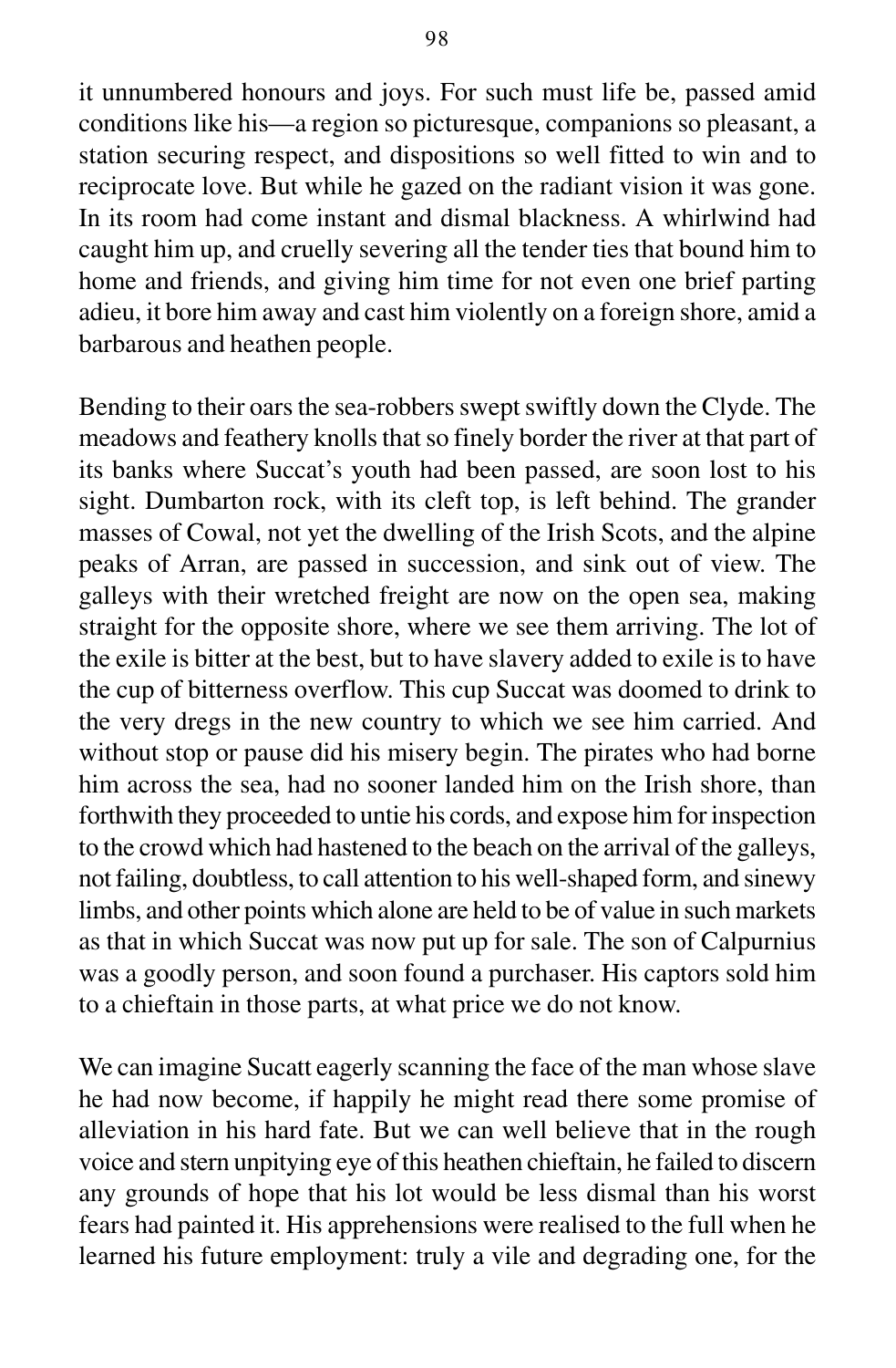it unnumbered honours and joys. For such must life be, passed amid conditions like his—a region so picturesque, companions so pleasant, a station securing respect, and dispositions so well fitted to win and to reciprocate love. But while he gazed on the radiant vision it was gone. In its room had come instant and dismal blackness. A whirlwind had caught him up, and cruelly severing all the tender ties that bound him to home and friends, and giving him time for not even one brief parting adieu, it bore him away and cast him violently on a foreign shore, amid a barbarous and heathen people.

Bending to their oars the sea-robbers swept swiftly down the Clyde. The meadows and feathery knolls that so finely border the river at that part of its banks where Succat's youth had been passed, are soon lost to his sight. Dumbarton rock, with its cleft top, is left behind. The grander masses of Cowal, not yet the dwelling of the Irish Scots, and the alpine peaks of Arran, are passed in succession, and sink out of view. The galleys with their wretched freight are now on the open sea, making straight for the opposite shore, where we see them arriving. The lot of the exile is bitter at the best, but to have slavery added to exile is to have the cup of bitterness overflow. This cup Succat was doomed to drink to the very dregs in the new country to which we see him carried. And without stop or pause did his misery begin. The pirates who had borne him across the sea, had no sooner landed him on the Irish shore, than forthwith they proceeded to untie his cords, and expose him for inspection to the crowd which had hastened to the beach on the arrival of the galleys, not failing, doubtless, to call attention to his well-shaped form, and sinewy limbs, and other points which alone are held to be of value in such markets as that in which Succat was now put up for sale. The son of Calpurnius was a goodly person, and soon found a purchaser. His captors sold him to a chieftain in those parts, at what price we do not know.

We can imagine Sucatt eagerly scanning the face of the man whose slave he had now become, if happily he might read there some promise of alleviation in his hard fate. But we can well believe that in the rough voice and stern unpitying eye of this heathen chieftain, he failed to discern any grounds of hope that his lot would be less dismal than his worst fears had painted it. His apprehensions were realised to the full when he learned his future employment: truly a vile and degrading one, for the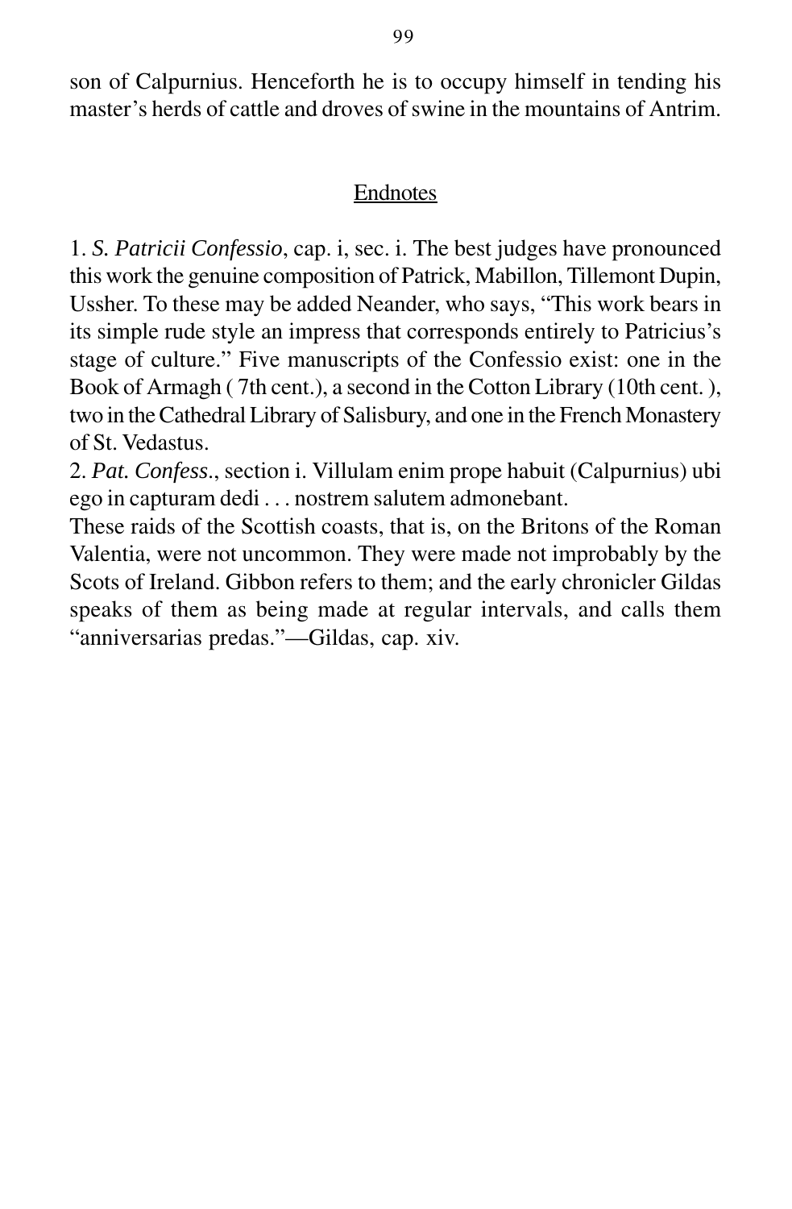son of Calpurnius. Henceforth he is to occupy himself in tending his master's herds of cattle and droves of swine in the mountains of Antrim.

## Endnotes

1. *S. Patricii Confessio*, cap. i, sec. i. The best judges have pronounced this work the genuine composition of Patrick, Mabillon, Tillemont Dupin, Ussher. To these may be added Neander, who says, "This work bears in its simple rude style an impress that corresponds entirely to Patricius's stage of culture." Five manuscripts of the Confessio exist: one in the Book of Armagh ( 7th cent.), a second in the Cotton Library (10th cent. ), two in the Cathedral Library of Salisbury, and one in the French Monastery of St. Vedastus.

2. *Pat. Confess*., section i. Villulam enim prope habuit (Calpurnius) ubi ego in capturam dedi . . . nostrem salutem admonebant.

These raids of the Scottish coasts, that is, on the Britons of the Roman Valentia, were not uncommon. They were made not improbably by the Scots of Ireland. Gibbon refers to them; and the early chronicler Gildas speaks of them as being made at regular intervals, and calls them "anniversarias predas."—Gildas, cap. xiv.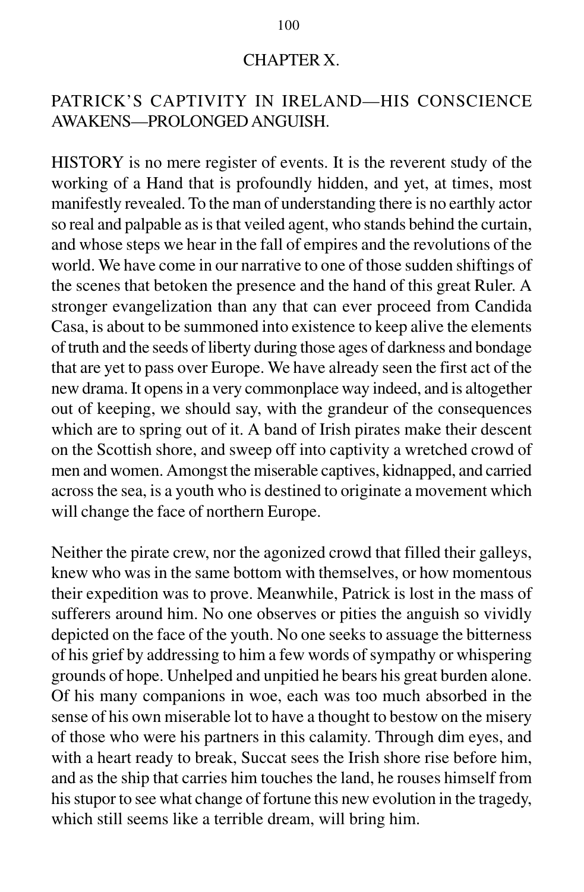## CHAPTER X.

### PATRICK'S CAPTIVITY IN IRELAND—HIS CONSCIENCE AWAKENS—PROLONGED ANGUISH.

HISTORY is no mere register of events. It is the reverent study of the working of a Hand that is profoundly hidden, and yet, at times, most manifestly revealed. To the man of understanding there is no earthly actor so real and palpable as is that veiled agent, who stands behind the curtain, and whose steps we hear in the fall of empires and the revolutions of the world. We have come in our narrative to one of those sudden shiftings of the scenes that betoken the presence and the hand of this great Ruler. A stronger evangelization than any that can ever proceed from Candida Casa, is about to be summoned into existence to keep alive the elements of truth and the seeds of liberty during those ages of darkness and bondage that are yet to pass over Europe. We have already seen the first act of the new drama. It opens in a very commonplace way indeed, and is altogether out of keeping, we should say, with the grandeur of the consequences which are to spring out of it. A band of Irish pirates make their descent on the Scottish shore, and sweep off into captivity a wretched crowd of men and women. Amongst the miserable captives, kidnapped, and carried across the sea, is a youth who is destined to originate a movement which will change the face of northern Europe.

Neither the pirate crew, nor the agonized crowd that filled their galleys, knew who was in the same bottom with themselves, or how momentous their expedition was to prove. Meanwhile, Patrick is lost in the mass of sufferers around him. No one observes or pities the anguish so vividly depicted on the face of the youth. No one seeks to assuage the bitterness of his grief by addressing to him a few words of sympathy or whispering grounds of hope. Unhelped and unpitied he bears his great burden alone. Of his many companions in woe, each was too much absorbed in the sense of his own miserable lot to have a thought to bestow on the misery of those who were his partners in this calamity. Through dim eyes, and with a heart ready to break, Succat sees the Irish shore rise before him, and as the ship that carries him touches the land, he rouses himself from his stupor to see what change of fortune this new evolution in the tragedy, which still seems like a terrible dream, will bring him.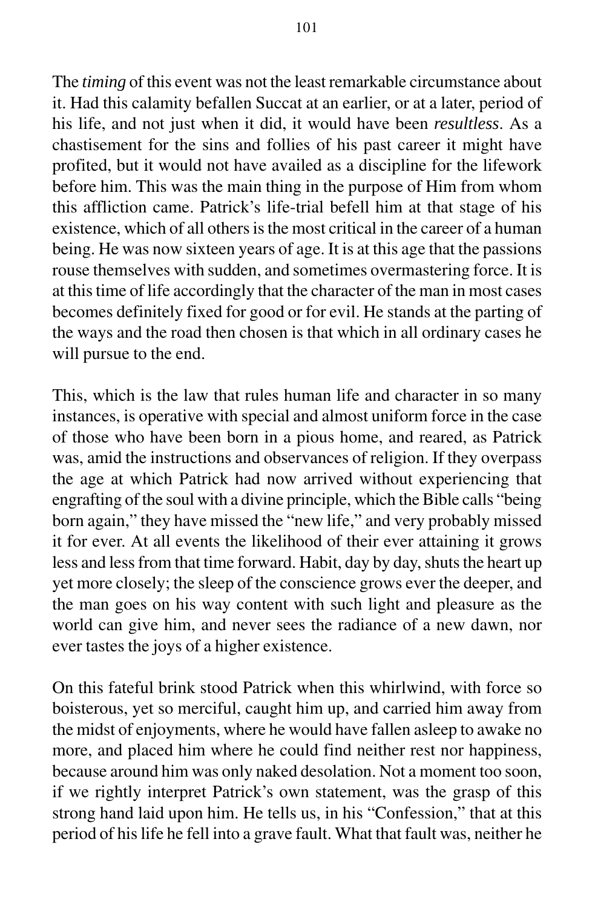The *timing* of this event was not the least remarkable circumstance about it. Had this calamity befallen Succat at an earlier, or at a later, period of his life, and not just when it did, it would have been *resultless*. As a chastisement for the sins and follies of his past career it might have profited, but it would not have availed as a discipline for the lifework before him. This was the main thing in the purpose of Him from whom this affliction came. Patrick's life-trial befell him at that stage of his existence, which of all others is the most critical in the career of a human being. He was now sixteen years of age. It is at this age that the passions rouse themselves with sudden, and sometimes overmastering force. It is at this time of life accordingly that the character of the man in most cases becomes definitely fixed for good or for evil. He stands at the parting of the ways and the road then chosen is that which in all ordinary cases he will pursue to the end.

This, which is the law that rules human life and character in so many instances, is operative with special and almost uniform force in the case of those who have been born in a pious home, and reared, as Patrick was, amid the instructions and observances of religion. If they overpass the age at which Patrick had now arrived without experiencing that engrafting of the soul with a divine principle, which the Bible calls "being born again," they have missed the "new life," and very probably missed it for ever. At all events the likelihood of their ever attaining it grows less and less from that time forward. Habit, day by day, shuts the heart up yet more closely; the sleep of the conscience grows ever the deeper, and the man goes on his way content with such light and pleasure as the world can give him, and never sees the radiance of a new dawn, nor ever tastes the joys of a higher existence.

On this fateful brink stood Patrick when this whirlwind, with force so boisterous, yet so merciful, caught him up, and carried him away from the midst of enjoyments, where he would have fallen asleep to awake no more, and placed him where he could find neither rest nor happiness, because around him was only naked desolation. Not a moment too soon, if we rightly interpret Patrick's own statement, was the grasp of this strong hand laid upon him. He tells us, in his "Confession," that at this period of his life he fell into a grave fault. What that fault was, neither he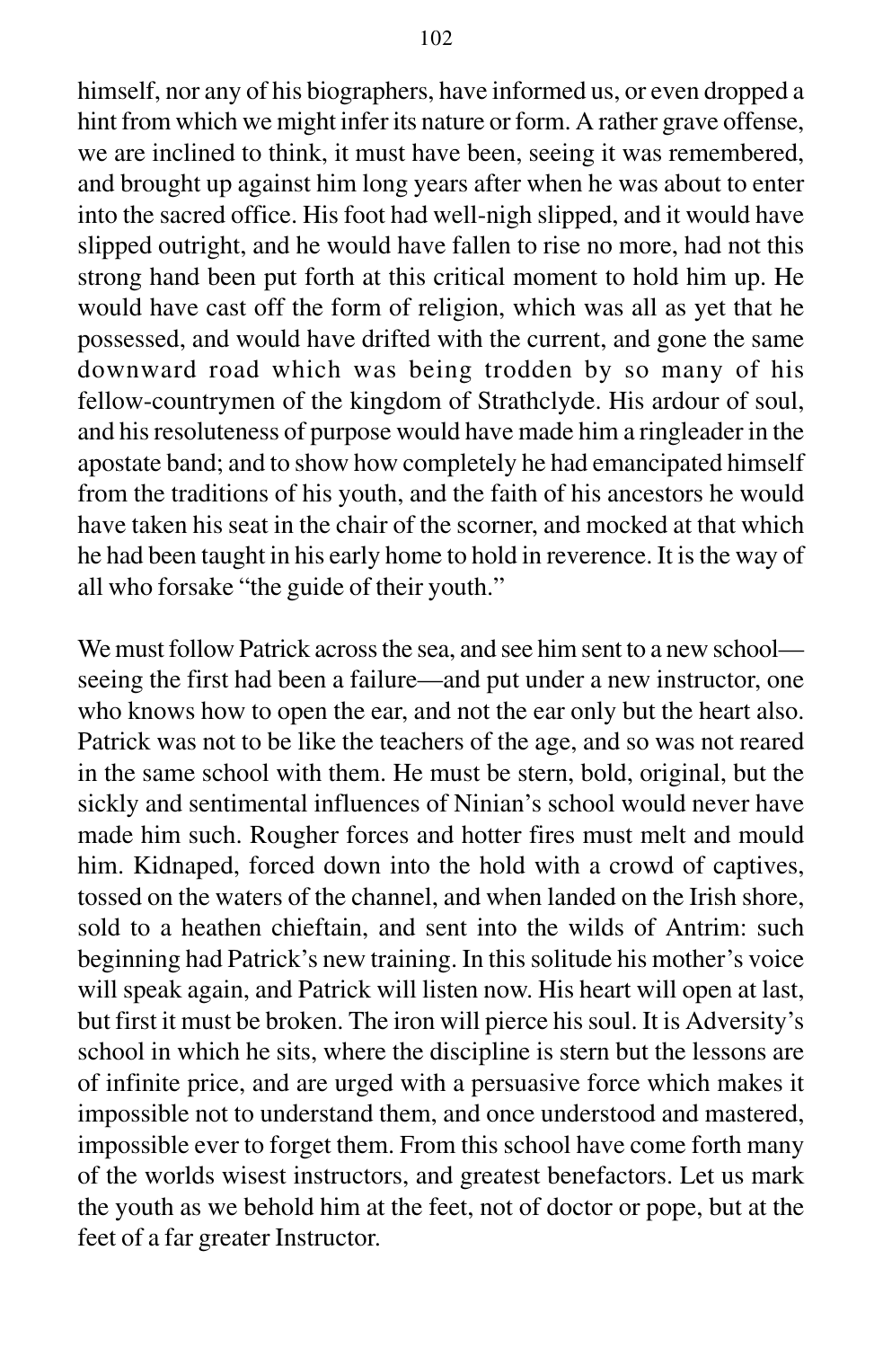himself, nor any of his biographers, have informed us, or even dropped a hint from which we might infer its nature or form. A rather grave offense, we are inclined to think, it must have been, seeing it was remembered, and brought up against him long years after when he was about to enter into the sacred office. His foot had well-nigh slipped, and it would have slipped outright, and he would have fallen to rise no more, had not this strong hand been put forth at this critical moment to hold him up. He would have cast off the form of religion, which was all as yet that he possessed, and would have drifted with the current, and gone the same downward road which was being trodden by so many of his fellow-countrymen of the kingdom of Strathclyde. His ardour of soul, and his resoluteness of purpose would have made him a ringleader in the apostate band; and to show how completely he had emancipated himself from the traditions of his youth, and the faith of his ancestors he would have taken his seat in the chair of the scorner, and mocked at that which he had been taught in his early home to hold in reverence. It is the way of all who forsake "the guide of their youth."

We must follow Patrick across the sea, and see him sent to a new school—seeing the first had been a failure—and put under a new instructor, one who knows how to open the ear, and not the ear only but the heart also. Patrick was not to be like the teachers of the age, and so was not reared in the same school with them. He must be stern, bold, original, but the sickly and sentimental influences of Ninian's school would never have made him such. Rougher forces and hotter fires must melt and mould him. Kidnaped, forced down into the hold with a crowd of captives, tossed on the waters of the channel, and when landed on the Irish shore, sold to a heathen chieftain, and sent into the wilds of Antrim: such beginning had Patrick's new training. In this solitude his mother's voice will speak again, and Patrick will listen now. His heart will open at last, but first it must be broken. The iron will pierce his soul. It is Adversity's school in which he sits, where the discipline is stern but the lessons are of infinite price, and are urged with a persuasive force which makes it impossible not to understand them, and once understood and mastered, impossible ever to forget them. From this school have come forth many of the worlds wisest instructors, and greatest benefactors. Let us mark the youth as we behold him at the feet, not of doctor or pope, but at the feet of a far greater Instructor.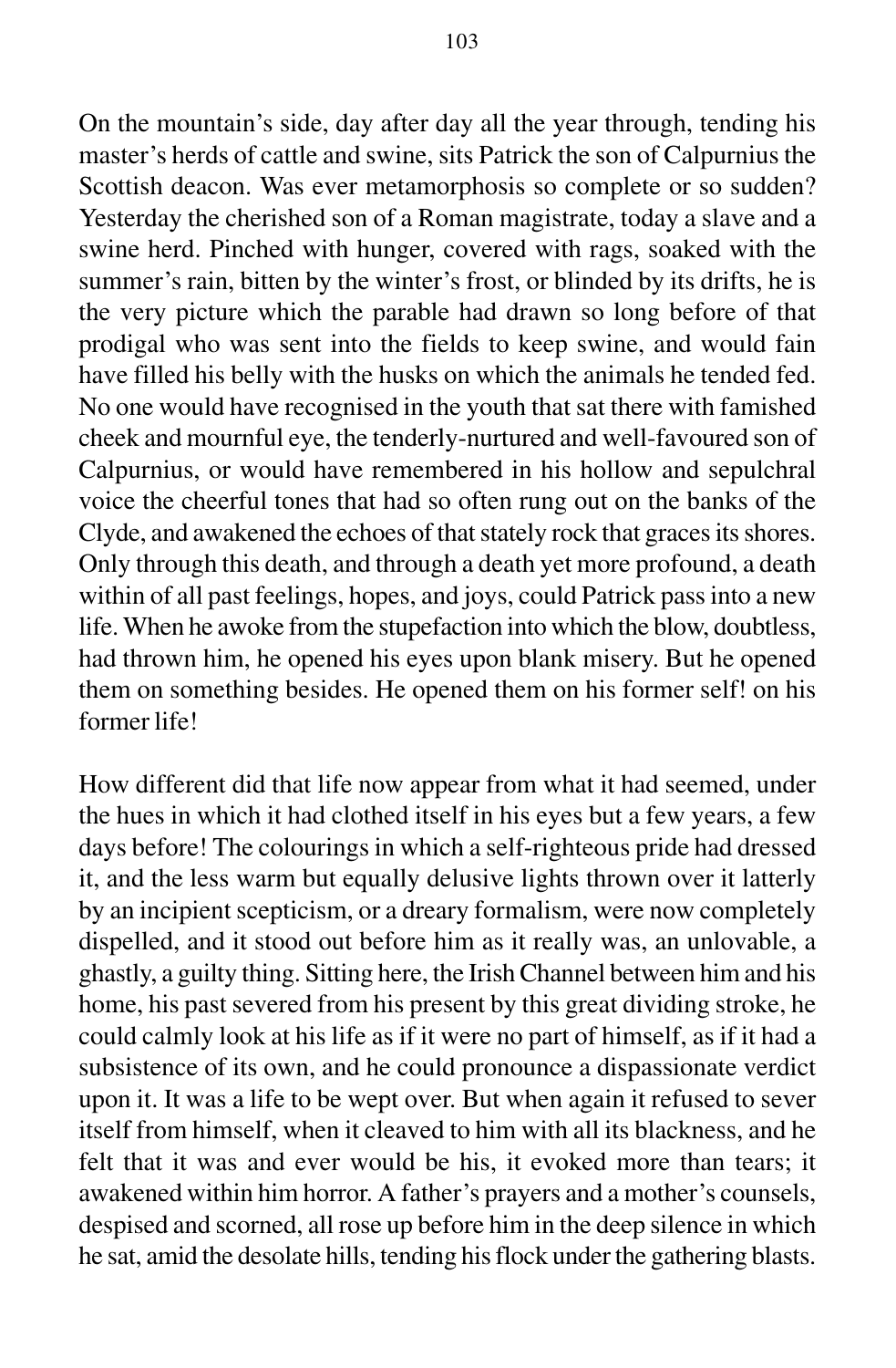On the mountain's side, day after day all the year through, tending his master's herds of cattle and swine, sits Patrick the son of Calpurnius the Scottish deacon. Was ever metamorphosis so complete or so sudden? Yesterday the cherished son of a Roman magistrate, today a slave and a swine herd. Pinched with hunger, covered with rags, soaked with the summer's rain, bitten by the winter's frost, or blinded by its drifts, he is the very picture which the parable had drawn so long before of that prodigal who was sent into the fields to keep swine, and would fain have filled his belly with the husks on which the animals he tended fed. No one would have recognised in the youth that sat there with famished cheek and mournful eye, the tenderly-nurtured and well-favoured son of Calpurnius, or would have remembered in his hollow and sepulchral voice the cheerful tones that had so often rung out on the banks of the Clyde, and awakened the echoes of that stately rock that graces its shores. Only through this death, and through a death yet more profound, a death within of all past feelings, hopes, and joys, could Patrick pass into a new life. When he awoke from the stupefaction into which the blow, doubtless, had thrown him, he opened his eyes upon blank misery. But he opened them on something besides. He opened them on his former self! on his former life!

How different did that life now appear from what it had seemed, under the hues in which it had clothed itself in his eyes but a few years, a few days before! The colourings in which a self-righteous pride had dressed it, and the less warm but equally delusive lights thrown over it latterly by an incipient scepticism, or a dreary formalism, were now completely dispelled, and it stood out before him as it really was, an unlovable, a ghastly, a guilty thing. Sitting here, the Irish Channel between him and his home, his past severed from his present by this great dividing stroke, he could calmly look at his life as if it were no part of himself, as if it had a subsistence of its own, and he could pronounce a dispassionate verdict upon it. It was a life to be wept over. But when again it refused to sever itself from himself, when it cleaved to him with all its blackness, and he felt that it was and ever would be his, it evoked more than tears; it awakened within him horror. A father's prayers and a mother's counsels, despised and scorned, all rose up before him in the deep silence in which he sat, amid the desolate hills, tending his flock under the gathering blasts.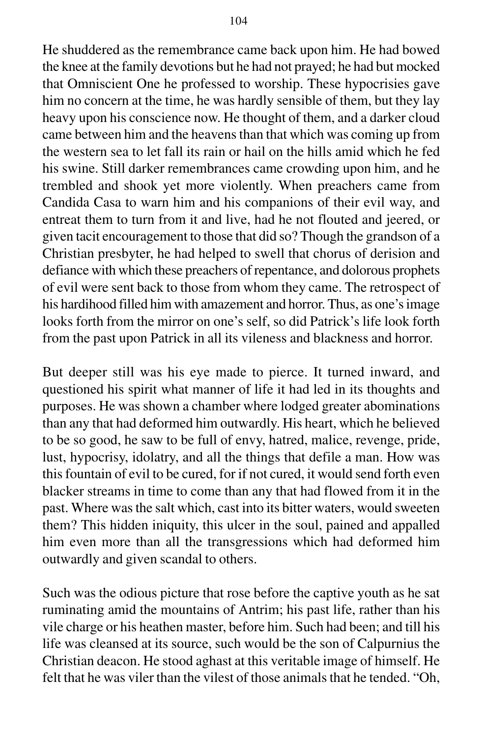He shuddered as the remembrance came back upon him. He had bowed the knee at the family devotions but he had not prayed; he had but mocked that Omniscient One he professed to worship. These hypocrisies gave him no concern at the time, he was hardly sensible of them, but they lay heavy upon his conscience now. He thought of them, and a darker cloud came between him and the heavens than that which was coming up from the western sea to let fall its rain or hail on the hills amid which he fed his swine. Still darker remembrances came crowding upon him, and he trembled and shook yet more violently. When preachers came from Candida Casa to warn him and his companions of their evil way, and entreat them to turn from it and live, had he not flouted and jeered, or given tacit encouragement to those that did so? Though the grandson of a Christian presbyter, he had helped to swell that chorus of derision and defiance with which these preachers of repentance, and dolorous prophets of evil were sent back to those from whom they came. The retrospect of his hardihood filled him with amazement and horror. Thus, as one's image looks forth from the mirror on one's self, so did Patrick's life look forth from the past upon Patrick in all its vileness and blackness and horror.

But deeper still was his eye made to pierce. It turned inward, and questioned his spirit what manner of life it had led in its thoughts and purposes. He was shown a chamber where lodged greater abominations than any that had deformed him outwardly. His heart, which he believed to be so good, he saw to be full of envy, hatred, malice, revenge, pride, lust, hypocrisy, idolatry, and all the things that defile a man. How was this fountain of evil to be cured, for if not cured, it would send forth even blacker streams in time to come than any that had flowed from it in the past. Where was the salt which, cast into its bitter waters, would sweeten them? This hidden iniquity, this ulcer in the soul, pained and appalled him even more than all the transgressions which had deformed him outwardly and given scandal to others.

Such was the odious picture that rose before the captive youth as he sat ruminating amid the mountains of Antrim; his past life, rather than his vile charge or his heathen master, before him. Such had been; and till his life was cleansed at its source, such would be the son of Calpurnius the Christian deacon. He stood aghast at this veritable image of himself. He felt that he was viler than the vilest of those animals that he tended. "Oh,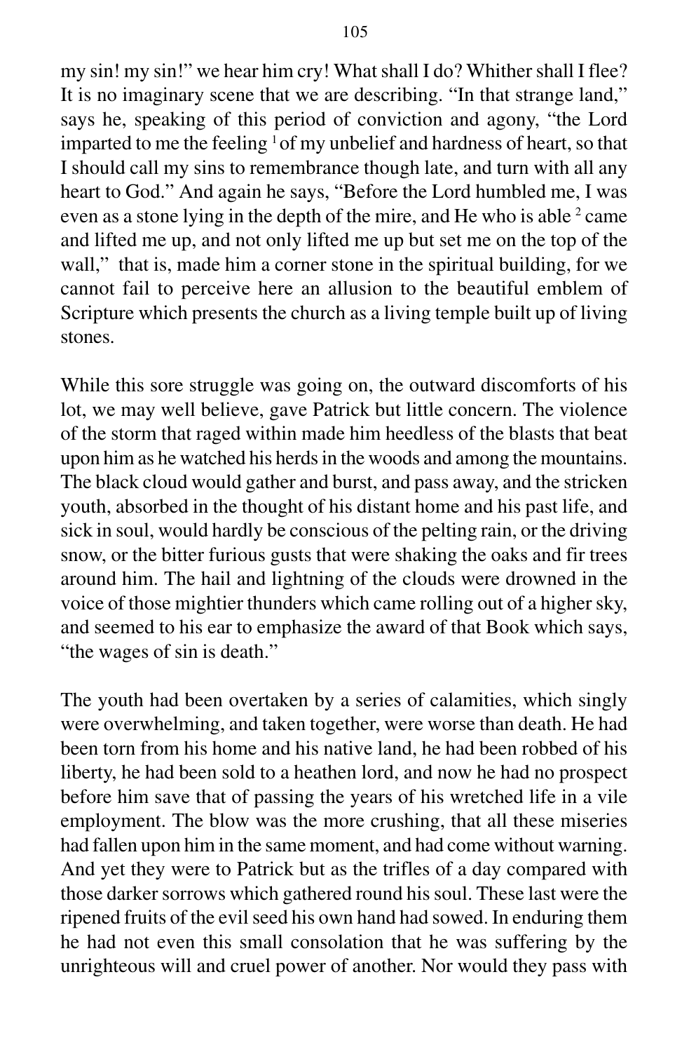my sin! my sin!" we hear him cry! What shall I do? Whither shall I flee? It is no imaginary scene that we are describing. "In that strange land," says he, speaking of this period of conviction and agony, "the Lord imparted to me the feeling [1] of my unbelief and hardness of heart, so that I should call my sins to remembrance though late, and turn with all any heart to God." And again he says, "Before the Lord humbled me, I was even as a stone lying in the depth of the mire, and He who is able [2] came and lifted me up, and not only lifted me up but set me on the top of the wall," that is, made him a corner stone in the spiritual building, for we cannot fail to perceive here an allusion to the beautiful emblem of Scripture which presents the church as a living temple built up of living stones.

While this sore struggle was going on, the outward discomforts of his lot, we may well believe, gave Patrick but little concern. The violence of the storm that raged within made him heedless of the blasts that beat upon him as he watched his herds in the woods and among the mountains. The black cloud would gather and burst, and pass away, and the stricken youth, absorbed in the thought of his distant home and his past life, and sick in soul, would hardly be conscious of the pelting rain, or the driving snow, or the bitter furious gusts that were shaking the oaks and fir trees around him. The hail and lightning of the clouds were drowned in the voice of those mightier thunders which came rolling out of a higher sky, and seemed to his ear to emphasize the award of that Book which says, "the wages of sin is death."

The youth had been overtaken by a series of calamities, which singly were overwhelming, and taken together, were worse than death. He had been torn from his home and his native land, he had been robbed of his liberty, he had been sold to a heathen lord, and now he had no prospect before him save that of passing the years of his wretched life in a vile employment. The blow was the more crushing, that all these miseries had fallen upon him in the same moment, and had come without warning. And yet they were to Patrick but as the trifles of a day compared with those darker sorrows which gathered round his soul. These last were the ripened fruits of the evil seed his own hand had sowed. In enduring them he had not even this small consolation that he was suffering by the unrighteous will and cruel power of another. Nor would they pass with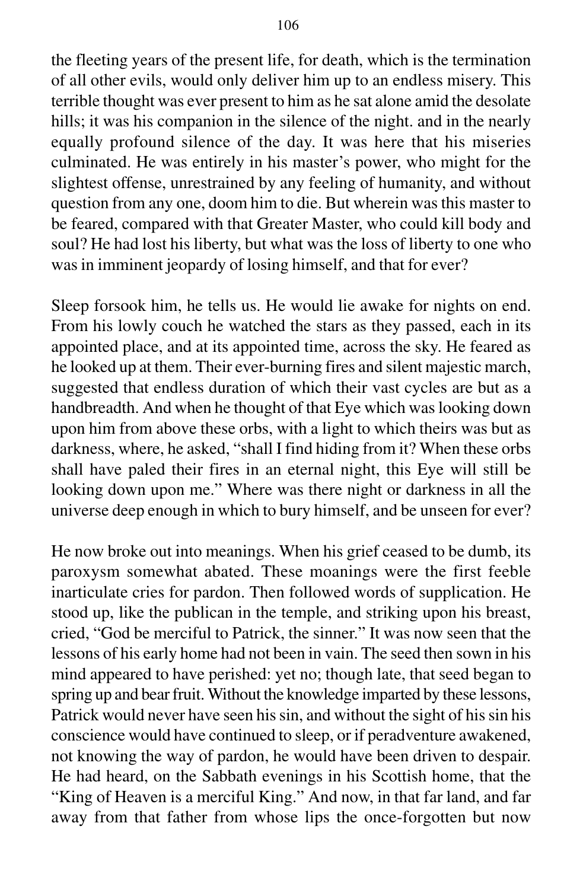the fleeting years of the present life, for death, which is the termination of all other evils, would only deliver him up to an endless misery. This terrible thought was ever present to him as he sat alone amid the desolate hills; it was his companion in the silence of the night. and in the nearly equally profound silence of the day. It was here that his miseries culminated. He was entirely in his master's power, who might for the slightest offense, unrestrained by any feeling of humanity, and without question from any one, doom him to die. But wherein was this master to be feared, compared with that Greater Master, who could kill body and soul? He had lost his liberty, but what was the loss of liberty to one who was in imminent jeopardy of losing himself, and that for ever?

Sleep forsook him, he tells us. He would lie awake for nights on end. From his lowly couch he watched the stars as they passed, each in its appointed place, and at its appointed time, across the sky. He feared as he looked up at them. Their ever-burning fires and silent majestic march, suggested that endless duration of which their vast cycles are but as a handbreadth. And when he thought of that Eye which was looking down upon him from above these orbs, with a light to which theirs was but as darkness, where, he asked, "shall I find hiding from it? When these orbs shall have paled their fires in an eternal night, this Eye will still be looking down upon me." Where was there night or darkness in all the universe deep enough in which to bury himself, and be unseen for ever?

He now broke out into meanings. When his grief ceased to be dumb, its paroxysm somewhat abated. These moanings were the first feeble inarticulate cries for pardon. Then followed words of supplication. He stood up, like the publican in the temple, and striking upon his breast, cried, "God be merciful to Patrick, the sinner." It was now seen that the lessons of his early home had not been in vain. The seed then sown in his mind appeared to have perished: yet no; though late, that seed began to spring up and bear fruit. Without the knowledge imparted by these lessons, Patrick would never have seen his sin, and without the sight of his sin his conscience would have continued to sleep, or if peradventure awakened, not knowing the way of pardon, he would have been driven to despair. He had heard, on the Sabbath evenings in his Scottish home, that the "King of Heaven is a merciful King." And now, in that far land, and far away from that father from whose lips the once-forgotten but now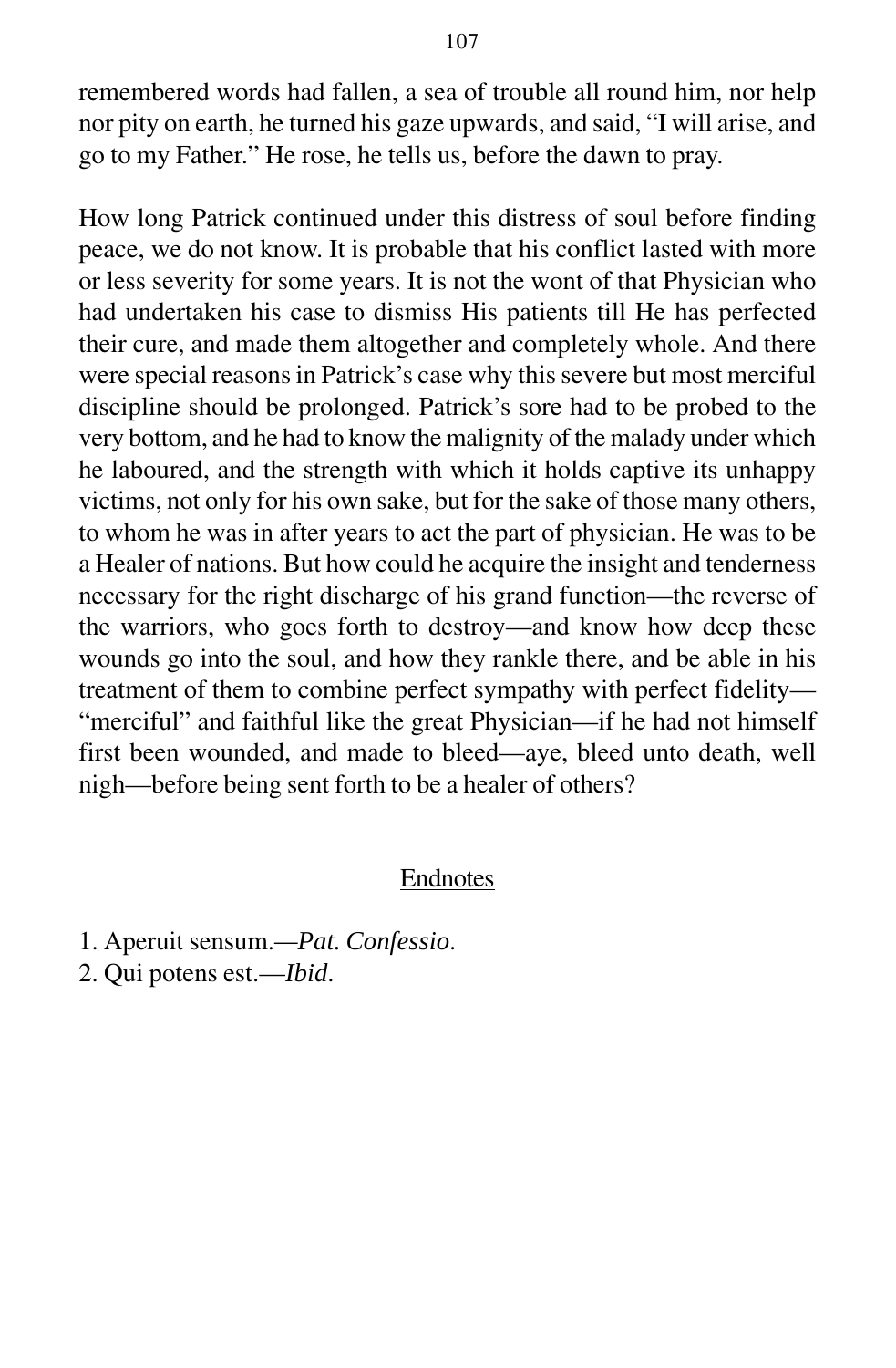remembered words had fallen, a sea of trouble all round him, nor help nor pity on earth, he turned his gaze upwards, and said, "I will arise, and go to my Father." He rose, he tells us, before the dawn to pray.

How long Patrick continued under this distress of soul before finding peace, we do not know. It is probable that his conflict lasted with more or less severity for some years. It is not the wont of that Physician who had undertaken his case to dismiss His patients till He has perfected their cure, and made them altogether and completely whole. And there were special reasons in Patrick's case why this severe but most merciful discipline should be prolonged. Patrick's sore had to be probed to the very bottom, and he had to know the malignity of the malady under which he laboured, and the strength with which it holds captive its unhappy victims, not only for his own sake, but for the sake of those many others, to whom he was in after years to act the part of physician. He was to be a Healer of nations. But how could he acquire the insight and tenderness necessary for the right discharge of his grand function—the reverse of the warriors, who goes forth to destroy—and know how deep these wounds go into the soul, and how they rankle there, and be able in his treatment of them to combine perfect sympathy with perfect fidelity—"merciful" and faithful like the great Physician—if he had not himself first been wounded, and made to bleed—aye, bleed unto death, well nigh—before being sent forth to be a healer of others?

## Endnotes

1. Aperuit sensum.—*Pat. Confessio*.
2. Qui potens est.—*Ibid*.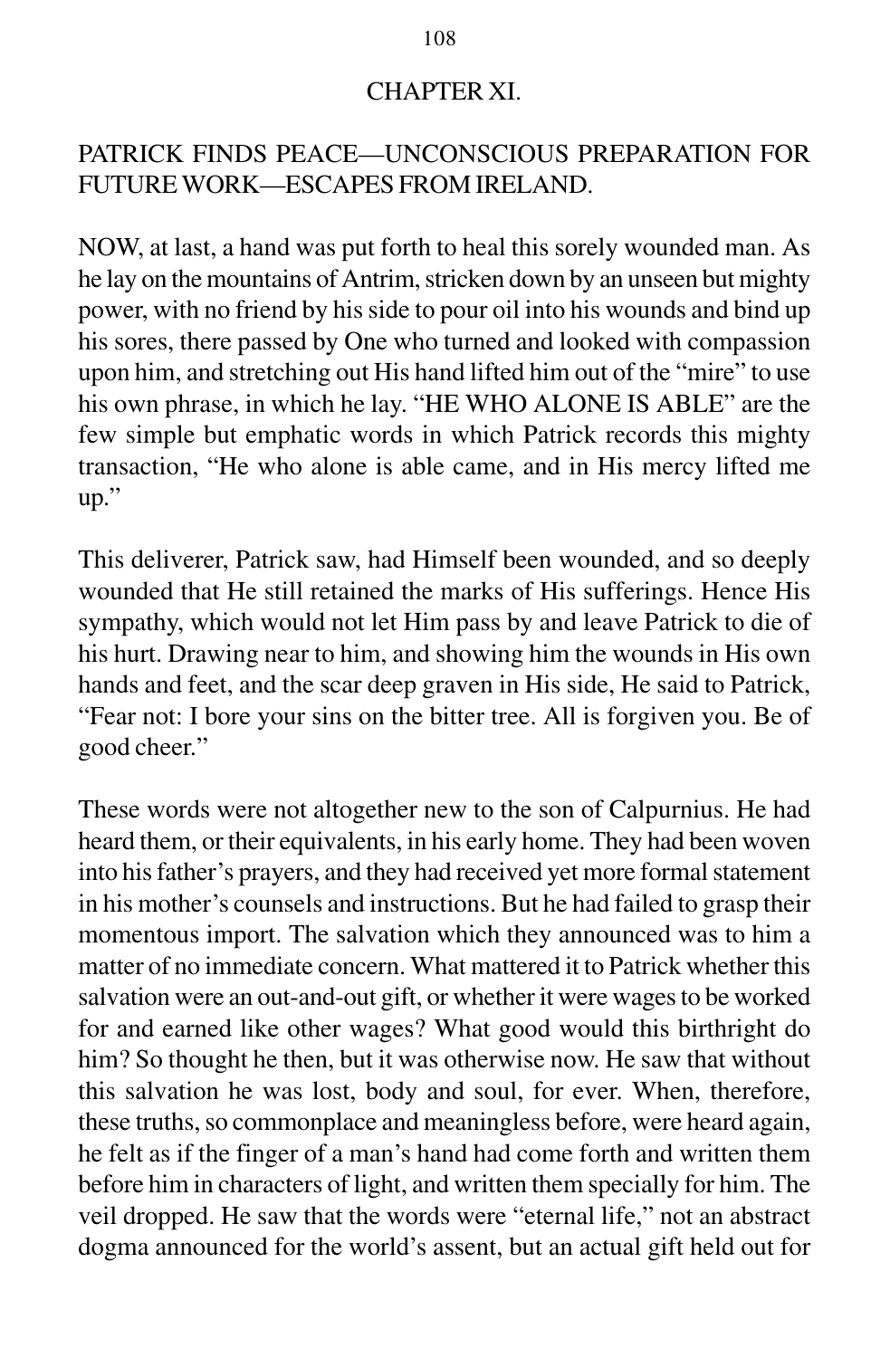## CHAPTER XI.

### PATRICK FINDS PEACE—UNCONSCIOUS PREPARATION FOR FUTURE WORK—ESCAPES FROM IRELAND.

NOW, at last, a hand was put forth to heal this sorely wounded man. As he lay on the mountains of Antrim, stricken down by an unseen but mighty power, with no friend by his side to pour oil into his wounds and bind up his sores, there passed by One who turned and looked with compassion upon him, and stretching out His hand lifted him out of the "mire" to use his own phrase, in which he lay. "HE WHO ALONE IS ABLE" are the few simple but emphatic words in which Patrick records this mighty transaction, "He who alone is able came, and in His mercy lifted me up."

This deliverer, Patrick saw, had Himself been wounded, and so deeply wounded that He still retained the marks of His sufferings. Hence His sympathy, which would not let Him pass by and leave Patrick to die of his hurt. Drawing near to him, and showing him the wounds in His own hands and feet, and the scar deep graven in His side, He said to Patrick, "Fear not: I bore your sins on the bitter tree. All is forgiven you. Be of good cheer."

These words were not altogether new to the son of Calpurnius. He had heard them, or their equivalents, in his early home. They had been woven into his father's prayers, and they had received yet more formal statement in his mother's counsels and instructions. But he had failed to grasp their momentous import. The salvation which they announced was to him a matter of no immediate concern. What mattered it to Patrick whether this salvation were an out-and-out gift, or whether it were wages to be worked for and earned like other wages? What good would this birthright do him? So thought he then, but it was otherwise now. He saw that without this salvation he was lost, body and soul, for ever. When, therefore, these truths, so commonplace and meaningless before, were heard again, he felt as if the finger of a man's hand had come forth and written them before him in characters of light, and written them specially for him. The veil dropped. He saw that the words were "eternal life," not an abstract dogma announced for the world's assent, but an actual gift held out for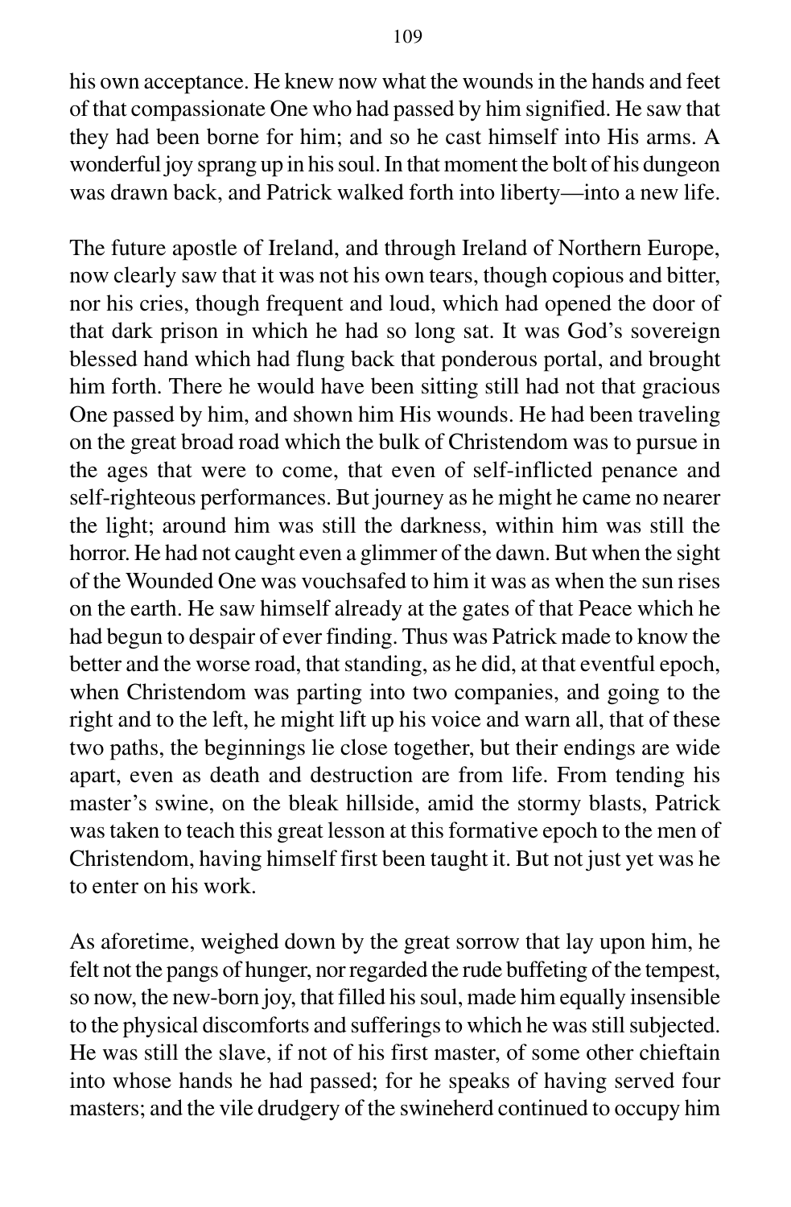his own acceptance. He knew now what the wounds in the hands and feet of that compassionate One who had passed by him signified. He saw that they had been borne for him; and so he cast himself into His arms. A wonderful joy sprang up in his soul. In that moment the bolt of his dungeon was drawn back, and Patrick walked forth into liberty—into a new life.

The future apostle of Ireland, and through Ireland of Northern Europe, now clearly saw that it was not his own tears, though copious and bitter, nor his cries, though frequent and loud, which had opened the door of that dark prison in which he had so long sat. It was God's sovereign blessed hand which had flung back that ponderous portal, and brought him forth. There he would have been sitting still had not that gracious One passed by him, and shown him His wounds. He had been traveling on the great broad road which the bulk of Christendom was to pursue in the ages that were to come, that even of self-inflicted penance and self-righteous performances. But journey as he might he came no nearer the light; around him was still the darkness, within him was still the horror. He had not caught even a glimmer of the dawn. But when the sight of the Wounded One was vouchsafed to him it was as when the sun rises on the earth. He saw himself already at the gates of that Peace which he had begun to despair of ever finding. Thus was Patrick made to know the better and the worse road, that standing, as he did, at that eventful epoch, when Christendom was parting into two companies, and going to the right and to the left, he might lift up his voice and warn all, that of these two paths, the beginnings lie close together, but their endings are wide apart, even as death and destruction are from life. From tending his master's swine, on the bleak hillside, amid the stormy blasts, Patrick was taken to teach this great lesson at this formative epoch to the men of Christendom, having himself first been taught it. But not just yet was he to enter on his work.

As aforetime, weighed down by the great sorrow that lay upon him, he felt not the pangs of hunger, nor regarded the rude buffeting of the tempest, so now, the new-born joy, that filled his soul, made him equally insensible to the physical discomforts and sufferings to which he was still subjected. He was still the slave, if not of his first master, of some other chieftain into whose hands he had passed; for he speaks of having served four masters; and the vile drudgery of the swineherd continued to occupy him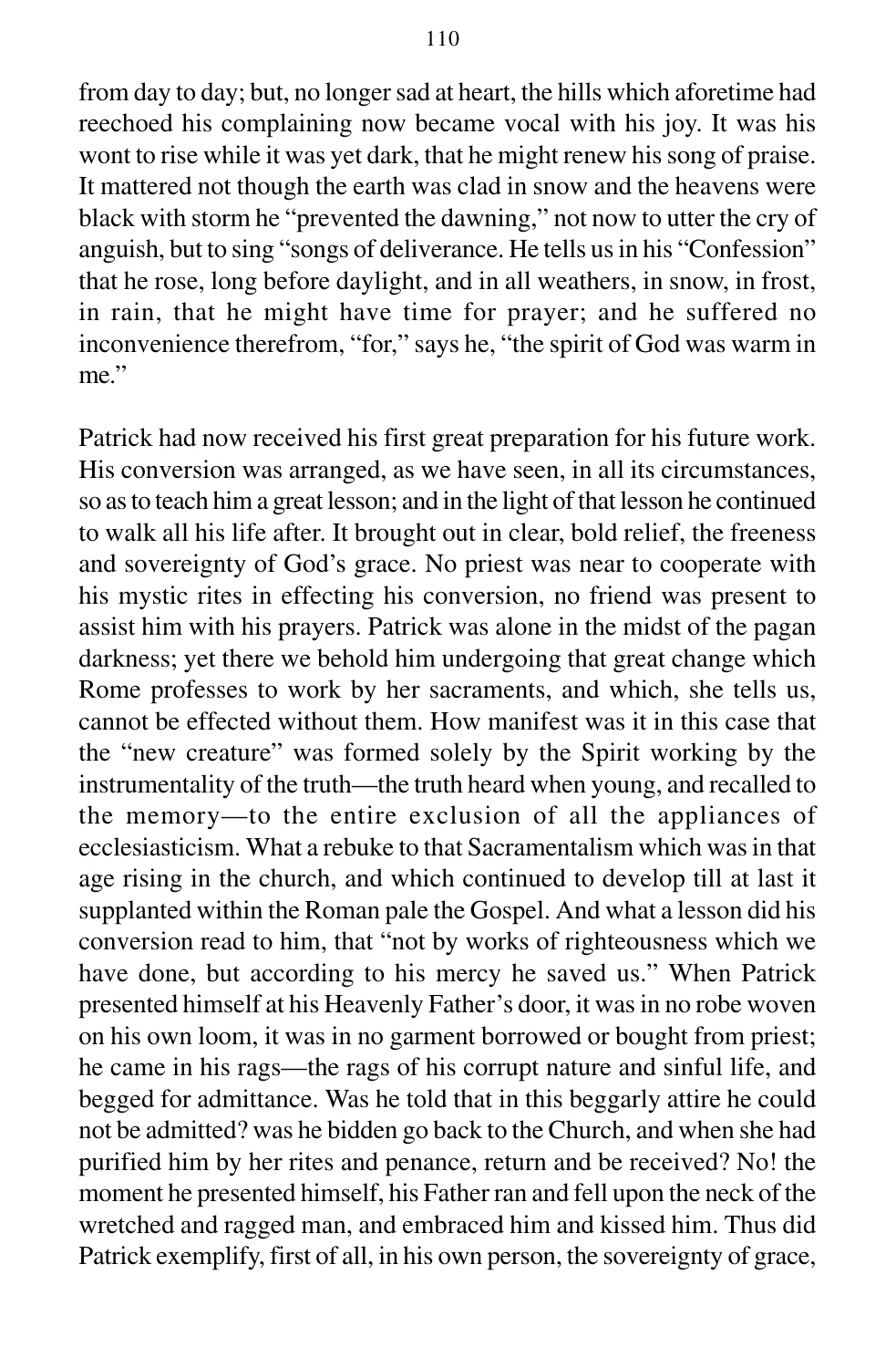from day to day; but, no longer sad at heart, the hills which aforetime had reechoed his complaining now became vocal with his joy. It was his wont to rise while it was yet dark, that he might renew his song of praise. It mattered not though the earth was clad in snow and the heavens were black with storm he "prevented the dawning," not now to utter the cry of anguish, but to sing "songs of deliverance. He tells us in his "Confession" that he rose, long before daylight, and in all weathers, in snow, in frost, in rain, that he might have time for prayer; and he suffered no inconvenience therefrom, "for," says he, "the spirit of God was warm in me."

Patrick had now received his first great preparation for his future work. His conversion was arranged, as we have seen, in all its circumstances, so as to teach him a great lesson; and in the light of that lesson he continued to walk all his life after. It brought out in clear, bold relief, the freeness and sovereignty of God's grace. No priest was near to cooperate with his mystic rites in effecting his conversion, no friend was present to assist him with his prayers. Patrick was alone in the midst of the pagan darkness; yet there we behold him undergoing that great change which Rome professes to work by her sacraments, and which, she tells us, cannot be effected without them. How manifest was it in this case that the "new creature" was formed solely by the Spirit working by the instrumentality of the truth—the truth heard when young, and recalled to the memory—to the entire exclusion of all the appliances of ecclesiasticism. What a rebuke to that Sacramentalism which was in that age rising in the church, and which continued to develop till at last it supplanted within the Roman pale the Gospel. And what a lesson did his conversion read to him, that "not by works of righteousness which we have done, but according to his mercy he saved us." When Patrick presented himself at his Heavenly Father's door, it was in no robe woven on his own loom, it was in no garment borrowed or bought from priest; he came in his rags—the rags of his corrupt nature and sinful life, and begged for admittance. Was he told that in this beggarly attire he could not be admitted? was he bidden go back to the Church, and when she had purified him by her rites and penance, return and be received? No! the moment he presented himself, his Father ran and fell upon the neck of the wretched and ragged man, and embraced him and kissed him. Thus did Patrick exemplify, first of all, in his own person, the sovereignty of grace,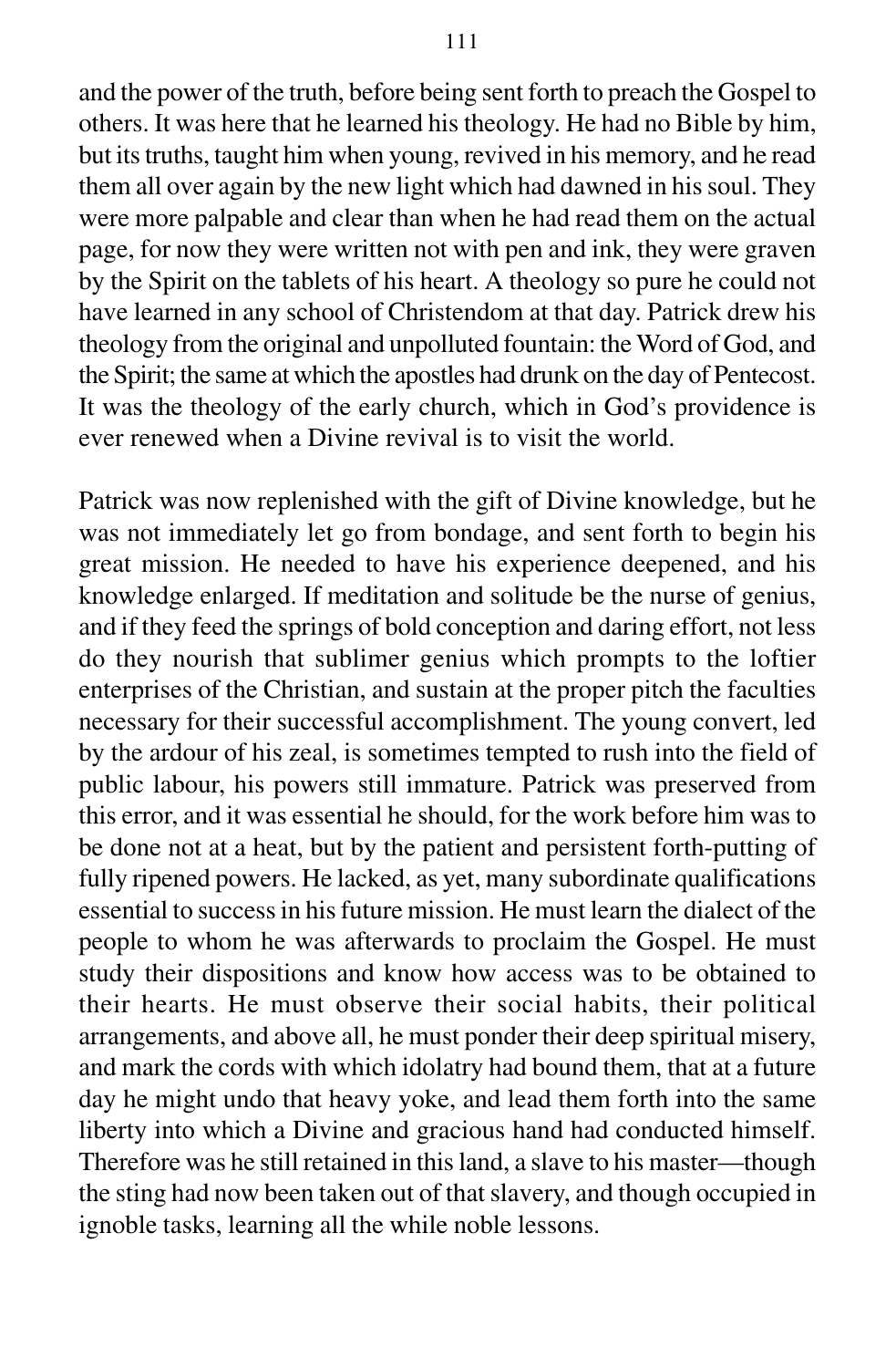and the power of the truth, before being sent forth to preach the Gospel to others. It was here that he learned his theology. He had no Bible by him, but its truths, taught him when young, revived in his memory, and he read them all over again by the new light which had dawned in his soul. They were more palpable and clear than when he had read them on the actual page, for now they were written not with pen and ink, they were graven by the Spirit on the tablets of his heart. A theology so pure he could not have learned in any school of Christendom at that day. Patrick drew his theology from the original and unpolluted fountain: the Word of God, and the Spirit; the same at which the apostles had drunk on the day of Pentecost. It was the theology of the early church, which in God's providence is ever renewed when a Divine revival is to visit the world.

Patrick was now replenished with the gift of Divine knowledge, but he was not immediately let go from bondage, and sent forth to begin his great mission. He needed to have his experience deepened, and his knowledge enlarged. If meditation and solitude be the nurse of genius, and if they feed the springs of bold conception and daring effort, not less do they nourish that sublimer genius which prompts to the loftier enterprises of the Christian, and sustain at the proper pitch the faculties necessary for their successful accomplishment. The young convert, led by the ardour of his zeal, is sometimes tempted to rush into the field of public labour, his powers still immature. Patrick was preserved from this error, and it was essential he should, for the work before him was to be done not at a heat, but by the patient and persistent forth-putting of fully ripened powers. He lacked, as yet, many subordinate qualifications essential to success in his future mission. He must learn the dialect of the people to whom he was afterwards to proclaim the Gospel. He must study their dispositions and know how access was to be obtained to their hearts. He must observe their social habits, their political arrangements, and above all, he must ponder their deep spiritual misery, and mark the cords with which idolatry had bound them, that at a future day he might undo that heavy yoke, and lead them forth into the same liberty into which a Divine and gracious hand had conducted himself. Therefore was he still retained in this land, a slave to his master—though the sting had now been taken out of that slavery, and though occupied in ignoble tasks, learning all the while noble lessons.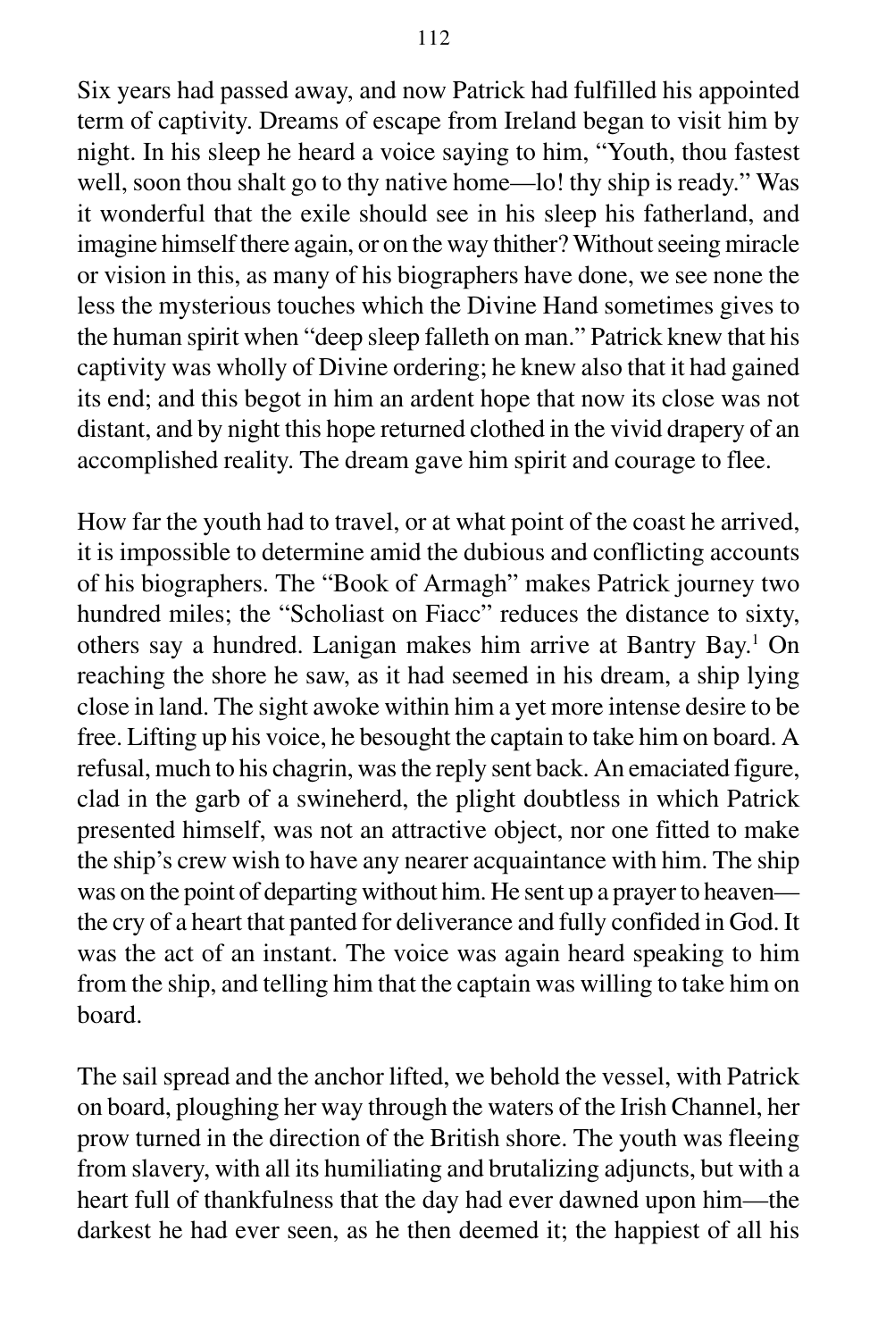Six years had passed away, and now Patrick had fulfilled his appointed term of captivity. Dreams of escape from Ireland began to visit him by night. In his sleep he heard a voice saying to him, "Youth, thou fastest well, soon thou shalt go to thy native home—lo! thy ship is ready." Was it wonderful that the exile should see in his sleep his fatherland, and imagine himself there again, or on the way thither? Without seeing miracle or vision in this, as many of his biographers have done, we see none the less the mysterious touches which the Divine Hand sometimes gives to the human spirit when "deep sleep falleth on man." Patrick knew that his captivity was wholly of Divine ordering; he knew also that it had gained its end; and this begot in him an ardent hope that now its close was not distant, and by night this hope returned clothed in the vivid drapery of an accomplished reality. The dream gave him spirit and courage to flee.

How far the youth had to travel, or at what point of the coast he arrived, it is impossible to determine amid the dubious and conflicting accounts of his biographers. The "Book of Armagh" makes Patrick journey two hundred miles; the "Scholiast on Fiacc" reduces the distance to sixty, others say a hundred. Lanigan makes him arrive at Bantry Bay.[1] On reaching the shore he saw, as it had seemed in his dream, a ship lying close in land. The sight awoke within him a yet more intense desire to be free. Lifting up his voice, he besought the captain to take him on board. A refusal, much to his chagrin, was the reply sent back. An emaciated figure, clad in the garb of a swineherd, the plight doubtless in which Patrick presented himself, was not an attractive object, nor one fitted to make the ship's crew wish to have any nearer acquaintance with him. The ship was on the point of departing without him. He sent up a prayer to heaven—the cry of a heart that panted for deliverance and fully confided in God. It was the act of an instant. The voice was again heard speaking to him from the ship, and telling him that the captain was willing to take him on board.

The sail spread and the anchor lifted, we behold the vessel, with Patrick on board, ploughing her way through the waters of the Irish Channel, her prow turned in the direction of the British shore. The youth was fleeing from slavery, with all its humiliating and brutalizing adjuncts, but with a heart full of thankfulness that the day had ever dawned upon him—the darkest he had ever seen, as he then deemed it; the happiest of all his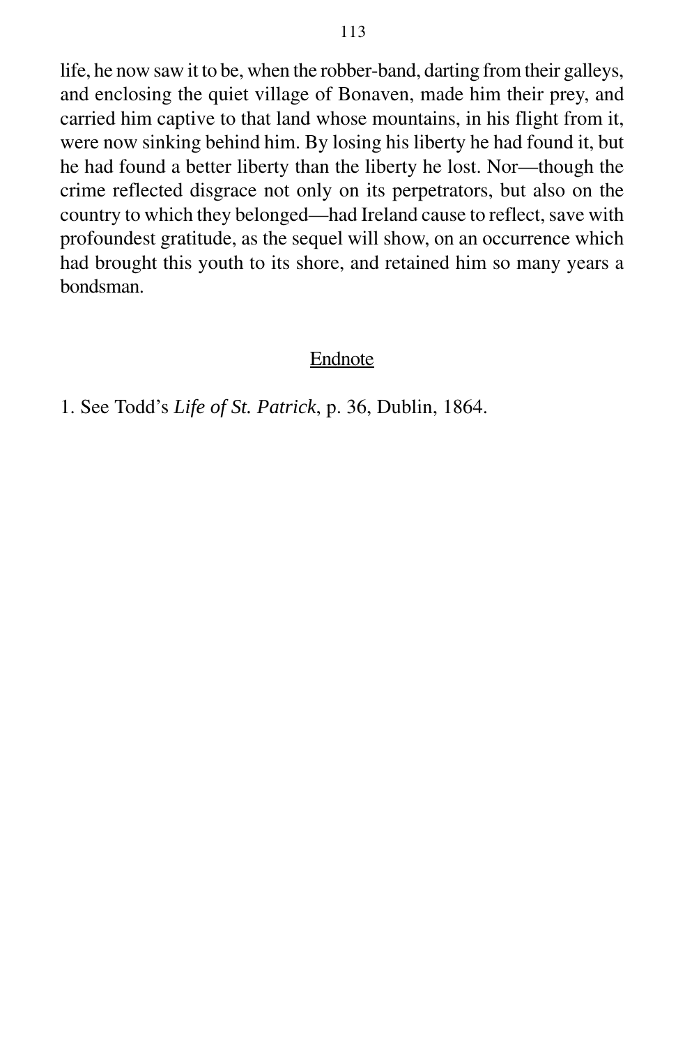life, he now saw it to be, when the robber-band, darting from their galleys, and enclosing the quiet village of Bonaven, made him their prey, and carried him captive to that land whose mountains, in his flight from it, were now sinking behind him. By losing his liberty he had found it, but he had found a better liberty than the liberty he lost. Nor—though the crime reflected disgrace not only on its perpetrators, but also on the country to which they belonged—had Ireland cause to reflect, save with profoundest gratitude, as the sequel will show, on an occurrence which had brought this youth to its shore, and retained him so many years a bondsman.

## Endnote

1. See Todd's *Life of St. Patrick*, p. 36, Dublin, 1864.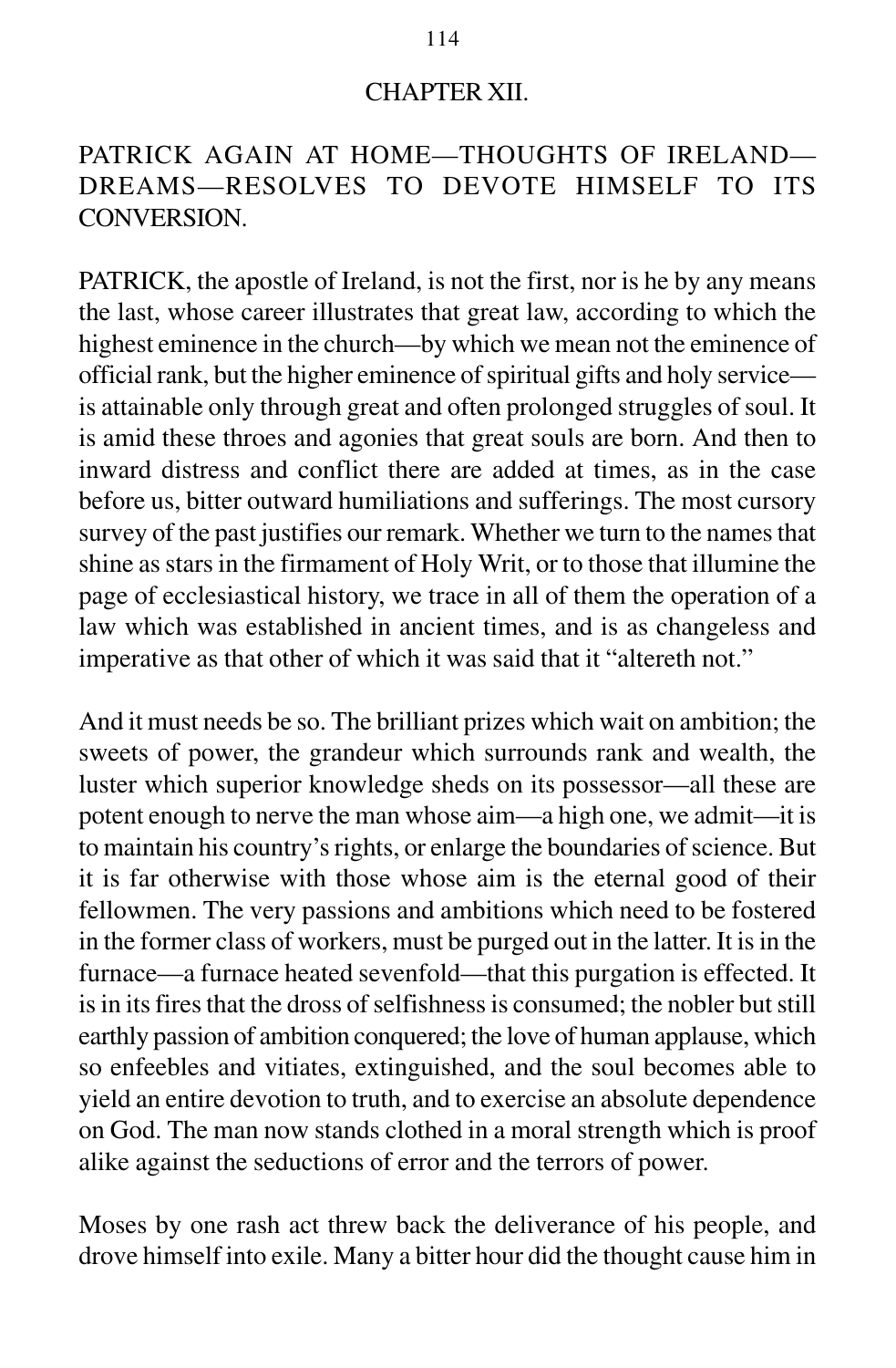# CHAPTER XII.

## PATRICK AGAIN AT HOME—THOUGHTS OF IRELAND—DREAMS—RESOLVES TO DEVOTE HIMSELF TO ITS CONVERSION.

PATRICK, the apostle of Ireland, is not the first, nor is he by any means the last, whose career illustrates that great law, according to which the highest eminence in the church—by which we mean not the eminence of official rank, but the higher eminence of spiritual gifts and holy service—is attainable only through great and often prolonged struggles of soul. It is amid these throes and agonies that great souls are born. And then to inward distress and conflict there are added at times, as in the case before us, bitter outward humiliations and sufferings. The most cursory survey of the past justifies our remark. Whether we turn to the names that shine as stars in the firmament of Holy Writ, or to those that illumine the page of ecclesiastical history, we trace in all of them the operation of a law which was established in ancient times, and is as changeless and imperative as that other of which it was said that it "altereth not."

And it must needs be so. The brilliant prizes which wait on ambition; the sweets of power, the grandeur which surrounds rank and wealth, the luster which superior knowledge sheds on its possessor—all these are potent enough to nerve the man whose aim—a high one, we admit—it is to maintain his country's rights, or enlarge the boundaries of science. But it is far otherwise with those whose aim is the eternal good of their fellowmen. The very passions and ambitions which need to be fostered in the former class of workers, must be purged out in the latter. It is in the furnace—a furnace heated sevenfold—that this purgation is effected. It is in its fires that the dross of selfishness is consumed; the nobler but still earthly passion of ambition conquered; the love of human applause, which so enfeebles and vitiates, extinguished, and the soul becomes able to yield an entire devotion to truth, and to exercise an absolute dependence on God. The man now stands clothed in a moral strength which is proof alike against the seductions of error and the terrors of power.

Moses by one rash act threw back the deliverance of his people, and drove himself into exile. Many a bitter hour did the thought cause him in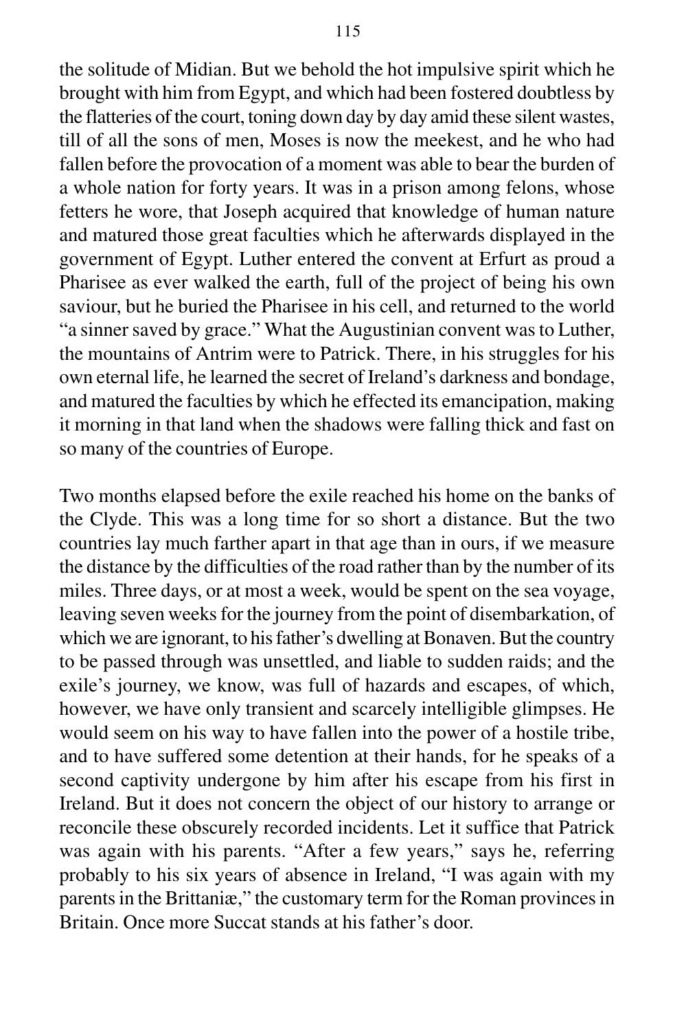the solitude of Midian. But we behold the hot impulsive spirit which he brought with him from Egypt, and which had been fostered doubtless by the flatteries of the court, toning down day by day amid these silent wastes, till of all the sons of men, Moses is now the meekest, and he who had fallen before the provocation of a moment was able to bear the burden of a whole nation for forty years. It was in a prison among felons, whose fetters he wore, that Joseph acquired that knowledge of human nature and matured those great faculties which he afterwards displayed in the government of Egypt. Luther entered the convent at Erfurt as proud a Pharisee as ever walked the earth, full of the project of being his own saviour, but he buried the Pharisee in his cell, and returned to the world "a sinner saved by grace." What the Augustinian convent was to Luther, the mountains of Antrim were to Patrick. There, in his struggles for his own eternal life, he learned the secret of Ireland's darkness and bondage, and matured the faculties by which he effected its emancipation, making it morning in that land when the shadows were falling thick and fast on so many of the countries of Europe.

Two months elapsed before the exile reached his home on the banks of the Clyde. This was a long time for so short a distance. But the two countries lay much farther apart in that age than in ours, if we measure the distance by the difficulties of the road rather than by the number of its miles. Three days, or at most a week, would be spent on the sea voyage, leaving seven weeks for the journey from the point of disembarkation, of which we are ignorant, to his father's dwelling at Bonaven. But the country to be passed through was unsettled, and liable to sudden raids; and the exile's journey, we know, was full of hazards and escapes, of which, however, we have only transient and scarcely intelligible glimpses. He would seem on his way to have fallen into the power of a hostile tribe, and to have suffered some detention at their hands, for he speaks of a second captivity undergone by him after his escape from his first in Ireland. But it does not concern the object of our history to arrange or reconcile these obscurely recorded incidents. Let it suffice that Patrick was again with his parents. "After a few years," says he, referring probably to his six years of absence in Ireland, "I was again with my parents in the Brittaniæ," the customary term for the Roman provinces in Britain. Once more Succat stands at his father's door.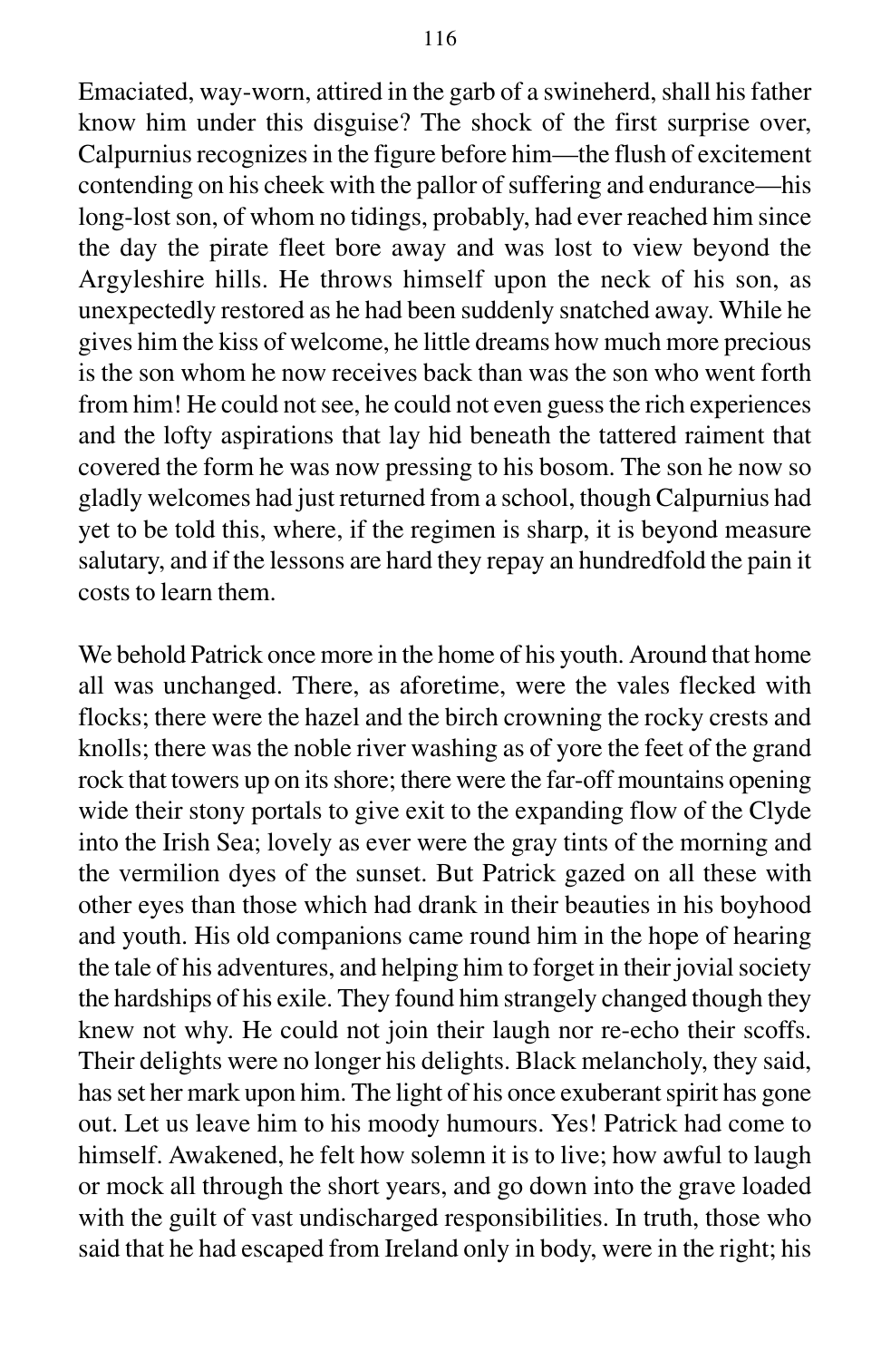Emaciated, way-worn, attired in the garb of a swineherd, shall his father know him under this disguise? The shock of the first surprise over, Calpurnius recognizes in the figure before him—the flush of excitement contending on his cheek with the pallor of suffering and endurance—his long-lost son, of whom no tidings, probably, had ever reached him since the day the pirate fleet bore away and was lost to view beyond the Argyleshire hills. He throws himself upon the neck of his son, as unexpectedly restored as he had been suddenly snatched away. While he gives him the kiss of welcome, he little dreams how much more precious is the son whom he now receives back than was the son who went forth from him! He could not see, he could not even guess the rich experiences and the lofty aspirations that lay hid beneath the tattered raiment that covered the form he was now pressing to his bosom. The son he now so gladly welcomes had just returned from a school, though Calpurnius had yet to be told this, where, if the regimen is sharp, it is beyond measure salutary, and if the lessons are hard they repay an hundredfold the pain it costs to learn them.

We behold Patrick once more in the home of his youth. Around that home all was unchanged. There, as aforetime, were the vales flecked with flocks; there were the hazel and the birch crowning the rocky crests and knolls; there was the noble river washing as of yore the feet of the grand rock that towers up on its shore; there were the far-off mountains opening wide their stony portals to give exit to the expanding flow of the Clyde into the Irish Sea; lovely as ever were the gray tints of the morning and the vermilion dyes of the sunset. But Patrick gazed on all these with other eyes than those which had drank in their beauties in his boyhood and youth. His old companions came round him in the hope of hearing the tale of his adventures, and helping him to forget in their jovial society the hardships of his exile. They found him strangely changed though they knew not why. He could not join their laugh nor re-echo their scoffs. Their delights were no longer his delights. Black melancholy, they said, has set her mark upon him. The light of his once exuberant spirit has gone out. Let us leave him to his moody humours. Yes! Patrick had come to himself. Awakened, he felt how solemn it is to live; how awful to laugh or mock all through the short years, and go down into the grave loaded with the guilt of vast undischarged responsibilities. In truth, those who said that he had escaped from Ireland only in body, were in the right; his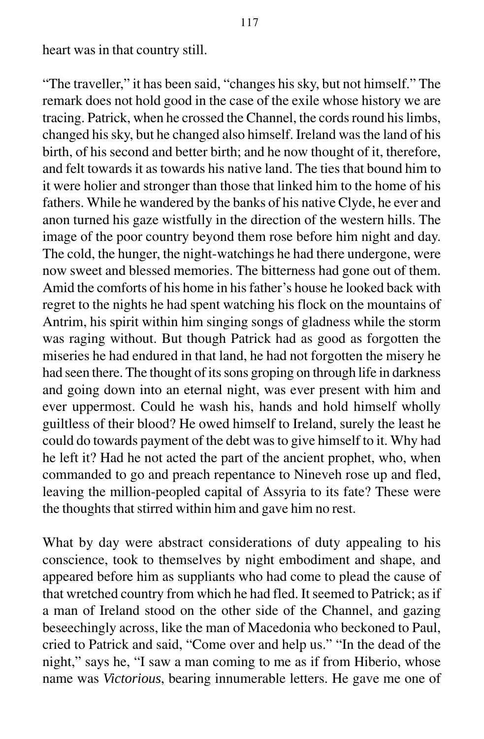heart was in that country still.

"The traveller," it has been said, "changes his sky, but not himself." The remark does not hold good in the case of the exile whose history we are tracing. Patrick, when he crossed the Channel, the cords round his limbs, changed his sky, but he changed also himself. Ireland was the land of his birth, of his second and better birth; and he now thought of it, therefore, and felt towards it as towards his native land. The ties that bound him to it were holier and stronger than those that linked him to the home of his fathers. While he wandered by the banks of his native Clyde, he ever and anon turned his gaze wistfully in the direction of the western hills. The image of the poor country beyond them rose before him night and day. The cold, the hunger, the night-watchings he had there undergone, were now sweet and blessed memories. The bitterness had gone out of them. Amid the comforts of his home in his father's house he looked back with regret to the nights he had spent watching his flock on the mountains of Antrim, his spirit within him singing songs of gladness while the storm was raging without. But though Patrick had as good as forgotten the miseries he had endured in that land, he had not forgotten the misery he had seen there. The thought of its sons groping on through life in darkness and going down into an eternal night, was ever present with him and ever uppermost. Could he wash his, hands and hold himself wholly guiltless of their blood? He owed himself to Ireland, surely the least he could do towards payment of the debt was to give himself to it. Why had he left it? Had he not acted the part of the ancient prophet, who, when commanded to go and preach repentance to Nineveh rose up and fled, leaving the million-peopled capital of Assyria to its fate? These were the thoughts that stirred within him and gave him no rest.

What by day were abstract considerations of duty appealing to his conscience, took to themselves by night embodiment and shape, and appeared before him as suppliants who had come to plead the cause of that wretched country from which he had fled. It seemed to Patrick; as if a man of Ireland stood on the other side of the Channel, and gazing beseechingly across, like the man of Macedonia who beckoned to Paul, cried to Patrick and said, "Come over and help us." "In the dead of the night," says he, "I saw a man coming to me as if from Hiberio, whose name was *Victorious*, bearing innumerable letters. He gave me one of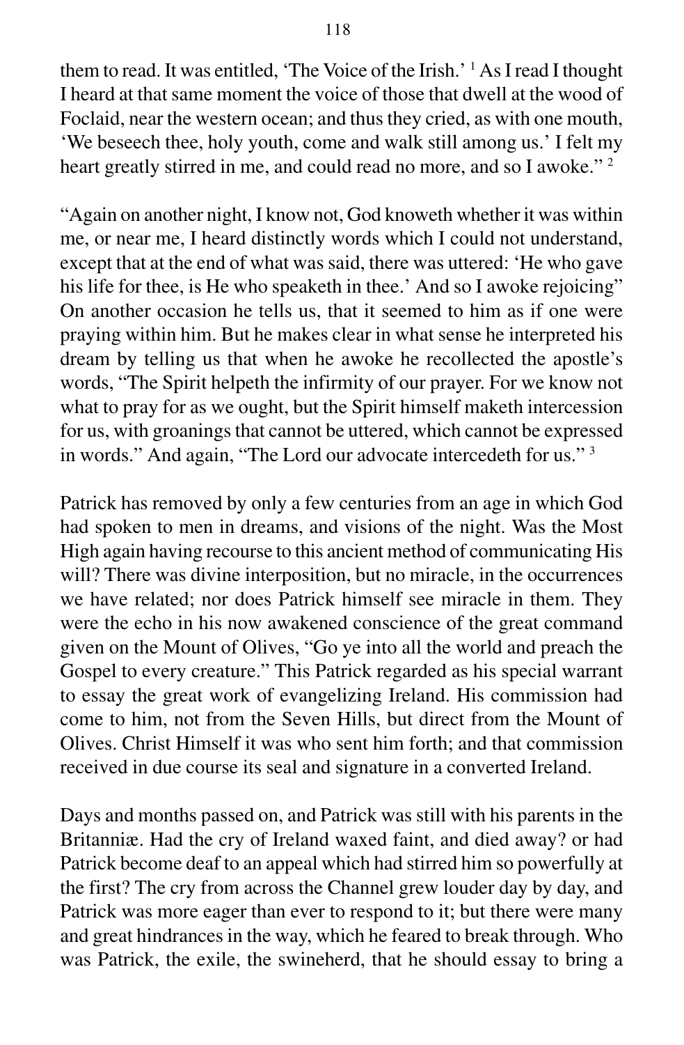them to read. It was entitled, 'The Voice of the Irish.' [1] As I read I thought I heard at that same moment the voice of those that dwell at the wood of Foclaid, near the western ocean; and thus they cried, as with one mouth, 'We beseech thee, holy youth, come and walk still among us.' I felt my heart greatly stirred in me, and could read no more, and so I awoke." [2]

"Again on another night, I know not, God knoweth whether it was within me, or near me, I heard distinctly words which I could not understand, except that at the end of what was said, there was uttered: 'He who gave his life for thee, is He who speaketh in thee.' And so I awoke rejoicing" On another occasion he tells us, that it seemed to him as if one were praying within him. But he makes clear in what sense he interpreted his dream by telling us that when he awoke he recollected the apostle's words, "The Spirit helpeth the infirmity of our prayer. For we know not what to pray for as we ought, but the Spirit himself maketh intercession for us, with groanings that cannot be uttered, which cannot be expressed in words." And again, "The Lord our advocate intercedeth for us." [3]

Patrick has removed by only a few centuries from an age in which God had spoken to men in dreams, and visions of the night. Was the Most High again having recourse to this ancient method of communicating His will? There was divine interposition, but no miracle, in the occurrences we have related; nor does Patrick himself see miracle in them. They were the echo in his now awakened conscience of the great command given on the Mount of Olives, "Go ye into all the world and preach the Gospel to every creature." This Patrick regarded as his special warrant to essay the great work of evangelizing Ireland. His commission had come to him, not from the Seven Hills, but direct from the Mount of Olives. Christ Himself it was who sent him forth; and that commission received in due course its seal and signature in a converted Ireland.

Days and months passed on, and Patrick was still with his parents in the Britanniæ. Had the cry of Ireland waxed faint, and died away? or had Patrick become deaf to an appeal which had stirred him so powerfully at the first? The cry from across the Channel grew louder day by day, and Patrick was more eager than ever to respond to it; but there were many and great hindrances in the way, which he feared to break through. Who was Patrick, the exile, the swineherd, that he should essay to bring a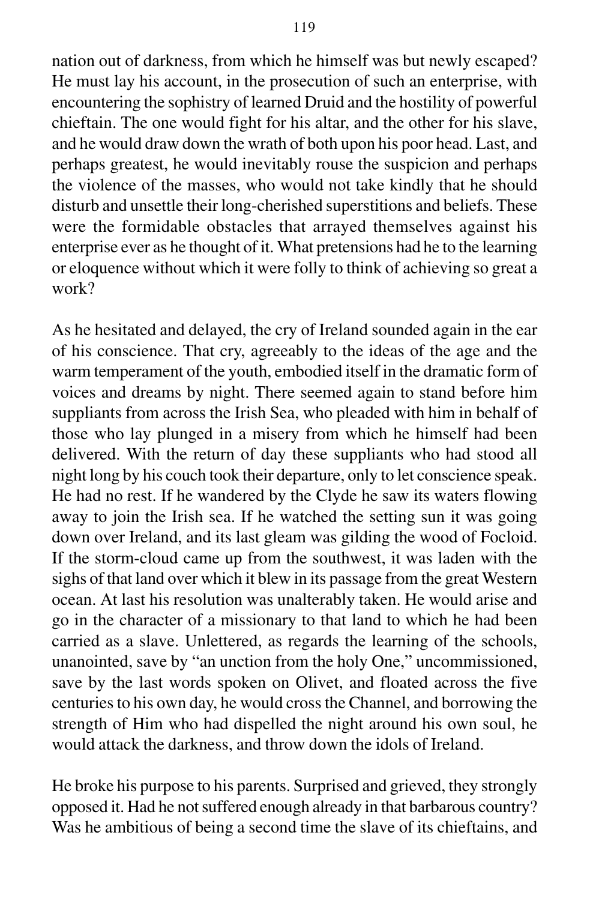nation out of darkness, from which he himself was but newly escaped? He must lay his account, in the prosecution of such an enterprise, with encountering the sophistry of learned Druid and the hostility of powerful chieftain. The one would fight for his altar, and the other for his slave, and he would draw down the wrath of both upon his poor head. Last, and perhaps greatest, he would inevitably rouse the suspicion and perhaps the violence of the masses, who would not take kindly that he should disturb and unsettle their long-cherished superstitions and beliefs. These were the formidable obstacles that arrayed themselves against his enterprise ever as he thought of it. What pretensions had he to the learning or eloquence without which it were folly to think of achieving so great a work?

As he hesitated and delayed, the cry of Ireland sounded again in the ear of his conscience. That cry, agreeably to the ideas of the age and the warm temperament of the youth, embodied itself in the dramatic form of voices and dreams by night. There seemed again to stand before him suppliants from across the Irish Sea, who pleaded with him in behalf of those who lay plunged in a misery from which he himself had been delivered. With the return of day these suppliants who had stood all night long by his couch took their departure, only to let conscience speak. He had no rest. If he wandered by the Clyde he saw its waters flowing away to join the Irish sea. If he watched the setting sun it was going down over Ireland, and its last gleam was gilding the wood of Focloid. If the storm-cloud came up from the southwest, it was laden with the sighs of that land over which it blew in its passage from the great Western ocean. At last his resolution was unalterably taken. He would arise and go in the character of a missionary to that land to which he had been carried as a slave. Unlettered, as regards the learning of the schools, unanointed, save by "an unction from the holy One," uncommissioned, save by the last words spoken on Olivet, and floated across the five centuries to his own day, he would cross the Channel, and borrowing the strength of Him who had dispelled the night around his own soul, he would attack the darkness, and throw down the idols of Ireland.

He broke his purpose to his parents. Surprised and grieved, they strongly opposed it. Had he not suffered enough already in that barbarous country? Was he ambitious of being a second time the slave of its chieftains, and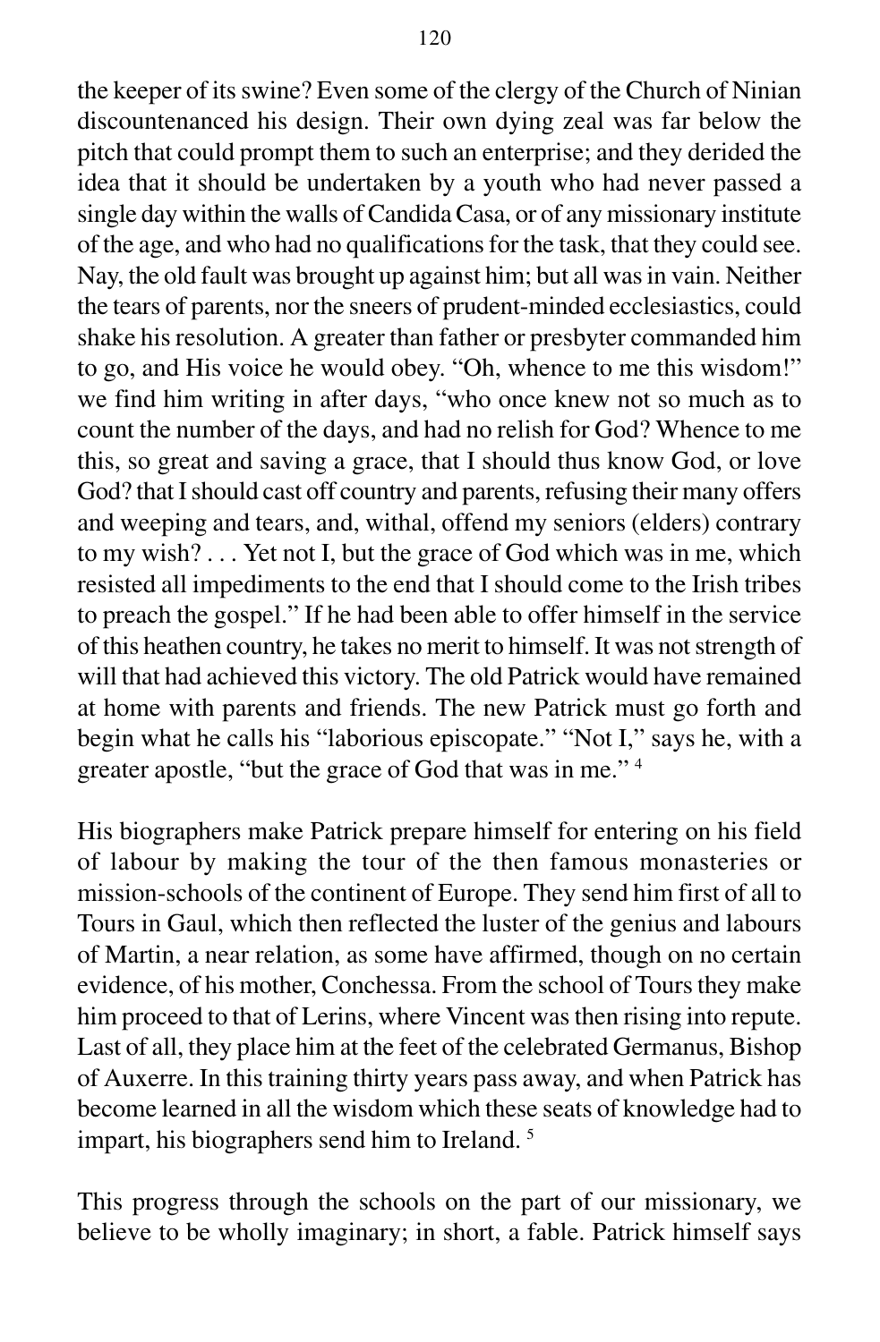the keeper of its swine? Even some of the clergy of the Church of Ninian discountenanced his design. Their own dying zeal was far below the pitch that could prompt them to such an enterprise; and they derided the idea that it should be undertaken by a youth who had never passed a single day within the walls of Candida Casa, or of any missionary institute of the age, and who had no qualifications for the task, that they could see. Nay, the old fault was brought up against him; but all was in vain. Neither the tears of parents, nor the sneers of prudent-minded ecclesiastics, could shake his resolution. A greater than father or presbyter commanded him to go, and His voice he would obey. "Oh, whence to me this wisdom!" we find him writing in after days, "who once knew not so much as to count the number of the days, and had no relish for God? Whence to me this, so great and saving a grace, that I should thus know God, or love God? that I should cast off country and parents, refusing their many offers and weeping and tears, and, withal, offend my seniors (elders) contrary to my wish? . . . Yet not I, but the grace of God which was in me, which resisted all impediments to the end that I should come to the Irish tribes to preach the gospel." If he had been able to offer himself in the service of this heathen country, he takes no merit to himself. It was not strength of will that had achieved this victory. The old Patrick would have remained at home with parents and friends. The new Patrick must go forth and begin what he calls his "laborious episcopate." "Not I," says he, with a greater apostle, "but the grace of God that was in me." [4]

His biographers make Patrick prepare himself for entering on his field of labour by making the tour of the then famous monasteries or mission-schools of the continent of Europe. They send him first of all to Tours in Gaul, which then reflected the luster of the genius and labours of Martin, a near relation, as some have affirmed, though on no certain evidence, of his mother, Conchessa. From the school of Tours they make him proceed to that of Lerins, where Vincent was then rising into repute. Last of all, they place him at the feet of the celebrated Germanus, Bishop of Auxerre. In this training thirty years pass away, and when Patrick has become learned in all the wisdom which these seats of knowledge had to impart, his biographers send him to Ireland. [5]

This progress through the schools on the part of our missionary, we believe to be wholly imaginary; in short, a fable. Patrick himself says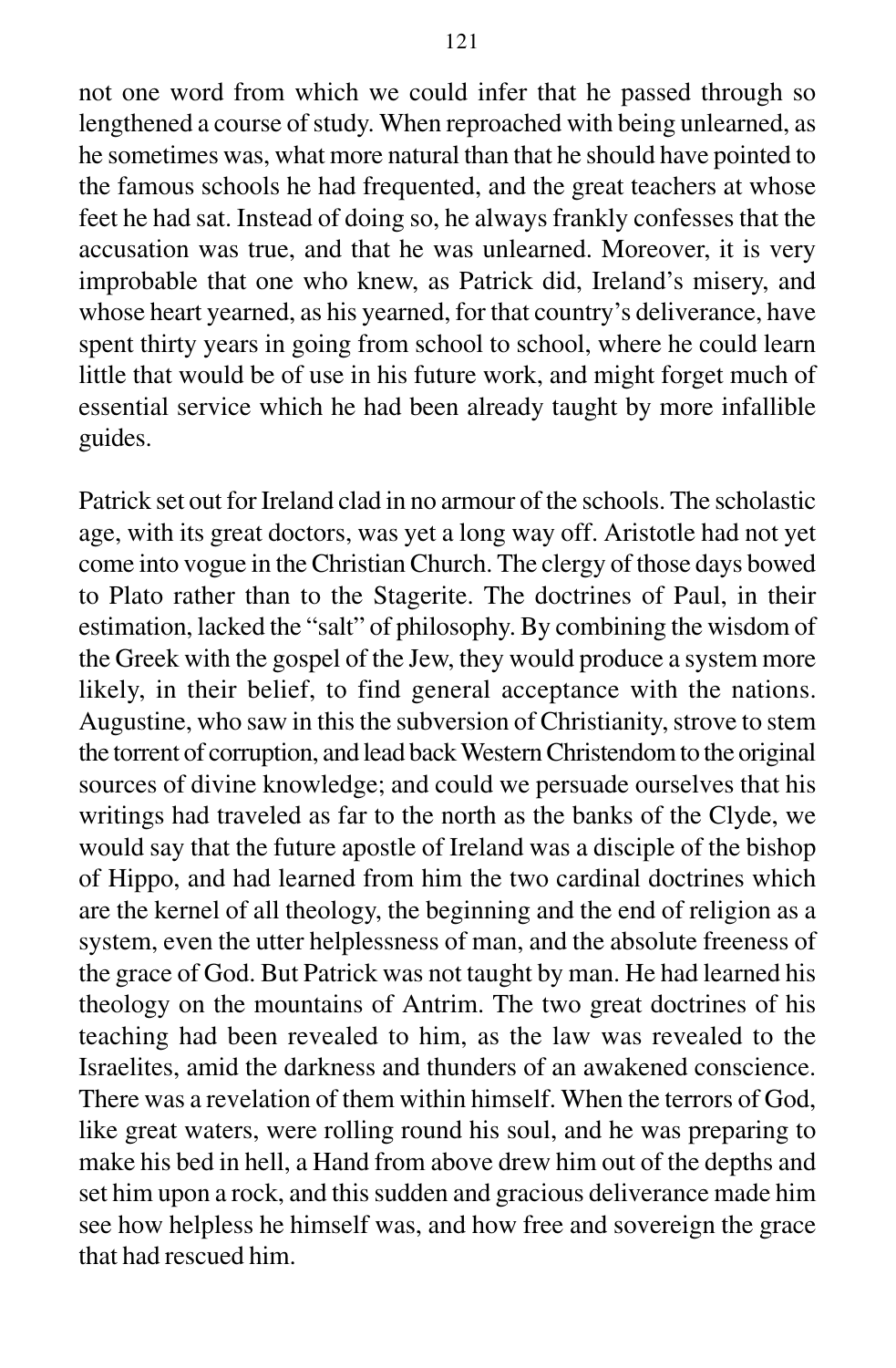not one word from which we could infer that he passed through so lengthened a course of study. When reproached with being unlearned, as he sometimes was, what more natural than that he should have pointed to the famous schools he had frequented, and the great teachers at whose feet he had sat. Instead of doing so, he always frankly confesses that the accusation was true, and that he was unlearned. Moreover, it is very improbable that one who knew, as Patrick did, Ireland's misery, and whose heart yearned, as his yearned, for that country's deliverance, have spent thirty years in going from school to school, where he could learn little that would be of use in his future work, and might forget much of essential service which he had been already taught by more infallible guides.

Patrick set out for Ireland clad in no armour of the schools. The scholastic age, with its great doctors, was yet a long way off. Aristotle had not yet come into vogue in the Christian Church. The clergy of those days bowed to Plato rather than to the Stagerite. The doctrines of Paul, in their estimation, lacked the "salt" of philosophy. By combining the wisdom of the Greek with the gospel of the Jew, they would produce a system more likely, in their belief, to find general acceptance with the nations. Augustine, who saw in this the subversion of Christianity, strove to stem the torrent of corruption, and lead back Western Christendom to the original sources of divine knowledge; and could we persuade ourselves that his writings had traveled as far to the north as the banks of the Clyde, we would say that the future apostle of Ireland was a disciple of the bishop of Hippo, and had learned from him the two cardinal doctrines which are the kernel of all theology, the beginning and the end of religion as a system, even the utter helplessness of man, and the absolute freeness of the grace of God. But Patrick was not taught by man. He had learned his theology on the mountains of Antrim. The two great doctrines of his teaching had been revealed to him, as the law was revealed to the Israelites, amid the darkness and thunders of an awakened conscience. There was a revelation of them within himself. When the terrors of God, like great waters, were rolling round his soul, and he was preparing to make his bed in hell, a Hand from above drew him out of the depths and set him upon a rock, and this sudden and gracious deliverance made him see how helpless he himself was, and how free and sovereign the grace that had rescued him.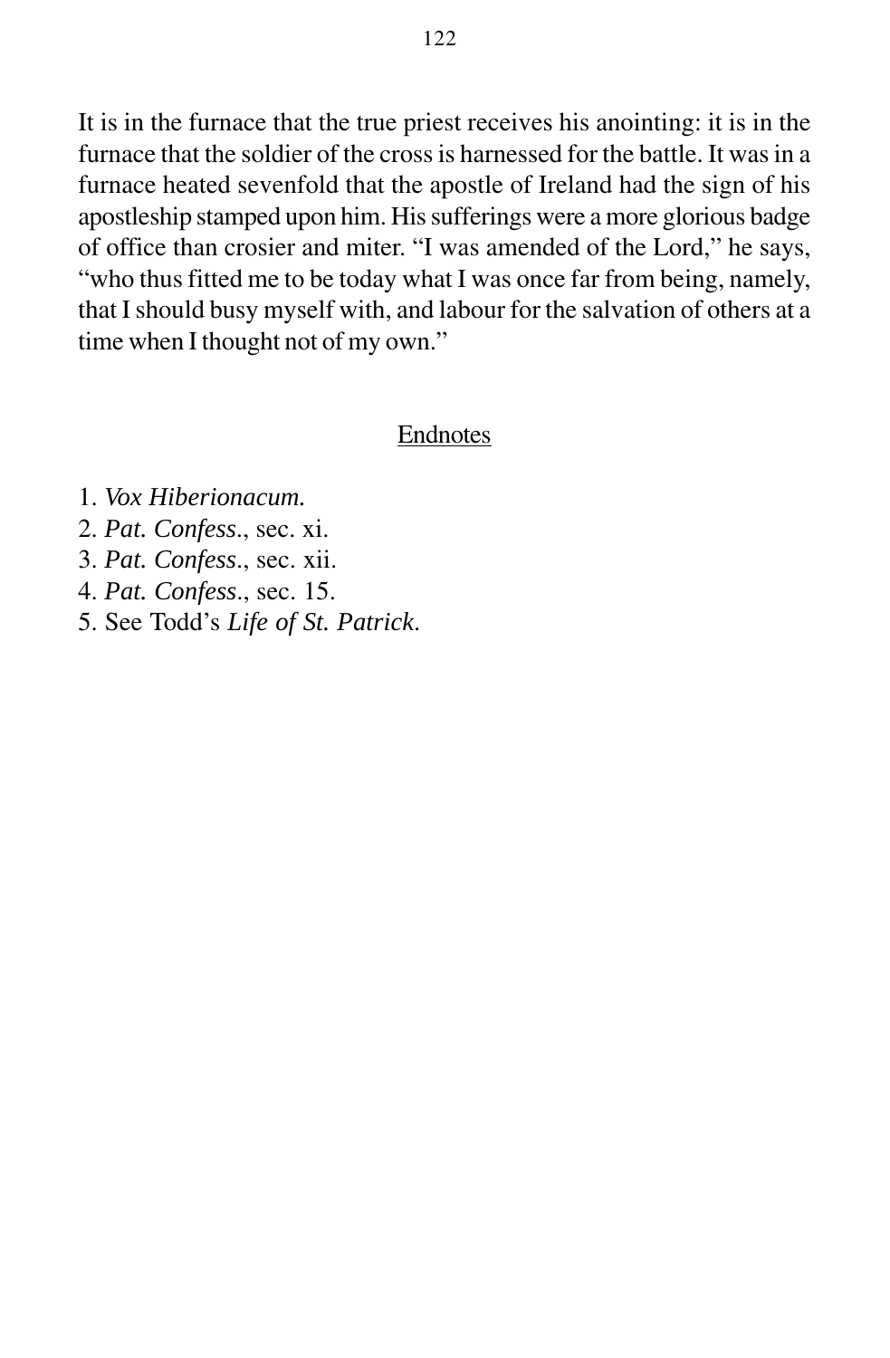It is in the furnace that the true priest receives his anointing: it is in the furnace that the soldier of the cross is harnessed for the battle. It was in a furnace heated sevenfold that the apostle of Ireland had the sign of his apostleship stamped upon him. His sufferings were a more glorious badge of office than crosier and miter. "I was amended of the Lord," he says, "who thus fitted me to be today what I was once far from being, namely, that I should busy myself with, and labour for the salvation of others at a time when I thought not of my own."

## Endnotes

1. *Vox Hiberionacum.*
2. *Pat. Confess*., sec. xi.
3. *Pat. Confess*., sec. xii.
4. *Pat. Confess*., sec. 15.
5. See Todd's *Life of St. Patrick*.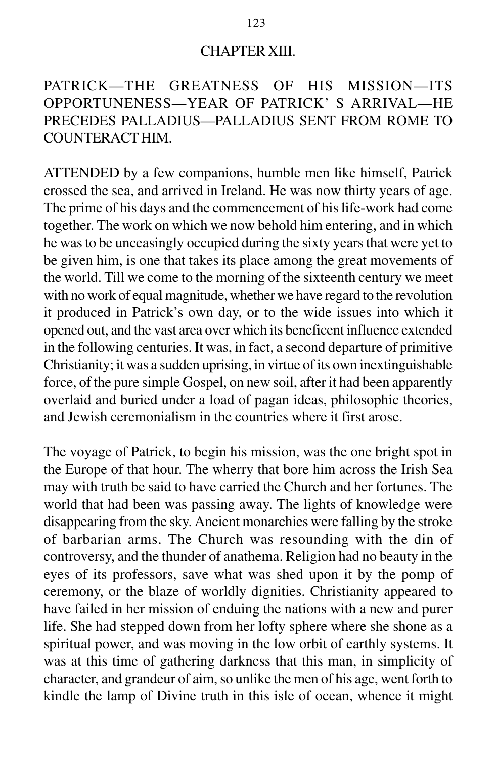## CHAPTER XIII.

### PATRICK—THE GREATNESS OF HIS MISSION—ITS OPPORTUNENESS—YEAR OF PATRICK' S ARRIVAL—HE PRECEDES PALLADIUS—PALLADIUS SENT FROM ROME TO COUNTERACT HIM.

ATTENDED by a few companions, humble men like himself, Patrick crossed the sea, and arrived in Ireland. He was now thirty years of age. The prime of his days and the commencement of his life-work had come together. The work on which we now behold him entering, and in which he was to be unceasingly occupied during the sixty years that were yet to be given him, is one that takes its place among the great movements of the world. Till we come to the morning of the sixteenth century we meet with no work of equal magnitude, whether we have regard to the revolution it produced in Patrick's own day, or to the wide issues into which it opened out, and the vast area over which its beneficent influence extended in the following centuries. It was, in fact, a second departure of primitive Christianity; it was a sudden uprising, in virtue of its own inextinguishable force, of the pure simple Gospel, on new soil, after it had been apparently overlaid and buried under a load of pagan ideas, philosophic theories, and Jewish ceremonialism in the countries where it first arose.

The voyage of Patrick, to begin his mission, was the one bright spot in the Europe of that hour. The wherry that bore him across the Irish Sea may with truth be said to have carried the Church and her fortunes. The world that had been was passing away. The lights of knowledge were disappearing from the sky. Ancient monarchies were falling by the stroke of barbarian arms. The Church was resounding with the din of controversy, and the thunder of anathema. Religion had no beauty in the eyes of its professors, save what was shed upon it by the pomp of ceremony, or the blaze of worldly dignities. Christianity appeared to have failed in her mission of enduing the nations with a new and purer life. She had stepped down from her lofty sphere where she shone as a spiritual power, and was moving in the low orbit of earthly systems. It was at this time of gathering darkness that this man, in simplicity of character, and grandeur of aim, so unlike the men of his age, went forth to kindle the lamp of Divine truth in this isle of ocean, whence it might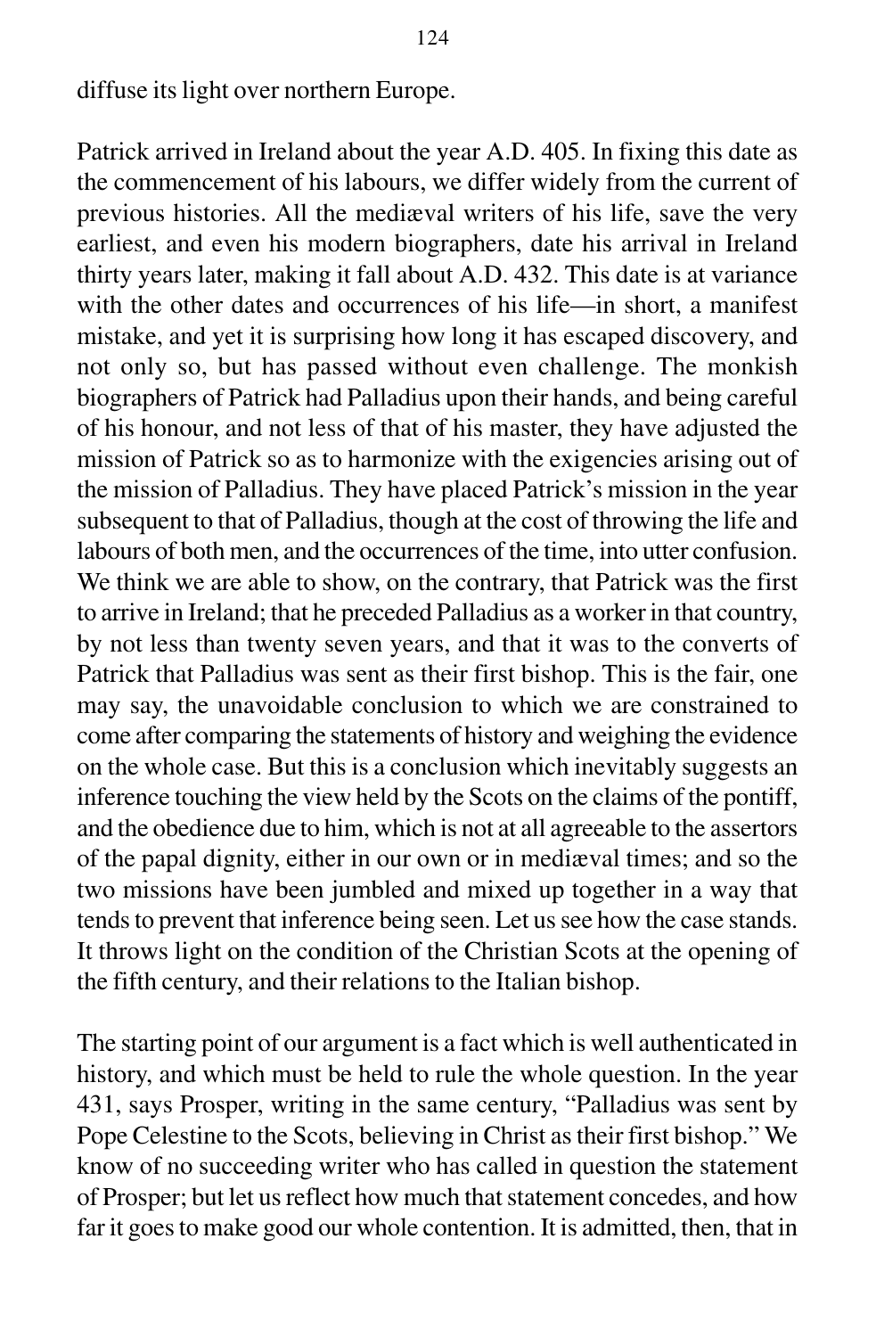diffuse its light over northern Europe.

Patrick arrived in Ireland about the year A.D. 405. In fixing this date as the commencement of his labours, we differ widely from the current of previous histories. All the mediæval writers of his life, save the very earliest, and even his modern biographers, date his arrival in Ireland thirty years later, making it fall about A.D. 432. This date is at variance with the other dates and occurrences of his life—in short, a manifest mistake, and yet it is surprising how long it has escaped discovery, and not only so, but has passed without even challenge. The monkish biographers of Patrick had Palladius upon their hands, and being careful of his honour, and not less of that of his master, they have adjusted the mission of Patrick so as to harmonize with the exigencies arising out of the mission of Palladius. They have placed Patrick's mission in the year subsequent to that of Palladius, though at the cost of throwing the life and labours of both men, and the occurrences of the time, into utter confusion. We think we are able to show, on the contrary, that Patrick was the first to arrive in Ireland; that he preceded Palladius as a worker in that country, by not less than twenty seven years, and that it was to the converts of Patrick that Palladius was sent as their first bishop. This is the fair, one may say, the unavoidable conclusion to which we are constrained to come after comparing the statements of history and weighing the evidence on the whole case. But this is a conclusion which inevitably suggests an inference touching the view held by the Scots on the claims of the pontiff, and the obedience due to him, which is not at all agreeable to the assertors of the papal dignity, either in our own or in mediæval times; and so the two missions have been jumbled and mixed up together in a way that tends to prevent that inference being seen. Let us see how the case stands. It throws light on the condition of the Christian Scots at the opening of the fifth century, and their relations to the Italian bishop.

The starting point of our argument is a fact which is well authenticated in history, and which must be held to rule the whole question. In the year 431, says Prosper, writing in the same century, "Palladius was sent by Pope Celestine to the Scots, believing in Christ as their first bishop." We know of no succeeding writer who has called in question the statement of Prosper; but let us reflect how much that statement concedes, and how far it goes to make good our whole contention. It is admitted, then, that in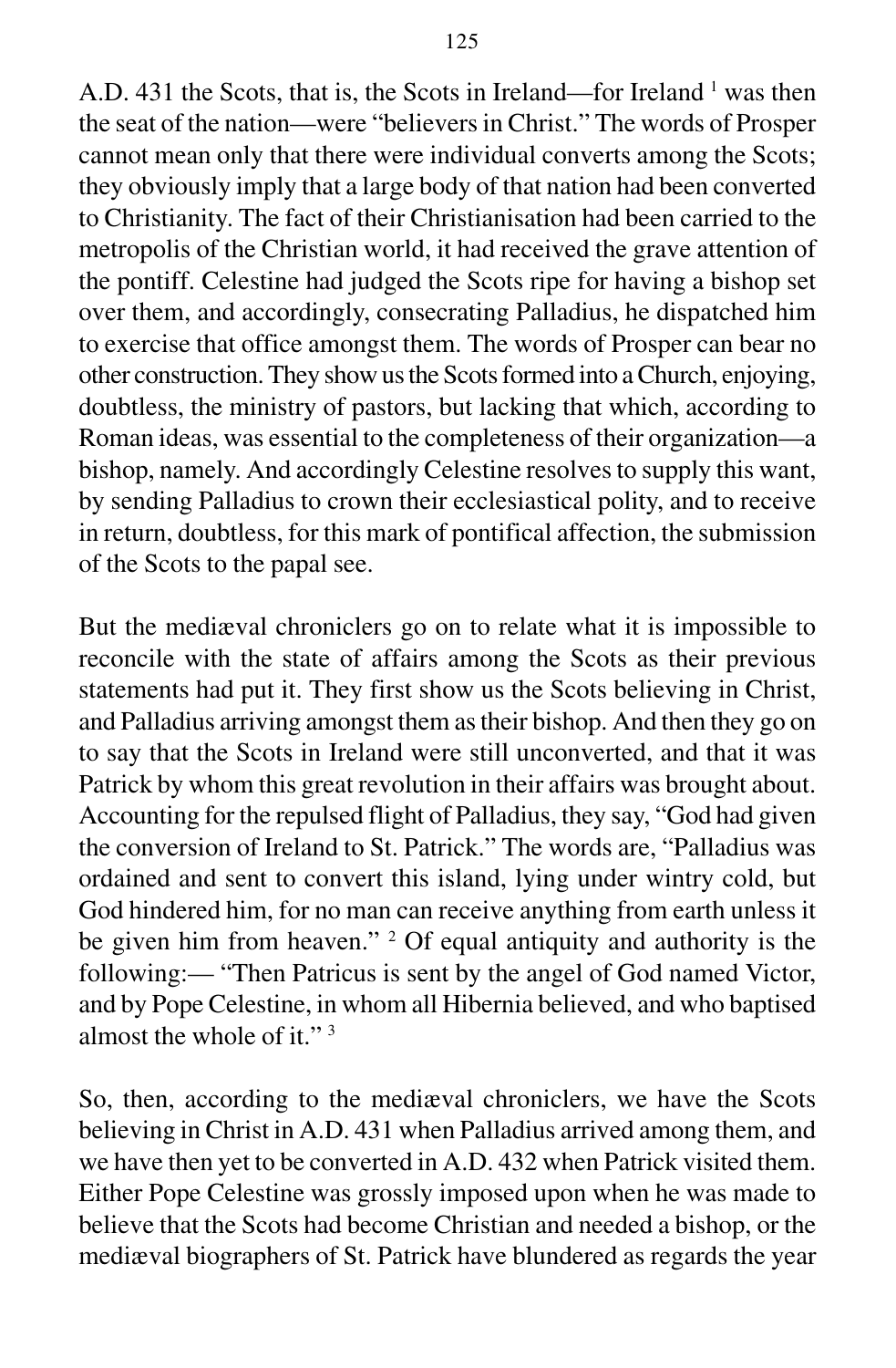A.D. 431 the Scots, that is, the Scots in Ireland—for Ireland [1] was then the seat of the nation—were "believers in Christ." The words of Prosper cannot mean only that there were individual converts among the Scots; they obviously imply that a large body of that nation had been converted to Christianity. The fact of their Christianisation had been carried to the metropolis of the Christian world, it had received the grave attention of the pontiff. Celestine had judged the Scots ripe for having a bishop set over them, and accordingly, consecrating Palladius, he dispatched him to exercise that office amongst them. The words of Prosper can bear no other construction. They show us the Scots formed into a Church, enjoying, doubtless, the ministry of pastors, but lacking that which, according to Roman ideas, was essential to the completeness of their organization—a bishop, namely. And accordingly Celestine resolves to supply this want, by sending Palladius to crown their ecclesiastical polity, and to receive in return, doubtless, for this mark of pontifical affection, the submission of the Scots to the papal see.

But the mediæval chroniclers go on to relate what it is impossible to reconcile with the state of affairs among the Scots as their previous statements had put it. They first show us the Scots believing in Christ, and Palladius arriving amongst them as their bishop. And then they go on to say that the Scots in Ireland were still unconverted, and that it was Patrick by whom this great revolution in their affairs was brought about. Accounting for the repulsed flight of Palladius, they say, "God had given the conversion of Ireland to St. Patrick." The words are, "Palladius was ordained and sent to convert this island, lying under wintry cold, but God hindered him, for no man can receive anything from earth unless it be given him from heaven." [2] Of equal antiquity and authority is the following:— "Then Patricus is sent by the angel of God named Victor, and by Pope Celestine, in whom all Hibernia believed, and who baptised almost the whole of it." [3]

So, then, according to the mediæval chroniclers, we have the Scots believing in Christ in A.D. 431 when Palladius arrived among them, and we have then yet to be converted in A.D. 432 when Patrick visited them. Either Pope Celestine was grossly imposed upon when he was made to believe that the Scots had become Christian and needed a bishop, or the mediæval biographers of St. Patrick have blundered as regards the year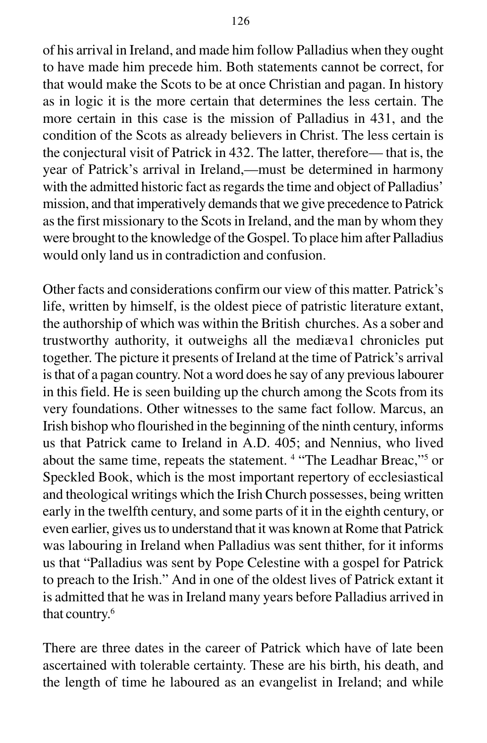of his arrival in Ireland, and made him follow Palladius when they ought to have made him precede him. Both statements cannot be correct, for that would make the Scots to be at once Christian and pagan. In history as in logic it is the more certain that determines the less certain. The more certain in this case is the mission of Palladius in 431, and the condition of the Scots as already believers in Christ. The less certain is the conjectural visit of Patrick in 432. The latter, therefore— that is, the year of Patrick's arrival in Ireland,—must be determined in harmony with the admitted historic fact as regards the time and object of Palladius' mission, and that imperatively demands that we give precedence to Patrick as the first missionary to the Scots in Ireland, and the man by whom they were brought to the knowledge of the Gospel. To place him after Palladius would only land us in contradiction and confusion.

Other facts and considerations confirm our view of this matter. Patrick's life, written by himself, is the oldest piece of patristic literature extant, the authorship of which was within the British churches. As a sober and trustworthy authority, it outweighs all the mediæva1 chronicles put together. The picture it presents of Ireland at the time of Patrick's arrival is that of a pagan country. Not a word does he say of any previous labourer in this field. He is seen building up the church among the Scots from its very foundations. Other witnesses to the same fact follow. Marcus, an Irish bishop who flourished in the beginning of the ninth century, informs us that Patrick came to Ireland in A.D. 405; and Nennius, who lived about the same time, repeats the statement. [4] "The Leadhar Breac,"[5] or Speckled Book, which is the most important repertory of ecclesiastical and theological writings which the Irish Church possesses, being written early in the twelfth century, and some parts of it in the eighth century, or even earlier, gives us to understand that it was known at Rome that Patrick was labouring in Ireland when Palladius was sent thither, for it informs us that "Palladius was sent by Pope Celestine with a gospel for Patrick to preach to the Irish." And in one of the oldest lives of Patrick extant it is admitted that he was in Ireland many years before Palladius arrived in that country.[6]

There are three dates in the career of Patrick which have of late been ascertained with tolerable certainty. These are his birth, his death, and the length of time he laboured as an evangelist in Ireland; and while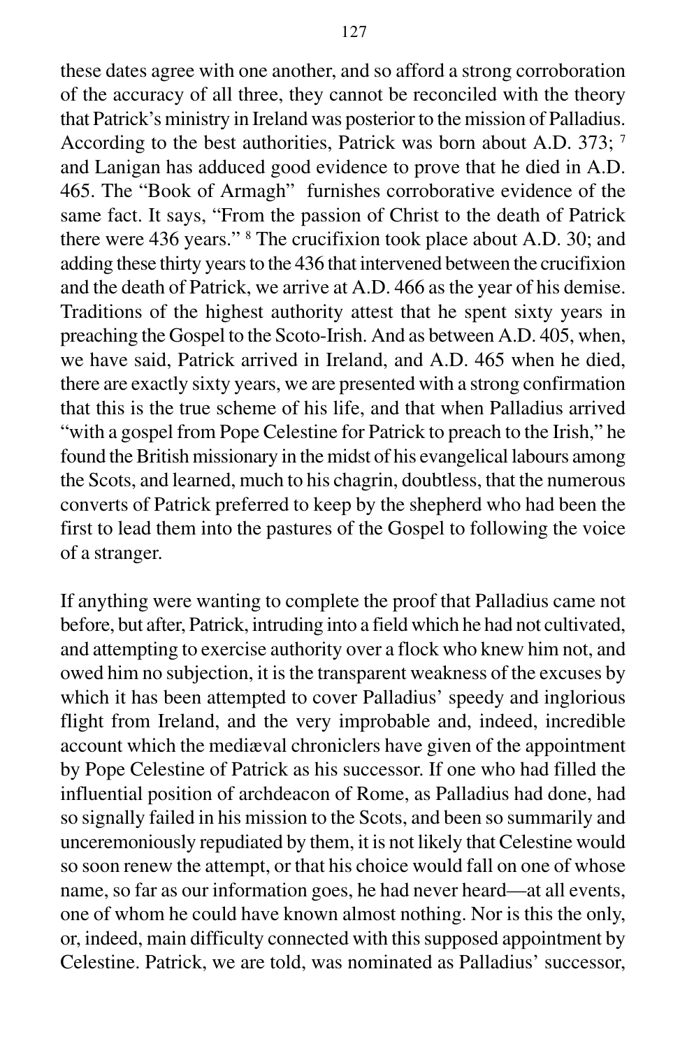these dates agree with one another, and so afford a strong corroboration of the accuracy of all three, they cannot be reconciled with the theory that Patrick's ministry in Ireland was posterior to the mission of Palladius. According to the best authorities, Patrick was born about A.D. 373; [7] and Lanigan has adduced good evidence to prove that he died in A.D. 465. The "Book of Armagh" furnishes corroborative evidence of the same fact. It says, "From the passion of Christ to the death of Patrick there were 436 years." [8] The crucifixion took place about A.D. 30; and adding these thirty years to the 436 that intervened between the crucifixion and the death of Patrick, we arrive at A.D. 466 as the year of his demise. Traditions of the highest authority attest that he spent sixty years in preaching the Gospel to the Scoto-Irish. And as between A.D. 405, when, we have said, Patrick arrived in Ireland, and A.D. 465 when he died, there are exactly sixty years, we are presented with a strong confirmation that this is the true scheme of his life, and that when Palladius arrived "with a gospel from Pope Celestine for Patrick to preach to the Irish," he found the British missionary in the midst of his evangelical labours among the Scots, and learned, much to his chagrin, doubtless, that the numerous converts of Patrick preferred to keep by the shepherd who had been the first to lead them into the pastures of the Gospel to following the voice of a stranger.

If anything were wanting to complete the proof that Palladius came not before, but after, Patrick, intruding into a field which he had not cultivated, and attempting to exercise authority over a flock who knew him not, and owed him no subjection, it is the transparent weakness of the excuses by which it has been attempted to cover Palladius' speedy and inglorious flight from Ireland, and the very improbable and, indeed, incredible account which the mediæval chroniclers have given of the appointment by Pope Celestine of Patrick as his successor. If one who had filled the influential position of archdeacon of Rome, as Palladius had done, had so signally failed in his mission to the Scots, and been so summarily and unceremoniously repudiated by them, it is not likely that Celestine would so soon renew the attempt, or that his choice would fall on one of whose name, so far as our information goes, he had never heard—at all events, one of whom he could have known almost nothing. Nor is this the only, or, indeed, main difficulty connected with this supposed appointment by Celestine. Patrick, we are told, was nominated as Palladius' successor,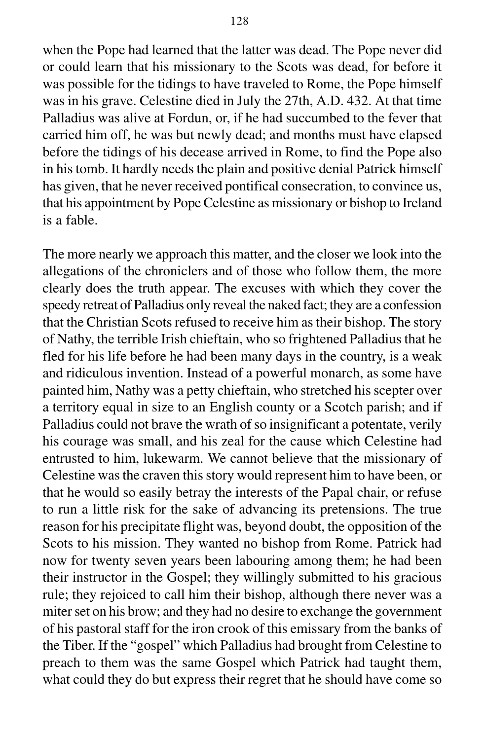when the Pope had learned that the latter was dead. The Pope never did or could learn that his missionary to the Scots was dead, for before it was possible for the tidings to have traveled to Rome, the Pope himself was in his grave. Celestine died in July the 27th, A.D. 432. At that time Palladius was alive at Fordun, or, if he had succumbed to the fever that carried him off, he was but newly dead; and months must have elapsed before the tidings of his decease arrived in Rome, to find the Pope also in his tomb. It hardly needs the plain and positive denial Patrick himself has given, that he never received pontifical consecration, to convince us, that his appointment by Pope Celestine as missionary or bishop to Ireland is a fable.

The more nearly we approach this matter, and the closer we look into the allegations of the chroniclers and of those who follow them, the more clearly does the truth appear. The excuses with which they cover the speedy retreat of Palladius only reveal the naked fact; they are a confession that the Christian Scots refused to receive him as their bishop. The story of Nathy, the terrible Irish chieftain, who so frightened Palladius that he fled for his life before he had been many days in the country, is a weak and ridiculous invention. Instead of a powerful monarch, as some have painted him, Nathy was a petty chieftain, who stretched his scepter over a territory equal in size to an English county or a Scotch parish; and if Palladius could not brave the wrath of so insignificant a potentate, verily his courage was small, and his zeal for the cause which Celestine had entrusted to him, lukewarm. We cannot believe that the missionary of Celestine was the craven this story would represent him to have been, or that he would so easily betray the interests of the Papal chair, or refuse to run a little risk for the sake of advancing its pretensions. The true reason for his precipitate flight was, beyond doubt, the opposition of the Scots to his mission. They wanted no bishop from Rome. Patrick had now for twenty seven years been labouring among them; he had been their instructor in the Gospel; they willingly submitted to his gracious rule; they rejoiced to call him their bishop, although there never was a miter set on his brow; and they had no desire to exchange the government of his pastoral staff for the iron crook of this emissary from the banks of the Tiber. If the "gospel" which Palladius had brought from Celestine to preach to them was the same Gospel which Patrick had taught them, what could they do but express their regret that he should have come so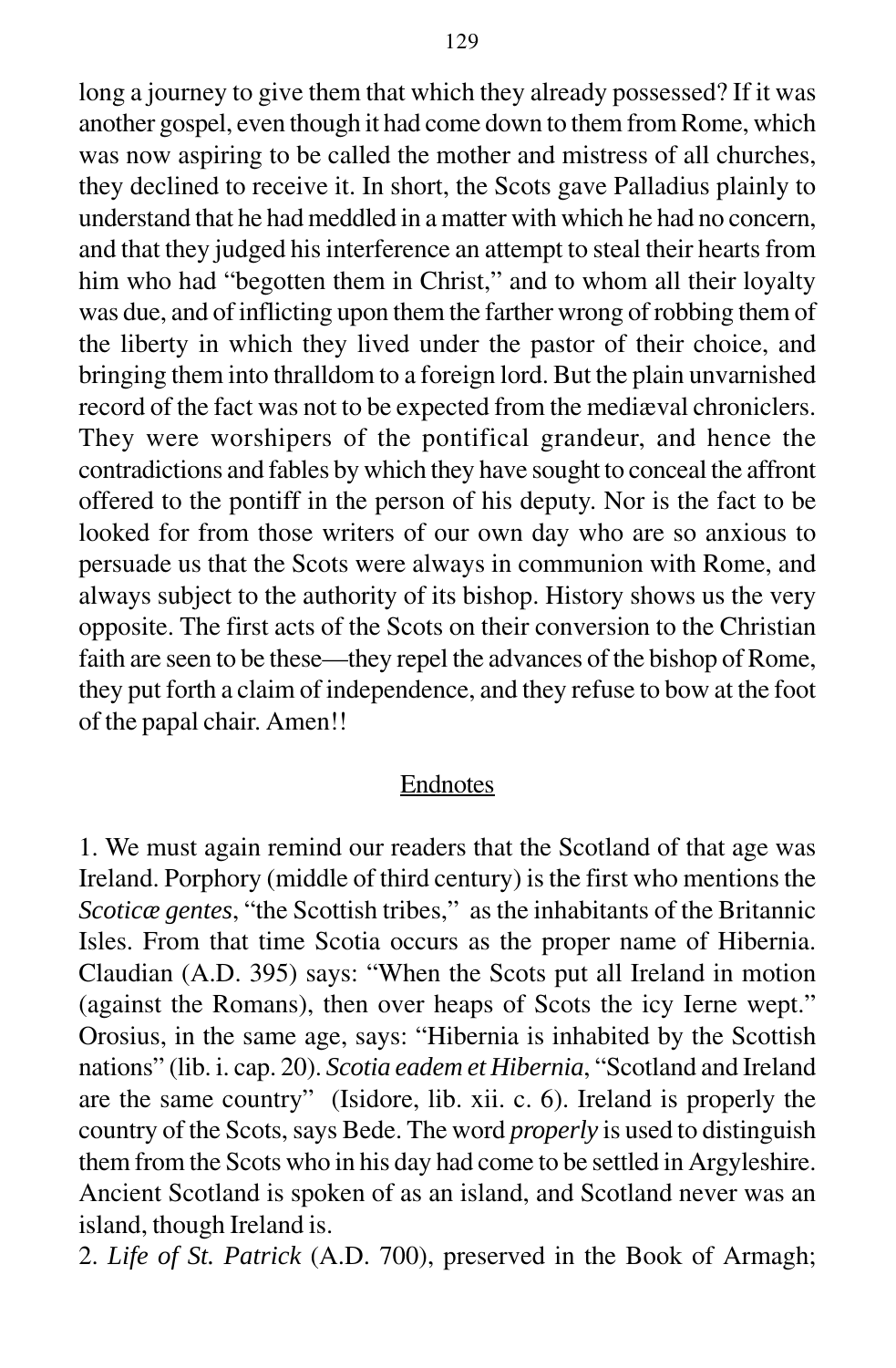long a journey to give them that which they already possessed? If it was another gospel, even though it had come down to them from Rome, which was now aspiring to be called the mother and mistress of all churches, they declined to receive it. In short, the Scots gave Palladius plainly to understand that he had meddled in a matter with which he had no concern, and that they judged his interference an attempt to steal their hearts from him who had "begotten them in Christ," and to whom all their loyalty was due, and of inflicting upon them the farther wrong of robbing them of the liberty in which they lived under the pastor of their choice, and bringing them into thralldom to a foreign lord. But the plain unvarnished record of the fact was not to be expected from the mediæval chroniclers. They were worshipers of the pontifical grandeur, and hence the contradictions and fables by which they have sought to conceal the affront offered to the pontiff in the person of his deputy. Nor is the fact to be looked for from those writers of our own day who are so anxious to persuade us that the Scots were always in communion with Rome, and always subject to the authority of its bishop. History shows us the very opposite. The first acts of the Scots on their conversion to the Christian faith are seen to be these—they repel the advances of the bishop of Rome, they put forth a claim of independence, and they refuse to bow at the foot of the papal chair. Amen!!

## Endnotes

1. We must again remind our readers that the Scotland of that age was Ireland. Porphory (middle of third century) is the first who mentions the *Scoticæ gentes*, "the Scottish tribes," as the inhabitants of the Britannic Isles. From that time Scotia occurs as the proper name of Hibernia. Claudian (A.D. 395) says: "When the Scots put all Ireland in motion (against the Romans), then over heaps of Scots the icy Ierne wept." Orosius, in the same age, says: "Hibernia is inhabited by the Scottish nations" (lib. i. cap. 20). *Scotia eadem et Hibernia*, "Scotland and Ireland are the same country" (Isidore, lib. xii. c. 6). Ireland is properly the country of the Scots, says Bede. The word *properly* is used to distinguish them from the Scots who in his day had come to be settled in Argyleshire. Ancient Scotland is spoken of as an island, and Scotland never was an island, though Ireland is.

2. *Life of St. Patrick* (A.D. 700), preserved in the Book of Armagh;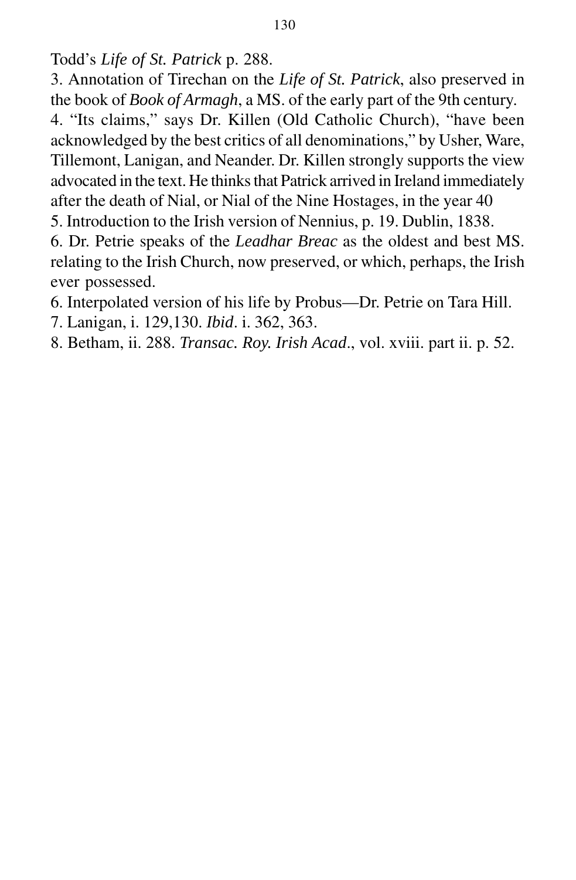Todd's *Life of St. Patrick* p. 288.

3. Annotation of Tirechan on the *Life of St. Patrick*, also preserved in the book of *Book of Armagh*, a MS. of the early part of the 9th century.

4. "Its claims," says Dr. Killen (Old Catholic Church), "have been acknowledged by the best critics of all denominations," by Usher, Ware, Tillemont, Lanigan, and Neander. Dr. Killen strongly supports the view advocated in the text. He thinks that Patrick arrived in Ireland immediately after the death of Nial, or Nial of the Nine Hostages, in the year 40

5. Introduction to the Irish version of Nennius, p. 19. Dublin, 1838.

6. Dr. Petrie speaks of the *Leadhar Breac* as the oldest and best MS. relating to the Irish Church, now preserved, or which, perhaps, the Irish ever possessed.

6. Interpolated version of his life by Probus—Dr. Petrie on Tara Hill.

7. Lanigan, i. 129,130. *Ibid*. i. 362, 363.

8. Betham, ii. 288. *Transac. Roy. Irish Acad*., vol. xviii. part ii. p. 52.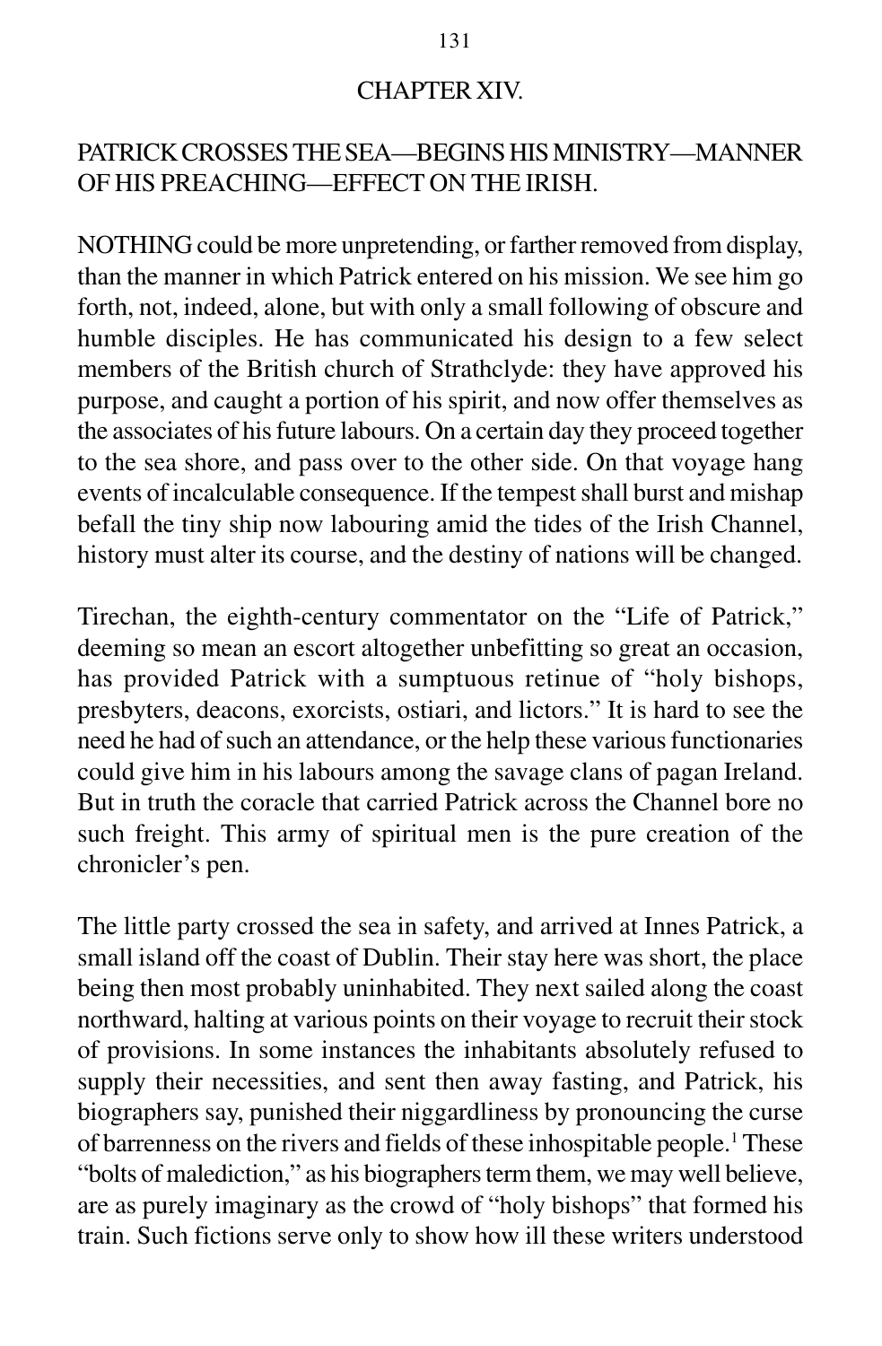# CHAPTER XIV.

## PATRICK CROSSES THE SEA—BEGINS HIS MINISTRY—MANNER OF HIS PREACHING—EFFECT ON THE IRISH.

NOTHING could be more unpretending, or farther removed from display, than the manner in which Patrick entered on his mission. We see him go forth, not, indeed, alone, but with only a small following of obscure and humble disciples. He has communicated his design to a few select members of the British church of Strathclyde: they have approved his purpose, and caught a portion of his spirit, and now offer themselves as the associates of his future labours. On a certain day they proceed together to the sea shore, and pass over to the other side. On that voyage hang events of incalculable consequence. If the tempest shall burst and mishap befall the tiny ship now labouring amid the tides of the Irish Channel, history must alter its course, and the destiny of nations will be changed.

Tirechan, the eighth-century commentator on the "Life of Patrick," deeming so mean an escort altogether unbefitting so great an occasion, has provided Patrick with a sumptuous retinue of "holy bishops, presbyters, deacons, exorcists, ostiari, and lictors." It is hard to see the need he had of such an attendance, or the help these various functionaries could give him in his labours among the savage clans of pagan Ireland. But in truth the coracle that carried Patrick across the Channel bore no such freight. This army of spiritual men is the pure creation of the chronicler's pen.

The little party crossed the sea in safety, and arrived at Innes Patrick, a small island off the coast of Dublin. Their stay here was short, the place being then most probably uninhabited. They next sailed along the coast northward, halting at various points on their voyage to recruit their stock of provisions. In some instances the inhabitants absolutely refused to supply their necessities, and sent then away fasting, and Patrick, his biographers say, punished their niggardliness by pronouncing the curse of barrenness on the rivers and fields of these inhospitable people.[1] These "bolts of malediction," as his biographers term them, we may well believe, are as purely imaginary as the crowd of "holy bishops" that formed his train. Such fictions serve only to show how ill these writers understood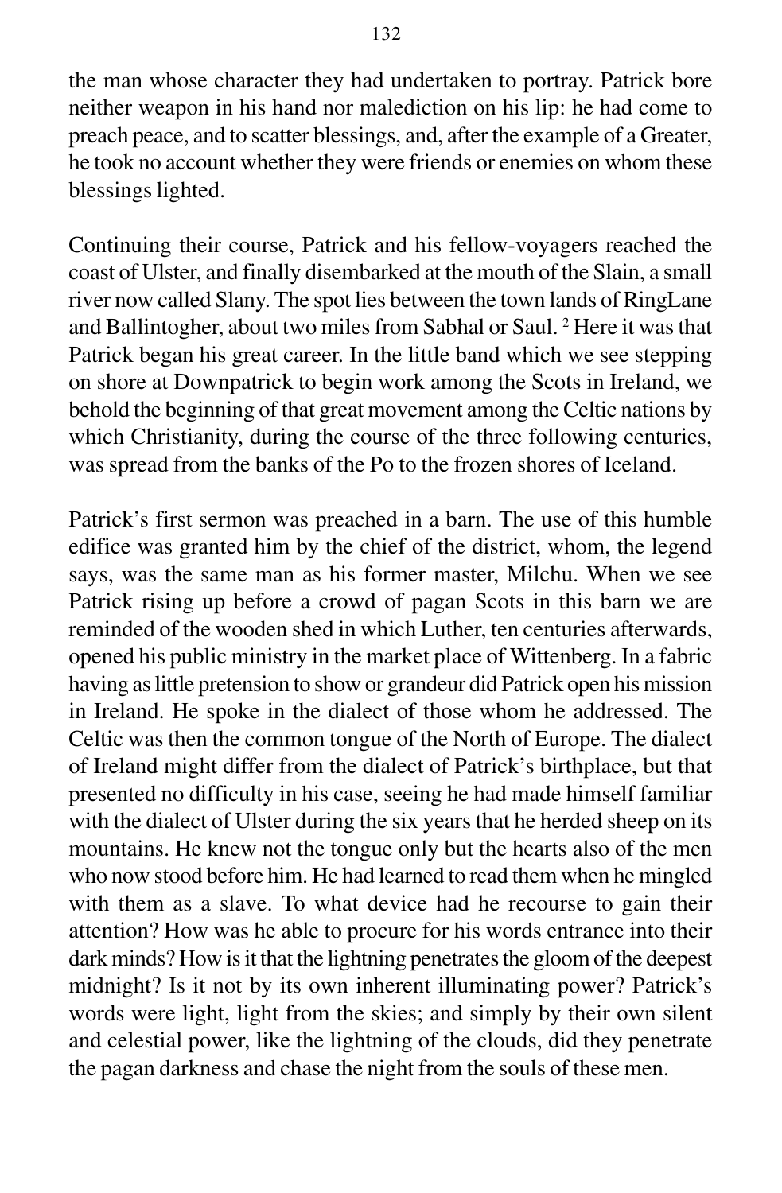the man whose character they had undertaken to portray. Patrick bore neither weapon in his hand nor malediction on his lip: he had come to preach peace, and to scatter blessings, and, after the example of a Greater, he took no account whether they were friends or enemies on whom these blessings lighted.

Continuing their course, Patrick and his fellow-voyagers reached the coast of Ulster, and finally disembarked at the mouth of the Slain, a small river now called Slany. The spot lies between the town lands of RingLane and Ballintogher, about two miles from Sabhal or Saul. [2] Here it was that Patrick began his great career. In the little band which we see stepping on shore at Downpatrick to begin work among the Scots in Ireland, we behold the beginning of that great movement among the Celtic nations by which Christianity, during the course of the three following centuries, was spread from the banks of the Po to the frozen shores of Iceland.

Patrick's first sermon was preached in a barn. The use of this humble edifice was granted him by the chief of the district, whom, the legend says, was the same man as his former master, Milchu. When we see Patrick rising up before a crowd of pagan Scots in this barn we are reminded of the wooden shed in which Luther, ten centuries afterwards, opened his public ministry in the market place of Wittenberg. In a fabric having as little pretension to show or grandeur did Patrick open his mission in Ireland. He spoke in the dialect of those whom he addressed. The Celtic was then the common tongue of the North of Europe. The dialect of Ireland might differ from the dialect of Patrick's birthplace, but that presented no difficulty in his case, seeing he had made himself familiar with the dialect of Ulster during the six years that he herded sheep on its mountains. He knew not the tongue only but the hearts also of the men who now stood before him. He had learned to read them when he mingled with them as a slave. To what device had he recourse to gain their attention? How was he able to procure for his words entrance into their dark minds? How is it that the lightning penetrates the gloom of the deepest midnight? Is it not by its own inherent illuminating power? Patrick's words were light, light from the skies; and simply by their own silent and celestial power, like the lightning of the clouds, did they penetrate the pagan darkness and chase the night from the souls of these men.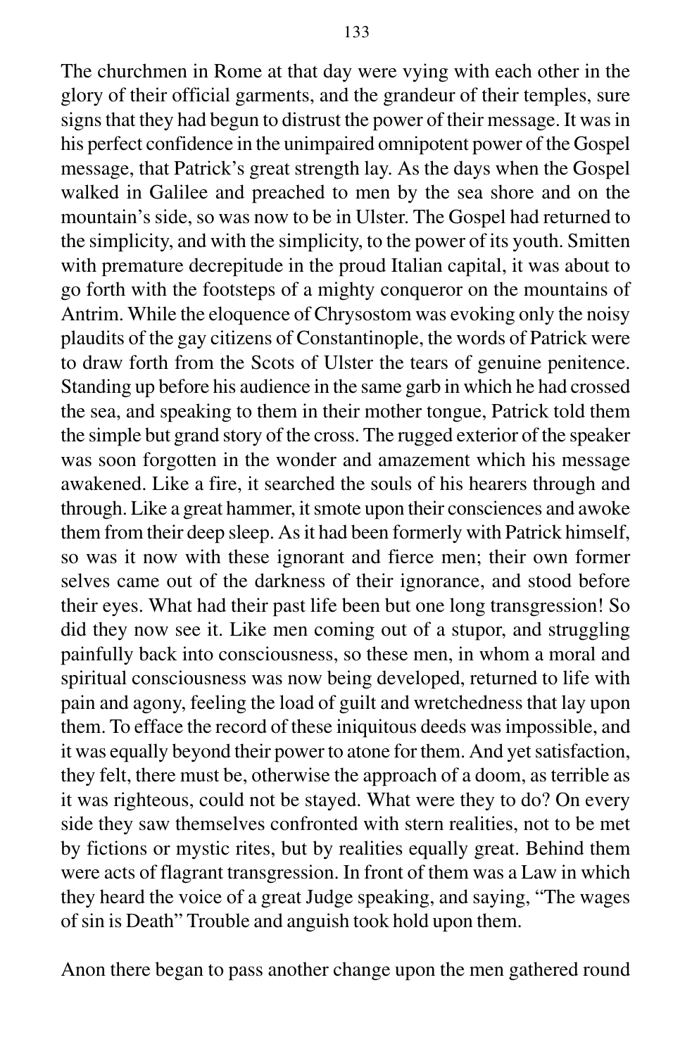The churchmen in Rome at that day were vying with each other in the glory of their official garments, and the grandeur of their temples, sure signs that they had begun to distrust the power of their message. It was in his perfect confidence in the unimpaired omnipotent power of the Gospel message, that Patrick's great strength lay. As the days when the Gospel walked in Galilee and preached to men by the sea shore and on the mountain's side, so was now to be in Ulster. The Gospel had returned to the simplicity, and with the simplicity, to the power of its youth. Smitten with premature decrepitude in the proud Italian capital, it was about to go forth with the footsteps of a mighty conqueror on the mountains of Antrim. While the eloquence of Chrysostom was evoking only the noisy plaudits of the gay citizens of Constantinople, the words of Patrick were to draw forth from the Scots of Ulster the tears of genuine penitence. Standing up before his audience in the same garb in which he had crossed the sea, and speaking to them in their mother tongue, Patrick told them the simple but grand story of the cross. The rugged exterior of the speaker was soon forgotten in the wonder and amazement which his message awakened. Like a fire, it searched the souls of his hearers through and through. Like a great hammer, it smote upon their consciences and awoke them from their deep sleep. As it had been formerly with Patrick himself, so was it now with these ignorant and fierce men; their own former selves came out of the darkness of their ignorance, and stood before their eyes. What had their past life been but one long transgression! So did they now see it. Like men coming out of a stupor, and struggling painfully back into consciousness, so these men, in whom a moral and spiritual consciousness was now being developed, returned to life with pain and agony, feeling the load of guilt and wretchedness that lay upon them. To efface the record of these iniquitous deeds was impossible, and it was equally beyond their power to atone for them. And yet satisfaction, they felt, there must be, otherwise the approach of a doom, as terrible as it was righteous, could not be stayed. What were they to do? On every side they saw themselves confronted with stern realities, not to be met by fictions or mystic rites, but by realities equally great. Behind them were acts of flagrant transgression. In front of them was a Law in which they heard the voice of a great Judge speaking, and saying, "The wages of sin is Death" Trouble and anguish took hold upon them.

Anon there began to pass another change upon the men gathered round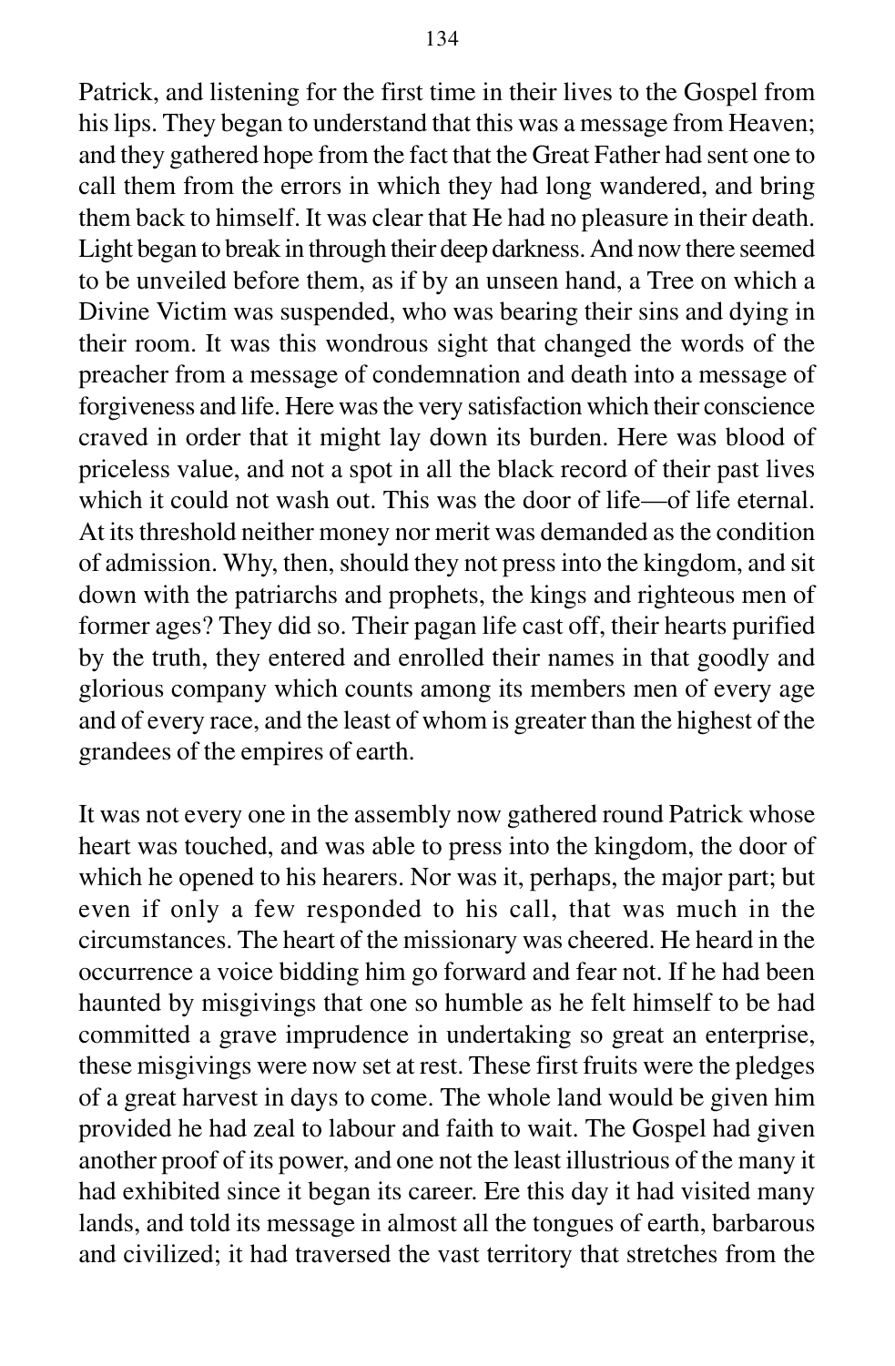Patrick, and listening for the first time in their lives to the Gospel from his lips. They began to understand that this was a message from Heaven; and they gathered hope from the fact that the Great Father had sent one to call them from the errors in which they had long wandered, and bring them back to himself. It was clear that He had no pleasure in their death. Light began to break in through their deep darkness. And now there seemed to be unveiled before them, as if by an unseen hand, a Tree on which a Divine Victim was suspended, who was bearing their sins and dying in their room. It was this wondrous sight that changed the words of the preacher from a message of condemnation and death into a message of forgiveness and life. Here was the very satisfaction which their conscience craved in order that it might lay down its burden. Here was blood of priceless value, and not a spot in all the black record of their past lives which it could not wash out. This was the door of life—of life eternal. At its threshold neither money nor merit was demanded as the condition of admission. Why, then, should they not press into the kingdom, and sit down with the patriarchs and prophets, the kings and righteous men of former ages? They did so. Their pagan life cast off, their hearts purified by the truth, they entered and enrolled their names in that goodly and glorious company which counts among its members men of every age and of every race, and the least of whom is greater than the highest of the grandees of the empires of earth.

It was not every one in the assembly now gathered round Patrick whose heart was touched, and was able to press into the kingdom, the door of which he opened to his hearers. Nor was it, perhaps, the major part; but even if only a few responded to his call, that was much in the circumstances. The heart of the missionary was cheered. He heard in the occurrence a voice bidding him go forward and fear not. If he had been haunted by misgivings that one so humble as he felt himself to be had committed a grave imprudence in undertaking so great an enterprise, these misgivings were now set at rest. These first fruits were the pledges of a great harvest in days to come. The whole land would be given him provided he had zeal to labour and faith to wait. The Gospel had given another proof of its power, and one not the least illustrious of the many it had exhibited since it began its career. Ere this day it had visited many lands, and told its message in almost all the tongues of earth, barbarous and civilized; it had traversed the vast territory that stretches from the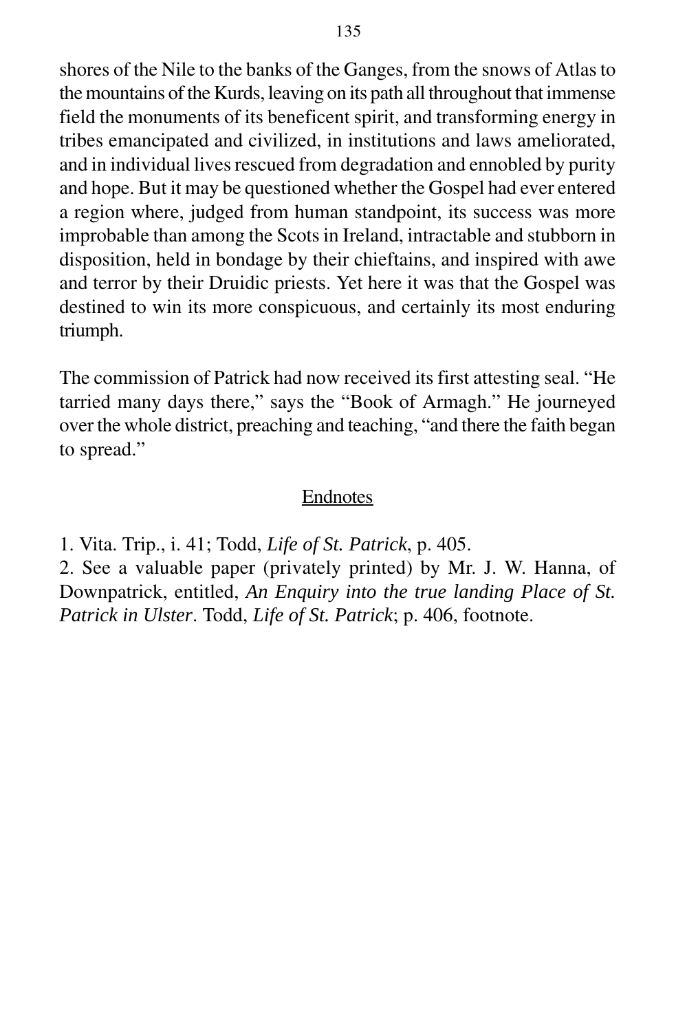shores of the Nile to the banks of the Ganges, from the snows of Atlas to the mountains of the Kurds, leaving on its path all throughout that immense field the monuments of its beneficent spirit, and transforming energy in tribes emancipated and civilized, in institutions and laws ameliorated, and in individual lives rescued from degradation and ennobled by purity and hope. But it may be questioned whether the Gospel had ever entered a region where, judged from human standpoint, its success was more improbable than among the Scots in Ireland, intractable and stubborn in disposition, held in bondage by their chieftains, and inspired with awe and terror by their Druidic priests. Yet here it was that the Gospel was destined to win its more conspicuous, and certainly its most enduring triumph.

The commission of Patrick had now received its first attesting seal. "He tarried many days there," says the "Book of Armagh." He journeyed over the whole district, preaching and teaching, "and there the faith began to spread."

## Endnotes

1. Vita. Trip., i. 41; Todd, *Life of St. Patrick*, p. 405.
2. See a valuable paper (privately printed) by Mr. J. W. Hanna, of Downpatrick, entitled, *An Enquiry into the true landing Place of St. Patrick in Ulster*. Todd, *Life of St. Patrick*; p. 406, footnote.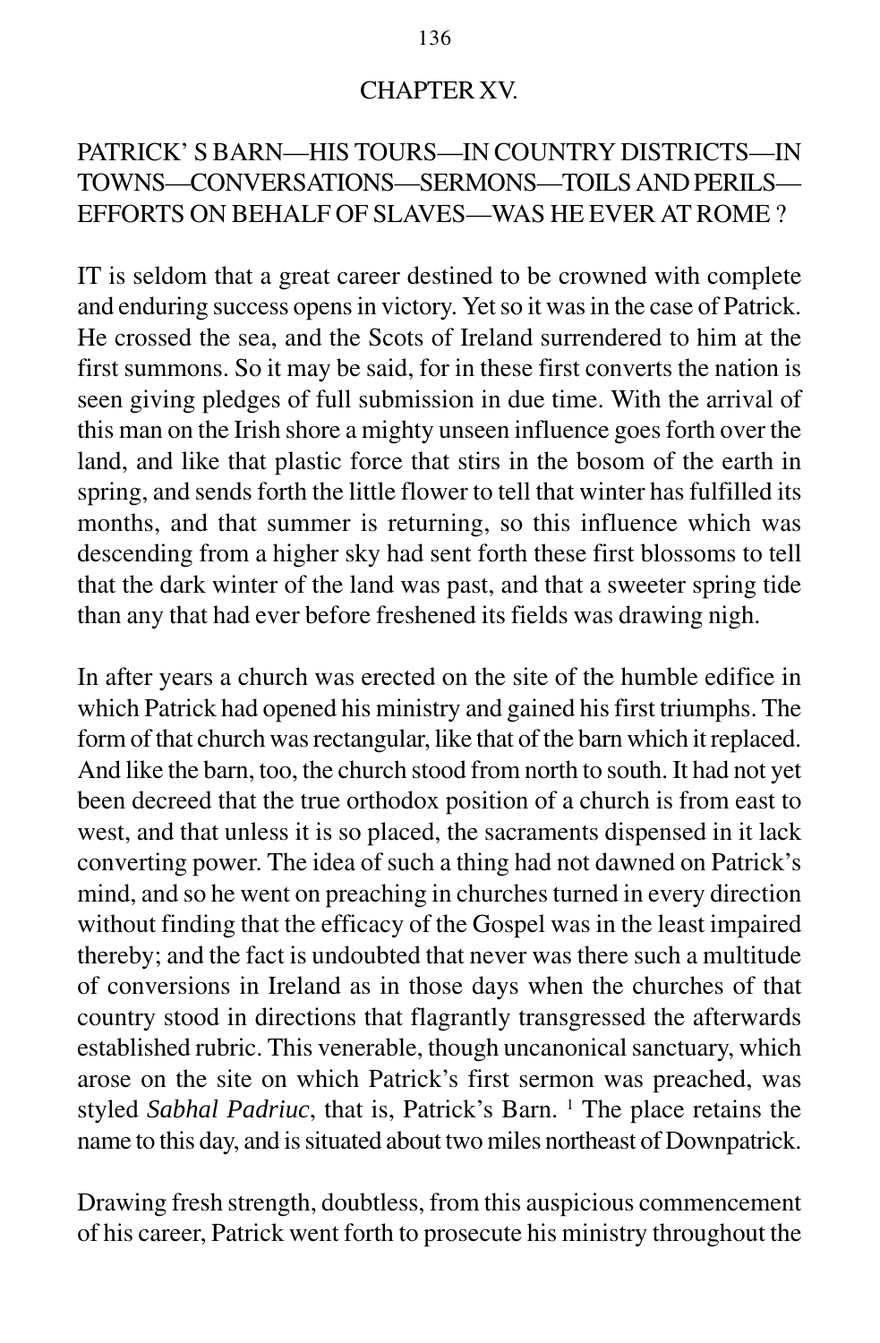# CHAPTER XV.

## PATRICK' S BARN—HIS TOURS—IN COUNTRY DISTRICTS—IN TOWNS—CONVERSATIONS—SERMONS—TOILS AND PERILS—EFFORTS ON BEHALF OF SLAVES—WAS HE EVER AT ROME ?

IT is seldom that a great career destined to be crowned with complete and enduring success opens in victory. Yet so it was in the case of Patrick. He crossed the sea, and the Scots of Ireland surrendered to him at the first summons. So it may be said, for in these first converts the nation is seen giving pledges of full submission in due time. With the arrival of this man on the Irish shore a mighty unseen influence goes forth over the land, and like that plastic force that stirs in the bosom of the earth in spring, and sends forth the little flower to tell that winter has fulfilled its months, and that summer is returning, so this influence which was descending from a higher sky had sent forth these first blossoms to tell that the dark winter of the land was past, and that a sweeter spring tide than any that had ever before freshened its fields was drawing nigh.

In after years a church was erected on the site of the humble edifice in which Patrick had opened his ministry and gained his first triumphs. The form of that church was rectangular, like that of the barn which it replaced. And like the barn, too, the church stood from north to south. It had not yet been decreed that the true orthodox position of a church is from east to west, and that unless it is so placed, the sacraments dispensed in it lack converting power. The idea of such a thing had not dawned on Patrick's mind, and so he went on preaching in churches turned in every direction without finding that the efficacy of the Gospel was in the least impaired thereby; and the fact is undoubted that never was there such a multitude of conversions in Ireland as in those days when the churches of that country stood in directions that flagrantly transgressed the afterwards established rubric. This venerable, though uncanonical sanctuary, which arose on the site on which Patrick's first sermon was preached, was styled *Sabhal Padriuc*, that is, Patrick's Barn. [1] The place retains the name to this day, and is situated about two miles northeast of Downpatrick.

Drawing fresh strength, doubtless, from this auspicious commencement of his career, Patrick went forth to prosecute his ministry throughout the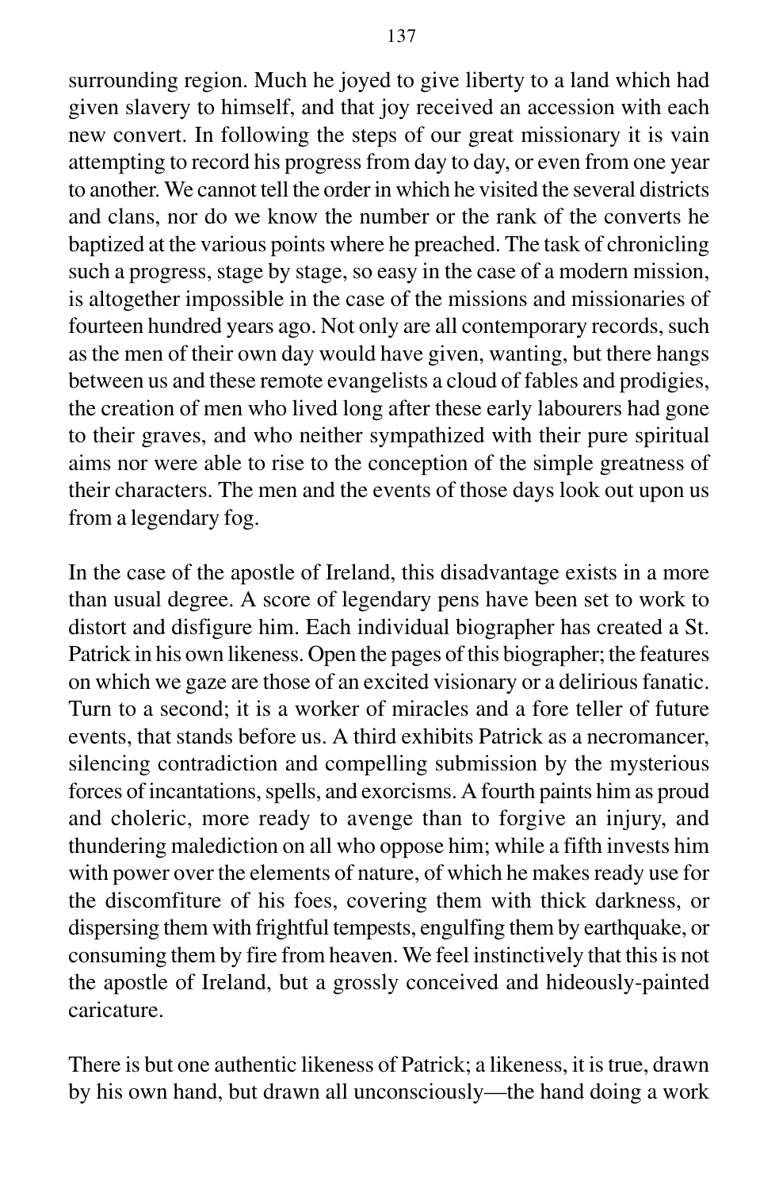surrounding region. Much he joyed to give liberty to a land which had given slavery to himself, and that joy received an accession with each new convert. In following the steps of our great missionary it is vain attempting to record his progress from day to day, or even from one year to another. We cannot tell the order in which he visited the several districts and clans, nor do we know the number or the rank of the converts he baptized at the various points where he preached. The task of chronicling such a progress, stage by stage, so easy in the case of a modern mission, is altogether impossible in the case of the missions and missionaries of fourteen hundred years ago. Not only are all contemporary records, such as the men of their own day would have given, wanting, but there hangs between us and these remote evangelists a cloud of fables and prodigies, the creation of men who lived long after these early labourers had gone to their graves, and who neither sympathized with their pure spiritual aims nor were able to rise to the conception of the simple greatness of their characters. The men and the events of those days look out upon us from a legendary fog.

In the case of the apostle of Ireland, this disadvantage exists in a more than usual degree. A score of legendary pens have been set to work to distort and disfigure him. Each individual biographer has created a St. Patrick in his own likeness. Open the pages of this biographer; the features on which we gaze are those of an excited visionary or a delirious fanatic. Turn to a second; it is a worker of miracles and a fore teller of future events, that stands before us. A third exhibits Patrick as a necromancer, silencing contradiction and compelling submission by the mysterious forces of incantations, spells, and exorcisms. A fourth paints him as proud and choleric, more ready to avenge than to forgive an injury, and thundering malediction on all who oppose him; while a fifth invests him with power over the elements of nature, of which he makes ready use for the discomfiture of his foes, covering them with thick darkness, or dispersing them with frightful tempests, engulfing them by earthquake, or consuming them by fire from heaven. We feel instinctively that this is not the apostle of Ireland, but a grossly conceived and hideously-painted caricature.

There is but one authentic likeness of Patrick; a likeness, it is true, drawn by his own hand, but drawn all unconsciously—the hand doing a work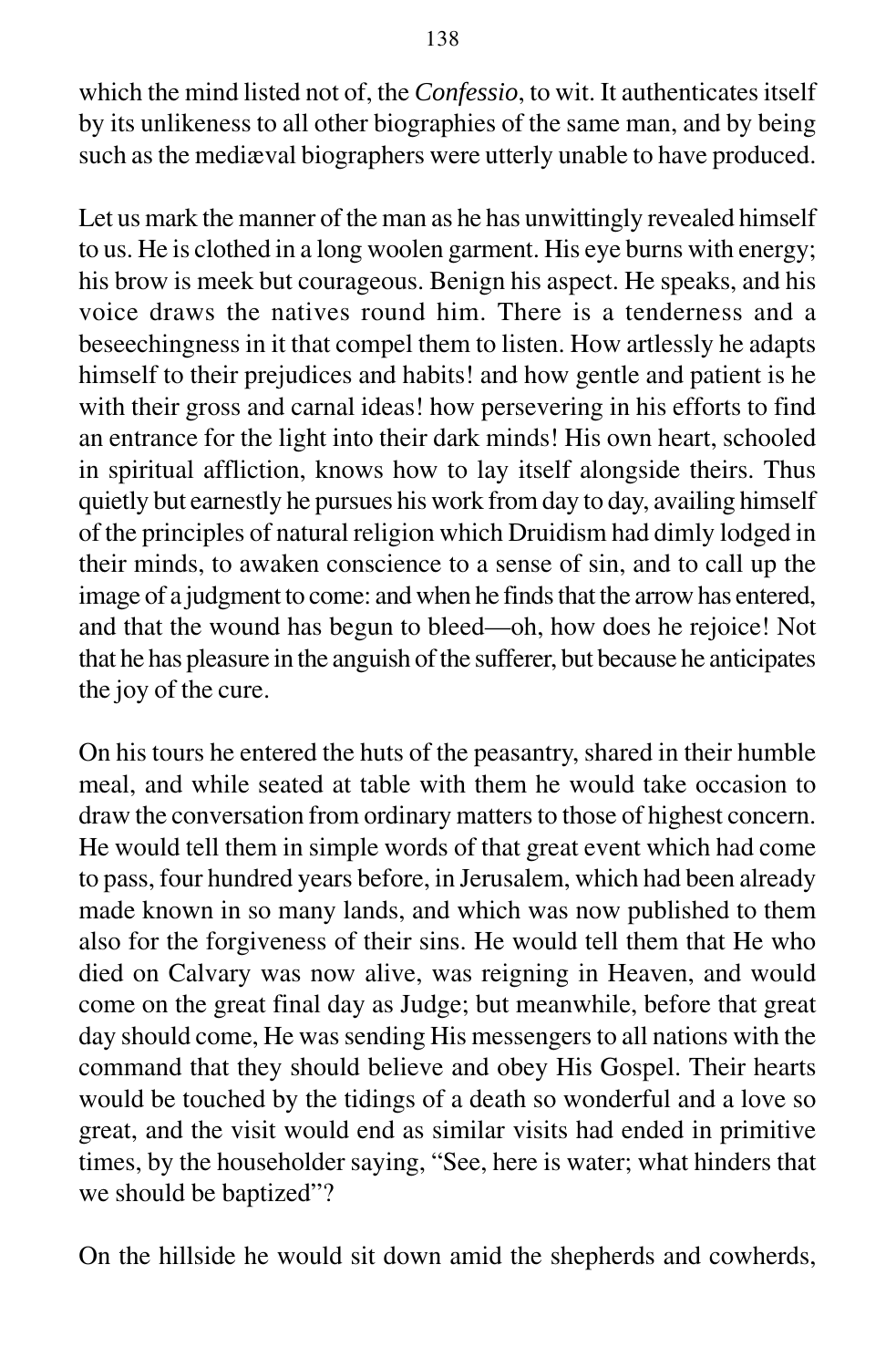which the mind listed not of, the *Confessio*, to wit. It authenticates itself by its unlikeness to all other biographies of the same man, and by being such as the mediæval biographers were utterly unable to have produced.

Let us mark the manner of the man as he has unwittingly revealed himself to us. He is clothed in a long woolen garment. His eye burns with energy; his brow is meek but courageous. Benign his aspect. He speaks, and his voice draws the natives round him. There is a tenderness and a beseechingness in it that compel them to listen. How artlessly he adapts himself to their prejudices and habits! and how gentle and patient is he with their gross and carnal ideas! how persevering in his efforts to find an entrance for the light into their dark minds! His own heart, schooled in spiritual affliction, knows how to lay itself alongside theirs. Thus quietly but earnestly he pursues his work from day to day, availing himself of the principles of natural religion which Druidism had dimly lodged in their minds, to awaken conscience to a sense of sin, and to call up the image of a judgment to come: and when he finds that the arrow has entered, and that the wound has begun to bleed—oh, how does he rejoice! Not that he has pleasure in the anguish of the sufferer, but because he anticipates the joy of the cure.

On his tours he entered the huts of the peasantry, shared in their humble meal, and while seated at table with them he would take occasion to draw the conversation from ordinary matters to those of highest concern. He would tell them in simple words of that great event which had come to pass, four hundred years before, in Jerusalem, which had been already made known in so many lands, and which was now published to them also for the forgiveness of their sins. He would tell them that He who died on Calvary was now alive, was reigning in Heaven, and would come on the great final day as Judge; but meanwhile, before that great day should come, He was sending His messengers to all nations with the command that they should believe and obey His Gospel. Their hearts would be touched by the tidings of a death so wonderful and a love so great, and the visit would end as similar visits had ended in primitive times, by the householder saying, "See, here is water; what hinders that we should be baptized"?

On the hillside he would sit down amid the shepherds and cowherds,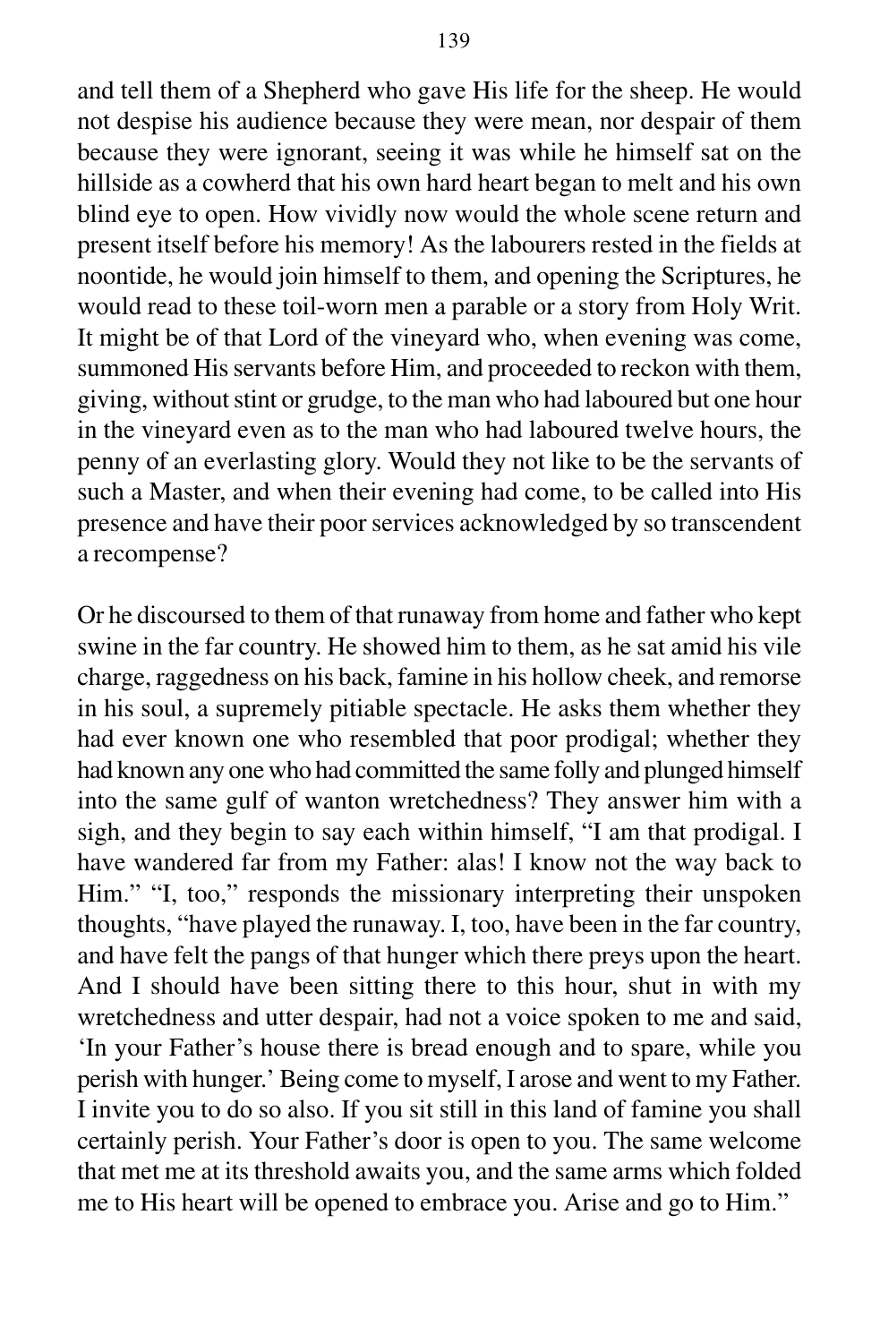and tell them of a Shepherd who gave His life for the sheep. He would not despise his audience because they were mean, nor despair of them because they were ignorant, seeing it was while he himself sat on the hillside as a cowherd that his own hard heart began to melt and his own blind eye to open. How vividly now would the whole scene return and present itself before his memory! As the labourers rested in the fields at noontide, he would join himself to them, and opening the Scriptures, he would read to these toil-worn men a parable or a story from Holy Writ. It might be of that Lord of the vineyard who, when evening was come, summoned His servants before Him, and proceeded to reckon with them, giving, without stint or grudge, to the man who had laboured but one hour in the vineyard even as to the man who had laboured twelve hours, the penny of an everlasting glory. Would they not like to be the servants of such a Master, and when their evening had come, to be called into His presence and have their poor services acknowledged by so transcendent a recompense?

Or he discoursed to them of that runaway from home and father who kept swine in the far country. He showed him to them, as he sat amid his vile charge, raggedness on his back, famine in his hollow cheek, and remorse in his soul, a supremely pitiable spectacle. He asks them whether they had ever known one who resembled that poor prodigal; whether they had known any one who had committed the same folly and plunged himself into the same gulf of wanton wretchedness? They answer him with a sigh, and they begin to say each within himself, "I am that prodigal. I have wandered far from my Father: alas! I know not the way back to Him." "I, too," responds the missionary interpreting their unspoken thoughts, "have played the runaway. I, too, have been in the far country, and have felt the pangs of that hunger which there preys upon the heart. And I should have been sitting there to this hour, shut in with my wretchedness and utter despair, had not a voice spoken to me and said, 'In your Father's house there is bread enough and to spare, while you perish with hunger.' Being come to myself, I arose and went to my Father. I invite you to do so also. If you sit still in this land of famine you shall certainly perish. Your Father's door is open to you. The same welcome that met me at its threshold awaits you, and the same arms which folded me to His heart will be opened to embrace you. Arise and go to Him."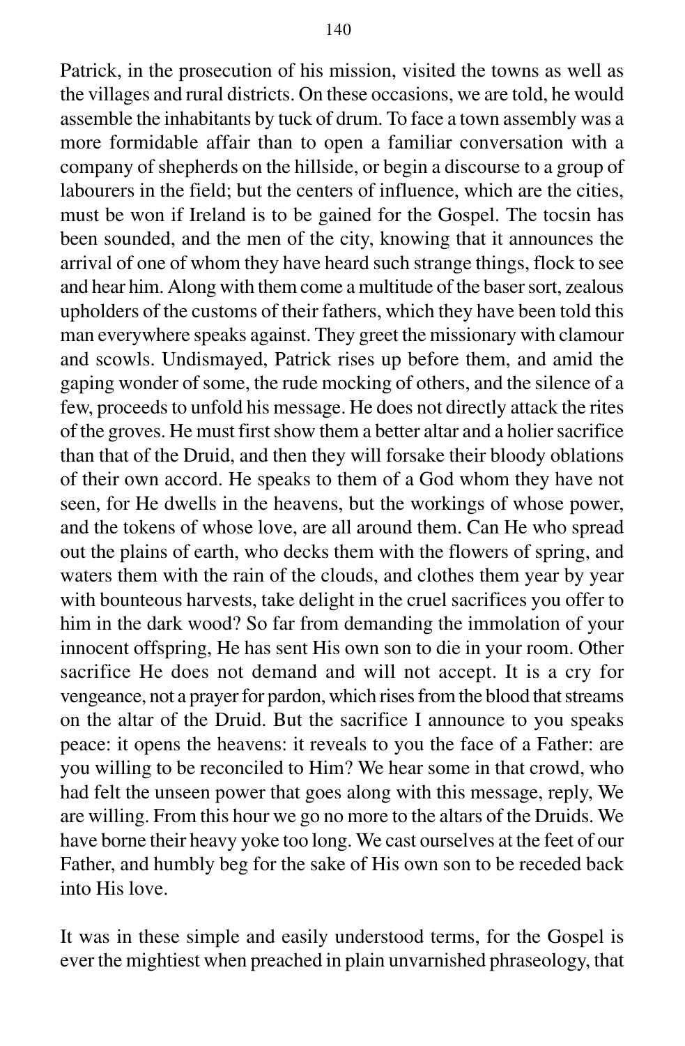Patrick, in the prosecution of his mission, visited the towns as well as the villages and rural districts. On these occasions, we are told, he would assemble the inhabitants by tuck of drum. To face a town assembly was a more formidable affair than to open a familiar conversation with a company of shepherds on the hillside, or begin a discourse to a group of labourers in the field; but the centers of influence, which are the cities, must be won if Ireland is to be gained for the Gospel. The tocsin has been sounded, and the men of the city, knowing that it announces the arrival of one of whom they have heard such strange things, flock to see and hear him. Along with them come a multitude of the baser sort, zealous upholders of the customs of their fathers, which they have been told this man everywhere speaks against. They greet the missionary with clamour and scowls. Undismayed, Patrick rises up before them, and amid the gaping wonder of some, the rude mocking of others, and the silence of a few, proceeds to unfold his message. He does not directly attack the rites of the groves. He must first show them a better altar and a holier sacrifice than that of the Druid, and then they will forsake their bloody oblations of their own accord. He speaks to them of a God whom they have not seen, for He dwells in the heavens, but the workings of whose power, and the tokens of whose love, are all around them. Can He who spread out the plains of earth, who decks them with the flowers of spring, and waters them with the rain of the clouds, and clothes them year by year with bounteous harvests, take delight in the cruel sacrifices you offer to him in the dark wood? So far from demanding the immolation of your innocent offspring, He has sent His own son to die in your room. Other sacrifice He does not demand and will not accept. It is a cry for vengeance, not a prayer for pardon, which rises from the blood that streams on the altar of the Druid. But the sacrifice I announce to you speaks peace: it opens the heavens: it reveals to you the face of a Father: are you willing to be reconciled to Him? We hear some in that crowd, who had felt the unseen power that goes along with this message, reply, We are willing. From this hour we go no more to the altars of the Druids. We have borne their heavy yoke too long. We cast ourselves at the feet of our Father, and humbly beg for the sake of His own son to be receded back into His love.

It was in these simple and easily understood terms, for the Gospel is ever the mightiest when preached in plain unvarnished phraseology, that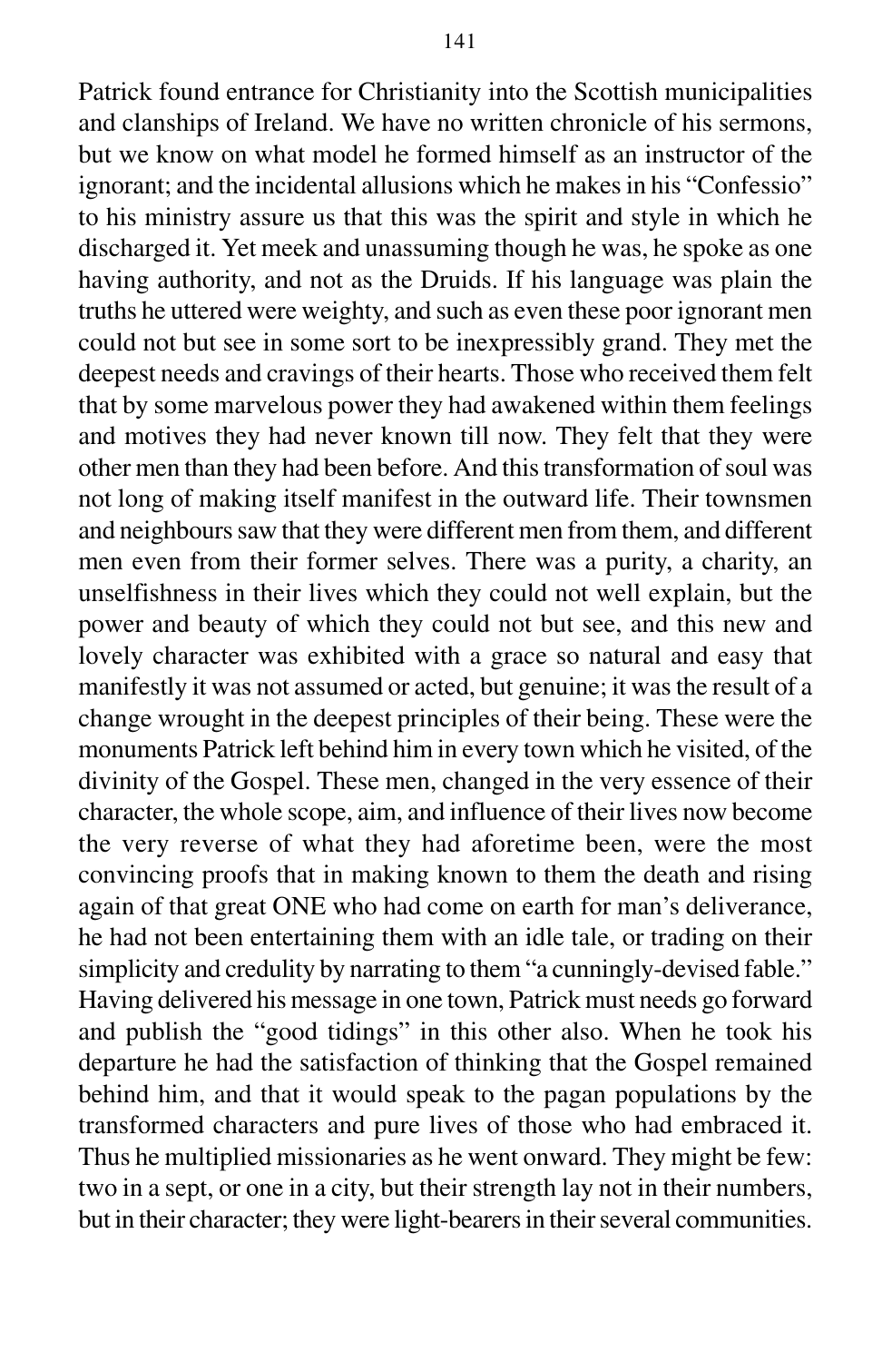Patrick found entrance for Christianity into the Scottish municipalities and clanships of Ireland. We have no written chronicle of his sermons, but we know on what model he formed himself as an instructor of the ignorant; and the incidental allusions which he makes in his "Confessio" to his ministry assure us that this was the spirit and style in which he discharged it. Yet meek and unassuming though he was, he spoke as one having authority, and not as the Druids. If his language was plain the truths he uttered were weighty, and such as even these poor ignorant men could not but see in some sort to be inexpressibly grand. They met the deepest needs and cravings of their hearts. Those who received them felt that by some marvelous power they had awakened within them feelings and motives they had never known till now. They felt that they were other men than they had been before. And this transformation of soul was not long of making itself manifest in the outward life. Their townsmen and neighbours saw that they were different men from them, and different men even from their former selves. There was a purity, a charity, an unselfishness in their lives which they could not well explain, but the power and beauty of which they could not but see, and this new and lovely character was exhibited with a grace so natural and easy that manifestly it was not assumed or acted, but genuine; it was the result of a change wrought in the deepest principles of their being. These were the monuments Patrick left behind him in every town which he visited, of the divinity of the Gospel. These men, changed in the very essence of their character, the whole scope, aim, and influence of their lives now become the very reverse of what they had aforetime been, were the most convincing proofs that in making known to them the death and rising again of that great ONE who had come on earth for man's deliverance, he had not been entertaining them with an idle tale, or trading on their simplicity and credulity by narrating to them "a cunningly-devised fable." Having delivered his message in one town, Patrick must needs go forward and publish the "good tidings" in this other also. When he took his departure he had the satisfaction of thinking that the Gospel remained behind him, and that it would speak to the pagan populations by the transformed characters and pure lives of those who had embraced it. Thus he multiplied missionaries as he went onward. They might be few: two in a sept, or one in a city, but their strength lay not in their numbers, but in their character; they were light-bearers in their several communities.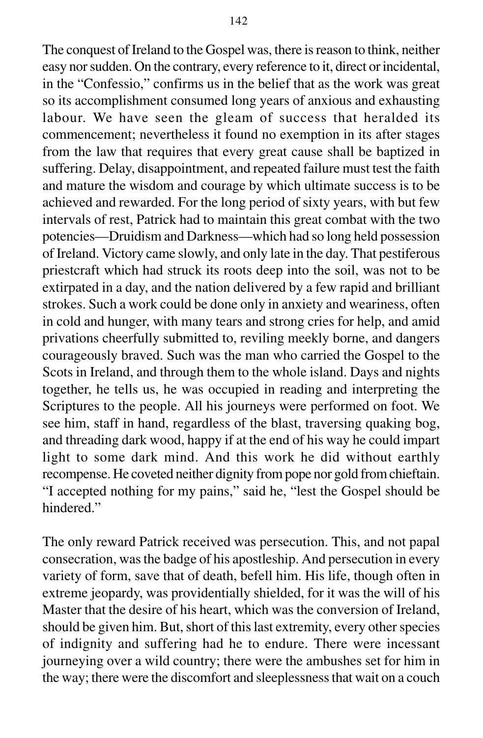The conquest of Ireland to the Gospel was, there is reason to think, neither easy nor sudden. On the contrary, every reference to it, direct or incidental, in the "Confessio," confirms us in the belief that as the work was great so its accomplishment consumed long years of anxious and exhausting labour. We have seen the gleam of success that heralded its commencement; nevertheless it found no exemption in its after stages from the law that requires that every great cause shall be baptized in suffering. Delay, disappointment, and repeated failure must test the faith and mature the wisdom and courage by which ultimate success is to be achieved and rewarded. For the long period of sixty years, with but few intervals of rest, Patrick had to maintain this great combat with the two potencies—Druidism and Darkness—which had so long held possession of Ireland. Victory came slowly, and only late in the day. That pestiferous priestcraft which had struck its roots deep into the soil, was not to be extirpated in a day, and the nation delivered by a few rapid and brilliant strokes. Such a work could be done only in anxiety and weariness, often in cold and hunger, with many tears and strong cries for help, and amid privations cheerfully submitted to, reviling meekly borne, and dangers courageously braved. Such was the man who carried the Gospel to the Scots in Ireland, and through them to the whole island. Days and nights together, he tells us, he was occupied in reading and interpreting the Scriptures to the people. All his journeys were performed on foot. We see him, staff in hand, regardless of the blast, traversing quaking bog, and threading dark wood, happy if at the end of his way he could impart light to some dark mind. And this work he did without earthly recompense. He coveted neither dignity from pope nor gold from chieftain. "I accepted nothing for my pains," said he, "lest the Gospel should be hindered."

The only reward Patrick received was persecution. This, and not papal consecration, was the badge of his apostleship. And persecution in every variety of form, save that of death, befell him. His life, though often in extreme jeopardy, was providentially shielded, for it was the will of his Master that the desire of his heart, which was the conversion of Ireland, should be given him. But, short of this last extremity, every other species of indignity and suffering had he to endure. There were incessant journeying over a wild country; there were the ambushes set for him in the way; there were the discomfort and sleeplessness that wait on a couch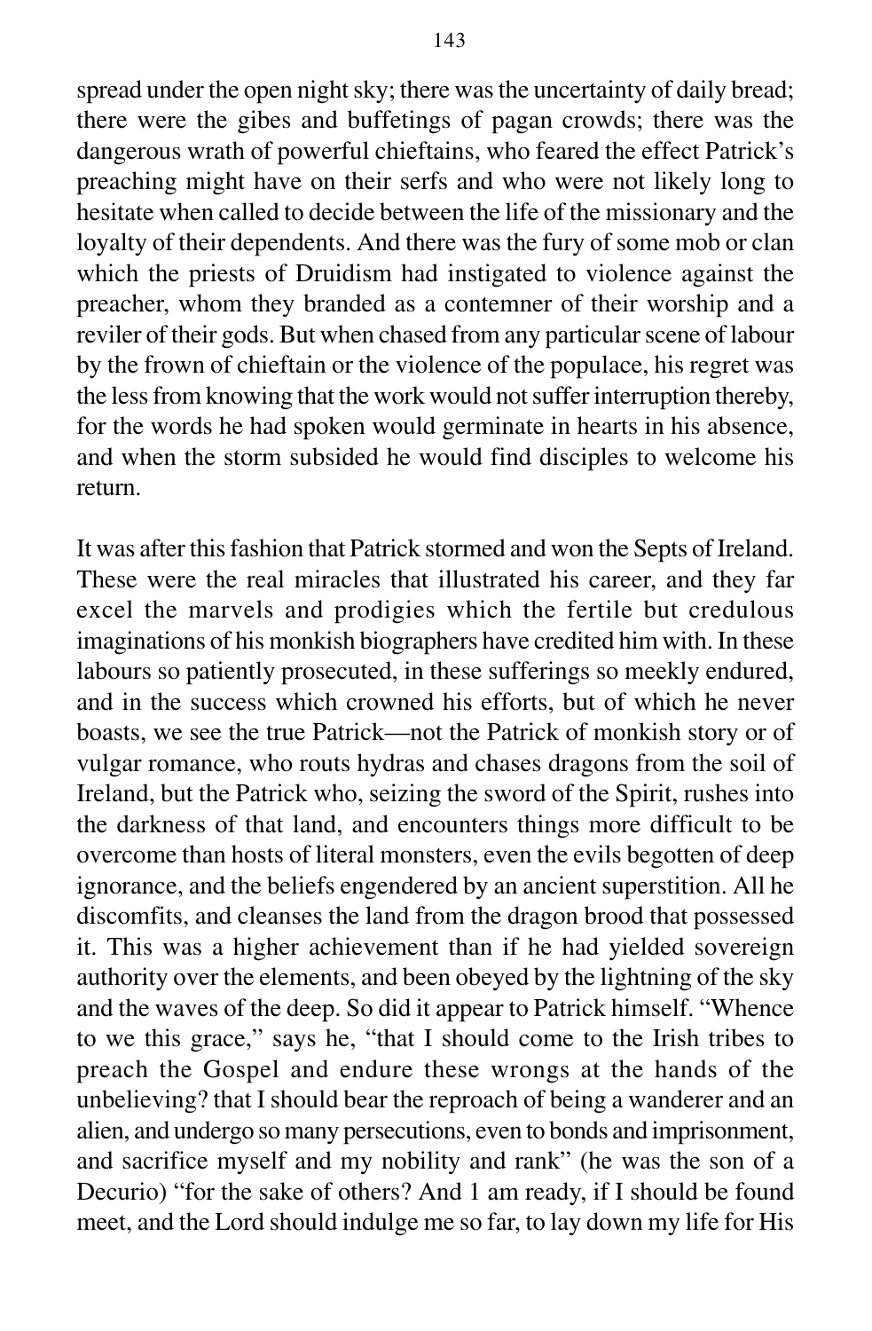spread under the open night sky; there was the uncertainty of daily bread; there were the gibes and buffetings of pagan crowds; there was the dangerous wrath of powerful chieftains, who feared the effect Patrick's preaching might have on their serfs and who were not likely long to hesitate when called to decide between the life of the missionary and the loyalty of their dependents. And there was the fury of some mob or clan which the priests of Druidism had instigated to violence against the preacher, whom they branded as a contemner of their worship and a reviler of their gods. But when chased from any particular scene of labour by the frown of chieftain or the violence of the populace, his regret was the less from knowing that the work would not suffer interruption thereby, for the words he had spoken would germinate in hearts in his absence, and when the storm subsided he would find disciples to welcome his return.

It was after this fashion that Patrick stormed and won the Septs of Ireland. These were the real miracles that illustrated his career, and they far excel the marvels and prodigies which the fertile but credulous imaginations of his monkish biographers have credited him with. In these labours so patiently prosecuted, in these sufferings so meekly endured, and in the success which crowned his efforts, but of which he never boasts, we see the true Patrick—not the Patrick of monkish story or of vulgar romance, who routs hydras and chases dragons from the soil of Ireland, but the Patrick who, seizing the sword of the Spirit, rushes into the darkness of that land, and encounters things more difficult to be overcome than hosts of literal monsters, even the evils begotten of deep ignorance, and the beliefs engendered by an ancient superstition. All he discomfits, and cleanses the land from the dragon brood that possessed it. This was a higher achievement than if he had yielded sovereign authority over the elements, and been obeyed by the lightning of the sky and the waves of the deep. So did it appear to Patrick himself. "Whence to we this grace," says he, "that I should come to the Irish tribes to preach the Gospel and endure these wrongs at the hands of the unbelieving? that I should bear the reproach of being a wanderer and an alien, and undergo so many persecutions, even to bonds and imprisonment, and sacrifice myself and my nobility and rank" (he was the son of a Decurio) "for the sake of others? And 1 am ready, if I should be found meet, and the Lord should indulge me so far, to lay down my life for His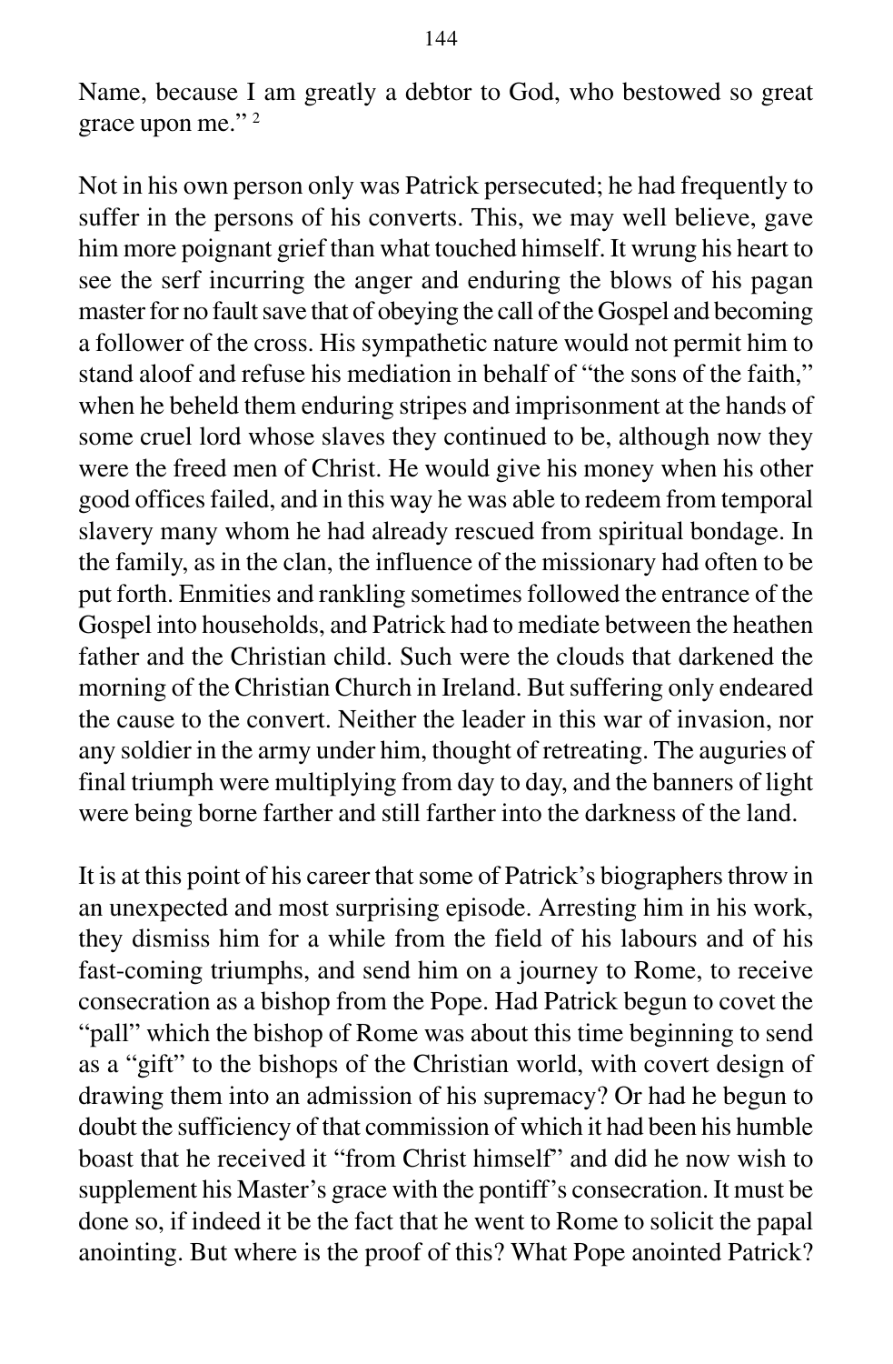Name, because I am greatly a debtor to God, who bestowed so great grace upon me." [2]

Not in his own person only was Patrick persecuted; he had frequently to suffer in the persons of his converts. This, we may well believe, gave him more poignant grief than what touched himself. It wrung his heart to see the serf incurring the anger and enduring the blows of his pagan master for no fault save that of obeying the call of the Gospel and becoming a follower of the cross. His sympathetic nature would not permit him to stand aloof and refuse his mediation in behalf of "the sons of the faith," when he beheld them enduring stripes and imprisonment at the hands of some cruel lord whose slaves they continued to be, although now they were the freed men of Christ. He would give his money when his other good offices failed, and in this way he was able to redeem from temporal slavery many whom he had already rescued from spiritual bondage. In the family, as in the clan, the influence of the missionary had often to be put forth. Enmities and rankling sometimes followed the entrance of the Gospel into households, and Patrick had to mediate between the heathen father and the Christian child. Such were the clouds that darkened the morning of the Christian Church in Ireland. But suffering only endeared the cause to the convert. Neither the leader in this war of invasion, nor any soldier in the army under him, thought of retreating. The auguries of final triumph were multiplying from day to day, and the banners of light were being borne farther and still farther into the darkness of the land.

It is at this point of his career that some of Patrick's biographers throw in an unexpected and most surprising episode. Arresting him in his work, they dismiss him for a while from the field of his labours and of his fast-coming triumphs, and send him on a journey to Rome, to receive consecration as a bishop from the Pope. Had Patrick begun to covet the "pall" which the bishop of Rome was about this time beginning to send as a "gift" to the bishops of the Christian world, with covert design of drawing them into an admission of his supremacy? Or had he begun to doubt the sufficiency of that commission of which it had been his humble boast that he received it "from Christ himself" and did he now wish to supplement his Master's grace with the pontiff's consecration. It must be done so, if indeed it be the fact that he went to Rome to solicit the papal anointing. But where is the proof of this? What Pope anointed Patrick?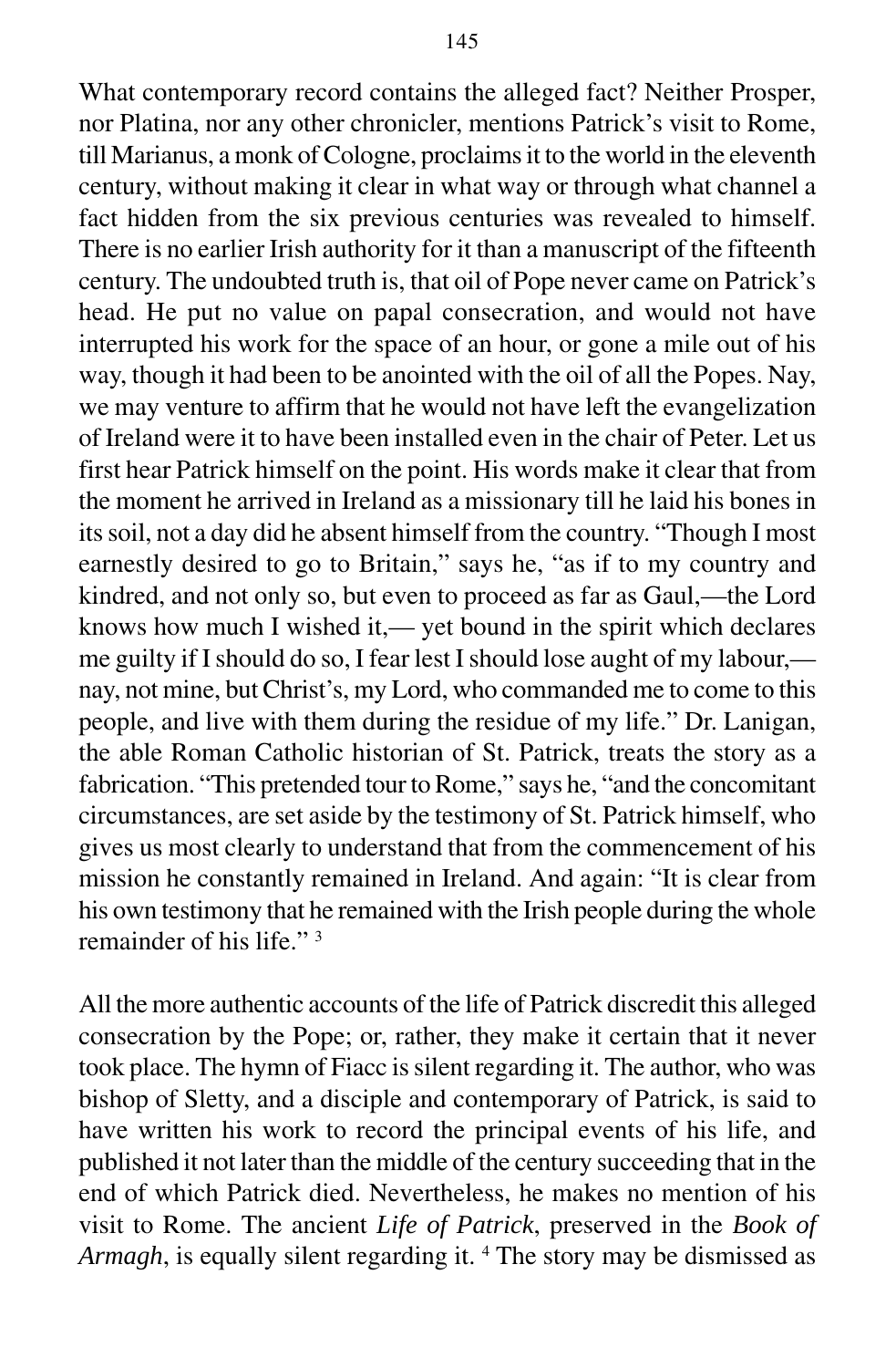What contemporary record contains the alleged fact? Neither Prosper, nor Platina, nor any other chronicler, mentions Patrick's visit to Rome, till Marianus, a monk of Cologne, proclaims it to the world in the eleventh century, without making it clear in what way or through what channel a fact hidden from the six previous centuries was revealed to himself. There is no earlier Irish authority for it than a manuscript of the fifteenth century. The undoubted truth is, that oil of Pope never came on Patrick's head. He put no value on papal consecration, and would not have interrupted his work for the space of an hour, or gone a mile out of his way, though it had been to be anointed with the oil of all the Popes. Nay, we may venture to affirm that he would not have left the evangelization of Ireland were it to have been installed even in the chair of Peter. Let us first hear Patrick himself on the point. His words make it clear that from the moment he arrived in Ireland as a missionary till he laid his bones in its soil, not a day did he absent himself from the country. "Though I most earnestly desired to go to Britain," says he, "as if to my country and kindred, and not only so, but even to proceed as far as Gaul,—the Lord knows how much I wished it,— yet bound in the spirit which declares me guilty if I should do so, I fear lest I should lose aught of my labour,—nay, not mine, but Christ's, my Lord, who commanded me to come to this people, and live with them during the residue of my life." Dr. Lanigan, the able Roman Catholic historian of St. Patrick, treats the story as a fabrication. "This pretended tour to Rome," says he, "and the concomitant circumstances, are set aside by the testimony of St. Patrick himself, who gives us most clearly to understand that from the commencement of his mission he constantly remained in Ireland. And again: "It is clear from his own testimony that he remained with the Irish people during the whole remainder of his life." [3]

All the more authentic accounts of the life of Patrick discredit this alleged consecration by the Pope; or, rather, they make it certain that it never took place. The hymn of Fiacc is silent regarding it. The author, who was bishop of Sletty, and a disciple and contemporary of Patrick, is said to have written his work to record the principal events of his life, and published it not later than the middle of the century succeeding that in the end of which Patrick died. Nevertheless, he makes no mention of his visit to Rome. The ancient *Life of Patrick*, preserved in the *Book of Armagh*, is equally silent regarding it. [4] The story may be dismissed as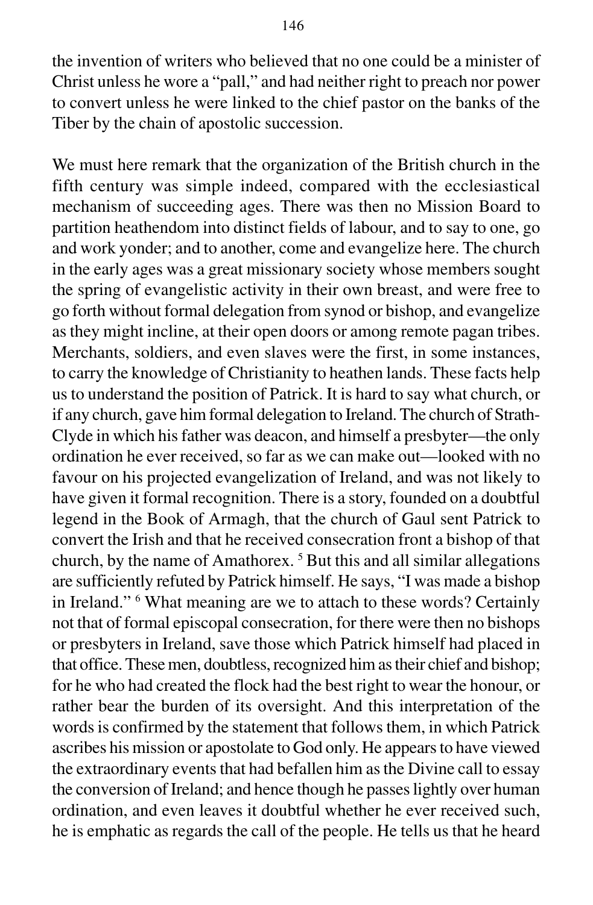the invention of writers who believed that no one could be a minister of Christ unless he wore a "pall," and had neither right to preach nor power to convert unless he were linked to the chief pastor on the banks of the Tiber by the chain of apostolic succession.

We must here remark that the organization of the British church in the fifth century was simple indeed, compared with the ecclesiastical mechanism of succeeding ages. There was then no Mission Board to partition heathendom into distinct fields of labour, and to say to one, go and work yonder; and to another, come and evangelize here. The church in the early ages was a great missionary society whose members sought the spring of evangelistic activity in their own breast, and were free to go forth without formal delegation from synod or bishop, and evangelize as they might incline, at their open doors or among remote pagan tribes. Merchants, soldiers, and even slaves were the first, in some instances, to carry the knowledge of Christianity to heathen lands. These facts help us to understand the position of Patrick. It is hard to say what church, or if any church, gave him formal delegation to Ireland. The church of Strath-Clyde in which his father was deacon, and himself a presbyter—the only ordination he ever received, so far as we can make out—looked with no favour on his projected evangelization of Ireland, and was not likely to have given it formal recognition. There is a story, founded on a doubtful legend in the Book of Armagh, that the church of Gaul sent Patrick to convert the Irish and that he received consecration front a bishop of that church, by the name of Amathorex. [5] But this and all similar allegations are sufficiently refuted by Patrick himself. He says, "I was made a bishop in Ireland." [6] What meaning are we to attach to these words? Certainly not that of formal episcopal consecration, for there were then no bishops or presbyters in Ireland, save those which Patrick himself had placed in that office. These men, doubtless, recognized him as their chief and bishop; for he who had created the flock had the best right to wear the honour, or rather bear the burden of its oversight. And this interpretation of the words is confirmed by the statement that follows them, in which Patrick ascribes his mission or apostolate to God only. He appears to have viewed the extraordinary events that had befallen him as the Divine call to essay the conversion of Ireland; and hence though he passes lightly over human ordination, and even leaves it doubtful whether he ever received such, he is emphatic as regards the call of the people. He tells us that he heard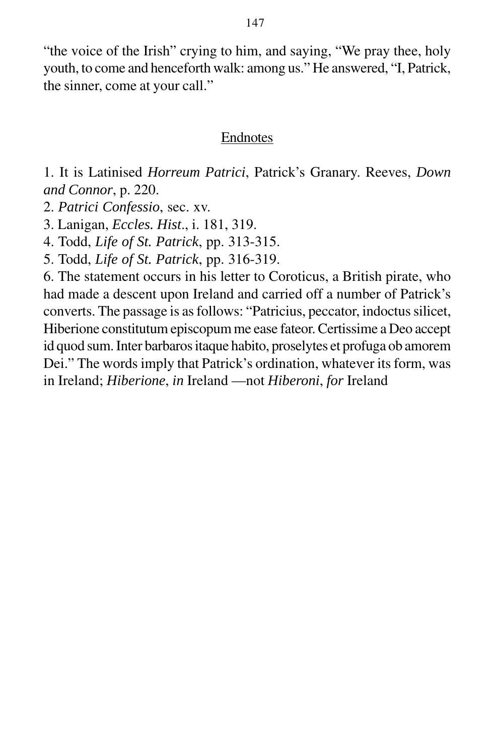"the voice of the Irish" crying to him, and saying, "We pray thee, holy youth, to come and henceforth walk: among us." He answered, "I, Patrick, the sinner, come at your call."

## Endnotes

1. It is Latinised *Horreum Patrici*, Patrick's Granary. Reeves, *Down and Connor*, p. 220.
2. *Patrici Confessio*, sec. xv.
3. Lanigan, *Eccles. Hist*., i. 181, 319.
4. Todd, *Life of St. Patrick*, pp. 313-315.
5. Todd, *Life of St. Patrick*, pp. 316-319.
6. The statement occurs in his letter to Coroticus, a British pirate, who had made a descent upon Ireland and carried off a number of Patrick's converts. The passage is as follows: "Patricius, peccator, indoctus silicet, Hiberione constitutum episcopum me ease fateor. Certissime a Deo accept id quod sum. Inter barbaros itaque habito, proselytes et profuga ob amorem Dei." The words imply that Patrick's ordination, whatever its form, was in Ireland; *Hiberione*, *in* Ireland —not *Hiberoni*, *for* Ireland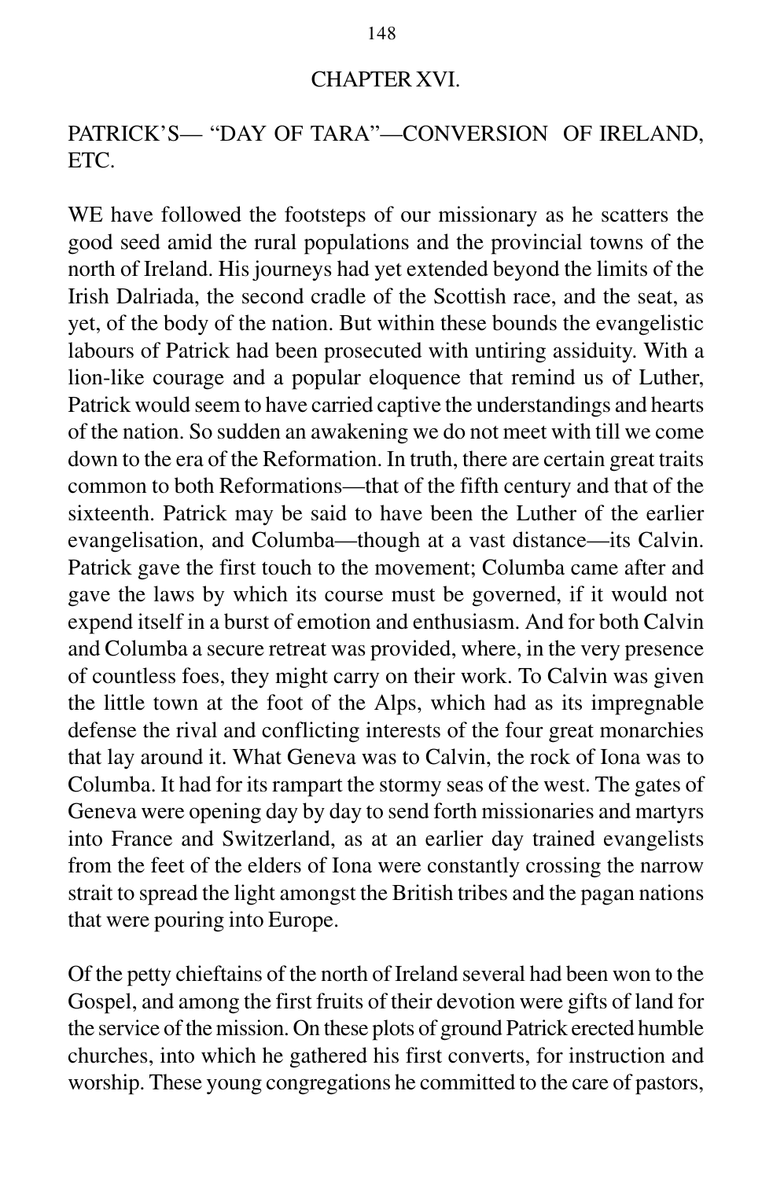## CHAPTER XVI.

## PATRICK'S— "DAY OF TARA"—CONVERSION OF IRELAND, ETC.

WE have followed the footsteps of our missionary as he scatters the good seed amid the rural populations and the provincial towns of the north of Ireland. His journeys had yet extended beyond the limits of the Irish Dalriada, the second cradle of the Scottish race, and the seat, as yet, of the body of the nation. But within these bounds the evangelistic labours of Patrick had been prosecuted with untiring assiduity. With a lion-like courage and a popular eloquence that remind us of Luther, Patrick would seem to have carried captive the understandings and hearts of the nation. So sudden an awakening we do not meet with till we come down to the era of the Reformation. In truth, there are certain great traits common to both Reformations—that of the fifth century and that of the sixteenth. Patrick may be said to have been the Luther of the earlier evangelisation, and Columba—though at a vast distance—its Calvin. Patrick gave the first touch to the movement; Columba came after and gave the laws by which its course must be governed, if it would not expend itself in a burst of emotion and enthusiasm. And for both Calvin and Columba a secure retreat was provided, where, in the very presence of countless foes, they might carry on their work. To Calvin was given the little town at the foot of the Alps, which had as its impregnable defense the rival and conflicting interests of the four great monarchies that lay around it. What Geneva was to Calvin, the rock of Iona was to Columba. It had for its rampart the stormy seas of the west. The gates of Geneva were opening day by day to send forth missionaries and martyrs into France and Switzerland, as at an earlier day trained evangelists from the feet of the elders of Iona were constantly crossing the narrow strait to spread the light amongst the British tribes and the pagan nations that were pouring into Europe.

Of the petty chieftains of the north of Ireland several had been won to the Gospel, and among the first fruits of their devotion were gifts of land for the service of the mission. On these plots of ground Patrick erected humble churches, into which he gathered his first converts, for instruction and worship. These young congregations he committed to the care of pastors,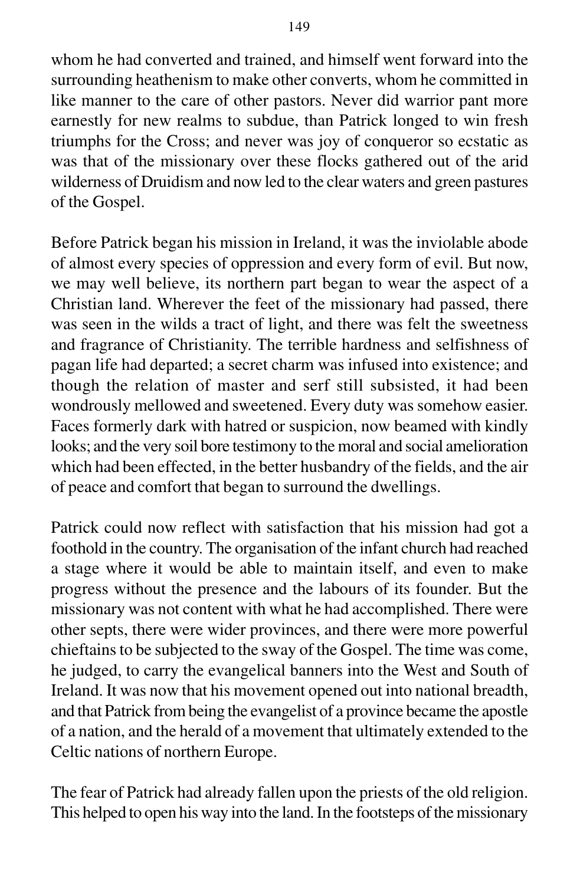whom he had converted and trained, and himself went forward into the surrounding heathenism to make other converts, whom he committed in like manner to the care of other pastors. Never did warrior pant more earnestly for new realms to subdue, than Patrick longed to win fresh triumphs for the Cross; and never was joy of conqueror so ecstatic as was that of the missionary over these flocks gathered out of the arid wilderness of Druidism and now led to the clear waters and green pastures of the Gospel.

Before Patrick began his mission in Ireland, it was the inviolable abode of almost every species of oppression and every form of evil. But now, we may well believe, its northern part began to wear the aspect of a Christian land. Wherever the feet of the missionary had passed, there was seen in the wilds a tract of light, and there was felt the sweetness and fragrance of Christianity. The terrible hardness and selfishness of pagan life had departed; a secret charm was infused into existence; and though the relation of master and serf still subsisted, it had been wondrously mellowed and sweetened. Every duty was somehow easier. Faces formerly dark with hatred or suspicion, now beamed with kindly looks; and the very soil bore testimony to the moral and social amelioration which had been effected, in the better husbandry of the fields, and the air of peace and comfort that began to surround the dwellings.

Patrick could now reflect with satisfaction that his mission had got a foothold in the country. The organisation of the infant church had reached a stage where it would be able to maintain itself, and even to make progress without the presence and the labours of its founder. But the missionary was not content with what he had accomplished. There were other septs, there were wider provinces, and there were more powerful chieftains to be subjected to the sway of the Gospel. The time was come, he judged, to carry the evangelical banners into the West and South of Ireland. It was now that his movement opened out into national breadth, and that Patrick from being the evangelist of a province became the apostle of a nation, and the herald of a movement that ultimately extended to the Celtic nations of northern Europe.

The fear of Patrick had already fallen upon the priests of the old religion. This helped to open his way into the land. In the footsteps of the missionary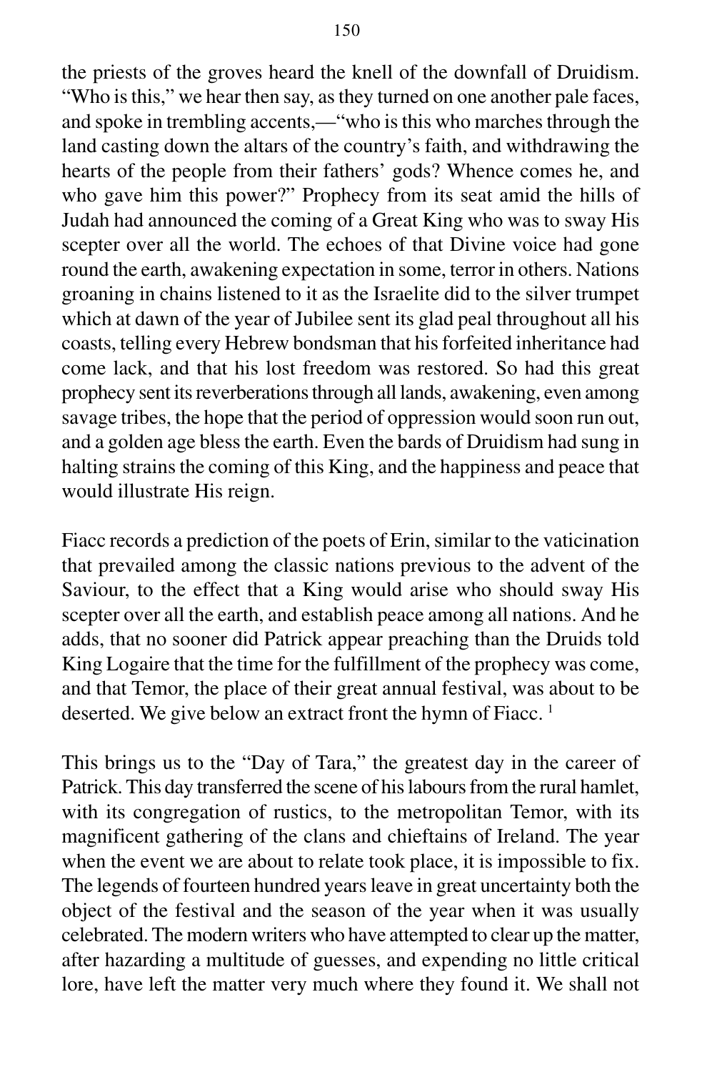the priests of the groves heard the knell of the downfall of Druidism. "Who is this," we hear then say, as they turned on one another pale faces, and spoke in trembling accents,—"who is this who marches through the land casting down the altars of the country's faith, and withdrawing the hearts of the people from their fathers' gods? Whence comes he, and who gave him this power?" Prophecy from its seat amid the hills of Judah had announced the coming of a Great King who was to sway His scepter over all the world. The echoes of that Divine voice had gone round the earth, awakening expectation in some, terror in others. Nations groaning in chains listened to it as the Israelite did to the silver trumpet which at dawn of the year of Jubilee sent its glad peal throughout all his coasts, telling every Hebrew bondsman that his forfeited inheritance had come lack, and that his lost freedom was restored. So had this great prophecy sent its reverberations through all lands, awakening, even among savage tribes, the hope that the period of oppression would soon run out, and a golden age bless the earth. Even the bards of Druidism had sung in halting strains the coming of this King, and the happiness and peace that would illustrate His reign.

Fiacc records a prediction of the poets of Erin, similar to the vaticination that prevailed among the classic nations previous to the advent of the Saviour, to the effect that a King would arise who should sway His scepter over all the earth, and establish peace among all nations. And he adds, that no sooner did Patrick appear preaching than the Druids told King Logaire that the time for the fulfillment of the prophecy was come, and that Temor, the place of their great annual festival, was about to be deserted. We give below an extract front the hymn of Fiacc. [1]

This brings us to the "Day of Tara," the greatest day in the career of Patrick. This day transferred the scene of his labours from the rural hamlet, with its congregation of rustics, to the metropolitan Temor, with its magnificent gathering of the clans and chieftains of Ireland. The year when the event we are about to relate took place, it is impossible to fix. The legends of fourteen hundred years leave in great uncertainty both the object of the festival and the season of the year when it was usually celebrated. The modern writers who have attempted to clear up the matter, after hazarding a multitude of guesses, and expending no little critical lore, have left the matter very much where they found it. We shall not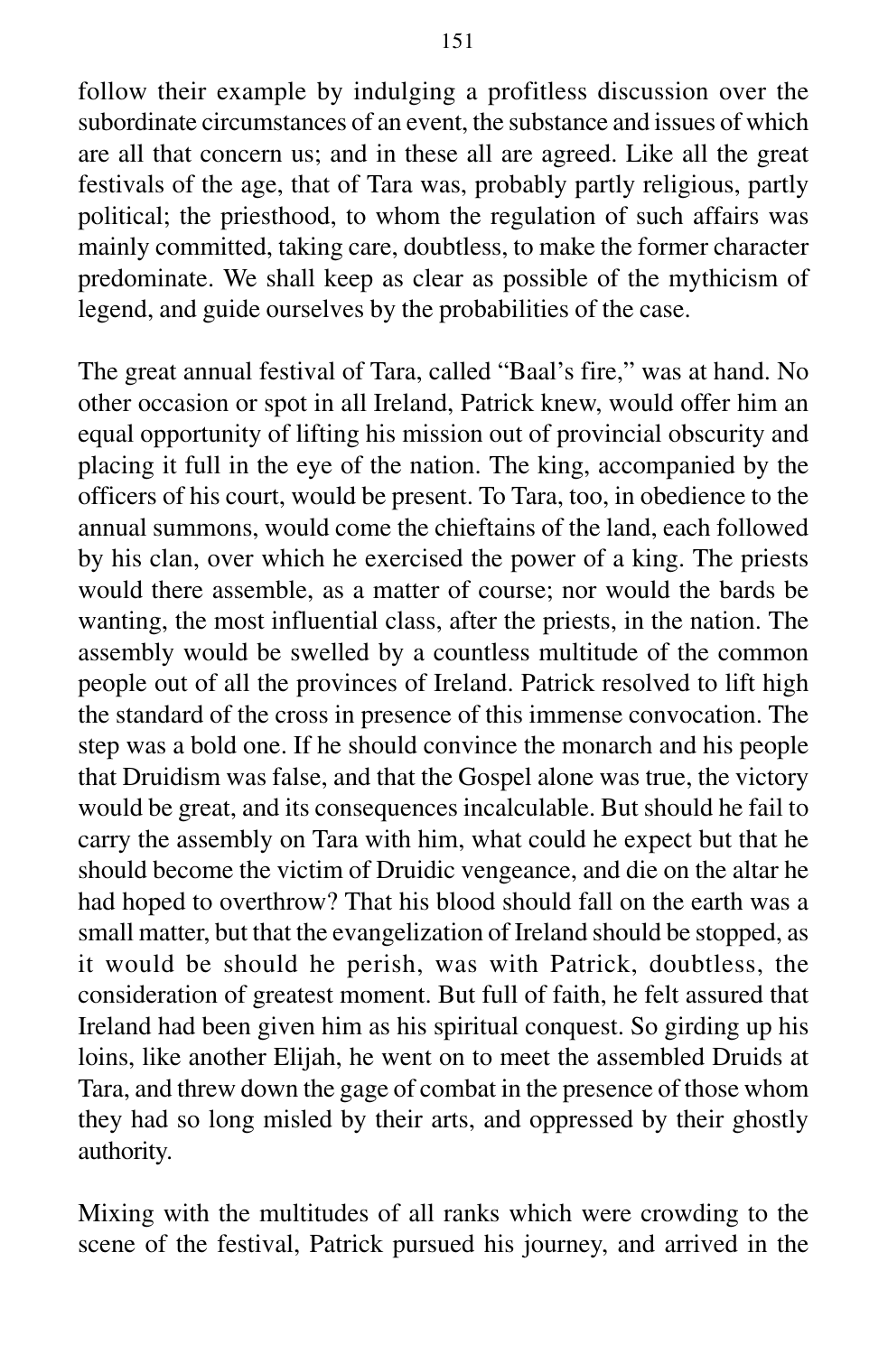follow their example by indulging a profitless discussion over the subordinate circumstances of an event, the substance and issues of which are all that concern us; and in these all are agreed. Like all the great festivals of the age, that of Tara was, probably partly religious, partly political; the priesthood, to whom the regulation of such affairs was mainly committed, taking care, doubtless, to make the former character predominate. We shall keep as clear as possible of the mythicism of legend, and guide ourselves by the probabilities of the case.

The great annual festival of Tara, called "Baal's fire," was at hand. No other occasion or spot in all Ireland, Patrick knew, would offer him an equal opportunity of lifting his mission out of provincial obscurity and placing it full in the eye of the nation. The king, accompanied by the officers of his court, would be present. To Tara, too, in obedience to the annual summons, would come the chieftains of the land, each followed by his clan, over which he exercised the power of a king. The priests would there assemble, as a matter of course; nor would the bards be wanting, the most influential class, after the priests, in the nation. The assembly would be swelled by a countless multitude of the common people out of all the provinces of Ireland. Patrick resolved to lift high the standard of the cross in presence of this immense convocation. The step was a bold one. If he should convince the monarch and his people that Druidism was false, and that the Gospel alone was true, the victory would be great, and its consequences incalculable. But should he fail to carry the assembly on Tara with him, what could he expect but that he should become the victim of Druidic vengeance, and die on the altar he had hoped to overthrow? That his blood should fall on the earth was a small matter, but that the evangelization of Ireland should be stopped, as it would be should he perish, was with Patrick, doubtless, the consideration of greatest moment. But full of faith, he felt assured that Ireland had been given him as his spiritual conquest. So girding up his loins, like another Elijah, he went on to meet the assembled Druids at Tara, and threw down the gage of combat in the presence of those whom they had so long misled by their arts, and oppressed by their ghostly authority.

Mixing with the multitudes of all ranks which were crowding to the scene of the festival, Patrick pursued his journey, and arrived in the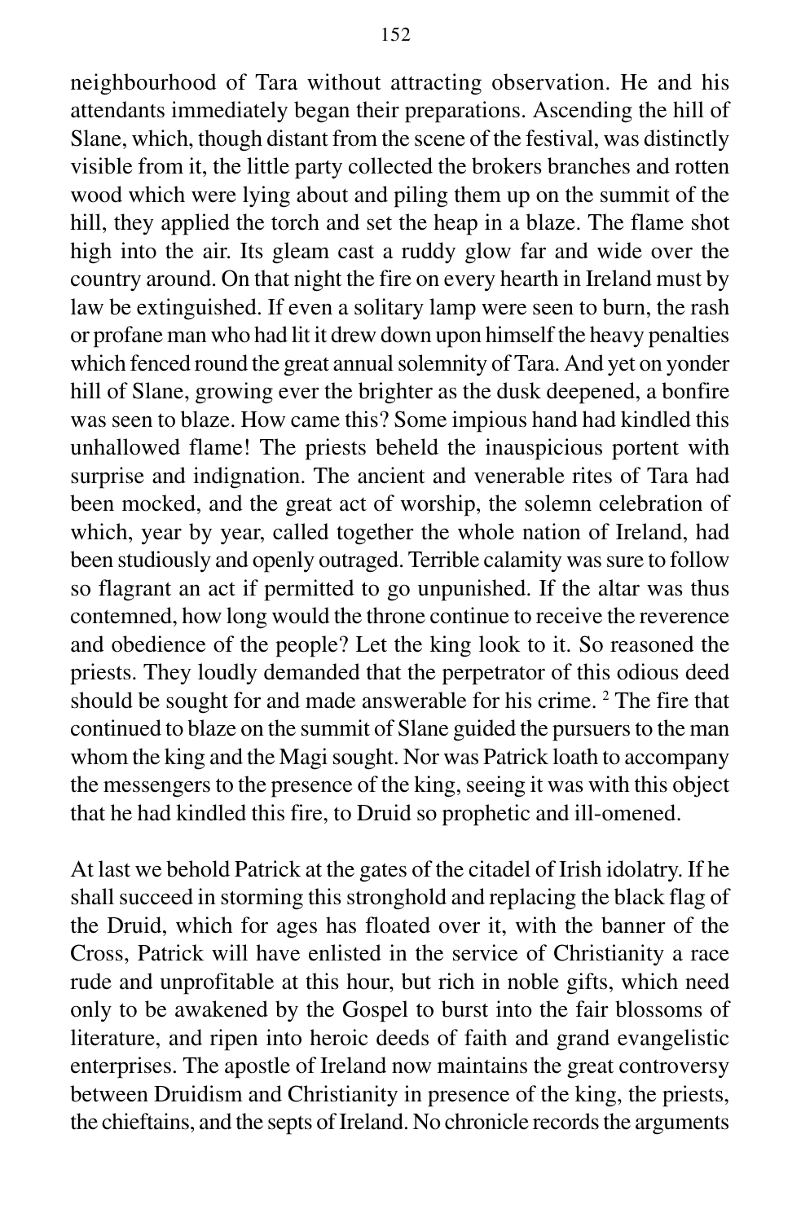neighbourhood of Tara without attracting observation. He and his attendants immediately began their preparations. Ascending the hill of Slane, which, though distant from the scene of the festival, was distinctly visible from it, the little party collected the brokers branches and rotten wood which were lying about and piling them up on the summit of the hill, they applied the torch and set the heap in a blaze. The flame shot high into the air. Its gleam cast a ruddy glow far and wide over the country around. On that night the fire on every hearth in Ireland must by law be extinguished. If even a solitary lamp were seen to burn, the rash or profane man who had lit it drew down upon himself the heavy penalties which fenced round the great annual solemnity of Tara. And yet on yonder hill of Slane, growing ever the brighter as the dusk deepened, a bonfire was seen to blaze. How came this? Some impious hand had kindled this unhallowed flame! The priests beheld the inauspicious portent with surprise and indignation. The ancient and venerable rites of Tara had been mocked, and the great act of worship, the solemn celebration of which, year by year, called together the whole nation of Ireland, had been studiously and openly outraged. Terrible calamity was sure to follow so flagrant an act if permitted to go unpunished. If the altar was thus contemned, how long would the throne continue to receive the reverence and obedience of the people? Let the king look to it. So reasoned the priests. They loudly demanded that the perpetrator of this odious deed should be sought for and made answerable for his crime. [2] The fire that continued to blaze on the summit of Slane guided the pursuers to the man whom the king and the Magi sought. Nor was Patrick loath to accompany the messengers to the presence of the king, seeing it was with this object that he had kindled this fire, to Druid so prophetic and ill-omened.

At last we behold Patrick at the gates of the citadel of Irish idolatry. If he shall succeed in storming this stronghold and replacing the black flag of the Druid, which for ages has floated over it, with the banner of the Cross, Patrick will have enlisted in the service of Christianity a race rude and unprofitable at this hour, but rich in noble gifts, which need only to be awakened by the Gospel to burst into the fair blossoms of literature, and ripen into heroic deeds of faith and grand evangelistic enterprises. The apostle of Ireland now maintains the great controversy between Druidism and Christianity in presence of the king, the priests, the chieftains, and the septs of Ireland. No chronicle records the arguments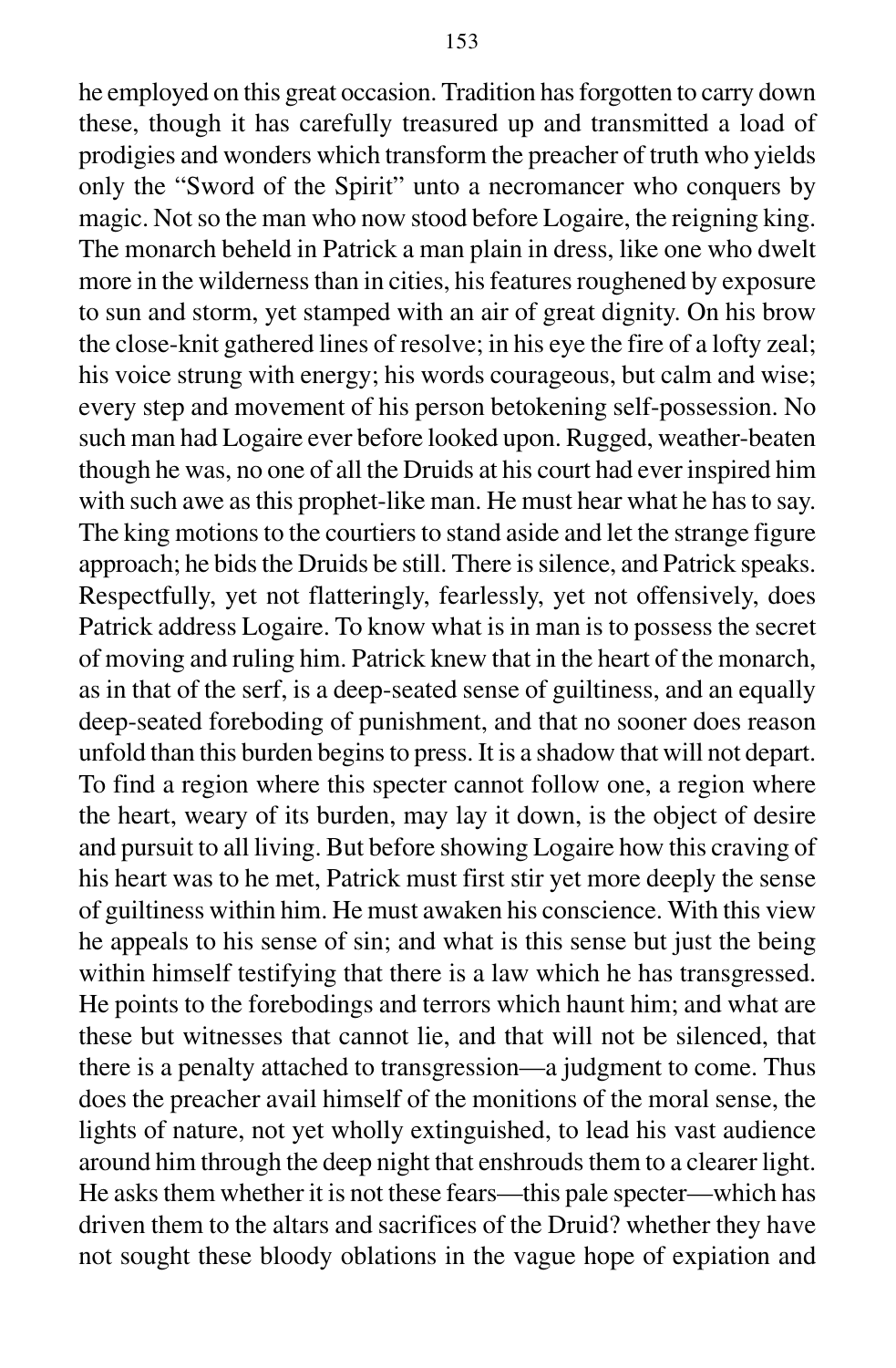he employed on this great occasion. Tradition has forgotten to carry down these, though it has carefully treasured up and transmitted a load of prodigies and wonders which transform the preacher of truth who yields only the "Sword of the Spirit" unto a necromancer who conquers by magic. Not so the man who now stood before Logaire, the reigning king. The monarch beheld in Patrick a man plain in dress, like one who dwelt more in the wilderness than in cities, his features roughened by exposure to sun and storm, yet stamped with an air of great dignity. On his brow the close-knit gathered lines of resolve; in his eye the fire of a lofty zeal; his voice strung with energy; his words courageous, but calm and wise; every step and movement of his person betokening self-possession. No such man had Logaire ever before looked upon. Rugged, weather-beaten though he was, no one of all the Druids at his court had ever inspired him with such awe as this prophet-like man. He must hear what he has to say. The king motions to the courtiers to stand aside and let the strange figure approach; he bids the Druids be still. There is silence, and Patrick speaks. Respectfully, yet not flatteringly, fearlessly, yet not offensively, does Patrick address Logaire. To know what is in man is to possess the secret of moving and ruling him. Patrick knew that in the heart of the monarch, as in that of the serf, is a deep-seated sense of guiltiness, and an equally deep-seated foreboding of punishment, and that no sooner does reason unfold than this burden begins to press. It is a shadow that will not depart. To find a region where this specter cannot follow one, a region where the heart, weary of its burden, may lay it down, is the object of desire and pursuit to all living. But before showing Logaire how this craving of his heart was to he met, Patrick must first stir yet more deeply the sense of guiltiness within him. He must awaken his conscience. With this view he appeals to his sense of sin; and what is this sense but just the being within himself testifying that there is a law which he has transgressed. He points to the forebodings and terrors which haunt him; and what are these but witnesses that cannot lie, and that will not be silenced, that there is a penalty attached to transgression—a judgment to come. Thus does the preacher avail himself of the monitions of the moral sense, the lights of nature, not yet wholly extinguished, to lead his vast audience around him through the deep night that enshrouds them to a clearer light. He asks them whether it is not these fears—this pale specter—which has driven them to the altars and sacrifices of the Druid? whether they have not sought these bloody oblations in the vague hope of expiation and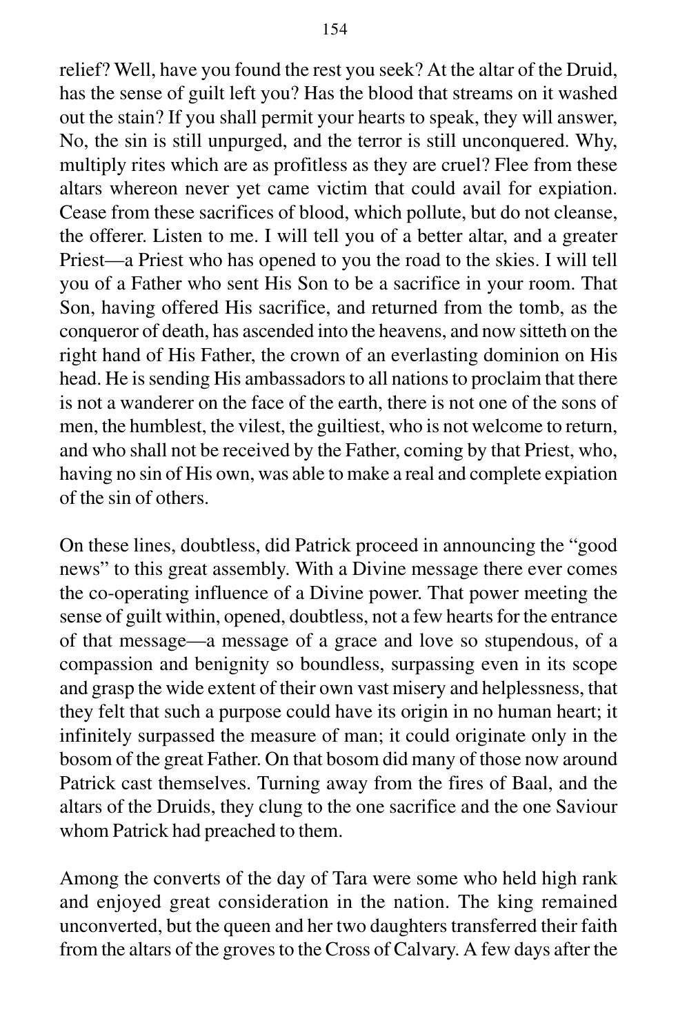relief? Well, have you found the rest you seek? At the altar of the Druid, has the sense of guilt left you? Has the blood that streams on it washed out the stain? If you shall permit your hearts to speak, they will answer, No, the sin is still unpurged, and the terror is still unconquered. Why, multiply rites which are as profitless as they are cruel? Flee from these altars whereon never yet came victim that could avail for expiation. Cease from these sacrifices of blood, which pollute, but do not cleanse, the offerer. Listen to me. I will tell you of a better altar, and a greater Priest—a Priest who has opened to you the road to the skies. I will tell you of a Father who sent His Son to be a sacrifice in your room. That Son, having offered His sacrifice, and returned from the tomb, as the conqueror of death, has ascended into the heavens, and now sitteth on the right hand of His Father, the crown of an everlasting dominion on His head. He is sending His ambassadors to all nations to proclaim that there is not a wanderer on the face of the earth, there is not one of the sons of men, the humblest, the vilest, the guiltiest, who is not welcome to return, and who shall not be received by the Father, coming by that Priest, who, having no sin of His own, was able to make a real and complete expiation of the sin of others.

On these lines, doubtless, did Patrick proceed in announcing the "good news" to this great assembly. With a Divine message there ever comes the co-operating influence of a Divine power. That power meeting the sense of guilt within, opened, doubtless, not a few hearts for the entrance of that message—a message of a grace and love so stupendous, of a compassion and benignity so boundless, surpassing even in its scope and grasp the wide extent of their own vast misery and helplessness, that they felt that such a purpose could have its origin in no human heart; it infinitely surpassed the measure of man; it could originate only in the bosom of the great Father. On that bosom did many of those now around Patrick cast themselves. Turning away from the fires of Baal, and the altars of the Druids, they clung to the one sacrifice and the one Saviour whom Patrick had preached to them.

Among the converts of the day of Tara were some who held high rank and enjoyed great consideration in the nation. The king remained unconverted, but the queen and her two daughters transferred their faith from the altars of the groves to the Cross of Calvary. A few days after the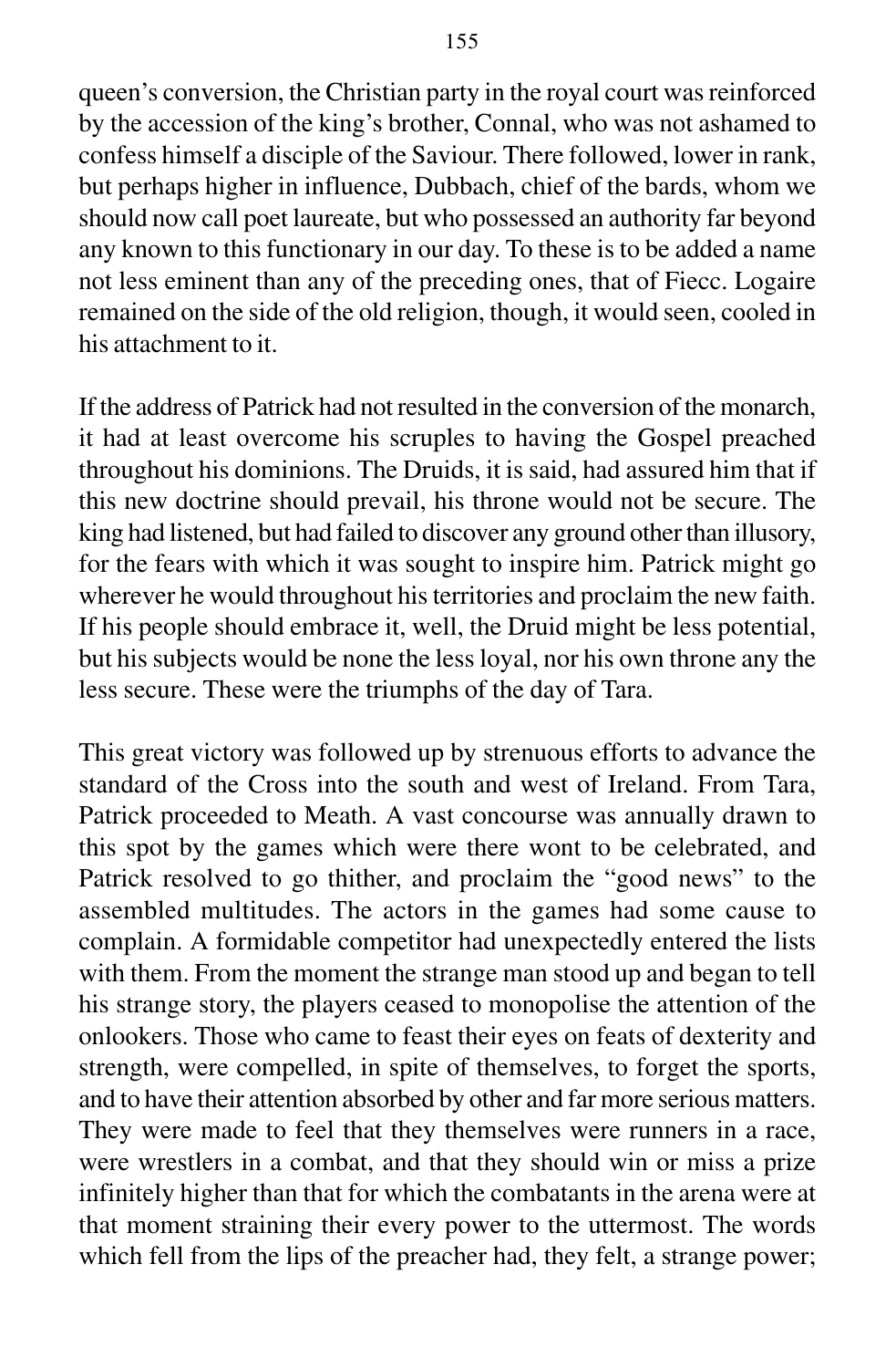queen's conversion, the Christian party in the royal court was reinforced by the accession of the king's brother, Connal, who was not ashamed to confess himself a disciple of the Saviour. There followed, lower in rank, but perhaps higher in influence, Dubbach, chief of the bards, whom we should now call poet laureate, but who possessed an authority far beyond any known to this functionary in our day. To these is to be added a name not less eminent than any of the preceding ones, that of Fiecc. Logaire remained on the side of the old religion, though, it would seen, cooled in his attachment to it.

If the address of Patrick had not resulted in the conversion of the monarch, it had at least overcome his scruples to having the Gospel preached throughout his dominions. The Druids, it is said, had assured him that if this new doctrine should prevail, his throne would not be secure. The king had listened, but had failed to discover any ground other than illusory, for the fears with which it was sought to inspire him. Patrick might go wherever he would throughout his territories and proclaim the new faith. If his people should embrace it, well, the Druid might be less potential, but his subjects would be none the less loyal, nor his own throne any the less secure. These were the triumphs of the day of Tara.

This great victory was followed up by strenuous efforts to advance the standard of the Cross into the south and west of Ireland. From Tara, Patrick proceeded to Meath. A vast concourse was annually drawn to this spot by the games which were there wont to be celebrated, and Patrick resolved to go thither, and proclaim the "good news" to the assembled multitudes. The actors in the games had some cause to complain. A formidable competitor had unexpectedly entered the lists with them. From the moment the strange man stood up and began to tell his strange story, the players ceased to monopolise the attention of the onlookers. Those who came to feast their eyes on feats of dexterity and strength, were compelled, in spite of themselves, to forget the sports, and to have their attention absorbed by other and far more serious matters. They were made to feel that they themselves were runners in a race, were wrestlers in a combat, and that they should win or miss a prize infinitely higher than that for which the combatants in the arena were at that moment straining their every power to the uttermost. The words which fell from the lips of the preacher had, they felt, a strange power;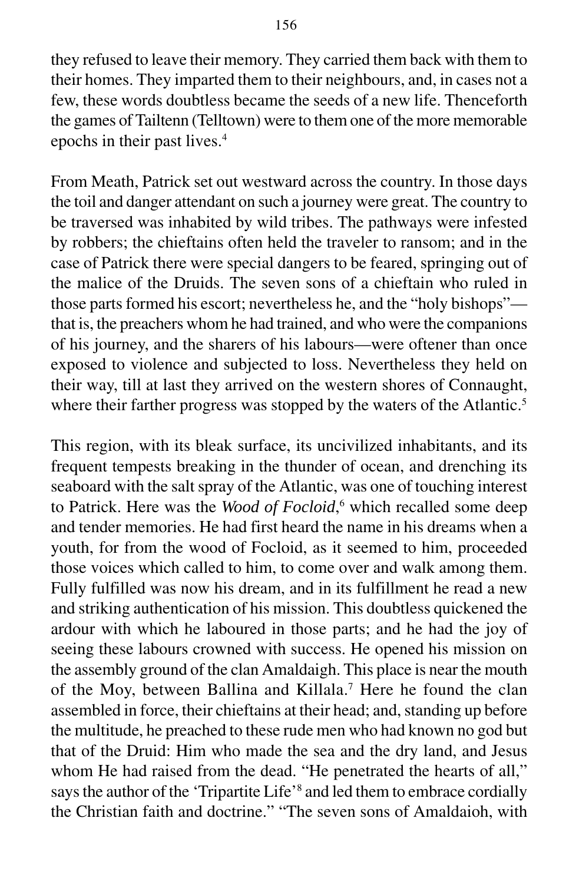they refused to leave their memory. They carried them back with them to their homes. They imparted them to their neighbours, and, in cases not a few, these words doubtless became the seeds of a new life. Thenceforth the games of Tailtenn (Telltown) were to them one of the more memorable epochs in their past lives.[4]

From Meath, Patrick set out westward across the country. In those days the toil and danger attendant on such a journey were great. The country to be traversed was inhabited by wild tribes. The pathways were infested by robbers; the chieftains often held the traveler to ransom; and in the case of Patrick there were special dangers to be feared, springing out of the malice of the Druids. The seven sons of a chieftain who ruled in those parts formed his escort; nevertheless he, and the "holy bishops"—that is, the preachers whom he had trained, and who were the companions of his journey, and the sharers of his labours—were oftener than once exposed to violence and subjected to loss. Nevertheless they held on their way, till at last they arrived on the western shores of Connaught, where their farther progress was stopped by the waters of the Atlantic.[5]

This region, with its bleak surface, its uncivilized inhabitants, and its frequent tempests breaking in the thunder of ocean, and drenching its seaboard with the salt spray of the Atlantic, was one of touching interest to Patrick. Here was the *Wood of Focloid*,[6] which recalled some deep and tender memories. He had first heard the name in his dreams when a youth, for from the wood of Focloid, as it seemed to him, proceeded those voices which called to him, to come over and walk among them. Fully fulfilled was now his dream, and in its fulfillment he read a new and striking authentication of his mission. This doubtless quickened the ardour with which he laboured in those parts; and he had the joy of seeing these labours crowned with success. He opened his mission on the assembly ground of the clan Amaldaigh. This place is near the mouth of the Moy, between Ballina and Killala.[7] Here he found the clan assembled in force, their chieftains at their head; and, standing up before the multitude, he preached to these rude men who had known no god but that of the Druid: Him who made the sea and the dry land, and Jesus whom He had raised from the dead. "He penetrated the hearts of all," says the author of the 'Tripartite Life'[8] and led them to embrace cordially the Christian faith and doctrine." "The seven sons of Amaldaioh, with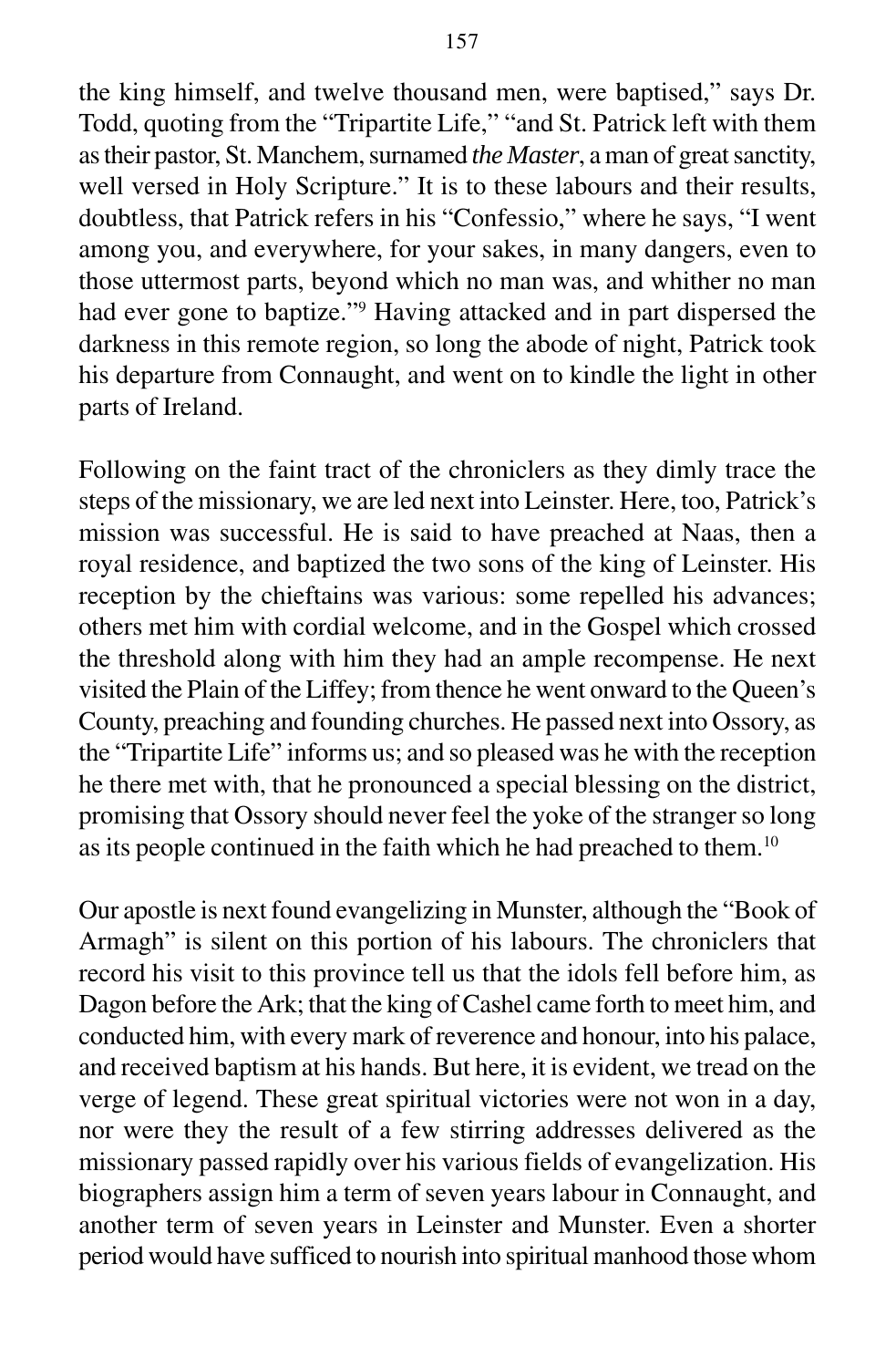the king himself, and twelve thousand men, were baptised," says Dr. Todd, quoting from the "Tripartite Life," "and St. Patrick left with them as their pastor, St. Manchem, surnamed *the Master*, a man of great sanctity, well versed in Holy Scripture." It is to these labours and their results, doubtless, that Patrick refers in his "Confessio," where he says, "I went among you, and everywhere, for your sakes, in many dangers, even to those uttermost parts, beyond which no man was, and whither no man had ever gone to baptize."[9] Having attacked and in part dispersed the darkness in this remote region, so long the abode of night, Patrick took his departure from Connaught, and went on to kindle the light in other parts of Ireland.

Following on the faint tract of the chroniclers as they dimly trace the steps of the missionary, we are led next into Leinster. Here, too, Patrick's mission was successful. He is said to have preached at Naas, then a royal residence, and baptized the two sons of the king of Leinster. His reception by the chieftains was various: some repelled his advances; others met him with cordial welcome, and in the Gospel which crossed the threshold along with him they had an ample recompense. He next visited the Plain of the Liffey; from thence he went onward to the Queen's County, preaching and founding churches. He passed next into Ossory, as the "Tripartite Life" informs us; and so pleased was he with the reception he there met with, that he pronounced a special blessing on the district, promising that Ossory should never feel the yoke of the stranger so long as its people continued in the faith which he had preached to them.[10]

Our apostle is next found evangelizing in Munster, although the "Book of Armagh" is silent on this portion of his labours. The chroniclers that record his visit to this province tell us that the idols fell before him, as Dagon before the Ark; that the king of Cashel came forth to meet him, and conducted him, with every mark of reverence and honour, into his palace, and received baptism at his hands. But here, it is evident, we tread on the verge of legend. These great spiritual victories were not won in a day, nor were they the result of a few stirring addresses delivered as the missionary passed rapidly over his various fields of evangelization. His biographers assign him a term of seven years labour in Connaught, and another term of seven years in Leinster and Munster. Even a shorter period would have sufficed to nourish into spiritual manhood those whom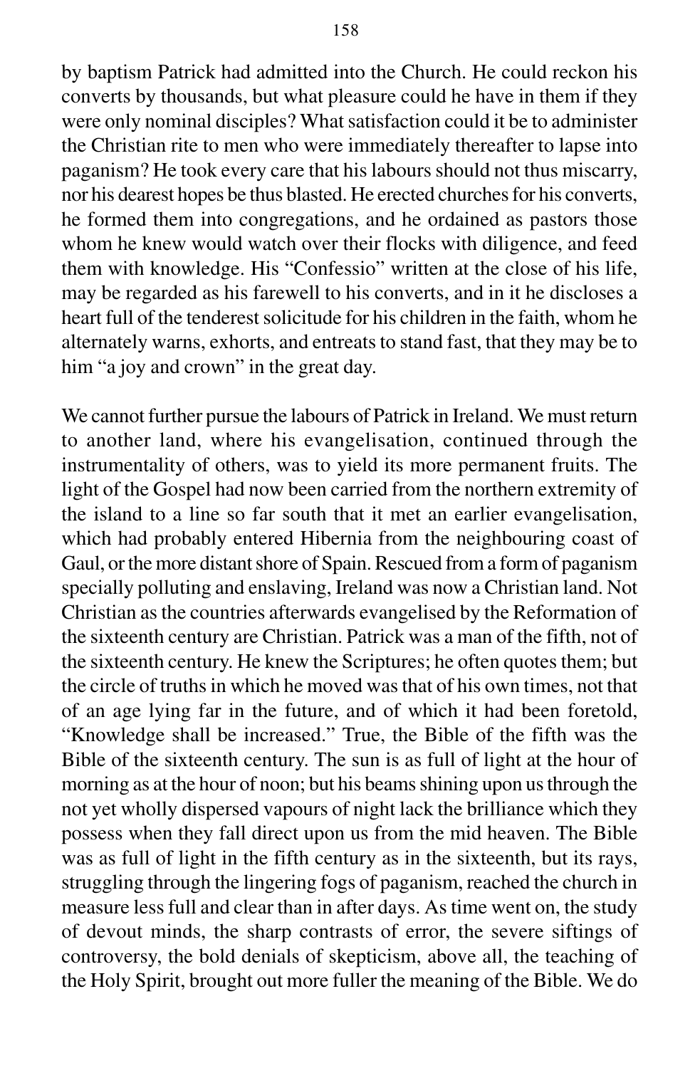by baptism Patrick had admitted into the Church. He could reckon his converts by thousands, but what pleasure could he have in them if they were only nominal disciples? What satisfaction could it be to administer the Christian rite to men who were immediately thereafter to lapse into paganism? He took every care that his labours should not thus miscarry, nor his dearest hopes be thus blasted. He erected churches for his converts, he formed them into congregations, and he ordained as pastors those whom he knew would watch over their flocks with diligence, and feed them with knowledge. His "Confessio" written at the close of his life, may be regarded as his farewell to his converts, and in it he discloses a heart full of the tenderest solicitude for his children in the faith, whom he alternately warns, exhorts, and entreats to stand fast, that they may be to him "a joy and crown" in the great day.

We cannot further pursue the labours of Patrick in Ireland. We must return to another land, where his evangelisation, continued through the instrumentality of others, was to yield its more permanent fruits. The light of the Gospel had now been carried from the northern extremity of the island to a line so far south that it met an earlier evangelisation, which had probably entered Hibernia from the neighbouring coast of Gaul, or the more distant shore of Spain. Rescued from a form of paganism specially polluting and enslaving, Ireland was now a Christian land. Not Christian as the countries afterwards evangelised by the Reformation of the sixteenth century are Christian. Patrick was a man of the fifth, not of the sixteenth century. He knew the Scriptures; he often quotes them; but the circle of truths in which he moved was that of his own times, not that of an age lying far in the future, and of which it had been foretold, "Knowledge shall be increased." True, the Bible of the fifth was the Bible of the sixteenth century. The sun is as full of light at the hour of morning as at the hour of noon; but his beams shining upon us through the not yet wholly dispersed vapours of night lack the brilliance which they possess when they fall direct upon us from the mid heaven. The Bible was as full of light in the fifth century as in the sixteenth, but its rays, struggling through the lingering fogs of paganism, reached the church in measure less full and clear than in after days. As time went on, the study of devout minds, the sharp contrasts of error, the severe siftings of controversy, the bold denials of skepticism, above all, the teaching of the Holy Spirit, brought out more fuller the meaning of the Bible. We do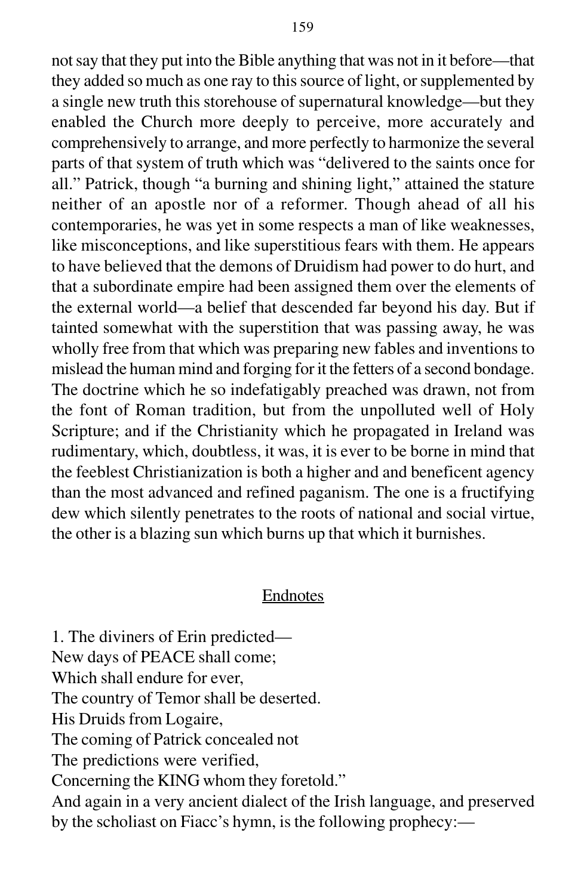not say that they put into the Bible anything that was not in it before—that they added so much as one ray to this source of light, or supplemented by a single new truth this storehouse of supernatural knowledge—but they enabled the Church more deeply to perceive, more accurately and comprehensively to arrange, and more perfectly to harmonize the several parts of that system of truth which was "delivered to the saints once for all." Patrick, though "a burning and shining light," attained the stature neither of an apostle nor of a reformer. Though ahead of all his contemporaries, he was yet in some respects a man of like weaknesses, like misconceptions, and like superstitious fears with them. He appears to have believed that the demons of Druidism had power to do hurt, and that a subordinate empire had been assigned them over the elements of the external world—a belief that descended far beyond his day. But if tainted somewhat with the superstition that was passing away, he was wholly free from that which was preparing new fables and inventions to mislead the human mind and forging for it the fetters of a second bondage. The doctrine which he so indefatigably preached was drawn, not from the font of Roman tradition, but from the unpolluted well of Holy Scripture; and if the Christianity which he propagated in Ireland was rudimentary, which, doubtless, it was, it is ever to be borne in mind that the feeblest Christianization is both a higher and and beneficent agency than the most advanced and refined paganism. The one is a fructifying dew which silently penetrates to the roots of national and social virtue, the other is a blazing sun which burns up that which it burnishes.

## Endnotes

1. The diviners of Erin predicted—
New days of PEACE shall come;
Which shall endure for ever,
The country of Temor shall be deserted.
His Druids from Logaire,
The coming of Patrick concealed not
The predictions were verified,
Concerning the KING whom they foretold."
And again in a very ancient dialect of the Irish language, and preserved by the scholiast on Fiacc's hymn, is the following prophecy:—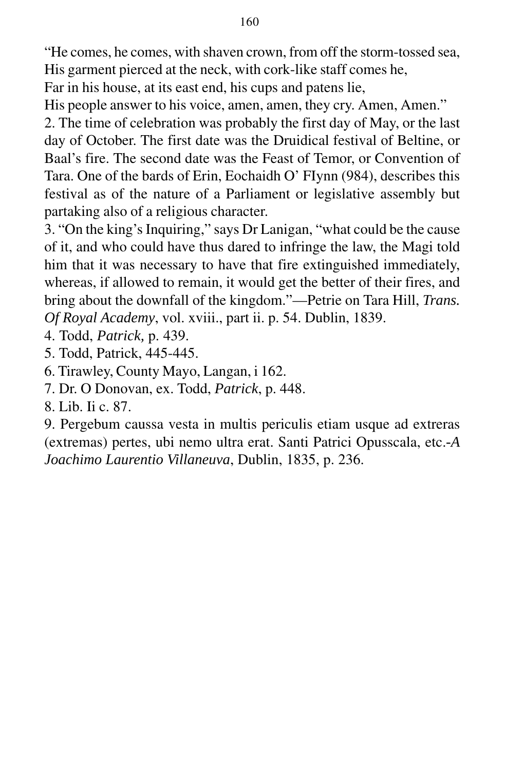"He comes, he comes, with shaven crown, from off the storm-tossed sea,
His garment pierced at the neck, with cork-like staff comes he,
Far in his house, at its east end, his cups and patens lie,
His people answer to his voice, amen, amen, they cry. Amen, Amen."

2. The time of celebration was probably the first day of May, or the last day of October. The first date was the Druidical festival of Beltine, or Baal's fire. The second date was the Feast of Temor, or Convention of Tara. One of the bards of Erin, Eochaidh O' FIynn (984), describes this festival as of the nature of a Parliament or legislative assembly but partaking also of a religious character.

3. "On the king's Inquiring," says Dr Lanigan, "what could be the cause of it, and who could have thus dared to infringe the law, the Magi told him that it was necessary to have that fire extinguished immediately, whereas, if allowed to remain, it would get the better of their fires, and bring about the downfall of the kingdom."—Petrie on Tara Hill, *Trans. Of Royal Academy*, vol. xviii., part ii. p. 54. Dublin, 1839.

4. Todd, *Patrick,* p. 439.

5. Todd, Patrick, 445-445.

6. Tirawley, County Mayo, Langan, i 162.

7. Dr. O Donovan, ex. Todd, *Patrick*, p. 448.

8. Lib. Ii c. 87.

9. Pergebum caussa vesta in multis periculis etiam usque ad extreras (extremas) pertes, ubi nemo ultra erat. Santi Patrici Opusscala, etc.-*A Joachimo Laurentio Villaneuva*, Dublin, 1835, p. 236.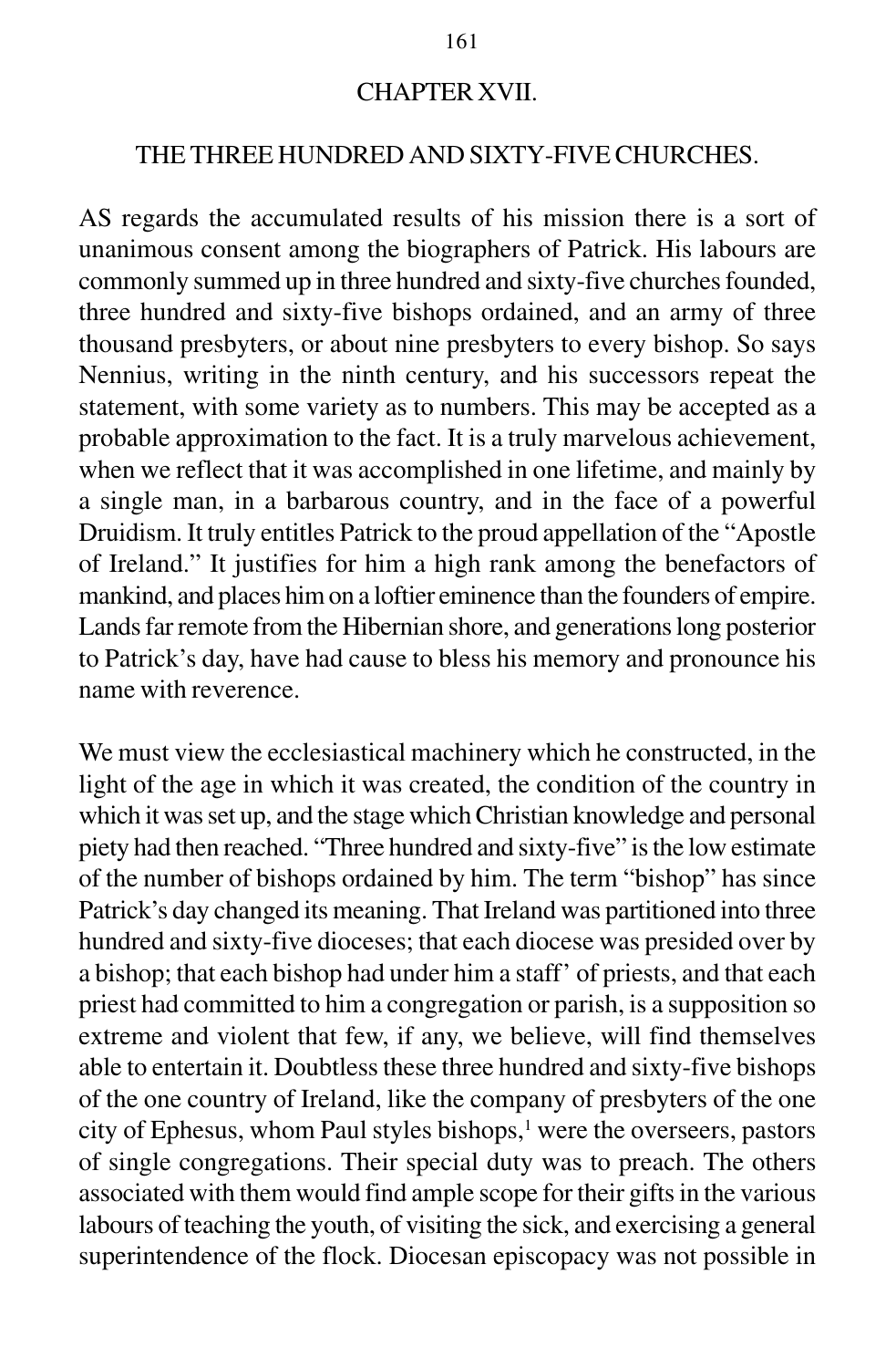# CHAPTER XVII.

## THE THREE HUNDRED AND SIXTY-FIVE CHURCHES.

AS regards the accumulated results of his mission there is a sort of unanimous consent among the biographers of Patrick. His labours are commonly summed up in three hundred and sixty-five churches founded, three hundred and sixty-five bishops ordained, and an army of three thousand presbyters, or about nine presbyters to every bishop. So says Nennius, writing in the ninth century, and his successors repeat the statement, with some variety as to numbers. This may be accepted as a probable approximation to the fact. It is a truly marvelous achievement, when we reflect that it was accomplished in one lifetime, and mainly by a single man, in a barbarous country, and in the face of a powerful Druidism. It truly entitles Patrick to the proud appellation of the "Apostle of Ireland." It justifies for him a high rank among the benefactors of mankind, and places him on a loftier eminence than the founders of empire. Lands far remote from the Hibernian shore, and generations long posterior to Patrick's day, have had cause to bless his memory and pronounce his name with reverence.

We must view the ecclesiastical machinery which he constructed, in the light of the age in which it was created, the condition of the country in which it was set up, and the stage which Christian knowledge and personal piety had then reached. "Three hundred and sixty-five" is the low estimate of the number of bishops ordained by him. The term "bishop" has since Patrick's day changed its meaning. That Ireland was partitioned into three hundred and sixty-five dioceses; that each diocese was presided over by a bishop; that each bishop had under him a staff' of priests, and that each priest had committed to him a congregation or parish, is a supposition so extreme and violent that few, if any, we believe, will find themselves able to entertain it. Doubtless these three hundred and sixty-five bishops of the one country of Ireland, like the company of presbyters of the one city of Ephesus, whom Paul styles bishops,[1] were the overseers, pastors of single congregations. Their special duty was to preach. The others associated with them would find ample scope for their gifts in the various labours of teaching the youth, of visiting the sick, and exercising a general superintendence of the flock. Diocesan episcopacy was not possible in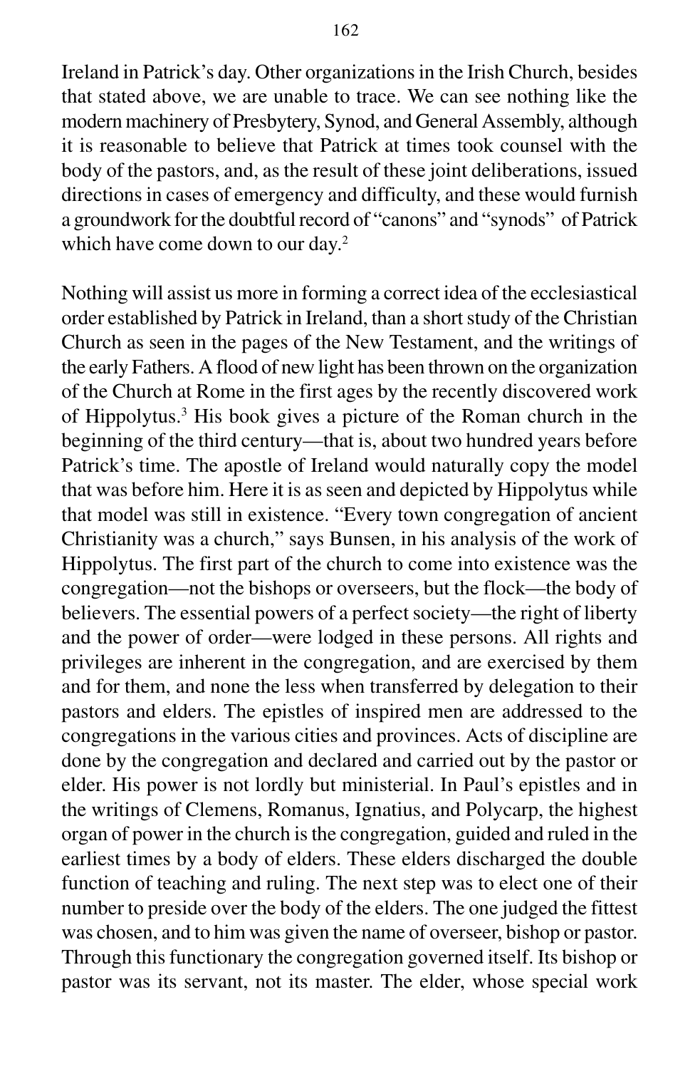Ireland in Patrick's day. Other organizations in the Irish Church, besides that stated above, we are unable to trace. We can see nothing like the modern machinery of Presbytery, Synod, and General Assembly, although it is reasonable to believe that Patrick at times took counsel with the body of the pastors, and, as the result of these joint deliberations, issued directions in cases of emergency and difficulty, and these would furnish a groundwork for the doubtful record of "canons" and "synods" of Patrick which have come down to our day.[2]

Nothing will assist us more in forming a correct idea of the ecclesiastical order established by Patrick in Ireland, than a short study of the Christian Church as seen in the pages of the New Testament, and the writings of the early Fathers. A flood of new light has been thrown on the organization of the Church at Rome in the first ages by the recently discovered work of Hippolytus.[3] His book gives a picture of the Roman church in the beginning of the third century—that is, about two hundred years before Patrick's time. The apostle of Ireland would naturally copy the model that was before him. Here it is as seen and depicted by Hippolytus while that model was still in existence. "Every town congregation of ancient Christianity was a church," says Bunsen, in his analysis of the work of Hippolytus. The first part of the church to come into existence was the congregation—not the bishops or overseers, but the flock—the body of believers. The essential powers of a perfect society—the right of liberty and the power of order—were lodged in these persons. All rights and privileges are inherent in the congregation, and are exercised by them and for them, and none the less when transferred by delegation to their pastors and elders. The epistles of inspired men are addressed to the congregations in the various cities and provinces. Acts of discipline are done by the congregation and declared and carried out by the pastor or elder. His power is not lordly but ministerial. In Paul's epistles and in the writings of Clemens, Romanus, Ignatius, and Polycarp, the highest organ of power in the church is the congregation, guided and ruled in the earliest times by a body of elders. These elders discharged the double function of teaching and ruling. The next step was to elect one of their number to preside over the body of the elders. The one judged the fittest was chosen, and to him was given the name of overseer, bishop or pastor. Through this functionary the congregation governed itself. Its bishop or pastor was its servant, not its master. The elder, whose special work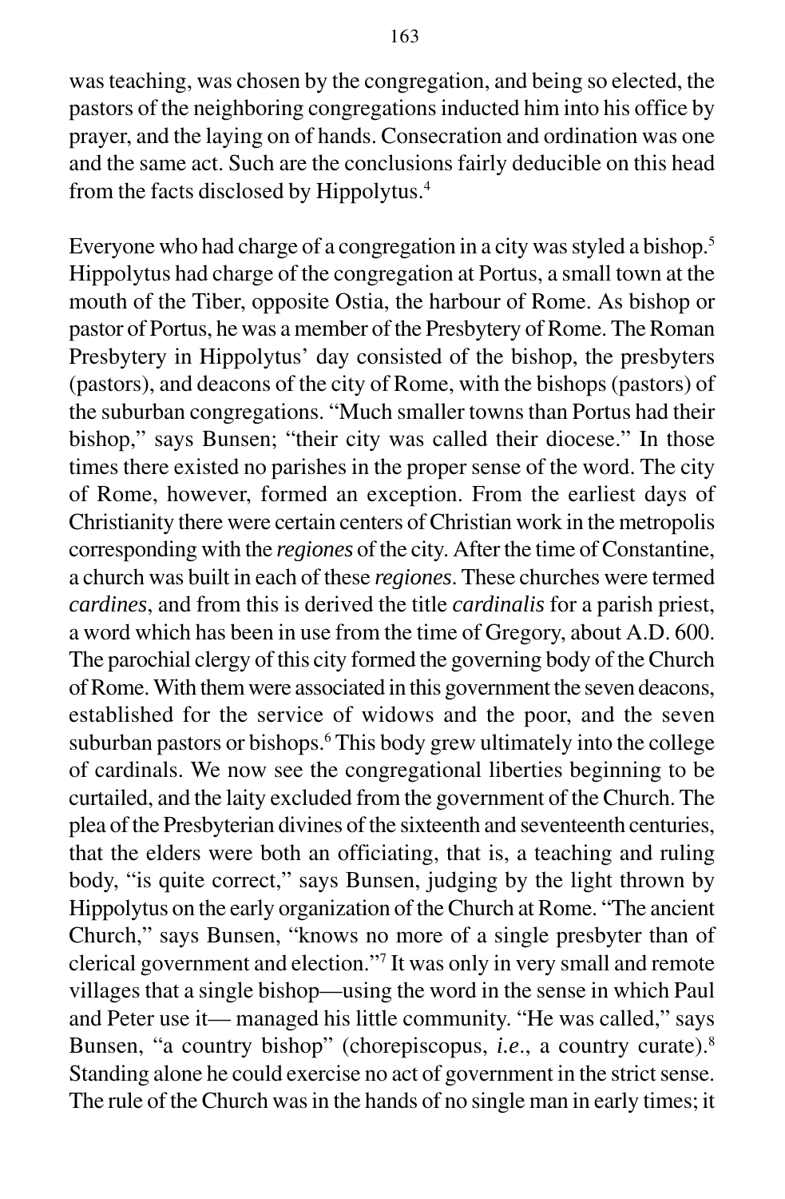was teaching, was chosen by the congregation, and being so elected, the pastors of the neighboring congregations inducted him into his office by prayer, and the laying on of hands. Consecration and ordination was one and the same act. Such are the conclusions fairly deducible on this head from the facts disclosed by Hippolytus.[4]

Everyone who had charge of a congregation in a city was styled a bishop.[5] Hippolytus had charge of the congregation at Portus, a small town at the mouth of the Tiber, opposite Ostia, the harbour of Rome. As bishop or pastor of Portus, he was a member of the Presbytery of Rome. The Roman Presbytery in Hippolytus' day consisted of the bishop, the presbyters (pastors), and deacons of the city of Rome, with the bishops (pastors) of the suburban congregations. "Much smaller towns than Portus had their bishop," says Bunsen; "their city was called their diocese." In those times there existed no parishes in the proper sense of the word. The city of Rome, however, formed an exception. From the earliest days of Christianity there were certain centers of Christian work in the metropolis corresponding with the *regiones* of the city. After the time of Constantine, a church was built in each of these *regiones*. These churches were termed *cardines*, and from this is derived the title *cardinalis* for a parish priest, a word which has been in use from the time of Gregory, about A.D. 600. The parochial clergy of this city formed the governing body of the Church of Rome. With them were associated in this government the seven deacons, established for the service of widows and the poor, and the seven suburban pastors or bishops.[6] This body grew ultimately into the college of cardinals. We now see the congregational liberties beginning to be curtailed, and the laity excluded from the government of the Church. The plea of the Presbyterian divines of the sixteenth and seventeenth centuries, that the elders were both an officiating, that is, a teaching and ruling body, "is quite correct," says Bunsen, judging by the light thrown by Hippolytus on the early organization of the Church at Rome. "The ancient Church," says Bunsen, "knows no more of a single presbyter than of clerical government and election."[7] It was only in very small and remote villages that a single bishop—using the word in the sense in which Paul and Peter use it— managed his little community. "He was called," says Bunsen, "a country bishop" (chorepiscopus, *i.e.*, a country curate).[8] Standing alone he could exercise no act of government in the strict sense. The rule of the Church was in the hands of no single man in early times; it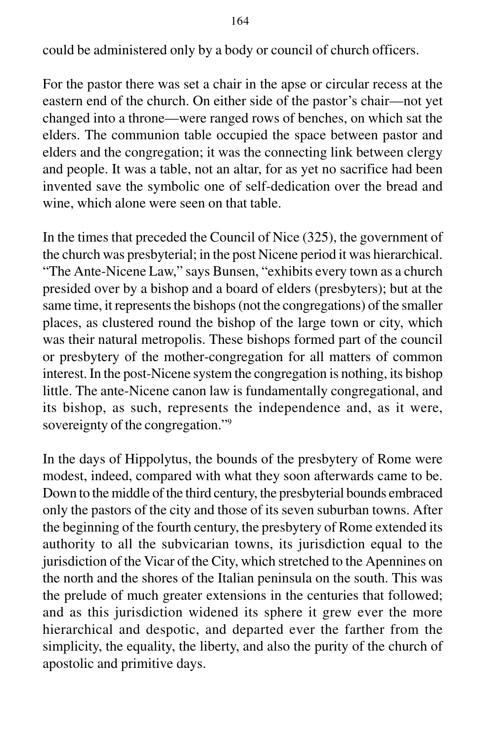could be administered only by a body or council of church officers.

For the pastor there was set a chair in the apse or circular recess at the eastern end of the church. On either side of the pastor's chair—not yet changed into a throne—were ranged rows of benches, on which sat the elders. The communion table occupied the space between pastor and elders and the congregation; it was the connecting link between clergy and people. It was a table, not an altar, for as yet no sacrifice had been invented save the symbolic one of self-dedication over the bread and wine, which alone were seen on that table.

In the times that preceded the Council of Nice (325), the government of the church was presbyterial; in the post Nicene period it was hierarchical. "The Ante-Nicene Law," says Bunsen, "exhibits every town as a church presided over by a bishop and a board of elders (presbyters); but at the same time, it represents the bishops (not the congregations) of the smaller places, as clustered round the bishop of the large town or city, which was their natural metropolis. These bishops formed part of the council or presbytery of the mother-congregation for all matters of common interest. In the post-Nicene system the congregation is nothing, its bishop little. The ante-Nicene canon law is fundamentally congregational, and its bishop, as such, represents the independence and, as it were, sovereignty of the congregation."[9]

In the days of Hippolytus, the bounds of the presbytery of Rome were modest, indeed, compared with what they soon afterwards came to be. Down to the middle of the third century, the presbyterial bounds embraced only the pastors of the city and those of its seven suburban towns. After the beginning of the fourth century, the presbytery of Rome extended its authority to all the subvicarian towns, its jurisdiction equal to the jurisdiction of the Vicar of the City, which stretched to the Apennines on the north and the shores of the Italian peninsula on the south. This was the prelude of much greater extensions in the centuries that followed; and as this jurisdiction widened its sphere it grew ever the more hierarchical and despotic, and departed ever the farther from the simplicity, the equality, the liberty, and also the purity of the church of apostolic and primitive days.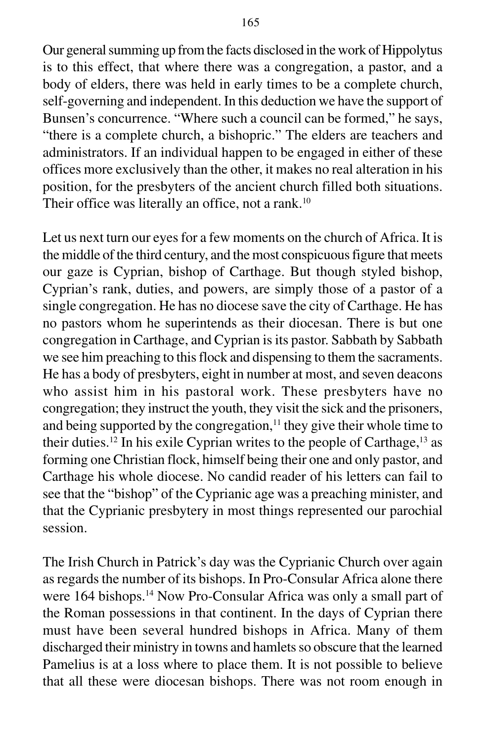Our general summing up from the facts disclosed in the work of Hippolytus is to this effect, that where there was a congregation, a pastor, and a body of elders, there was held in early times to be a complete church, self-governing and independent. In this deduction we have the support of Bunsen's concurrence. "Where such a council can be formed," he says, "there is a complete church, a bishopric." The elders are teachers and administrators. If an individual happen to be engaged in either of these offices more exclusively than the other, it makes no real alteration in his position, for the presbyters of the ancient church filled both situations. Their office was literally an office, not a rank.[10]

Let us next turn our eyes for a few moments on the church of Africa. It is the middle of the third century, and the most conspicuous figure that meets our gaze is Cyprian, bishop of Carthage. But though styled bishop, Cyprian's rank, duties, and powers, are simply those of a pastor of a single congregation. He has no diocese save the city of Carthage. He has no pastors whom he superintends as their diocesan. There is but one congregation in Carthage, and Cyprian is its pastor. Sabbath by Sabbath we see him preaching to this flock and dispensing to them the sacraments. He has a body of presbyters, eight in number at most, and seven deacons who assist him in his pastoral work. These presbyters have no congregation; they instruct the youth, they visit the sick and the prisoners, and being supported by the congregation,[11] they give their whole time to their duties.[12] In his exile Cyprian writes to the people of Carthage,[13] as forming one Christian flock, himself being their one and only pastor, and Carthage his whole diocese. No candid reader of his letters can fail to see that the "bishop" of the Cyprianic age was a preaching minister, and that the Cyprianic presbytery in most things represented our parochial session.

The Irish Church in Patrick's day was the Cyprianic Church over again as regards the number of its bishops. In Pro-Consular Africa alone there were 164 bishops.[14] Now Pro-Consular Africa was only a small part of the Roman possessions in that continent. In the days of Cyprian there must have been several hundred bishops in Africa. Many of them discharged their ministry in towns and hamlets so obscure that the learned Pamelius is at a loss where to place them. It is not possible to believe that all these were diocesan bishops. There was not room enough in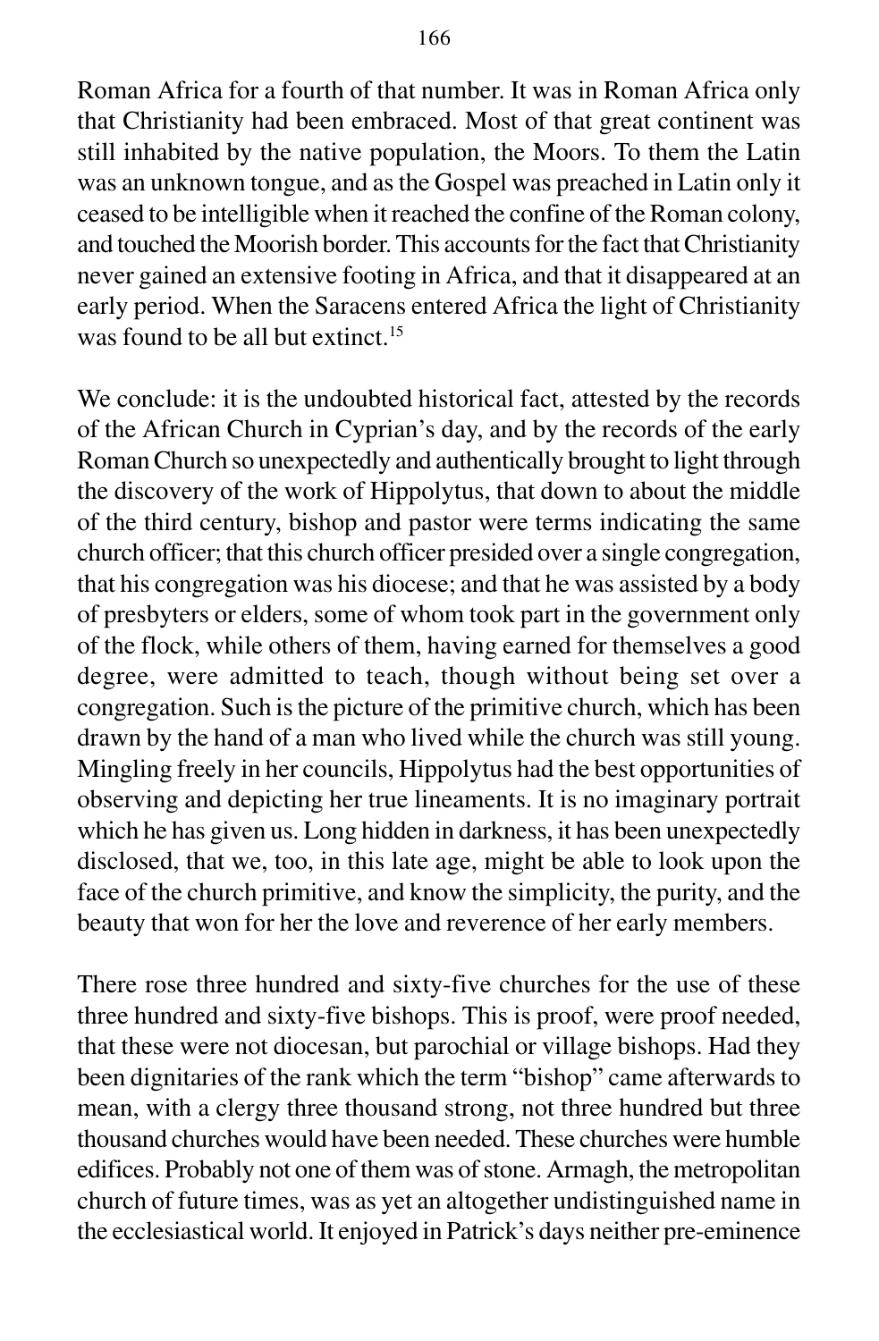Roman Africa for a fourth of that number. It was in Roman Africa only that Christianity had been embraced. Most of that great continent was still inhabited by the native population, the Moors. To them the Latin was an unknown tongue, and as the Gospel was preached in Latin only it ceased to be intelligible when it reached the confine of the Roman colony, and touched the Moorish border. This accounts for the fact that Christianity never gained an extensive footing in Africa, and that it disappeared at an early period. When the Saracens entered Africa the light of Christianity was found to be all but extinct.[15]

We conclude: it is the undoubted historical fact, attested by the records of the African Church in Cyprian's day, and by the records of the early Roman Church so unexpectedly and authentically brought to light through the discovery of the work of Hippolytus, that down to about the middle of the third century, bishop and pastor were terms indicating the same church officer; that this church officer presided over a single congregation, that his congregation was his diocese; and that he was assisted by a body of presbyters or elders, some of whom took part in the government only of the flock, while others of them, having earned for themselves a good degree, were admitted to teach, though without being set over a congregation. Such is the picture of the primitive church, which has been drawn by the hand of a man who lived while the church was still young. Mingling freely in her councils, Hippolytus had the best opportunities of observing and depicting her true lineaments. It is no imaginary portrait which he has given us. Long hidden in darkness, it has been unexpectedly disclosed, that we, too, in this late age, might be able to look upon the face of the church primitive, and know the simplicity, the purity, and the beauty that won for her the love and reverence of her early members.

There rose three hundred and sixty-five churches for the use of these three hundred and sixty-five bishops. This is proof, were proof needed, that these were not diocesan, but parochial or village bishops. Had they been dignitaries of the rank which the term "bishop" came afterwards to mean, with a clergy three thousand strong, not three hundred but three thousand churches would have been needed. These churches were humble edifices. Probably not one of them was of stone. Armagh, the metropolitan church of future times, was as yet an altogether undistinguished name in the ecclesiastical world. It enjoyed in Patrick's days neither pre-eminence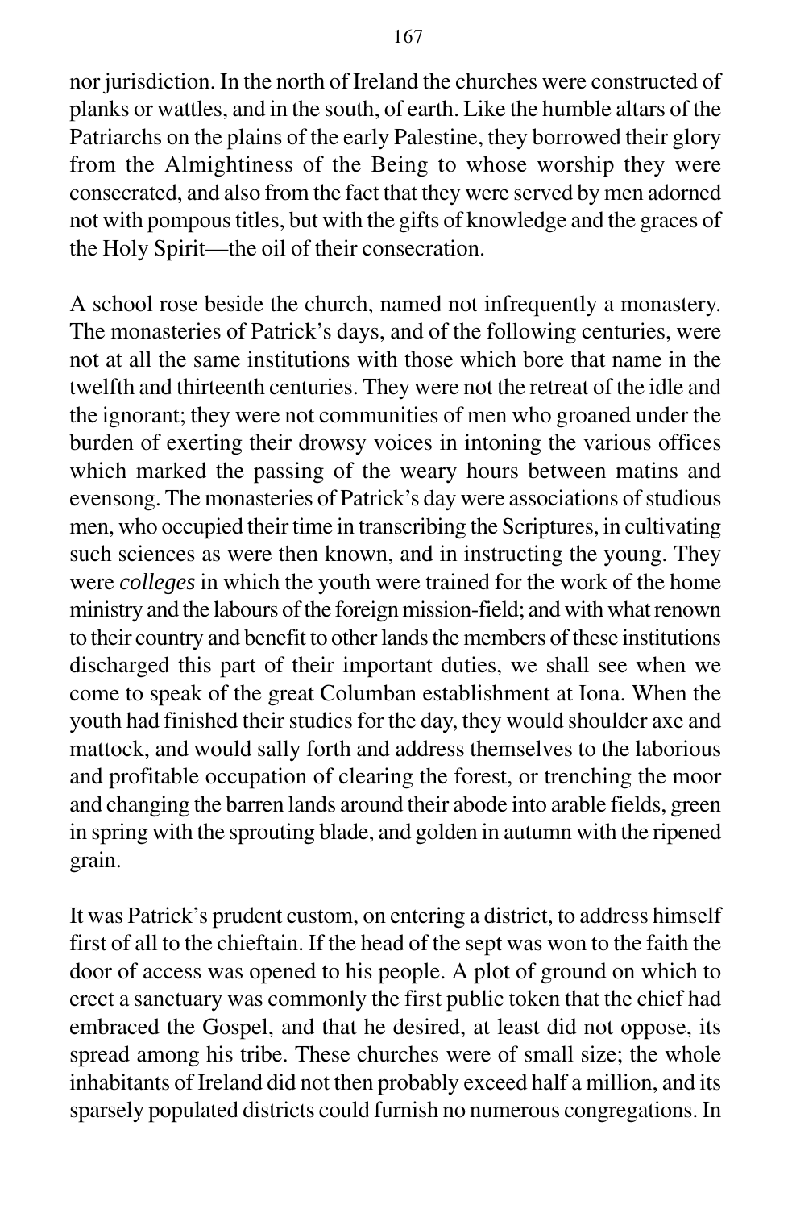nor jurisdiction. In the north of Ireland the churches were constructed of planks or wattles, and in the south, of earth. Like the humble altars of the Patriarchs on the plains of the early Palestine, they borrowed their glory from the Almightiness of the Being to whose worship they were consecrated, and also from the fact that they were served by men adorned not with pompous titles, but with the gifts of knowledge and the graces of the Holy Spirit—the oil of their consecration.

A school rose beside the church, named not infrequently a monastery. The monasteries of Patrick's days, and of the following centuries, were not at all the same institutions with those which bore that name in the twelfth and thirteenth centuries. They were not the retreat of the idle and the ignorant; they were not communities of men who groaned under the burden of exerting their drowsy voices in intoning the various offices which marked the passing of the weary hours between matins and evensong. The monasteries of Patrick's day were associations of studious men, who occupied their time in transcribing the Scriptures, in cultivating such sciences as were then known, and in instructing the young. They were *colleges* in which the youth were trained for the work of the home ministry and the labours of the foreign mission-field; and with what renown to their country and benefit to other lands the members of these institutions discharged this part of their important duties, we shall see when we come to speak of the great Columban establishment at Iona. When the youth had finished their studies for the day, they would shoulder axe and mattock, and would sally forth and address themselves to the laborious and profitable occupation of clearing the forest, or trenching the moor and changing the barren lands around their abode into arable fields, green in spring with the sprouting blade, and golden in autumn with the ripened grain.

It was Patrick's prudent custom, on entering a district, to address himself first of all to the chieftain. If the head of the sept was won to the faith the door of access was opened to his people. A plot of ground on which to erect a sanctuary was commonly the first public token that the chief had embraced the Gospel, and that he desired, at least did not oppose, its spread among his tribe. These churches were of small size; the whole inhabitants of Ireland did not then probably exceed half a million, and its sparsely populated districts could furnish no numerous congregations. In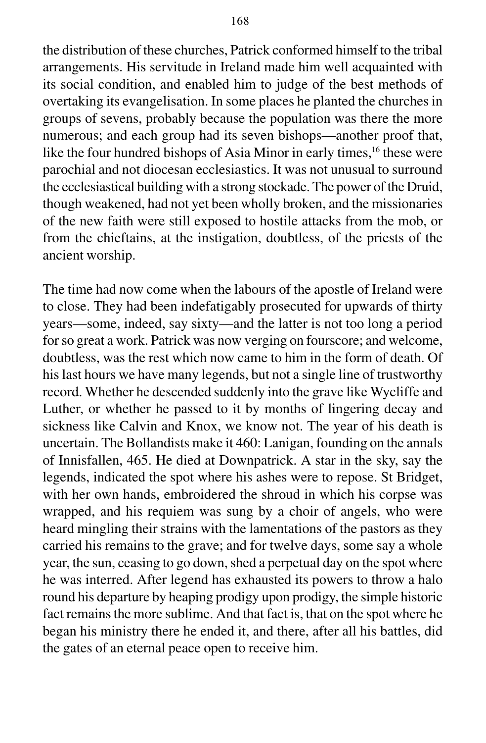the distribution of these churches, Patrick conformed himself to the tribal arrangements. His servitude in Ireland made him well acquainted with its social condition, and enabled him to judge of the best methods of overtaking its evangelisation. In some places he planted the churches in groups of sevens, probably because the population was there the more numerous; and each group had its seven bishops—another proof that, like the four hundred bishops of Asia Minor in early times,[16] these were parochial and not diocesan ecclesiastics. It was not unusual to surround the ecclesiastical building with a strong stockade. The power of the Druid, though weakened, had not yet been wholly broken, and the missionaries of the new faith were still exposed to hostile attacks from the mob, or from the chieftains, at the instigation, doubtless, of the priests of the ancient worship.

The time had now come when the labours of the apostle of Ireland were to close. They had been indefatigably prosecuted for upwards of thirty years—some, indeed, say sixty—and the latter is not too long a period for so great a work. Patrick was now verging on fourscore; and welcome, doubtless, was the rest which now came to him in the form of death. Of his last hours we have many legends, but not a single line of trustworthy record. Whether he descended suddenly into the grave like Wycliffe and Luther, or whether he passed to it by months of lingering decay and sickness like Calvin and Knox, we know not. The year of his death is uncertain. The Bollandists make it 460: Lanigan, founding on the annals of Innisfallen, 465. He died at Downpatrick. A star in the sky, say the legends, indicated the spot where his ashes were to repose. St Bridget, with her own hands, embroidered the shroud in which his corpse was wrapped, and his requiem was sung by a choir of angels, who were heard mingling their strains with the lamentations of the pastors as they carried his remains to the grave; and for twelve days, some say a whole year, the sun, ceasing to go down, shed a perpetual day on the spot where he was interred. After legend has exhausted its powers to throw a halo round his departure by heaping prodigy upon prodigy, the simple historic fact remains the more sublime. And that fact is, that on the spot where he began his ministry there he ended it, and there, after all his battles, did the gates of an eternal peace open to receive him.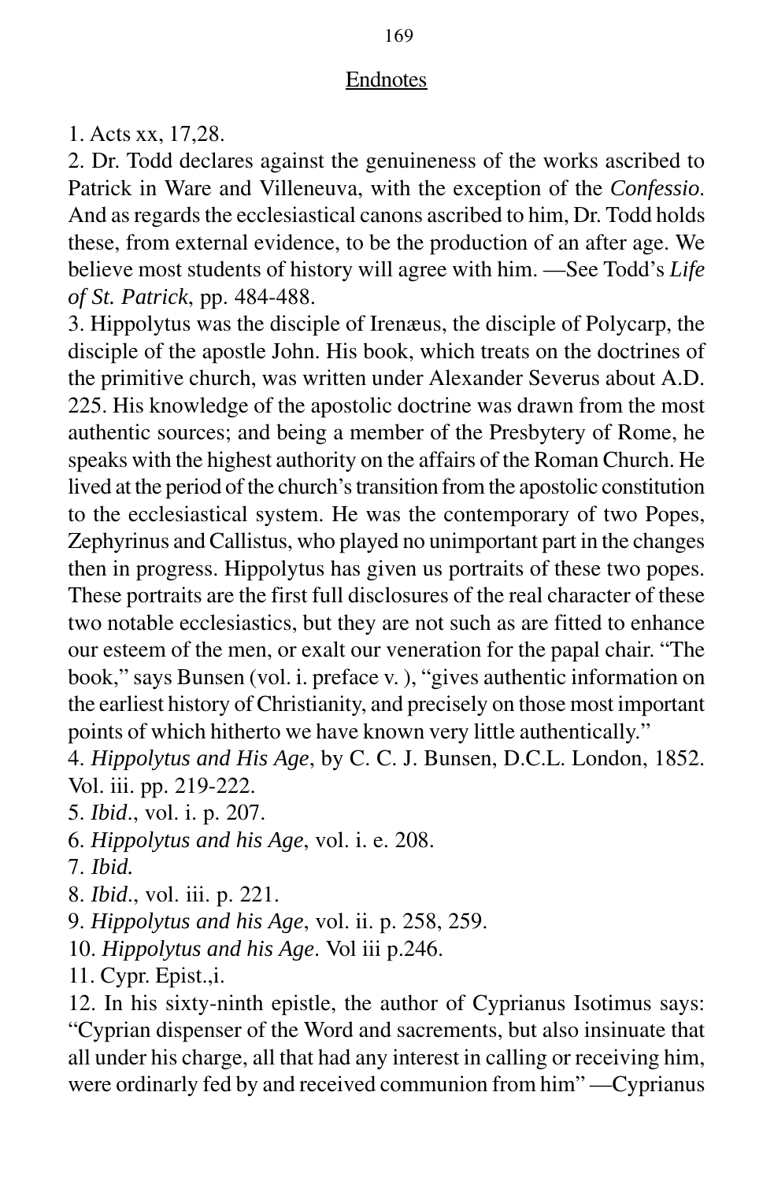## Endnotes

1. Acts xx, 17,28.
2. Dr. Todd declares against the genuineness of the works ascribed to Patrick in Ware and Villeneuva, with the exception of the *Confessio*. And as regards the ecclesiastical canons ascribed to him, Dr. Todd holds these, from external evidence, to be the production of an after age. We believe most students of history will agree with him. —See Todd's *Life of St. Patrick*, pp. 484-488.
3. Hippolytus was the disciple of Irenæus, the disciple of Polycarp, the disciple of the apostle John. His book, which treats on the doctrines of the primitive church, was written under Alexander Severus about A.D. 225. His knowledge of the apostolic doctrine was drawn from the most authentic sources; and being a member of the Presbytery of Rome, he speaks with the highest authority on the affairs of the Roman Church. He lived at the period of the church's transition from the apostolic constitution to the ecclesiastical system. He was the contemporary of two Popes, Zephyrinus and Callistus, who played no unimportant part in the changes then in progress. Hippolytus has given us portraits of these two popes. These portraits are the first full disclosures of the real character of these two notable ecclesiastics, but they are not such as are fitted to enhance our esteem of the men, or exalt our veneration for the papal chair. "The book," says Bunsen (vol. i. preface v. ), "gives authentic information on the earliest history of Christianity, and precisely on those most important points of which hitherto we have known very little authentically."
4. *Hippolytus and His Age*, by C. C. J. Bunsen, D.C.L. London, 1852. Vol. iii. pp. 219-222.
5. *Ibid*., vol. i. p. 207.
6. *Hippolytus and his Age*, vol. i. e. 208.
7. *Ibid.*
8. *Ibid*., vol. iii. p. 221.
9. *Hippolytus and his Age*, vol. ii. p. 258, 259.
10. *Hippolytus and his Age*. Vol iii p.246.
11. Cypr. Epist.,i.
12. In his sixty-ninth epistle, the author of Cyprianus Isotimus says: "Cyprian dispenser of the Word and sacrements, but also insinuate that all under his charge, all that had any interest in calling or receiving him, were ordinarly fed by and received communion from him" —Cyprianus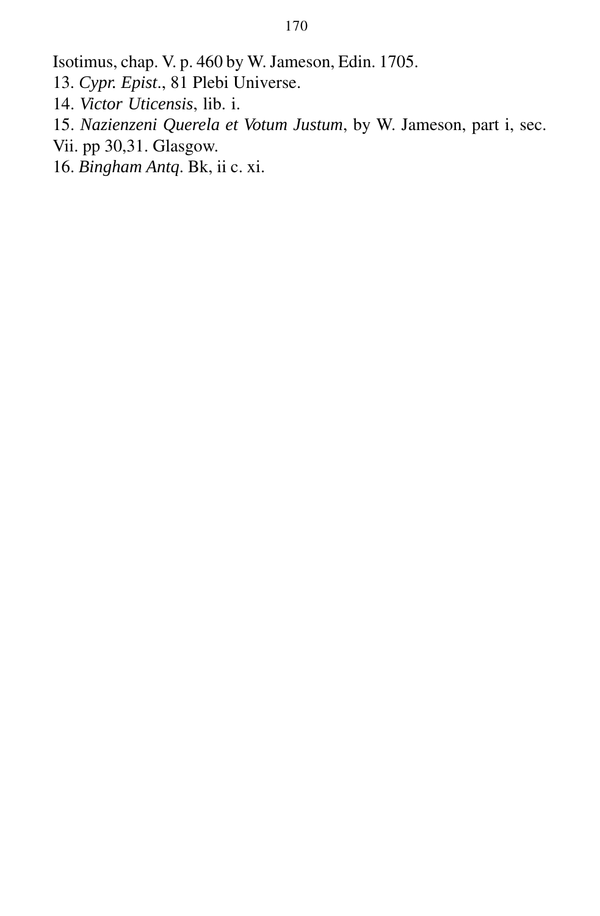Isotimus, chap. V. p. 460 by W. Jameson, Edin. 1705.

13. *Cypr. Epist*., 81 Plebi Universe.

14. *Victor Uticensis*, lib. i.

15. *Nazienzeni Querela et Votum Justum*, by W. Jameson, part i, sec. Vii. pp 30,31. Glasgow.

16. *Bingham Antq*. Bk, ii c. xi.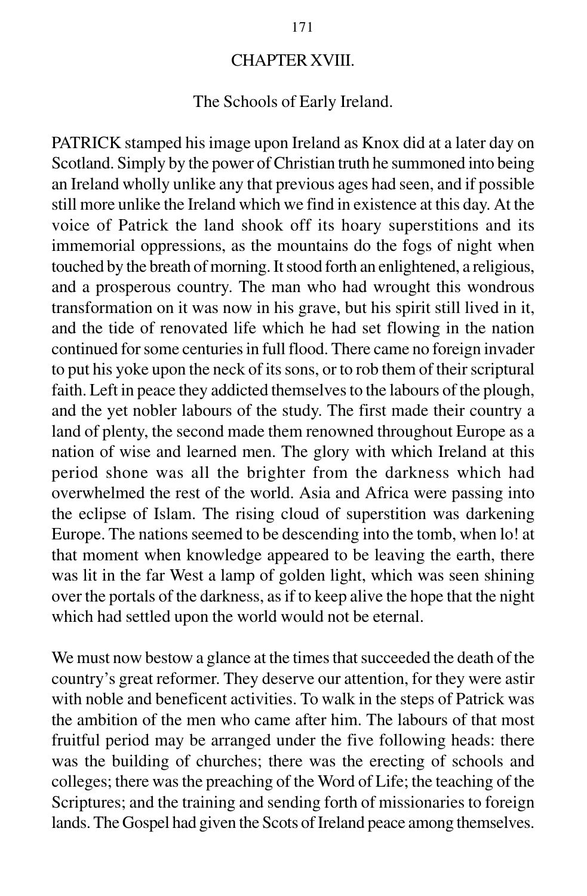# CHAPTER XVIII.

## The Schools of Early Ireland.

PATRICK stamped his image upon Ireland as Knox did at a later day on Scotland. Simply by the power of Christian truth he summoned into being an Ireland wholly unlike any that previous ages had seen, and if possible still more unlike the Ireland which we find in existence at this day. At the voice of Patrick the land shook off its hoary superstitions and its immemorial oppressions, as the mountains do the fogs of night when touched by the breath of morning. It stood forth an enlightened, a religious, and a prosperous country. The man who had wrought this wondrous transformation on it was now in his grave, but his spirit still lived in it, and the tide of renovated life which he had set flowing in the nation continued for some centuries in full flood. There came no foreign invader to put his yoke upon the neck of its sons, or to rob them of their scriptural faith. Left in peace they addicted themselves to the labours of the plough, and the yet nobler labours of the study. The first made their country a land of plenty, the second made them renowned throughout Europe as a nation of wise and learned men. The glory with which Ireland at this period shone was all the brighter from the darkness which had overwhelmed the rest of the world. Asia and Africa were passing into the eclipse of Islam. The rising cloud of superstition was darkening Europe. The nations seemed to be descending into the tomb, when lo! at that moment when knowledge appeared to be leaving the earth, there was lit in the far West a lamp of golden light, which was seen shining over the portals of the darkness, as if to keep alive the hope that the night which had settled upon the world would not be eternal.

We must now bestow a glance at the times that succeeded the death of the country's great reformer. They deserve our attention, for they were astir with noble and beneficent activities. To walk in the steps of Patrick was the ambition of the men who came after him. The labours of that most fruitful period may be arranged under the five following heads: there was the building of churches; there was the erecting of schools and colleges; there was the preaching of the Word of Life; the teaching of the Scriptures; and the training and sending forth of missionaries to foreign lands. The Gospel had given the Scots of Ireland peace among themselves.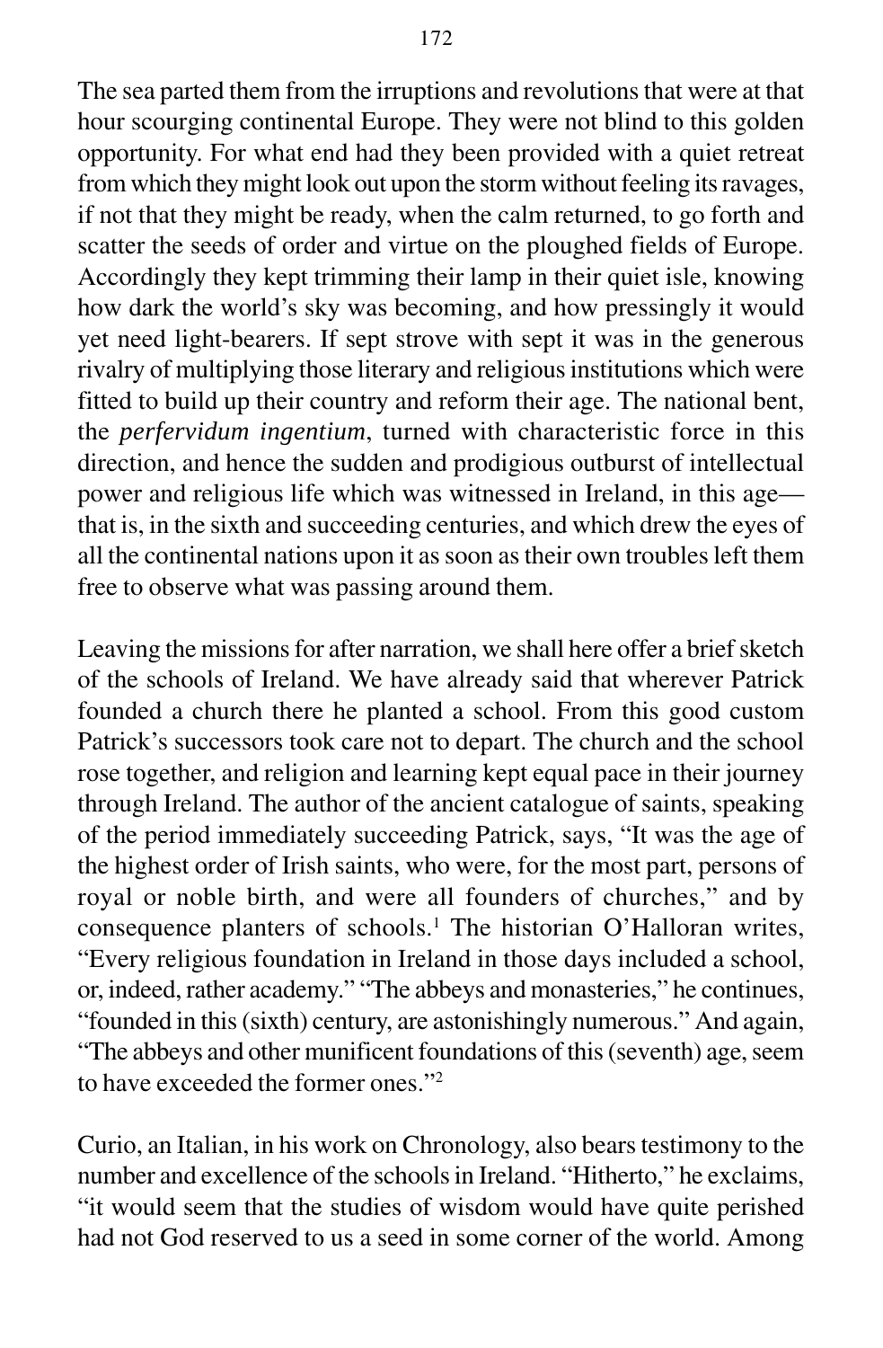The sea parted them from the irruptions and revolutions that were at that hour scourging continental Europe. They were not blind to this golden opportunity. For what end had they been provided with a quiet retreat from which they might look out upon the storm without feeling its ravages, if not that they might be ready, when the calm returned, to go forth and scatter the seeds of order and virtue on the ploughed fields of Europe. Accordingly they kept trimming their lamp in their quiet isle, knowing how dark the world's sky was becoming, and how pressingly it would yet need light-bearers. If sept strove with sept it was in the generous rivalry of multiplying those literary and religious institutions which were fitted to build up their country and reform their age. The national bent, the *perfervidum ingentium*, turned with characteristic force in this direction, and hence the sudden and prodigious outburst of intellectual power and religious life which was witnessed in Ireland, in this age—that is, in the sixth and succeeding centuries, and which drew the eyes of all the continental nations upon it as soon as their own troubles left them free to observe what was passing around them.

Leaving the missions for after narration, we shall here offer a brief sketch of the schools of Ireland. We have already said that wherever Patrick founded a church there he planted a school. From this good custom Patrick's successors took care not to depart. The church and the school rose together, and religion and learning kept equal pace in their journey through Ireland. The author of the ancient catalogue of saints, speaking of the period immediately succeeding Patrick, says, "It was the age of the highest order of Irish saints, who were, for the most part, persons of royal or noble birth, and were all founders of churches," and by consequence planters of schools.[1] The historian O'Halloran writes, "Every religious foundation in Ireland in those days included a school, or, indeed, rather academy." "The abbeys and monasteries," he continues, "founded in this (sixth) century, are astonishingly numerous." And again, "The abbeys and other munificent foundations of this (seventh) age, seem to have exceeded the former ones."[2]

Curio, an Italian, in his work on Chronology, also bears testimony to the number and excellence of the schools in Ireland. "Hitherto," he exclaims, "it would seem that the studies of wisdom would have quite perished had not God reserved to us a seed in some corner of the world. Among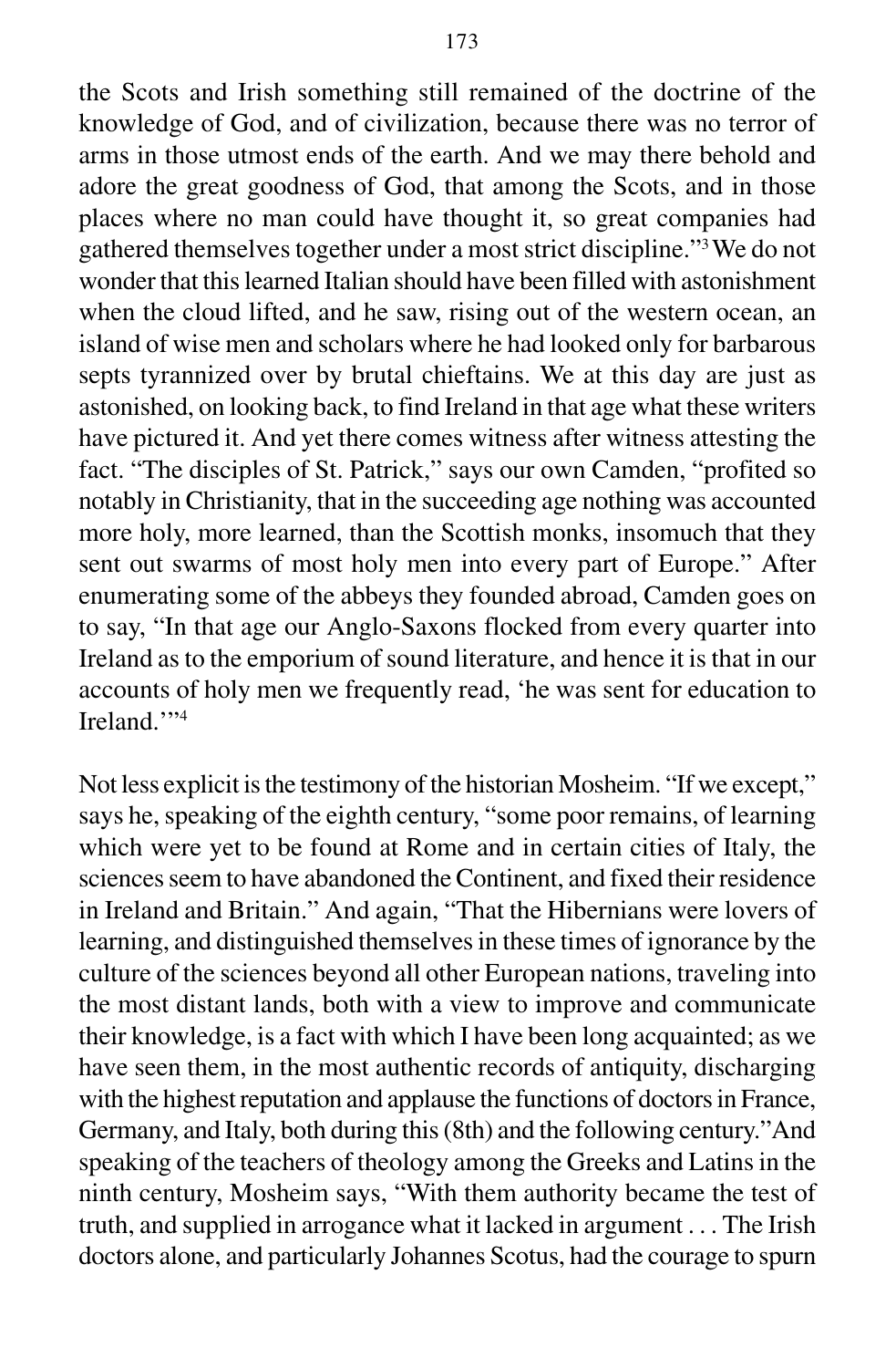the Scots and Irish something still remained of the doctrine of the knowledge of God, and of civilization, because there was no terror of arms in those utmost ends of the earth. And we may there behold and adore the great goodness of God, that among the Scots, and in those places where no man could have thought it, so great companies had gathered themselves together under a most strict discipline."[3] We do not wonder that this learned Italian should have been filled with astonishment when the cloud lifted, and he saw, rising out of the western ocean, an island of wise men and scholars where he had looked only for barbarous septs tyrannized over by brutal chieftains. We at this day are just as astonished, on looking back, to find Ireland in that age what these writers have pictured it. And yet there comes witness after witness attesting the fact. "The disciples of St. Patrick," says our own Camden, "profited so notably in Christianity, that in the succeeding age nothing was accounted more holy, more learned, than the Scottish monks, insomuch that they sent out swarms of most holy men into every part of Europe." After enumerating some of the abbeys they founded abroad, Camden goes on to say, "In that age our Anglo-Saxons flocked from every quarter into Ireland as to the emporium of sound literature, and hence it is that in our accounts of holy men we frequently read, 'he was sent for education to Ireland.'"[4]

Not less explicit is the testimony of the historian Mosheim. "If we except," says he, speaking of the eighth century, "some poor remains, of learning which were yet to be found at Rome and in certain cities of Italy, the sciences seem to have abandoned the Continent, and fixed their residence in Ireland and Britain." And again, "That the Hibernians were lovers of learning, and distinguished themselves in these times of ignorance by the culture of the sciences beyond all other European nations, traveling into the most distant lands, both with a view to improve and communicate their knowledge, is a fact with which I have been long acquainted; as we have seen them, in the most authentic records of antiquity, discharging with the highest reputation and applause the functions of doctors in France, Germany, and Italy, both during this (8th) and the following century." And speaking of the teachers of theology among the Greeks and Latins in the ninth century, Mosheim says, "With them authority became the test of truth, and supplied in arrogance what it lacked in argument . . . The Irish doctors alone, and particularly Johannes Scotus, had the courage to spurn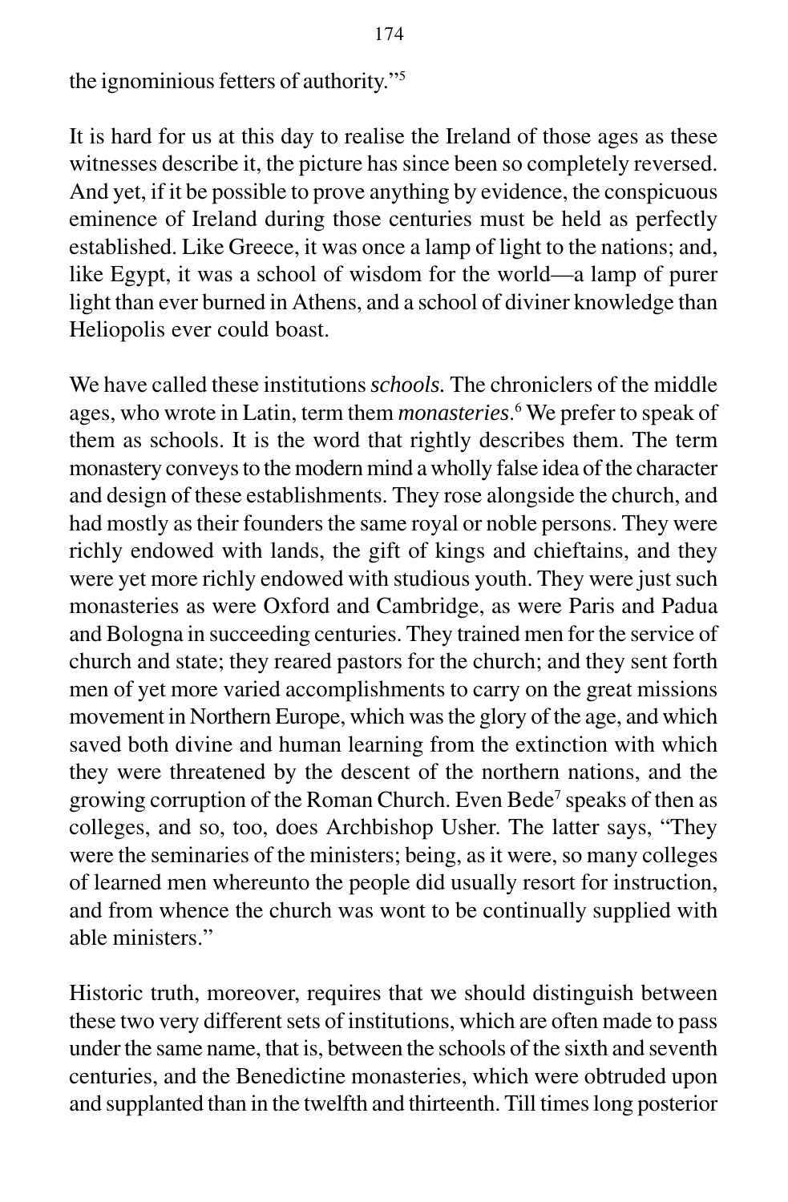the ignominious fetters of authority."[5]

It is hard for us at this day to realise the Ireland of those ages as these witnesses describe it, the picture has since been so completely reversed. And yet, if it be possible to prove anything by evidence, the conspicuous eminence of Ireland during those centuries must be held as perfectly established. Like Greece, it was once a lamp of light to the nations; and, like Egypt, it was a school of wisdom for the world—a lamp of purer light than ever burned in Athens, and a school of diviner knowledge than Heliopolis ever could boast.

We have called these institutions *schools.* The chroniclers of the middle ages, who wrote in Latin, term them *monasteries*.[6] We prefer to speak of them as schools. It is the word that rightly describes them. The term monastery conveys to the modern mind a wholly false idea of the character and design of these establishments. They rose alongside the church, and had mostly as their founders the same royal or noble persons. They were richly endowed with lands, the gift of kings and chieftains, and they were yet more richly endowed with studious youth. They were just such monasteries as were Oxford and Cambridge, as were Paris and Padua and Bologna in succeeding centuries. They trained men for the service of church and state; they reared pastors for the church; and they sent forth men of yet more varied accomplishments to carry on the great missions movement in Northern Europe, which was the glory of the age, and which saved both divine and human learning from the extinction with which they were threatened by the descent of the northern nations, and the growing corruption of the Roman Church. Even Bede[7] speaks of then as colleges, and so, too, does Archbishop Usher. The latter says, "They were the seminaries of the ministers; being, as it were, so many colleges of learned men whereunto the people did usually resort for instruction, and from whence the church was wont to be continually supplied with able ministers."

Historic truth, moreover, requires that we should distinguish between these two very different sets of institutions, which are often made to pass under the same name, that is, between the schools of the sixth and seventh centuries, and the Benedictine monasteries, which were obtruded upon and supplanted than in the twelfth and thirteenth. Till times long posterior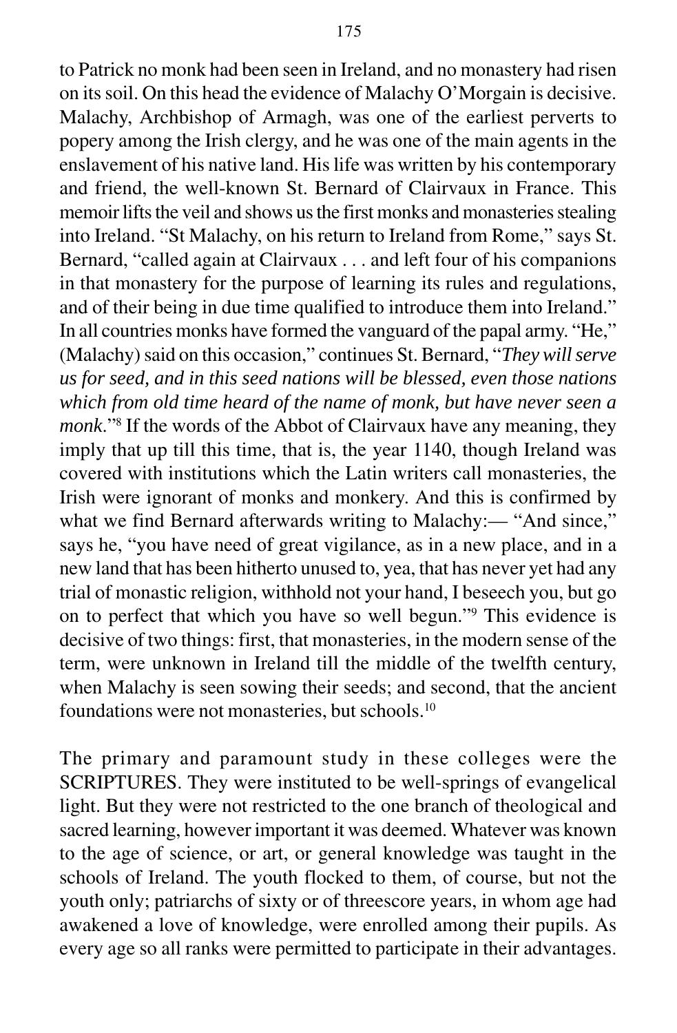to Patrick no monk had been seen in Ireland, and no monastery had risen on its soil. On this head the evidence of Malachy O'Morgain is decisive. Malachy, Archbishop of Armagh, was one of the earliest perverts to popery among the Irish clergy, and he was one of the main agents in the enslavement of his native land. His life was written by his contemporary and friend, the well-known St. Bernard of Clairvaux in France. This memoir lifts the veil and shows us the first monks and monasteries stealing into Ireland. "St Malachy, on his return to Ireland from Rome," says St. Bernard, "called again at Clairvaux . . . and left four of his companions in that monastery for the purpose of learning its rules and regulations, and of their being in due time qualified to introduce them into Ireland." In all countries monks have formed the vanguard of the papal army. "He," (Malachy) said on this occasion," continues St. Bernard, "*They will serve us for seed, and in this seed nations will be blessed, even those nations which from old time heard of the name of monk, but have never seen a monk*."[8] If the words of the Abbot of Clairvaux have any meaning, they imply that up till this time, that is, the year 1140, though Ireland was covered with institutions which the Latin writers call monasteries, the Irish were ignorant of monks and monkery. And this is confirmed by what we find Bernard afterwards writing to Malachy:— "And since," says he, "you have need of great vigilance, as in a new place, and in a new land that has been hitherto unused to, yea, that has never yet had any trial of monastic religion, withhold not your hand, I beseech you, but go on to perfect that which you have so well begun."[9] This evidence is decisive of two things: first, that monasteries, in the modern sense of the term, were unknown in Ireland till the middle of the twelfth century, when Malachy is seen sowing their seeds; and second, that the ancient foundations were not monasteries, but schools.[10]

The primary and paramount study in these colleges were the SCRIPTURES. They were instituted to be well-springs of evangelical light. But they were not restricted to the one branch of theological and sacred learning, however important it was deemed. Whatever was known to the age of science, or art, or general knowledge was taught in the schools of Ireland. The youth flocked to them, of course, but not the youth only; patriarchs of sixty or of threescore years, in whom age had awakened a love of knowledge, were enrolled among their pupils. As every age so all ranks were permitted to participate in their advantages.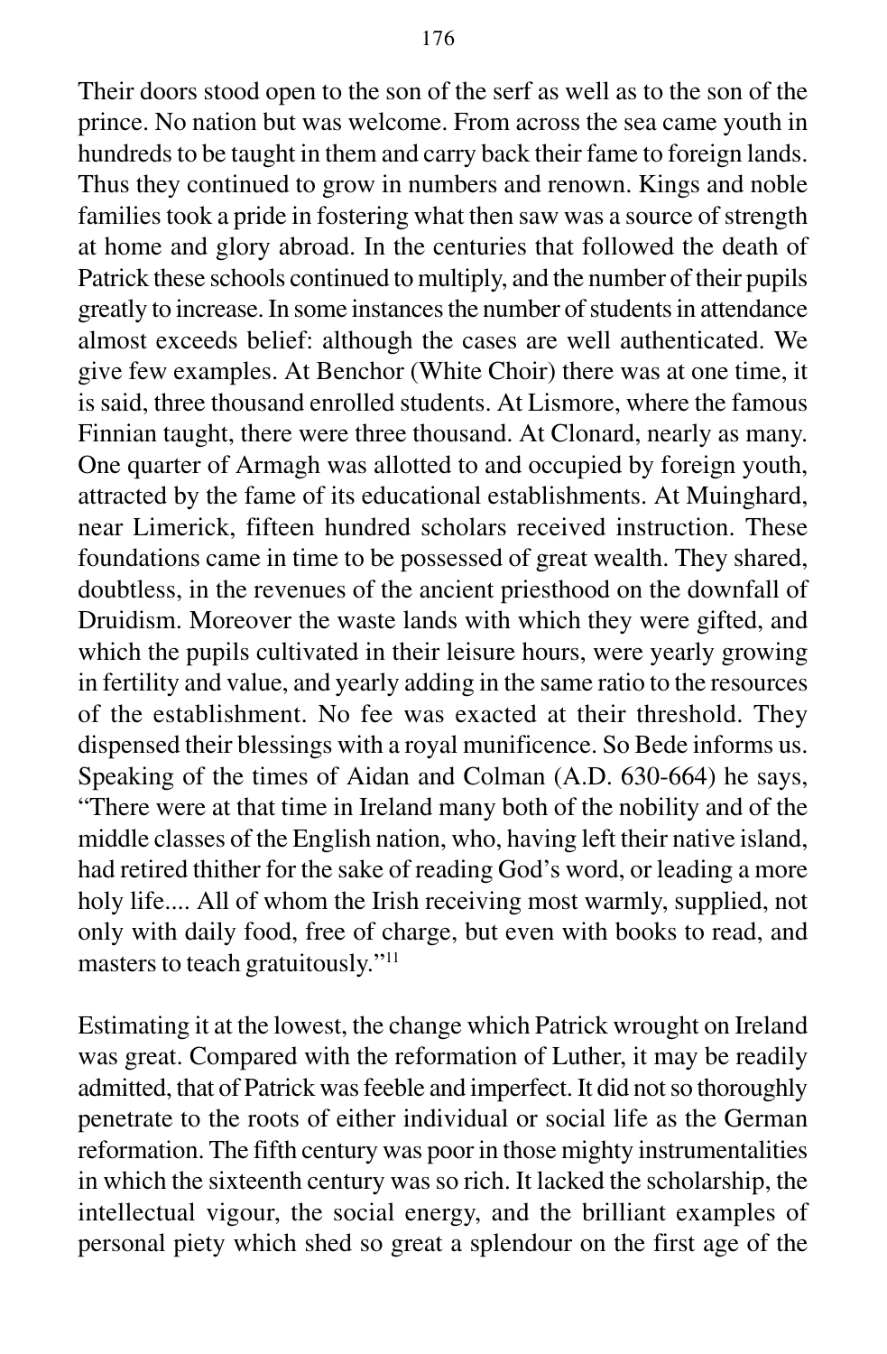Their doors stood open to the son of the serf as well as to the son of the prince. No nation but was welcome. From across the sea came youth in hundreds to be taught in them and carry back their fame to foreign lands. Thus they continued to grow in numbers and renown. Kings and noble families took a pride in fostering what then saw was a source of strength at home and glory abroad. In the centuries that followed the death of Patrick these schools continued to multiply, and the number of their pupils greatly to increase. In some instances the number of students in attendance almost exceeds belief: although the cases are well authenticated. We give few examples. At Benchor (White Choir) there was at one time, it is said, three thousand enrolled students. At Lismore, where the famous Finnian taught, there were three thousand. At Clonard, nearly as many. One quarter of Armagh was allotted to and occupied by foreign youth, attracted by the fame of its educational establishments. At Muinghard, near Limerick, fifteen hundred scholars received instruction. These foundations came in time to be possessed of great wealth. They shared, doubtless, in the revenues of the ancient priesthood on the downfall of Druidism. Moreover the waste lands with which they were gifted, and which the pupils cultivated in their leisure hours, were yearly growing in fertility and value, and yearly adding in the same ratio to the resources of the establishment. No fee was exacted at their threshold. They dispensed their blessings with a royal munificence. So Bede informs us. Speaking of the times of Aidan and Colman (A.D. 630-664) he says, "There were at that time in Ireland many both of the nobility and of the middle classes of the English nation, who, having left their native island, had retired thither for the sake of reading God's word, or leading a more holy life.... All of whom the Irish receiving most warmly, supplied, not only with daily food, free of charge, but even with books to read, and masters to teach gratuitously."[11]

Estimating it at the lowest, the change which Patrick wrought on Ireland was great. Compared with the reformation of Luther, it may be readily admitted, that of Patrick was feeble and imperfect. It did not so thoroughly penetrate to the roots of either individual or social life as the German reformation. The fifth century was poor in those mighty instrumentalities in which the sixteenth century was so rich. It lacked the scholarship, the intellectual vigour, the social energy, and the brilliant examples of personal piety which shed so great a splendour on the first age of the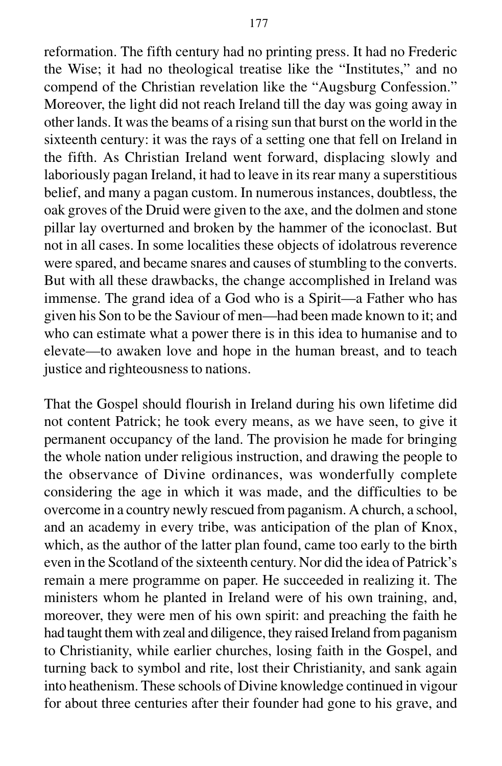reformation. The fifth century had no printing press. It had no Frederic the Wise; it had no theological treatise like the "Institutes," and no compend of the Christian revelation like the "Augsburg Confession." Moreover, the light did not reach Ireland till the day was going away in other lands. It was the beams of a rising sun that burst on the world in the sixteenth century: it was the rays of a setting one that fell on Ireland in the fifth. As Christian Ireland went forward, displacing slowly and laboriously pagan Ireland, it had to leave in its rear many a superstitious belief, and many a pagan custom. In numerous instances, doubtless, the oak groves of the Druid were given to the axe, and the dolmen and stone pillar lay overturned and broken by the hammer of the iconoclast. But not in all cases. In some localities these objects of idolatrous reverence were spared, and became snares and causes of stumbling to the converts. But with all these drawbacks, the change accomplished in Ireland was immense. The grand idea of a God who is a Spirit—a Father who has given his Son to be the Saviour of men—had been made known to it; and who can estimate what a power there is in this idea to humanise and to elevate—to awaken love and hope in the human breast, and to teach justice and righteousness to nations.

That the Gospel should flourish in Ireland during his own lifetime did not content Patrick; he took every means, as we have seen, to give it permanent occupancy of the land. The provision he made for bringing the whole nation under religious instruction, and drawing the people to the observance of Divine ordinances, was wonderfully complete considering the age in which it was made, and the difficulties to be overcome in a country newly rescued from paganism. A church, a school, and an academy in every tribe, was anticipation of the plan of Knox, which, as the author of the latter plan found, came too early to the birth even in the Scotland of the sixteenth century. Nor did the idea of Patrick's remain a mere programme on paper. He succeeded in realizing it. The ministers whom he planted in Ireland were of his own training, and, moreover, they were men of his own spirit: and preaching the faith he had taught them with zeal and diligence, they raised Ireland from paganism to Christianity, while earlier churches, losing faith in the Gospel, and turning back to symbol and rite, lost their Christianity, and sank again into heathenism. These schools of Divine knowledge continued in vigour for about three centuries after their founder had gone to his grave, and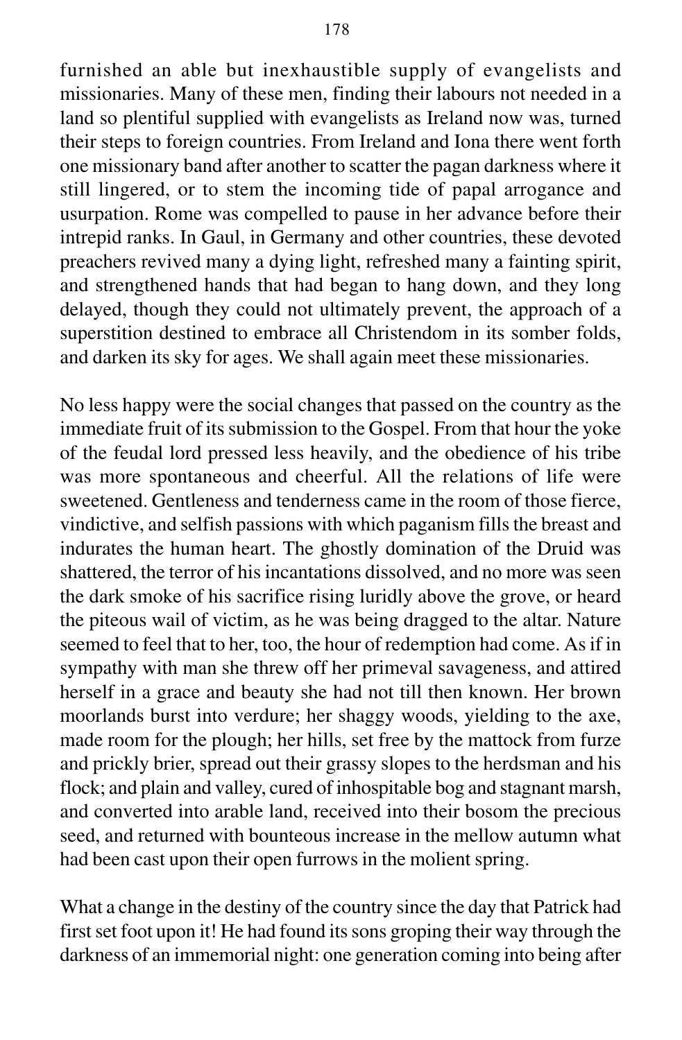furnished an able but inexhaustible supply of evangelists and missionaries. Many of these men, finding their labours not needed in a land so plentiful supplied with evangelists as Ireland now was, turned their steps to foreign countries. From Ireland and Iona there went forth one missionary band after another to scatter the pagan darkness where it still lingered, or to stem the incoming tide of papal arrogance and usurpation. Rome was compelled to pause in her advance before their intrepid ranks. In Gaul, in Germany and other countries, these devoted preachers revived many a dying light, refreshed many a fainting spirit, and strengthened hands that had began to hang down, and they long delayed, though they could not ultimately prevent, the approach of a superstition destined to embrace all Christendom in its somber folds, and darken its sky for ages. We shall again meet these missionaries.

No less happy were the social changes that passed on the country as the immediate fruit of its submission to the Gospel. From that hour the yoke of the feudal lord pressed less heavily, and the obedience of his tribe was more spontaneous and cheerful. All the relations of life were sweetened. Gentleness and tenderness came in the room of those fierce, vindictive, and selfish passions with which paganism fills the breast and indurates the human heart. The ghostly domination of the Druid was shattered, the terror of his incantations dissolved, and no more was seen the dark smoke of his sacrifice rising luridly above the grove, or heard the piteous wail of victim, as he was being dragged to the altar. Nature seemed to feel that to her, too, the hour of redemption had come. As if in sympathy with man she threw off her primeval savageness, and attired herself in a grace and beauty she had not till then known. Her brown moorlands burst into verdure; her shaggy woods, yielding to the axe, made room for the plough; her hills, set free by the mattock from furze and prickly brier, spread out their grassy slopes to the herdsman and his flock; and plain and valley, cured of inhospitable bog and stagnant marsh, and converted into arable land, received into their bosom the precious seed, and returned with bounteous increase in the mellow autumn what had been cast upon their open furrows in the molient spring.

What a change in the destiny of the country since the day that Patrick had first set foot upon it! He had found its sons groping their way through the darkness of an immemorial night: one generation coming into being after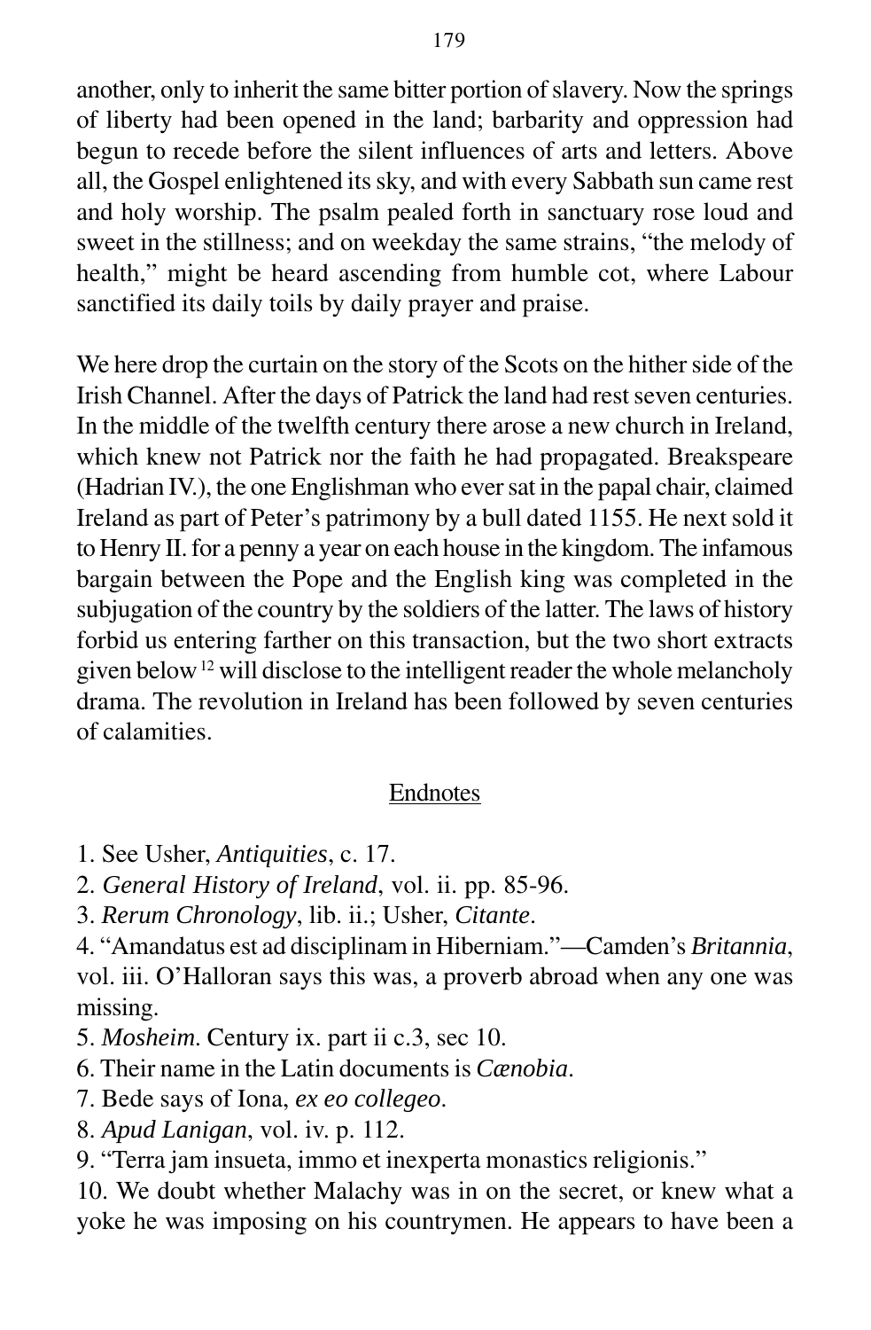another, only to inherit the same bitter portion of slavery. Now the springs of liberty had been opened in the land; barbarity and oppression had begun to recede before the silent influences of arts and letters. Above all, the Gospel enlightened its sky, and with every Sabbath sun came rest and holy worship. The psalm pealed forth in sanctuary rose loud and sweet in the stillness; and on weekday the same strains, "the melody of health," might be heard ascending from humble cot, where Labour sanctified its daily toils by daily prayer and praise.

We here drop the curtain on the story of the Scots on the hither side of the Irish Channel. After the days of Patrick the land had rest seven centuries. In the middle of the twelfth century there arose a new church in Ireland, which knew not Patrick nor the faith he had propagated. Breakspeare (Hadrian IV.), the one Englishman who ever sat in the papal chair, claimed Ireland as part of Peter's patrimony by a bull dated 1155. He next sold it to Henry II. for a penny a year on each house in the kingdom. The infamous bargain between the Pope and the English king was completed in the subjugation of the country by the soldiers of the latter. The laws of history forbid us entering farther on this transaction, but the two short extracts given below [12] will disclose to the intelligent reader the whole melancholy drama. The revolution in Ireland has been followed by seven centuries of calamities.

## Endnotes

1. See Usher, *Antiquities*, c. 17.
2. *General History of Ireland*, vol. ii. pp. 85-96.
3. *Rerum Chronology*, lib. ii.; Usher, *Citante*.
4. "Amandatus est ad disciplinam in Hiberniam."—Camden's *Britannia*, vol. iii. O'Halloran says this was, a proverb abroad when any one was missing.
5. *Mosheim.* Century ix. part ii c.3, sec 10.
6. Their name in the Latin documents is *Cœnobia*.
7. Bede says of Iona, *ex eo collegeo*.
8. *Apud Lanigan*, vol. iv. p. 112.
9. "Terra jam insueta, immo et inexperta monastics religionis."
10. We doubt whether Malachy was in on the secret, or knew what a yoke he was imposing on his countrymen. He appears to have been a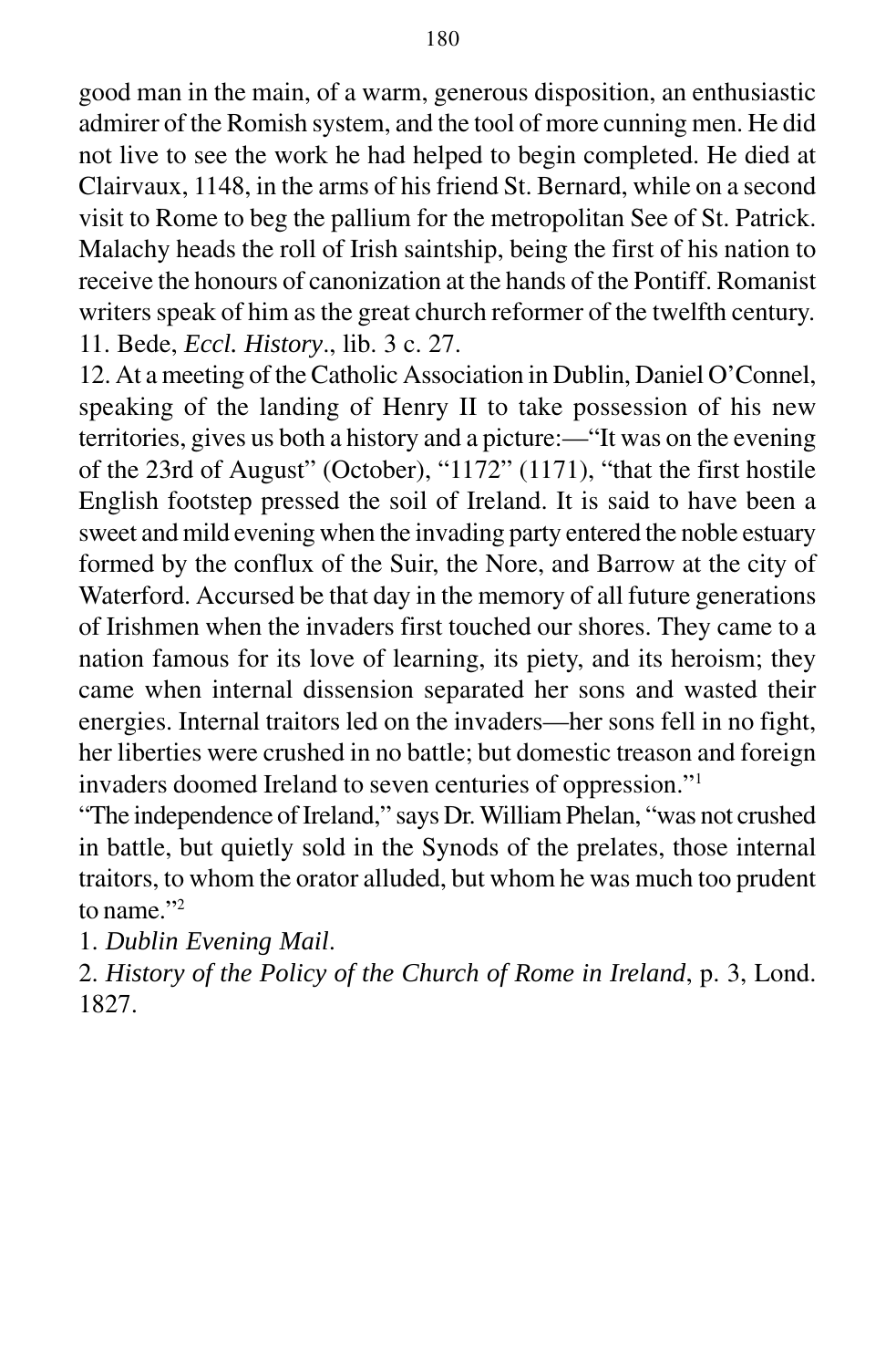good man in the main, of a warm, generous disposition, an enthusiastic admirer of the Romish system, and the tool of more cunning men. He did not live to see the work he had helped to begin completed. He died at Clairvaux, 1148, in the arms of his friend St. Bernard, while on a second visit to Rome to beg the pallium for the metropolitan See of St. Patrick. Malachy heads the roll of Irish saintship, being the first of his nation to receive the honours of canonization at the hands of the Pontiff. Romanist writers speak of him as the great church reformer of the twelfth century.

11. Bede, *Eccl. History*., lib. 3 c. 27.

12. At a meeting of the Catholic Association in Dublin, Daniel O'Connel, speaking of the landing of Henry II to take possession of his new territories, gives us both a history and a picture:—"It was on the evening of the 23rd of August" (October), "1172" (1171), "that the first hostile English footstep pressed the soil of Ireland. It is said to have been a sweet and mild evening when the invading party entered the noble estuary formed by the conflux of the Suir, the Nore, and Barrow at the city of Waterford. Accursed be that day in the memory of all future generations of Irishmen when the invaders first touched our shores. They came to a nation famous for its love of learning, its piety, and its heroism; they came when internal dissension separated her sons and wasted their energies. Internal traitors led on the invaders—her sons fell in no fight, her liberties were crushed in no battle; but domestic treason and foreign invaders doomed Ireland to seven centuries of oppression."[1]

"The independence of Ireland," says Dr. William Phelan, "was not crushed in battle, but quietly sold in the Synods of the prelates, those internal traitors, to whom the orator alluded, but whom he was much too prudent to name."[2]

1. *Dublin Evening Mail*.

2. *History of the Policy of the Church of Rome in Ireland*, p. 3, Lond. 1827.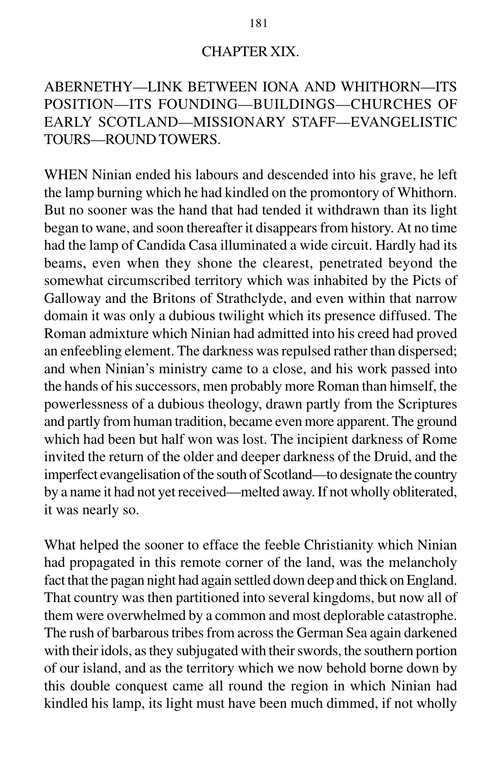# CHAPTER XIX.

## ABERNETHY—LINK BETWEEN IONA AND WHITHORN—ITS POSITION—ITS FOUNDING—BUILDINGS—CHURCHES OF EARLY SCOTLAND—MISSIONARY STAFF—EVANGELISTIC TOURS—ROUND TOWERS.

WHEN Ninian ended his labours and descended into his grave, he left the lamp burning which he had kindled on the promontory of Whithorn. But no sooner was the hand that had tended it withdrawn than its light began to wane, and soon thereafter it disappears from history. At no time had the lamp of Candida Casa illuminated a wide circuit. Hardly had its beams, even when they shone the clearest, penetrated beyond the somewhat circumscribed territory which was inhabited by the Picts of Galloway and the Britons of Strathclyde, and even within that narrow domain it was only a dubious twilight which its presence diffused. The Roman admixture which Ninian had admitted into his creed had proved an enfeebling element. The darkness was repulsed rather than dispersed; and when Ninian's ministry came to a close, and his work passed into the hands of his successors, men probably more Roman than himself, the powerlessness of a dubious theology, drawn partly from the Scriptures and partly from human tradition, became even more apparent. The ground which had been but half won was lost. The incipient darkness of Rome invited the return of the older and deeper darkness of the Druid, and the imperfect evangelisation of the south of Scotland—to designate the country by a name it had not yet received—melted away. If not wholly obliterated, it was nearly so.

What helped the sooner to efface the feeble Christianity which Ninian had propagated in this remote corner of the land, was the melancholy fact that the pagan night had again settled down deep and thick on England. That country was then partitioned into several kingdoms, but now all of them were overwhelmed by a common and most deplorable catastrophe. The rush of barbarous tribes from across the German Sea again darkened with their idols, as they subjugated with their swords, the southern portion of our island, and as the territory which we now behold borne down by this double conquest came all round the region in which Ninian had kindled his lamp, its light must have been much dimmed, if not wholly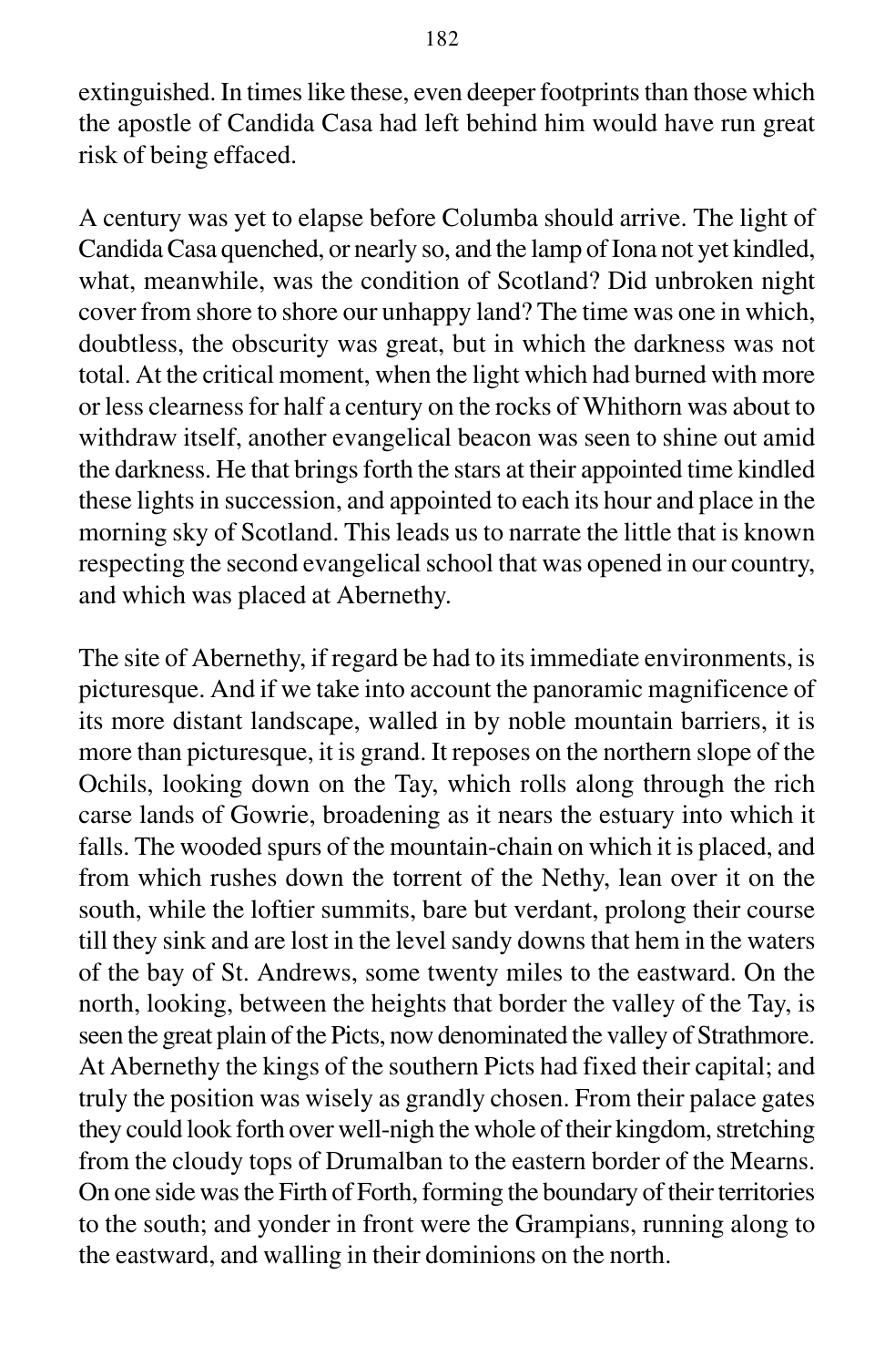extinguished. In times like these, even deeper footprints than those which the apostle of Candida Casa had left behind him would have run great risk of being effaced.

A century was yet to elapse before Columba should arrive. The light of Candida Casa quenched, or nearly so, and the lamp of Iona not yet kindled, what, meanwhile, was the condition of Scotland? Did unbroken night cover from shore to shore our unhappy land? The time was one in which, doubtless, the obscurity was great, but in which the darkness was not total. At the critical moment, when the light which had burned with more or less clearness for half a century on the rocks of Whithorn was about to withdraw itself, another evangelical beacon was seen to shine out amid the darkness. He that brings forth the stars at their appointed time kindled these lights in succession, and appointed to each its hour and place in the morning sky of Scotland. This leads us to narrate the little that is known respecting the second evangelical school that was opened in our country, and which was placed at Abernethy.

The site of Abernethy, if regard be had to its immediate environments, is picturesque. And if we take into account the panoramic magnificence of its more distant landscape, walled in by noble mountain barriers, it is more than picturesque, it is grand. It reposes on the northern slope of the Ochils, looking down on the Tay, which rolls along through the rich carse lands of Gowrie, broadening as it nears the estuary into which it falls. The wooded spurs of the mountain-chain on which it is placed, and from which rushes down the torrent of the Nethy, lean over it on the south, while the loftier summits, bare but verdant, prolong their course till they sink and are lost in the level sandy downs that hem in the waters of the bay of St. Andrews, some twenty miles to the eastward. On the north, looking, between the heights that border the valley of the Tay, is seen the great plain of the Picts, now denominated the valley of Strathmore. At Abernethy the kings of the southern Picts had fixed their capital; and truly the position was wisely as grandly chosen. From their palace gates they could look forth over well-nigh the whole of their kingdom, stretching from the cloudy tops of Drumalban to the eastern border of the Mearns. On one side was the Firth of Forth, forming the boundary of their territories to the south; and yonder in front were the Grampians, running along to the eastward, and walling in their dominions on the north.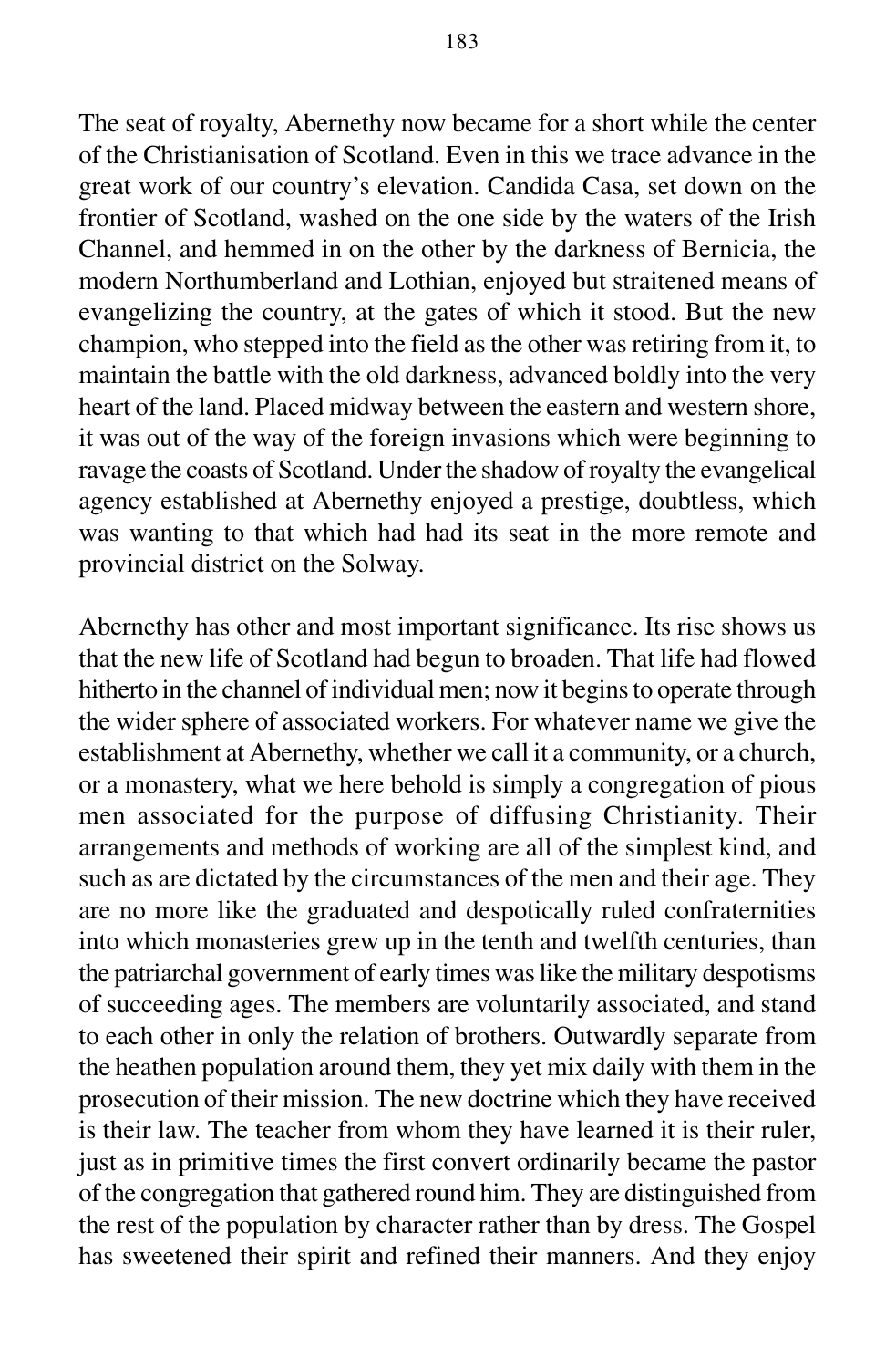The seat of royalty, Abernethy now became for a short while the center of the Christianisation of Scotland. Even in this we trace advance in the great work of our country's elevation. Candida Casa, set down on the frontier of Scotland, washed on the one side by the waters of the Irish Channel, and hemmed in on the other by the darkness of Bernicia, the modern Northumberland and Lothian, enjoyed but straitened means of evangelizing the country, at the gates of which it stood. But the new champion, who stepped into the field as the other was retiring from it, to maintain the battle with the old darkness, advanced boldly into the very heart of the land. Placed midway between the eastern and western shore, it was out of the way of the foreign invasions which were beginning to ravage the coasts of Scotland. Under the shadow of royalty the evangelical agency established at Abernethy enjoyed a prestige, doubtless, which was wanting to that which had had its seat in the more remote and provincial district on the Solway.

Abernethy has other and most important significance. Its rise shows us that the new life of Scotland had begun to broaden. That life had flowed hitherto in the channel of individual men; now it begins to operate through the wider sphere of associated workers. For whatever name we give the establishment at Abernethy, whether we call it a community, or a church, or a monastery, what we here behold is simply a congregation of pious men associated for the purpose of diffusing Christianity. Their arrangements and methods of working are all of the simplest kind, and such as are dictated by the circumstances of the men and their age. They are no more like the graduated and despotically ruled confraternities into which monasteries grew up in the tenth and twelfth centuries, than the patriarchal government of early times was like the military despotisms of succeeding ages. The members are voluntarily associated, and stand to each other in only the relation of brothers. Outwardly separate from the heathen population around them, they yet mix daily with them in the prosecution of their mission. The new doctrine which they have received is their law. The teacher from whom they have learned it is their ruler, just as in primitive times the first convert ordinarily became the pastor of the congregation that gathered round him. They are distinguished from the rest of the population by character rather than by dress. The Gospel has sweetened their spirit and refined their manners. And they enjoy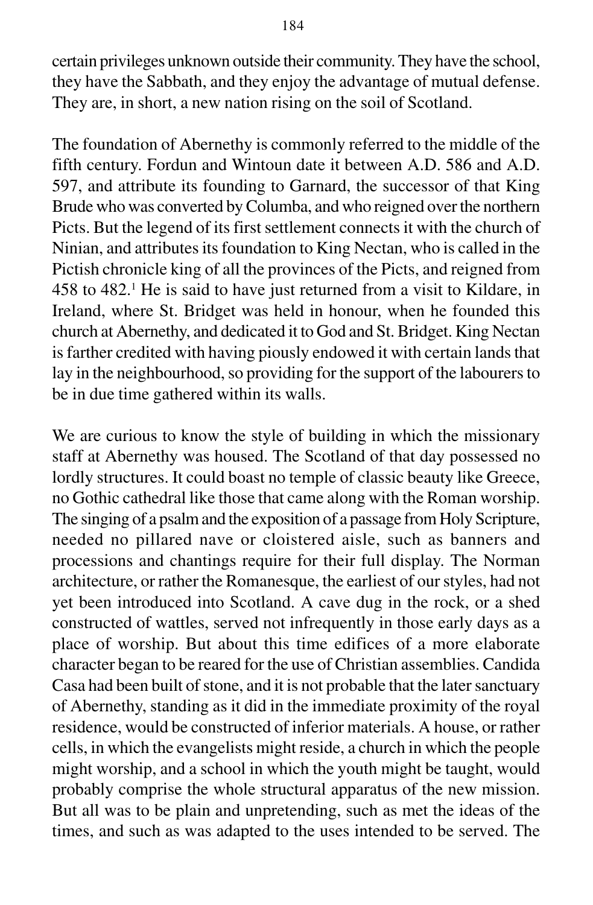certain privileges unknown outside their community. They have the school, they have the Sabbath, and they enjoy the advantage of mutual defense. They are, in short, a new nation rising on the soil of Scotland.

The foundation of Abernethy is commonly referred to the middle of the fifth century. Fordun and Wintoun date it between A.D. 586 and A.D. 597, and attribute its founding to Garnard, the successor of that King Brude who was converted by Columba, and who reigned over the northern Picts. But the legend of its first settlement connects it with the church of Ninian, and attributes its foundation to King Nectan, who is called in the Pictish chronicle king of all the provinces of the Picts, and reigned from 458 to 482.[1] He is said to have just returned from a visit to Kildare, in Ireland, where St. Bridget was held in honour, when he founded this church at Abernethy, and dedicated it to God and St. Bridget. King Nectan is farther credited with having piously endowed it with certain lands that lay in the neighbourhood, so providing for the support of the labourers to be in due time gathered within its walls.

We are curious to know the style of building in which the missionary staff at Abernethy was housed. The Scotland of that day possessed no lordly structures. It could boast no temple of classic beauty like Greece, no Gothic cathedral like those that came along with the Roman worship. The singing of a psalm and the exposition of a passage from Holy Scripture, needed no pillared nave or cloistered aisle, such as banners and processions and chantings require for their full display. The Norman architecture, or rather the Romanesque, the earliest of our styles, had not yet been introduced into Scotland. A cave dug in the rock, or a shed constructed of wattles, served not infrequently in those early days as a place of worship. But about this time edifices of a more elaborate character began to be reared for the use of Christian assemblies. Candida Casa had been built of stone, and it is not probable that the later sanctuary of Abernethy, standing as it did in the immediate proximity of the royal residence, would be constructed of inferior materials. A house, or rather cells, in which the evangelists might reside, a church in which the people might worship, and a school in which the youth might be taught, would probably comprise the whole structural apparatus of the new mission. But all was to be plain and unpretending, such as met the ideas of the times, and such as was adapted to the uses intended to be served. The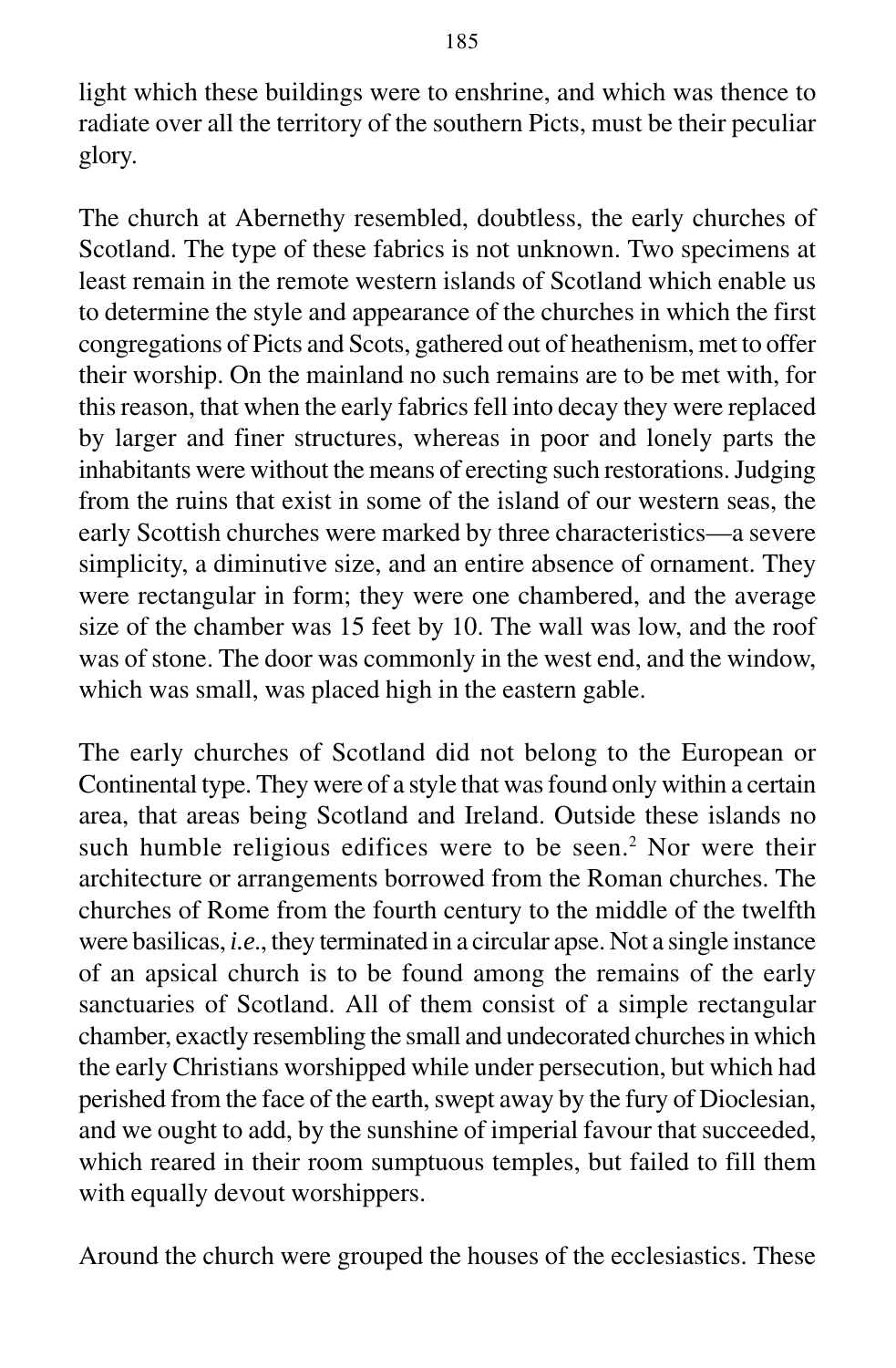light which these buildings were to enshrine, and which was thence to radiate over all the territory of the southern Picts, must be their peculiar glory.

The church at Abernethy resembled, doubtless, the early churches of Scotland. The type of these fabrics is not unknown. Two specimens at least remain in the remote western islands of Scotland which enable us to determine the style and appearance of the churches in which the first congregations of Picts and Scots, gathered out of heathenism, met to offer their worship. On the mainland no such remains are to be met with, for this reason, that when the early fabrics fell into decay they were replaced by larger and finer structures, whereas in poor and lonely parts the inhabitants were without the means of erecting such restorations. Judging from the ruins that exist in some of the island of our western seas, the early Scottish churches were marked by three characteristics—a severe simplicity, a diminutive size, and an entire absence of ornament. They were rectangular in form; they were one chambered, and the average size of the chamber was 15 feet by 10. The wall was low, and the roof was of stone. The door was commonly in the west end, and the window, which was small, was placed high in the eastern gable.

The early churches of Scotland did not belong to the European or Continental type. They were of a style that was found only within a certain area, that areas being Scotland and Ireland. Outside these islands no such humble religious edifices were to be seen.[2] Nor were their architecture or arrangements borrowed from the Roman churches. The churches of Rome from the fourth century to the middle of the twelfth were basilicas, *i.e.*, they terminated in a circular apse. Not a single instance of an apsical church is to be found among the remains of the early sanctuaries of Scotland. All of them consist of a simple rectangular chamber, exactly resembling the small and undecorated churches in which the early Christians worshipped while under persecution, but which had perished from the face of the earth, swept away by the fury of Dioclesian, and we ought to add, by the sunshine of imperial favour that succeeded, which reared in their room sumptuous temples, but failed to fill them with equally devout worshippers.

Around the church were grouped the houses of the ecclesiastics. These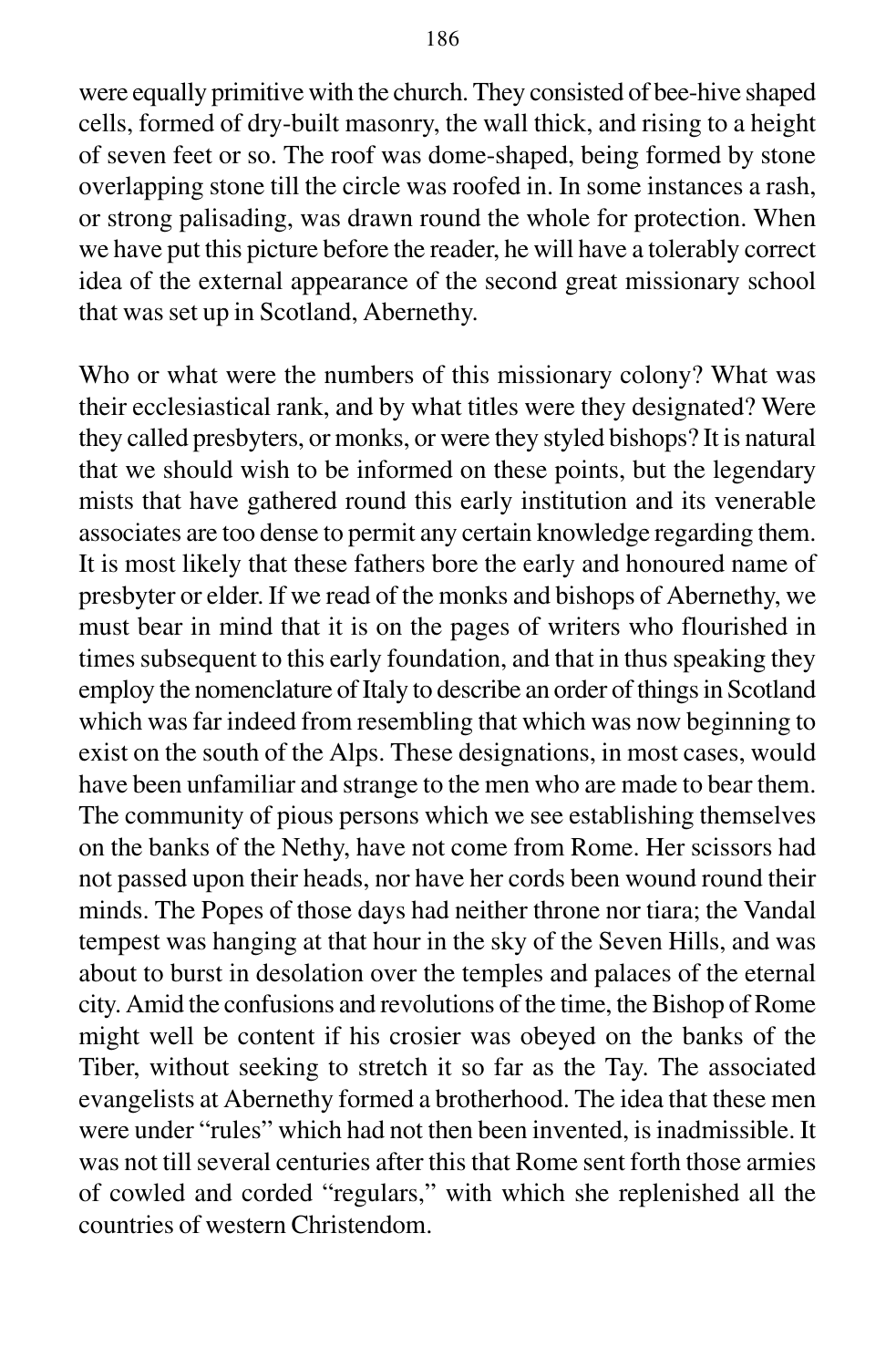were equally primitive with the church. They consisted of bee-hive shaped cells, formed of dry-built masonry, the wall thick, and rising to a height of seven feet or so. The roof was dome-shaped, being formed by stone overlapping stone till the circle was roofed in. In some instances a rash, or strong palisading, was drawn round the whole for protection. When we have put this picture before the reader, he will have a tolerably correct idea of the external appearance of the second great missionary school that was set up in Scotland, Abernethy.

Who or what were the numbers of this missionary colony? What was their ecclesiastical rank, and by what titles were they designated? Were they called presbyters, or monks, or were they styled bishops? It is natural that we should wish to be informed on these points, but the legendary mists that have gathered round this early institution and its venerable associates are too dense to permit any certain knowledge regarding them. It is most likely that these fathers bore the early and honoured name of presbyter or elder. If we read of the monks and bishops of Abernethy, we must bear in mind that it is on the pages of writers who flourished in times subsequent to this early foundation, and that in thus speaking they employ the nomenclature of Italy to describe an order of things in Scotland which was far indeed from resembling that which was now beginning to exist on the south of the Alps. These designations, in most cases, would have been unfamiliar and strange to the men who are made to bear them. The community of pious persons which we see establishing themselves on the banks of the Nethy, have not come from Rome. Her scissors had not passed upon their heads, nor have her cords been wound round their minds. The Popes of those days had neither throne nor tiara; the Vandal tempest was hanging at that hour in the sky of the Seven Hills, and was about to burst in desolation over the temples and palaces of the eternal city. Amid the confusions and revolutions of the time, the Bishop of Rome might well be content if his crosier was obeyed on the banks of the Tiber, without seeking to stretch it so far as the Tay. The associated evangelists at Abernethy formed a brotherhood. The idea that these men were under "rules" which had not then been invented, is inadmissible. It was not till several centuries after this that Rome sent forth those armies of cowled and corded "regulars," with which she replenished all the countries of western Christendom.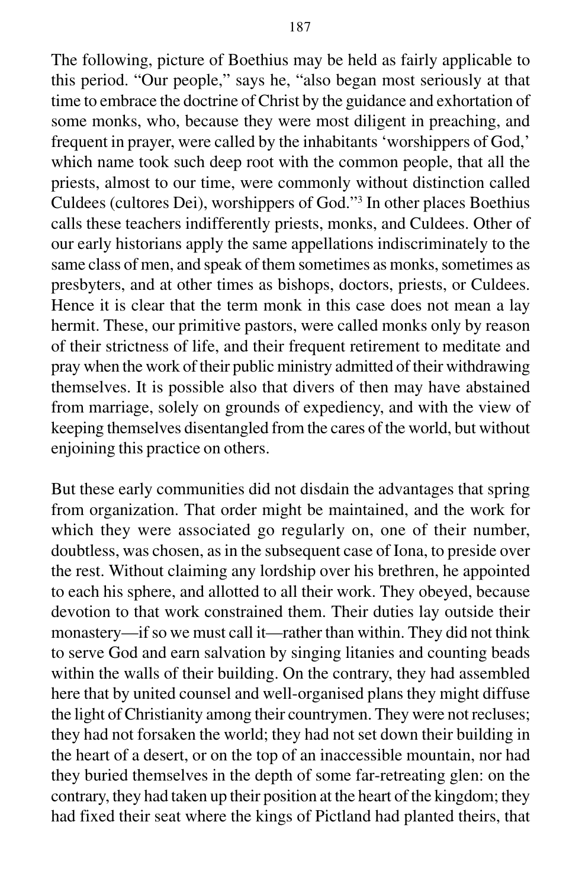The following, picture of Boethius may be held as fairly applicable to this period. "Our people," says he, "also began most seriously at that time to embrace the doctrine of Christ by the guidance and exhortation of some monks, who, because they were most diligent in preaching, and frequent in prayer, were called by the inhabitants 'worshippers of God,' which name took such deep root with the common people, that all the priests, almost to our time, were commonly without distinction called Culdees (cultores Dei), worshippers of God."[3] In other places Boethius calls these teachers indifferently priests, monks, and Culdees. Other of our early historians apply the same appellations indiscriminately to the same class of men, and speak of them sometimes as monks, sometimes as presbyters, and at other times as bishops, doctors, priests, or Culdees. Hence it is clear that the term monk in this case does not mean a lay hermit. These, our primitive pastors, were called monks only by reason of their strictness of life, and their frequent retirement to meditate and pray when the work of their public ministry admitted of their withdrawing themselves. It is possible also that divers of then may have abstained from marriage, solely on grounds of expediency, and with the view of keeping themselves disentangled from the cares of the world, but without enjoining this practice on others.

But these early communities did not disdain the advantages that spring from organization. That order might be maintained, and the work for which they were associated go regularly on, one of their number, doubtless, was chosen, as in the subsequent case of Iona, to preside over the rest. Without claiming any lordship over his brethren, he appointed to each his sphere, and allotted to all their work. They obeyed, because devotion to that work constrained them. Their duties lay outside their monastery—if so we must call it—rather than within. They did not think to serve God and earn salvation by singing litanies and counting beads within the walls of their building. On the contrary, they had assembled here that by united counsel and well-organised plans they might diffuse the light of Christianity among their countrymen. They were not recluses; they had not forsaken the world; they had not set down their building in the heart of a desert, or on the top of an inaccessible mountain, nor had they buried themselves in the depth of some far-retreating glen: on the contrary, they had taken up their position at the heart of the kingdom; they had fixed their seat where the kings of Pictland had planted theirs, that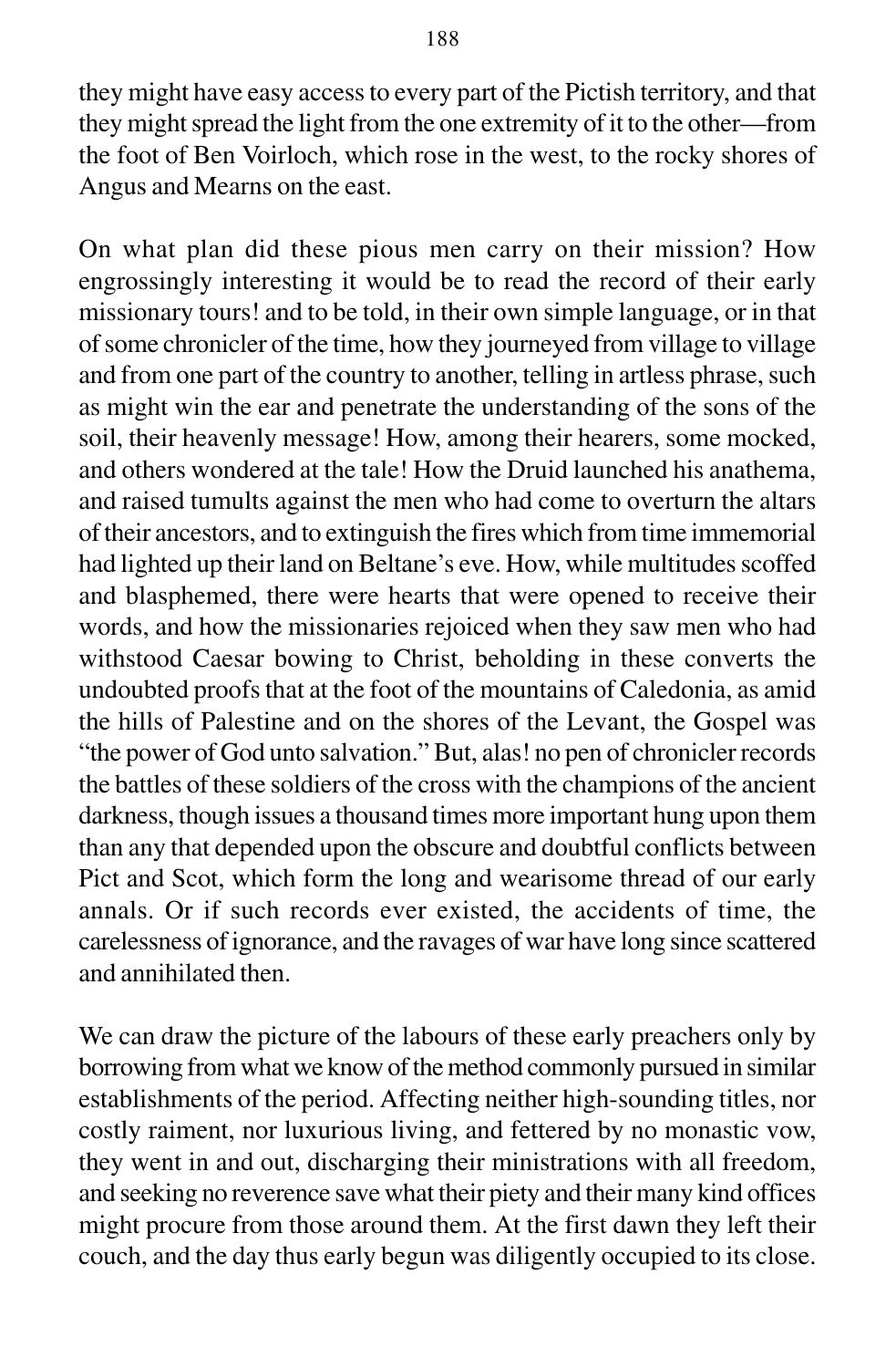they might have easy access to every part of the Pictish territory, and that they might spread the light from the one extremity of it to the other—from the foot of Ben Voirloch, which rose in the west, to the rocky shores of Angus and Mearns on the east.

On what plan did these pious men carry on their mission? How engrossingly interesting it would be to read the record of their early missionary tours! and to be told, in their own simple language, or in that of some chronicler of the time, how they journeyed from village to village and from one part of the country to another, telling in artless phrase, such as might win the ear and penetrate the understanding of the sons of the soil, their heavenly message! How, among their hearers, some mocked, and others wondered at the tale! How the Druid launched his anathema, and raised tumults against the men who had come to overturn the altars of their ancestors, and to extinguish the fires which from time immemorial had lighted up their land on Beltane's eve. How, while multitudes scoffed and blasphemed, there were hearts that were opened to receive their words, and how the missionaries rejoiced when they saw men who had withstood Caesar bowing to Christ, beholding in these converts the undoubted proofs that at the foot of the mountains of Caledonia, as amid the hills of Palestine and on the shores of the Levant, the Gospel was "the power of God unto salvation." But, alas! no pen of chronicler records the battles of these soldiers of the cross with the champions of the ancient darkness, though issues a thousand times more important hung upon them than any that depended upon the obscure and doubtful conflicts between Pict and Scot, which form the long and wearisome thread of our early annals. Or if such records ever existed, the accidents of time, the carelessness of ignorance, and the ravages of war have long since scattered and annihilated then.

We can draw the picture of the labours of these early preachers only by borrowing from what we know of the method commonly pursued in similar establishments of the period. Affecting neither high-sounding titles, nor costly raiment, nor luxurious living, and fettered by no monastic vow, they went in and out, discharging their ministrations with all freedom, and seeking no reverence save what their piety and their many kind offices might procure from those around them. At the first dawn they left their couch, and the day thus early begun was diligently occupied to its close.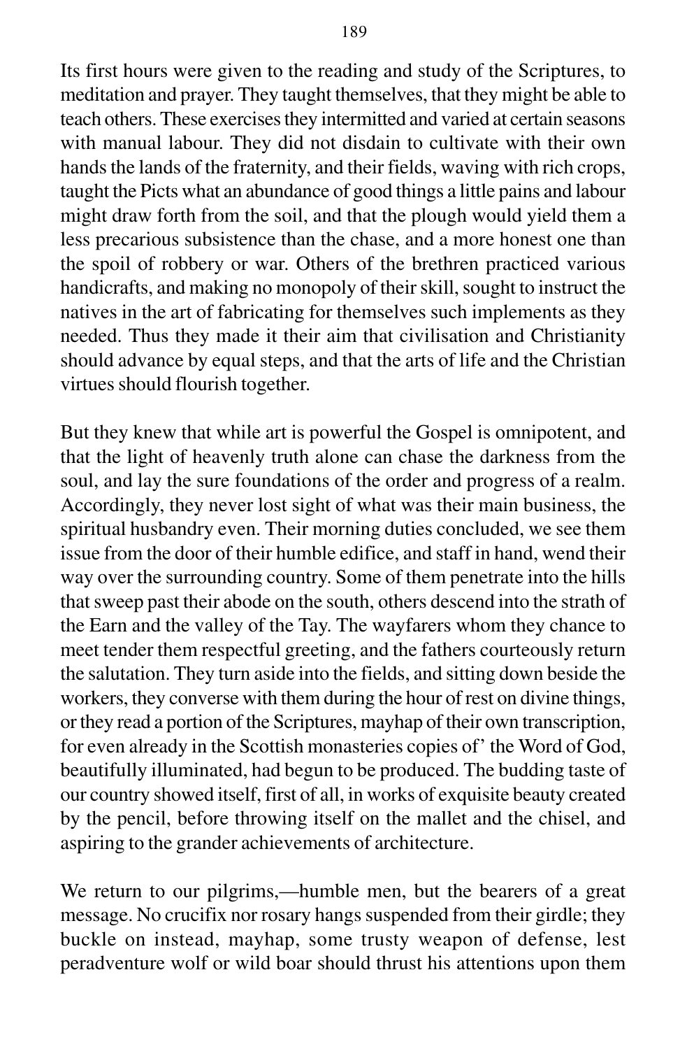Its first hours were given to the reading and study of the Scriptures, to meditation and prayer. They taught themselves, that they might be able to teach others. These exercises they intermitted and varied at certain seasons with manual labour. They did not disdain to cultivate with their own hands the lands of the fraternity, and their fields, waving with rich crops, taught the Picts what an abundance of good things a little pains and labour might draw forth from the soil, and that the plough would yield them a less precarious subsistence than the chase, and a more honest one than the spoil of robbery or war. Others of the brethren practiced various handicrafts, and making no monopoly of their skill, sought to instruct the natives in the art of fabricating for themselves such implements as they needed. Thus they made it their aim that civilisation and Christianity should advance by equal steps, and that the arts of life and the Christian virtues should flourish together.

But they knew that while art is powerful the Gospel is omnipotent, and that the light of heavenly truth alone can chase the darkness from the soul, and lay the sure foundations of the order and progress of a realm. Accordingly, they never lost sight of what was their main business, the spiritual husbandry even. Their morning duties concluded, we see them issue from the door of their humble edifice, and staff in hand, wend their way over the surrounding country. Some of them penetrate into the hills that sweep past their abode on the south, others descend into the strath of the Earn and the valley of the Tay. The wayfarers whom they chance to meet tender them respectful greeting, and the fathers courteously return the salutation. They turn aside into the fields, and sitting down beside the workers, they converse with them during the hour of rest on divine things, or they read a portion of the Scriptures, mayhap of their own transcription, for even already in the Scottish monasteries copies of' the Word of God, beautifully illuminated, had begun to be produced. The budding taste of our country showed itself, first of all, in works of exquisite beauty created by the pencil, before throwing itself on the mallet and the chisel, and aspiring to the grander achievements of architecture.

We return to our pilgrims,—humble men, but the bearers of a great message. No crucifix nor rosary hangs suspended from their girdle; they buckle on instead, mayhap, some trusty weapon of defense, lest peradventure wolf or wild boar should thrust his attentions upon them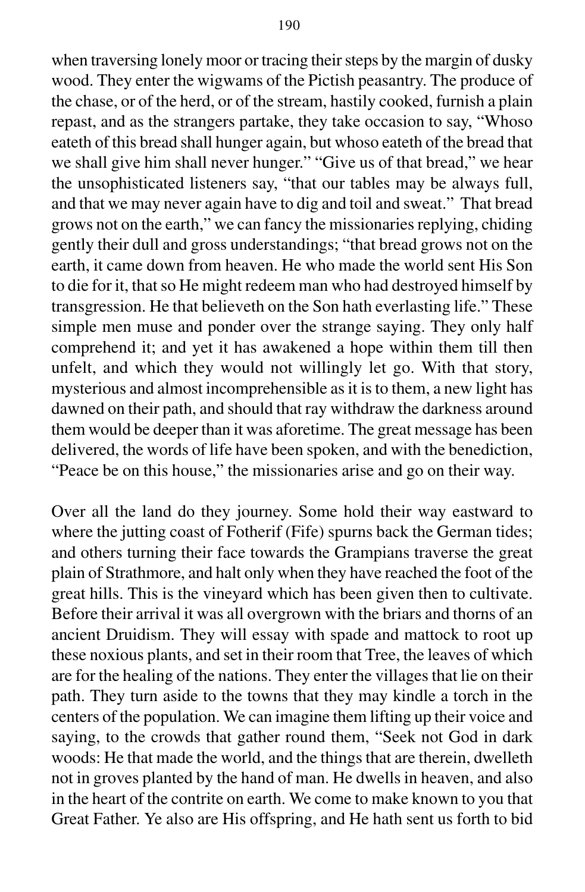when traversing lonely moor or tracing their steps by the margin of dusky wood. They enter the wigwams of the Pictish peasantry. The produce of the chase, or of the herd, or of the stream, hastily cooked, furnish a plain repast, and as the strangers partake, they take occasion to say, "Whoso eateth of this bread shall hunger again, but whoso eateth of the bread that we shall give him shall never hunger." "Give us of that bread," we hear the unsophisticated listeners say, "that our tables may be always full, and that we may never again have to dig and toil and sweat." That bread grows not on the earth," we can fancy the missionaries replying, chiding gently their dull and gross understandings; "that bread grows not on the earth, it came down from heaven. He who made the world sent His Son to die for it, that so He might redeem man who had destroyed himself by transgression. He that believeth on the Son hath everlasting life." These simple men muse and ponder over the strange saying. They only half comprehend it; and yet it has awakened a hope within them till then unfelt, and which they would not willingly let go. With that story, mysterious and almost incomprehensible as it is to them, a new light has dawned on their path, and should that ray withdraw the darkness around them would be deeper than it was aforetime. The great message has been delivered, the words of life have been spoken, and with the benediction, "Peace be on this house," the missionaries arise and go on their way.

Over all the land do they journey. Some hold their way eastward to where the jutting coast of Fotherif (Fife) spurns back the German tides; and others turning their face towards the Grampians traverse the great plain of Strathmore, and halt only when they have reached the foot of the great hills. This is the vineyard which has been given then to cultivate. Before their arrival it was all overgrown with the briars and thorns of an ancient Druidism. They will essay with spade and mattock to root up these noxious plants, and set in their room that Tree, the leaves of which are for the healing of the nations. They enter the villages that lie on their path. They turn aside to the towns that they may kindle a torch in the centers of the population. We can imagine them lifting up their voice and saying, to the crowds that gather round them, "Seek not God in dark woods: He that made the world, and the things that are therein, dwelleth not in groves planted by the hand of man. He dwells in heaven, and also in the heart of the contrite on earth. We come to make known to you that Great Father. Ye also are His offspring, and He hath sent us forth to bid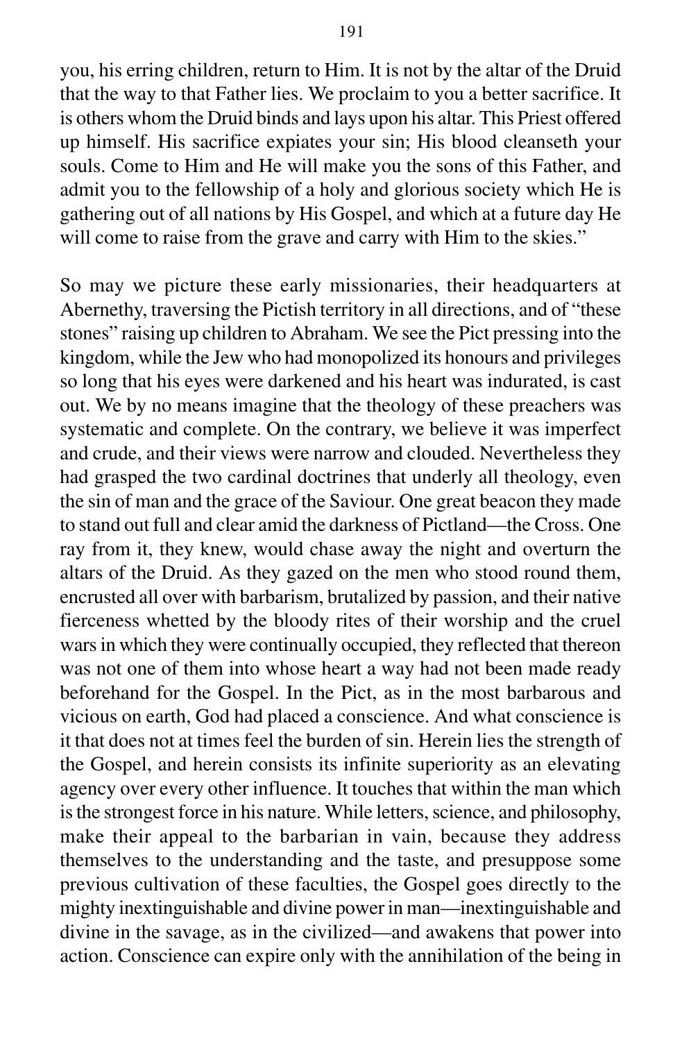you, his erring children, return to Him. It is not by the altar of the Druid that the way to that Father lies. We proclaim to you a better sacrifice. It is others whom the Druid binds and lays upon his altar. This Priest offered up himself. His sacrifice expiates your sin; His blood cleanseth your souls. Come to Him and He will make you the sons of this Father, and admit you to the fellowship of a holy and glorious society which He is gathering out of all nations by His Gospel, and which at a future day He will come to raise from the grave and carry with Him to the skies."

So may we picture these early missionaries, their headquarters at Abernethy, traversing the Pictish territory in all directions, and of "these stones" raising up children to Abraham. We see the Pict pressing into the kingdom, while the Jew who had monopolized its honours and privileges so long that his eyes were darkened and his heart was indurated, is cast out. We by no means imagine that the theology of these preachers was systematic and complete. On the contrary, we believe it was imperfect and crude, and their views were narrow and clouded. Nevertheless they had grasped the two cardinal doctrines that underly all theology, even the sin of man and the grace of the Saviour. One great beacon they made to stand out full and clear amid the darkness of Pictland—the Cross. One ray from it, they knew, would chase away the night and overturn the altars of the Druid. As they gazed on the men who stood round them, encrusted all over with barbarism, brutalized by passion, and their native fierceness whetted by the bloody rites of their worship and the cruel wars in which they were continually occupied, they reflected that thereon was not one of them into whose heart a way had not been made ready beforehand for the Gospel. In the Pict, as in the most barbarous and vicious on earth, God had placed a conscience. And what conscience is it that does not at times feel the burden of sin. Herein lies the strength of the Gospel, and herein consists its infinite superiority as an elevating agency over every other influence. It touches that within the man which is the strongest force in his nature. While letters, science, and philosophy, make their appeal to the barbarian in vain, because they address themselves to the understanding and the taste, and presuppose some previous cultivation of these faculties, the Gospel goes directly to the mighty inextinguishable and divine power in man—inextinguishable and divine in the savage, as in the civilized—and awakens that power into action. Conscience can expire only with the annihilation of the being in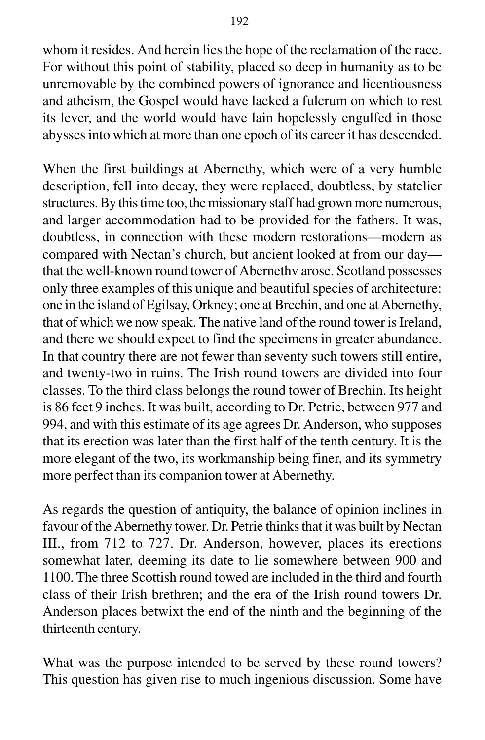whom it resides. And herein lies the hope of the reclamation of the race. For without this point of stability, placed so deep in humanity as to be unremovable by the combined powers of ignorance and licentiousness and atheism, the Gospel would have lacked a fulcrum on which to rest its lever, and the world would have lain hopelessly engulfed in those abysses into which at more than one epoch of its career it has descended.

When the first buildings at Abernethy, which were of a very humble description, fell into decay, they were replaced, doubtless, by statelier structures. By this time too, the missionary staff had grown more numerous, and larger accommodation had to be provided for the fathers. It was, doubtless, in connection with these modern restorations—modern as compared with Nectan's church, but ancient looked at from our day—that the well-known round tower of Abernethv arose. Scotland possesses only three examples of this unique and beautiful species of architecture: one in the island of Egilsay, Orkney; one at Brechin, and one at Abernethy, that of which we now speak. The native land of the round tower is Ireland, and there we should expect to find the specimens in greater abundance. In that country there are not fewer than seventy such towers still entire, and twenty-two in ruins. The Irish round towers are divided into four classes. To the third class belongs the round tower of Brechin. Its height is 86 feet 9 inches. It was built, according to Dr. Petrie, between 977 and 994, and with this estimate of its age agrees Dr. Anderson, who supposes that its erection was later than the first half of the tenth century. It is the more elegant of the two, its workmanship being finer, and its symmetry more perfect than its companion tower at Abernethy.

As regards the question of antiquity, the balance of opinion inclines in favour of the Abernethy tower. Dr. Petrie thinks that it was built by Nectan III., from 712 to 727. Dr. Anderson, however, places its erections somewhat later, deeming its date to lie somewhere between 900 and 1100. The three Scottish round towed are included in the third and fourth class of their Irish brethren; and the era of the Irish round towers Dr. Anderson places betwixt the end of the ninth and the beginning of the thirteenth century.

What was the purpose intended to be served by these round towers? This question has given rise to much ingenious discussion. Some have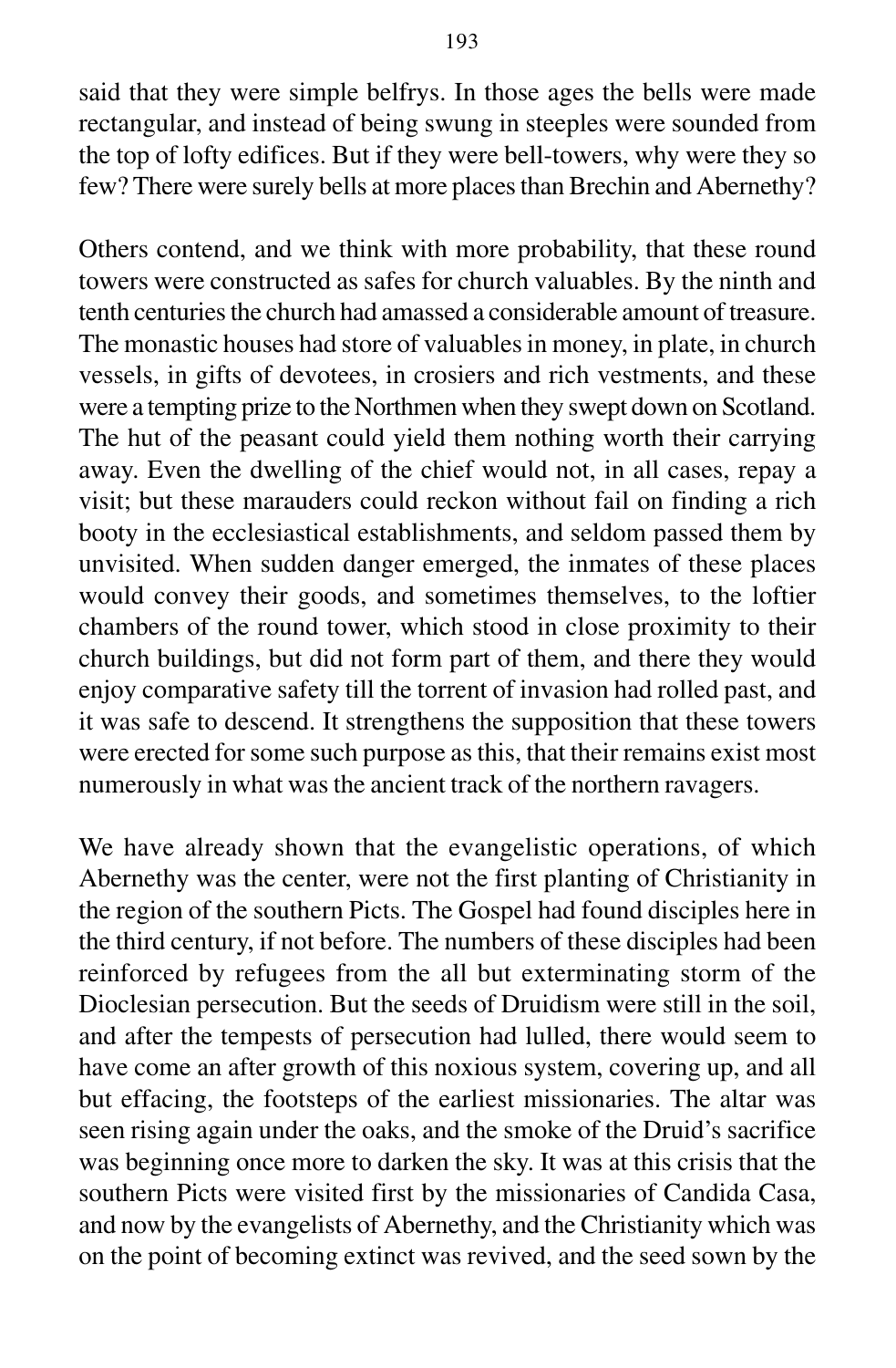said that they were simple belfrys. In those ages the bells were made rectangular, and instead of being swung in steeples were sounded from the top of lofty edifices. But if they were bell-towers, why were they so few? There were surely bells at more places than Brechin and Abernethy?

Others contend, and we think with more probability, that these round towers were constructed as safes for church valuables. By the ninth and tenth centuries the church had amassed a considerable amount of treasure. The monastic houses had store of valuables in money, in plate, in church vessels, in gifts of devotees, in crosiers and rich vestments, and these were a tempting prize to the Northmen when they swept down on Scotland. The hut of the peasant could yield them nothing worth their carrying away. Even the dwelling of the chief would not, in all cases, repay a visit; but these marauders could reckon without fail on finding a rich booty in the ecclesiastical establishments, and seldom passed them by unvisited. When sudden danger emerged, the inmates of these places would convey their goods, and sometimes themselves, to the loftier chambers of the round tower, which stood in close proximity to their church buildings, but did not form part of them, and there they would enjoy comparative safety till the torrent of invasion had rolled past, and it was safe to descend. It strengthens the supposition that these towers were erected for some such purpose as this, that their remains exist most numerously in what was the ancient track of the northern ravagers.

We have already shown that the evangelistic operations, of which Abernethy was the center, were not the first planting of Christianity in the region of the southern Picts. The Gospel had found disciples here in the third century, if not before. The numbers of these disciples had been reinforced by refugees from the all but exterminating storm of the Dioclesian persecution. But the seeds of Druidism were still in the soil, and after the tempests of persecution had lulled, there would seem to have come an after growth of this noxious system, covering up, and all but effacing, the footsteps of the earliest missionaries. The altar was seen rising again under the oaks, and the smoke of the Druid's sacrifice was beginning once more to darken the sky. It was at this crisis that the southern Picts were visited first by the missionaries of Candida Casa, and now by the evangelists of Abernethy, and the Christianity which was on the point of becoming extinct was revived, and the seed sown by the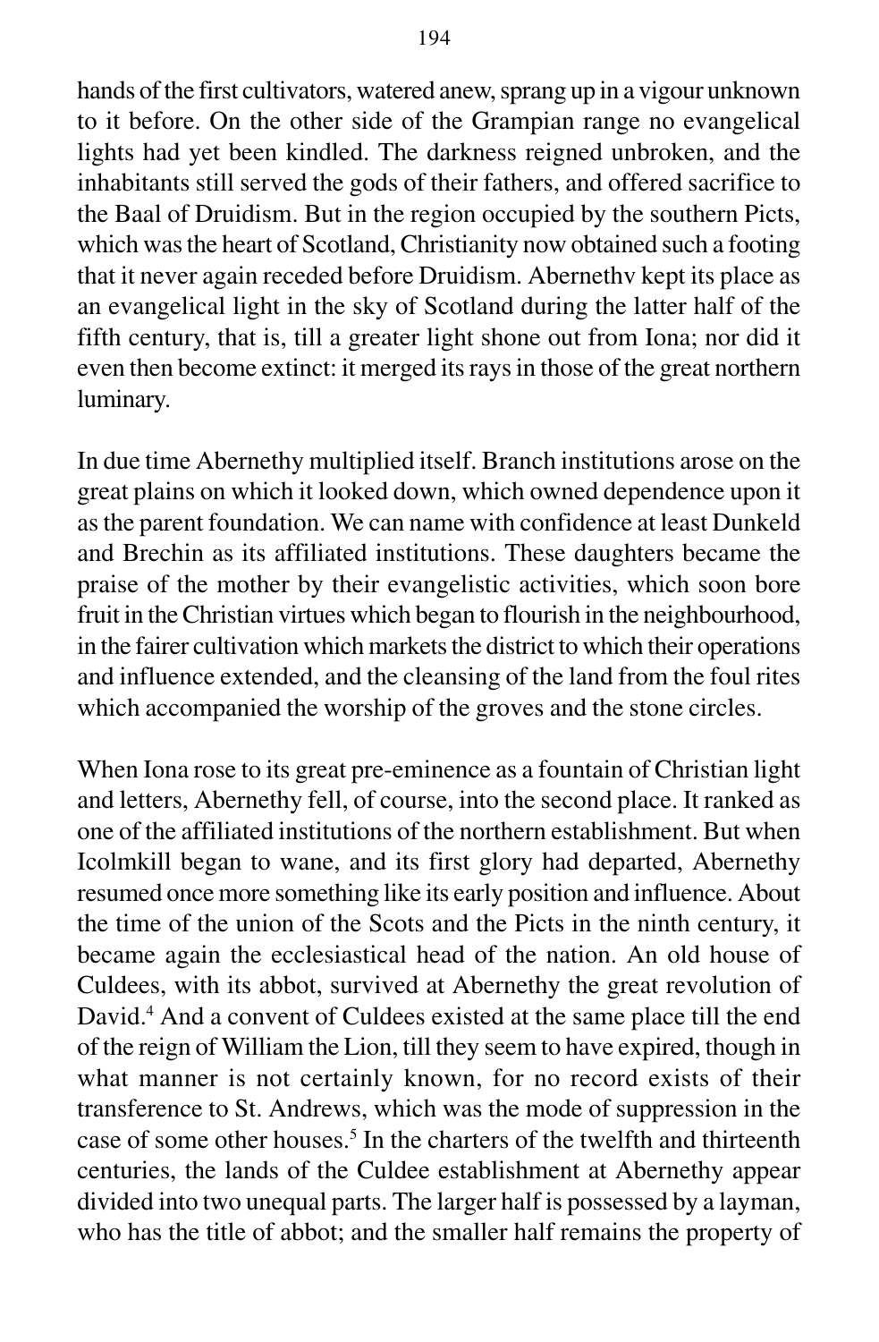hands of the first cultivators, watered anew, sprang up in a vigour unknown to it before. On the other side of the Grampian range no evangelical lights had yet been kindled. The darkness reigned unbroken, and the inhabitants still served the gods of their fathers, and offered sacrifice to the Baal of Druidism. But in the region occupied by the southern Picts, which was the heart of Scotland, Christianity now obtained such a footing that it never again receded before Druidism. Abernethv kept its place as an evangelical light in the sky of Scotland during the latter half of the fifth century, that is, till a greater light shone out from Iona; nor did it even then become extinct: it merged its rays in those of the great northern luminary.

In due time Abernethy multiplied itself. Branch institutions arose on the great plains on which it looked down, which owned dependence upon it as the parent foundation. We can name with confidence at least Dunkeld and Brechin as its affiliated institutions. These daughters became the praise of the mother by their evangelistic activities, which soon bore fruit in the Christian virtues which began to flourish in the neighbourhood, in the fairer cultivation which markets the district to which their operations and influence extended, and the cleansing of the land from the foul rites which accompanied the worship of the groves and the stone circles.

When Iona rose to its great pre-eminence as a fountain of Christian light and letters, Abernethy fell, of course, into the second place. It ranked as one of the affiliated institutions of the northern establishment. But when Icolmkill began to wane, and its first glory had departed, Abernethy resumed once more something like its early position and influence. About the time of the union of the Scots and the Picts in the ninth century, it became again the ecclesiastical head of the nation. An old house of Culdees, with its abbot, survived at Abernethy the great revolution of David.[4] And a convent of Culdees existed at the same place till the end of the reign of William the Lion, till they seem to have expired, though in what manner is not certainly known, for no record exists of their transference to St. Andrews, which was the mode of suppression in the case of some other houses.[5] In the charters of the twelfth and thirteenth centuries, the lands of the Culdee establishment at Abernethy appear divided into two unequal parts. The larger half is possessed by a layman, who has the title of abbot; and the smaller half remains the property of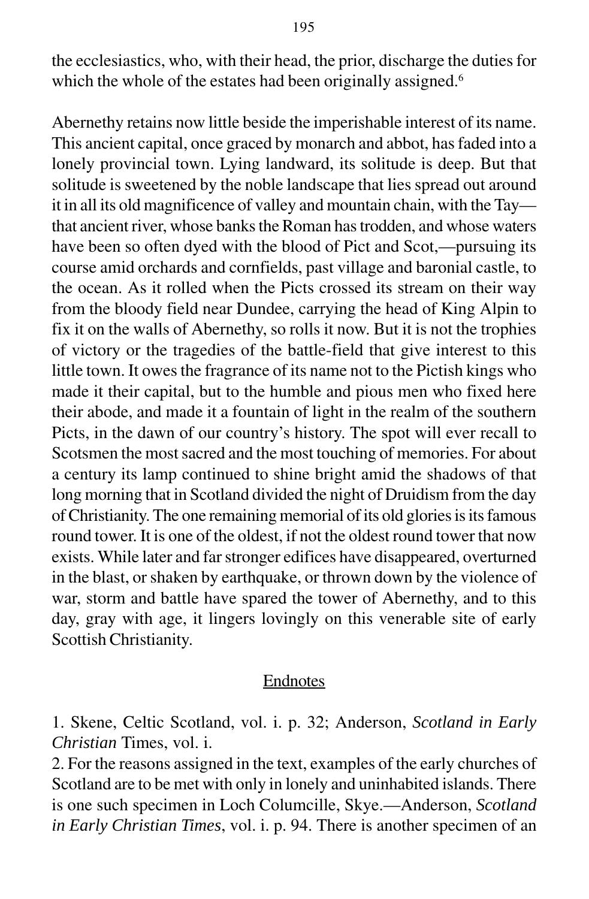the ecclesiastics, who, with their head, the prior, discharge the duties for which the whole of the estates had been originally assigned.[6]

Abernethy retains now little beside the imperishable interest of its name. This ancient capital, once graced by monarch and abbot, has faded into a lonely provincial town. Lying landward, its solitude is deep. But that solitude is sweetened by the noble landscape that lies spread out around it in all its old magnificence of valley and mountain chain, with the Tay—that ancient river, whose banks the Roman has trodden, and whose waters have been so often dyed with the blood of Pict and Scot,—pursuing its course amid orchards and cornfields, past village and baronial castle, to the ocean. As it rolled when the Picts crossed its stream on their way from the bloody field near Dundee, carrying the head of King Alpin to fix it on the walls of Abernethy, so rolls it now. But it is not the trophies of victory or the tragedies of the battle-field that give interest to this little town. It owes the fragrance of its name not to the Pictish kings who made it their capital, but to the humble and pious men who fixed here their abode, and made it a fountain of light in the realm of the southern Picts, in the dawn of our country's history. The spot will ever recall to Scotsmen the most sacred and the most touching of memories. For about a century its lamp continued to shine bright amid the shadows of that long morning that in Scotland divided the night of Druidism from the day of Christianity. The one remaining memorial of its old glories is its famous round tower. It is one of the oldest, if not the oldest round tower that now exists. While later and far stronger edifices have disappeared, overturned in the blast, or shaken by earthquake, or thrown down by the violence of war, storm and battle have spared the tower of Abernethy, and to this day, gray with age, it lingers lovingly on this venerable site of early Scottish Christianity.

## Endnotes

1. Skene, Celtic Scotland, vol. i. p. 32; Anderson, *Scotland in Early Christian* Times, vol. i.

2. For the reasons assigned in the text, examples of the early churches of Scotland are to be met with only in lonely and uninhabited islands. There is one such specimen in Loch Columcille, Skye.—Anderson, *Scotland in Early Christian Times*, vol. i. p. 94. There is another specimen of an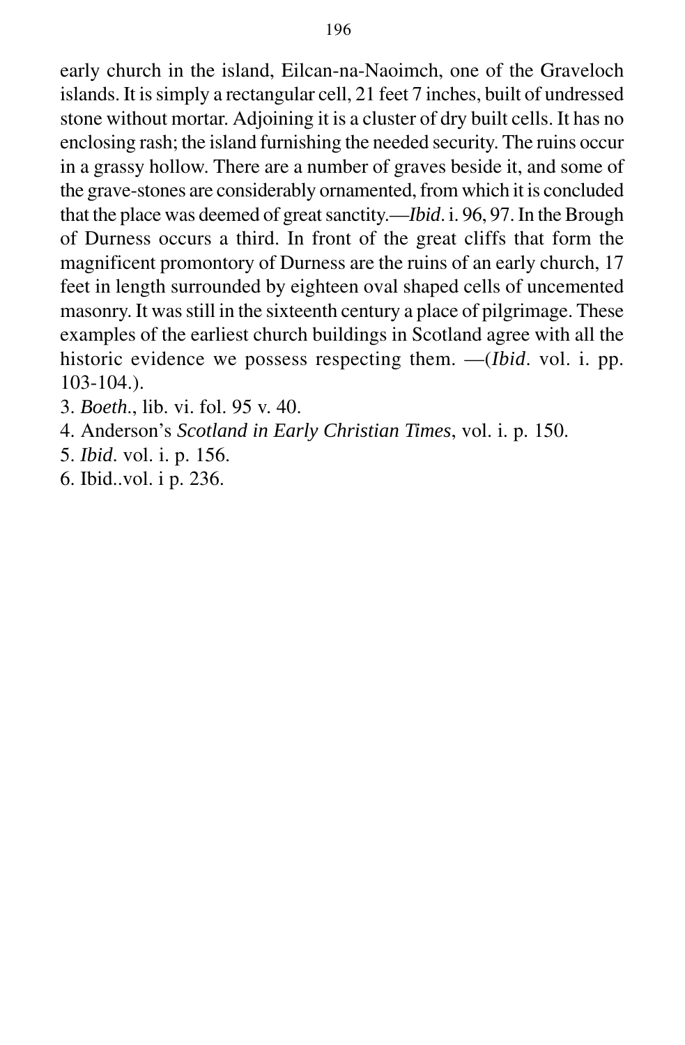early church in the island, Eilcan-na-Naoimch, one of the Graveloch islands. It is simply a rectangular cell, 21 feet 7 inches, built of undressed stone without mortar. Adjoining it is a cluster of dry built cells. It has no enclosing rash; the island furnishing the needed security. The ruins occur in a grassy hollow. There are a number of graves beside it, and some of the grave-stones are considerably ornamented, from which it is concluded that the place was deemed of great sanctity.—*Ibid*. i. 96, 97. In the Brough of Durness occurs a third. In front of the great cliffs that form the magnificent promontory of Durness are the ruins of an early church, 17 feet in length surrounded by eighteen oval shaped cells of uncemented masonry. It was still in the sixteenth century a place of pilgrimage. These examples of the earliest church buildings in Scotland agree with all the historic evidence we possess respecting them. —(*Ibid*. vol. i. pp. 103-104.).

3. *Boeth*., lib. vi. fol. 95 v. 40.
4. Anderson's *Scotland in Early Christian Times*, vol. i. p. 150.
5. *Ibid*. vol. i. p. 156.
6. Ibid..vol. i p. 236.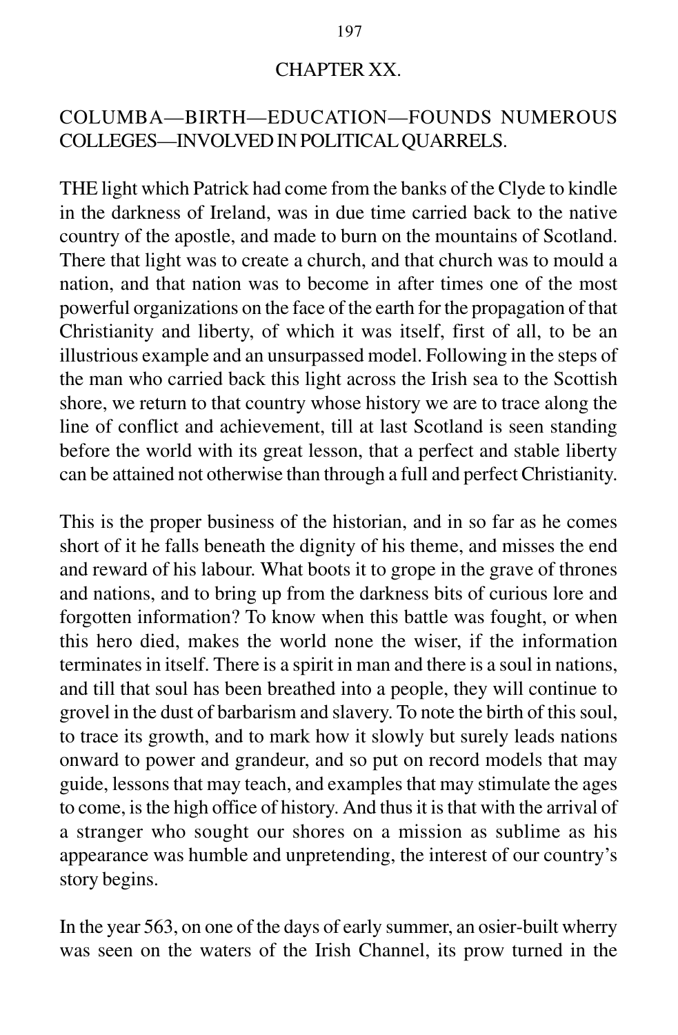# CHAPTER XX.

## COLUMBA—BIRTH—EDUCATION—FOUNDS NUMEROUS COLLEGES—INVOLVED IN POLITICAL QUARRELS.

THE light which Patrick had come from the banks of the Clyde to kindle in the darkness of Ireland, was in due time carried back to the native country of the apostle, and made to burn on the mountains of Scotland. There that light was to create a church, and that church was to mould a nation, and that nation was to become in after times one of the most powerful organizations on the face of the earth for the propagation of that Christianity and liberty, of which it was itself, first of all, to be an illustrious example and an unsurpassed model. Following in the steps of the man who carried back this light across the Irish sea to the Scottish shore, we return to that country whose history we are to trace along the line of conflict and achievement, till at last Scotland is seen standing before the world with its great lesson, that a perfect and stable liberty can be attained not otherwise than through a full and perfect Christianity.

This is the proper business of the historian, and in so far as he comes short of it he falls beneath the dignity of his theme, and misses the end and reward of his labour. What boots it to grope in the grave of thrones and nations, and to bring up from the darkness bits of curious lore and forgotten information? To know when this battle was fought, or when this hero died, makes the world none the wiser, if the information terminates in itself. There is a spirit in man and there is a soul in nations, and till that soul has been breathed into a people, they will continue to grovel in the dust of barbarism and slavery. To note the birth of this soul, to trace its growth, and to mark how it slowly but surely leads nations onward to power and grandeur, and so put on record models that may guide, lessons that may teach, and examples that may stimulate the ages to come, is the high office of history. And thus it is that with the arrival of a stranger who sought our shores on a mission as sublime as his appearance was humble and unpretending, the interest of our country's story begins.

In the year 563, on one of the days of early summer, an osier-built wherry was seen on the waters of the Irish Channel, its prow turned in the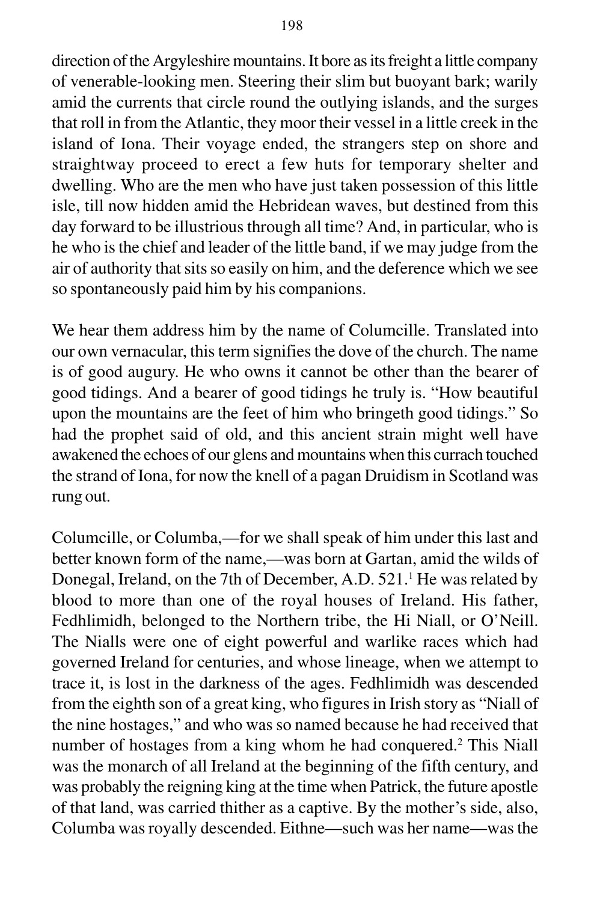direction of the Argyleshire mountains. It bore as its freight a little company of venerable-looking men. Steering their slim but buoyant bark; warily amid the currents that circle round the outlying islands, and the surges that roll in from the Atlantic, they moor their vessel in a little creek in the island of Iona. Their voyage ended, the strangers step on shore and straightway proceed to erect a few huts for temporary shelter and dwelling. Who are the men who have just taken possession of this little isle, till now hidden amid the Hebridean waves, but destined from this day forward to be illustrious through all time? And, in particular, who is he who is the chief and leader of the little band, if we may judge from the air of authority that sits so easily on him, and the deference which we see so spontaneously paid him by his companions.

We hear them address him by the name of Columcille. Translated into our own vernacular, this term signifies the dove of the church. The name is of good augury. He who owns it cannot be other than the bearer of good tidings. And a bearer of good tidings he truly is. "How beautiful upon the mountains are the feet of him who bringeth good tidings." So had the prophet said of old, and this ancient strain might well have awakened the echoes of our glens and mountains when this currach touched the strand of Iona, for now the knell of a pagan Druidism in Scotland was rung out.

Columcille, or Columba,—for we shall speak of him under this last and better known form of the name,—was born at Gartan, amid the wilds of Donegal, Ireland, on the 7th of December, A.D. 521.[1] He was related by blood to more than one of the royal houses of Ireland. His father, Fedhlimidh, belonged to the Northern tribe, the Hi Niall, or O'Neill. The Nialls were one of eight powerful and warlike races which had governed Ireland for centuries, and whose lineage, when we attempt to trace it, is lost in the darkness of the ages. Fedhlimidh was descended from the eighth son of a great king, who figures in Irish story as "Niall of the nine hostages," and who was so named because he had received that number of hostages from a king whom he had conquered.[2] This Niall was the monarch of all Ireland at the beginning of the fifth century, and was probably the reigning king at the time when Patrick, the future apostle of that land, was carried thither as a captive. By the mother's side, also, Columba was royally descended. Eithne—such was her name—was the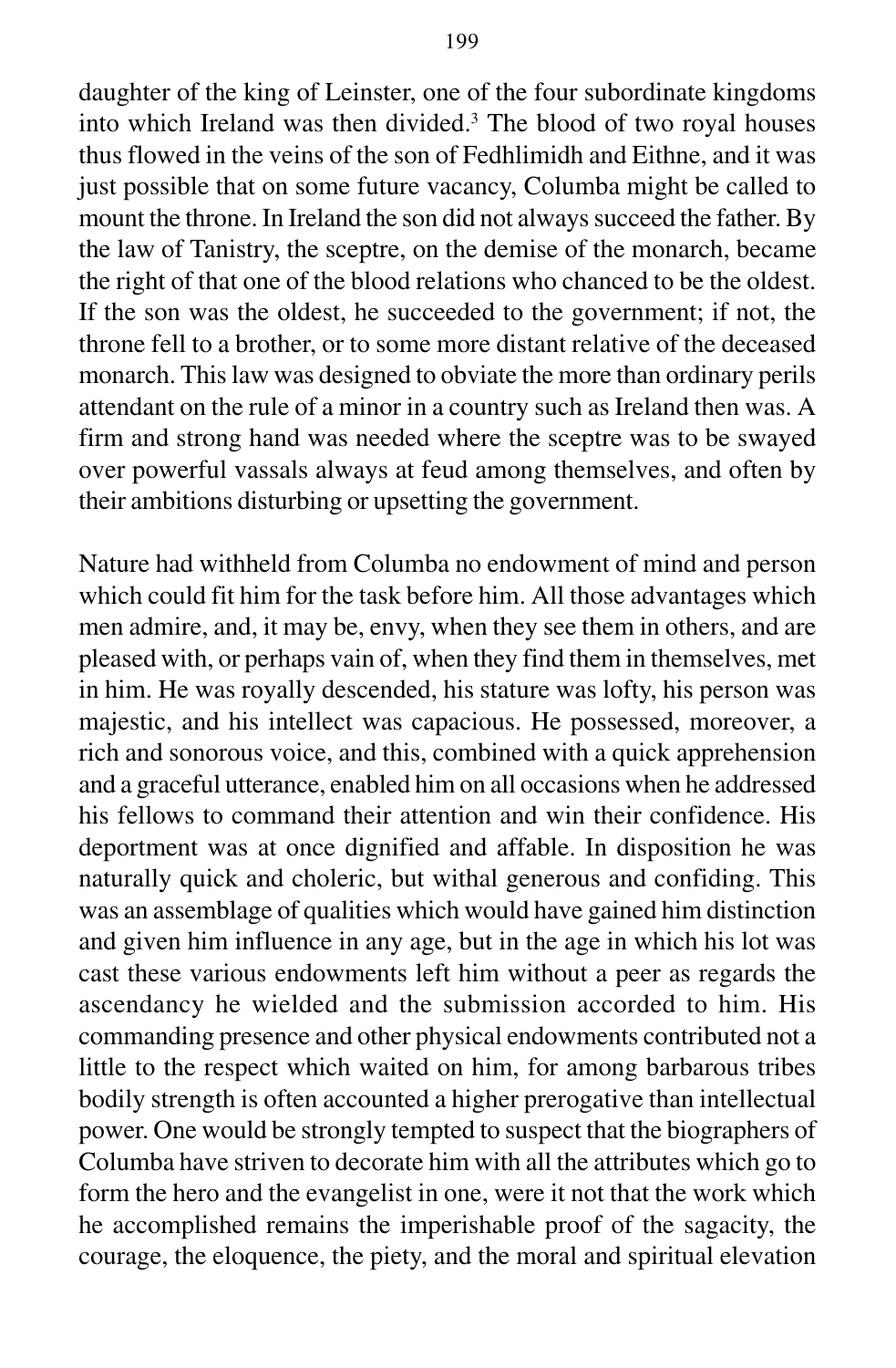daughter of the king of Leinster, one of the four subordinate kingdoms into which Ireland was then divided.[3] The blood of two royal houses thus flowed in the veins of the son of Fedhlimidh and Eithne, and it was just possible that on some future vacancy, Columba might be called to mount the throne. In Ireland the son did not always succeed the father. By the law of Tanistry, the sceptre, on the demise of the monarch, became the right of that one of the blood relations who chanced to be the oldest. If the son was the oldest, he succeeded to the government; if not, the throne fell to a brother, or to some more distant relative of the deceased monarch. This law was designed to obviate the more than ordinary perils attendant on the rule of a minor in a country such as Ireland then was. A firm and strong hand was needed where the sceptre was to be swayed over powerful vassals always at feud among themselves, and often by their ambitions disturbing or upsetting the government.

Nature had withheld from Columba no endowment of mind and person which could fit him for the task before him. All those advantages which men admire, and, it may be, envy, when they see them in others, and are pleased with, or perhaps vain of, when they find them in themselves, met in him. He was royally descended, his stature was lofty, his person was majestic, and his intellect was capacious. He possessed, moreover, a rich and sonorous voice, and this, combined with a quick apprehension and a graceful utterance, enabled him on all occasions when he addressed his fellows to command their attention and win their confidence. His deportment was at once dignified and affable. In disposition he was naturally quick and choleric, but withal generous and confiding. This was an assemblage of qualities which would have gained him distinction and given him influence in any age, but in the age in which his lot was cast these various endowments left him without a peer as regards the ascendancy he wielded and the submission accorded to him. His commanding presence and other physical endowments contributed not a little to the respect which waited on him, for among barbarous tribes bodily strength is often accounted a higher prerogative than intellectual power. One would be strongly tempted to suspect that the biographers of Columba have striven to decorate him with all the attributes which go to form the hero and the evangelist in one, were it not that the work which he accomplished remains the imperishable proof of the sagacity, the courage, the eloquence, the piety, and the moral and spiritual elevation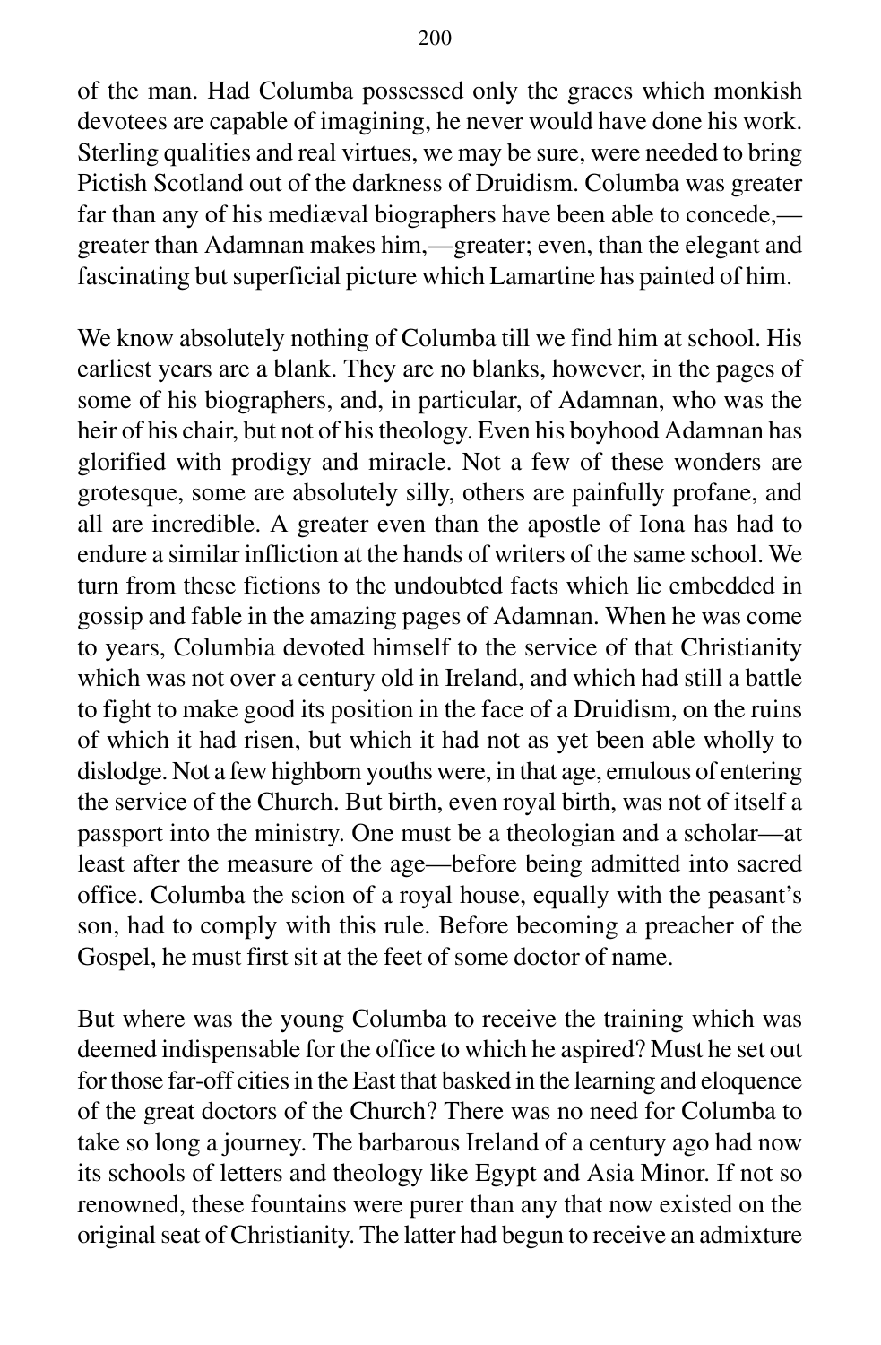of the man. Had Columba possessed only the graces which monkish devotees are capable of imagining, he never would have done his work. Sterling qualities and real virtues, we may be sure, were needed to bring Pictish Scotland out of the darkness of Druidism. Columba was greater far than any of his mediæval biographers have been able to concede,—greater than Adamnan makes him,—greater; even, than the elegant and fascinating but superficial picture which Lamartine has painted of him.

We know absolutely nothing of Columba till we find him at school. His earliest years are a blank. They are no blanks, however, in the pages of some of his biographers, and, in particular, of Adamnan, who was the heir of his chair, but not of his theology. Even his boyhood Adamnan has glorified with prodigy and miracle. Not a few of these wonders are grotesque, some are absolutely silly, others are painfully profane, and all are incredible. A greater even than the apostle of Iona has had to endure a similar infliction at the hands of writers of the same school. We turn from these fictions to the undoubted facts which lie embedded in gossip and fable in the amazing pages of Adamnan. When he was come to years, Columbia devoted himself to the service of that Christianity which was not over a century old in Ireland, and which had still a battle to fight to make good its position in the face of a Druidism, on the ruins of which it had risen, but which it had not as yet been able wholly to dislodge. Not a few highborn youths were, in that age, emulous of entering the service of the Church. But birth, even royal birth, was not of itself a passport into the ministry. One must be a theologian and a scholar—at least after the measure of the age—before being admitted into sacred office. Columba the scion of a royal house, equally with the peasant's son, had to comply with this rule. Before becoming a preacher of the Gospel, he must first sit at the feet of some doctor of name.

But where was the young Columba to receive the training which was deemed indispensable for the office to which he aspired? Must he set out for those far-off cities in the East that basked in the learning and eloquence of the great doctors of the Church? There was no need for Columba to take so long a journey. The barbarous Ireland of a century ago had now its schools of letters and theology like Egypt and Asia Minor. If not so renowned, these fountains were purer than any that now existed on the original seat of Christianity. The latter had begun to receive an admixture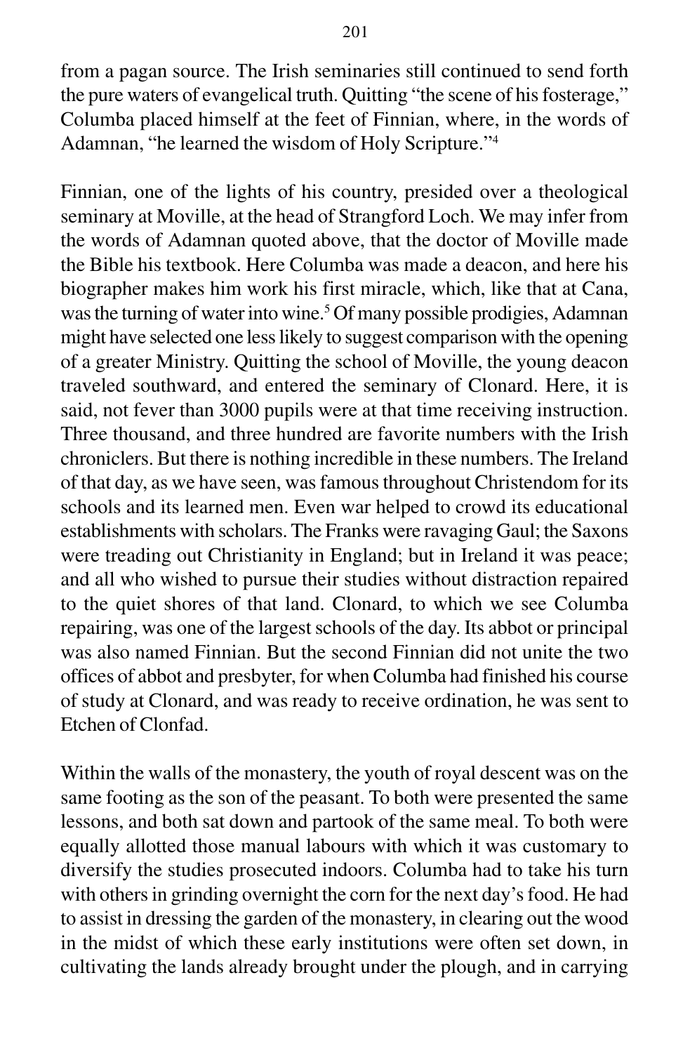from a pagan source. The Irish seminaries still continued to send forth the pure waters of evangelical truth. Quitting "the scene of his fosterage," Columba placed himself at the feet of Finnian, where, in the words of Adamnan, "he learned the wisdom of Holy Scripture."[4]

Finnian, one of the lights of his country, presided over a theological seminary at Moville, at the head of Strangford Loch. We may infer from the words of Adamnan quoted above, that the doctor of Moville made the Bible his textbook. Here Columba was made a deacon, and here his biographer makes him work his first miracle, which, like that at Cana, was the turning of water into wine.[5] Of many possible prodigies, Adamnan might have selected one less likely to suggest comparison with the opening of a greater Ministry. Quitting the school of Moville, the young deacon traveled southward, and entered the seminary of Clonard. Here, it is said, not fever than 3000 pupils were at that time receiving instruction. Three thousand, and three hundred are favorite numbers with the Irish chroniclers. But there is nothing incredible in these numbers. The Ireland of that day, as we have seen, was famous throughout Christendom for its schools and its learned men. Even war helped to crowd its educational establishments with scholars. The Franks were ravaging Gaul; the Saxons were treading out Christianity in England; but in Ireland it was peace; and all who wished to pursue their studies without distraction repaired to the quiet shores of that land. Clonard, to which we see Columba repairing, was one of the largest schools of the day. Its abbot or principal was also named Finnian. But the second Finnian did not unite the two offices of abbot and presbyter, for when Columba had finished his course of study at Clonard, and was ready to receive ordination, he was sent to Etchen of Clonfad.

Within the walls of the monastery, the youth of royal descent was on the same footing as the son of the peasant. To both were presented the same lessons, and both sat down and partook of the same meal. To both were equally allotted those manual labours with which it was customary to diversify the studies prosecuted indoors. Columba had to take his turn with others in grinding overnight the corn for the next day's food. He had to assist in dressing the garden of the monastery, in clearing out the wood in the midst of which these early institutions were often set down, in cultivating the lands already brought under the plough, and in carrying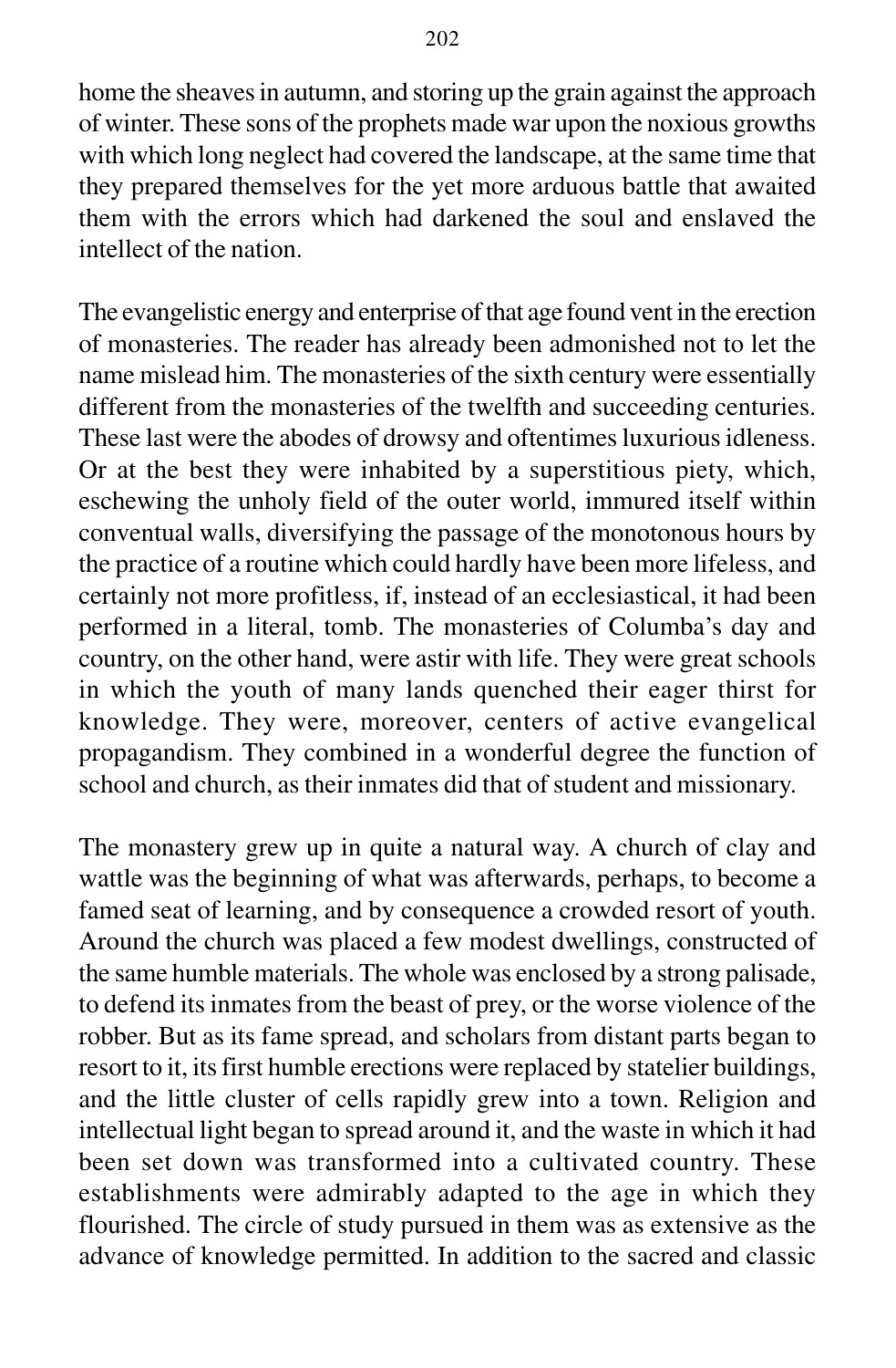home the sheaves in autumn, and storing up the grain against the approach of winter. These sons of the prophets made war upon the noxious growths with which long neglect had covered the landscape, at the same time that they prepared themselves for the yet more arduous battle that awaited them with the errors which had darkened the soul and enslaved the intellect of the nation.

The evangelistic energy and enterprise of that age found vent in the erection of monasteries. The reader has already been admonished not to let the name mislead him. The monasteries of the sixth century were essentially different from the monasteries of the twelfth and succeeding centuries. These last were the abodes of drowsy and oftentimes luxurious idleness. Or at the best they were inhabited by a superstitious piety, which, eschewing the unholy field of the outer world, immured itself within conventual walls, diversifying the passage of the monotonous hours by the practice of a routine which could hardly have been more lifeless, and certainly not more profitless, if, instead of an ecclesiastical, it had been performed in a literal, tomb. The monasteries of Columba's day and country, on the other hand, were astir with life. They were great schools in which the youth of many lands quenched their eager thirst for knowledge. They were, moreover, centers of active evangelical propagandism. They combined in a wonderful degree the function of school and church, as their inmates did that of student and missionary.

The monastery grew up in quite a natural way. A church of clay and wattle was the beginning of what was afterwards, perhaps, to become a famed seat of learning, and by consequence a crowded resort of youth. Around the church was placed a few modest dwellings, constructed of the same humble materials. The whole was enclosed by a strong palisade, to defend its inmates from the beast of prey, or the worse violence of the robber. But as its fame spread, and scholars from distant parts began to resort to it, its first humble erections were replaced by statelier buildings, and the little cluster of cells rapidly grew into a town. Religion and intellectual light began to spread around it, and the waste in which it had been set down was transformed into a cultivated country. These establishments were admirably adapted to the age in which they flourished. The circle of study pursued in them was as extensive as the advance of knowledge permitted. In addition to the sacred and classic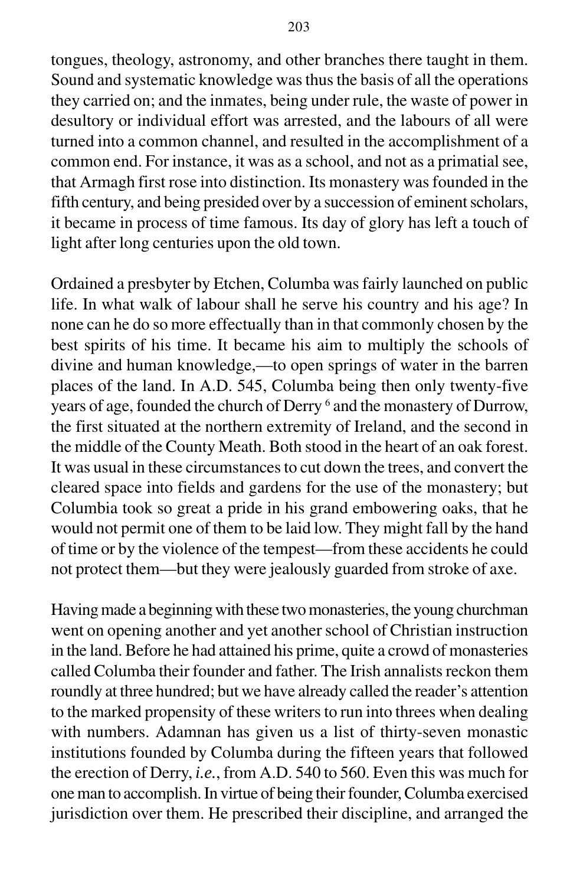tongues, theology, astronomy, and other branches there taught in them. Sound and systematic knowledge was thus the basis of all the operations they carried on; and the inmates, being under rule, the waste of power in desultory or individual effort was arrested, and the labours of all were turned into a common channel, and resulted in the accomplishment of a common end. For instance, it was as a school, and not as a primatial see, that Armagh first rose into distinction. Its monastery was founded in the fifth century, and being presided over by a succession of eminent scholars, it became in process of time famous. Its day of glory has left a touch of light after long centuries upon the old town.

Ordained a presbyter by Etchen, Columba was fairly launched on public life. In what walk of labour shall he serve his country and his age? In none can he do so more effectually than in that commonly chosen by the best spirits of his time. It became his aim to multiply the schools of divine and human knowledge,—to open springs of water in the barren places of the land. In A.D. 545, Columba being then only twenty-five years of age, founded the church of Derry [6] and the monastery of Durrow, the first situated at the northern extremity of Ireland, and the second in the middle of the County Meath. Both stood in the heart of an oak forest. It was usual in these circumstances to cut down the trees, and convert the cleared space into fields and gardens for the use of the monastery; but Columbia took so great a pride in his grand embowering oaks, that he would not permit one of them to be laid low. They might fall by the hand of time or by the violence of the tempest—from these accidents he could not protect them—but they were jealously guarded from stroke of axe.

Having made a beginning with these two monasteries, the young churchman went on opening another and yet another school of Christian instruction in the land. Before he had attained his prime, quite a crowd of monasteries called Columba their founder and father. The Irish annalists reckon them roundly at three hundred; but we have already called the reader's attention to the marked propensity of these writers to run into threes when dealing with numbers. Adamnan has given us a list of thirty-seven monastic institutions founded by Columba during the fifteen years that followed the erection of Derry, *i.e.*, from A.D. 540 to 560. Even this was much for one man to accomplish. In virtue of being their founder, Columba exercised jurisdiction over them. He prescribed their discipline, and arranged the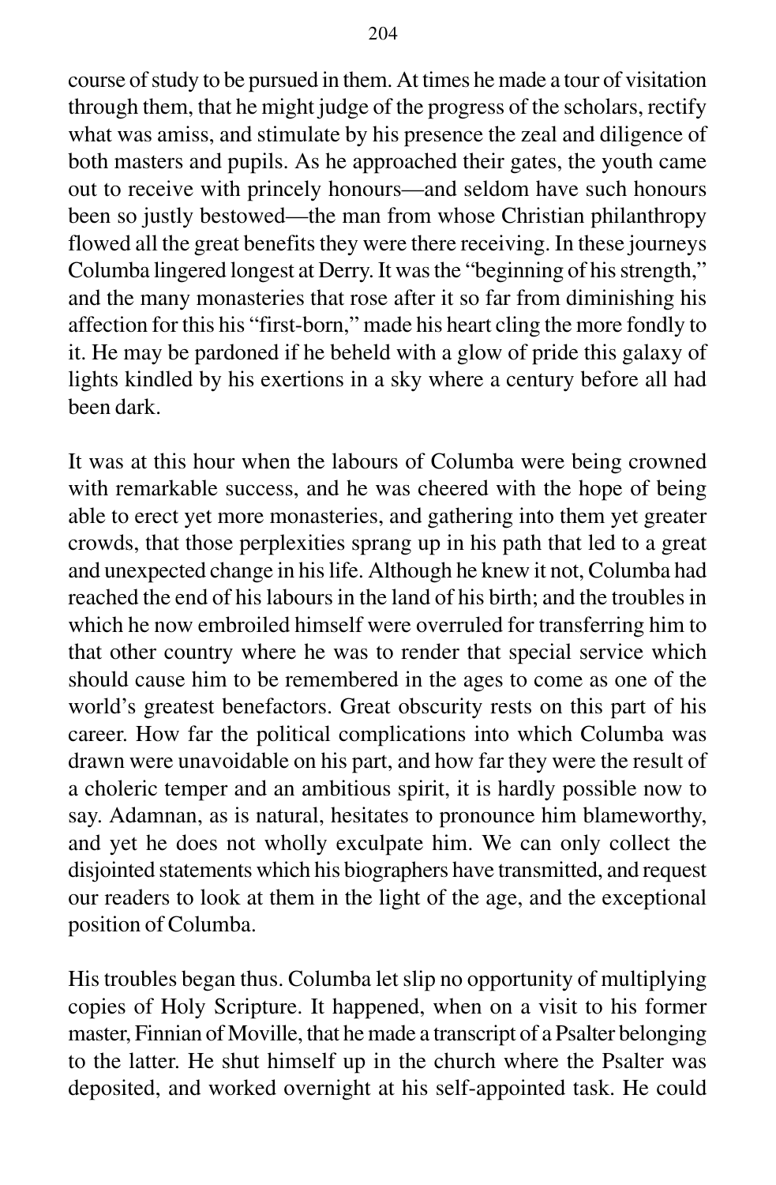course of study to be pursued in them. At times he made a tour of visitation through them, that he might judge of the progress of the scholars, rectify what was amiss, and stimulate by his presence the zeal and diligence of both masters and pupils. As he approached their gates, the youth came out to receive with princely honours—and seldom have such honours been so justly bestowed—the man from whose Christian philanthropy flowed all the great benefits they were there receiving. In these journeys Columba lingered longest at Derry. It was the "beginning of his strength," and the many monasteries that rose after it so far from diminishing his affection for this his "first-born," made his heart cling the more fondly to it. He may be pardoned if he beheld with a glow of pride this galaxy of lights kindled by his exertions in a sky where a century before all had been dark.

It was at this hour when the labours of Columba were being crowned with remarkable success, and he was cheered with the hope of being able to erect yet more monasteries, and gathering into them yet greater crowds, that those perplexities sprang up in his path that led to a great and unexpected change in his life. Although he knew it not, Columba had reached the end of his labours in the land of his birth; and the troubles in which he now embroiled himself were overruled for transferring him to that other country where he was to render that special service which should cause him to be remembered in the ages to come as one of the world's greatest benefactors. Great obscurity rests on this part of his career. How far the political complications into which Columba was drawn were unavoidable on his part, and how far they were the result of a choleric temper and an ambitious spirit, it is hardly possible now to say. Adamnan, as is natural, hesitates to pronounce him blameworthy, and yet he does not wholly exculpate him. We can only collect the disjointed statements which his biographers have transmitted, and request our readers to look at them in the light of the age, and the exceptional position of Columba.

His troubles began thus. Columba let slip no opportunity of multiplying copies of Holy Scripture. It happened, when on a visit to his former master, Finnian of Moville, that he made a transcript of a Psalter belonging to the latter. He shut himself up in the church where the Psalter was deposited, and worked overnight at his self-appointed task. He could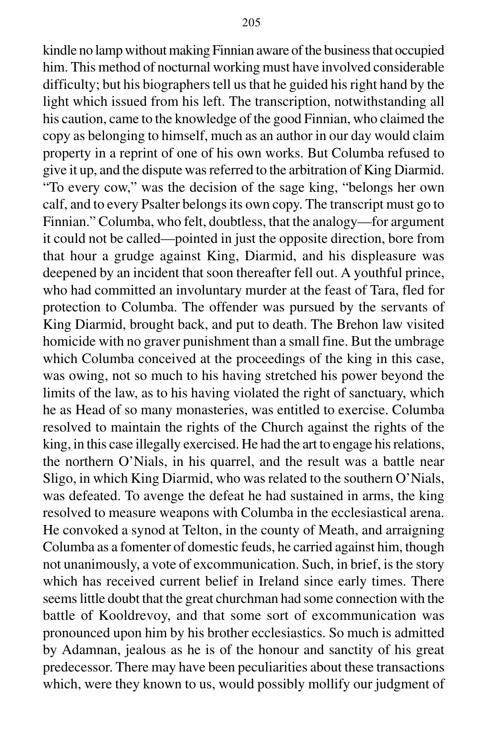kindle no lamp without making Finnian aware of the business that occupied him. This method of nocturnal working must have involved considerable difficulty; but his biographers tell us that he guided his right hand by the light which issued from his left. The transcription, notwithstanding all his caution, came to the knowledge of the good Finnian, who claimed the copy as belonging to himself, much as an author in our day would claim property in a reprint of one of his own works. But Columba refused to give it up, and the dispute was referred to the arbitration of King Diarmid. "To every cow," was the decision of the sage king, "belongs her own calf, and to every Psalter belongs its own copy. The transcript must go to Finnian." Columba, who felt, doubtless, that the analogy—for argument it could not be called—pointed in just the opposite direction, bore from that hour a grudge against King, Diarmid, and his displeasure was deepened by an incident that soon thereafter fell out. A youthful prince, who had committed an involuntary murder at the feast of Tara, fled for protection to Columba. The offender was pursued by the servants of King Diarmid, brought back, and put to death. The Brehon law visited homicide with no graver punishment than a small fine. But the umbrage which Columba conceived at the proceedings of the king in this case, was owing, not so much to his having stretched his power beyond the limits of the law, as to his having violated the right of sanctuary, which he as Head of so many monasteries, was entitled to exercise. Columba resolved to maintain the rights of the Church against the rights of the king, in this case illegally exercised. He had the art to engage his relations, the northern O'Nials, in his quarrel, and the result was a battle near Sligo, in which King Diarmid, who was related to the southern O'Nials, was defeated. To avenge the defeat he had sustained in arms, the king resolved to measure weapons with Columba in the ecclesiastical arena. He convoked a synod at Telton, in the county of Meath, and arraigning Columba as a fomenter of domestic feuds, he carried against him, though not unanimously, a vote of excommunication. Such, in brief, is the story which has received current belief in Ireland since early times. There seems little doubt that the great churchman had some connection with the battle of Kooldrevoy, and that some sort of excommunication was pronounced upon him by his brother ecclesiastics. So much is admitted by Adamnan, jealous as he is of the honour and sanctity of his great predecessor. There may have been peculiarities about these transactions which, were they known to us, would possibly mollify our judgment of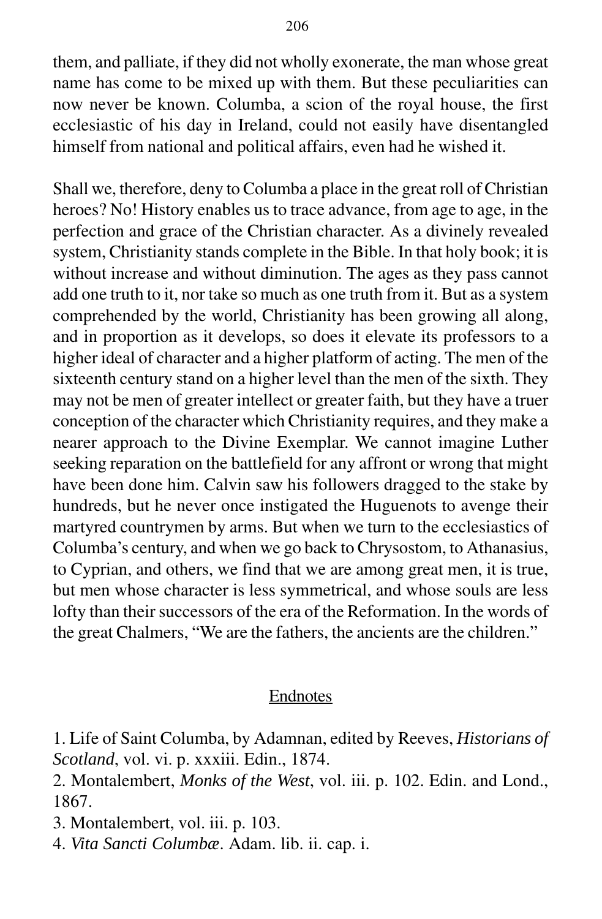them, and palliate, if they did not wholly exonerate, the man whose great name has come to be mixed up with them. But these peculiarities can now never be known. Columba, a scion of the royal house, the first ecclesiastic of his day in Ireland, could not easily have disentangled himself from national and political affairs, even had he wished it.

Shall we, therefore, deny to Columba a place in the great roll of Christian heroes? No! History enables us to trace advance, from age to age, in the perfection and grace of the Christian character. As a divinely revealed system, Christianity stands complete in the Bible. In that holy book; it is without increase and without diminution. The ages as they pass cannot add one truth to it, nor take so much as one truth from it. But as a system comprehended by the world, Christianity has been growing all along, and in proportion as it develops, so does it elevate its professors to a higher ideal of character and a higher platform of acting. The men of the sixteenth century stand on a higher level than the men of the sixth. They may not be men of greater intellect or greater faith, but they have a truer conception of the character which Christianity requires, and they make a nearer approach to the Divine Exemplar. We cannot imagine Luther seeking reparation on the battlefield for any affront or wrong that might have been done him. Calvin saw his followers dragged to the stake by hundreds, but he never once instigated the Huguenots to avenge their martyred countrymen by arms. But when we turn to the ecclesiastics of Columba's century, and when we go back to Chrysostom, to Athanasius, to Cyprian, and others, we find that we are among great men, it is true, but men whose character is less symmetrical, and whose souls are less lofty than their successors of the era of the Reformation. In the words of the great Chalmers, "We are the fathers, the ancients are the children."

## Endnotes

1. Life of Saint Columba, by Adamnan, edited by Reeves, *Historians of Scotland*, vol. vi. p. xxxiii. Edin., 1874.
2. Montalembert, *Monks of the West*, vol. iii. p. 102. Edin. and Lond., 1867.
3. Montalembert, vol. iii. p. 103.
4. *Vita Sancti Columbæ*. Adam. lib. ii. cap. i.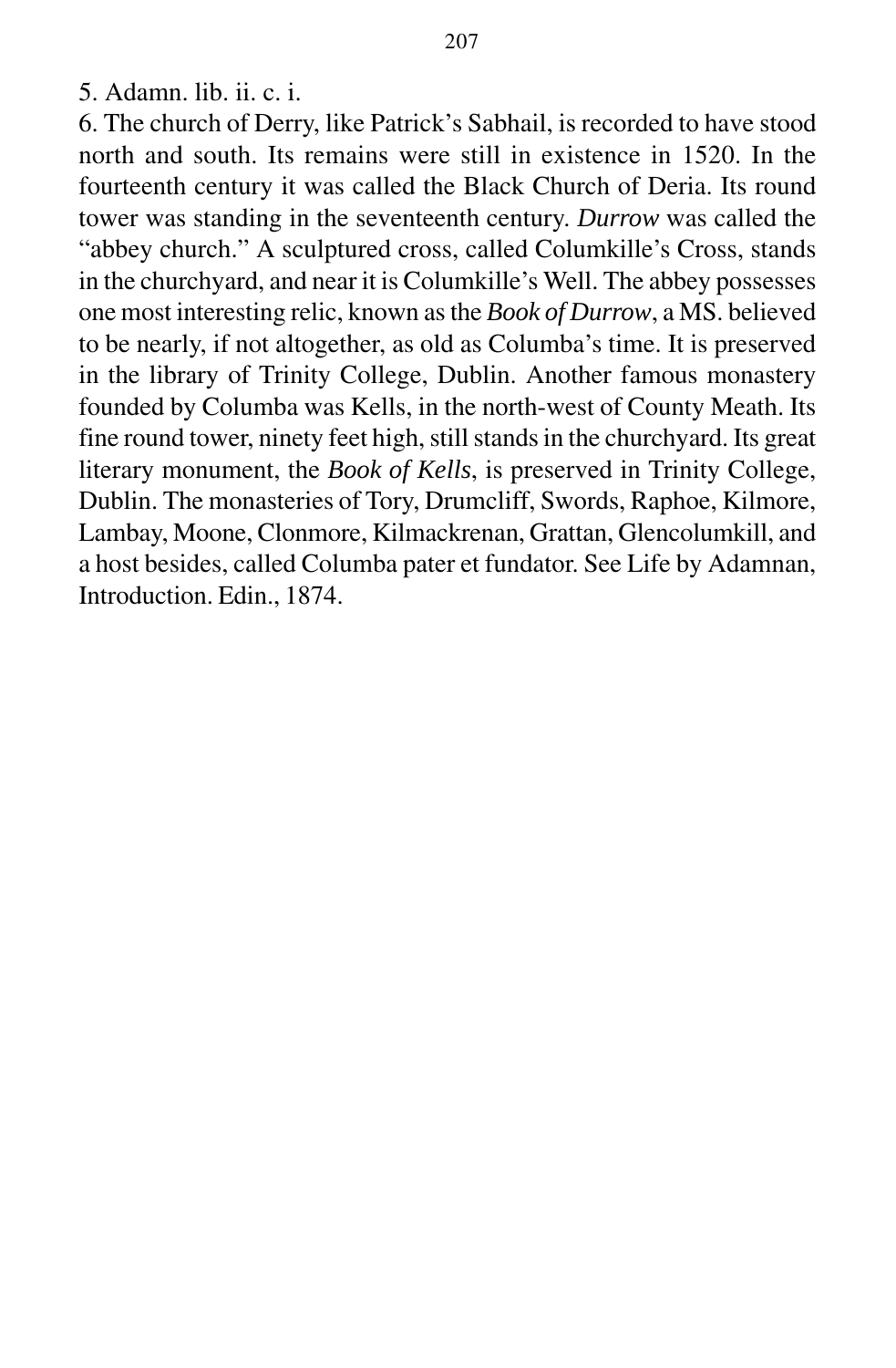5. Adamn. lib. ii. c. i.

6. The church of Derry, like Patrick's Sabhail, is recorded to have stood north and south. Its remains were still in existence in 1520. In the fourteenth century it was called the Black Church of Deria. Its round tower was standing in the seventeenth century. *Durrow* was called the "abbey church." A sculptured cross, called Columkille's Cross, stands in the churchyard, and near it is Columkille's Well. The abbey possesses one most interesting relic, known as the *Book of Durrow*, a MS. believed to be nearly, if not altogether, as old as Columba's time. It is preserved in the library of Trinity College, Dublin. Another famous monastery founded by Columba was Kells, in the north-west of County Meath. Its fine round tower, ninety feet high, still stands in the churchyard. Its great literary monument, the *Book of Kells*, is preserved in Trinity College, Dublin. The monasteries of Tory, Drumcliff, Swords, Raphoe, Kilmore, Lambay, Moone, Clonmore, Kilmackrenan, Grattan, Glencolumkill, and a host besides, called Columba pater et fundator. See Life by Adamnan, Introduction. Edin., 1874.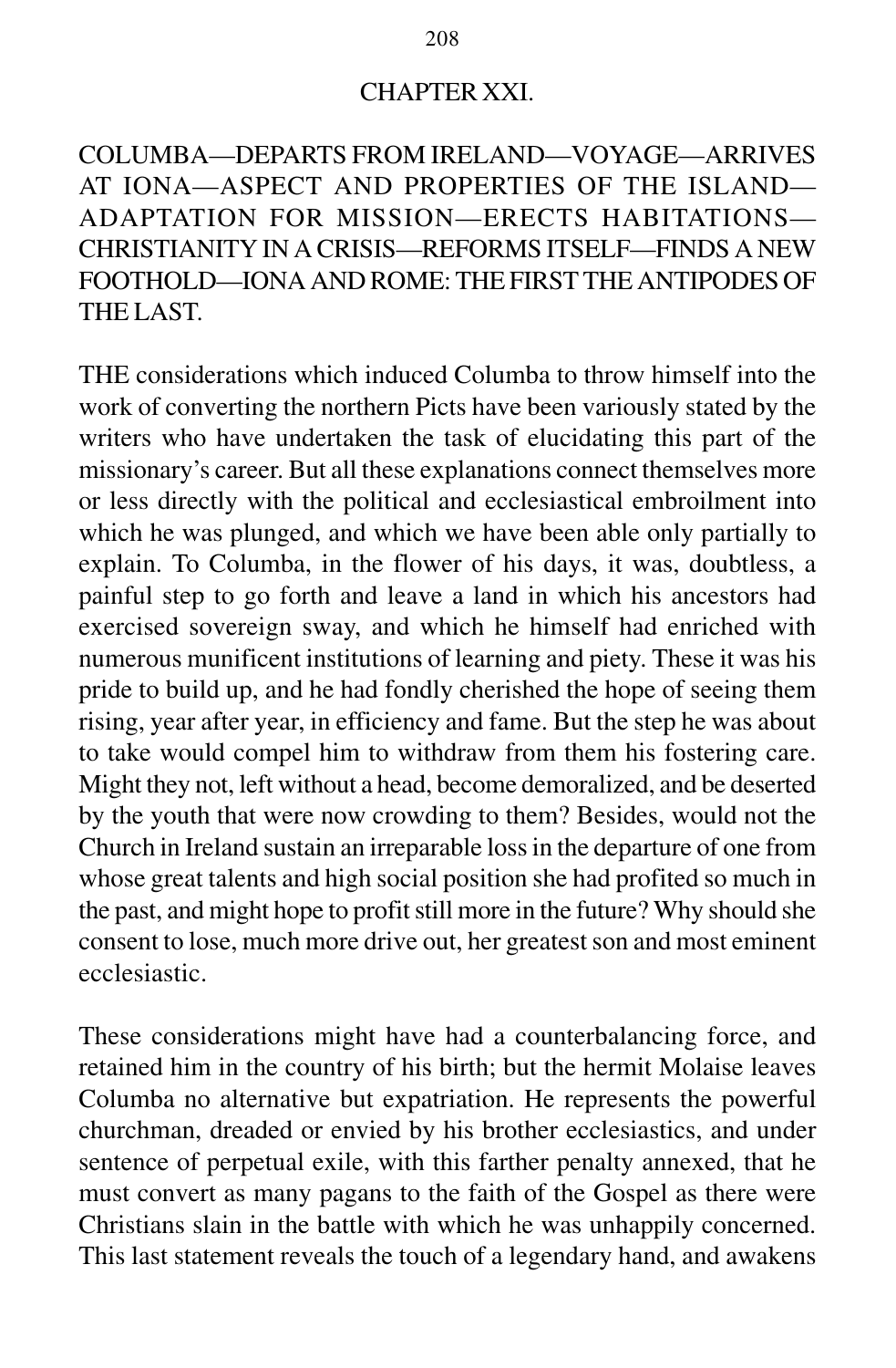## CHAPTER XXI.

COLUMBA—DEPARTS FROM IRELAND—VOYAGE—ARRIVES AT IONA—ASPECT AND PROPERTIES OF THE ISLAND—ADAPTATION FOR MISSION—ERECTS HABITATIONS—CHRISTIANITY IN A CRISIS—REFORMS ITSELF—FINDS A NEW FOOTHOLD—IONA AND ROME: THE FIRST THE ANTIPODES OF THE LAST.

THE considerations which induced Columba to throw himself into the work of converting the northern Picts have been variously stated by the writers who have undertaken the task of elucidating this part of the missionary's career. But all these explanations connect themselves more or less directly with the political and ecclesiastical embroilment into which he was plunged, and which we have been able only partially to explain. To Columba, in the flower of his days, it was, doubtless, a painful step to go forth and leave a land in which his ancestors had exercised sovereign sway, and which he himself had enriched with numerous munificent institutions of learning and piety. These it was his pride to build up, and he had fondly cherished the hope of seeing them rising, year after year, in efficiency and fame. But the step he was about to take would compel him to withdraw from them his fostering care. Might they not, left without a head, become demoralized, and be deserted by the youth that were now crowding to them? Besides, would not the Church in Ireland sustain an irreparable loss in the departure of one from whose great talents and high social position she had profited so much in the past, and might hope to profit still more in the future? Why should she consent to lose, much more drive out, her greatest son and most eminent ecclesiastic.

These considerations might have had a counterbalancing force, and retained him in the country of his birth; but the hermit Molaise leaves Columba no alternative but expatriation. He represents the powerful churchman, dreaded or envied by his brother ecclesiastics, and under sentence of perpetual exile, with this farther penalty annexed, that he must convert as many pagans to the faith of the Gospel as there were Christians slain in the battle with which he was unhappily concerned. This last statement reveals the touch of a legendary hand, and awakens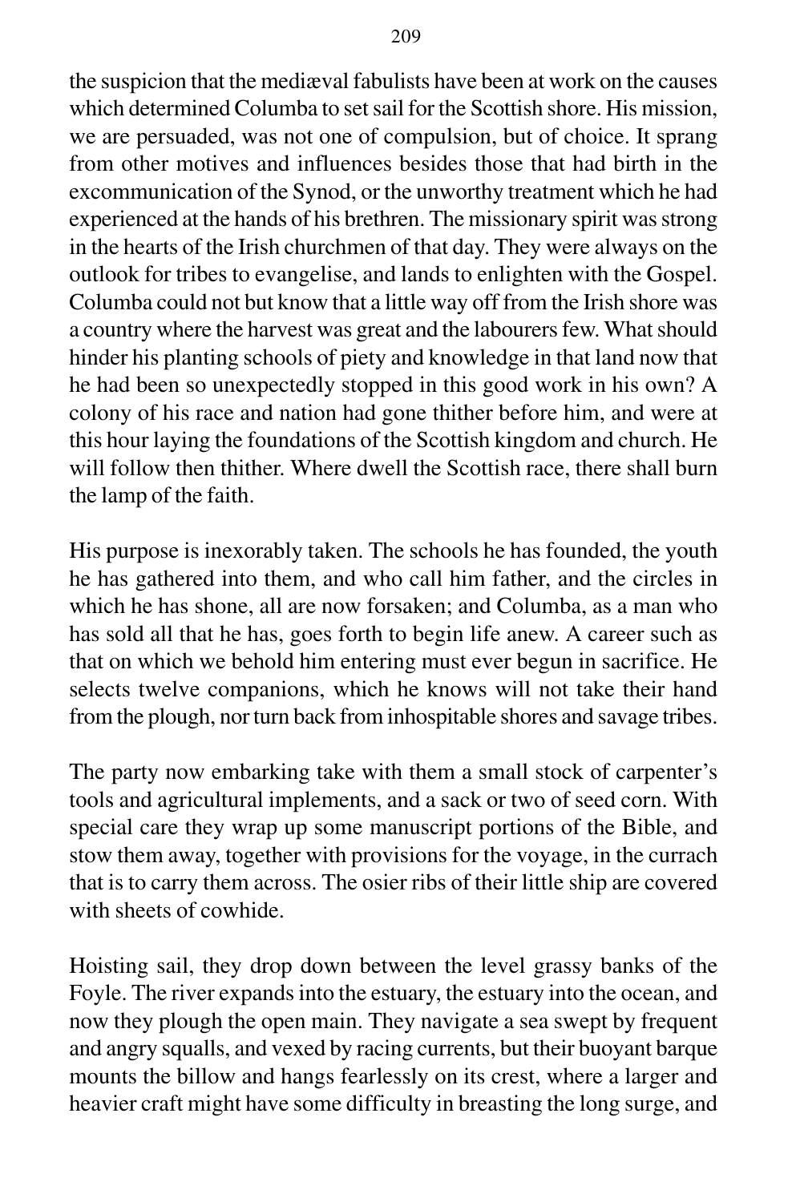the suspicion that the mediæval fabulists have been at work on the causes which determined Columba to set sail for the Scottish shore. His mission, we are persuaded, was not one of compulsion, but of choice. It sprang from other motives and influences besides those that had birth in the excommunication of the Synod, or the unworthy treatment which he had experienced at the hands of his brethren. The missionary spirit was strong in the hearts of the Irish churchmen of that day. They were always on the outlook for tribes to evangelise, and lands to enlighten with the Gospel. Columba could not but know that a little way off from the Irish shore was a country where the harvest was great and the labourers few. What should hinder his planting schools of piety and knowledge in that land now that he had been so unexpectedly stopped in this good work in his own? A colony of his race and nation had gone thither before him, and were at this hour laying the foundations of the Scottish kingdom and church. He will follow then thither. Where dwell the Scottish race, there shall burn the lamp of the faith.

His purpose is inexorably taken. The schools he has founded, the youth he has gathered into them, and who call him father, and the circles in which he has shone, all are now forsaken; and Columba, as a man who has sold all that he has, goes forth to begin life anew. A career such as that on which we behold him entering must ever begun in sacrifice. He selects twelve companions, which he knows will not take their hand from the plough, nor turn back from inhospitable shores and savage tribes.

The party now embarking take with them a small stock of carpenter's tools and agricultural implements, and a sack or two of seed corn. With special care they wrap up some manuscript portions of the Bible, and stow them away, together with provisions for the voyage, in the currach that is to carry them across. The osier ribs of their little ship are covered with sheets of cowhide.

Hoisting sail, they drop down between the level grassy banks of the Foyle. The river expands into the estuary, the estuary into the ocean, and now they plough the open main. They navigate a sea swept by frequent and angry squalls, and vexed by racing currents, but their buoyant barque mounts the billow and hangs fearlessly on its crest, where a larger and heavier craft might have some difficulty in breasting the long surge, and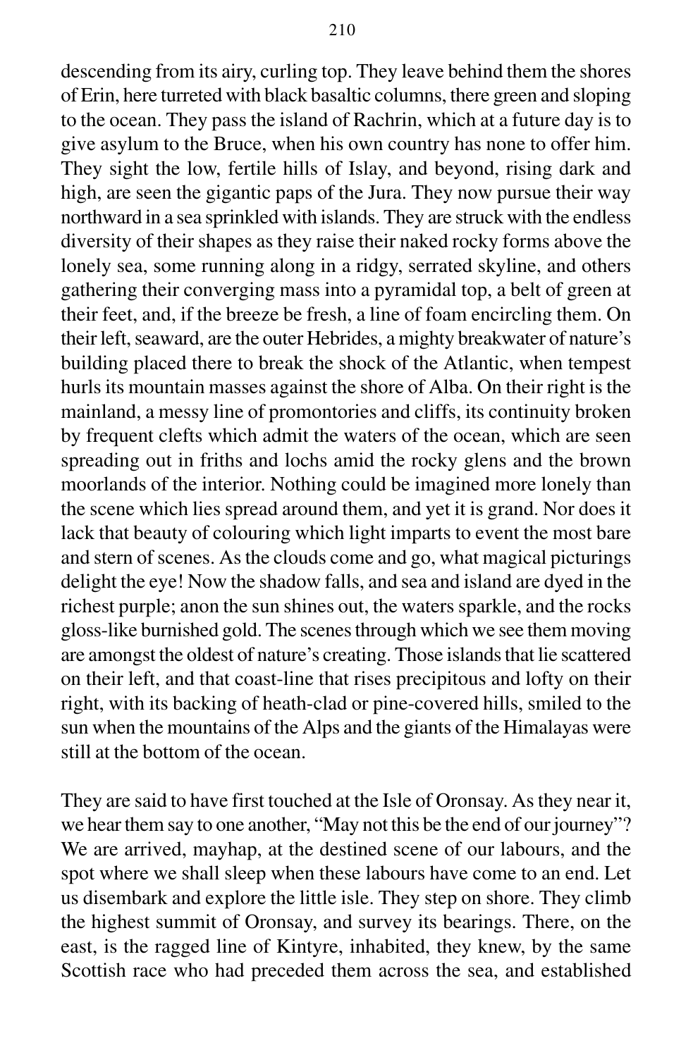descending from its airy, curling top. They leave behind them the shores of Erin, here turreted with black basaltic columns, there green and sloping to the ocean. They pass the island of Rachrin, which at a future day is to give asylum to the Bruce, when his own country has none to offer him. They sight the low, fertile hills of Islay, and beyond, rising dark and high, are seen the gigantic paps of the Jura. They now pursue their way northward in a sea sprinkled with islands. They are struck with the endless diversity of their shapes as they raise their naked rocky forms above the lonely sea, some running along in a ridgy, serrated skyline, and others gathering their converging mass into a pyramidal top, a belt of green at their feet, and, if the breeze be fresh, a line of foam encircling them. On their left, seaward, are the outer Hebrides, a mighty breakwater of nature's building placed there to break the shock of the Atlantic, when tempest hurls its mountain masses against the shore of Alba. On their right is the mainland, a messy line of promontories and cliffs, its continuity broken by frequent clefts which admit the waters of the ocean, which are seen spreading out in friths and lochs amid the rocky glens and the brown moorlands of the interior. Nothing could be imagined more lonely than the scene which lies spread around them, and yet it is grand. Nor does it lack that beauty of colouring which light imparts to event the most bare and stern of scenes. As the clouds come and go, what magical picturings delight the eye! Now the shadow falls, and sea and island are dyed in the richest purple; anon the sun shines out, the waters sparkle, and the rocks gloss-like burnished gold. The scenes through which we see them moving are amongst the oldest of nature's creating. Those islands that lie scattered on their left, and that coast-line that rises precipitous and lofty on their right, with its backing of heath-clad or pine-covered hills, smiled to the sun when the mountains of the Alps and the giants of the Himalayas were still at the bottom of the ocean.

They are said to have first touched at the Isle of Oronsay. As they near it, we hear them say to one another, "May not this be the end of our journey"? We are arrived, mayhap, at the destined scene of our labours, and the spot where we shall sleep when these labours have come to an end. Let us disembark and explore the little isle. They step on shore. They climb the highest summit of Oronsay, and survey its bearings. There, on the east, is the ragged line of Kintyre, inhabited, they knew, by the same Scottish race who had preceded them across the sea, and established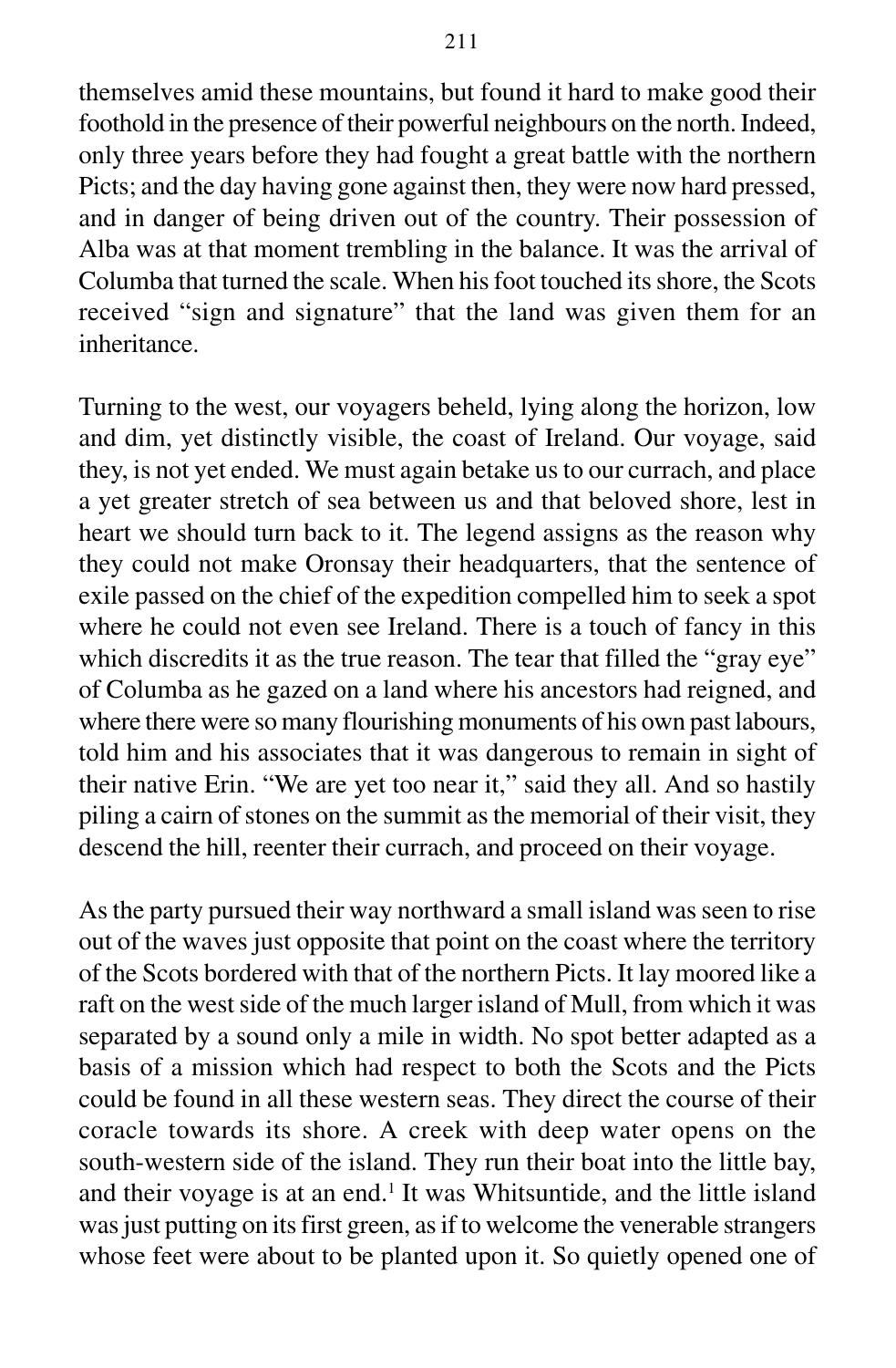themselves amid these mountains, but found it hard to make good their foothold in the presence of their powerful neighbours on the north. Indeed, only three years before they had fought a great battle with the northern Picts; and the day having gone against then, they were now hard pressed, and in danger of being driven out of the country. Their possession of Alba was at that moment trembling in the balance. It was the arrival of Columba that turned the scale. When his foot touched its shore, the Scots received "sign and signature" that the land was given them for an inheritance.

Turning to the west, our voyagers beheld, lying along the horizon, low and dim, yet distinctly visible, the coast of Ireland. Our voyage, said they, is not yet ended. We must again betake us to our currach, and place a yet greater stretch of sea between us and that beloved shore, lest in heart we should turn back to it. The legend assigns as the reason why they could not make Oronsay their headquarters, that the sentence of exile passed on the chief of the expedition compelled him to seek a spot where he could not even see Ireland. There is a touch of fancy in this which discredits it as the true reason. The tear that filled the "gray eye" of Columba as he gazed on a land where his ancestors had reigned, and where there were so many flourishing monuments of his own past labours, told him and his associates that it was dangerous to remain in sight of their native Erin. "We are yet too near it," said they all. And so hastily piling a cairn of stones on the summit as the memorial of their visit, they descend the hill, reenter their currach, and proceed on their voyage.

As the party pursued their way northward a small island was seen to rise out of the waves just opposite that point on the coast where the territory of the Scots bordered with that of the northern Picts. It lay moored like a raft on the west side of the much larger island of Mull, from which it was separated by a sound only a mile in width. No spot better adapted as a basis of a mission which had respect to both the Scots and the Picts could be found in all these western seas. They direct the course of their coracle towards its shore. A creek with deep water opens on the south-western side of the island. They run their boat into the little bay, and their voyage is at an end.[1] It was Whitsuntide, and the little island was just putting on its first green, as if to welcome the venerable strangers whose feet were about to be planted upon it. So quietly opened one of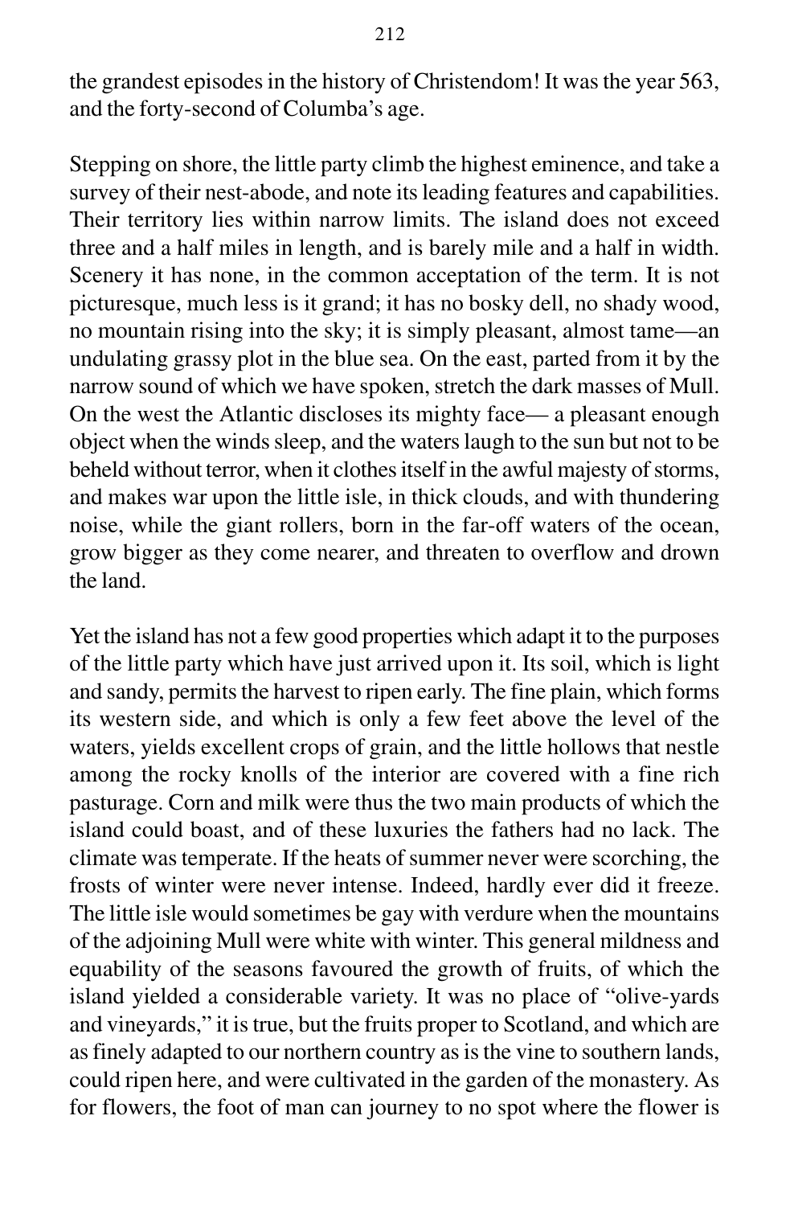the grandest episodes in the history of Christendom! It was the year 563, and the forty-second of Columba's age.

Stepping on shore, the little party climb the highest eminence, and take a survey of their nest-abode, and note its leading features and capabilities. Their territory lies within narrow limits. The island does not exceed three and a half miles in length, and is barely mile and a half in width. Scenery it has none, in the common acceptation of the term. It is not picturesque, much less is it grand; it has no bosky dell, no shady wood, no mountain rising into the sky; it is simply pleasant, almost tame—an undulating grassy plot in the blue sea. On the east, parted from it by the narrow sound of which we have spoken, stretch the dark masses of Mull. On the west the Atlantic discloses its mighty face— a pleasant enough object when the winds sleep, and the waters laugh to the sun but not to be beheld without terror, when it clothes itself in the awful majesty of storms, and makes war upon the little isle, in thick clouds, and with thundering noise, while the giant rollers, born in the far-off waters of the ocean, grow bigger as they come nearer, and threaten to overflow and drown the land.

Yet the island has not a few good properties which adapt it to the purposes of the little party which have just arrived upon it. Its soil, which is light and sandy, permits the harvest to ripen early. The fine plain, which forms its western side, and which is only a few feet above the level of the waters, yields excellent crops of grain, and the little hollows that nestle among the rocky knolls of the interior are covered with a fine rich pasturage. Corn and milk were thus the two main products of which the island could boast, and of these luxuries the fathers had no lack. The climate was temperate. If the heats of summer never were scorching, the frosts of winter were never intense. Indeed, hardly ever did it freeze. The little isle would sometimes be gay with verdure when the mountains of the adjoining Mull were white with winter. This general mildness and equability of the seasons favoured the growth of fruits, of which the island yielded a considerable variety. It was no place of "olive-yards and vineyards," it is true, but the fruits proper to Scotland, and which are as finely adapted to our northern country as is the vine to southern lands, could ripen here, and were cultivated in the garden of the monastery. As for flowers, the foot of man can journey to no spot where the flower is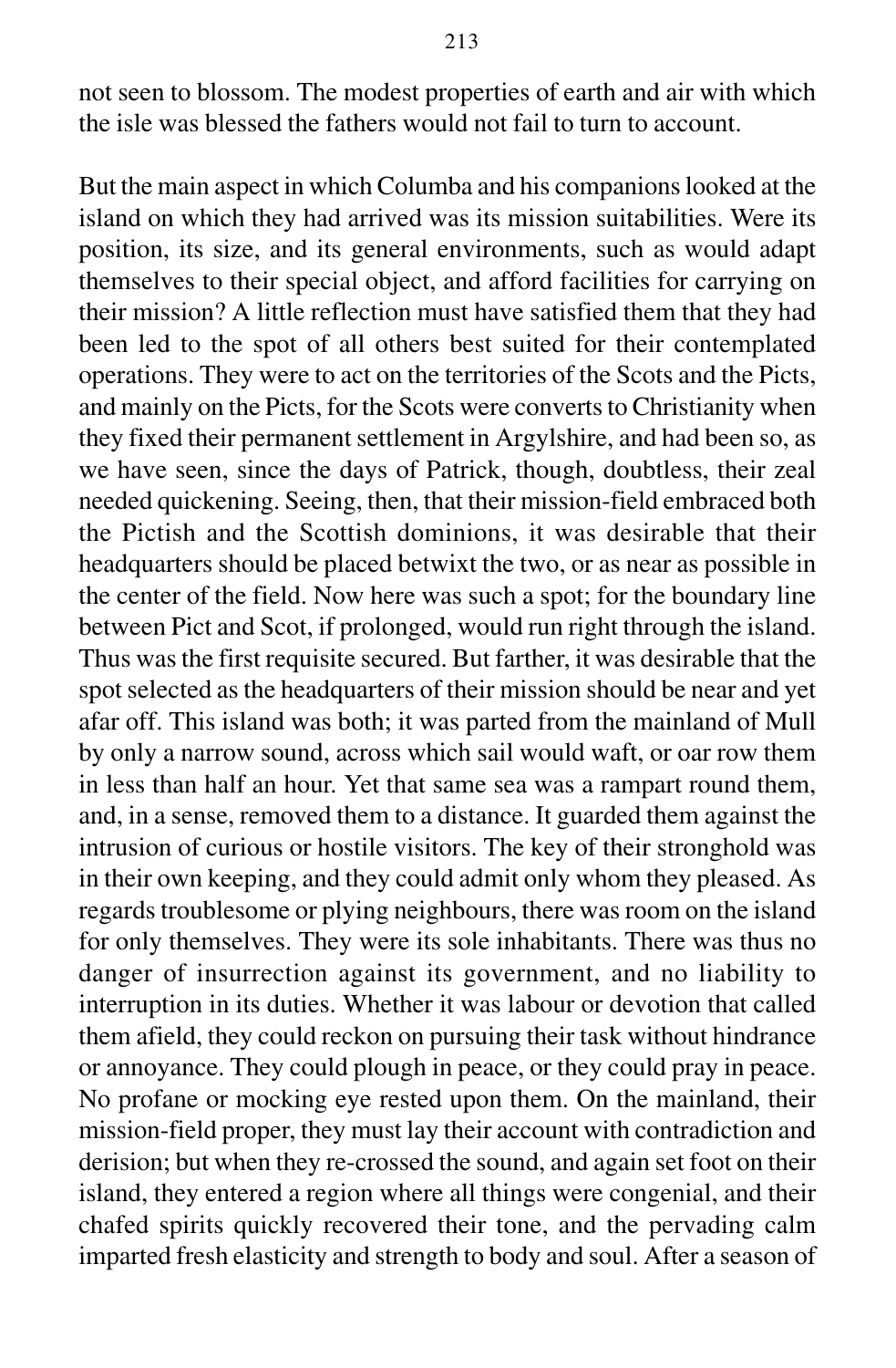not seen to blossom. The modest properties of earth and air with which the isle was blessed the fathers would not fail to turn to account.

But the main aspect in which Columba and his companions looked at the island on which they had arrived was its mission suitabilities. Were its position, its size, and its general environments, such as would adapt themselves to their special object, and afford facilities for carrying on their mission? A little reflection must have satisfied them that they had been led to the spot of all others best suited for their contemplated operations. They were to act on the territories of the Scots and the Picts, and mainly on the Picts, for the Scots were converts to Christianity when they fixed their permanent settlement in Argylshire, and had been so, as we have seen, since the days of Patrick, though, doubtless, their zeal needed quickening. Seeing, then, that their mission-field embraced both the Pictish and the Scottish dominions, it was desirable that their headquarters should be placed betwixt the two, or as near as possible in the center of the field. Now here was such a spot; for the boundary line between Pict and Scot, if prolonged, would run right through the island. Thus was the first requisite secured. But farther, it was desirable that the spot selected as the headquarters of their mission should be near and yet afar off. This island was both; it was parted from the mainland of Mull by only a narrow sound, across which sail would waft, or oar row them in less than half an hour. Yet that same sea was a rampart round them, and, in a sense, removed them to a distance. It guarded them against the intrusion of curious or hostile visitors. The key of their stronghold was in their own keeping, and they could admit only whom they pleased. As regards troublesome or plying neighbours, there was room on the island for only themselves. They were its sole inhabitants. There was thus no danger of insurrection against its government, and no liability to interruption in its duties. Whether it was labour or devotion that called them afield, they could reckon on pursuing their task without hindrance or annoyance. They could plough in peace, or they could pray in peace. No profane or mocking eye rested upon them. On the mainland, their mission-field proper, they must lay their account with contradiction and derision; but when they re-crossed the sound, and again set foot on their island, they entered a region where all things were congenial, and their chafed spirits quickly recovered their tone, and the pervading calm imparted fresh elasticity and strength to body and soul. After a season of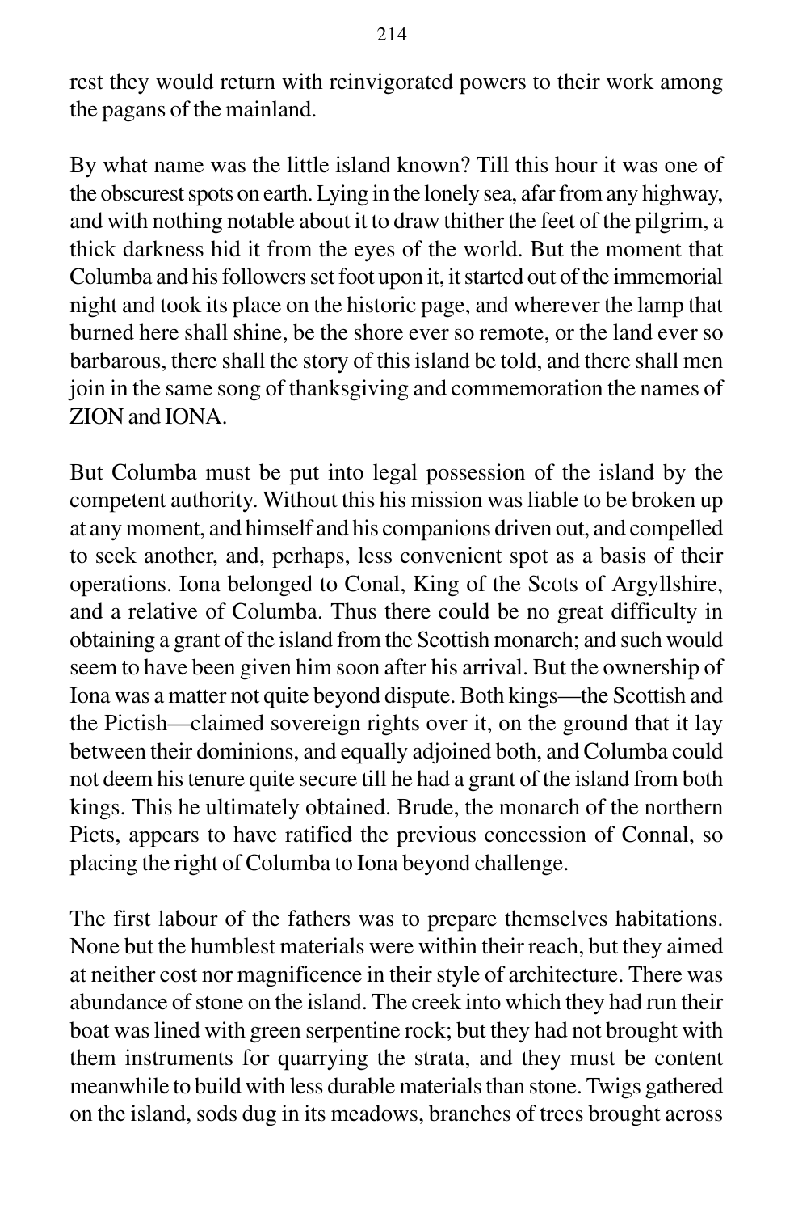rest they would return with reinvigorated powers to their work among the pagans of the mainland.

By what name was the little island known? Till this hour it was one of the obscurest spots on earth. Lying in the lonely sea, afar from any highway, and with nothing notable about it to draw thither the feet of the pilgrim, a thick darkness hid it from the eyes of the world. But the moment that Columba and his followers set foot upon it, it started out of the immemorial night and took its place on the historic page, and wherever the lamp that burned here shall shine, be the shore ever so remote, or the land ever so barbarous, there shall the story of this island be told, and there shall men join in the same song of thanksgiving and commemoration the names of ZION and IONA.

But Columba must be put into legal possession of the island by the competent authority. Without this his mission was liable to be broken up at any moment, and himself and his companions driven out, and compelled to seek another, and, perhaps, less convenient spot as a basis of their operations. Iona belonged to Conal, King of the Scots of Argyllshire, and a relative of Columba. Thus there could be no great difficulty in obtaining a grant of the island from the Scottish monarch; and such would seem to have been given him soon after his arrival. But the ownership of Iona was a matter not quite beyond dispute. Both kings—the Scottish and the Pictish—claimed sovereign rights over it, on the ground that it lay between their dominions, and equally adjoined both, and Columba could not deem his tenure quite secure till he had a grant of the island from both kings. This he ultimately obtained. Brude, the monarch of the northern Picts, appears to have ratified the previous concession of Connal, so placing the right of Columba to Iona beyond challenge.

The first labour of the fathers was to prepare themselves habitations. None but the humblest materials were within their reach, but they aimed at neither cost nor magnificence in their style of architecture. There was abundance of stone on the island. The creek into which they had run their boat was lined with green serpentine rock; but they had not brought with them instruments for quarrying the strata, and they must be content meanwhile to build with less durable materials than stone. Twigs gathered on the island, sods dug in its meadows, branches of trees brought across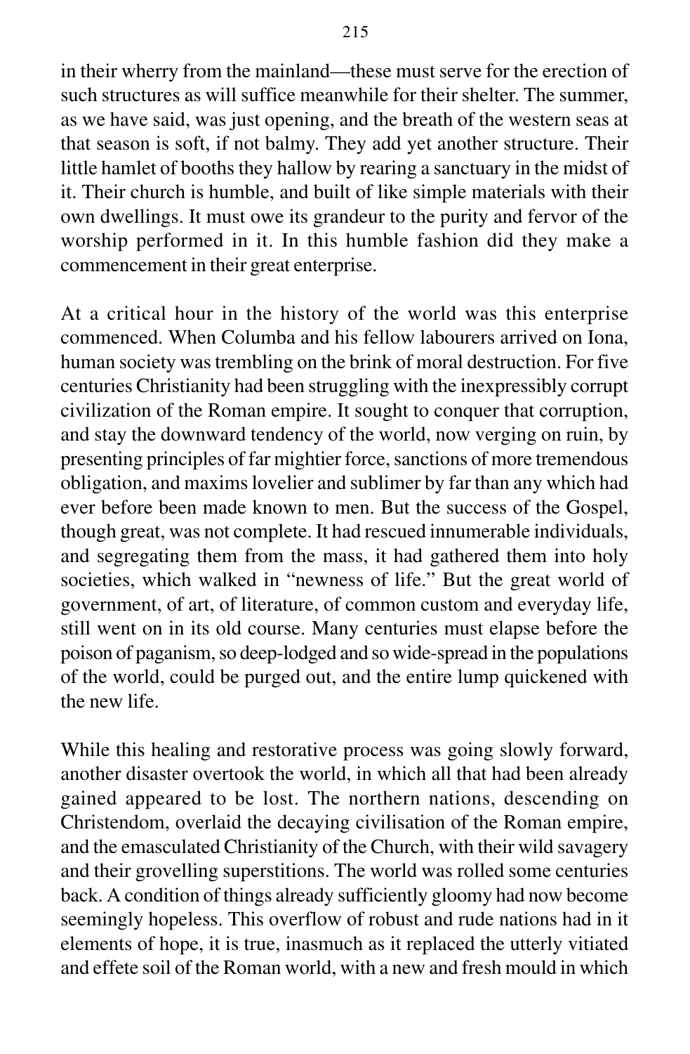in their wherry from the mainland—these must serve for the erection of such structures as will suffice meanwhile for their shelter. The summer, as we have said, was just opening, and the breath of the western seas at that season is soft, if not balmy. They add yet another structure. Their little hamlet of booths they hallow by rearing a sanctuary in the midst of it. Their church is humble, and built of like simple materials with their own dwellings. It must owe its grandeur to the purity and fervor of the worship performed in it. In this humble fashion did they make a commencement in their great enterprise.

At a critical hour in the history of the world was this enterprise commenced. When Columba and his fellow labourers arrived on Iona, human society was trembling on the brink of moral destruction. For five centuries Christianity had been struggling with the inexpressibly corrupt civilization of the Roman empire. It sought to conquer that corruption, and stay the downward tendency of the world, now verging on ruin, by presenting principles of far mightier force, sanctions of more tremendous obligation, and maxims lovelier and sublimer by far than any which had ever before been made known to men. But the success of the Gospel, though great, was not complete. It had rescued innumerable individuals, and segregating them from the mass, it had gathered them into holy societies, which walked in "newness of life." But the great world of government, of art, of literature, of common custom and everyday life, still went on in its old course. Many centuries must elapse before the poison of paganism, so deep-lodged and so wide-spread in the populations of the world, could be purged out, and the entire lump quickened with the new life.

While this healing and restorative process was going slowly forward, another disaster overtook the world, in which all that had been already gained appeared to be lost. The northern nations, descending on Christendom, overlaid the decaying civilisation of the Roman empire, and the emasculated Christianity of the Church, with their wild savagery and their grovelling superstitions. The world was rolled some centuries back. A condition of things already sufficiently gloomy had now become seemingly hopeless. This overflow of robust and rude nations had in it elements of hope, it is true, inasmuch as it replaced the utterly vitiated and effete soil of the Roman world, with a new and fresh mould in which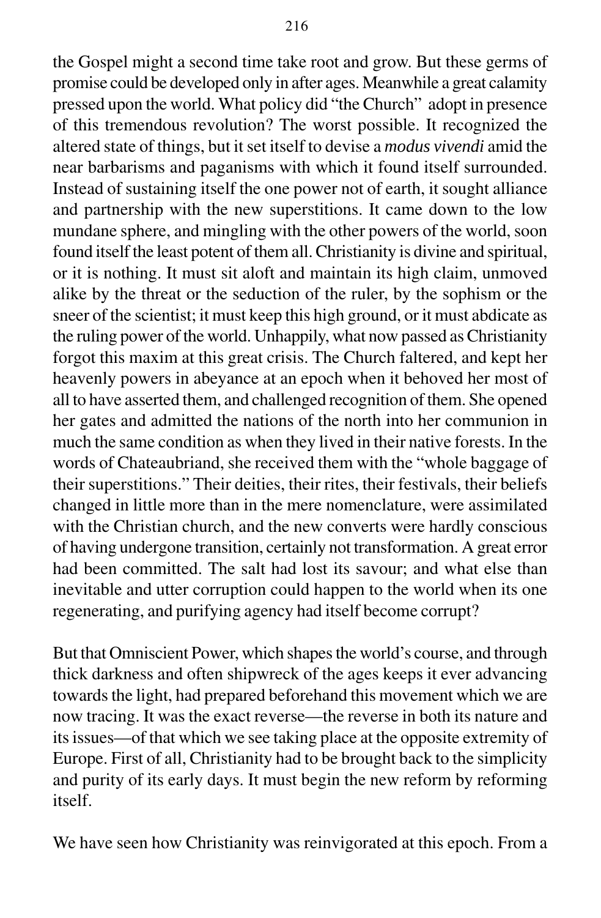the Gospel might a second time take root and grow. But these germs of promise could be developed only in after ages. Meanwhile a great calamity pressed upon the world. What policy did "the Church" adopt in presence of this tremendous revolution? The worst possible. It recognized the altered state of things, but it set itself to devise a *modus vivendi* amid the near barbarisms and paganisms with which it found itself surrounded. Instead of sustaining itself the one power not of earth, it sought alliance and partnership with the new superstitions. It came down to the low mundane sphere, and mingling with the other powers of the world, soon found itself the least potent of them all. Christianity is divine and spiritual, or it is nothing. It must sit aloft and maintain its high claim, unmoved alike by the threat or the seduction of the ruler, by the sophism or the sneer of the scientist; it must keep this high ground, or it must abdicate as the ruling power of the world. Unhappily, what now passed as Christianity forgot this maxim at this great crisis. The Church faltered, and kept her heavenly powers in abeyance at an epoch when it behoved her most of all to have asserted them, and challenged recognition of them. She opened her gates and admitted the nations of the north into her communion in much the same condition as when they lived in their native forests. In the words of Chateaubriand, she received them with the "whole baggage of their superstitions." Their deities, their rites, their festivals, their beliefs changed in little more than in the mere nomenclature, were assimilated with the Christian church, and the new converts were hardly conscious of having undergone transition, certainly not transformation. A great error had been committed. The salt had lost its savour; and what else than inevitable and utter corruption could happen to the world when its one regenerating, and purifying agency had itself become corrupt?

But that Omniscient Power, which shapes the world's course, and through thick darkness and often shipwreck of the ages keeps it ever advancing towards the light, had prepared beforehand this movement which we are now tracing. It was the exact reverse—the reverse in both its nature and its issues—of that which we see taking place at the opposite extremity of Europe. First of all, Christianity had to be brought back to the simplicity and purity of its early days. It must begin the new reform by reforming itself.

We have seen how Christianity was reinvigorated at this epoch. From a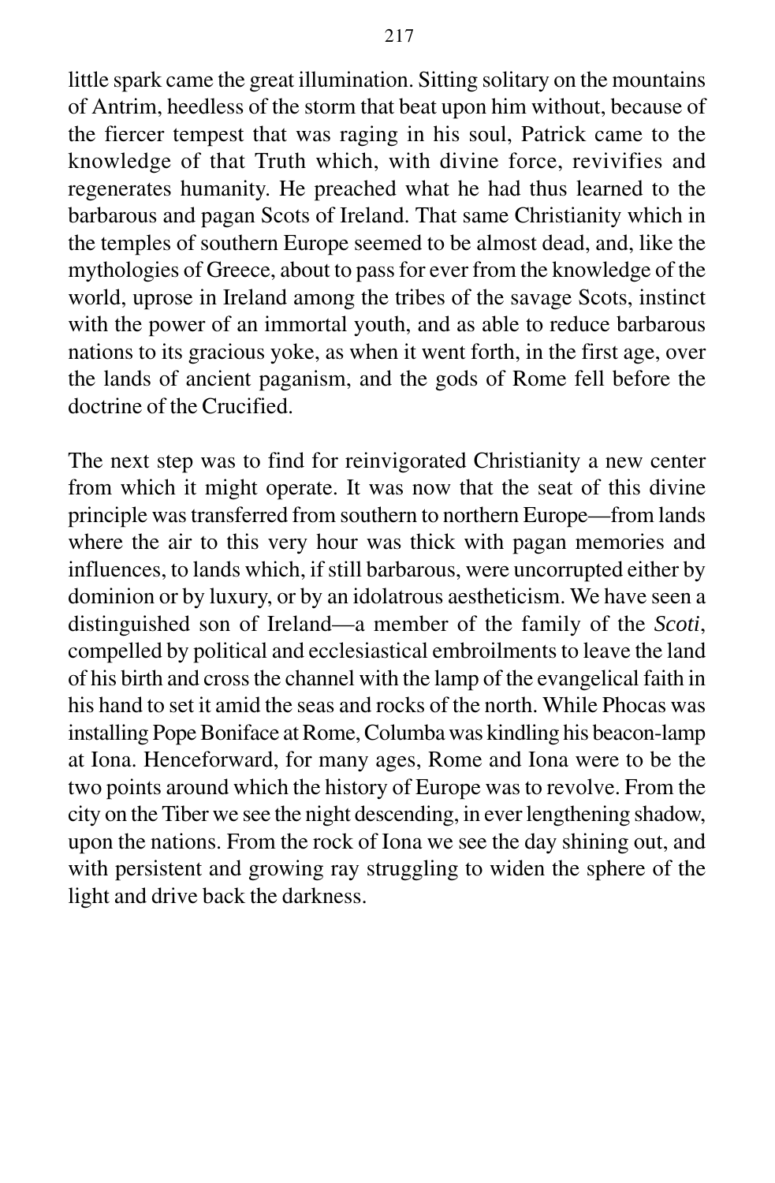little spark came the great illumination. Sitting solitary on the mountains of Antrim, heedless of the storm that beat upon him without, because of the fiercer tempest that was raging in his soul, Patrick came to the knowledge of that Truth which, with divine force, revivifies and regenerates humanity. He preached what he had thus learned to the barbarous and pagan Scots of Ireland. That same Christianity which in the temples of southern Europe seemed to be almost dead, and, like the mythologies of Greece, about to pass for ever from the knowledge of the world, uprose in Ireland among the tribes of the savage Scots, instinct with the power of an immortal youth, and as able to reduce barbarous nations to its gracious yoke, as when it went forth, in the first age, over the lands of ancient paganism, and the gods of Rome fell before the doctrine of the Crucified.

The next step was to find for reinvigorated Christianity a new center from which it might operate. It was now that the seat of this divine principle was transferred from southern to northern Europe—from lands where the air to this very hour was thick with pagan memories and influences, to lands which, if still barbarous, were uncorrupted either by dominion or by luxury, or by an idolatrous aestheticism. We have seen a distinguished son of Ireland—a member of the family of the *Scoti*, compelled by political and ecclesiastical embroilments to leave the land of his birth and cross the channel with the lamp of the evangelical faith in his hand to set it amid the seas and rocks of the north. While Phocas was installing Pope Boniface at Rome, Columba was kindling his beacon-lamp at Iona. Henceforward, for many ages, Rome and Iona were to be the two points around which the history of Europe was to revolve. From the city on the Tiber we see the night descending, in ever lengthening shadow, upon the nations. From the rock of Iona we see the day shining out, and with persistent and growing ray struggling to widen the sphere of the light and drive back the darkness.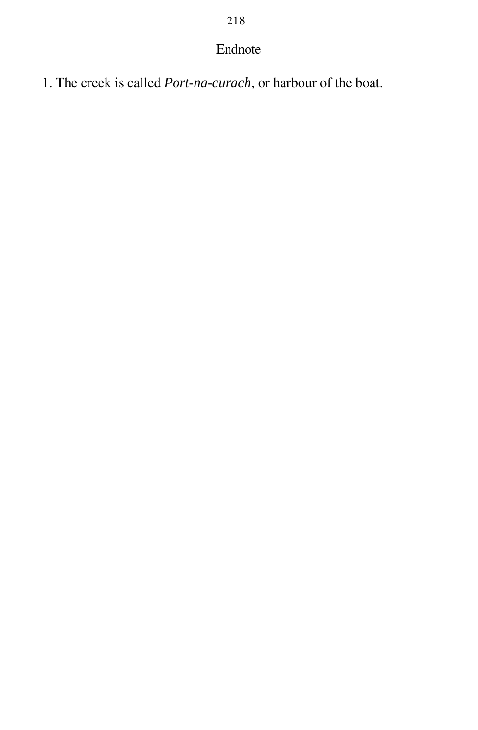## Endnote

1. The creek is called *Port-na-curach*, or harbour of the boat.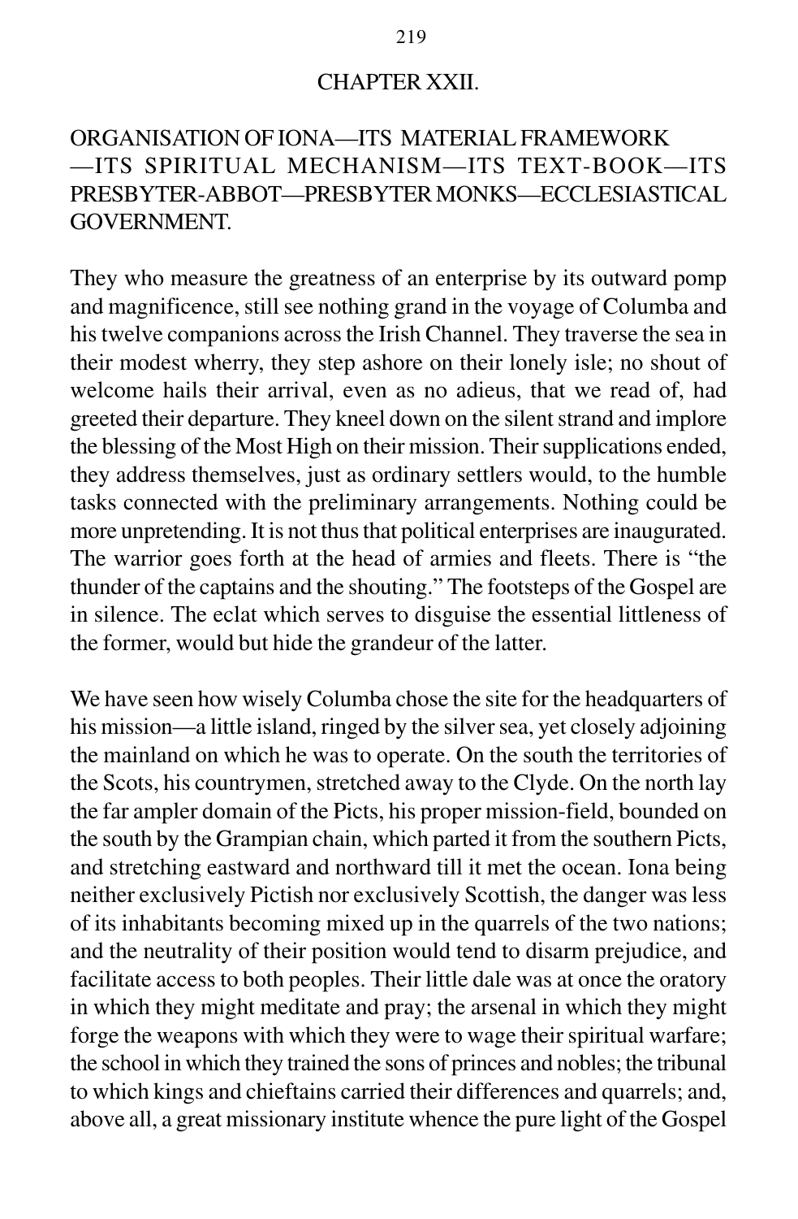## CHAPTER XXII.

### ORGANISATION OF IONA—ITS MATERIAL FRAMEWORK —ITS SPIRITUAL MECHANISM—ITS TEXT-BOOK—ITS PRESBYTER-ABBOT—PRESBYTER MONKS—ECCLESIASTICAL GOVERNMENT.

They who measure the greatness of an enterprise by its outward pomp and magnificence, still see nothing grand in the voyage of Columba and his twelve companions across the Irish Channel. They traverse the sea in their modest wherry, they step ashore on their lonely isle; no shout of welcome hails their arrival, even as no adieus, that we read of, had greeted their departure. They kneel down on the silent strand and implore the blessing of the Most High on their mission. Their supplications ended, they address themselves, just as ordinary settlers would, to the humble tasks connected with the preliminary arrangements. Nothing could be more unpretending. It is not thus that political enterprises are inaugurated. The warrior goes forth at the head of armies and fleets. There is "the thunder of the captains and the shouting." The footsteps of the Gospel are in silence. The eclat which serves to disguise the essential littleness of the former, would but hide the grandeur of the latter.

We have seen how wisely Columba chose the site for the headquarters of his mission—a little island, ringed by the silver sea, yet closely adjoining the mainland on which he was to operate. On the south the territories of the Scots, his countrymen, stretched away to the Clyde. On the north lay the far ampler domain of the Picts, his proper mission-field, bounded on the south by the Grampian chain, which parted it from the southern Picts, and stretching eastward and northward till it met the ocean. Iona being neither exclusively Pictish nor exclusively Scottish, the danger was less of its inhabitants becoming mixed up in the quarrels of the two nations; and the neutrality of their position would tend to disarm prejudice, and facilitate access to both peoples. Their little dale was at once the oratory in which they might meditate and pray; the arsenal in which they might forge the weapons with which they were to wage their spiritual warfare; the school in which they trained the sons of princes and nobles; the tribunal to which kings and chieftains carried their differences and quarrels; and, above all, a great missionary institute whence the pure light of the Gospel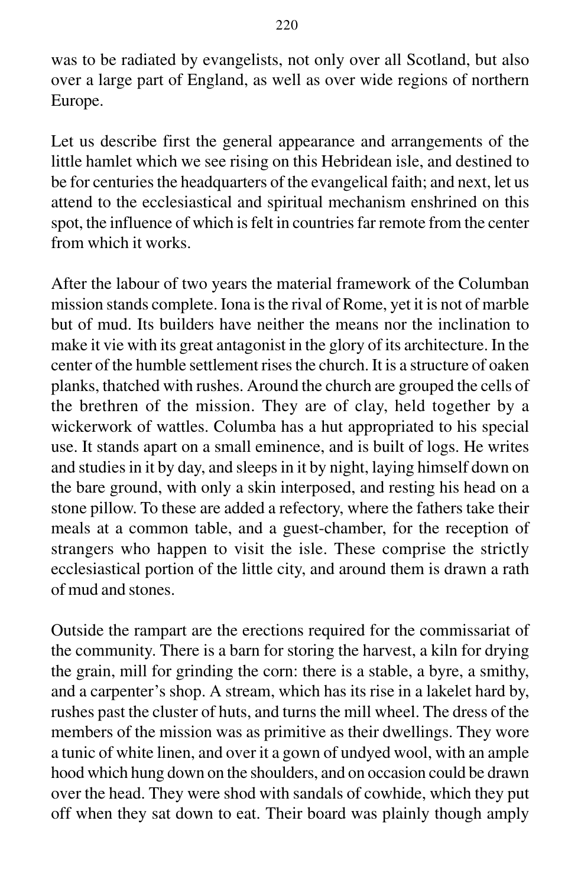was to be radiated by evangelists, not only over all Scotland, but also over a large part of England, as well as over wide regions of northern Europe.

Let us describe first the general appearance and arrangements of the little hamlet which we see rising on this Hebridean isle, and destined to be for centuries the headquarters of the evangelical faith; and next, let us attend to the ecclesiastical and spiritual mechanism enshrined on this spot, the influence of which is felt in countries far remote from the center from which it works.

After the labour of two years the material framework of the Columban mission stands complete. Iona is the rival of Rome, yet it is not of marble but of mud. Its builders have neither the means nor the inclination to make it vie with its great antagonist in the glory of its architecture. In the center of the humble settlement rises the church. It is a structure of oaken planks, thatched with rushes. Around the church are grouped the cells of the brethren of the mission. They are of clay, held together by a wickerwork of wattles. Columba has a hut appropriated to his special use. It stands apart on a small eminence, and is built of logs. He writes and studies in it by day, and sleeps in it by night, laying himself down on the bare ground, with only a skin interposed, and resting his head on a stone pillow. To these are added a refectory, where the fathers take their meals at a common table, and a guest-chamber, for the reception of strangers who happen to visit the isle. These comprise the strictly ecclesiastical portion of the little city, and around them is drawn a rath of mud and stones.

Outside the rampart are the erections required for the commissariat of the community. There is a barn for storing the harvest, a kiln for drying the grain, mill for grinding the corn: there is a stable, a byre, a smithy, and a carpenter's shop. A stream, which has its rise in a lakelet hard by, rushes past the cluster of huts, and turns the mill wheel. The dress of the members of the mission was as primitive as their dwellings. They wore a tunic of white linen, and over it a gown of undyed wool, with an ample hood which hung down on the shoulders, and on occasion could be drawn over the head. They were shod with sandals of cowhide, which they put off when they sat down to eat. Their board was plainly though amply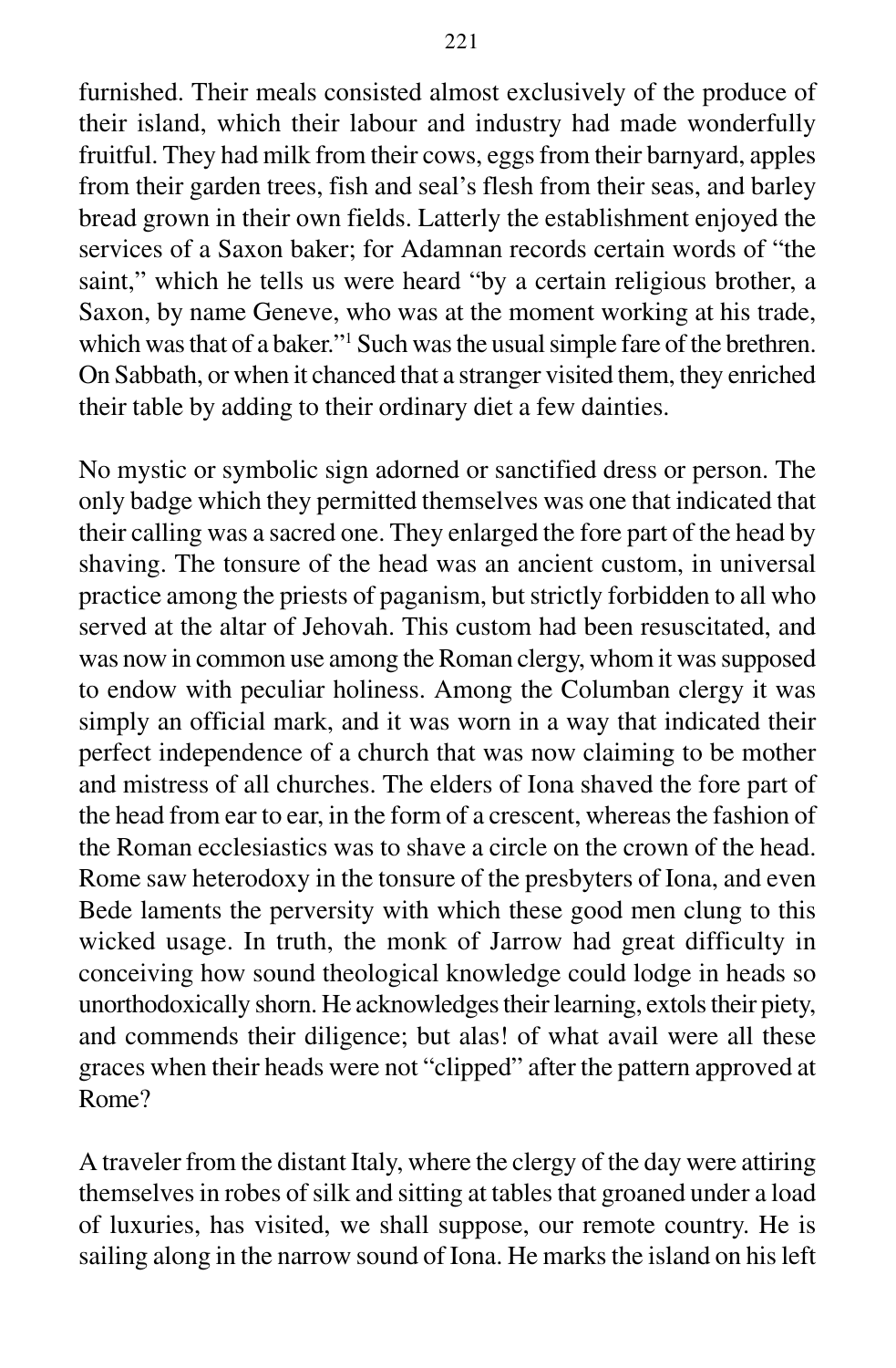furnished. Their meals consisted almost exclusively of the produce of their island, which their labour and industry had made wonderfully fruitful. They had milk from their cows, eggs from their barnyard, apples from their garden trees, fish and seal's flesh from their seas, and barley bread grown in their own fields. Latterly the establishment enjoyed the services of a Saxon baker; for Adamnan records certain words of "the saint," which he tells us were heard "by a certain religious brother, a Saxon, by name Geneve, who was at the moment working at his trade, which was that of a baker."[1] Such was the usual simple fare of the brethren. On Sabbath, or when it chanced that a stranger visited them, they enriched their table by adding to their ordinary diet a few dainties.

No mystic or symbolic sign adorned or sanctified dress or person. The only badge which they permitted themselves was one that indicated that their calling was a sacred one. They enlarged the fore part of the head by shaving. The tonsure of the head was an ancient custom, in universal practice among the priests of paganism, but strictly forbidden to all who served at the altar of Jehovah. This custom had been resuscitated, and was now in common use among the Roman clergy, whom it was supposed to endow with peculiar holiness. Among the Columban clergy it was simply an official mark, and it was worn in a way that indicated their perfect independence of a church that was now claiming to be mother and mistress of all churches. The elders of Iona shaved the fore part of the head from ear to ear, in the form of a crescent, whereas the fashion of the Roman ecclesiastics was to shave a circle on the crown of the head. Rome saw heterodoxy in the tonsure of the presbyters of Iona, and even Bede laments the perversity with which these good men clung to this wicked usage. In truth, the monk of Jarrow had great difficulty in conceiving how sound theological knowledge could lodge in heads so unorthodoxically shorn. He acknowledges their learning, extols their piety, and commends their diligence; but alas! of what avail were all these graces when their heads were not "clipped" after the pattern approved at Rome?

A traveler from the distant Italy, where the clergy of the day were attiring themselves in robes of silk and sitting at tables that groaned under a load of luxuries, has visited, we shall suppose, our remote country. He is sailing along in the narrow sound of Iona. He marks the island on his left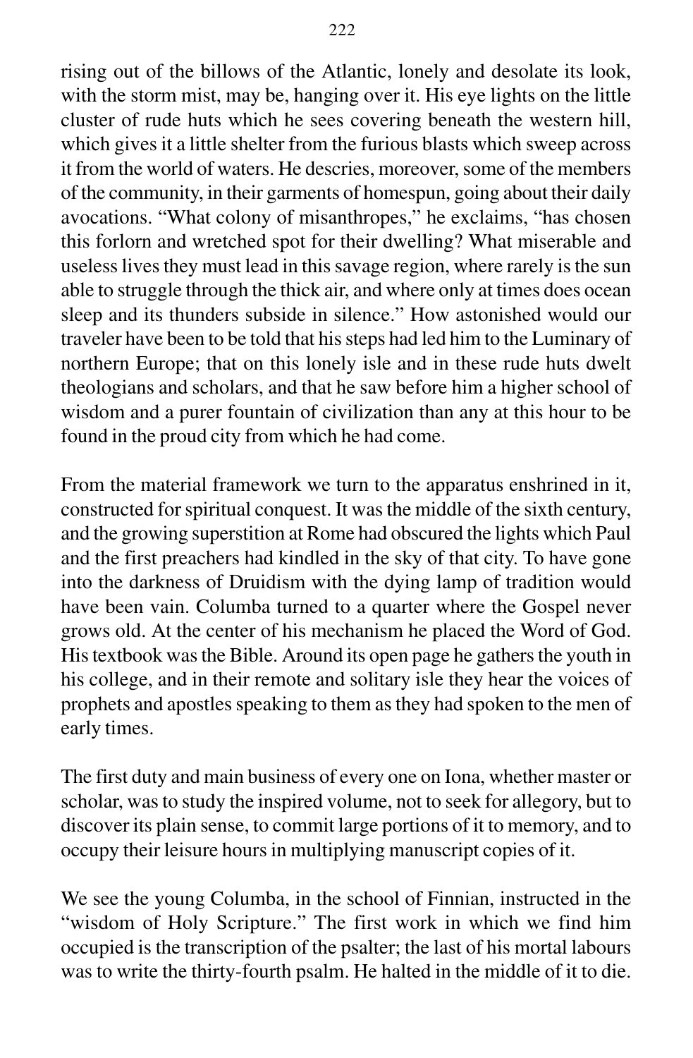rising out of the billows of the Atlantic, lonely and desolate its look, with the storm mist, may be, hanging over it. His eye lights on the little cluster of rude huts which he sees covering beneath the western hill, which gives it a little shelter from the furious blasts which sweep across it from the world of waters. He descries, moreover, some of the members of the community, in their garments of homespun, going about their daily avocations. "What colony of misanthropes," he exclaims, "has chosen this forlorn and wretched spot for their dwelling? What miserable and useless lives they must lead in this savage region, where rarely is the sun able to struggle through the thick air, and where only at times does ocean sleep and its thunders subside in silence." How astonished would our traveler have been to be told that his steps had led him to the Luminary of northern Europe; that on this lonely isle and in these rude huts dwelt theologians and scholars, and that he saw before him a higher school of wisdom and a purer fountain of civilization than any at this hour to be found in the proud city from which he had come.

From the material framework we turn to the apparatus enshrined in it, constructed for spiritual conquest. It was the middle of the sixth century, and the growing superstition at Rome had obscured the lights which Paul and the first preachers had kindled in the sky of that city. To have gone into the darkness of Druidism with the dying lamp of tradition would have been vain. Columba turned to a quarter where the Gospel never grows old. At the center of his mechanism he placed the Word of God. His textbook was the Bible. Around its open page he gathers the youth in his college, and in their remote and solitary isle they hear the voices of prophets and apostles speaking to them as they had spoken to the men of early times.

The first duty and main business of every one on Iona, whether master or scholar, was to study the inspired volume, not to seek for allegory, but to discover its plain sense, to commit large portions of it to memory, and to occupy their leisure hours in multiplying manuscript copies of it.

We see the young Columba, in the school of Finnian, instructed in the "wisdom of Holy Scripture." The first work in which we find him occupied is the transcription of the psalter; the last of his mortal labours was to write the thirty-fourth psalm. He halted in the middle of it to die.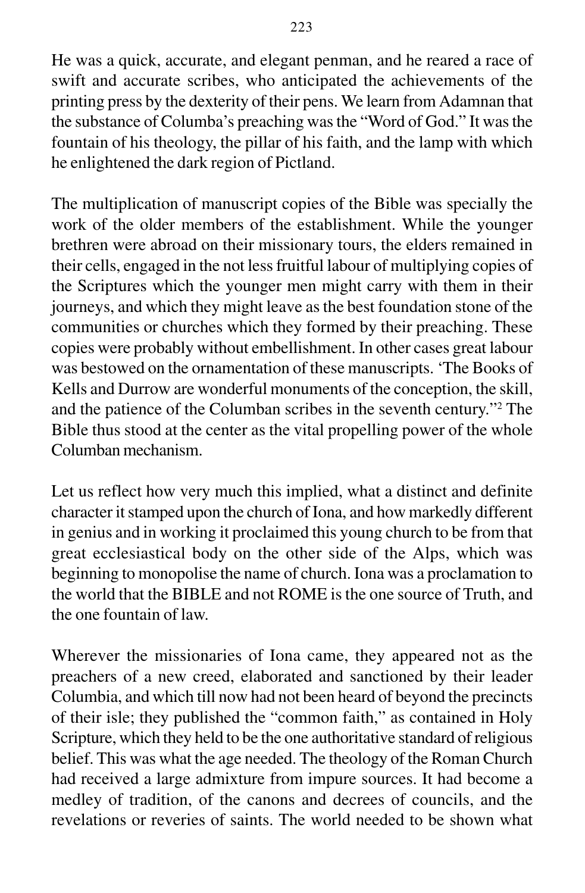He was a quick, accurate, and elegant penman, and he reared a race of swift and accurate scribes, who anticipated the achievements of the printing press by the dexterity of their pens. We learn from Adamnan that the substance of Columba's preaching was the "Word of God." It was the fountain of his theology, the pillar of his faith, and the lamp with which he enlightened the dark region of Pictland.

The multiplication of manuscript copies of the Bible was specially the work of the older members of the establishment. While the younger brethren were abroad on their missionary tours, the elders remained in their cells, engaged in the not less fruitful labour of multiplying copies of the Scriptures which the younger men might carry with them in their journeys, and which they might leave as the best foundation stone of the communities or churches which they formed by their preaching. These copies were probably without embellishment. In other cases great labour was bestowed on the ornamentation of these manuscripts. 'The Books of Kells and Durrow are wonderful monuments of the conception, the skill, and the patience of the Columban scribes in the seventh century."[2] The Bible thus stood at the center as the vital propelling power of the whole Columban mechanism.

Let us reflect how very much this implied, what a distinct and definite character it stamped upon the church of Iona, and how markedly different in genius and in working it proclaimed this young church to be from that great ecclesiastical body on the other side of the Alps, which was beginning to monopolise the name of church. Iona was a proclamation to the world that the BIBLE and not ROME is the one source of Truth, and the one fountain of law.

Wherever the missionaries of Iona came, they appeared not as the preachers of a new creed, elaborated and sanctioned by their leader Columbia, and which till now had not been heard of beyond the precincts of their isle; they published the "common faith," as contained in Holy Scripture, which they held to be the one authoritative standard of religious belief. This was what the age needed. The theology of the Roman Church had received a large admixture from impure sources. It had become a medley of tradition, of the canons and decrees of councils, and the revelations or reveries of saints. The world needed to be shown what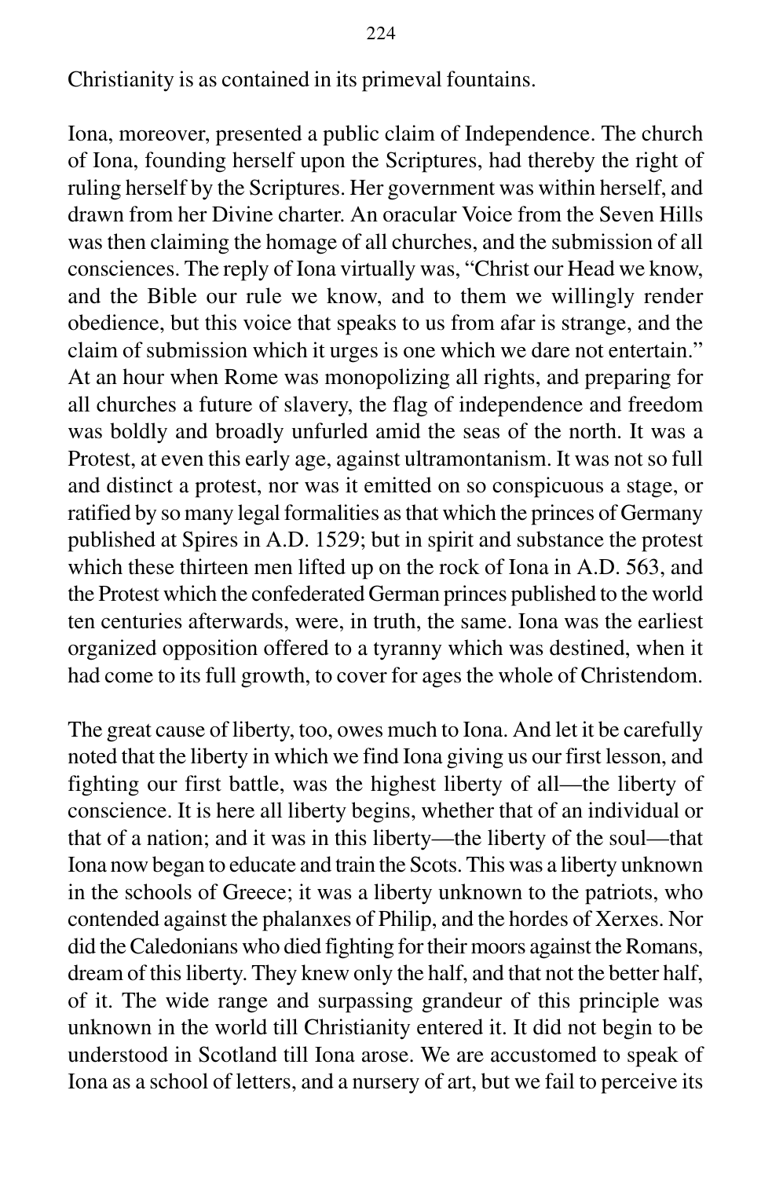Christianity is as contained in its primeval fountains.

Iona, moreover, presented a public claim of Independence. The church of Iona, founding herself upon the Scriptures, had thereby the right of ruling herself by the Scriptures. Her government was within herself, and drawn from her Divine charter. An oracular Voice from the Seven Hills was then claiming the homage of all churches, and the submission of all consciences. The reply of Iona virtually was, "Christ our Head we know, and the Bible our rule we know, and to them we willingly render obedience, but this voice that speaks to us from afar is strange, and the claim of submission which it urges is one which we dare not entertain." At an hour when Rome was monopolizing all rights, and preparing for all churches a future of slavery, the flag of independence and freedom was boldly and broadly unfurled amid the seas of the north. It was a Protest, at even this early age, against ultramontanism. It was not so full and distinct a protest, nor was it emitted on so conspicuous a stage, or ratified by so many legal formalities as that which the princes of Germany published at Spires in A.D. 1529; but in spirit and substance the protest which these thirteen men lifted up on the rock of Iona in A.D. 563, and the Protest which the confederated German princes published to the world ten centuries afterwards, were, in truth, the same. Iona was the earliest organized opposition offered to a tyranny which was destined, when it had come to its full growth, to cover for ages the whole of Christendom.

The great cause of liberty, too, owes much to Iona. And let it be carefully noted that the liberty in which we find Iona giving us our first lesson, and fighting our first battle, was the highest liberty of all—the liberty of conscience. It is here all liberty begins, whether that of an individual or that of a nation; and it was in this liberty—the liberty of the soul—that Iona now began to educate and train the Scots. This was a liberty unknown in the schools of Greece; it was a liberty unknown to the patriots, who contended against the phalanxes of Philip, and the hordes of Xerxes. Nor did the Caledonians who died fighting for their moors against the Romans, dream of this liberty. They knew only the half, and that not the better half, of it. The wide range and surpassing grandeur of this principle was unknown in the world till Christianity entered it. It did not begin to be understood in Scotland till Iona arose. We are accustomed to speak of Iona as a school of letters, and a nursery of art, but we fail to perceive its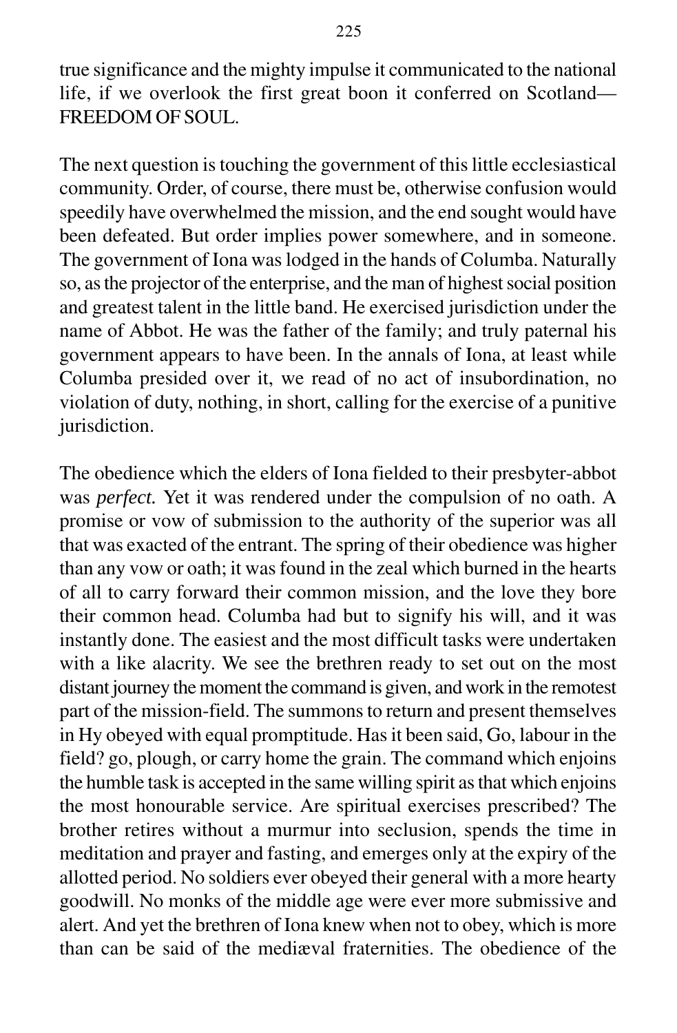true significance and the mighty impulse it communicated to the national life, if we overlook the first great boon it conferred on Scotland—FREEDOM OF SOUL.

The next question is touching the government of this little ecclesiastical community. Order, of course, there must be, otherwise confusion would speedily have overwhelmed the mission, and the end sought would have been defeated. But order implies power somewhere, and in someone. The government of Iona was lodged in the hands of Columba. Naturally so, as the projector of the enterprise, and the man of highest social position and greatest talent in the little band. He exercised jurisdiction under the name of Abbot. He was the father of the family; and truly paternal his government appears to have been. In the annals of Iona, at least while Columba presided over it, we read of no act of insubordination, no violation of duty, nothing, in short, calling for the exercise of a punitive jurisdiction.

The obedience which the elders of Iona fielded to their presbyter-abbot was *perfect.* Yet it was rendered under the compulsion of no oath. A promise or vow of submission to the authority of the superior was all that was exacted of the entrant. The spring of their obedience was higher than any vow or oath; it was found in the zeal which burned in the hearts of all to carry forward their common mission, and the love they bore their common head. Columba had but to signify his will, and it was instantly done. The easiest and the most difficult tasks were undertaken with a like alacrity. We see the brethren ready to set out on the most distant journey the moment the command is given, and work in the remotest part of the mission-field. The summons to return and present themselves in Hy obeyed with equal promptitude. Has it been said, Go, labour in the field? go, plough, or carry home the grain. The command which enjoins the humble task is accepted in the same willing spirit as that which enjoins the most honourable service. Are spiritual exercises prescribed? The brother retires without a murmur into seclusion, spends the time in meditation and prayer and fasting, and emerges only at the expiry of the allotted period. No soldiers ever obeyed their general with a more hearty goodwill. No monks of the middle age were ever more submissive and alert. And yet the brethren of Iona knew when not to obey, which is more than can be said of the mediæval fraternities. The obedience of the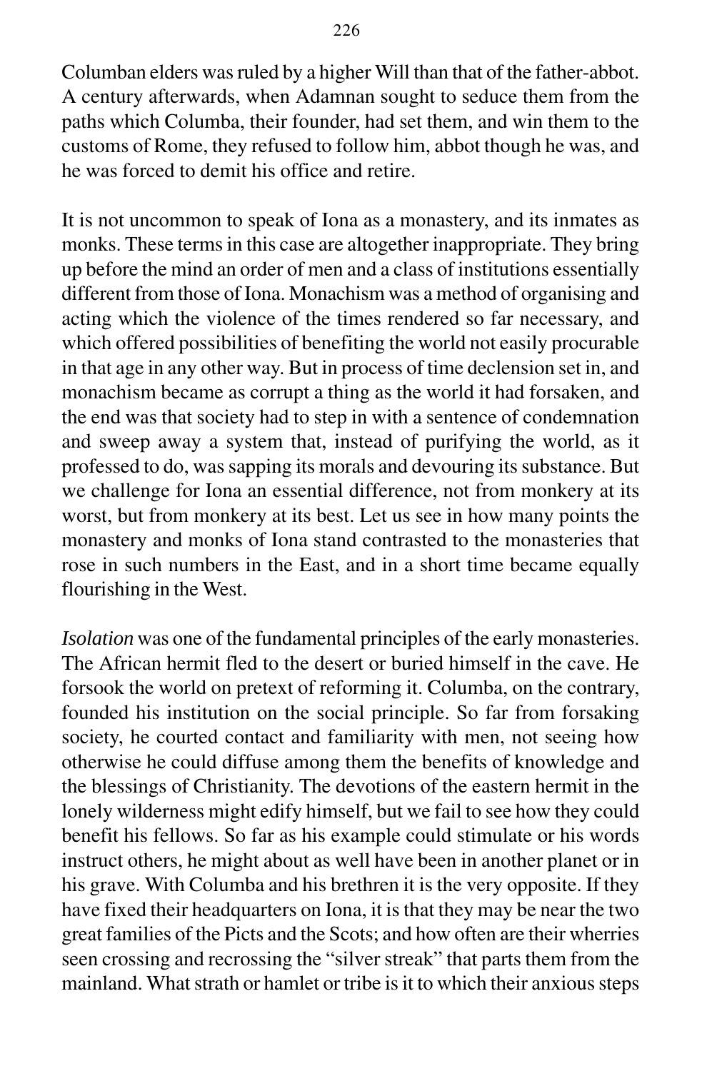Columban elders was ruled by a higher Will than that of the father-abbot. A century afterwards, when Adamnan sought to seduce them from the paths which Columba, their founder, had set them, and win them to the customs of Rome, they refused to follow him, abbot though he was, and he was forced to demit his office and retire.

It is not uncommon to speak of Iona as a monastery, and its inmates as monks. These terms in this case are altogether inappropriate. They bring up before the mind an order of men and a class of institutions essentially different from those of Iona. Monachism was a method of organising and acting which the violence of the times rendered so far necessary, and which offered possibilities of benefiting the world not easily procurable in that age in any other way. But in process of time declension set in, and monachism became as corrupt a thing as the world it had forsaken, and the end was that society had to step in with a sentence of condemnation and sweep away a system that, instead of purifying the world, as it professed to do, was sapping its morals and devouring its substance. But we challenge for Iona an essential difference, not from monkery at its worst, but from monkery at its best. Let us see in how many points the monastery and monks of Iona stand contrasted to the monasteries that rose in such numbers in the East, and in a short time became equally flourishing in the West.

*Isolation* was one of the fundamental principles of the early monasteries. The African hermit fled to the desert or buried himself in the cave. He forsook the world on pretext of reforming it. Columba, on the contrary, founded his institution on the social principle. So far from forsaking society, he courted contact and familiarity with men, not seeing how otherwise he could diffuse among them the benefits of knowledge and the blessings of Christianity. The devotions of the eastern hermit in the lonely wilderness might edify himself, but we fail to see how they could benefit his fellows. So far as his example could stimulate or his words instruct others, he might about as well have been in another planet or in his grave. With Columba and his brethren it is the very opposite. If they have fixed their headquarters on Iona, it is that they may be near the two great families of the Picts and the Scots; and how often are their wherries seen crossing and recrossing the "silver streak" that parts them from the mainland. What strath or hamlet or tribe is it to which their anxious steps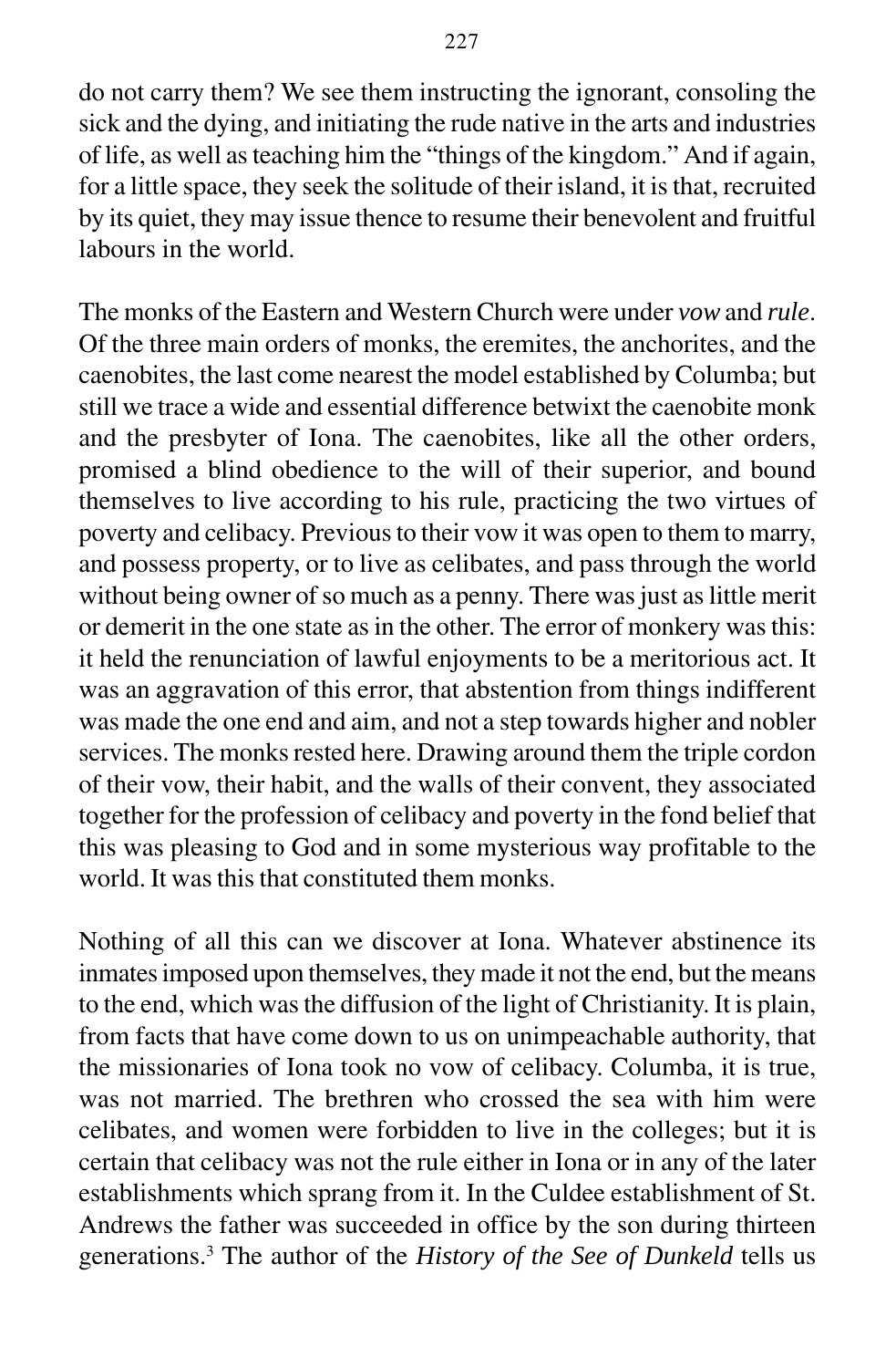do not carry them? We see them instructing the ignorant, consoling the sick and the dying, and initiating the rude native in the arts and industries of life, as well as teaching him the "things of the kingdom." And if again, for a little space, they seek the solitude of their island, it is that, recruited by its quiet, they may issue thence to resume their benevolent and fruitful labours in the world.

The monks of the Eastern and Western Church were under *vow* and *rule*. Of the three main orders of monks, the eremites, the anchorites, and the caenobites, the last come nearest the model established by Columba; but still we trace a wide and essential difference betwixt the caenobite monk and the presbyter of Iona. The caenobites, like all the other orders, promised a blind obedience to the will of their superior, and bound themselves to live according to his rule, practicing the two virtues of poverty and celibacy. Previous to their vow it was open to them to marry, and possess property, or to live as celibates, and pass through the world without being owner of so much as a penny. There was just as little merit or demerit in the one state as in the other. The error of monkery was this: it held the renunciation of lawful enjoyments to be a meritorious act. It was an aggravation of this error, that abstention from things indifferent was made the one end and aim, and not a step towards higher and nobler services. The monks rested here. Drawing around them the triple cordon of their vow, their habit, and the walls of their convent, they associated together for the profession of celibacy and poverty in the fond belief that this was pleasing to God and in some mysterious way profitable to the world. It was this that constituted them monks.

Nothing of all this can we discover at Iona. Whatever abstinence its inmates imposed upon themselves, they made it not the end, but the means to the end, which was the diffusion of the light of Christianity. It is plain, from facts that have come down to us on unimpeachable authority, that the missionaries of Iona took no vow of celibacy. Columba, it is true, was not married. The brethren who crossed the sea with him were celibates, and women were forbidden to live in the colleges; but it is certain that celibacy was not the rule either in Iona or in any of the later establishments which sprang from it. In the Culdee establishment of St. Andrews the father was succeeded in office by the son during thirteen generations.[3] The author of the *History of the See of Dunkeld* tells us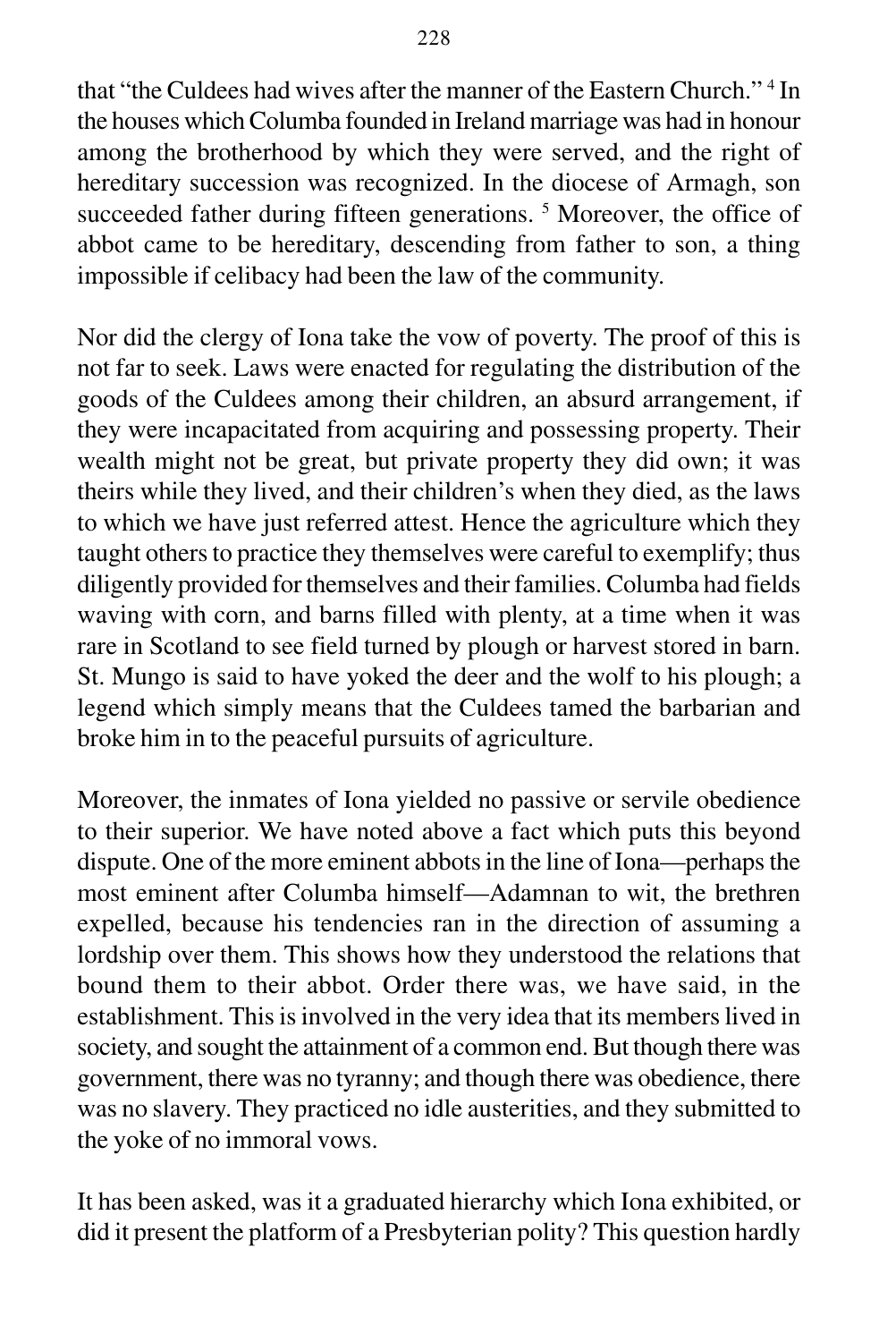that "the Culdees had wives after the manner of the Eastern Church." [4] In the houses which Columba founded in Ireland marriage was had in honour among the brotherhood by which they were served, and the right of hereditary succession was recognized. In the diocese of Armagh, son succeeded father during fifteen generations. [5] Moreover, the office of abbot came to be hereditary, descending from father to son, a thing impossible if celibacy had been the law of the community.

Nor did the clergy of Iona take the vow of poverty. The proof of this is not far to seek. Laws were enacted for regulating the distribution of the goods of the Culdees among their children, an absurd arrangement, if they were incapacitated from acquiring and possessing property. Their wealth might not be great, but private property they did own; it was theirs while they lived, and their children's when they died, as the laws to which we have just referred attest. Hence the agriculture which they taught others to practice they themselves were careful to exemplify; thus diligently provided for themselves and their families. Columba had fields waving with corn, and barns filled with plenty, at a time when it was rare in Scotland to see field turned by plough or harvest stored in barn. St. Mungo is said to have yoked the deer and the wolf to his plough; a legend which simply means that the Culdees tamed the barbarian and broke him in to the peaceful pursuits of agriculture.

Moreover, the inmates of Iona yielded no passive or servile obedience to their superior. We have noted above a fact which puts this beyond dispute. One of the more eminent abbots in the line of Iona—perhaps the most eminent after Columba himself—Adamnan to wit, the brethren expelled, because his tendencies ran in the direction of assuming a lordship over them. This shows how they understood the relations that bound them to their abbot. Order there was, we have said, in the establishment. This is involved in the very idea that its members lived in society, and sought the attainment of a common end. But though there was government, there was no tyranny; and though there was obedience, there was no slavery. They practiced no idle austerities, and they submitted to the yoke of no immoral vows.

It has been asked, was it a graduated hierarchy which Iona exhibited, or did it present the platform of a Presbyterian polity? This question hardly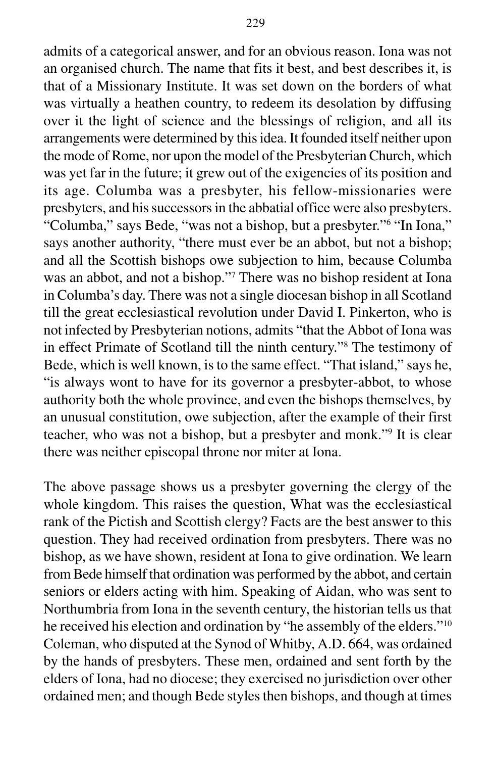admits of a categorical answer, and for an obvious reason. Iona was not an organised church. The name that fits it best, and best describes it, is that of a Missionary Institute. It was set down on the borders of what was virtually a heathen country, to redeem its desolation by diffusing over it the light of science and the blessings of religion, and all its arrangements were determined by this idea. It founded itself neither upon the mode of Rome, nor upon the model of the Presbyterian Church, which was yet far in the future; it grew out of the exigencies of its position and its age. Columba was a presbyter, his fellow-missionaries were presbyters, and his successors in the abbatial office were also presbyters. "Columba," says Bede, "was not a bishop, but a presbyter."[6] "In Iona," says another authority, "there must ever be an abbot, but not a bishop; and all the Scottish bishops owe subjection to him, because Columba was an abbot, and not a bishop."[7] There was no bishop resident at Iona in Columba's day. There was not a single diocesan bishop in all Scotland till the great ecclesiastical revolution under David I. Pinkerton, who is not infected by Presbyterian notions, admits "that the Abbot of Iona was in effect Primate of Scotland till the ninth century."[8] The testimony of Bede, which is well known, is to the same effect. "That island," says he, "is always wont to have for its governor a presbyter-abbot, to whose authority both the whole province, and even the bishops themselves, by an unusual constitution, owe subjection, after the example of their first teacher, who was not a bishop, but a presbyter and monk."[9] It is clear there was neither episcopal throne nor miter at Iona.

The above passage shows us a presbyter governing the clergy of the whole kingdom. This raises the question, What was the ecclesiastical rank of the Pictish and Scottish clergy? Facts are the best answer to this question. They had received ordination from presbyters. There was no bishop, as we have shown, resident at Iona to give ordination. We learn from Bede himself that ordination was performed by the abbot, and certain seniors or elders acting with him. Speaking of Aidan, who was sent to Northumbria from Iona in the seventh century, the historian tells us that he received his election and ordination by "he assembly of the elders."[10] Coleman, who disputed at the Synod of Whitby, A.D. 664, was ordained by the hands of presbyters. These men, ordained and sent forth by the elders of Iona, had no diocese; they exercised no jurisdiction over other ordained men; and though Bede styles then bishops, and though at times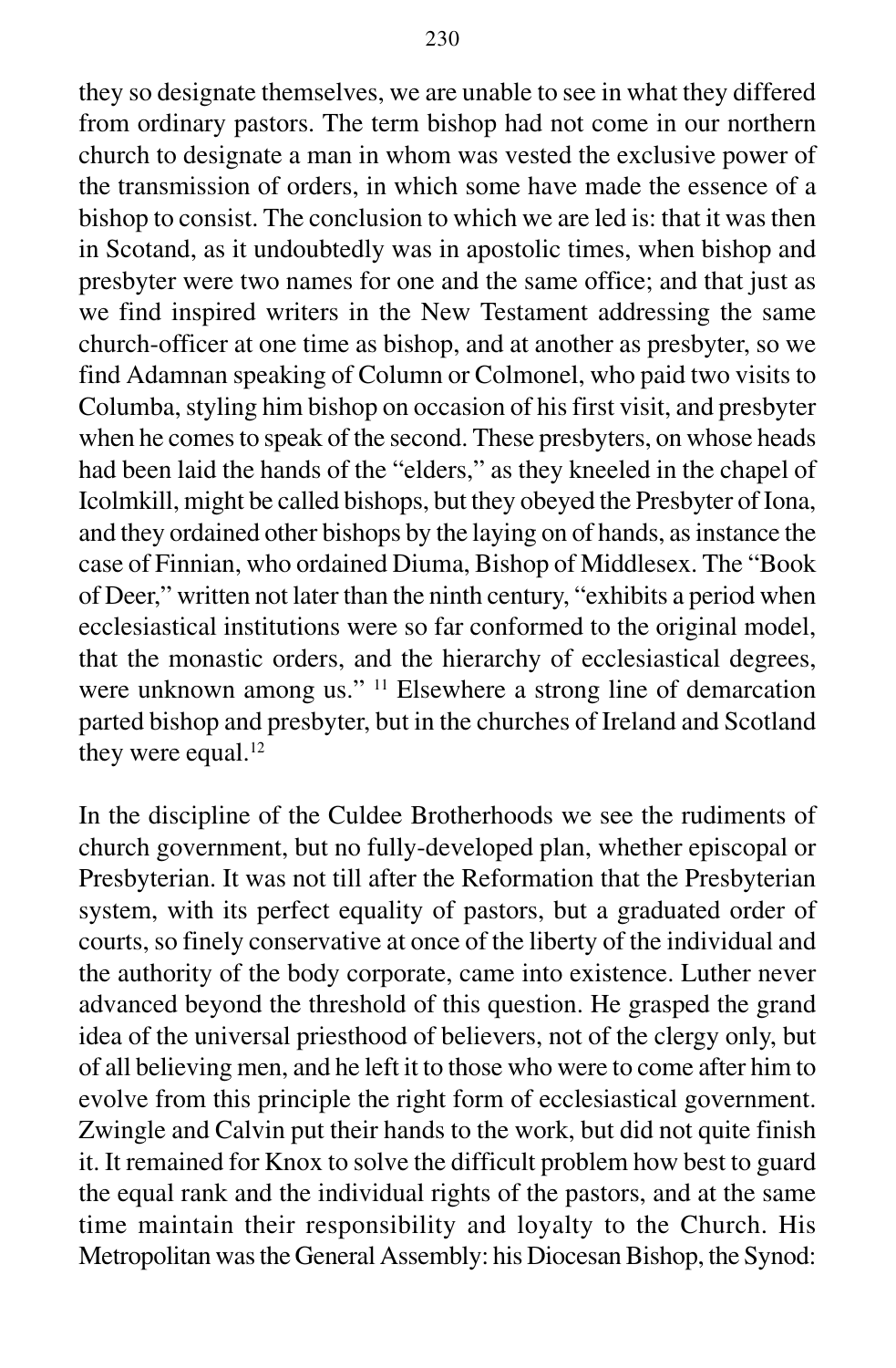they so designate themselves, we are unable to see in what they differed from ordinary pastors. The term bishop had not come in our northern church to designate a man in whom was vested the exclusive power of the transmission of orders, in which some have made the essence of a bishop to consist. The conclusion to which we are led is: that it was then in Scotand, as it undoubtedly was in apostolic times, when bishop and presbyter were two names for one and the same office; and that just as we find inspired writers in the New Testament addressing the same church-officer at one time as bishop, and at another as presbyter, so we find Adamnan speaking of Column or Colmonel, who paid two visits to Columba, styling him bishop on occasion of his first visit, and presbyter when he comes to speak of the second. These presbyters, on whose heads had been laid the hands of the "elders," as they kneeled in the chapel of Icolmkill, might be called bishops, but they obeyed the Presbyter of Iona, and they ordained other bishops by the laying on of hands, as instance the case of Finnian, who ordained Diuma, Bishop of Middlesex. The "Book of Deer," written not later than the ninth century, "exhibits a period when ecclesiastical institutions were so far conformed to the original model, that the monastic orders, and the hierarchy of ecclesiastical degrees, were unknown among us." [11] Elsewhere a strong line of demarcation parted bishop and presbyter, but in the churches of Ireland and Scotland they were equal.[12]

In the discipline of the Culdee Brotherhoods we see the rudiments of church government, but no fully-developed plan, whether episcopal or Presbyterian. It was not till after the Reformation that the Presbyterian system, with its perfect equality of pastors, but a graduated order of courts, so finely conservative at once of the liberty of the individual and the authority of the body corporate, came into existence. Luther never advanced beyond the threshold of this question. He grasped the grand idea of the universal priesthood of believers, not of the clergy only, but of all believing men, and he left it to those who were to come after him to evolve from this principle the right form of ecclesiastical government. Zwingle and Calvin put their hands to the work, but did not quite finish it. It remained for Knox to solve the difficult problem how best to guard the equal rank and the individual rights of the pastors, and at the same time maintain their responsibility and loyalty to the Church. His Metropolitan was the General Assembly: his Diocesan Bishop, the Synod: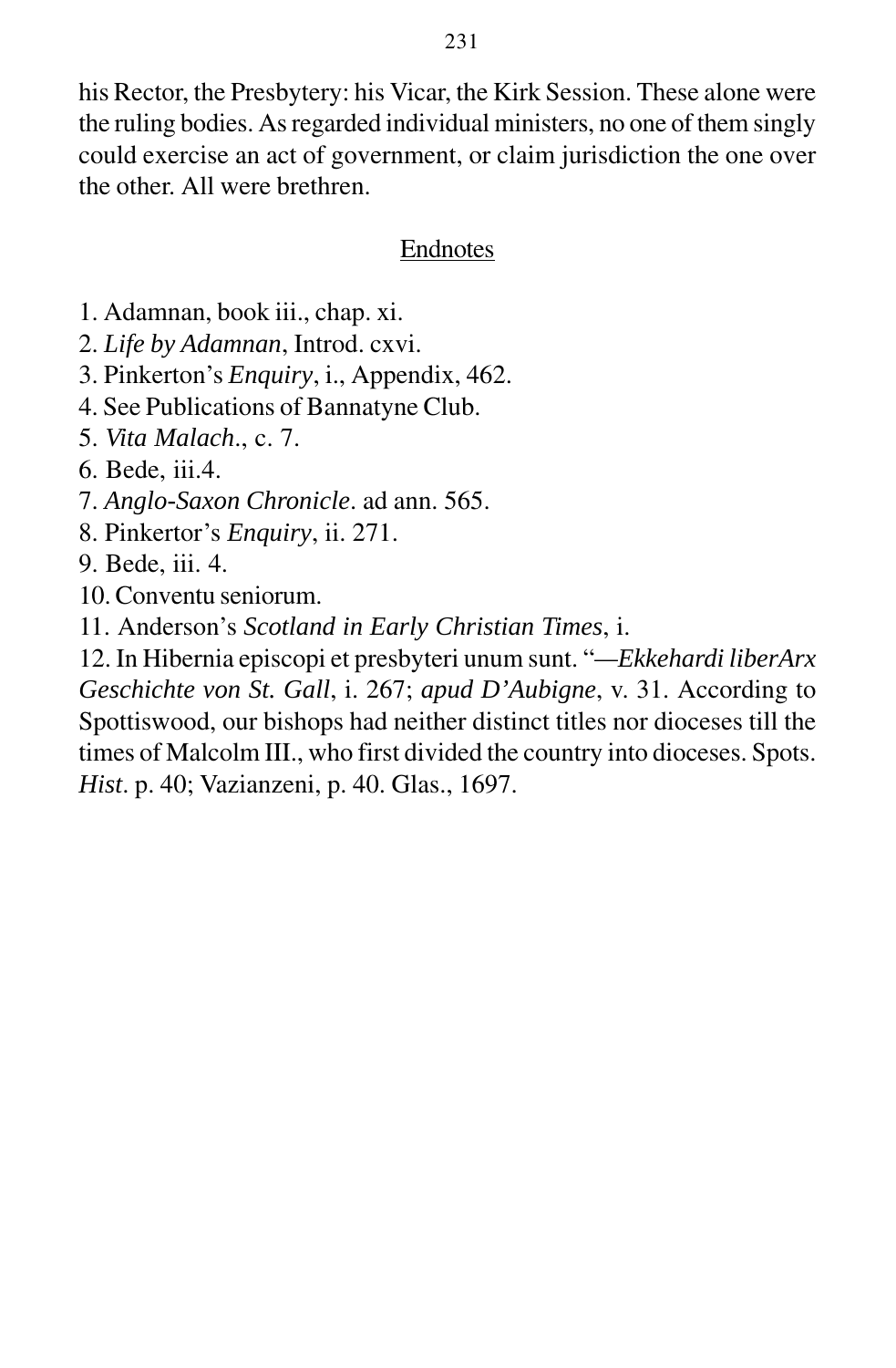his Rector, the Presbytery: his Vicar, the Kirk Session. These alone were the ruling bodies. As regarded individual ministers, no one of them singly could exercise an act of government, or claim jurisdiction the one over the other. All were brethren.

## Endnotes

1. Adamnan, book iii., chap. xi.
2. *Life by Adamnan*, Introd. cxvi.
3. Pinkerton's *Enquiry*, i., Appendix, 462.
4. See Publications of Bannatyne Club.
5. *Vita Malach*., c. 7.
6. Bede, iii.4.
7. *Anglo-Saxon Chronicle*. ad ann. 565.
8. Pinkertor's *Enquiry*, ii. 271.
9. Bede, iii. 4.
10. Conventu seniorum.
11. Anderson's *Scotland in Early Christian Times*, i.
12. In Hibernia episcopi et presbyteri unum sunt. "—*Ekkehardi liberArx Geschichte von St. Gall*, i. 267; *apud D'Aubigne*, v. 31. According to Spottiswood, our bishops had neither distinct titles nor dioceses till the times of Malcolm III., who first divided the country into dioceses. Spots. *Hist*. p. 40; Vazianzeni, p. 40. Glas., 1697.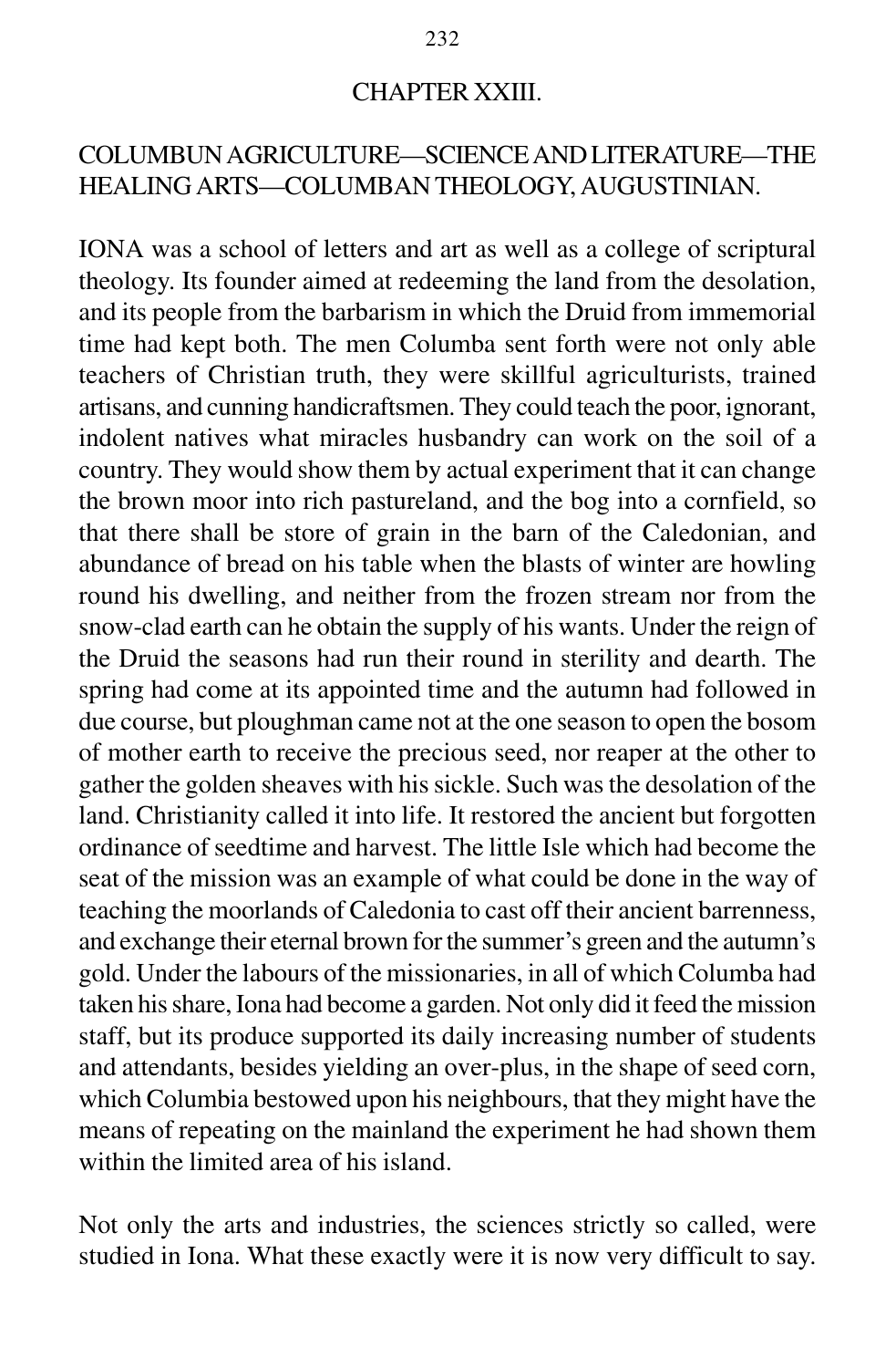## CHAPTER XXIII.

### COLUMBUN AGRICULTURE—SCIENCE AND LITERATURE—THE HEALING ARTS—COLUMBAN THEOLOGY, AUGUSTINIAN.

IONA was a school of letters and art as well as a college of scriptural theology. Its founder aimed at redeeming the land from the desolation, and its people from the barbarism in which the Druid from immemorial time had kept both. The men Columba sent forth were not only able teachers of Christian truth, they were skillful agriculturists, trained artisans, and cunning handicraftsmen. They could teach the poor, ignorant, indolent natives what miracles husbandry can work on the soil of a country. They would show them by actual experiment that it can change the brown moor into rich pastureland, and the bog into a cornfield, so that there shall be store of grain in the barn of the Caledonian, and abundance of bread on his table when the blasts of winter are howling round his dwelling, and neither from the frozen stream nor from the snow-clad earth can he obtain the supply of his wants. Under the reign of the Druid the seasons had run their round in sterility and dearth. The spring had come at its appointed time and the autumn had followed in due course, but ploughman came not at the one season to open the bosom of mother earth to receive the precious seed, nor reaper at the other to gather the golden sheaves with his sickle. Such was the desolation of the land. Christianity called it into life. It restored the ancient but forgotten ordinance of seedtime and harvest. The little Isle which had become the seat of the mission was an example of what could be done in the way of teaching the moorlands of Caledonia to cast off their ancient barrenness, and exchange their eternal brown for the summer's green and the autumn's gold. Under the labours of the missionaries, in all of which Columba had taken his share, Iona had become a garden. Not only did it feed the mission staff, but its produce supported its daily increasing number of students and attendants, besides yielding an over-plus, in the shape of seed corn, which Columbia bestowed upon his neighbours, that they might have the means of repeating on the mainland the experiment he had shown them within the limited area of his island.

Not only the arts and industries, the sciences strictly so called, were studied in Iona. What these exactly were it is now very difficult to say.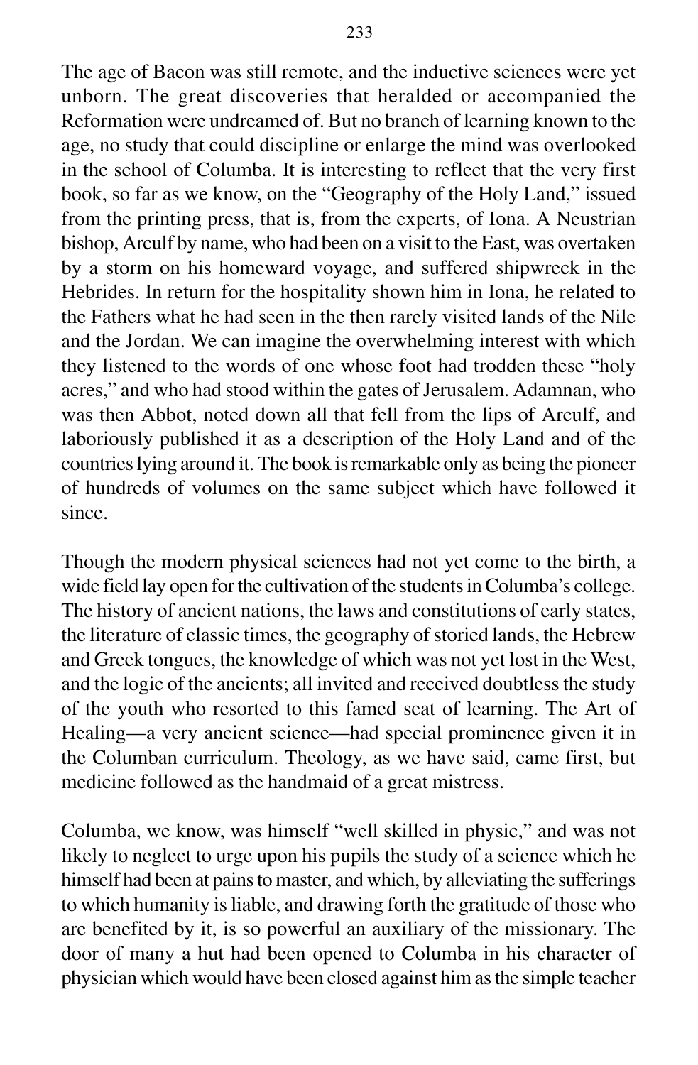The age of Bacon was still remote, and the inductive sciences were yet unborn. The great discoveries that heralded or accompanied the Reformation were undreamed of. But no branch of learning known to the age, no study that could discipline or enlarge the mind was overlooked in the school of Columba. It is interesting to reflect that the very first book, so far as we know, on the "Geography of the Holy Land," issued from the printing press, that is, from the experts, of Iona. A Neustrian bishop, Arculf by name, who had been on a visit to the East, was overtaken by a storm on his homeward voyage, and suffered shipwreck in the Hebrides. In return for the hospitality shown him in Iona, he related to the Fathers what he had seen in the then rarely visited lands of the Nile and the Jordan. We can imagine the overwhelming interest with which they listened to the words of one whose foot had trodden these "holy acres," and who had stood within the gates of Jerusalem. Adamnan, who was then Abbot, noted down all that fell from the lips of Arculf, and laboriously published it as a description of the Holy Land and of the countries lying around it. The book is remarkable only as being the pioneer of hundreds of volumes on the same subject which have followed it since.

Though the modern physical sciences had not yet come to the birth, a wide field lay open for the cultivation of the students in Columba's college. The history of ancient nations, the laws and constitutions of early states, the literature of classic times, the geography of storied lands, the Hebrew and Greek tongues, the knowledge of which was not yet lost in the West, and the logic of the ancients; all invited and received doubtless the study of the youth who resorted to this famed seat of learning. The Art of Healing—a very ancient science—had special prominence given it in the Columban curriculum. Theology, as we have said, came first, but medicine followed as the handmaid of a great mistress.

Columba, we know, was himself "well skilled in physic," and was not likely to neglect to urge upon his pupils the study of a science which he himself had been at pains to master, and which, by alleviating the sufferings to which humanity is liable, and drawing forth the gratitude of those who are benefited by it, is so powerful an auxiliary of the missionary. The door of many a hut had been opened to Columba in his character of physician which would have been closed against him as the simple teacher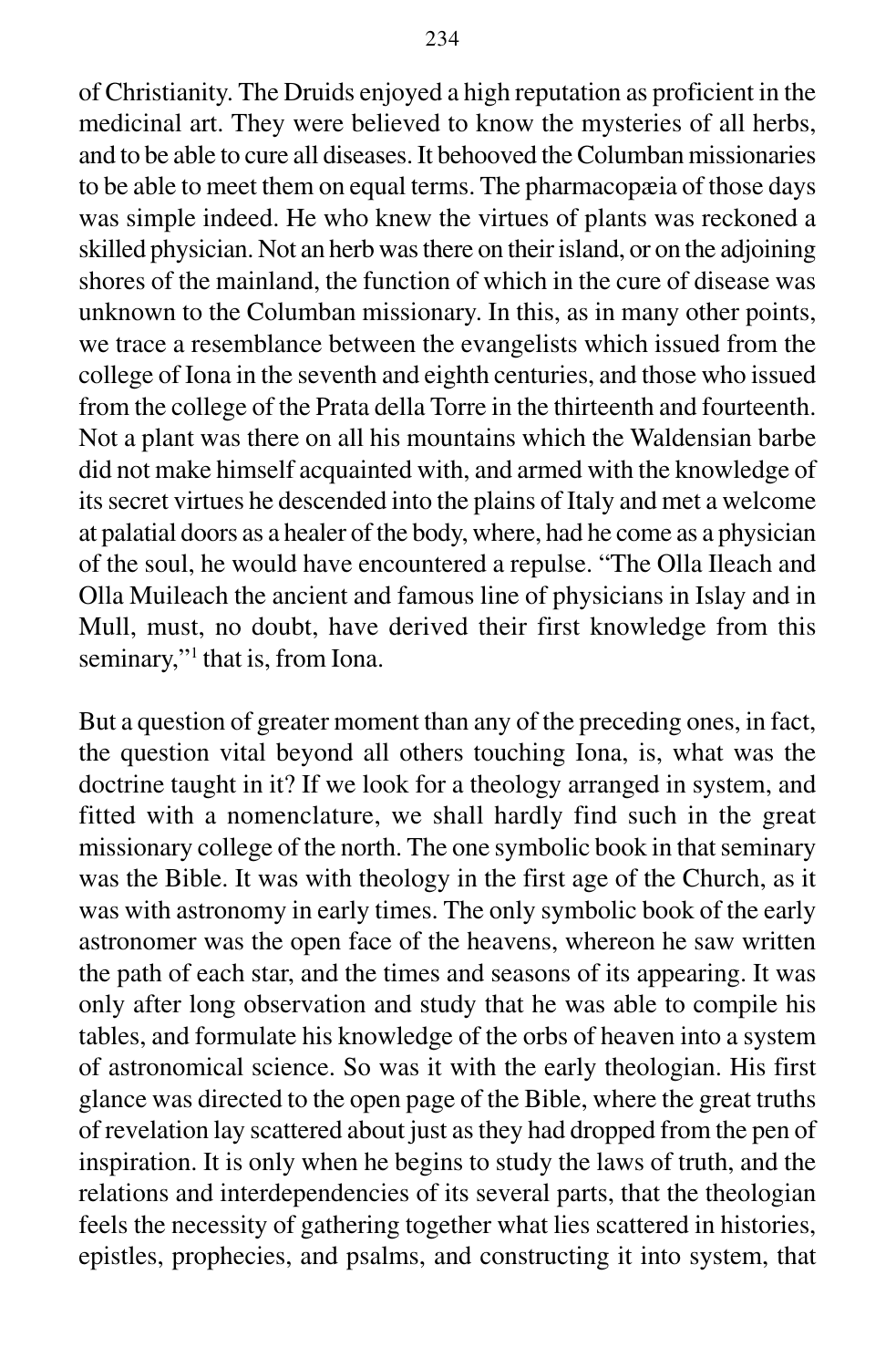of Christianity. The Druids enjoyed a high reputation as proficient in the medicinal art. They were believed to know the mysteries of all herbs, and to be able to cure all diseases. It behooved the Columban missionaries to be able to meet them on equal terms. The pharmacopæia of those days was simple indeed. He who knew the virtues of plants was reckoned a skilled physician. Not an herb was there on their island, or on the adjoining shores of the mainland, the function of which in the cure of disease was unknown to the Columban missionary. In this, as in many other points, we trace a resemblance between the evangelists which issued from the college of Iona in the seventh and eighth centuries, and those who issued from the college of the Prata della Torre in the thirteenth and fourteenth. Not a plant was there on all his mountains which the Waldensian barbe did not make himself acquainted with, and armed with the knowledge of its secret virtues he descended into the plains of Italy and met a welcome at palatial doors as a healer of the body, where, had he come as a physician of the soul, he would have encountered a repulse. "The Olla Ileach and Olla Muileach the ancient and famous line of physicians in Islay and in Mull, must, no doubt, have derived their first knowledge from this seminary,"[1] that is, from Iona.

But a question of greater moment than any of the preceding ones, in fact, the question vital beyond all others touching Iona, is, what was the doctrine taught in it? If we look for a theology arranged in system, and fitted with a nomenclature, we shall hardly find such in the great missionary college of the north. The one symbolic book in that seminary was the Bible. It was with theology in the first age of the Church, as it was with astronomy in early times. The only symbolic book of the early astronomer was the open face of the heavens, whereon he saw written the path of each star, and the times and seasons of its appearing. It was only after long observation and study that he was able to compile his tables, and formulate his knowledge of the orbs of heaven into a system of astronomical science. So was it with the early theologian. His first glance was directed to the open page of the Bible, where the great truths of revelation lay scattered about just as they had dropped from the pen of inspiration. It is only when he begins to study the laws of truth, and the relations and interdependencies of its several parts, that the theologian feels the necessity of gathering together what lies scattered in histories, epistles, prophecies, and psalms, and constructing it into system, that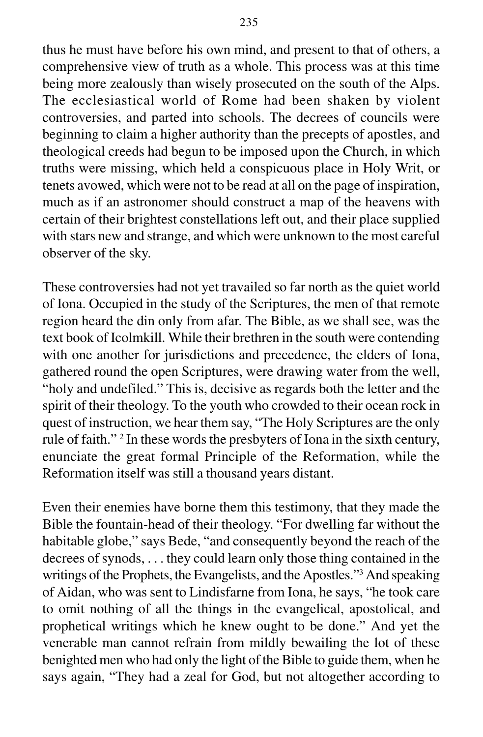thus he must have before his own mind, and present to that of others, a comprehensive view of truth as a whole. This process was at this time being more zealously than wisely prosecuted on the south of the Alps. The ecclesiastical world of Rome had been shaken by violent controversies, and parted into schools. The decrees of councils were beginning to claim a higher authority than the precepts of apostles, and theological creeds had begun to be imposed upon the Church, in which truths were missing, which held a conspicuous place in Holy Writ, or tenets avowed, which were not to be read at all on the page of inspiration, much as if an astronomer should construct a map of the heavens with certain of their brightest constellations left out, and their place supplied with stars new and strange, and which were unknown to the most careful observer of the sky.

These controversies had not yet travailed so far north as the quiet world of Iona. Occupied in the study of the Scriptures, the men of that remote region heard the din only from afar. The Bible, as we shall see, was the text book of Icolmkill. While their brethren in the south were contending with one another for jurisdictions and precedence, the elders of Iona, gathered round the open Scriptures, were drawing water from the well, "holy and undefiled." This is, decisive as regards both the letter and the spirit of their theology. To the youth who crowded to their ocean rock in quest of instruction, we hear them say, "The Holy Scriptures are the only rule of faith." [2] In these words the presbyters of Iona in the sixth century, enunciate the great formal Principle of the Reformation, while the Reformation itself was still a thousand years distant.

Even their enemies have borne them this testimony, that they made the Bible the fountain-head of their theology. "For dwelling far without the habitable globe," says Bede, "and consequently beyond the reach of the decrees of synods, . . . they could learn only those thing contained in the writings of the Prophets, the Evangelists, and the Apostles."[3] And speaking of Aidan, who was sent to Lindisfarne from Iona, he says, "he took care to omit nothing of all the things in the evangelical, apostolical, and prophetical writings which he knew ought to be done." And yet the venerable man cannot refrain from mildly bewailing the lot of these benighted men who had only the light of the Bible to guide them, when he says again, "They had a zeal for God, but not altogether according to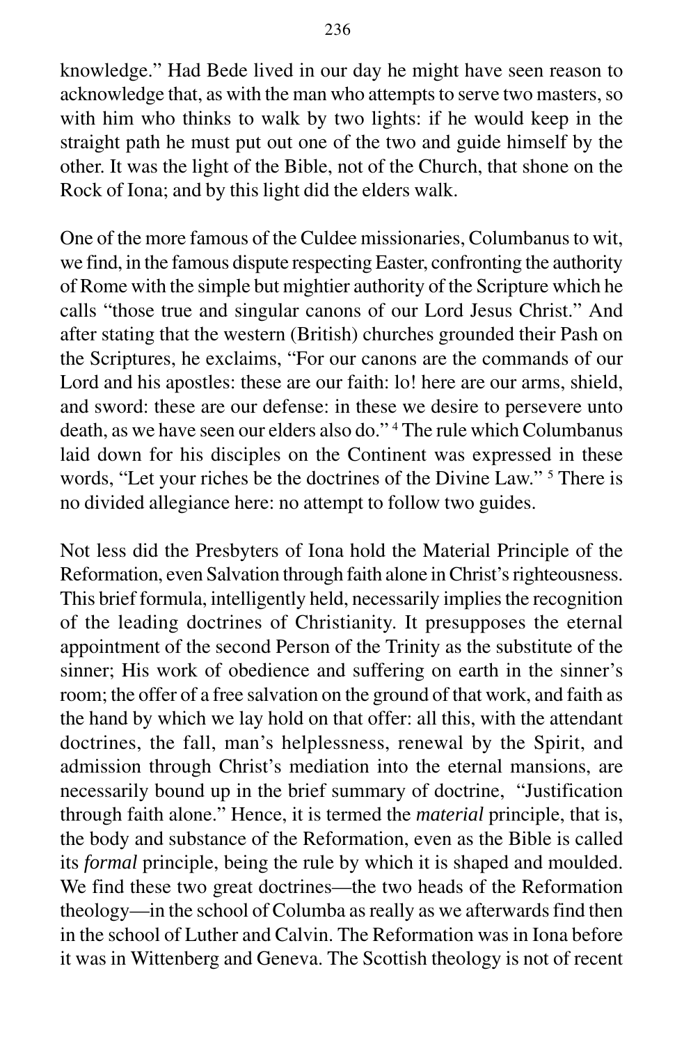knowledge." Had Bede lived in our day he might have seen reason to acknowledge that, as with the man who attempts to serve two masters, so with him who thinks to walk by two lights: if he would keep in the straight path he must put out one of the two and guide himself by the other. It was the light of the Bible, not of the Church, that shone on the Rock of Iona; and by this light did the elders walk.

One of the more famous of the Culdee missionaries, Columbanus to wit, we find, in the famous dispute respecting Easter, confronting the authority of Rome with the simple but mightier authority of the Scripture which he calls "those true and singular canons of our Lord Jesus Christ." And after stating that the western (British) churches grounded their Pash on the Scriptures, he exclaims, "For our canons are the commands of our Lord and his apostles: these are our faith: lo! here are our arms, shield, and sword: these are our defense: in these we desire to persevere unto death, as we have seen our elders also do." [4] The rule which Columbanus laid down for his disciples on the Continent was expressed in these words, "Let your riches be the doctrines of the Divine Law." [5] There is no divided allegiance here: no attempt to follow two guides.

Not less did the Presbyters of Iona hold the Material Principle of the Reformation, even Salvation through faith alone in Christ's righteousness. This brief formula, intelligently held, necessarily implies the recognition of the leading doctrines of Christianity. It presupposes the eternal appointment of the second Person of the Trinity as the substitute of the sinner; His work of obedience and suffering on earth in the sinner's room; the offer of a free salvation on the ground of that work, and faith as the hand by which we lay hold on that offer: all this, with the attendant doctrines, the fall, man's helplessness, renewal by the Spirit, and admission through Christ's mediation into the eternal mansions, are necessarily bound up in the brief summary of doctrine, "Justification through faith alone." Hence, it is termed the *material* principle, that is, the body and substance of the Reformation, even as the Bible is called its *formal* principle, being the rule by which it is shaped and moulded. We find these two great doctrines—the two heads of the Reformation theology—in the school of Columba as really as we afterwards find then in the school of Luther and Calvin. The Reformation was in Iona before it was in Wittenberg and Geneva. The Scottish theology is not of recent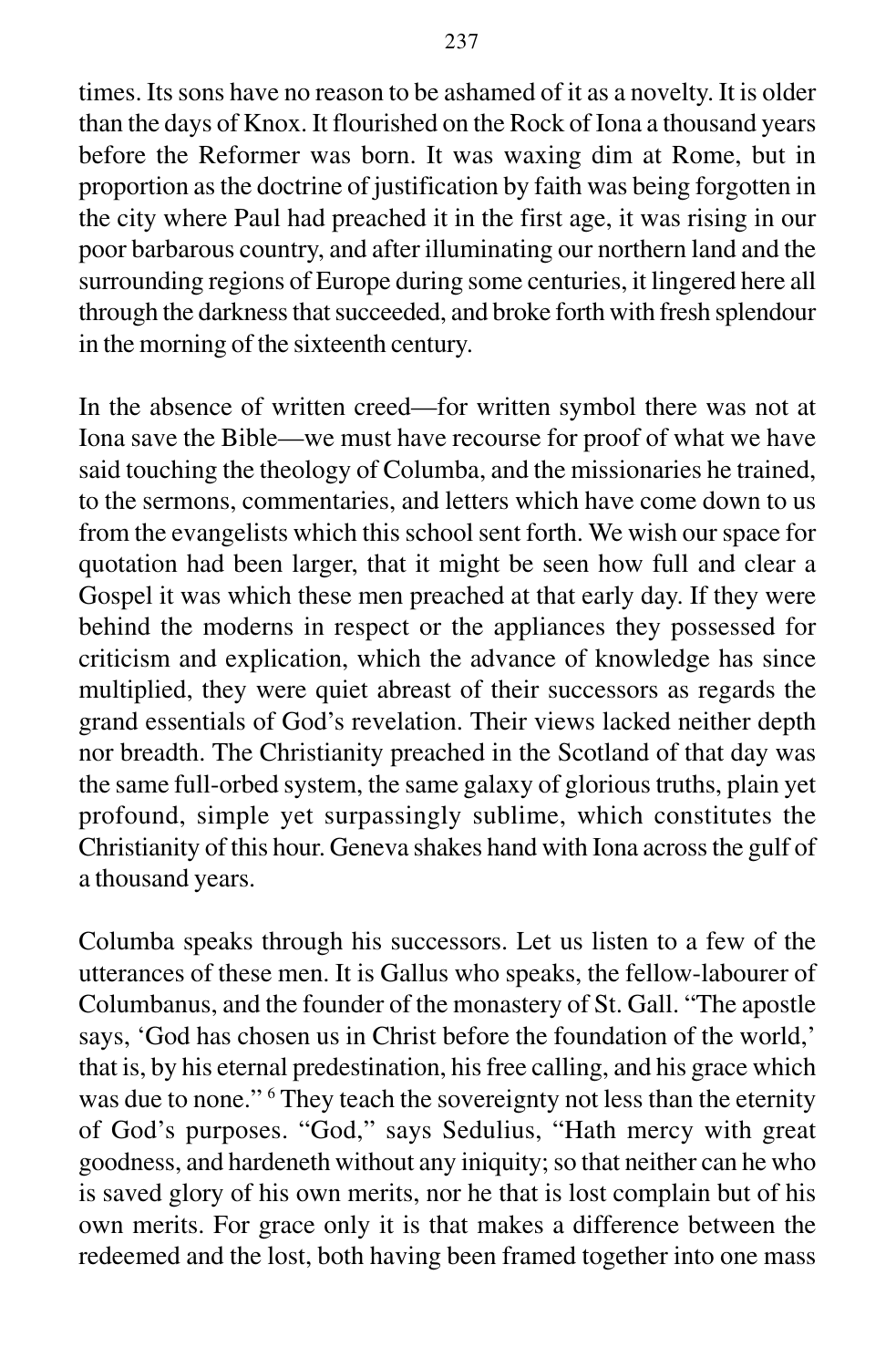times. Its sons have no reason to be ashamed of it as a novelty. It is older than the days of Knox. It flourished on the Rock of Iona a thousand years before the Reformer was born. It was waxing dim at Rome, but in proportion as the doctrine of justification by faith was being forgotten in the city where Paul had preached it in the first age, it was rising in our poor barbarous country, and after illuminating our northern land and the surrounding regions of Europe during some centuries, it lingered here all through the darkness that succeeded, and broke forth with fresh splendour in the morning of the sixteenth century.

In the absence of written creed—for written symbol there was not at Iona save the Bible—we must have recourse for proof of what we have said touching the theology of Columba, and the missionaries he trained, to the sermons, commentaries, and letters which have come down to us from the evangelists which this school sent forth. We wish our space for quotation had been larger, that it might be seen how full and clear a Gospel it was which these men preached at that early day. If they were behind the moderns in respect or the appliances they possessed for criticism and explication, which the advance of knowledge has since multiplied, they were quiet abreast of their successors as regards the grand essentials of God's revelation. Their views lacked neither depth nor breadth. The Christianity preached in the Scotland of that day was the same full-orbed system, the same galaxy of glorious truths, plain yet profound, simple yet surpassingly sublime, which constitutes the Christianity of this hour. Geneva shakes hand with Iona across the gulf of a thousand years.

Columba speaks through his successors. Let us listen to a few of the utterances of these men. It is Gallus who speaks, the fellow-labourer of Columbanus, and the founder of the monastery of St. Gall. "The apostle says, 'God has chosen us in Christ before the foundation of the world,' that is, by his eternal predestination, his free calling, and his grace which was due to none." [6] They teach the sovereignty not less than the eternity of God's purposes. "God," says Sedulius, "Hath mercy with great goodness, and hardeneth without any iniquity; so that neither can he who is saved glory of his own merits, nor he that is lost complain but of his own merits. For grace only it is that makes a difference between the redeemed and the lost, both having been framed together into one mass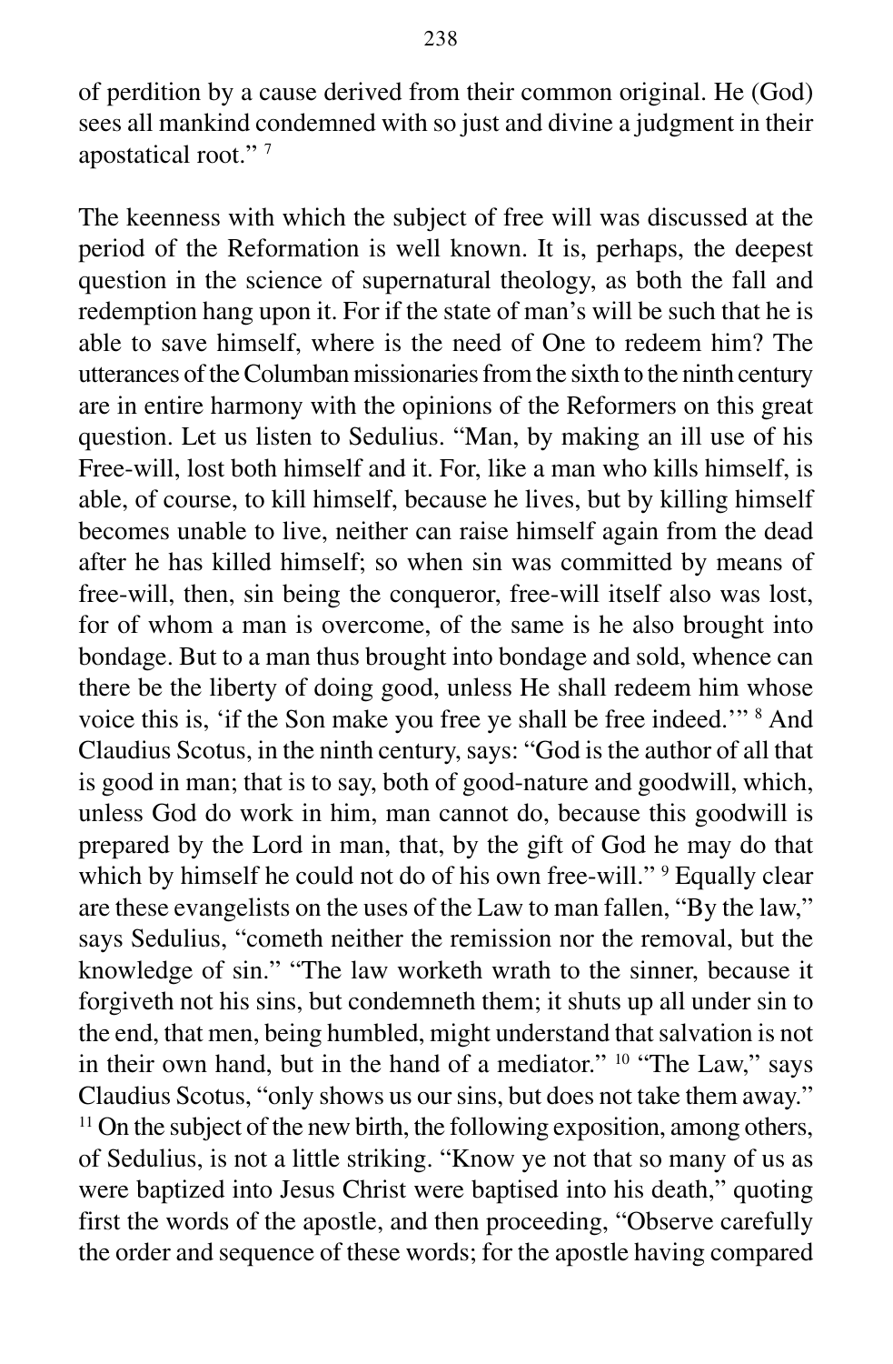of perdition by a cause derived from their common original. He (God) sees all mankind condemned with so just and divine a judgment in their apostatical root." [7]

The keenness with which the subject of free will was discussed at the period of the Reformation is well known. It is, perhaps, the deepest question in the science of supernatural theology, as both the fall and redemption hang upon it. For if the state of man's will be such that he is able to save himself, where is the need of One to redeem him? The utterances of the Columban missionaries from the sixth to the ninth century are in entire harmony with the opinions of the Reformers on this great question. Let us listen to Sedulius. "Man, by making an ill use of his Free-will, lost both himself and it. For, like a man who kills himself, is able, of course, to kill himself, because he lives, but by killing himself becomes unable to live, neither can raise himself again from the dead after he has killed himself; so when sin was committed by means of free-will, then, sin being the conqueror, free-will itself also was lost, for of whom a man is overcome, of the same is he also brought into bondage. But to a man thus brought into bondage and sold, whence can there be the liberty of doing good, unless He shall redeem him whose voice this is, 'if the Son make you free ye shall be free indeed.'" [8] And Claudius Scotus, in the ninth century, says: "God is the author of all that is good in man; that is to say, both of good-nature and goodwill, which, unless God do work in him, man cannot do, because this goodwill is prepared by the Lord in man, that, by the gift of God he may do that which by himself he could not do of his own free-will." [9] Equally clear are these evangelists on the uses of the Law to man fallen, "By the law," says Sedulius, "cometh neither the remission nor the removal, but the knowledge of sin." "The law worketh wrath to the sinner, because it forgiveth not his sins, but condemneth them; it shuts up all under sin to the end, that men, being humbled, might understand that salvation is not in their own hand, but in the hand of a mediator." [10] "The Law," says Claudius Scotus, "only shows us our sins, but does not take them away." [11] On the subject of the new birth, the following exposition, among others, of Sedulius, is not a little striking. "Know ye not that so many of us as were baptized into Jesus Christ were baptised into his death," quoting first the words of the apostle, and then proceeding, "Observe carefully the order and sequence of these words; for the apostle having compared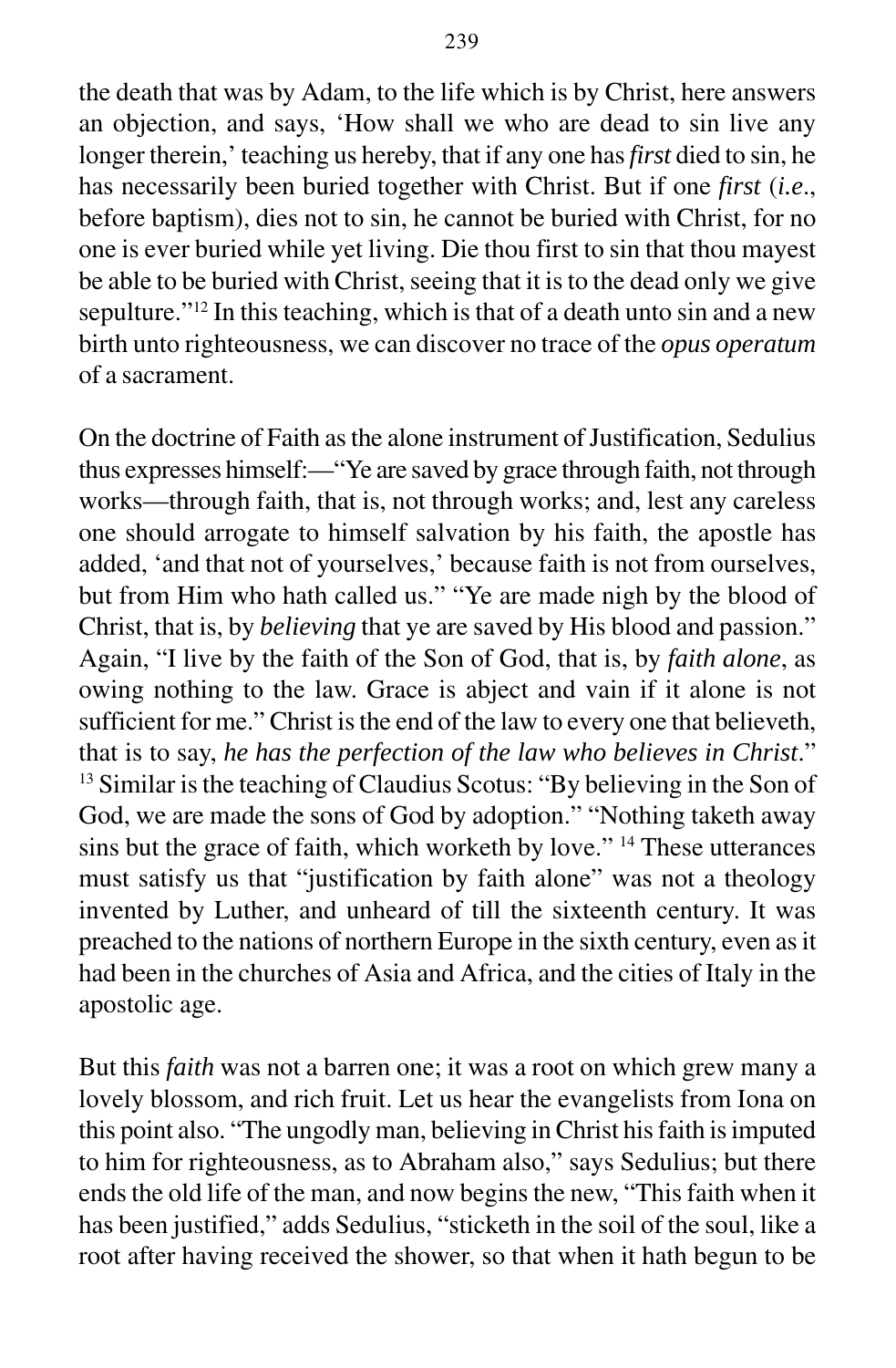the death that was by Adam, to the life which is by Christ, here answers an objection, and says, 'How shall we who are dead to sin live any longer therein,' teaching us hereby, that if any one has *first* died to sin, he has necessarily been buried together with Christ. But if one *first* (*i.e.*, before baptism), dies not to sin, he cannot be buried with Christ, for no one is ever buried while yet living. Die thou first to sin that thou mayest be able to be buried with Christ, seeing that it is to the dead only we give sepulture."[12] In this teaching, which is that of a death unto sin and a new birth unto righteousness, we can discover no trace of the *opus operatum* of a sacrament.

On the doctrine of Faith as the alone instrument of Justification, Sedulius thus expresses himself:—"Ye are saved by grace through faith, not through works—through faith, that is, not through works; and, lest any careless one should arrogate to himself salvation by his faith, the apostle has added, 'and that not of yourselves,' because faith is not from ourselves, but from Him who hath called us." "Ye are made nigh by the blood of Christ, that is, by *believing* that ye are saved by His blood and passion." Again, "I live by the faith of the Son of God, that is, by *faith alone*, as owing nothing to the law. Grace is abject and vain if it alone is not sufficient for me." Christ is the end of the law to every one that believeth, that is to say, *he has the perfection of the law who believes in Christ*." [13] Similar is the teaching of Claudius Scotus: "By believing in the Son of God, we are made the sons of God by adoption." "Nothing taketh away sins but the grace of faith, which worketh by love." [14] These utterances must satisfy us that "justification by faith alone" was not a theology invented by Luther, and unheard of till the sixteenth century. It was preached to the nations of northern Europe in the sixth century, even as it had been in the churches of Asia and Africa, and the cities of Italy in the apostolic age.

But this *faith* was not a barren one; it was a root on which grew many a lovely blossom, and rich fruit. Let us hear the evangelists from Iona on this point also. "The ungodly man, believing in Christ his faith is imputed to him for righteousness, as to Abraham also," says Sedulius; but there ends the old life of the man, and now begins the new, "This faith when it has been justified," adds Sedulius, "sticketh in the soil of the soul, like a root after having received the shower, so that when it hath begun to be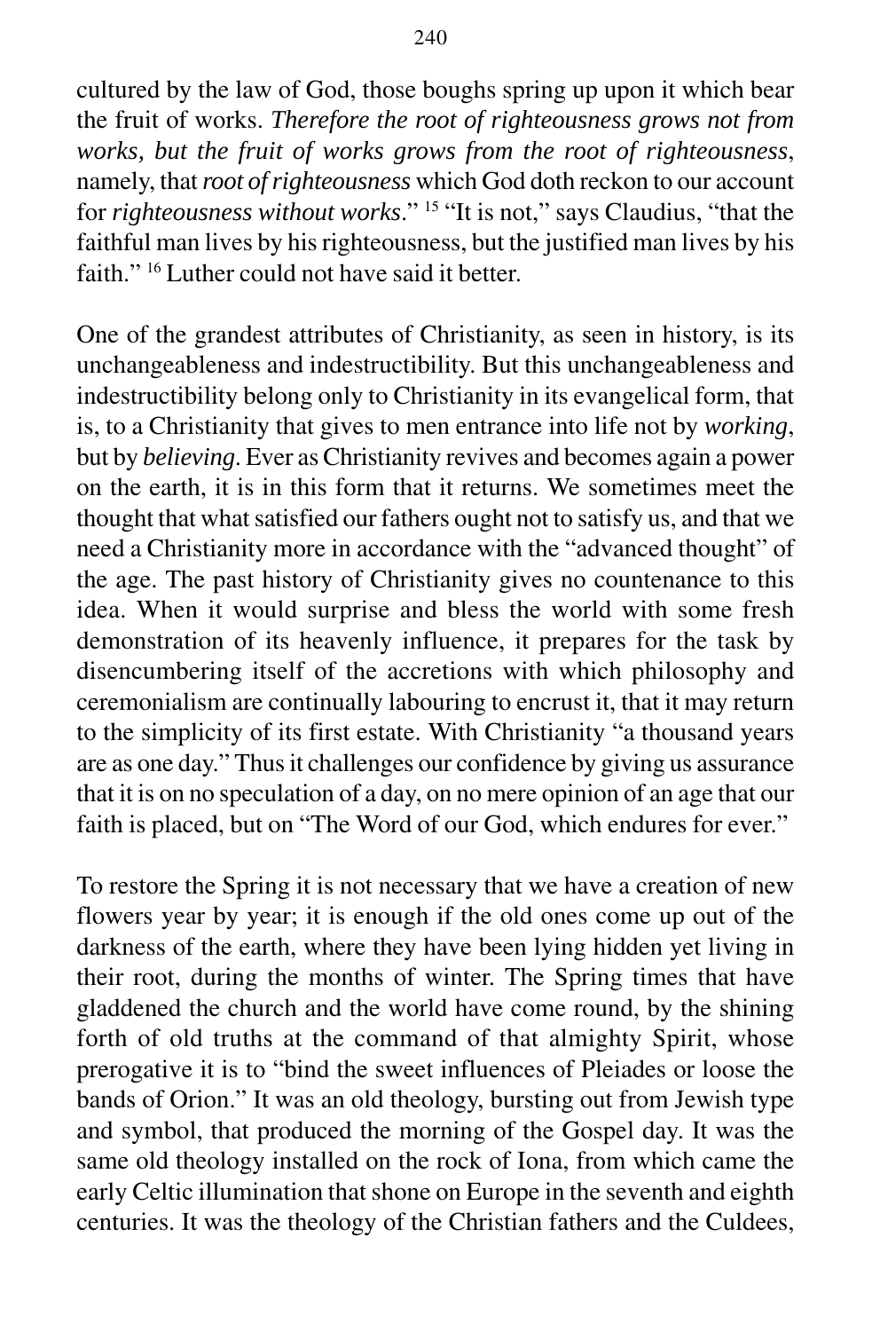cultured by the law of God, those boughs spring up upon it which bear the fruit of works. *Therefore the root of righteousness grows not from works, but the fruit of works grows from the root of righteousness*, namely, that *root of righteousness* which God doth reckon to our account for *righteousness without works*." [15] "It is not," says Claudius, "that the faithful man lives by his righteousness, but the justified man lives by his faith." [16] Luther could not have said it better.

One of the grandest attributes of Christianity, as seen in history, is its unchangeableness and indestructibility. But this unchangeableness and indestructibility belong only to Christianity in its evangelical form, that is, to a Christianity that gives to men entrance into life not by *working*, but by *believing*. Ever as Christianity revives and becomes again a power on the earth, it is in this form that it returns. We sometimes meet the thought that what satisfied our fathers ought not to satisfy us, and that we need a Christianity more in accordance with the "advanced thought" of the age. The past history of Christianity gives no countenance to this idea. When it would surprise and bless the world with some fresh demonstration of its heavenly influence, it prepares for the task by disencumbering itself of the accretions with which philosophy and ceremonialism are continually labouring to encrust it, that it may return to the simplicity of its first estate. With Christianity "a thousand years are as one day." Thus it challenges our confidence by giving us assurance that it is on no speculation of a day, on no mere opinion of an age that our faith is placed, but on "The Word of our God, which endures for ever."

To restore the Spring it is not necessary that we have a creation of new flowers year by year; it is enough if the old ones come up out of the darkness of the earth, where they have been lying hidden yet living in their root, during the months of winter. The Spring times that have gladdened the church and the world have come round, by the shining forth of old truths at the command of that almighty Spirit, whose prerogative it is to "bind the sweet influences of Pleiades or loose the bands of Orion." It was an old theology, bursting out from Jewish type and symbol, that produced the morning of the Gospel day. It was the same old theology installed on the rock of Iona, from which came the early Celtic illumination that shone on Europe in the seventh and eighth centuries. It was the theology of the Christian fathers and the Culdees,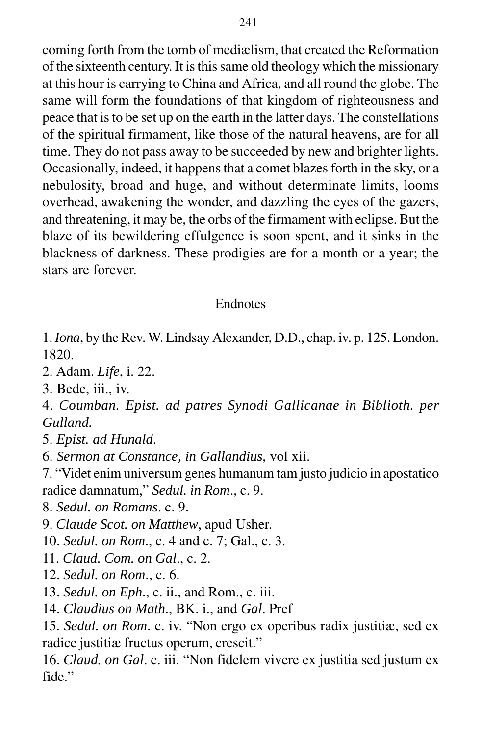coming forth from the tomb of mediælism, that created the Reformation of the sixteenth century. It is this same old theology which the missionary at this hour is carrying to China and Africa, and all round the globe. The same will form the foundations of that kingdom of righteousness and peace that is to be set up on the earth in the latter days. The constellations of the spiritual firmament, like those of the natural heavens, are for all time. They do not pass away to be succeeded by new and brighter lights. Occasionally, indeed, it happens that a comet blazes forth in the sky, or a nebulosity, broad and huge, and without determinate limits, looms overhead, awakening the wonder, and dazzling the eyes of the gazers, and threatening, it may be, the orbs of the firmament with eclipse. But the blaze of its bewildering effulgence is soon spent, and it sinks in the blackness of darkness. These prodigies are for a month or a year; the stars are forever.

## Endnotes

1. *Iona*, by the Rev. W. Lindsay Alexander, D.D., chap. iv. p. 125. London. 1820.
2. Adam. *Life*, i. 22.
3. Bede, iii., iv.
4. *Coumban. Epist. ad patres Synodi Gallicanae in Biblioth. per Gulland.*
5. *Epist. ad Hunald*.
6. *Sermon at Constance, in Gallandius*, vol xii.
7. "Videt enim universum genes humanum tam justo judicio in apostatico radice damnatum," *Sedul. in Rom*., c. 9.
8. *Sedul. on Romans*. c. 9.
9. *Claude Scot. on Matthew*, apud Usher.
10. *Sedul. on Rom*., c. 4 and c. 7; Gal., c. 3.
11. *Claud. Com. on Gal*., c. 2.
12. *Sedul. on Rom*., c. 6.
13. *Sedul. on Eph*., c. ii., and Rom., c. iii.
14. *Claudius on Math*., BK. i., and *Gal*. Pref
15. *Sedul. on Rom*. c. iv. "Non ergo ex operibus radix justitiæ, sed ex radice justitiæ fructus operum, crescit."
16. *Claud. on Gal*. c. iii. "Non fidelem vivere ex justitia sed justum ex fide."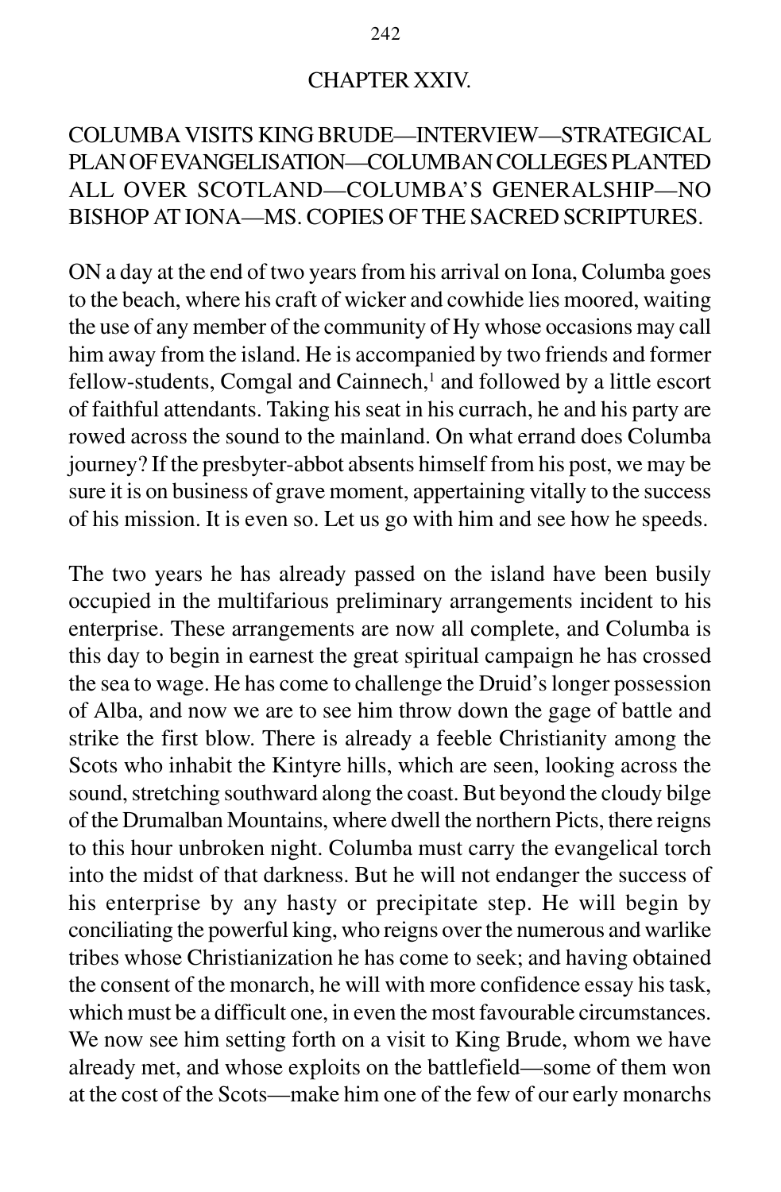## CHAPTER XXIV.

### COLUMBA VISITS KING BRUDE—INTERVIEW—STRATEGICAL PLAN OF EVANGELISATION—COLUMBAN COLLEGES PLANTED ALL OVER SCOTLAND—COLUMBA'S GENERALSHIP—NO BISHOP AT IONA—MS. COPIES OF THE SACRED SCRIPTURES.

ON a day at the end of two years from his arrival on Iona, Columba goes to the beach, where his craft of wicker and cowhide lies moored, waiting the use of any member of the community of Hy whose occasions may call him away from the island. He is accompanied by two friends and former fellow-students, Comgal and Cainnech,[1] and followed by a little escort of faithful attendants. Taking his seat in his currach, he and his party are rowed across the sound to the mainland. On what errand does Columba journey? If the presbyter-abbot absents himself from his post, we may be sure it is on business of grave moment, appertaining vitally to the success of his mission. It is even so. Let us go with him and see how he speeds.

The two years he has already passed on the island have been busily occupied in the multifarious preliminary arrangements incident to his enterprise. These arrangements are now all complete, and Columba is this day to begin in earnest the great spiritual campaign he has crossed the sea to wage. He has come to challenge the Druid's longer possession of Alba, and now we are to see him throw down the gage of battle and strike the first blow. There is already a feeble Christianity among the Scots who inhabit the Kintyre hills, which are seen, looking across the sound, stretching southward along the coast. But beyond the cloudy bilge of the Drumalban Mountains, where dwell the northern Picts, there reigns to this hour unbroken night. Columba must carry the evangelical torch into the midst of that darkness. But he will not endanger the success of his enterprise by any hasty or precipitate step. He will begin by conciliating the powerful king, who reigns over the numerous and warlike tribes whose Christianization he has come to seek; and having obtained the consent of the monarch, he will with more confidence essay his task, which must be a difficult one, in even the most favourable circumstances. We now see him setting forth on a visit to King Brude, whom we have already met, and whose exploits on the battlefield—some of them won at the cost of the Scots—make him one of the few of our early monarchs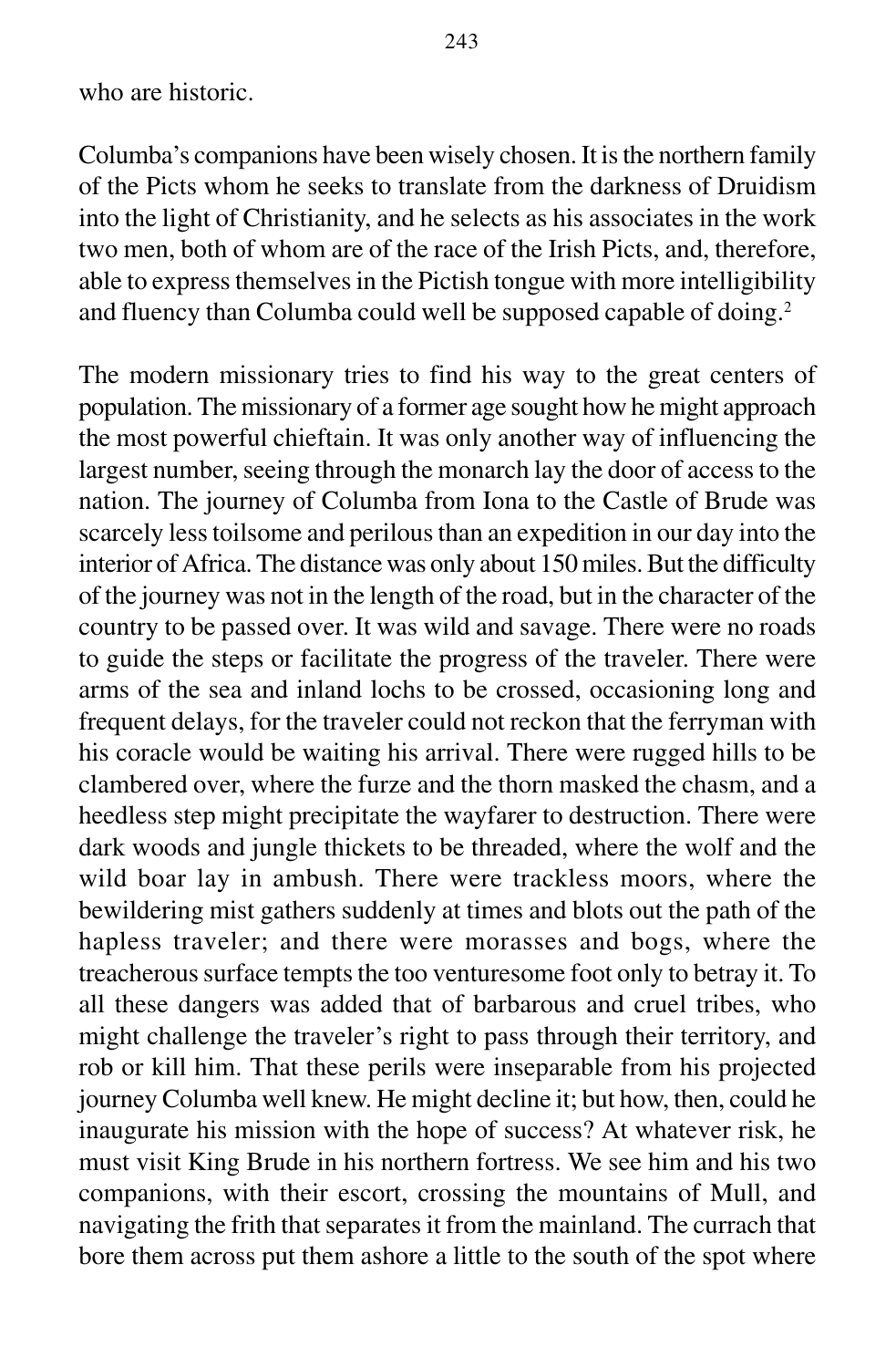who are historic.

Columba's companions have been wisely chosen. It is the northern family of the Picts whom he seeks to translate from the darkness of Druidism into the light of Christianity, and he selects as his associates in the work two men, both of whom are of the race of the Irish Picts, and, therefore, able to express themselves in the Pictish tongue with more intelligibility and fluency than Columba could well be supposed capable of doing.[2]

The modern missionary tries to find his way to the great centers of population. The missionary of a former age sought how he might approach the most powerful chieftain. It was only another way of influencing the largest number, seeing through the monarch lay the door of access to the nation. The journey of Columba from Iona to the Castle of Brude was scarcely less toilsome and perilous than an expedition in our day into the interior of Africa. The distance was only about 150 miles. But the difficulty of the journey was not in the length of the road, but in the character of the country to be passed over. It was wild and savage. There were no roads to guide the steps or facilitate the progress of the traveler. There were arms of the sea and inland lochs to be crossed, occasioning long and frequent delays, for the traveler could not reckon that the ferryman with his coracle would be waiting his arrival. There were rugged hills to be clambered over, where the furze and the thorn masked the chasm, and a heedless step might precipitate the wayfarer to destruction. There were dark woods and jungle thickets to be threaded, where the wolf and the wild boar lay in ambush. There were trackless moors, where the bewildering mist gathers suddenly at times and blots out the path of the hapless traveler; and there were morasses and bogs, where the treacherous surface tempts the too venturesome foot only to betray it. To all these dangers was added that of barbarous and cruel tribes, who might challenge the traveler's right to pass through their territory, and rob or kill him. That these perils were inseparable from his projected journey Columba well knew. He might decline it; but how, then, could he inaugurate his mission with the hope of success? At whatever risk, he must visit King Brude in his northern fortress. We see him and his two companions, with their escort, crossing the mountains of Mull, and navigating the frith that separates it from the mainland. The currach that bore them across put them ashore a little to the south of the spot where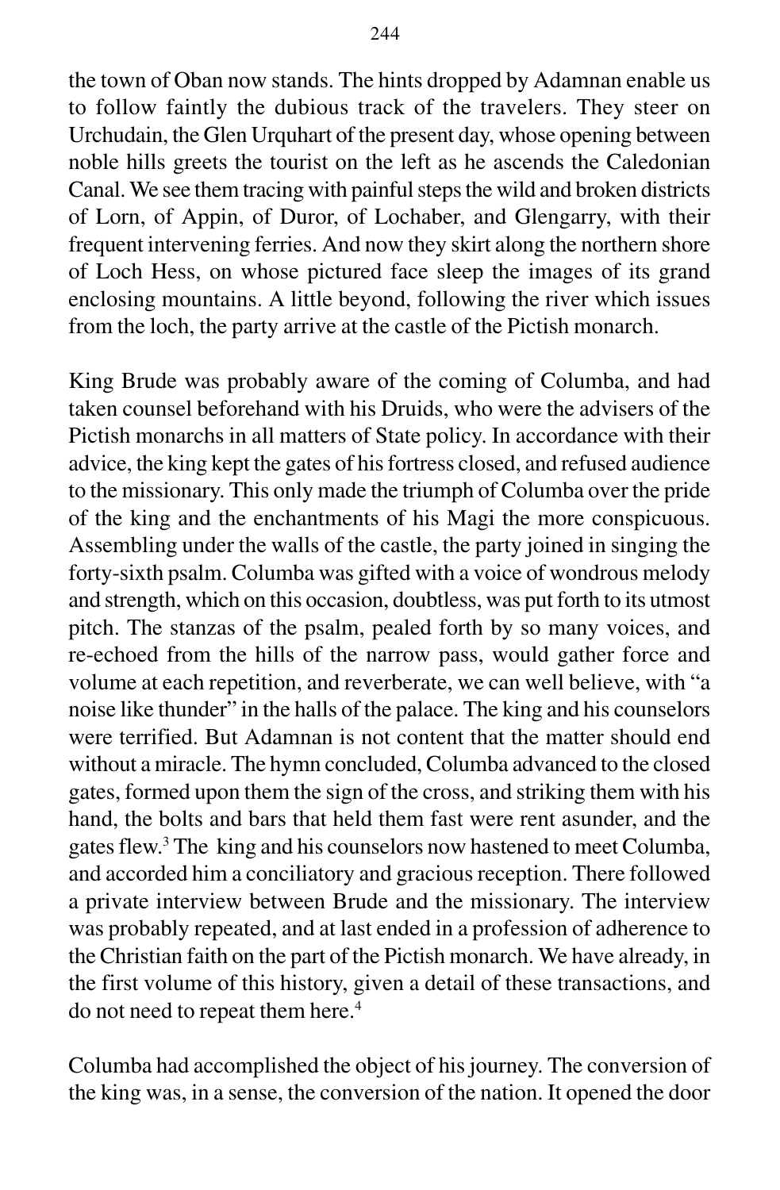the town of Oban now stands. The hints dropped by Adamnan enable us to follow faintly the dubious track of the travelers. They steer on Urchudain, the Glen Urquhart of the present day, whose opening between noble hills greets the tourist on the left as he ascends the Caledonian Canal. We see them tracing with painful steps the wild and broken districts of Lorn, of Appin, of Duror, of Lochaber, and Glengarry, with their frequent intervening ferries. And now they skirt along the northern shore of Loch Hess, on whose pictured face sleep the images of its grand enclosing mountains. A little beyond, following the river which issues from the loch, the party arrive at the castle of the Pictish monarch.

King Brude was probably aware of the coming of Columba, and had taken counsel beforehand with his Druids, who were the advisers of the Pictish monarchs in all matters of State policy. In accordance with their advice, the king kept the gates of his fortress closed, and refused audience to the missionary. This only made the triumph of Columba over the pride of the king and the enchantments of his Magi the more conspicuous. Assembling under the walls of the castle, the party joined in singing the forty-sixth psalm. Columba was gifted with a voice of wondrous melody and strength, which on this occasion, doubtless, was put forth to its utmost pitch. The stanzas of the psalm, pealed forth by so many voices, and re-echoed from the hills of the narrow pass, would gather force and volume at each repetition, and reverberate, we can well believe, with "a noise like thunder" in the halls of the palace. The king and his counselors were terrified. But Adamnan is not content that the matter should end without a miracle. The hymn concluded, Columba advanced to the closed gates, formed upon them the sign of the cross, and striking them with his hand, the bolts and bars that held them fast were rent asunder, and the gates flew.[3] The king and his counselors now hastened to meet Columba, and accorded him a conciliatory and gracious reception. There followed a private interview between Brude and the missionary. The interview was probably repeated, and at last ended in a profession of adherence to the Christian faith on the part of the Pictish monarch. We have already, in the first volume of this history, given a detail of these transactions, and do not need to repeat them here.[4]

Columba had accomplished the object of his journey. The conversion of the king was, in a sense, the conversion of the nation. It opened the door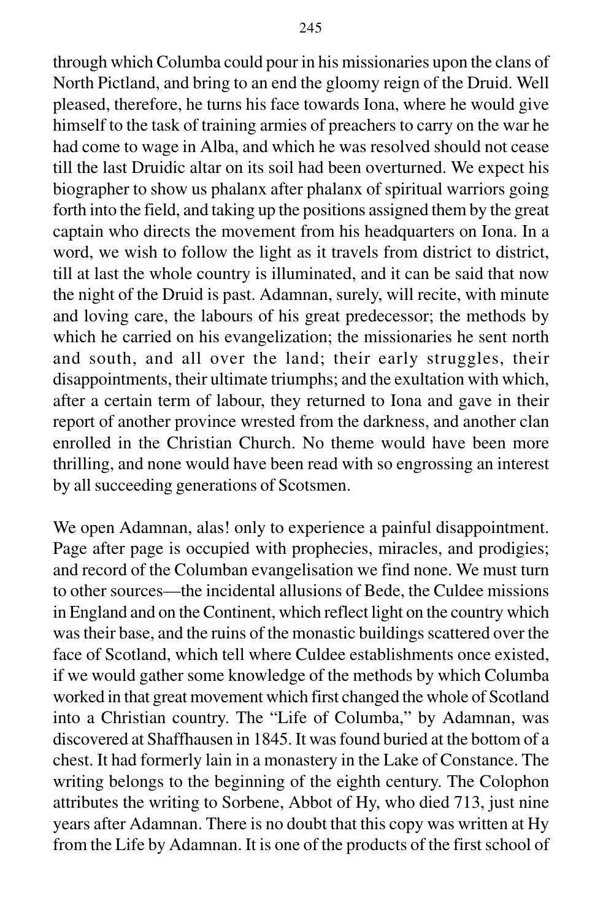through which Columba could pour in his missionaries upon the clans of North Pictland, and bring to an end the gloomy reign of the Druid. Well pleased, therefore, he turns his face towards Iona, where he would give himself to the task of training armies of preachers to carry on the war he had come to wage in Alba, and which he was resolved should not cease till the last Druidic altar on its soil had been overturned. We expect his biographer to show us phalanx after phalanx of spiritual warriors going forth into the field, and taking up the positions assigned them by the great captain who directs the movement from his headquarters on Iona. In a word, we wish to follow the light as it travels from district to district, till at last the whole country is illuminated, and it can be said that now the night of the Druid is past. Adamnan, surely, will recite, with minute and loving care, the labours of his great predecessor; the methods by which he carried on his evangelization; the missionaries he sent north and south, and all over the land; their early struggles, their disappointments, their ultimate triumphs; and the exultation with which, after a certain term of labour, they returned to Iona and gave in their report of another province wrested from the darkness, and another clan enrolled in the Christian Church. No theme would have been more thrilling, and none would have been read with so engrossing an interest by all succeeding generations of Scotsmen.

We open Adamnan, alas! only to experience a painful disappointment. Page after page is occupied with prophecies, miracles, and prodigies; and record of the Columban evangelisation we find none. We must turn to other sources—the incidental allusions of Bede, the Culdee missions in England and on the Continent, which reflect light on the country which was their base, and the ruins of the monastic buildings scattered over the face of Scotland, which tell where Culdee establishments once existed, if we would gather some knowledge of the methods by which Columba worked in that great movement which first changed the whole of Scotland into a Christian country. The "Life of Columba," by Adamnan, was discovered at Shaffhausen in 1845. It was found buried at the bottom of a chest. It had formerly lain in a monastery in the Lake of Constance. The writing belongs to the beginning of the eighth century. The Colophon attributes the writing to Sorbene, Abbot of Hy, who died 713, just nine years after Adamnan. There is no doubt that this copy was written at Hy from the Life by Adamnan. It is one of the products of the first school of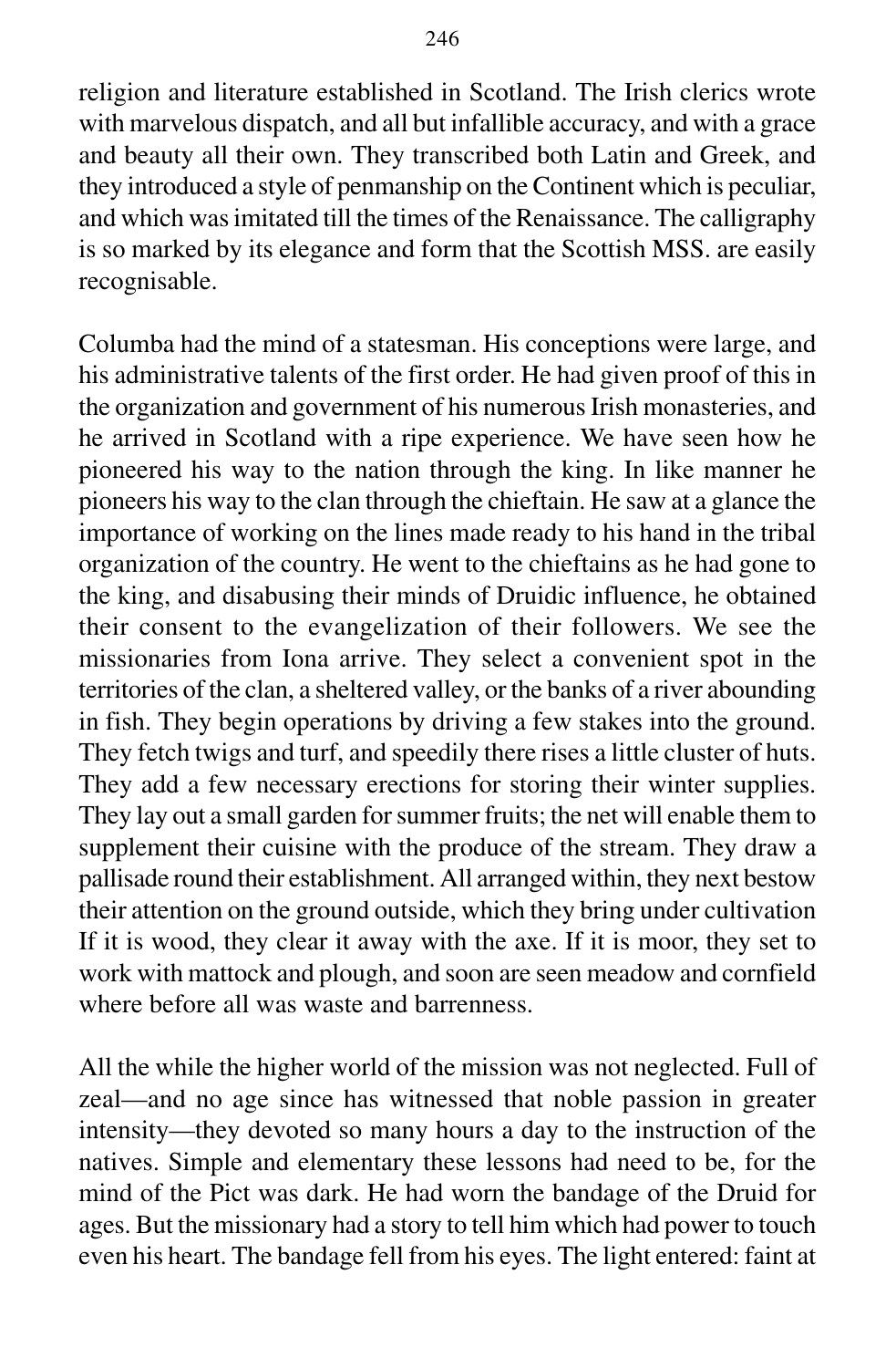religion and literature established in Scotland. The Irish clerics wrote with marvelous dispatch, and all but infallible accuracy, and with a grace and beauty all their own. They transcribed both Latin and Greek, and they introduced a style of penmanship on the Continent which is peculiar, and which was imitated till the times of the Renaissance. The calligraphy is so marked by its elegance and form that the Scottish MSS. are easily recognisable.

Columba had the mind of a statesman. His conceptions were large, and his administrative talents of the first order. He had given proof of this in the organization and government of his numerous Irish monasteries, and he arrived in Scotland with a ripe experience. We have seen how he pioneered his way to the nation through the king. In like manner he pioneers his way to the clan through the chieftain. He saw at a glance the importance of working on the lines made ready to his hand in the tribal organization of the country. He went to the chieftains as he had gone to the king, and disabusing their minds of Druidic influence, he obtained their consent to the evangelization of their followers. We see the missionaries from Iona arrive. They select a convenient spot in the territories of the clan, a sheltered valley, or the banks of a river abounding in fish. They begin operations by driving a few stakes into the ground. They fetch twigs and turf, and speedily there rises a little cluster of huts. They add a few necessary erections for storing their winter supplies. They lay out a small garden for summer fruits; the net will enable them to supplement their cuisine with the produce of the stream. They draw a pallisade round their establishment. All arranged within, they next bestow their attention on the ground outside, which they bring under cultivation If it is wood, they clear it away with the axe. If it is moor, they set to work with mattock and plough, and soon are seen meadow and cornfield where before all was waste and barrenness.

All the while the higher world of the mission was not neglected. Full of zeal—and no age since has witnessed that noble passion in greater intensity—they devoted so many hours a day to the instruction of the natives. Simple and elementary these lessons had need to be, for the mind of the Pict was dark. He had worn the bandage of the Druid for ages. But the missionary had a story to tell him which had power to touch even his heart. The bandage fell from his eyes. The light entered: faint at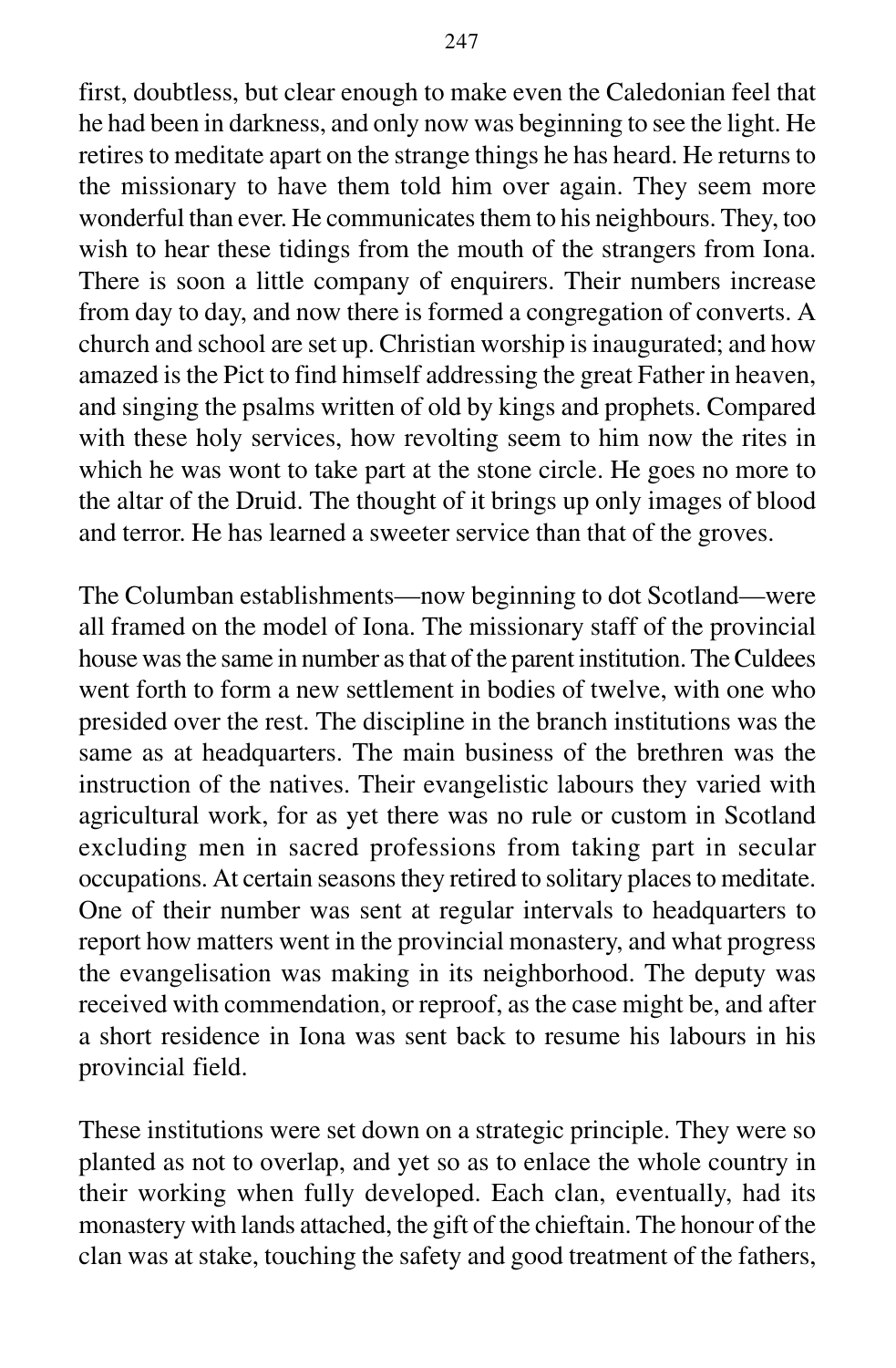first, doubtless, but clear enough to make even the Caledonian feel that he had been in darkness, and only now was beginning to see the light. He retires to meditate apart on the strange things he has heard. He returns to the missionary to have them told him over again. They seem more wonderful than ever. He communicates them to his neighbours. They, too wish to hear these tidings from the mouth of the strangers from Iona. There is soon a little company of enquirers. Their numbers increase from day to day, and now there is formed a congregation of converts. A church and school are set up. Christian worship is inaugurated; and how amazed is the Pict to find himself addressing the great Father in heaven, and singing the psalms written of old by kings and prophets. Compared with these holy services, how revolting seem to him now the rites in which he was wont to take part at the stone circle. He goes no more to the altar of the Druid. The thought of it brings up only images of blood and terror. He has learned a sweeter service than that of the groves.

The Columban establishments—now beginning to dot Scotland—were all framed on the model of Iona. The missionary staff of the provincial house was the same in number as that of the parent institution. The Culdees went forth to form a new settlement in bodies of twelve, with one who presided over the rest. The discipline in the branch institutions was the same as at headquarters. The main business of the brethren was the instruction of the natives. Their evangelistic labours they varied with agricultural work, for as yet there was no rule or custom in Scotland excluding men in sacred professions from taking part in secular occupations. At certain seasons they retired to solitary places to meditate. One of their number was sent at regular intervals to headquarters to report how matters went in the provincial monastery, and what progress the evangelisation was making in its neighborhood. The deputy was received with commendation, or reproof, as the case might be, and after a short residence in Iona was sent back to resume his labours in his provincial field.

These institutions were set down on a strategic principle. They were so planted as not to overlap, and yet so as to enlace the whole country in their working when fully developed. Each clan, eventually, had its monastery with lands attached, the gift of the chieftain. The honour of the clan was at stake, touching the safety and good treatment of the fathers,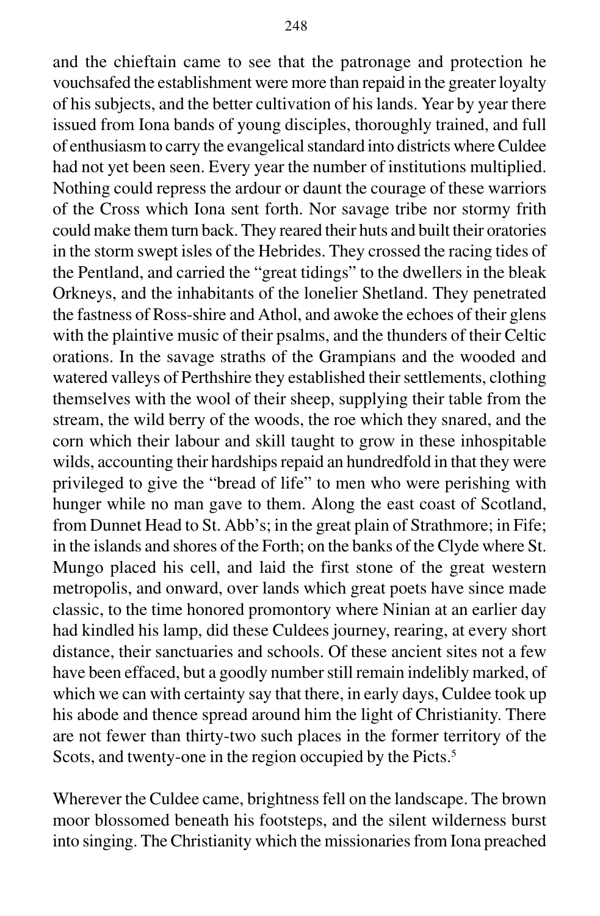and the chieftain came to see that the patronage and protection he vouchsafed the establishment were more than repaid in the greater loyalty of his subjects, and the better cultivation of his lands. Year by year there issued from Iona bands of young disciples, thoroughly trained, and full of enthusiasm to carry the evangelical standard into districts where Culdee had not yet been seen. Every year the number of institutions multiplied. Nothing could repress the ardour or daunt the courage of these warriors of the Cross which Iona sent forth. Nor savage tribe nor stormy frith could make them turn back. They reared their huts and built their oratories in the storm swept isles of the Hebrides. They crossed the racing tides of the Pentland, and carried the "great tidings" to the dwellers in the bleak Orkneys, and the inhabitants of the lonelier Shetland. They penetrated the fastness of Ross-shire and Athol, and awoke the echoes of their glens with the plaintive music of their psalms, and the thunders of their Celtic orations. In the savage straths of the Grampians and the wooded and watered valleys of Perthshire they established their settlements, clothing themselves with the wool of their sheep, supplying their table from the stream, the wild berry of the woods, the roe which they snared, and the corn which their labour and skill taught to grow in these inhospitable wilds, accounting their hardships repaid an hundredfold in that they were privileged to give the "bread of life" to men who were perishing with hunger while no man gave to them. Along the east coast of Scotland, from Dunnet Head to St. Abb's; in the great plain of Strathmore; in Fife; in the islands and shores of the Forth; on the banks of the Clyde where St. Mungo placed his cell, and laid the first stone of the great western metropolis, and onward, over lands which great poets have since made classic, to the time honored promontory where Ninian at an earlier day had kindled his lamp, did these Culdees journey, rearing, at every short distance, their sanctuaries and schools. Of these ancient sites not a few have been effaced, but a goodly number still remain indelibly marked, of which we can with certainty say that there, in early days, Culdee took up his abode and thence spread around him the light of Christianity. There are not fewer than thirty-two such places in the former territory of the Scots, and twenty-one in the region occupied by the Picts.[5]

Wherever the Culdee came, brightness fell on the landscape. The brown moor blossomed beneath his footsteps, and the silent wilderness burst into singing. The Christianity which the missionaries from Iona preached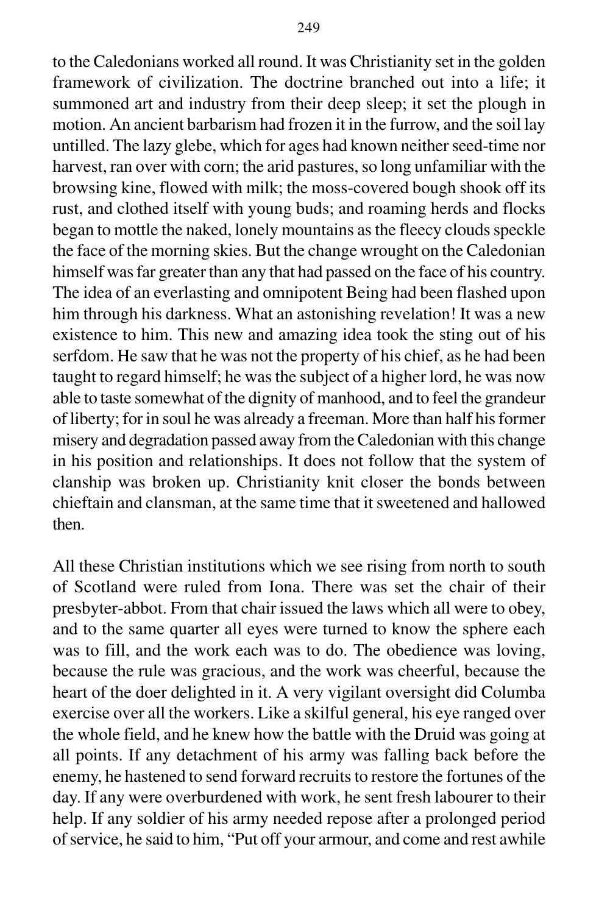to the Caledonians worked all round. It was Christianity set in the golden framework of civilization. The doctrine branched out into a life; it summoned art and industry from their deep sleep; it set the plough in motion. An ancient barbarism had frozen it in the furrow, and the soil lay untilled. The lazy glebe, which for ages had known neither seed-time nor harvest, ran over with corn; the arid pastures, so long unfamiliar with the browsing kine, flowed with milk; the moss-covered bough shook off its rust, and clothed itself with young buds; and roaming herds and flocks began to mottle the naked, lonely mountains as the fleecy clouds speckle the face of the morning skies. But the change wrought on the Caledonian himself was far greater than any that had passed on the face of his country. The idea of an everlasting and omnipotent Being had been flashed upon him through his darkness. What an astonishing revelation! It was a new existence to him. This new and amazing idea took the sting out of his serfdom. He saw that he was not the property of his chief, as he had been taught to regard himself; he was the subject of a higher lord, he was now able to taste somewhat of the dignity of manhood, and to feel the grandeur of liberty; for in soul he was already a freeman. More than half his former misery and degradation passed away from the Caledonian with this change in his position and relationships. It does not follow that the system of clanship was broken up. Christianity knit closer the bonds between chieftain and clansman, at the same time that it sweetened and hallowed then.

All these Christian institutions which we see rising from north to south of Scotland were ruled from Iona. There was set the chair of their presbyter-abbot. From that chair issued the laws which all were to obey, and to the same quarter all eyes were turned to know the sphere each was to fill, and the work each was to do. The obedience was loving, because the rule was gracious, and the work was cheerful, because the heart of the doer delighted in it. A very vigilant oversight did Columba exercise over all the workers. Like a skilful general, his eye ranged over the whole field, and he knew how the battle with the Druid was going at all points. If any detachment of his army was falling back before the enemy, he hastened to send forward recruits to restore the fortunes of the day. If any were overburdened with work, he sent fresh labourer to their help. If any soldier of his army needed repose after a prolonged period of service, he said to him, "Put off your armour, and come and rest awhile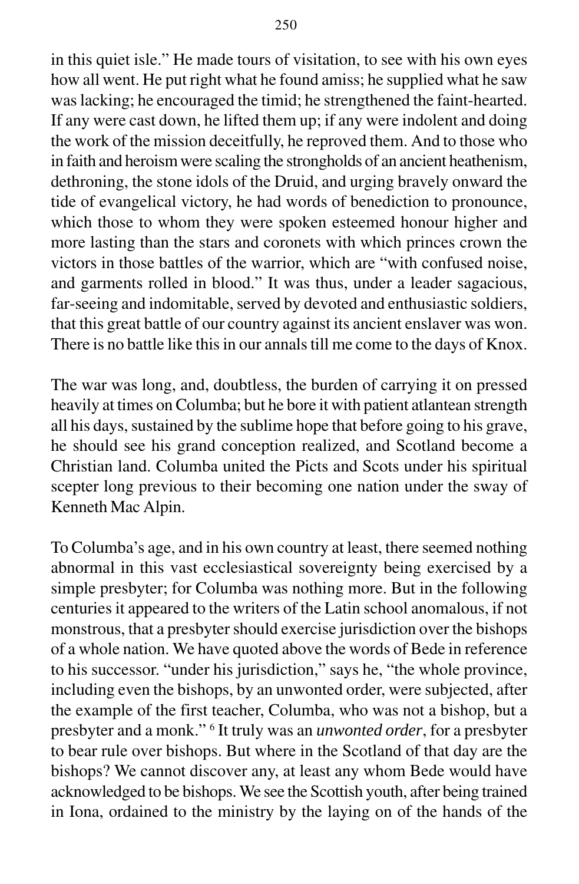in this quiet isle." He made tours of visitation, to see with his own eyes how all went. He put right what he found amiss; he supplied what he saw was lacking; he encouraged the timid; he strengthened the faint-hearted. If any were cast down, he lifted them up; if any were indolent and doing the work of the mission deceitfully, he reproved them. And to those who in faith and heroism were scaling the strongholds of an ancient heathenism, dethroning, the stone idols of the Druid, and urging bravely onward the tide of evangelical victory, he had words of benediction to pronounce, which those to whom they were spoken esteemed honour higher and more lasting than the stars and coronets with which princes crown the victors in those battles of the warrior, which are "with confused noise, and garments rolled in blood." It was thus, under a leader sagacious, far-seeing and indomitable, served by devoted and enthusiastic soldiers, that this great battle of our country against its ancient enslaver was won. There is no battle like this in our annals till me come to the days of Knox.

The war was long, and, doubtless, the burden of carrying it on pressed heavily at times on Columba; but he bore it with patient atlantean strength all his days, sustained by the sublime hope that before going to his grave, he should see his grand conception realized, and Scotland become a Christian land. Columba united the Picts and Scots under his spiritual scepter long previous to their becoming one nation under the sway of Kenneth Mac Alpin.

To Columba's age, and in his own country at least, there seemed nothing abnormal in this vast ecclesiastical sovereignty being exercised by a simple presbyter; for Columba was nothing more. But in the following centuries it appeared to the writers of the Latin school anomalous, if not monstrous, that a presbyter should exercise jurisdiction over the bishops of a whole nation. We have quoted above the words of Bede in reference to his successor. "under his jurisdiction," says he, "the whole province, including even the bishops, by an unwonted order, were subjected, after the example of the first teacher, Columba, who was not a bishop, but a presbyter and a monk." [6] It truly was an *unwonted order*, for a presbyter to bear rule over bishops. But where in the Scotland of that day are the bishops? We cannot discover any, at least any whom Bede would have acknowledged to be bishops. We see the Scottish youth, after being trained in Iona, ordained to the ministry by the laying on of the hands of the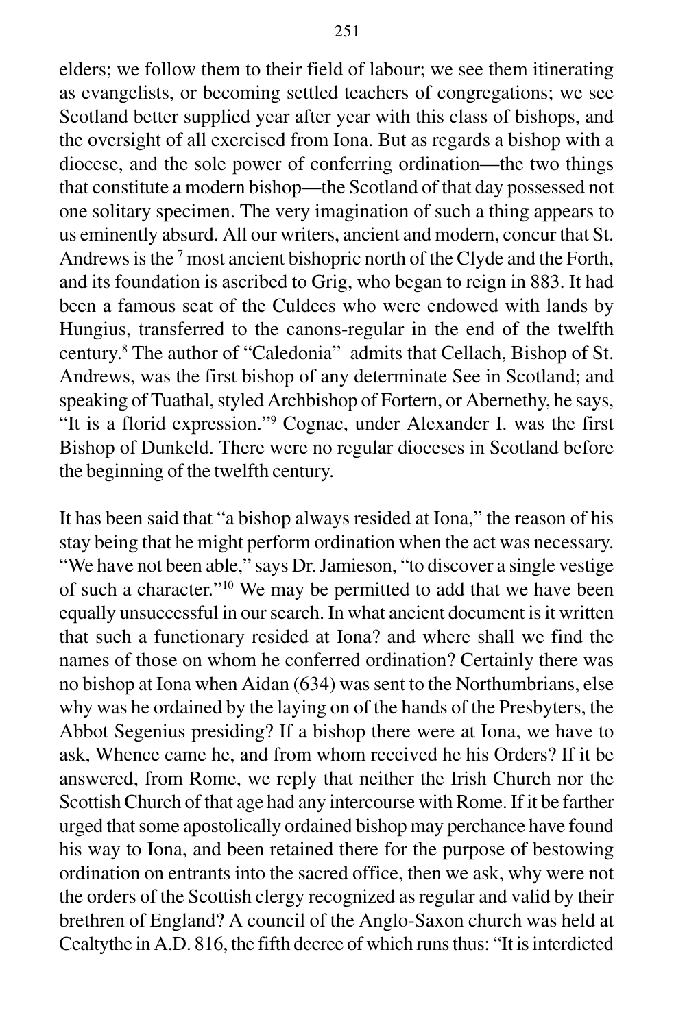elders; we follow them to their field of labour; we see them itinerating as evangelists, or becoming settled teachers of congregations; we see Scotland better supplied year after year with this class of bishops, and the oversight of all exercised from Iona. But as regards a bishop with a diocese, and the sole power of conferring ordination—the two things that constitute a modern bishop—the Scotland of that day possessed not one solitary specimen. The very imagination of such a thing appears to us eminently absurd. All our writers, ancient and modern, concur that St. Andrews is the [7] most ancient bishopric north of the Clyde and the Forth, and its foundation is ascribed to Grig, who began to reign in 883. It had been a famous seat of the Culdees who were endowed with lands by Hungius, transferred to the canons-regular in the end of the twelfth century.[8] The author of "Caledonia" admits that Cellach, Bishop of St. Andrews, was the first bishop of any determinate See in Scotland; and speaking of Tuathal, styled Archbishop of Fortern, or Abernethy, he says, "It is a florid expression."[9] Cognac, under Alexander I. was the first Bishop of Dunkeld. There were no regular dioceses in Scotland before the beginning of the twelfth century.

It has been said that "a bishop always resided at Iona," the reason of his stay being that he might perform ordination when the act was necessary. "We have not been able," says Dr. Jamieson, "to discover a single vestige of such a character."[10] We may be permitted to add that we have been equally unsuccessful in our search. In what ancient document is it written that such a functionary resided at Iona? and where shall we find the names of those on whom he conferred ordination? Certainly there was no bishop at Iona when Aidan (634) was sent to the Northumbrians, else why was he ordained by the laying on of the hands of the Presbyters, the Abbot Segenius presiding? If a bishop there were at Iona, we have to ask, Whence came he, and from whom received he his Orders? If it be answered, from Rome, we reply that neither the Irish Church nor the Scottish Church of that age had any intercourse with Rome. If it be farther urged that some apostolically ordained bishop may perchance have found his way to Iona, and been retained there for the purpose of bestowing ordination on entrants into the sacred office, then we ask, why were not the orders of the Scottish clergy recognized as regular and valid by their brethren of England? A council of the Anglo-Saxon church was held at Cealtythe in A.D. 816, the fifth decree of which runs thus: "It is interdicted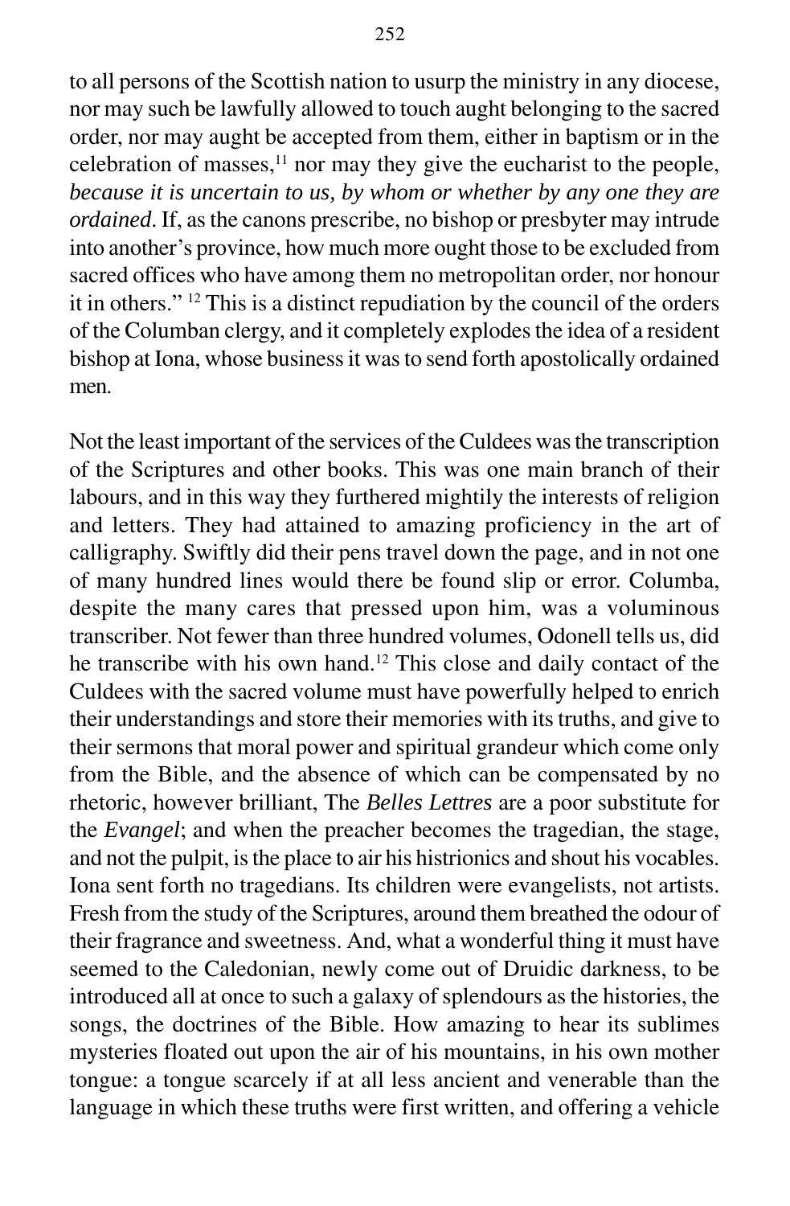to all persons of the Scottish nation to usurp the ministry in any diocese, nor may such be lawfully allowed to touch aught belonging to the sacred order, nor may aught be accepted from them, either in baptism or in the celebration of masses,[11] nor may they give the eucharist to the people, *because it is uncertain to us, by whom or whether by any one they are ordained*. If, as the canons prescribe, no bishop or presbyter may intrude into another's province, how much more ought those to be excluded from sacred offices who have among them no metropolitan order, nor honour it in others." [12] This is a distinct repudiation by the council of the orders of the Columban clergy, and it completely explodes the idea of a resident bishop at Iona, whose business it was to send forth apostolically ordained men.

Not the least important of the services of the Culdees was the transcription of the Scriptures and other books. This was one main branch of their labours, and in this way they furthered mightily the interests of religion and letters. They had attained to amazing proficiency in the art of calligraphy. Swiftly did their pens travel down the page, and in not one of many hundred lines would there be found slip or error. Columba, despite the many cares that pressed upon him, was a voluminous transcriber. Not fewer than three hundred volumes, Odonell tells us, did he transcribe with his own hand.[12] This close and daily contact of the Culdees with the sacred volume must have powerfully helped to enrich their understandings and store their memories with its truths, and give to their sermons that moral power and spiritual grandeur which come only from the Bible, and the absence of which can be compensated by no rhetoric, however brilliant, The *Belles Lettres* are a poor substitute for the *Evangel*; and when the preacher becomes the tragedian, the stage, and not the pulpit, is the place to air his histrionics and shout his vocables. Iona sent forth no tragedians. Its children were evangelists, not artists. Fresh from the study of the Scriptures, around them breathed the odour of their fragrance and sweetness. And, what a wonderful thing it must have seemed to the Caledonian, newly come out of Druidic darkness, to be introduced all at once to such a galaxy of splendours as the histories, the songs, the doctrines of the Bible. How amazing to hear its sublimes mysteries floated out upon the air of his mountains, in his own mother tongue: a tongue scarcely if at all less ancient and venerable than the language in which these truths were first written, and offering a vehicle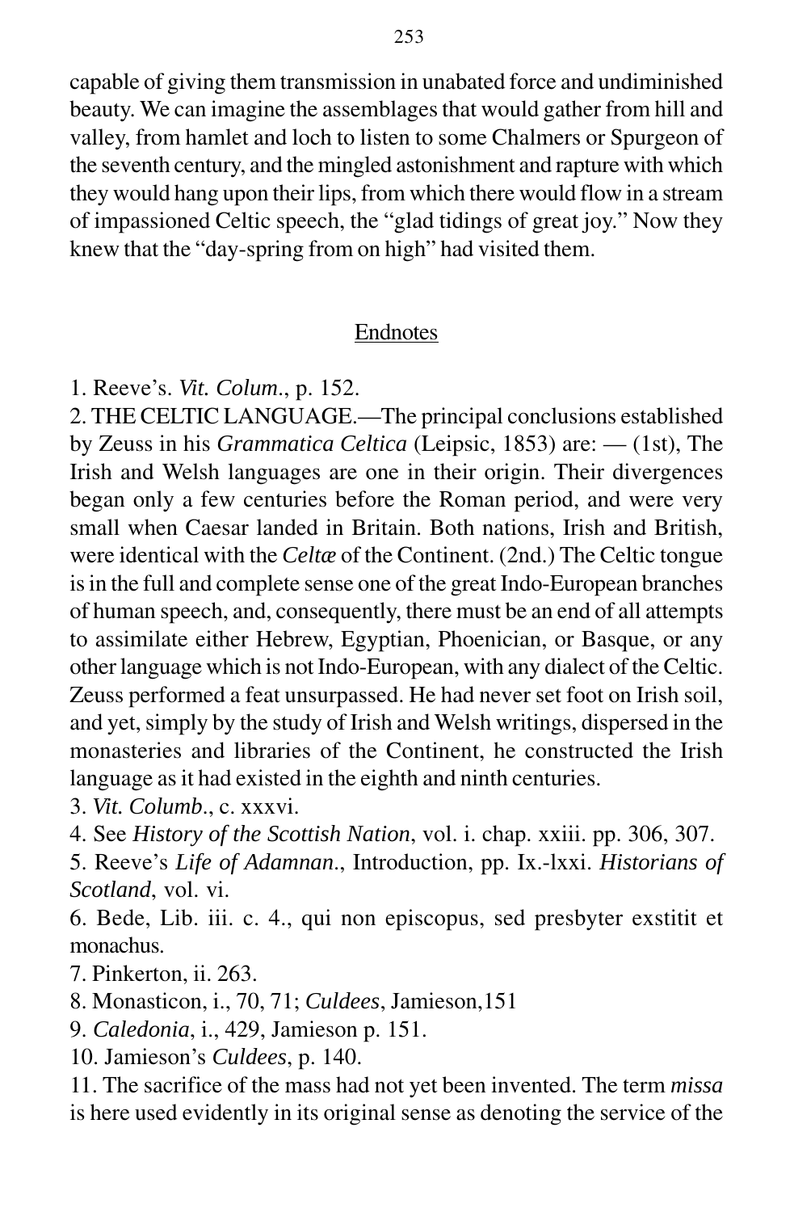capable of giving them transmission in unabated force and undiminished beauty. We can imagine the assemblages that would gather from hill and valley, from hamlet and loch to listen to some Chalmers or Spurgeon of the seventh century, and the mingled astonishment and rapture with which they would hang upon their lips, from which there would flow in a stream of impassioned Celtic speech, the "glad tidings of great joy." Now they knew that the "day-spring from on high" had visited them.

## Endnotes

1. Reeve's. *Vit. Colum*., p. 152.
2. THE CELTIC LANGUAGE.—The principal conclusions established by Zeuss in his *Grammatica Celtica* (Leipsic, 1853) are: — (1st), The Irish and Welsh languages are one in their origin. Their divergences began only a few centuries before the Roman period, and were very small when Caesar landed in Britain. Both nations, Irish and British, were identical with the *Celtæ* of the Continent. (2nd.) The Celtic tongue is in the full and complete sense one of the great Indo-European branches of human speech, and, consequently, there must be an end of all attempts to assimilate either Hebrew, Egyptian, Phoenician, or Basque, or any other language which is not Indo-European, with any dialect of the Celtic. Zeuss performed a feat unsurpassed. He had never set foot on Irish soil, and yet, simply by the study of Irish and Welsh writings, dispersed in the monasteries and libraries of the Continent, he constructed the Irish language as it had existed in the eighth and ninth centuries.
3. *Vit. Columb*., c. xxxvi.
4. See *History of the Scottish Nation*, vol. i. chap. xxiii. pp. 306, 307.
5. Reeve's *Life of Adamnan*., Introduction, pp. Ix.-lxxi. *Historians of Scotland*, vol. vi.
6. Bede, Lib. iii. c. 4., qui non episcopus, sed presbyter exstitit et monachus.
7. Pinkerton, ii. 263.
8. Monasticon, i., 70, 71; *Culdees*, Jamieson,151
9. *Caledonia*, i., 429, Jamieson p. 151.
10. Jamieson's *Culdees*, p. 140.
11. The sacrifice of the mass had not yet been invented. The term *missa* is here used evidently in its original sense as denoting the service of the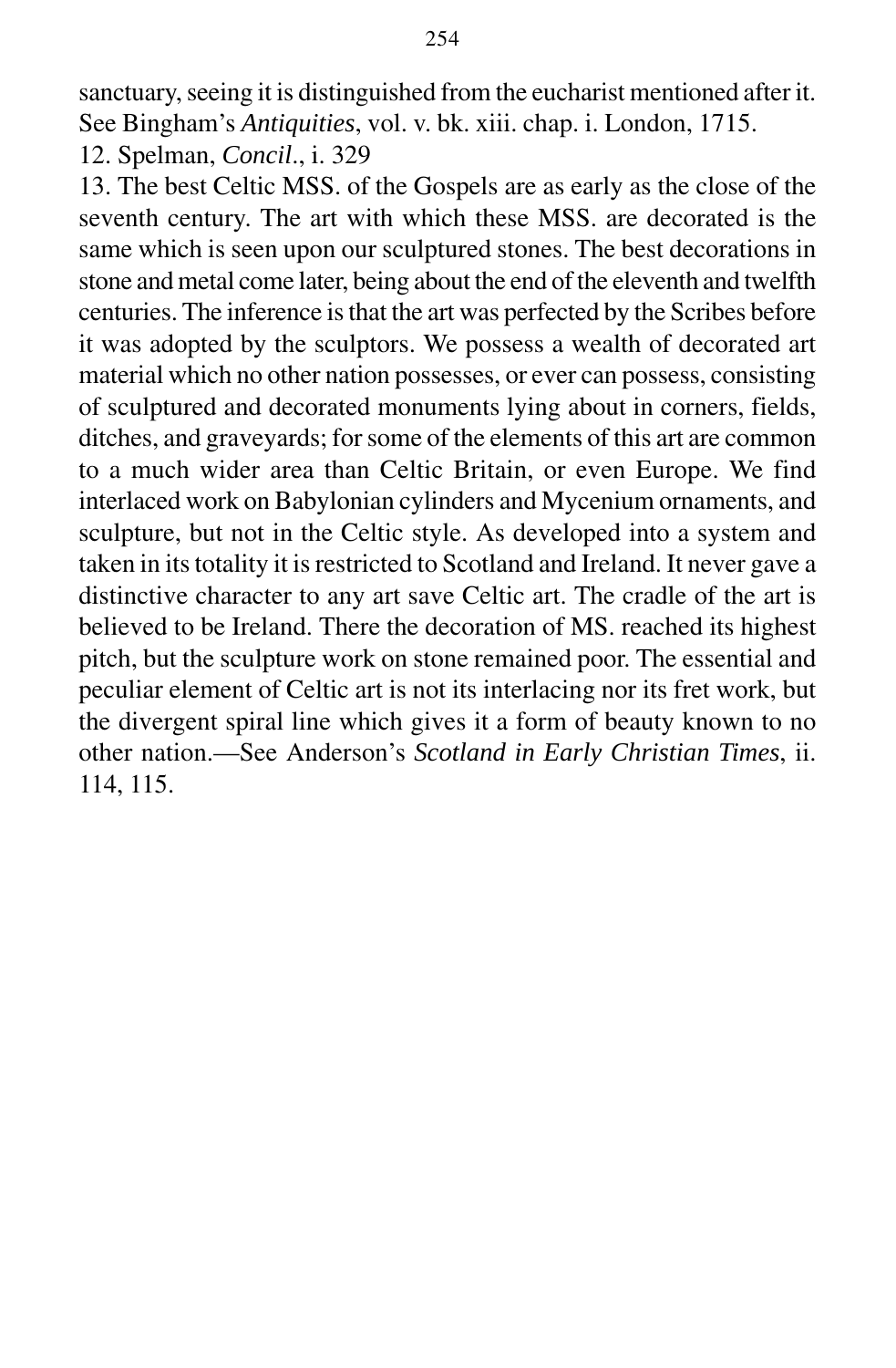sanctuary, seeing it is distinguished from the eucharist mentioned after it. See Bingham's *Antiquities*, vol. v. bk. xiii. chap. i. London, 1715.

12. Spelman, *Concil*., i. 329

13. The best Celtic MSS. of the Gospels are as early as the close of the seventh century. The art with which these MSS. are decorated is the same which is seen upon our sculptured stones. The best decorations in stone and metal come later, being about the end of the eleventh and twelfth centuries. The inference is that the art was perfected by the Scribes before it was adopted by the sculptors. We possess a wealth of decorated art material which no other nation possesses, or ever can possess, consisting of sculptured and decorated monuments lying about in corners, fields, ditches, and graveyards; for some of the elements of this art are common to a much wider area than Celtic Britain, or even Europe. We find interlaced work on Babylonian cylinders and Mycenium ornaments, and sculpture, but not in the Celtic style. As developed into a system and taken in its totality it is restricted to Scotland and Ireland. It never gave a distinctive character to any art save Celtic art. The cradle of the art is believed to be Ireland. There the decoration of MS. reached its highest pitch, but the sculpture work on stone remained poor. The essential and peculiar element of Celtic art is not its interlacing nor its fret work, but the divergent spiral line which gives it a form of beauty known to no other nation.—See Anderson's *Scotland in Early Christian Times*, ii. 114, 115.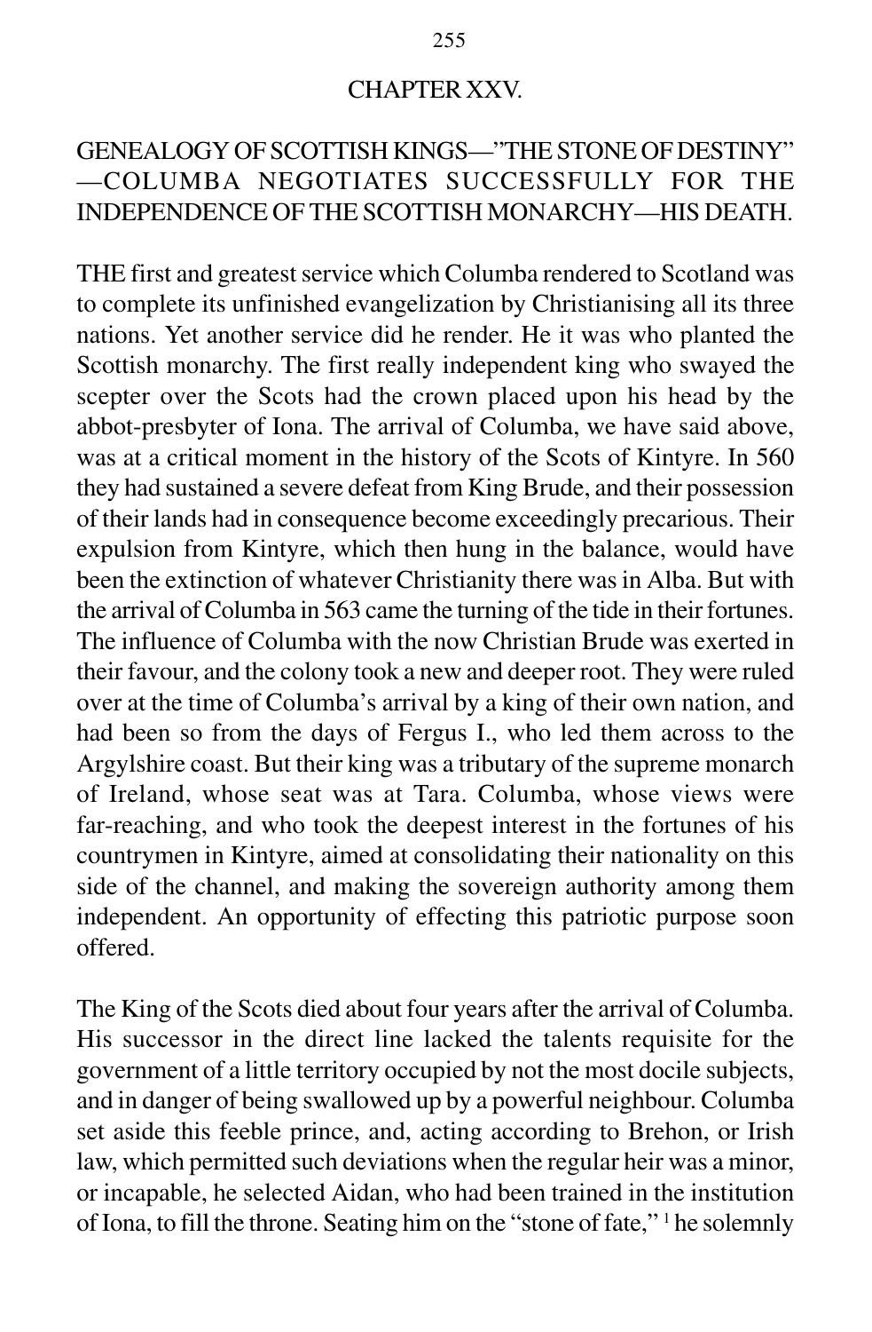# CHAPTER XXV.

## GENEALOGY OF SCOTTISH KINGS—"THE STONE OF DESTINY"—COLUMBA NEGOTIATES SUCCESSFULLY FOR THE INDEPENDENCE OF THE SCOTTISH MONARCHY—HIS DEATH.

THE first and greatest service which Columba rendered to Scotland was to complete its unfinished evangelization by Christianising all its three nations. Yet another service did he render. He it was who planted the Scottish monarchy. The first really independent king who swayed the scepter over the Scots had the crown placed upon his head by the abbot-presbyter of Iona. The arrival of Columba, we have said above, was at a critical moment in the history of the Scots of Kintyre. In 560 they had sustained a severe defeat from King Brude, and their possession of their lands had in consequence become exceedingly precarious. Their expulsion from Kintyre, which then hung in the balance, would have been the extinction of whatever Christianity there was in Alba. But with the arrival of Columba in 563 came the turning of the tide in their fortunes. The influence of Columba with the now Christian Brude was exerted in their favour, and the colony took a new and deeper root. They were ruled over at the time of Columba's arrival by a king of their own nation, and had been so from the days of Fergus I., who led them across to the Argylshire coast. But their king was a tributary of the supreme monarch of Ireland, whose seat was at Tara. Columba, whose views were far-reaching, and who took the deepest interest in the fortunes of his countrymen in Kintyre, aimed at consolidating their nationality on this side of the channel, and making the sovereign authority among them independent. An opportunity of effecting this patriotic purpose soon offered.

The King of the Scots died about four years after the arrival of Columba. His successor in the direct line lacked the talents requisite for the government of a little territory occupied by not the most docile subjects, and in danger of being swallowed up by a powerful neighbour. Columba set aside this feeble prince, and, acting according to Brehon, or Irish law, which permitted such deviations when the regular heir was a minor, or incapable, he selected Aidan, who had been trained in the institution of Iona, to fill the throne. Seating him on the "stone of fate," [1] he solemnly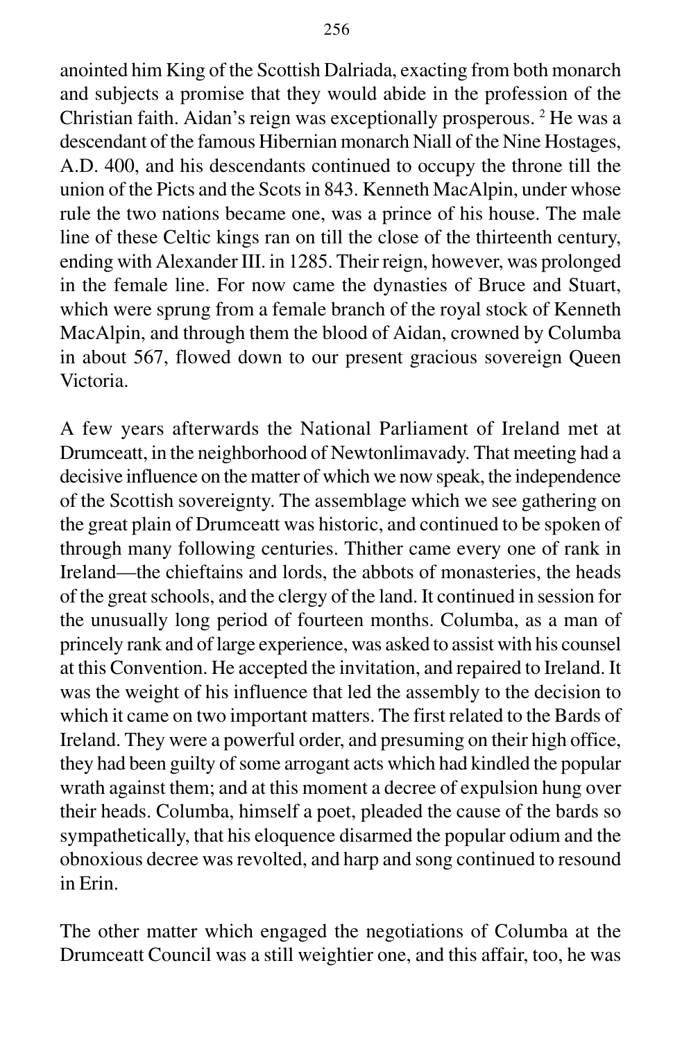anointed him King of the Scottish Dalriada, exacting from both monarch and subjects a promise that they would abide in the profession of the Christian faith. Aidan's reign was exceptionally prosperous. [2] He was a descendant of the famous Hibernian monarch Niall of the Nine Hostages, A.D. 400, and his descendants continued to occupy the throne till the union of the Picts and the Scots in 843. Kenneth MacAlpin, under whose rule the two nations became one, was a prince of his house. The male line of these Celtic kings ran on till the close of the thirteenth century, ending with Alexander III. in 1285. Their reign, however, was prolonged in the female line. For now came the dynasties of Bruce and Stuart, which were sprung from a female branch of the royal stock of Kenneth MacAlpin, and through them the blood of Aidan, crowned by Columba in about 567, flowed down to our present gracious sovereign Queen Victoria.

A few years afterwards the National Parliament of Ireland met at Drumceatt, in the neighborhood of Newtonlimavady. That meeting had a decisive influence on the matter of which we now speak, the independence of the Scottish sovereignty. The assemblage which we see gathering on the great plain of Drumceatt was historic, and continued to be spoken of through many following centuries. Thither came every one of rank in Ireland—the chieftains and lords, the abbots of monasteries, the heads of the great schools, and the clergy of the land. It continued in session for the unusually long period of fourteen months. Columba, as a man of princely rank and of large experience, was asked to assist with his counsel at this Convention. He accepted the invitation, and repaired to Ireland. It was the weight of his influence that led the assembly to the decision to which it came on two important matters. The first related to the Bards of Ireland. They were a powerful order, and presuming on their high office, they had been guilty of some arrogant acts which had kindled the popular wrath against them; and at this moment a decree of expulsion hung over their heads. Columba, himself a poet, pleaded the cause of the bards so sympathetically, that his eloquence disarmed the popular odium and the obnoxious decree was revolted, and harp and song continued to resound in Erin.

The other matter which engaged the negotiations of Columba at the Drumceatt Council was a still weightier one, and this affair, too, he was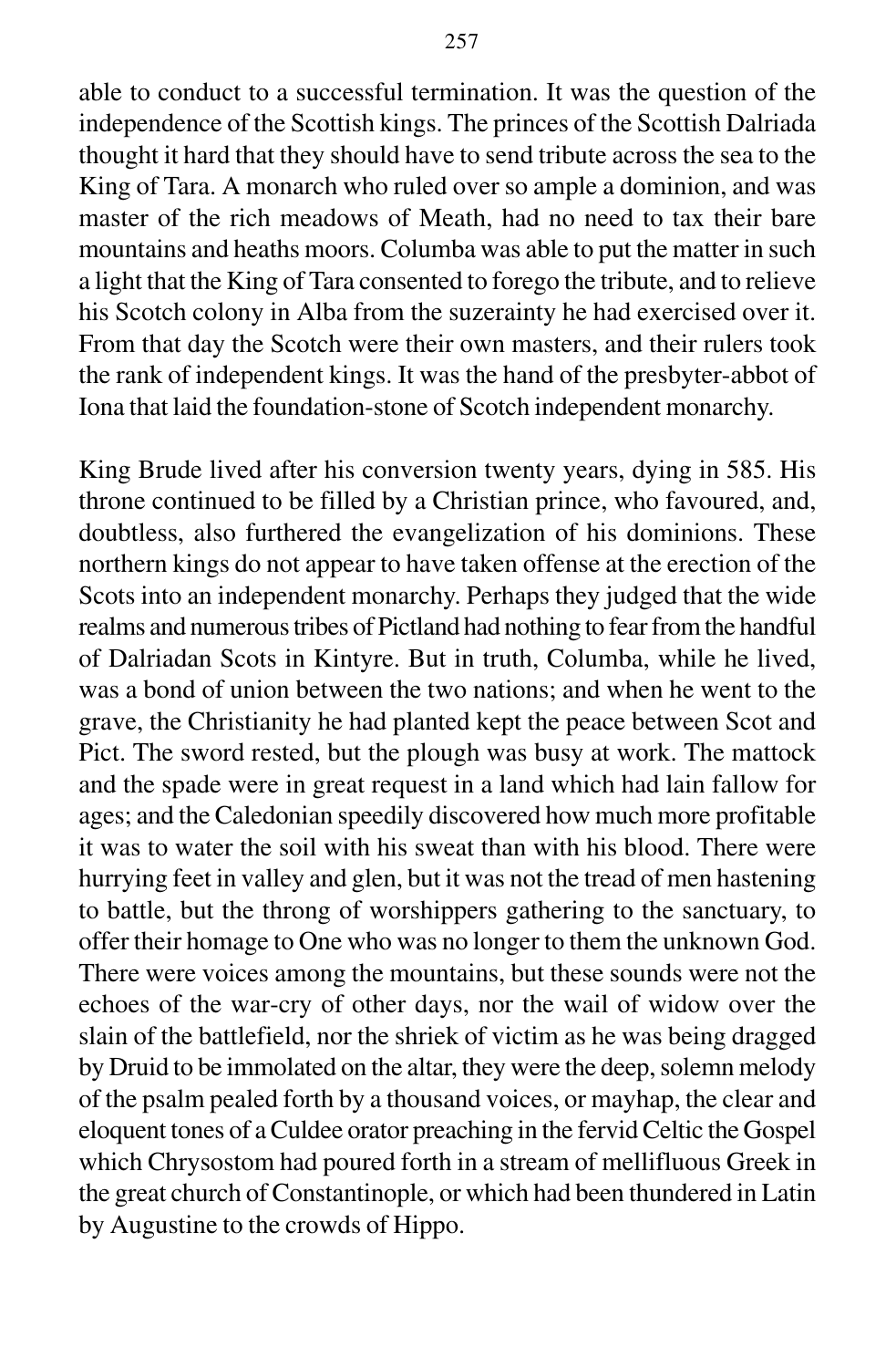able to conduct to a successful termination. It was the question of the independence of the Scottish kings. The princes of the Scottish Dalriada thought it hard that they should have to send tribute across the sea to the King of Tara. A monarch who ruled over so ample a dominion, and was master of the rich meadows of Meath, had no need to tax their bare mountains and heaths moors. Columba was able to put the matter in such a light that the King of Tara consented to forego the tribute, and to relieve his Scotch colony in Alba from the suzerainty he had exercised over it. From that day the Scotch were their own masters, and their rulers took the rank of independent kings. It was the hand of the presbyter-abbot of Iona that laid the foundation-stone of Scotch independent monarchy.

King Brude lived after his conversion twenty years, dying in 585. His throne continued to be filled by a Christian prince, who favoured, and, doubtless, also furthered the evangelization of his dominions. These northern kings do not appear to have taken offense at the erection of the Scots into an independent monarchy. Perhaps they judged that the wide realms and numerous tribes of Pictland had nothing to fear from the handful of Dalriadan Scots in Kintyre. But in truth, Columba, while he lived, was a bond of union between the two nations; and when he went to the grave, the Christianity he had planted kept the peace between Scot and Pict. The sword rested, but the plough was busy at work. The mattock and the spade were in great request in a land which had lain fallow for ages; and the Caledonian speedily discovered how much more profitable it was to water the soil with his sweat than with his blood. There were hurrying feet in valley and glen, but it was not the tread of men hastening to battle, but the throng of worshippers gathering to the sanctuary, to offer their homage to One who was no longer to them the unknown God. There were voices among the mountains, but these sounds were not the echoes of the war-cry of other days, nor the wail of widow over the slain of the battlefield, nor the shriek of victim as he was being dragged by Druid to be immolated on the altar, they were the deep, solemn melody of the psalm pealed forth by a thousand voices, or mayhap, the clear and eloquent tones of a Culdee orator preaching in the fervid Celtic the Gospel which Chrysostom had poured forth in a stream of mellifluous Greek in the great church of Constantinople, or which had been thundered in Latin by Augustine to the crowds of Hippo.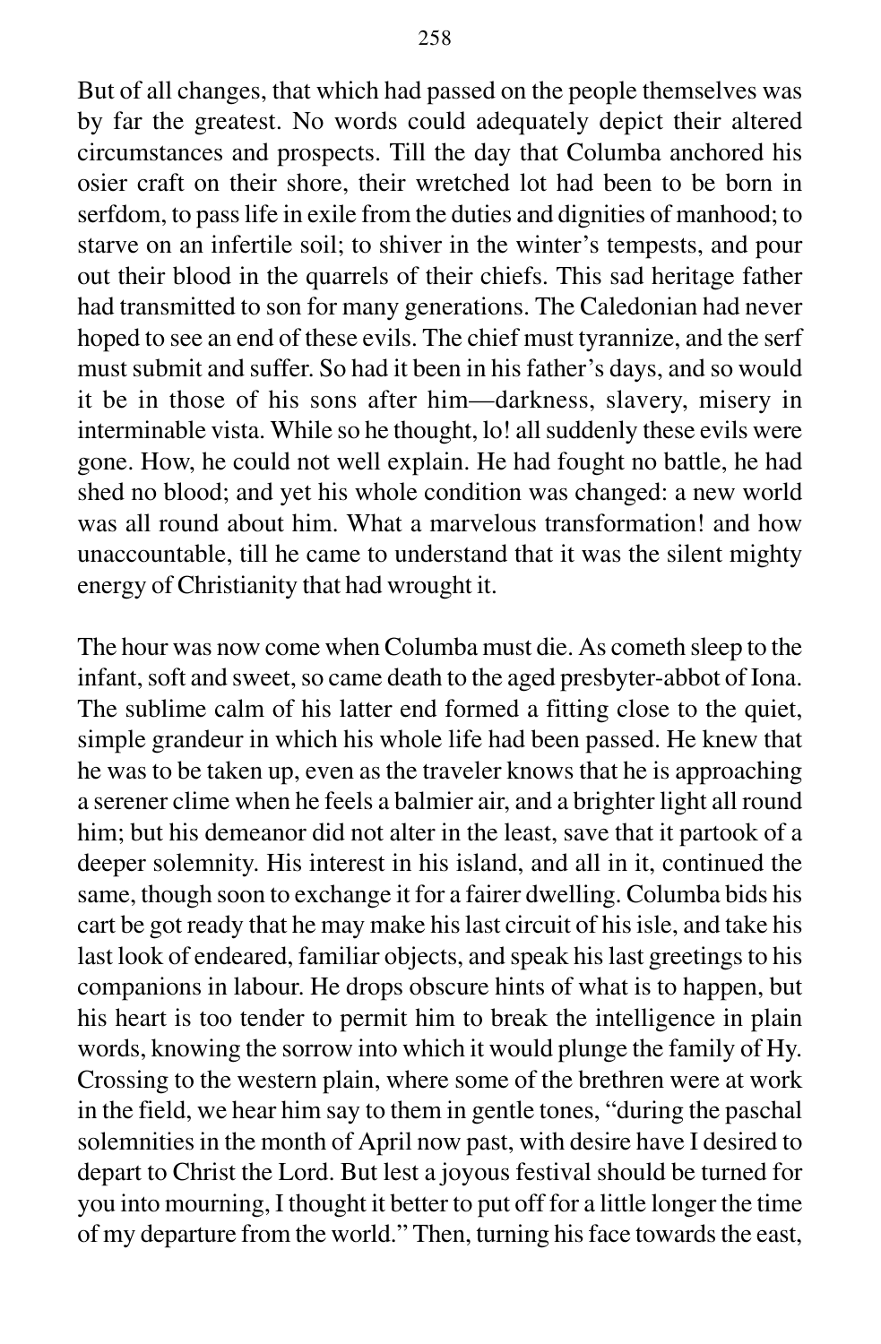But of all changes, that which had passed on the people themselves was by far the greatest. No words could adequately depict their altered circumstances and prospects. Till the day that Columba anchored his osier craft on their shore, their wretched lot had been to be born in serfdom, to pass life in exile from the duties and dignities of manhood; to starve on an infertile soil; to shiver in the winter's tempests, and pour out their blood in the quarrels of their chiefs. This sad heritage father had transmitted to son for many generations. The Caledonian had never hoped to see an end of these evils. The chief must tyrannize, and the serf must submit and suffer. So had it been in his father's days, and so would it be in those of his sons after him—darkness, slavery, misery in interminable vista. While so he thought, lo! all suddenly these evils were gone. How, he could not well explain. He had fought no battle, he had shed no blood; and yet his whole condition was changed: a new world was all round about him. What a marvelous transformation! and how unaccountable, till he came to understand that it was the silent mighty energy of Christianity that had wrought it.

The hour was now come when Columba must die. As cometh sleep to the infant, soft and sweet, so came death to the aged presbyter-abbot of Iona. The sublime calm of his latter end formed a fitting close to the quiet, simple grandeur in which his whole life had been passed. He knew that he was to be taken up, even as the traveler knows that he is approaching a serener clime when he feels a balmier air, and a brighter light all round him; but his demeanor did not alter in the least, save that it partook of a deeper solemnity. His interest in his island, and all in it, continued the same, though soon to exchange it for a fairer dwelling. Columba bids his cart be got ready that he may make his last circuit of his isle, and take his last look of endeared, familiar objects, and speak his last greetings to his companions in labour. He drops obscure hints of what is to happen, but his heart is too tender to permit him to break the intelligence in plain words, knowing the sorrow into which it would plunge the family of Hy. Crossing to the western plain, where some of the brethren were at work in the field, we hear him say to them in gentle tones, "during the paschal solemnities in the month of April now past, with desire have I desired to depart to Christ the Lord. But lest a joyous festival should be turned for you into mourning, I thought it better to put off for a little longer the time of my departure from the world." Then, turning his face towards the east,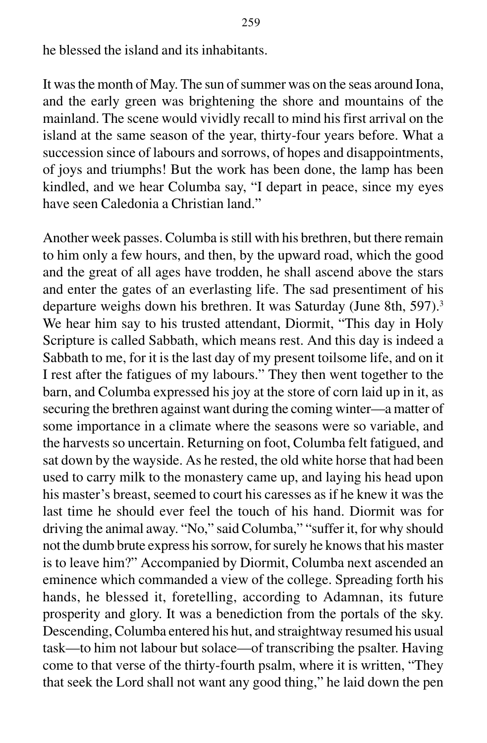he blessed the island and its inhabitants.

It was the month of May. The sun of summer was on the seas around Iona, and the early green was brightening the shore and mountains of the mainland. The scene would vividly recall to mind his first arrival on the island at the same season of the year, thirty-four years before. What a succession since of labours and sorrows, of hopes and disappointments, of joys and triumphs! But the work has been done, the lamp has been kindled, and we hear Columba say, "I depart in peace, since my eyes have seen Caledonia a Christian land."

Another week passes. Columba is still with his brethren, but there remain to him only a few hours, and then, by the upward road, which the good and the great of all ages have trodden, he shall ascend above the stars and enter the gates of an everlasting life. The sad presentiment of his departure weighs down his brethren. It was Saturday (June 8th, 597).[3] We hear him say to his trusted attendant, Diormit, "This day in Holy Scripture is called Sabbath, which means rest. And this day is indeed a Sabbath to me, for it is the last day of my present toilsome life, and on it I rest after the fatigues of my labours." They then went together to the barn, and Columba expressed his joy at the store of corn laid up in it, as securing the brethren against want during the coming winter—a matter of some importance in a climate where the seasons were so variable, and the harvests so uncertain. Returning on foot, Columba felt fatigued, and sat down by the wayside. As he rested, the old white horse that had been used to carry milk to the monastery came up, and laying his head upon his master's breast, seemed to court his caresses as if he knew it was the last time he should ever feel the touch of his hand. Diormit was for driving the animal away. "No," said Columba," "suffer it, for why should not the dumb brute express his sorrow, for surely he knows that his master is to leave him?" Accompanied by Diormit, Columba next ascended an eminence which commanded a view of the college. Spreading forth his hands, he blessed it, foretelling, according to Adamnan, its future prosperity and glory. It was a benediction from the portals of the sky. Descending, Columba entered his hut, and straightway resumed his usual task—to him not labour but solace—of transcribing the psalter. Having come to that verse of the thirty-fourth psalm, where it is written, "They that seek the Lord shall not want any good thing," he laid down the pen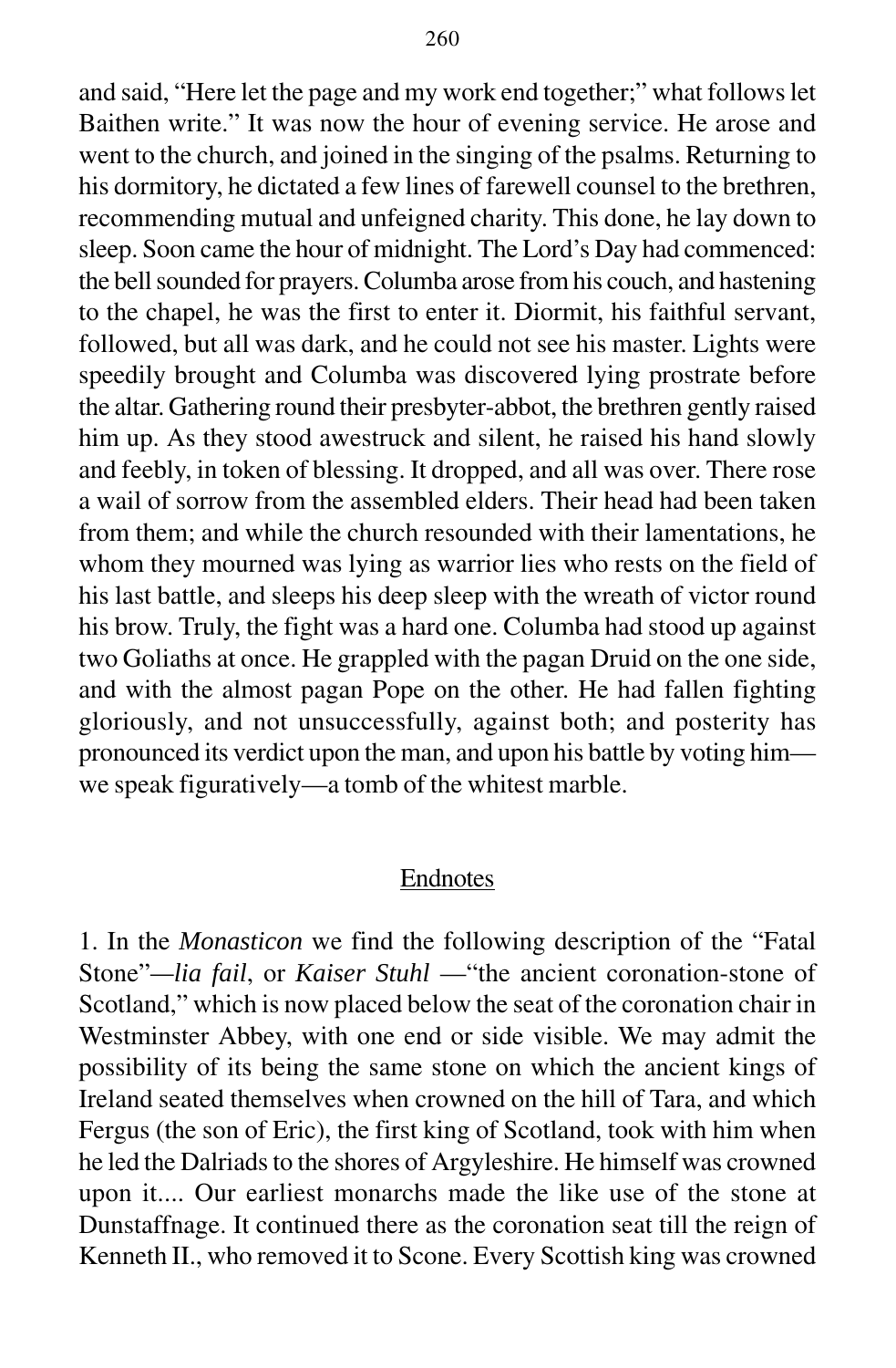and said, "Here let the page and my work end together;" what follows let Baithen write." It was now the hour of evening service. He arose and went to the church, and joined in the singing of the psalms. Returning to his dormitory, he dictated a few lines of farewell counsel to the brethren, recommending mutual and unfeigned charity. This done, he lay down to sleep. Soon came the hour of midnight. The Lord's Day had commenced: the bell sounded for prayers. Columba arose from his couch, and hastening to the chapel, he was the first to enter it. Diormit, his faithful servant, followed, but all was dark, and he could not see his master. Lights were speedily brought and Columba was discovered lying prostrate before the altar. Gathering round their presbyter-abbot, the brethren gently raised him up. As they stood awestruck and silent, he raised his hand slowly and feebly, in token of blessing. It dropped, and all was over. There rose a wail of sorrow from the assembled elders. Their head had been taken from them; and while the church resounded with their lamentations, he whom they mourned was lying as warrior lies who rests on the field of his last battle, and sleeps his deep sleep with the wreath of victor round his brow. Truly, the fight was a hard one. Columba had stood up against two Goliaths at once. He grappled with the pagan Druid on the one side, and with the almost pagan Pope on the other. He had fallen fighting gloriously, and not unsuccessfully, against both; and posterity has pronounced its verdict upon the man, and upon his battle by voting him—we speak figuratively—a tomb of the whitest marble.

## Endnotes

1. In the *Monasticon* we find the following description of the "Fatal Stone"—*lia fail*, or *Kaiser Stuhl* —"the ancient coronation-stone of Scotland," which is now placed below the seat of the coronation chair in Westminster Abbey, with one end or side visible. We may admit the possibility of its being the same stone on which the ancient kings of Ireland seated themselves when crowned on the hill of Tara, and which Fergus (the son of Eric), the first king of Scotland, took with him when he led the Dalriads to the shores of Argyleshire. He himself was crowned upon it.... Our earliest monarchs made the like use of the stone at Dunstaffnage. It continued there as the coronation seat till the reign of Kenneth II., who removed it to Scone. Every Scottish king was crowned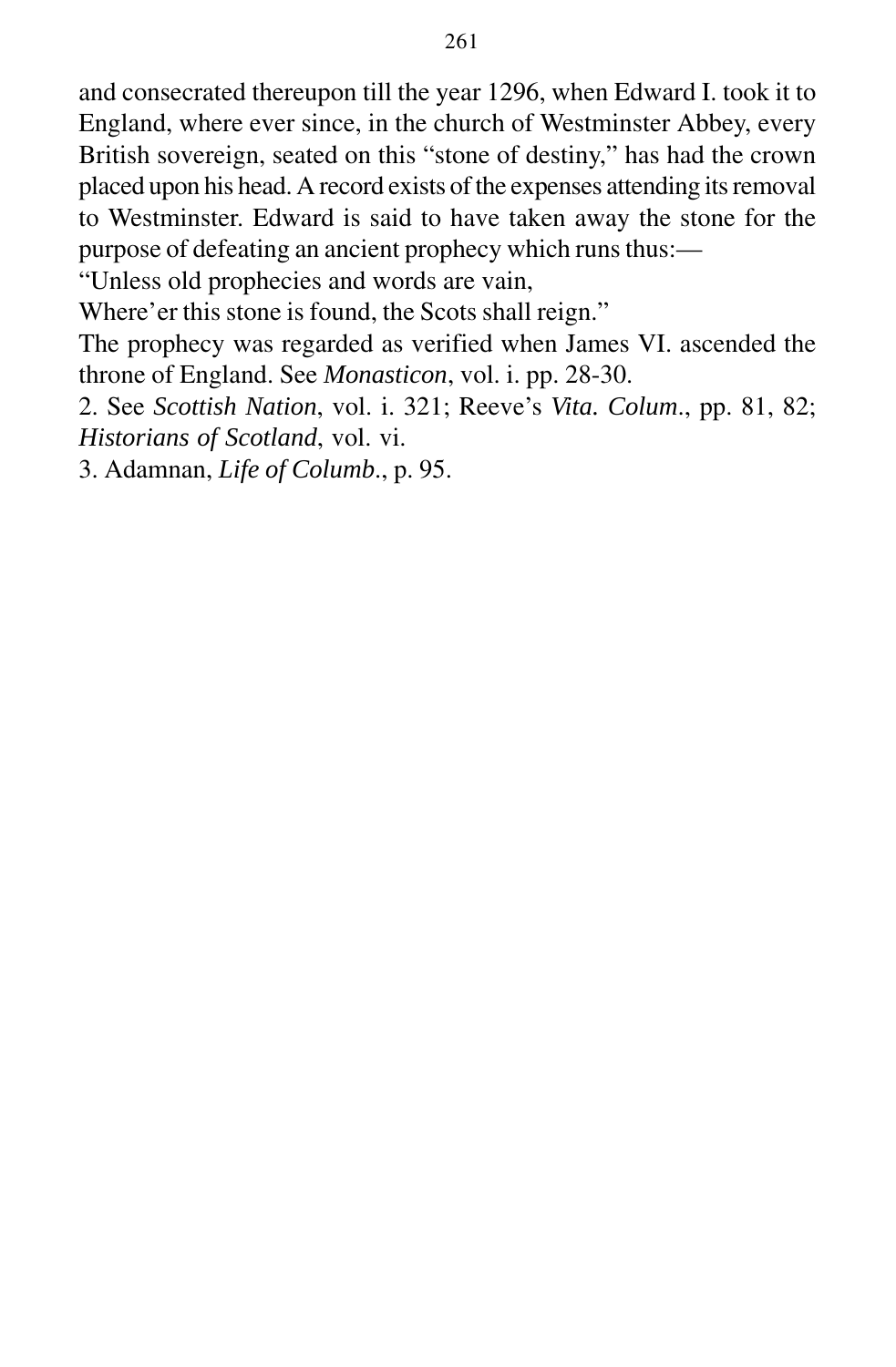and consecrated thereupon till the year 1296, when Edward I. took it to England, where ever since, in the church of Westminster Abbey, every British sovereign, seated on this "stone of destiny," has had the crown placed upon his head. A record exists of the expenses attending its removal to Westminster. Edward is said to have taken away the stone for the purpose of defeating an ancient prophecy which runs thus:—

"Unless old prophecies and words are vain,  
Where'er this stone is found, the Scots shall reign."

The prophecy was regarded as verified when James VI. ascended the throne of England. See *Monasticon*, vol. i. pp. 28-30.

2. See *Scottish Nation*, vol. i. 321; Reeve's *Vita. Colum.*, pp. 81, 82; *Historians of Scotland*, vol. vi.

3. Adamnan, *Life of Columb.*, p. 95.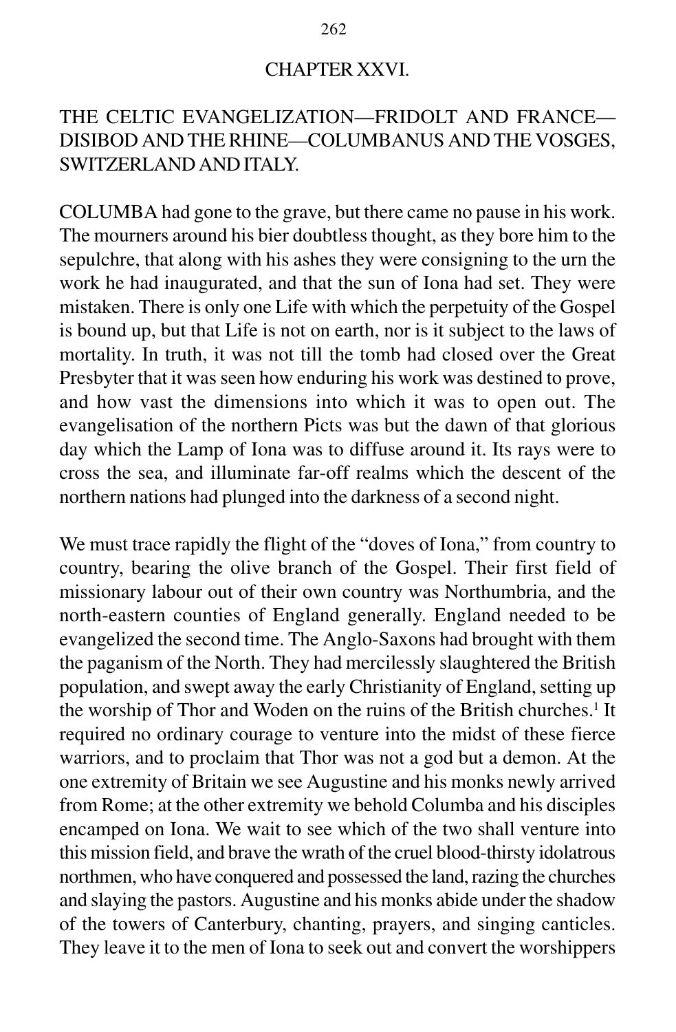## CHAPTER XXVI.

### THE CELTIC EVANGELIZATION—FRIDOLT AND FRANCE—DISIBOD AND THE RHINE—COLUMBANUS AND THE VOSGES, SWITZERLAND AND ITALY.

COLUMBA had gone to the grave, but there came no pause in his work. The mourners around his bier doubtless thought, as they bore him to the sepulchre, that along with his ashes they were consigning to the urn the work he had inaugurated, and that the sun of Iona had set. They were mistaken. There is only one Life with which the perpetuity of the Gospel is bound up, but that Life is not on earth, nor is it subject to the laws of mortality. In truth, it was not till the tomb had closed over the Great Presbyter that it was seen how enduring his work was destined to prove, and how vast the dimensions into which it was to open out. The evangelisation of the northern Picts was but the dawn of that glorious day which the Lamp of Iona was to diffuse around it. Its rays were to cross the sea, and illuminate far-off realms which the descent of the northern nations had plunged into the darkness of a second night.

We must trace rapidly the flight of the "doves of Iona," from country to country, bearing the olive branch of the Gospel. Their first field of missionary labour out of their own country was Northumbria, and the north-eastern counties of England generally. England needed to be evangelized the second time. The Anglo-Saxons had brought with them the paganism of the North. They had mercilessly slaughtered the British population, and swept away the early Christianity of England, setting up the worship of Thor and Woden on the ruins of the British churches.[1] It required no ordinary courage to venture into the midst of these fierce warriors, and to proclaim that Thor was not a god but a demon. At the one extremity of Britain we see Augustine and his monks newly arrived from Rome; at the other extremity we behold Columba and his disciples encamped on Iona. We wait to see which of the two shall venture into this mission field, and brave the wrath of the cruel blood-thirsty idolatrous northmen, who have conquered and possessed the land, razing the churches and slaying the pastors. Augustine and his monks abide under the shadow of the towers of Canterbury, chanting, prayers, and singing canticles. They leave it to the men of Iona to seek out and convert the worshippers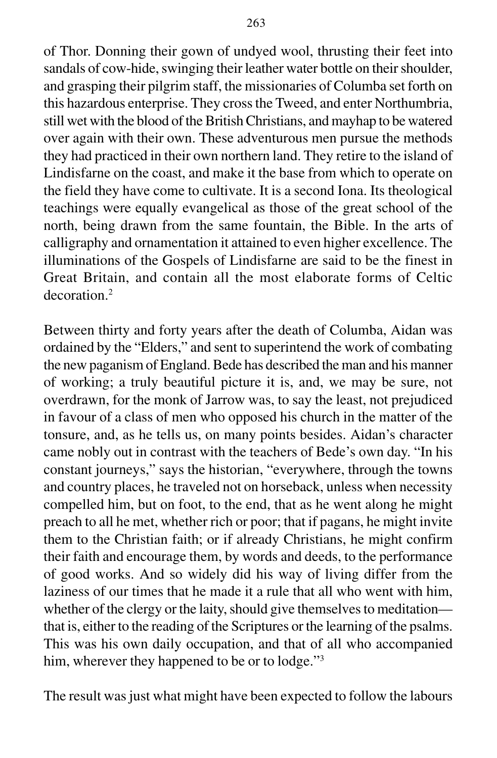of Thor. Donning their gown of undyed wool, thrusting their feet into sandals of cow-hide, swinging their leather water bottle on their shoulder, and grasping their pilgrim staff, the missionaries of Columba set forth on this hazardous enterprise. They cross the Tweed, and enter Northumbria, still wet with the blood of the British Christians, and mayhap to be watered over again with their own. These adventurous men pursue the methods they had practiced in their own northern land. They retire to the island of Lindisfarne on the coast, and make it the base from which to operate on the field they have come to cultivate. It is a second Iona. Its theological teachings were equally evangelical as those of the great school of the north, being drawn from the same fountain, the Bible. In the arts of calligraphy and ornamentation it attained to even higher excellence. The illuminations of the Gospels of Lindisfarne are said to be the finest in Great Britain, and contain all the most elaborate forms of Celtic decoration.[2]

Between thirty and forty years after the death of Columba, Aidan was ordained by the "Elders," and sent to superintend the work of combating the new paganism of England. Bede has described the man and his manner of working; a truly beautiful picture it is, and, we may be sure, not overdrawn, for the monk of Jarrow was, to say the least, not prejudiced in favour of a class of men who opposed his church in the matter of the tonsure, and, as he tells us, on many points besides. Aidan's character came nobly out in contrast with the teachers of Bede's own day. "In his constant journeys," says the historian, "everywhere, through the towns and country places, he traveled not on horseback, unless when necessity compelled him, but on foot, to the end, that as he went along he might preach to all he met, whether rich or poor; that if pagans, he might invite them to the Christian faith; or if already Christians, he might confirm their faith and encourage them, by words and deeds, to the performance of good works. And so widely did his way of living differ from the laziness of our times that he made it a rule that all who went with him, whether of the clergy or the laity, should give themselves to meditation—that is, either to the reading of the Scriptures or the learning of the psalms. This was his own daily occupation, and that of all who accompanied him, wherever they happened to be or to lodge."[3]

The result was just what might have been expected to follow the labours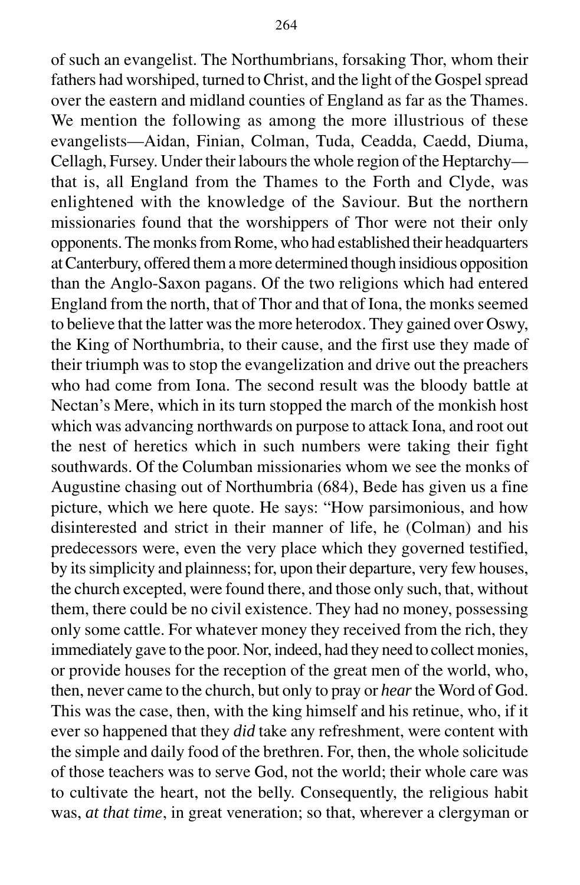of such an evangelist. The Northumbrians, forsaking Thor, whom their fathers had worshiped, turned to Christ, and the light of the Gospel spread over the eastern and midland counties of England as far as the Thames. We mention the following as among the more illustrious of these evangelists—Aidan, Finian, Colman, Tuda, Ceadda, Caedd, Diuma, Cellagh, Fursey. Under their labours the whole region of the Heptarchy—that is, all England from the Thames to the Forth and Clyde, was enlightened with the knowledge of the Saviour. But the northern missionaries found that the worshippers of Thor were not their only opponents. The monks from Rome, who had established their headquarters at Canterbury, offered them a more determined though insidious opposition than the Anglo-Saxon pagans. Of the two religions which had entered England from the north, that of Thor and that of Iona, the monks seemed to believe that the latter was the more heterodox. They gained over Oswy, the King of Northumbria, to their cause, and the first use they made of their triumph was to stop the evangelization and drive out the preachers who had come from Iona. The second result was the bloody battle at Nectan's Mere, which in its turn stopped the march of the monkish host which was advancing northwards on purpose to attack Iona, and root out the nest of heretics which in such numbers were taking their fight southwards. Of the Columban missionaries whom we see the monks of Augustine chasing out of Northumbria (684), Bede has given us a fine picture, which we here quote. He says: "How parsimonious, and how disinterested and strict in their manner of life, he (Colman) and his predecessors were, even the very place which they governed testified, by its simplicity and plainness; for, upon their departure, very few houses, the church excepted, were found there, and those only such, that, without them, there could be no civil existence. They had no money, possessing only some cattle. For whatever money they received from the rich, they immediately gave to the poor. Nor, indeed, had they need to collect monies, or provide houses for the reception of the great men of the world, who, then, never came to the church, but only to pray or *hear* the Word of God. This was the case, then, with the king himself and his retinue, who, if it ever so happened that they *did* take any refreshment, were content with the simple and daily food of the brethren. For, then, the whole solicitude of those teachers was to serve God, not the world; their whole care was to cultivate the heart, not the belly. Consequently, the religious habit was, *at that time*, in great veneration; so that, wherever a clergyman or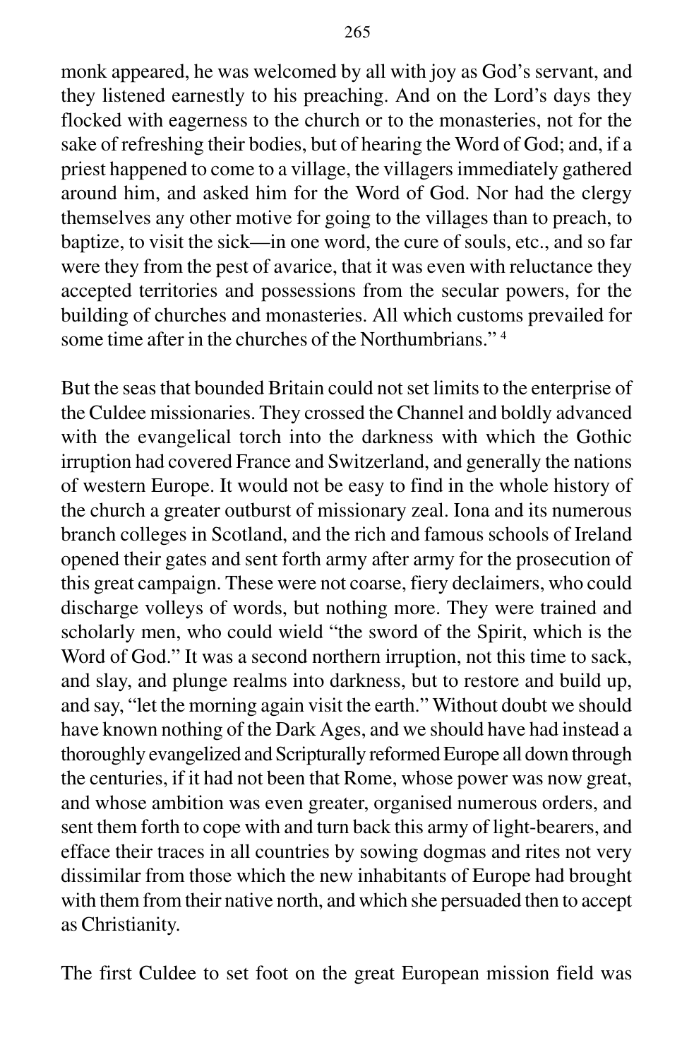monk appeared, he was welcomed by all with joy as God's servant, and they listened earnestly to his preaching. And on the Lord's days they flocked with eagerness to the church or to the monasteries, not for the sake of refreshing their bodies, but of hearing the Word of God; and, if a priest happened to come to a village, the villagers immediately gathered around him, and asked him for the Word of God. Nor had the clergy themselves any other motive for going to the villages than to preach, to baptize, to visit the sick—in one word, the cure of souls, etc., and so far were they from the pest of avarice, that it was even with reluctance they accepted territories and possessions from the secular powers, for the building of churches and monasteries. All which customs prevailed for some time after in the churches of the Northumbrians." [4]

But the seas that bounded Britain could not set limits to the enterprise of the Culdee missionaries. They crossed the Channel and boldly advanced with the evangelical torch into the darkness with which the Gothic irruption had covered France and Switzerland, and generally the nations of western Europe. It would not be easy to find in the whole history of the church a greater outburst of missionary zeal. Iona and its numerous branch colleges in Scotland, and the rich and famous schools of Ireland opened their gates and sent forth army after army for the prosecution of this great campaign. These were not coarse, fiery declaimers, who could discharge volleys of words, but nothing more. They were trained and scholarly men, who could wield "the sword of the Spirit, which is the Word of God." It was a second northern irruption, not this time to sack, and slay, and plunge realms into darkness, but to restore and build up, and say, "let the morning again visit the earth." Without doubt we should have known nothing of the Dark Ages, and we should have had instead a thoroughly evangelized and Scripturally reformed Europe all down through the centuries, if it had not been that Rome, whose power was now great, and whose ambition was even greater, organised numerous orders, and sent them forth to cope with and turn back this army of light-bearers, and efface their traces in all countries by sowing dogmas and rites not very dissimilar from those which the new inhabitants of Europe had brought with them from their native north, and which she persuaded then to accept as Christianity.

The first Culdee to set foot on the great European mission field was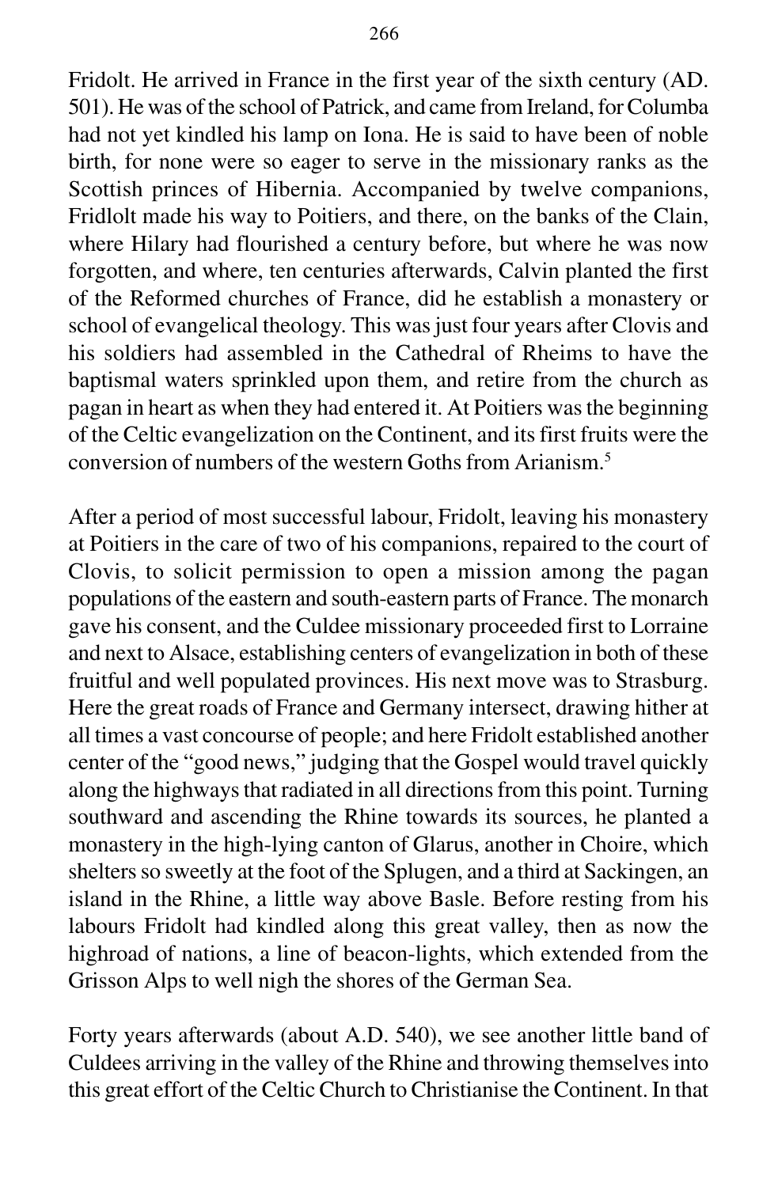Fridolt. He arrived in France in the first year of the sixth century (AD. 501). He was of the school of Patrick, and came from Ireland, for Columba had not yet kindled his lamp on Iona. He is said to have been of noble birth, for none were so eager to serve in the missionary ranks as the Scottish princes of Hibernia. Accompanied by twelve companions, Fridlolt made his way to Poitiers, and there, on the banks of the Clain, where Hilary had flourished a century before, but where he was now forgotten, and where, ten centuries afterwards, Calvin planted the first of the Reformed churches of France, did he establish a monastery or school of evangelical theology. This was just four years after Clovis and his soldiers had assembled in the Cathedral of Rheims to have the baptismal waters sprinkled upon them, and retire from the church as pagan in heart as when they had entered it. At Poitiers was the beginning of the Celtic evangelization on the Continent, and its first fruits were the conversion of numbers of the western Goths from Arianism.[5]

After a period of most successful labour, Fridolt, leaving his monastery at Poitiers in the care of two of his companions, repaired to the court of Clovis, to solicit permission to open a mission among the pagan populations of the eastern and south-eastern parts of France. The monarch gave his consent, and the Culdee missionary proceeded first to Lorraine and next to Alsace, establishing centers of evangelization in both of these fruitful and well populated provinces. His next move was to Strasburg. Here the great roads of France and Germany intersect, drawing hither at all times a vast concourse of people; and here Fridolt established another center of the "good news," judging that the Gospel would travel quickly along the highways that radiated in all directions from this point. Turning southward and ascending the Rhine towards its sources, he planted a monastery in the high-lying canton of Glarus, another in Choire, which shelters so sweetly at the foot of the Splugen, and a third at Sackingen, an island in the Rhine, a little way above Basle. Before resting from his labours Fridolt had kindled along this great valley, then as now the highroad of nations, a line of beacon-lights, which extended from the Grisson Alps to well nigh the shores of the German Sea.

Forty years afterwards (about A.D. 540), we see another little band of Culdees arriving in the valley of the Rhine and throwing themselves into this great effort of the Celtic Church to Christianise the Continent. In that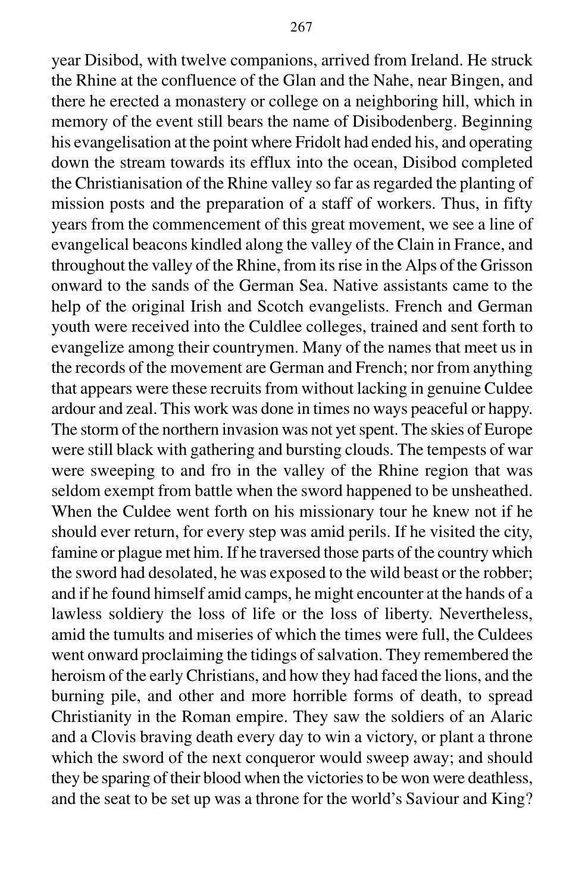year Disibod, with twelve companions, arrived from Ireland. He struck the Rhine at the confluence of the Glan and the Nahe, near Bingen, and there he erected a monastery or college on a neighboring hill, which in memory of the event still bears the name of Disibodenberg. Beginning his evangelisation at the point where Fridolt had ended his, and operating down the stream towards its efflux into the ocean, Disibod completed the Christianisation of the Rhine valley so far as regarded the planting of mission posts and the preparation of a staff of workers. Thus, in fifty years from the commencement of this great movement, we see a line of evangelical beacons kindled along the valley of the Clain in France, and throughout the valley of the Rhine, from its rise in the Alps of the Grisson onward to the sands of the German Sea. Native assistants came to the help of the original Irish and Scotch evangelists. French and German youth were received into the Culdlee colleges, trained and sent forth to evangelize among their countrymen. Many of the names that meet us in the records of the movement are German and French; nor from anything that appears were these recruits from without lacking in genuine Culdee ardour and zeal. This work was done in times no ways peaceful or happy. The storm of the northern invasion was not yet spent. The skies of Europe were still black with gathering and bursting clouds. The tempests of war were sweeping to and fro in the valley of the Rhine region that was seldom exempt from battle when the sword happened to be unsheathed. When the Culdee went forth on his missionary tour he knew not if he should ever return, for every step was amid perils. If he visited the city, famine or plague met him. If he traversed those parts of the country which the sword had desolated, he was exposed to the wild beast or the robber; and if he found himself amid camps, he might encounter at the hands of a lawless soldiery the loss of life or the loss of liberty. Nevertheless, amid the tumults and miseries of which the times were full, the Culdees went onward proclaiming the tidings of salvation. They remembered the heroism of the early Christians, and how they had faced the lions, and the burning pile, and other and more horrible forms of death, to spread Christianity in the Roman empire. They saw the soldiers of an Alaric and a Clovis braving death every day to win a victory, or plant a throne which the sword of the next conqueror would sweep away; and should they be sparing of their blood when the victories to be won were deathless, and the seat to be set up was a throne for the world's Saviour and King?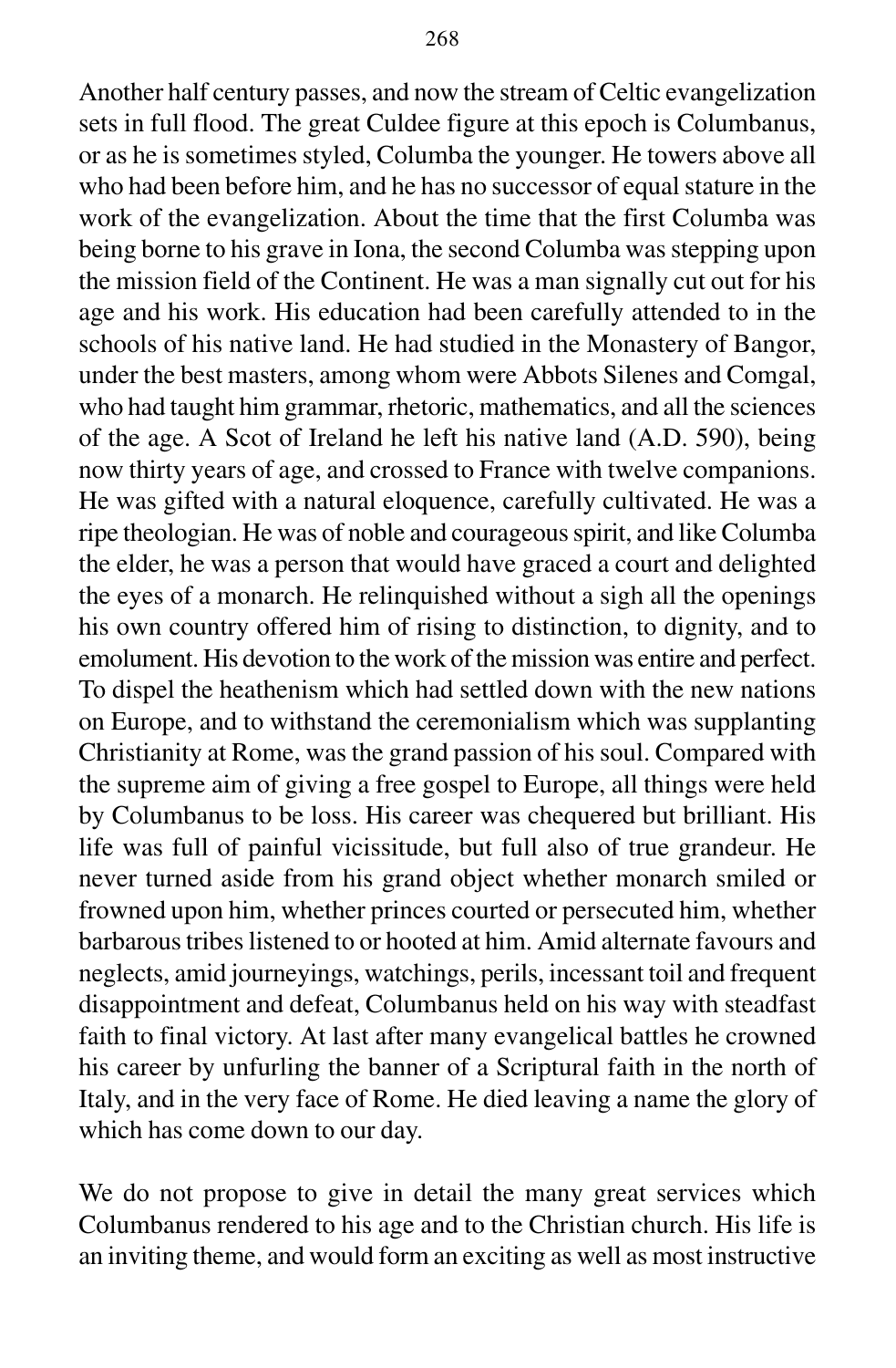Another half century passes, and now the stream of Celtic evangelization sets in full flood. The great Culdee figure at this epoch is Columbanus, or as he is sometimes styled, Columba the younger. He towers above all who had been before him, and he has no successor of equal stature in the work of the evangelization. About the time that the first Columba was being borne to his grave in Iona, the second Columba was stepping upon the mission field of the Continent. He was a man signally cut out for his age and his work. His education had been carefully attended to in the schools of his native land. He had studied in the Monastery of Bangor, under the best masters, among whom were Abbots Silenes and Comgal, who had taught him grammar, rhetoric, mathematics, and all the sciences of the age. A Scot of Ireland he left his native land (A.D. 590), being now thirty years of age, and crossed to France with twelve companions. He was gifted with a natural eloquence, carefully cultivated. He was a ripe theologian. He was of noble and courageous spirit, and like Columba the elder, he was a person that would have graced a court and delighted the eyes of a monarch. He relinquished without a sigh all the openings his own country offered him of rising to distinction, to dignity, and to emolument. His devotion to the work of the mission was entire and perfect. To dispel the heathenism which had settled down with the new nations on Europe, and to withstand the ceremonialism which was supplanting Christianity at Rome, was the grand passion of his soul. Compared with the supreme aim of giving a free gospel to Europe, all things were held by Columbanus to be loss. His career was chequered but brilliant. His life was full of painful vicissitude, but full also of true grandeur. He never turned aside from his grand object whether monarch smiled or frowned upon him, whether princes courted or persecuted him, whether barbarous tribes listened to or hooted at him. Amid alternate favours and neglects, amid journeyings, watchings, perils, incessant toil and frequent disappointment and defeat, Columbanus held on his way with steadfast faith to final victory. At last after many evangelical battles he crowned his career by unfurling the banner of a Scriptural faith in the north of Italy, and in the very face of Rome. He died leaving a name the glory of which has come down to our day.

We do not propose to give in detail the many great services which Columbanus rendered to his age and to the Christian church. His life is an inviting theme, and would form an exciting as well as most instructive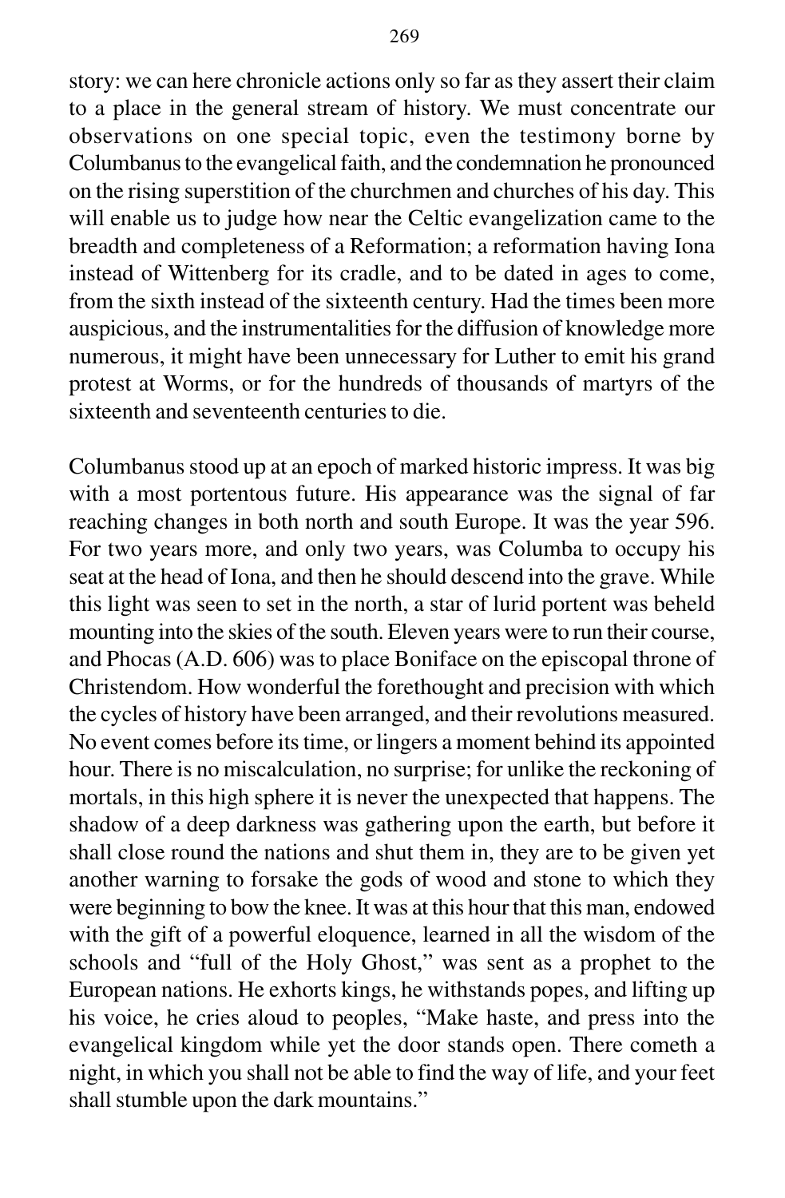story: we can here chronicle actions only so far as they assert their claim to a place in the general stream of history. We must concentrate our observations on one special topic, even the testimony borne by Columbanus to the evangelical faith, and the condemnation he pronounced on the rising superstition of the churchmen and churches of his day. This will enable us to judge how near the Celtic evangelization came to the breadth and completeness of a Reformation; a reformation having Iona instead of Wittenberg for its cradle, and to be dated in ages to come, from the sixth instead of the sixteenth century. Had the times been more auspicious, and the instrumentalities for the diffusion of knowledge more numerous, it might have been unnecessary for Luther to emit his grand protest at Worms, or for the hundreds of thousands of martyrs of the sixteenth and seventeenth centuries to die.

Columbanus stood up at an epoch of marked historic impress. It was big with a most portentous future. His appearance was the signal of far reaching changes in both north and south Europe. It was the year 596. For two years more, and only two years, was Columba to occupy his seat at the head of Iona, and then he should descend into the grave. While this light was seen to set in the north, a star of lurid portent was beheld mounting into the skies of the south. Eleven years were to run their course, and Phocas (A.D. 606) was to place Boniface on the episcopal throne of Christendom. How wonderful the forethought and precision with which the cycles of history have been arranged, and their revolutions measured. No event comes before its time, or lingers a moment behind its appointed hour. There is no miscalculation, no surprise; for unlike the reckoning of mortals, in this high sphere it is never the unexpected that happens. The shadow of a deep darkness was gathering upon the earth, but before it shall close round the nations and shut them in, they are to be given yet another warning to forsake the gods of wood and stone to which they were beginning to bow the knee. It was at this hour that this man, endowed with the gift of a powerful eloquence, learned in all the wisdom of the schools and "full of the Holy Ghost," was sent as a prophet to the European nations. He exhorts kings, he withstands popes, and lifting up his voice, he cries aloud to peoples, "Make haste, and press into the evangelical kingdom while yet the door stands open. There cometh a night, in which you shall not be able to find the way of life, and your feet shall stumble upon the dark mountains."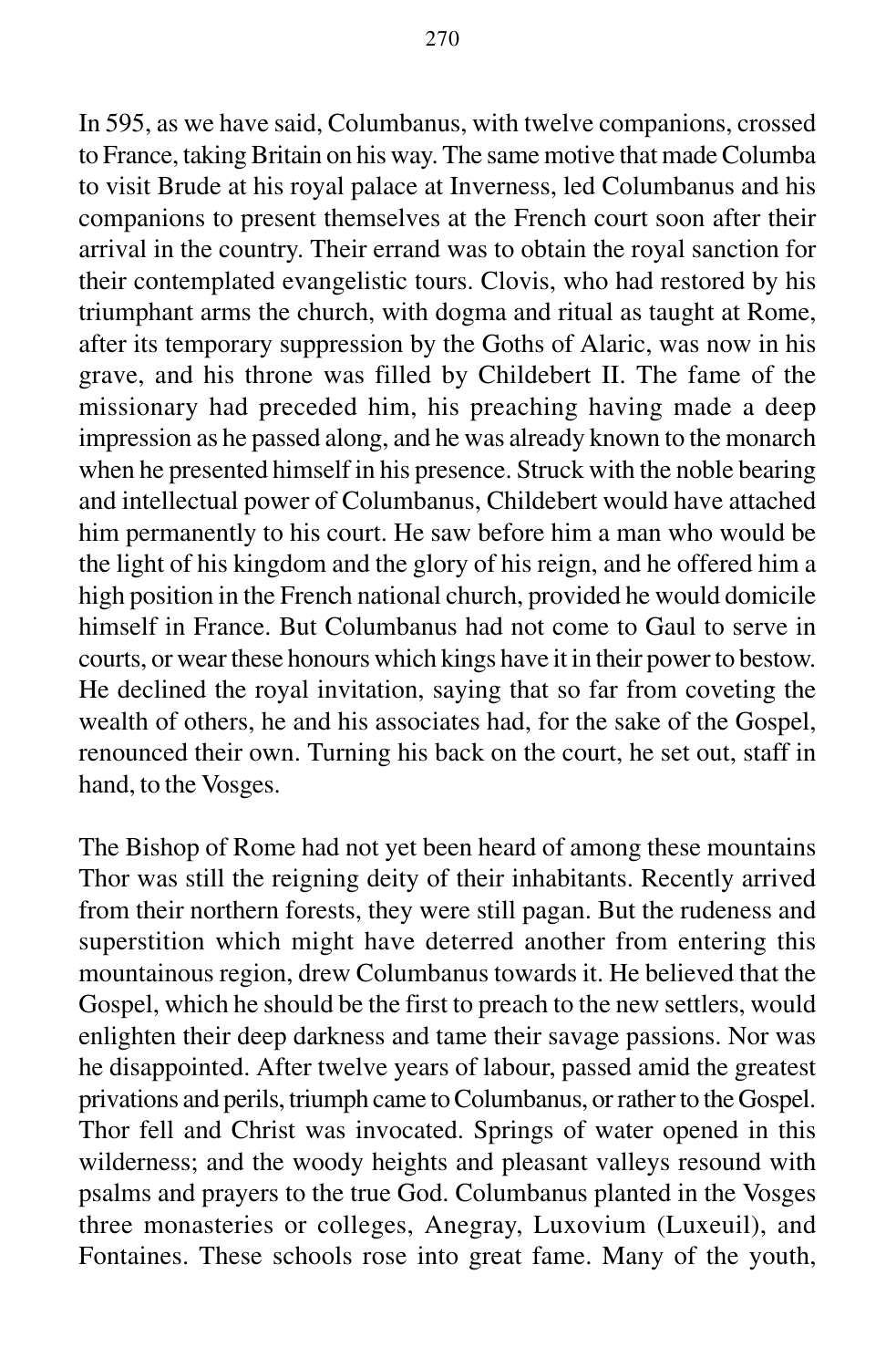In 595, as we have said, Columbanus, with twelve companions, crossed to France, taking Britain on his way. The same motive that made Columba to visit Brude at his royal palace at Inverness, led Columbanus and his companions to present themselves at the French court soon after their arrival in the country. Their errand was to obtain the royal sanction for their contemplated evangelistic tours. Clovis, who had restored by his triumphant arms the church, with dogma and ritual as taught at Rome, after its temporary suppression by the Goths of Alaric, was now in his grave, and his throne was filled by Childebert II. The fame of the missionary had preceded him, his preaching having made a deep impression as he passed along, and he was already known to the monarch when he presented himself in his presence. Struck with the noble bearing and intellectual power of Columbanus, Childebert would have attached him permanently to his court. He saw before him a man who would be the light of his kingdom and the glory of his reign, and he offered him a high position in the French national church, provided he would domicile himself in France. But Columbanus had not come to Gaul to serve in courts, or wear these honours which kings have it in their power to bestow. He declined the royal invitation, saying that so far from coveting the wealth of others, he and his associates had, for the sake of the Gospel, renounced their own. Turning his back on the court, he set out, staff in hand, to the Vosges.

The Bishop of Rome had not yet been heard of among these mountains Thor was still the reigning deity of their inhabitants. Recently arrived from their northern forests, they were still pagan. But the rudeness and superstition which might have deterred another from entering this mountainous region, drew Columbanus towards it. He believed that the Gospel, which he should be the first to preach to the new settlers, would enlighten their deep darkness and tame their savage passions. Nor was he disappointed. After twelve years of labour, passed amid the greatest privations and perils, triumph came to Columbanus, or rather to the Gospel. Thor fell and Christ was invocated. Springs of water opened in this wilderness; and the woody heights and pleasant valleys resound with psalms and prayers to the true God. Columbanus planted in the Vosges three monasteries or colleges, Anegray, Luxovium (Luxeuil), and Fontaines. These schools rose into great fame. Many of the youth,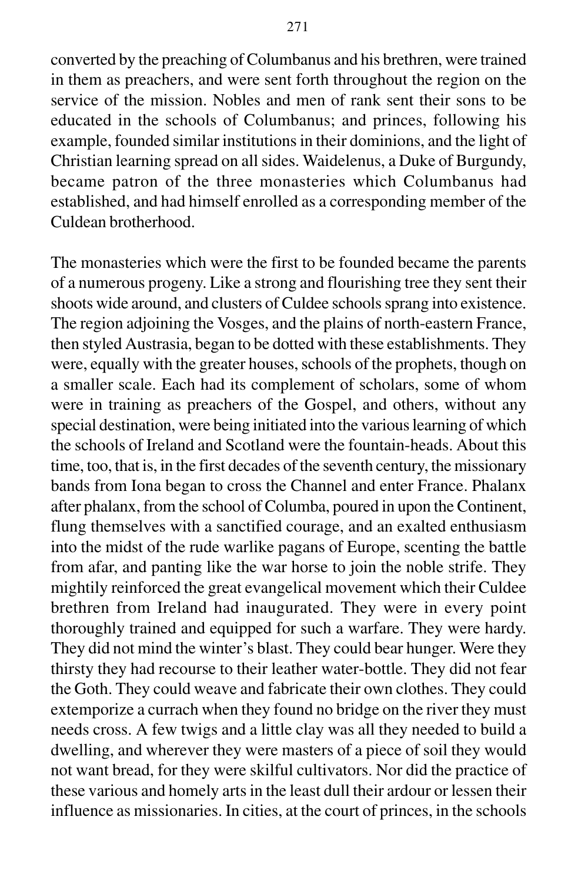converted by the preaching of Columbanus and his brethren, were trained in them as preachers, and were sent forth throughout the region on the service of the mission. Nobles and men of rank sent their sons to be educated in the schools of Columbanus; and princes, following his example, founded similar institutions in their dominions, and the light of Christian learning spread on all sides. Waidelenus, a Duke of Burgundy, became patron of the three monasteries which Columbanus had established, and had himself enrolled as a corresponding member of the Culdean brotherhood.

The monasteries which were the first to be founded became the parents of a numerous progeny. Like a strong and flourishing tree they sent their shoots wide around, and clusters of Culdee schools sprang into existence. The region adjoining the Vosges, and the plains of north-eastern France, then styled Austrasia, began to be dotted with these establishments. They were, equally with the greater houses, schools of the prophets, though on a smaller scale. Each had its complement of scholars, some of whom were in training as preachers of the Gospel, and others, without any special destination, were being initiated into the various learning of which the schools of Ireland and Scotland were the fountain-heads. About this time, too, that is, in the first decades of the seventh century, the missionary bands from Iona began to cross the Channel and enter France. Phalanx after phalanx, from the school of Columba, poured in upon the Continent, flung themselves with a sanctified courage, and an exalted enthusiasm into the midst of the rude warlike pagans of Europe, scenting the battle from afar, and panting like the war horse to join the noble strife. They mightily reinforced the great evangelical movement which their Culdee brethren from Ireland had inaugurated. They were in every point thoroughly trained and equipped for such a warfare. They were hardy. They did not mind the winter's blast. They could bear hunger. Were they thirsty they had recourse to their leather water-bottle. They did not fear the Goth. They could weave and fabricate their own clothes. They could extemporize a currach when they found no bridge on the river they must needs cross. A few twigs and a little clay was all they needed to build a dwelling, and wherever they were masters of a piece of soil they would not want bread, for they were skilful cultivators. Nor did the practice of these various and homely arts in the least dull their ardour or lessen their influence as missionaries. In cities, at the court of princes, in the schools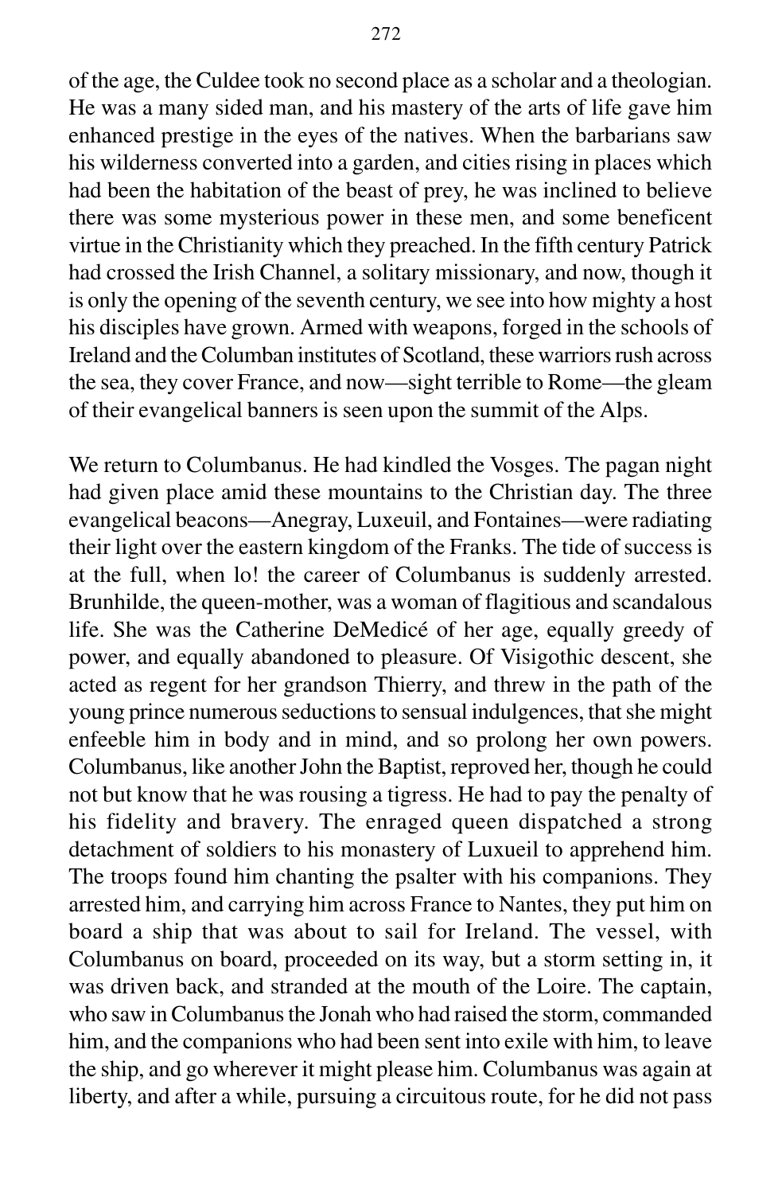of the age, the Culdee took no second place as a scholar and a theologian. He was a many sided man, and his mastery of the arts of life gave him enhanced prestige in the eyes of the natives. When the barbarians saw his wilderness converted into a garden, and cities rising in places which had been the habitation of the beast of prey, he was inclined to believe there was some mysterious power in these men, and some beneficent virtue in the Christianity which they preached. In the fifth century Patrick had crossed the Irish Channel, a solitary missionary, and now, though it is only the opening of the seventh century, we see into how mighty a host his disciples have grown. Armed with weapons, forged in the schools of Ireland and the Columban institutes of Scotland, these warriors rush across the sea, they cover France, and now—sight terrible to Rome—the gleam of their evangelical banners is seen upon the summit of the Alps.

We return to Columbanus. He had kindled the Vosges. The pagan night had given place amid these mountains to the Christian day. The three evangelical beacons—Anegray, Luxeuil, and Fontaines—were radiating their light over the eastern kingdom of the Franks. The tide of success is at the full, when lo! the career of Columbanus is suddenly arrested. Brunhilde, the queen-mother, was a woman of flagitious and scandalous life. She was the Catherine DeMedicé of her age, equally greedy of power, and equally abandoned to pleasure. Of Visigothic descent, she acted as regent for her grandson Thierry, and threw in the path of the young prince numerous seductions to sensual indulgences, that she might enfeeble him in body and in mind, and so prolong her own powers. Columbanus, like another John the Baptist, reproved her, though he could not but know that he was rousing a tigress. He had to pay the penalty of his fidelity and bravery. The enraged queen dispatched a strong detachment of soldiers to his monastery of Luxueil to apprehend him. The troops found him chanting the psalter with his companions. They arrested him, and carrying him across France to Nantes, they put him on board a ship that was about to sail for Ireland. The vessel, with Columbanus on board, proceeded on its way, but a storm setting in, it was driven back, and stranded at the mouth of the Loire. The captain, who saw in Columbanus the Jonah who had raised the storm, commanded him, and the companions who had been sent into exile with him, to leave the ship, and go wherever it might please him. Columbanus was again at liberty, and after a while, pursuing a circuitous route, for he did not pass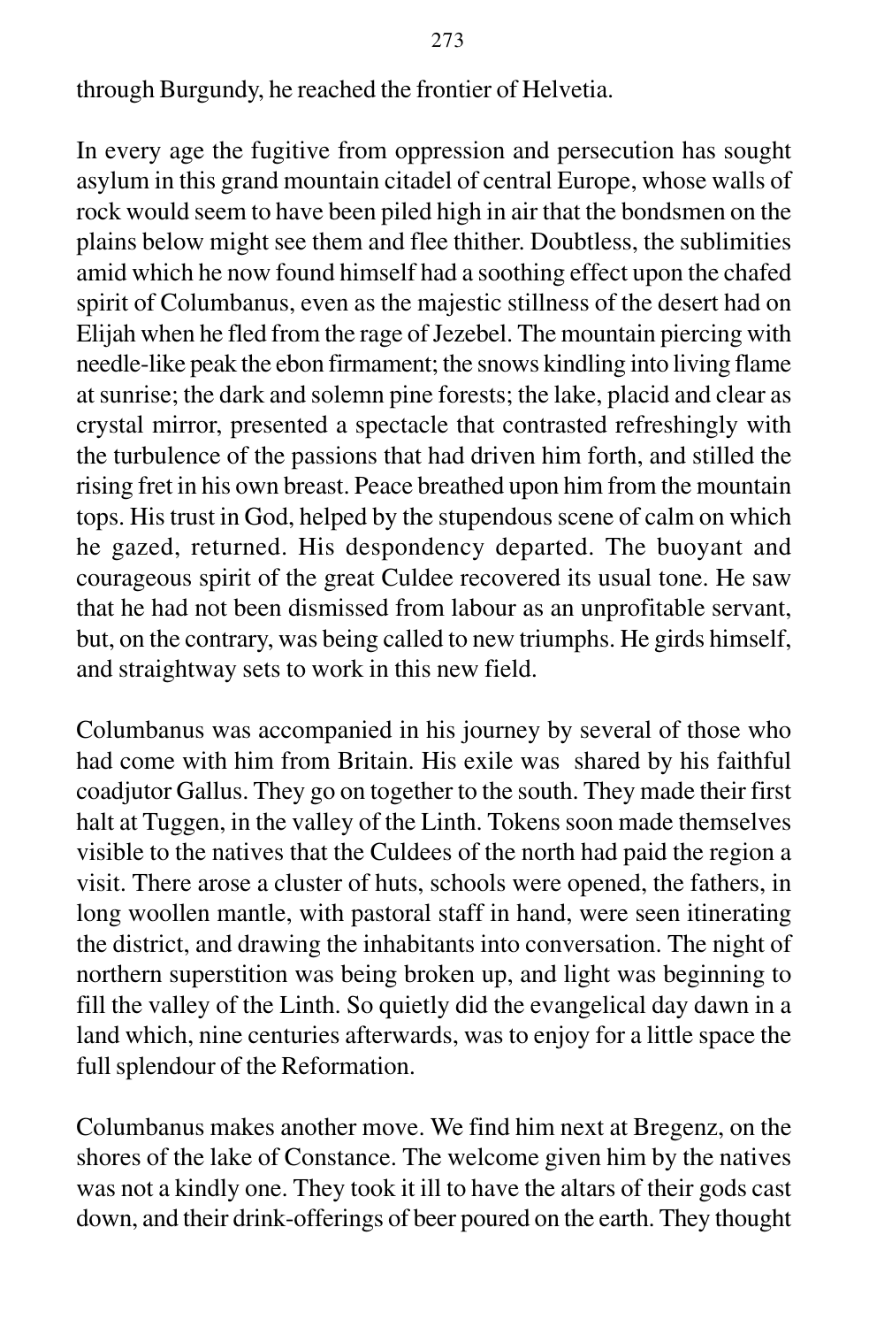through Burgundy, he reached the frontier of Helvetia.

In every age the fugitive from oppression and persecution has sought asylum in this grand mountain citadel of central Europe, whose walls of rock would seem to have been piled high in air that the bondsmen on the plains below might see them and flee thither. Doubtless, the sublimities amid which he now found himself had a soothing effect upon the chafed spirit of Columbanus, even as the majestic stillness of the desert had on Elijah when he fled from the rage of Jezebel. The mountain piercing with needle-like peak the ebon firmament; the snows kindling into living flame at sunrise; the dark and solemn pine forests; the lake, placid and clear as crystal mirror, presented a spectacle that contrasted refreshingly with the turbulence of the passions that had driven him forth, and stilled the rising fret in his own breast. Peace breathed upon him from the mountain tops. His trust in God, helped by the stupendous scene of calm on which he gazed, returned. His despondency departed. The buoyant and courageous spirit of the great Culdee recovered its usual tone. He saw that he had not been dismissed from labour as an unprofitable servant, but, on the contrary, was being called to new triumphs. He girds himself, and straightway sets to work in this new field.

Columbanus was accompanied in his journey by several of those who had come with him from Britain. His exile was shared by his faithful coadjutor Gallus. They go on together to the south. They made their first halt at Tuggen, in the valley of the Linth. Tokens soon made themselves visible to the natives that the Culdees of the north had paid the region a visit. There arose a cluster of huts, schools were opened, the fathers, in long woollen mantle, with pastoral staff in hand, were seen itinerating the district, and drawing the inhabitants into conversation. The night of northern superstition was being broken up, and light was beginning to fill the valley of the Linth. So quietly did the evangelical day dawn in a land which, nine centuries afterwards, was to enjoy for a little space the full splendour of the Reformation.

Columbanus makes another move. We find him next at Bregenz, on the shores of the lake of Constance. The welcome given him by the natives was not a kindly one. They took it ill to have the altars of their gods cast down, and their drink-offerings of beer poured on the earth. They thought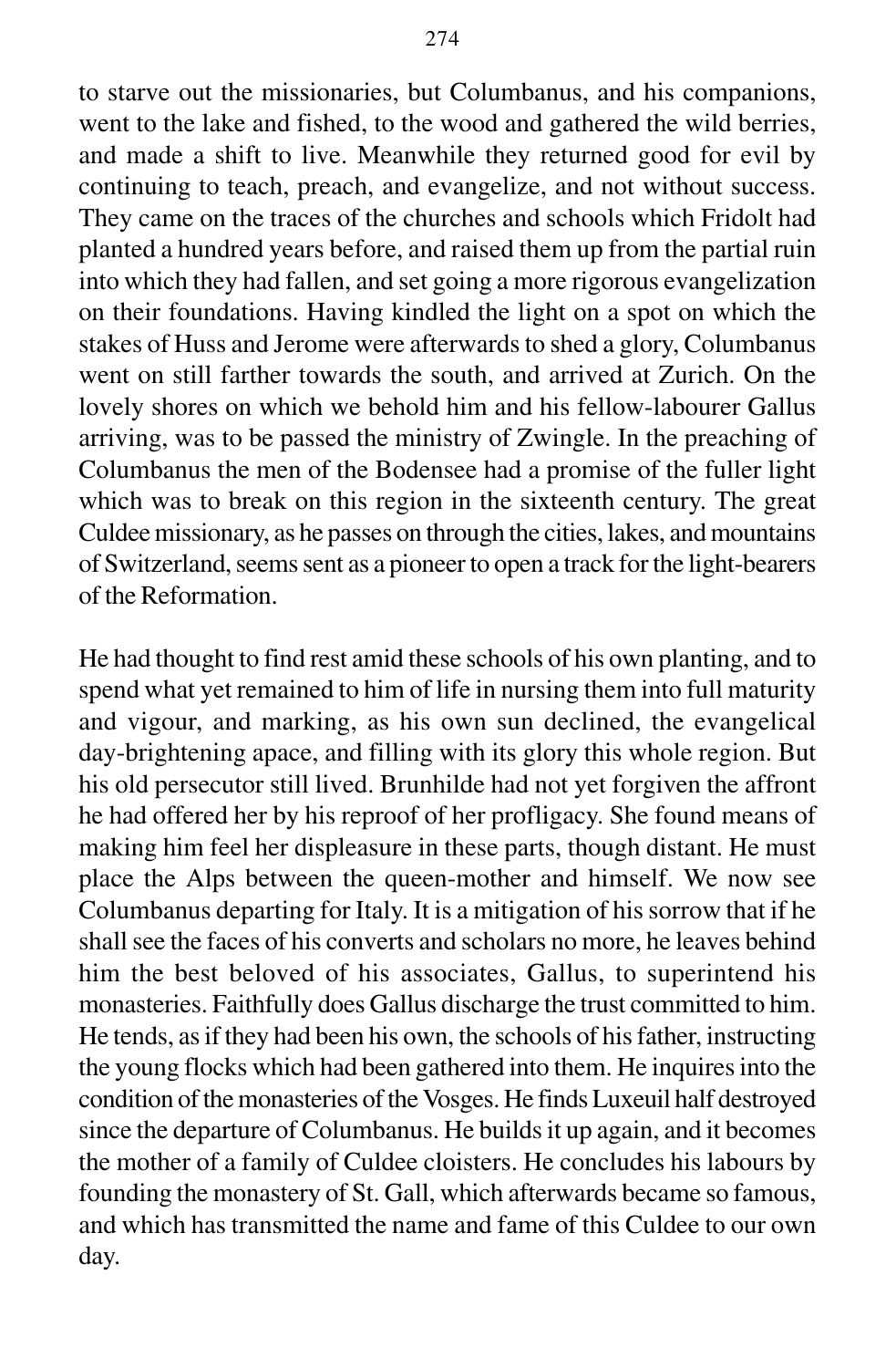to starve out the missionaries, but Columbanus, and his companions, went to the lake and fished, to the wood and gathered the wild berries, and made a shift to live. Meanwhile they returned good for evil by continuing to teach, preach, and evangelize, and not without success. They came on the traces of the churches and schools which Fridolt had planted a hundred years before, and raised them up from the partial ruin into which they had fallen, and set going a more rigorous evangelization on their foundations. Having kindled the light on a spot on which the stakes of Huss and Jerome were afterwards to shed a glory, Columbanus went on still farther towards the south, and arrived at Zurich. On the lovely shores on which we behold him and his fellow-labourer Gallus arriving, was to be passed the ministry of Zwingle. In the preaching of Columbanus the men of the Bodensee had a promise of the fuller light which was to break on this region in the sixteenth century. The great Culdee missionary, as he passes on through the cities, lakes, and mountains of Switzerland, seems sent as a pioneer to open a track for the light-bearers of the Reformation.

He had thought to find rest amid these schools of his own planting, and to spend what yet remained to him of life in nursing them into full maturity and vigour, and marking, as his own sun declined, the evangelical day-brightening apace, and filling with its glory this whole region. But his old persecutor still lived. Brunhilde had not yet forgiven the affront he had offered her by his reproof of her profligacy. She found means of making him feel her displeasure in these parts, though distant. He must place the Alps between the queen-mother and himself. We now see Columbanus departing for Italy. It is a mitigation of his sorrow that if he shall see the faces of his converts and scholars no more, he leaves behind him the best beloved of his associates, Gallus, to superintend his monasteries. Faithfully does Gallus discharge the trust committed to him. He tends, as if they had been his own, the schools of his father, instructing the young flocks which had been gathered into them. He inquires into the condition of the monasteries of the Vosges. He finds Luxeuil half destroyed since the departure of Columbanus. He builds it up again, and it becomes the mother of a family of Culdee cloisters. He concludes his labours by founding the monastery of St. Gall, which afterwards became so famous, and which has transmitted the name and fame of this Culdee to our own day.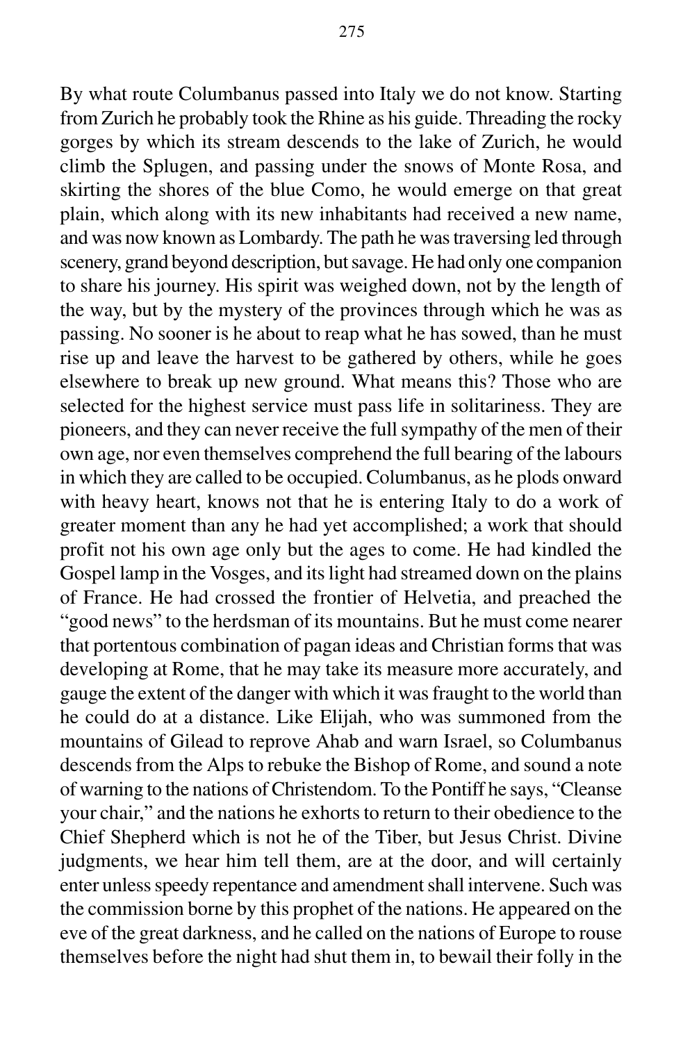By what route Columbanus passed into Italy we do not know. Starting from Zurich he probably took the Rhine as his guide. Threading the rocky gorges by which its stream descends to the lake of Zurich, he would climb the Splugen, and passing under the snows of Monte Rosa, and skirting the shores of the blue Como, he would emerge on that great plain, which along with its new inhabitants had received a new name, and was now known as Lombardy. The path he was traversing led through scenery, grand beyond description, but savage. He had only one companion to share his journey. His spirit was weighed down, not by the length of the way, but by the mystery of the provinces through which he was as passing. No sooner is he about to reap what he has sowed, than he must rise up and leave the harvest to be gathered by others, while he goes elsewhere to break up new ground. What means this? Those who are selected for the highest service must pass life in solitariness. They are pioneers, and they can never receive the full sympathy of the men of their own age, nor even themselves comprehend the full bearing of the labours in which they are called to be occupied. Columbanus, as he plods onward with heavy heart, knows not that he is entering Italy to do a work of greater moment than any he had yet accomplished; a work that should profit not his own age only but the ages to come. He had kindled the Gospel lamp in the Vosges, and its light had streamed down on the plains of France. He had crossed the frontier of Helvetia, and preached the "good news" to the herdsman of its mountains. But he must come nearer that portentous combination of pagan ideas and Christian forms that was developing at Rome, that he may take its measure more accurately, and gauge the extent of the danger with which it was fraught to the world than he could do at a distance. Like Elijah, who was summoned from the mountains of Gilead to reprove Ahab and warn Israel, so Columbanus descends from the Alps to rebuke the Bishop of Rome, and sound a note of warning to the nations of Christendom. To the Pontiff he says, "Cleanse your chair," and the nations he exhorts to return to their obedience to the Chief Shepherd which is not he of the Tiber, but Jesus Christ. Divine judgments, we hear him tell them, are at the door, and will certainly enter unless speedy repentance and amendment shall intervene. Such was the commission borne by this prophet of the nations. He appeared on the eve of the great darkness, and he called on the nations of Europe to rouse themselves before the night had shut them in, to bewail their folly in the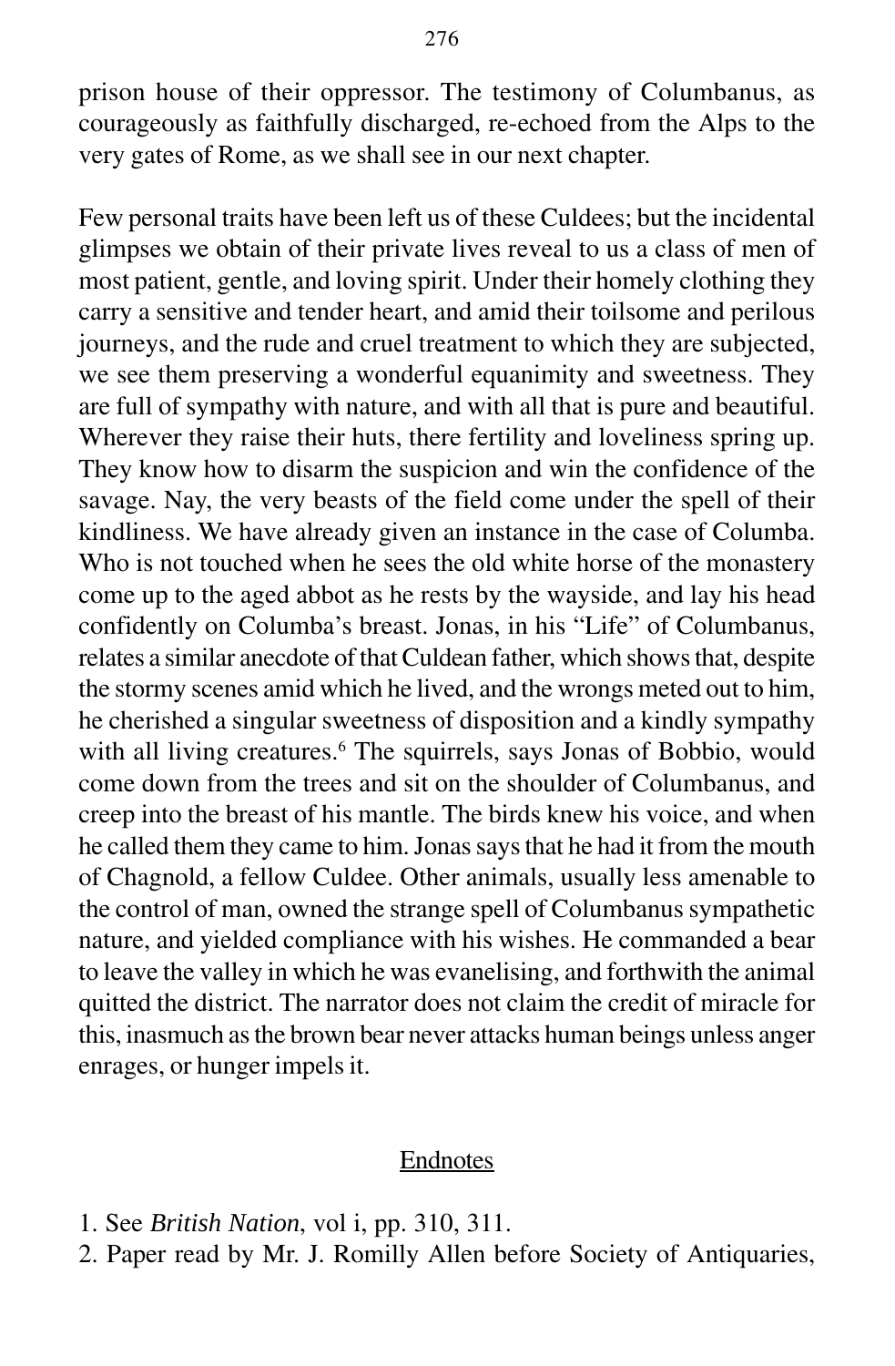prison house of their oppressor. The testimony of Columbanus, as courageously as faithfully discharged, re-echoed from the Alps to the very gates of Rome, as we shall see in our next chapter.

Few personal traits have been left us of these Culdees; but the incidental glimpses we obtain of their private lives reveal to us a class of men of most patient, gentle, and loving spirit. Under their homely clothing they carry a sensitive and tender heart, and amid their toilsome and perilous journeys, and the rude and cruel treatment to which they are subjected, we see them preserving a wonderful equanimity and sweetness. They are full of sympathy with nature, and with all that is pure and beautiful. Wherever they raise their huts, there fertility and loveliness spring up. They know how to disarm the suspicion and win the confidence of the savage. Nay, the very beasts of the field come under the spell of their kindliness. We have already given an instance in the case of Columba. Who is not touched when he sees the old white horse of the monastery come up to the aged abbot as he rests by the wayside, and lay his head confidently on Columba's breast. Jonas, in his "Life" of Columbanus, relates a similar anecdote of that Culdean father, which shows that, despite the stormy scenes amid which he lived, and the wrongs meted out to him, he cherished a singular sweetness of disposition and a kindly sympathy with all living creatures.[6] The squirrels, says Jonas of Bobbio, would come down from the trees and sit on the shoulder of Columbanus, and creep into the breast of his mantle. The birds knew his voice, and when he called them they came to him. Jonas says that he had it from the mouth of Chagnold, a fellow Culdee. Other animals, usually less amenable to the control of man, owned the strange spell of Columbanus sympathetic nature, and yielded compliance with his wishes. He commanded a bear to leave the valley in which he was evanelising, and forthwith the animal quitted the district. The narrator does not claim the credit of miracle for this, inasmuch as the brown bear never attacks human beings unless anger enrages, or hunger impels it.

## Endnotes

1. See *British Nation*, vol i, pp. 310, 311.
2. Paper read by Mr. J. Romilly Allen before Society of Antiquaries,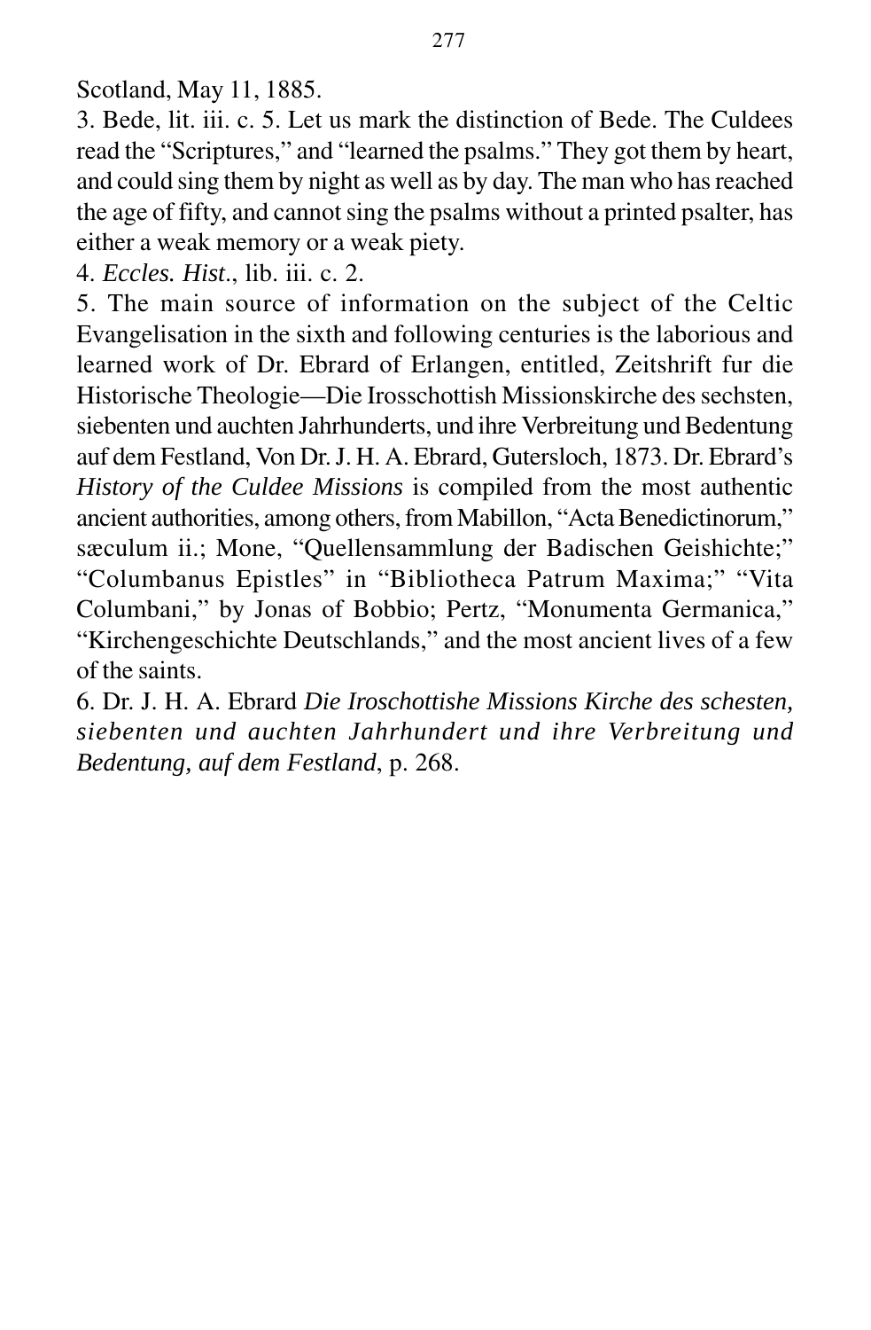Scotland, May 11, 1885.

3. Bede, lit. iii. c. 5. Let us mark the distinction of Bede. The Culdees read the "Scriptures," and "learned the psalms." They got them by heart, and could sing them by night as well as by day. The man who has reached the age of fifty, and cannot sing the psalms without a printed psalter, has either a weak memory or a weak piety.

4. *Eccles. Hist.*, lib. iii. c. 2.

5. The main source of information on the subject of the Celtic Evangelisation in the sixth and following centuries is the laborious and learned work of Dr. Ebrard of Erlangen, entitled, Zeitshrift fur die Historische Theologie—Die Irosschottish Missionskirche des sechsten, siebenten und auchten Jahrhunderts, und ihre Verbreitung und Bedentung auf dem Festland, Von Dr. J. H. A. Ebrard, Gutersloch, 1873. Dr. Ebrard's *History of the Culdee Missions* is compiled from the most authentic ancient authorities, among others, from Mabillon, "Acta Benedictinorum," sæculum ii.; Mone, "Quellensammlung der Badischen Geishichte;" "Columbanus Epistles" in "Bibliotheca Patrum Maxima;" "Vita Columbani," by Jonas of Bobbio; Pertz, "Monumenta Germanica," "Kirchengeschichte Deutschlands," and the most ancient lives of a few of the saints.

6. Dr. J. H. A. Ebrard *Die Iroschottishe Missions Kirche des schesten, siebenten und auchten Jahrhundert und ihre Verbreitung und Bedentung, auf dem Festland*, p. 268.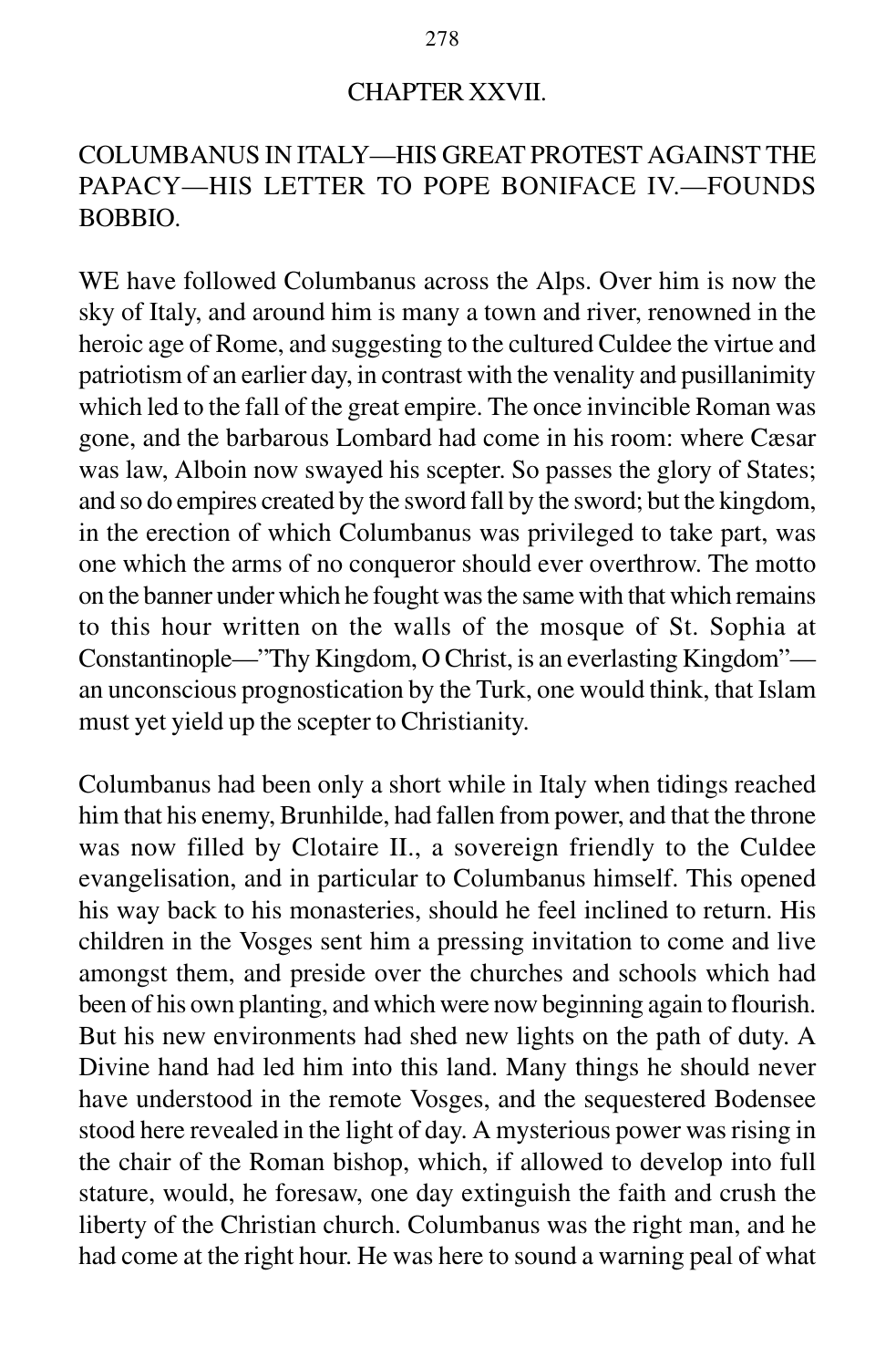## CHAPTER XXVII.

### COLUMBANUS IN ITALY—HIS GREAT PROTEST AGAINST THE PAPACY—HIS LETTER TO POPE BONIFACE IV.—FOUNDS BOBBIO.

WE have followed Columbanus across the Alps. Over him is now the sky of Italy, and around him is many a town and river, renowned in the heroic age of Rome, and suggesting to the cultured Culdee the virtue and patriotism of an earlier day, in contrast with the venality and pusillanimity which led to the fall of the great empire. The once invincible Roman was gone, and the barbarous Lombard had come in his room: where Cæsar was law, Alboin now swayed his scepter. So passes the glory of States; and so do empires created by the sword fall by the sword; but the kingdom, in the erection of which Columbanus was privileged to take part, was one which the arms of no conqueror should ever overthrow. The motto on the banner under which he fought was the same with that which remains to this hour written on the walls of the mosque of St. Sophia at Constantinople—"Thy Kingdom, O Christ, is an everlasting Kingdom"—an unconscious prognostication by the Turk, one would think, that Islam must yet yield up the scepter to Christianity.

Columbanus had been only a short while in Italy when tidings reached him that his enemy, Brunhilde, had fallen from power, and that the throne was now filled by Clotaire II., a sovereign friendly to the Culdee evangelisation, and in particular to Columbanus himself. This opened his way back to his monasteries, should he feel inclined to return. His children in the Vosges sent him a pressing invitation to come and live amongst them, and preside over the churches and schools which had been of his own planting, and which were now beginning again to flourish. But his new environments had shed new lights on the path of duty. A Divine hand had led him into this land. Many things he should never have understood in the remote Vosges, and the sequestered Bodensee stood here revealed in the light of day. A mysterious power was rising in the chair of the Roman bishop, which, if allowed to develop into full stature, would, he foresaw, one day extinguish the faith and crush the liberty of the Christian church. Columbanus was the right man, and he had come at the right hour. He was here to sound a warning peal of what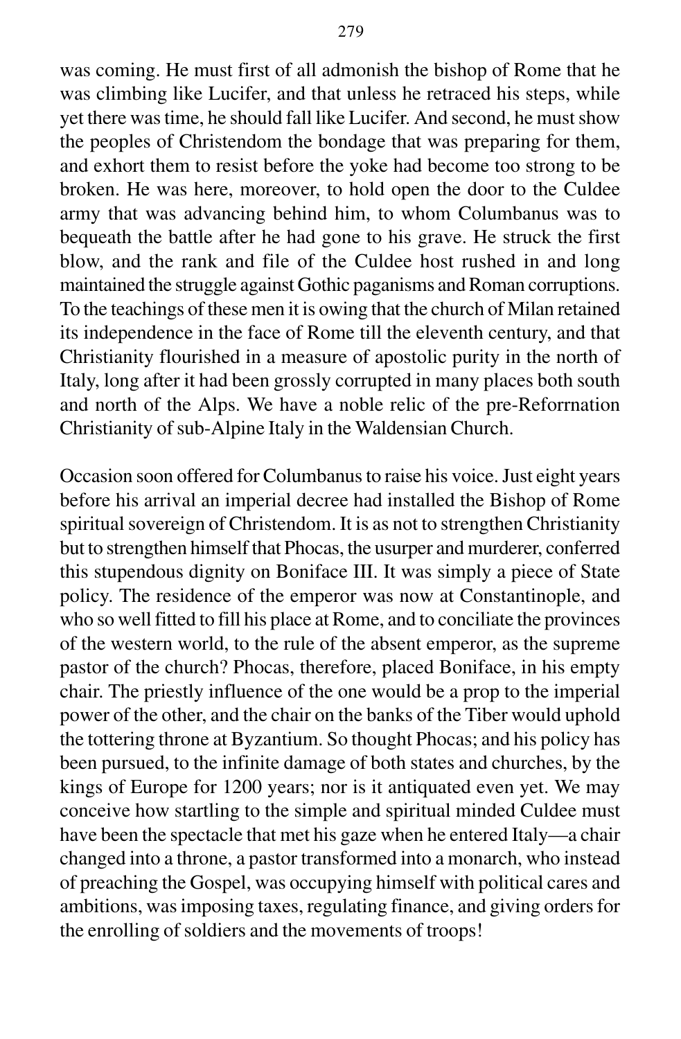was coming. He must first of all admonish the bishop of Rome that he was climbing like Lucifer, and that unless he retraced his steps, while yet there was time, he should fall like Lucifer. And second, he must show the peoples of Christendom the bondage that was preparing for them, and exhort them to resist before the yoke had become too strong to be broken. He was here, moreover, to hold open the door to the Culdee army that was advancing behind him, to whom Columbanus was to bequeath the battle after he had gone to his grave. He struck the first blow, and the rank and file of the Culdee host rushed in and long maintained the struggle against Gothic paganisms and Roman corruptions. To the teachings of these men it is owing that the church of Milan retained its independence in the face of Rome till the eleventh century, and that Christianity flourished in a measure of apostolic purity in the north of Italy, long after it had been grossly corrupted in many places both south and north of the Alps. We have a noble relic of the pre-Reforrnation Christianity of sub-Alpine Italy in the Waldensian Church.

Occasion soon offered for Columbanus to raise his voice. Just eight years before his arrival an imperial decree had installed the Bishop of Rome spiritual sovereign of Christendom. It is as not to strengthen Christianity but to strengthen himself that Phocas, the usurper and murderer, conferred this stupendous dignity on Boniface III. It was simply a piece of State policy. The residence of the emperor was now at Constantinople, and who so well fitted to fill his place at Rome, and to conciliate the provinces of the western world, to the rule of the absent emperor, as the supreme pastor of the church? Phocas, therefore, placed Boniface, in his empty chair. The priestly influence of the one would be a prop to the imperial power of the other, and the chair on the banks of the Tiber would uphold the tottering throne at Byzantium. So thought Phocas; and his policy has been pursued, to the infinite damage of both states and churches, by the kings of Europe for 1200 years; nor is it antiquated even yet. We may conceive how startling to the simple and spiritual minded Culdee must have been the spectacle that met his gaze when he entered Italy—a chair changed into a throne, a pastor transformed into a monarch, who instead of preaching the Gospel, was occupying himself with political cares and ambitions, was imposing taxes, regulating finance, and giving orders for the enrolling of soldiers and the movements of troops!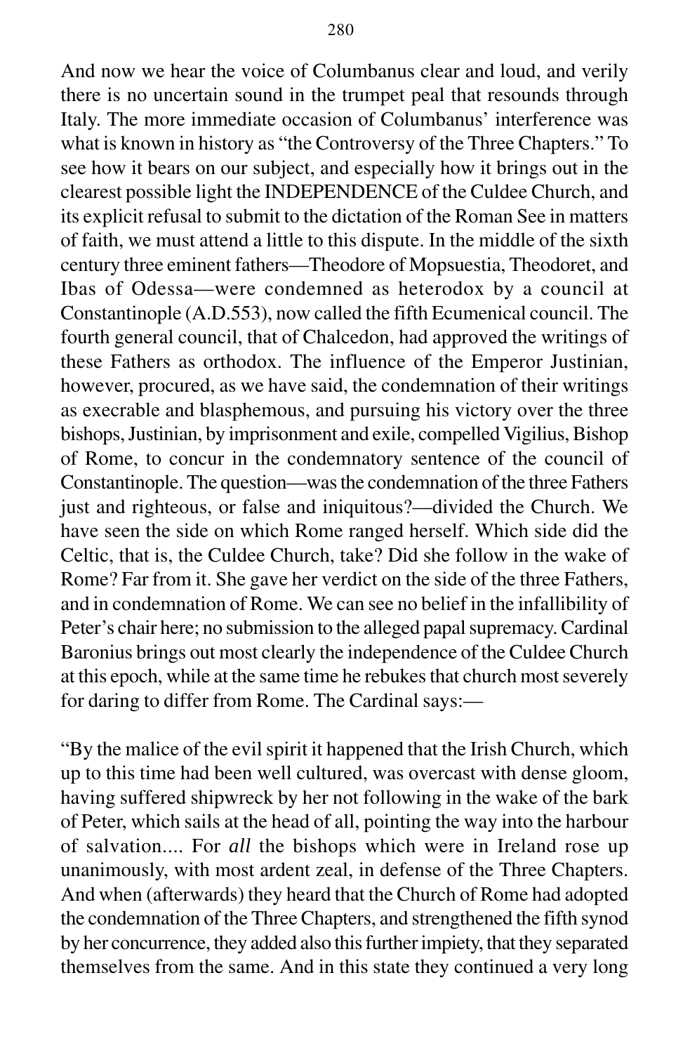And now we hear the voice of Columbanus clear and loud, and verily there is no uncertain sound in the trumpet peal that resounds through Italy. The more immediate occasion of Columbanus' interference was what is known in history as "the Controversy of the Three Chapters." To see how it bears on our subject, and especially how it brings out in the clearest possible light the INDEPENDENCE of the Culdee Church, and its explicit refusal to submit to the dictation of the Roman See in matters of faith, we must attend a little to this dispute. In the middle of the sixth century three eminent fathers—Theodore of Mopsuestia, Theodoret, and Ibas of Odessa—were condemned as heterodox by a council at Constantinople (A.D.553), now called the fifth Ecumenical council. The fourth general council, that of Chalcedon, had approved the writings of these Fathers as orthodox. The influence of the Emperor Justinian, however, procured, as we have said, the condemnation of their writings as execrable and blasphemous, and pursuing his victory over the three bishops, Justinian, by imprisonment and exile, compelled Vigilius, Bishop of Rome, to concur in the condemnatory sentence of the council of Constantinople. The question—was the condemnation of the three Fathers just and righteous, or false and iniquitous?—divided the Church. We have seen the side on which Rome ranged herself. Which side did the Celtic, that is, the Culdee Church, take? Did she follow in the wake of Rome? Far from it. She gave her verdict on the side of the three Fathers, and in condemnation of Rome. We can see no belief in the infallibility of Peter's chair here; no submission to the alleged papal supremacy. Cardinal Baronius brings out most clearly the independence of the Culdee Church at this epoch, while at the same time he rebukes that church most severely for daring to differ from Rome. The Cardinal says:—

"By the malice of the evil spirit it happened that the Irish Church, which up to this time had been well cultured, was overcast with dense gloom, having suffered shipwreck by her not following in the wake of the bark of Peter, which sails at the head of all, pointing the way into the harbour of salvation.... For *all* the bishops which were in Ireland rose up unanimously, with most ardent zeal, in defense of the Three Chapters. And when (afterwards) they heard that the Church of Rome had adopted the condemnation of the Three Chapters, and strengthened the fifth synod by her concurrence, they added also this further impiety, that they separated themselves from the same. And in this state they continued a very long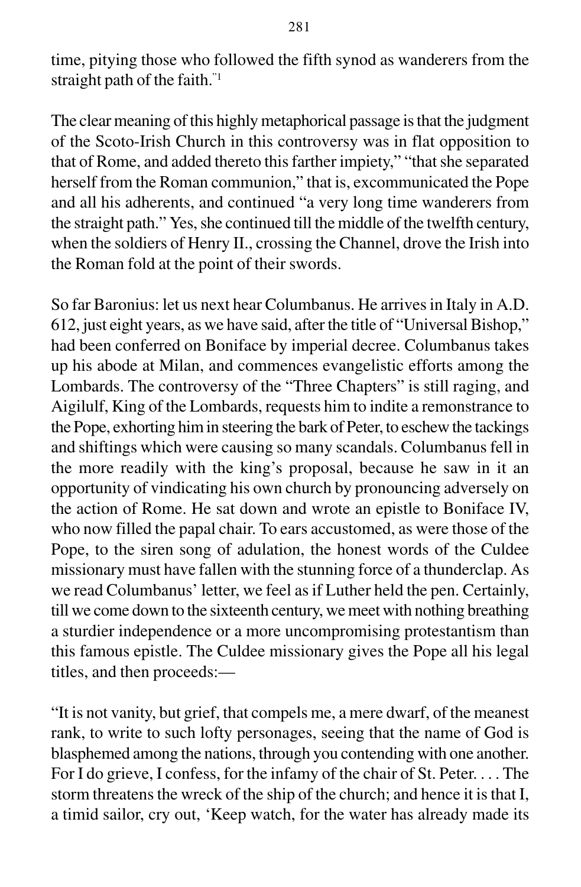time, pitying those who followed the fifth synod as wanderers from the straight path of the faith."[1]

The clear meaning of this highly metaphorical passage is that the judgment of the Scoto-Irish Church in this controversy was in flat opposition to that of Rome, and added thereto this farther impiety," "that she separated herself from the Roman communion," that is, excommunicated the Pope and all his adherents, and continued "a very long time wanderers from the straight path." Yes, she continued till the middle of the twelfth century, when the soldiers of Henry II., crossing the Channel, drove the Irish into the Roman fold at the point of their swords.

So far Baronius: let us next hear Columbanus. He arrives in Italy in A.D. 612, just eight years, as we have said, after the title of "Universal Bishop," had been conferred on Boniface by imperial decree. Columbanus takes up his abode at Milan, and commences evangelistic efforts among the Lombards. The controversy of the "Three Chapters" is still raging, and Aigilulf, King of the Lombards, requests him to indite a remonstrance to the Pope, exhorting him in steering the bark of Peter, to eschew the tackings and shiftings which were causing so many scandals. Columbanus fell in the more readily with the king's proposal, because he saw in it an opportunity of vindicating his own church by pronouncing adversely on the action of Rome. He sat down and wrote an epistle to Boniface IV, who now filled the papal chair. To ears accustomed, as were those of the Pope, to the siren song of adulation, the honest words of the Culdee missionary must have fallen with the stunning force of a thunderclap. As we read Columbanus' letter, we feel as if Luther held the pen. Certainly, till we come down to the sixteenth century, we meet with nothing breathing a sturdier independence or a more uncompromising protestantism than this famous epistle. The Culdee missionary gives the Pope all his legal titles, and then proceeds:—

"It is not vanity, but grief, that compels me, a mere dwarf, of the meanest rank, to write to such lofty personages, seeing that the name of God is blasphemed among the nations, through you contending with one another. For I do grieve, I confess, for the infamy of the chair of St. Peter. . . . The storm threatens the wreck of the ship of the church; and hence it is that I, a timid sailor, cry out, 'Keep watch, for the water has already made its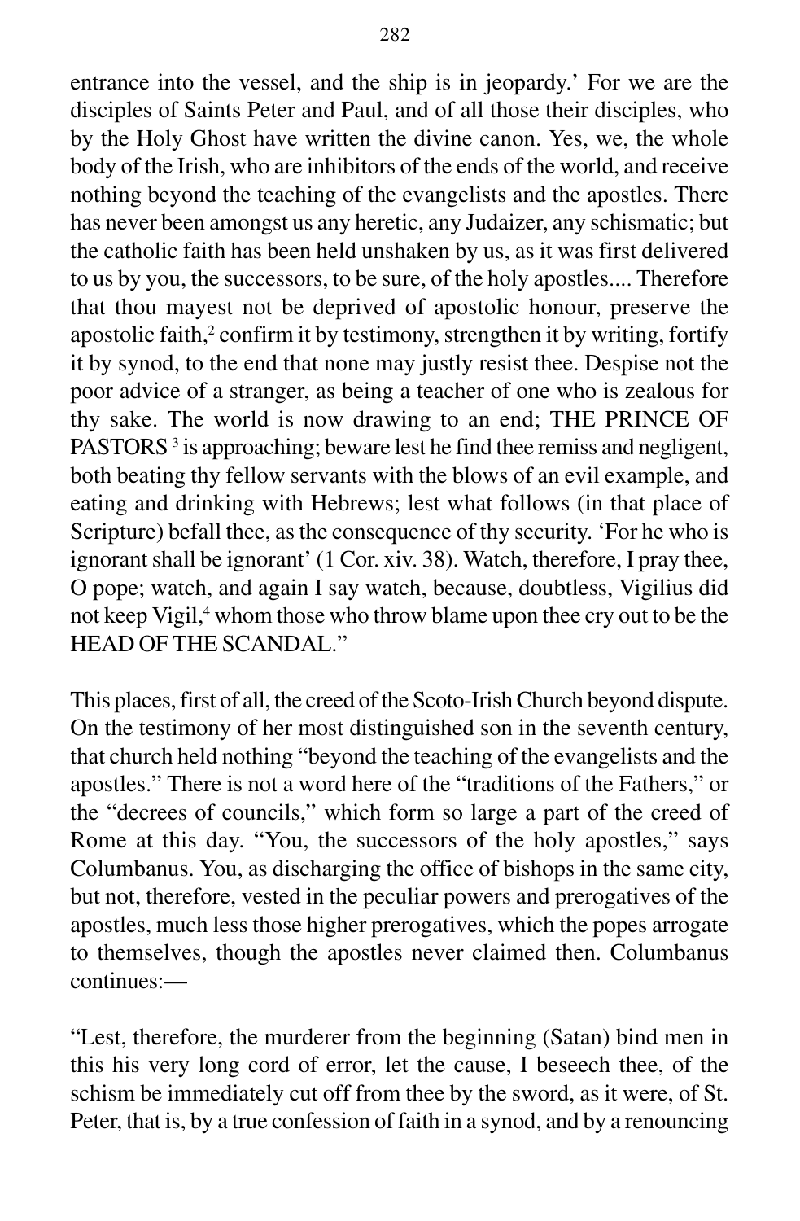entrance into the vessel, and the ship is in jeopardy.' For we are the disciples of Saints Peter and Paul, and of all those their disciples, who by the Holy Ghost have written the divine canon. Yes, we, the whole body of the Irish, who are inhibitors of the ends of the world, and receive nothing beyond the teaching of the evangelists and the apostles. There has never been amongst us any heretic, any Judaizer, any schismatic; but the catholic faith has been held unshaken by us, as it was first delivered to us by you, the successors, to be sure, of the holy apostles.... Therefore that thou mayest not be deprived of apostolic honour, preserve the apostolic faith,[2] confirm it by testimony, strengthen it by writing, fortify it by synod, to the end that none may justly resist thee. Despise not the poor advice of a stranger, as being a teacher of one who is zealous for thy sake. The world is now drawing to an end; THE PRINCE OF PASTORS [3] is approaching; beware lest he find thee remiss and negligent, both beating thy fellow servants with the blows of an evil example, and eating and drinking with Hebrews; lest what follows (in that place of Scripture) befall thee, as the consequence of thy security. 'For he who is ignorant shall be ignorant' (1 Cor. xiv. 38). Watch, therefore, I pray thee, O pope; watch, and again I say watch, because, doubtless, Vigilius did not keep Vigil,[4] whom those who throw blame upon thee cry out to be the HEAD OF THE SCANDAL."

This places, first of all, the creed of the Scoto-Irish Church beyond dispute. On the testimony of her most distinguished son in the seventh century, that church held nothing "beyond the teaching of the evangelists and the apostles." There is not a word here of the "traditions of the Fathers," or the "decrees of councils," which form so large a part of the creed of Rome at this day. "You, the successors of the holy apostles," says Columbanus. You, as discharging the office of bishops in the same city, but not, therefore, vested in the peculiar powers and prerogatives of the apostles, much less those higher prerogatives, which the popes arrogate to themselves, though the apostles never claimed then. Columbanus continues:—

"Lest, therefore, the murderer from the beginning (Satan) bind men in this his very long cord of error, let the cause, I beseech thee, of the schism be immediately cut off from thee by the sword, as it were, of St. Peter, that is, by a true confession of faith in a synod, and by a renouncing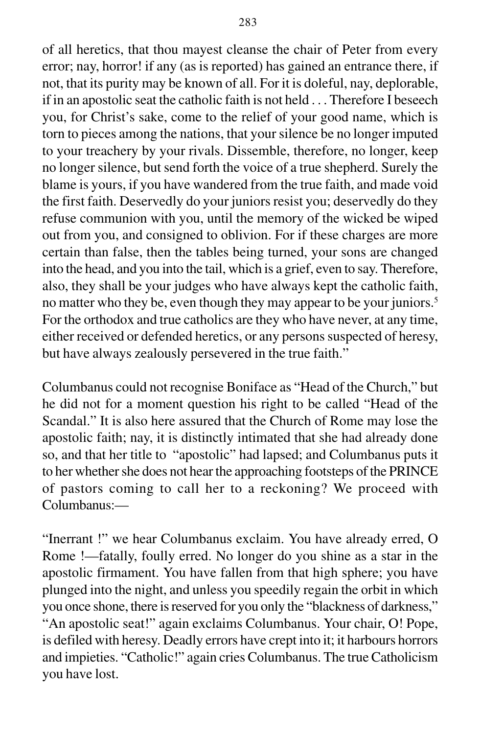of all heretics, that thou mayest cleanse the chair of Peter from every error; nay, horror! if any (as is reported) has gained an entrance there, if not, that its purity may be known of all. For it is doleful, nay, deplorable, if in an apostolic seat the catholic faith is not held . . . Therefore I beseech you, for Christ's sake, come to the relief of your good name, which is torn to pieces among the nations, that your silence be no longer imputed to your treachery by your rivals. Dissemble, therefore, no longer, keep no longer silence, but send forth the voice of a true shepherd. Surely the blame is yours, if you have wandered from the true faith, and made void the first faith. Deservedly do your juniors resist you; deservedly do they refuse communion with you, until the memory of the wicked be wiped out from you, and consigned to oblivion. For if these charges are more certain than false, then the tables being turned, your sons are changed into the head, and you into the tail, which is a grief, even to say. Therefore, also, they shall be your judges who have always kept the catholic faith, no matter who they be, even though they may appear to be your juniors.[5] For the orthodox and true catholics are they who have never, at any time, either received or defended heretics, or any persons suspected of heresy, but have always zealously persevered in the true faith."

Columbanus could not recognise Boniface as "Head of the Church," but he did not for a moment question his right to be called "Head of the Scandal." It is also here assured that the Church of Rome may lose the apostolic faith; nay, it is distinctly intimated that she had already done so, and that her title to "apostolic" had lapsed; and Columbanus puts it to her whether she does not hear the approaching footsteps of the PRINCE of pastors coming to call her to a reckoning? We proceed with Columbanus:—

"Inerrant !" we hear Columbanus exclaim. You have already erred, O Rome !—fatally, foully erred. No longer do you shine as a star in the apostolic firmament. You have fallen from that high sphere; you have plunged into the night, and unless you speedily regain the orbit in which you once shone, there is reserved for you only the "blackness of darkness," "An apostolic seat!" again exclaims Columbanus. Your chair, O! Pope, is defiled with heresy. Deadly errors have crept into it; it harbours horrors and impieties. "Catholic!" again cries Columbanus. The true Catholicism you have lost.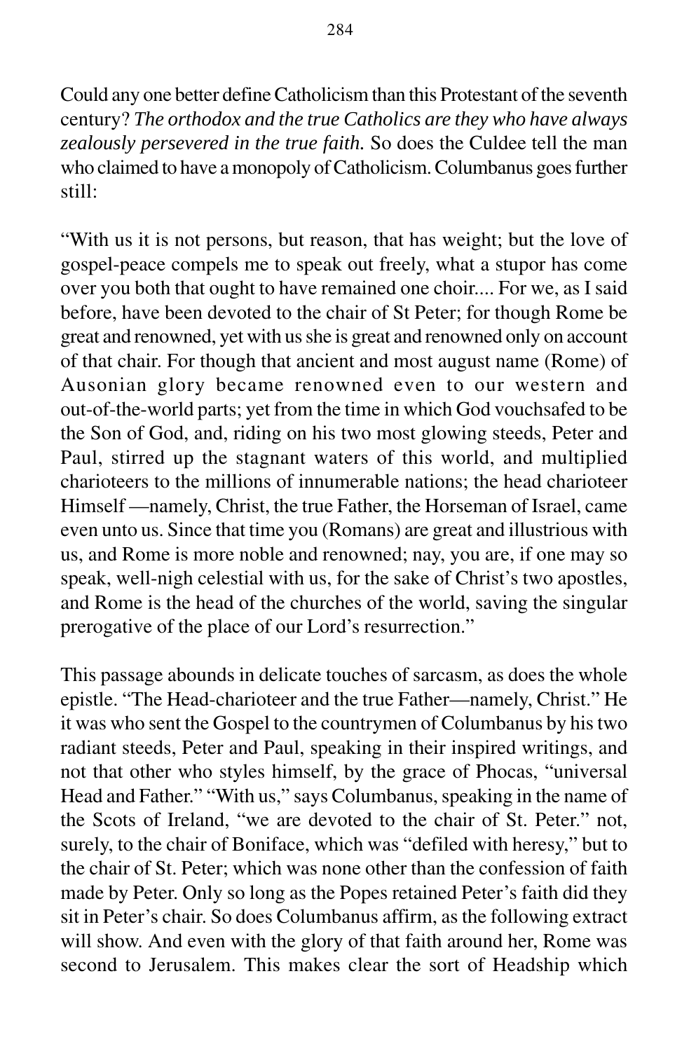Could any one better define Catholicism than this Protestant of the seventh century? *The orthodox and the true Catholics are they who have always zealously persevered in the true faith.* So does the Culdee tell the man who claimed to have a monopoly of Catholicism. Columbanus goes further still:

"With us it is not persons, but reason, that has weight; but the love of gospel-peace compels me to speak out freely, what a stupor has come over you both that ought to have remained one choir.... For we, as I said before, have been devoted to the chair of St Peter; for though Rome be great and renowned, yet with us she is great and renowned only on account of that chair. For though that ancient and most august name (Rome) of Ausonian glory became renowned even to our western and out-of-the-world parts; yet from the time in which God vouchsafed to be the Son of God, and, riding on his two most glowing steeds, Peter and Paul, stirred up the stagnant waters of this world, and multiplied charioteers to the millions of innumerable nations; the head charioteer Himself —namely, Christ, the true Father, the Horseman of Israel, came even unto us. Since that time you (Romans) are great and illustrious with us, and Rome is more noble and renowned; nay, you are, if one may so speak, well-nigh celestial with us, for the sake of Christ's two apostles, and Rome is the head of the churches of the world, saving the singular prerogative of the place of our Lord's resurrection."

This passage abounds in delicate touches of sarcasm, as does the whole epistle. "The Head-charioteer and the true Father—namely, Christ." He it was who sent the Gospel to the countrymen of Columbanus by his two radiant steeds, Peter and Paul, speaking in their inspired writings, and not that other who styles himself, by the grace of Phocas, "universal Head and Father." "With us," says Columbanus, speaking in the name of the Scots of Ireland, "we are devoted to the chair of St. Peter." not, surely, to the chair of Boniface, which was "defiled with heresy," but to the chair of St. Peter; which was none other than the confession of faith made by Peter. Only so long as the Popes retained Peter's faith did they sit in Peter's chair. So does Columbanus affirm, as the following extract will show. And even with the glory of that faith around her, Rome was second to Jerusalem. This makes clear the sort of Headship which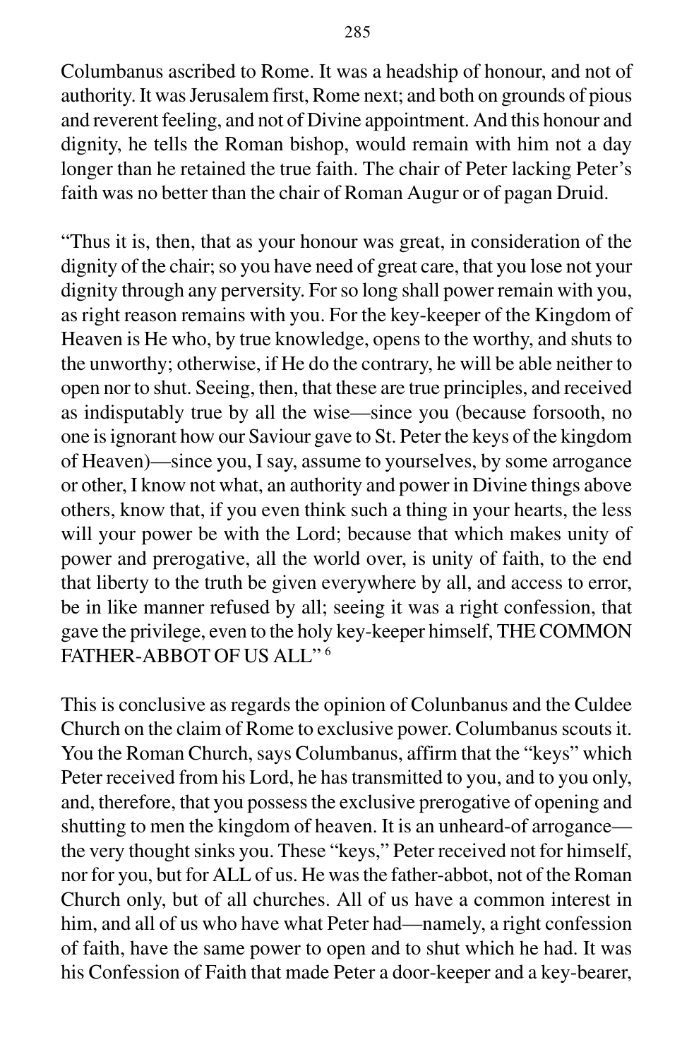Columbanus ascribed to Rome. It was a headship of honour, and not of authority. It was Jerusalem first, Rome next; and both on grounds of pious and reverent feeling, and not of Divine appointment. And this honour and dignity, he tells the Roman bishop, would remain with him not a day longer than he retained the true faith. The chair of Peter lacking Peter's faith was no better than the chair of Roman Augur or of pagan Druid.

"Thus it is, then, that as your honour was great, in consideration of the dignity of the chair; so you have need of great care, that you lose not your dignity through any perversity. For so long shall power remain with you, as right reason remains with you. For the key-keeper of the Kingdom of Heaven is He who, by true knowledge, opens to the worthy, and shuts to the unworthy; otherwise, if He do the contrary, he will be able neither to open nor to shut. Seeing, then, that these are true principles, and received as indisputably true by all the wise—since you (because forsooth, no one is ignorant how our Saviour gave to St. Peter the keys of the kingdom of Heaven)—since you, I say, assume to yourselves, by some arrogance or other, I know not what, an authority and power in Divine things above others, know that, if you even think such a thing in your hearts, the less will your power be with the Lord; because that which makes unity of power and prerogative, all the world over, is unity of faith, to the end that liberty to the truth be given everywhere by all, and access to error, be in like manner refused by all; seeing it was a right confession, that gave the privilege, even to the holy key-keeper himself, THE COMMON FATHER-ABBOT OF US ALL" [6]

This is conclusive as regards the opinion of Colunbanus and the Culdee Church on the claim of Rome to exclusive power. Columbanus scouts it. You the Roman Church, says Columbanus, affirm that the "keys" which Peter received from his Lord, he has transmitted to you, and to you only, and, therefore, that you possess the exclusive prerogative of opening and shutting to men the kingdom of heaven. It is an unheard-of arrogance—the very thought sinks you. These "keys," Peter received not for himself, nor for you, but for ALL of us. He was the father-abbot, not of the Roman Church only, but of all churches. All of us have a common interest in him, and all of us who have what Peter had—namely, a right confession of faith, have the same power to open and to shut which he had. It was his Confession of Faith that made Peter a door-keeper and a key-bearer,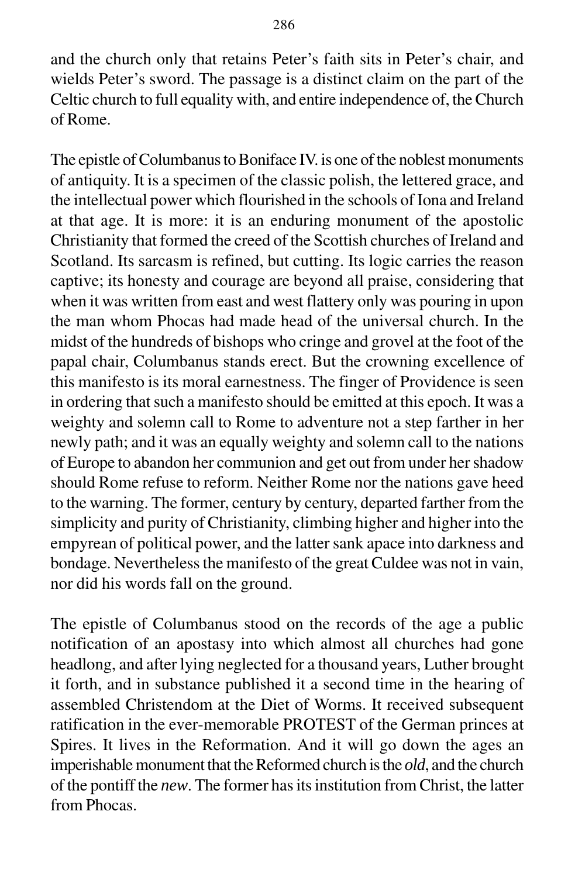and the church only that retains Peter's faith sits in Peter's chair, and wields Peter's sword. The passage is a distinct claim on the part of the Celtic church to full equality with, and entire independence of, the Church of Rome.

The epistle of Columbanus to Boniface IV. is one of the noblest monuments of antiquity. It is a specimen of the classic polish, the lettered grace, and the intellectual power which flourished in the schools of Iona and Ireland at that age. It is more: it is an enduring monument of the apostolic Christianity that formed the creed of the Scottish churches of Ireland and Scotland. Its sarcasm is refined, but cutting. Its logic carries the reason captive; its honesty and courage are beyond all praise, considering that when it was written from east and west flattery only was pouring in upon the man whom Phocas had made head of the universal church. In the midst of the hundreds of bishops who cringe and grovel at the foot of the papal chair, Columbanus stands erect. But the crowning excellence of this manifesto is its moral earnestness. The finger of Providence is seen in ordering that such a manifesto should be emitted at this epoch. It was a weighty and solemn call to Rome to adventure not a step farther in her newly path; and it was an equally weighty and solemn call to the nations of Europe to abandon her communion and get out from under her shadow should Rome refuse to reform. Neither Rome nor the nations gave heed to the warning. The former, century by century, departed farther from the simplicity and purity of Christianity, climbing higher and higher into the empyrean of political power, and the latter sank apace into darkness and bondage. Nevertheless the manifesto of the great Culdee was not in vain, nor did his words fall on the ground.

The epistle of Columbanus stood on the records of the age a public notification of an apostasy into which almost all churches had gone headlong, and after lying neglected for a thousand years, Luther brought it forth, and in substance published it a second time in the hearing of assembled Christendom at the Diet of Worms. It received subsequent ratification in the ever-memorable PROTEST of the German princes at Spires. It lives in the Reformation. And it will go down the ages an imperishable monument that the Reformed church is the *old*, and the church of the pontiff the *new*. The former has its institution from Christ, the latter from Phocas.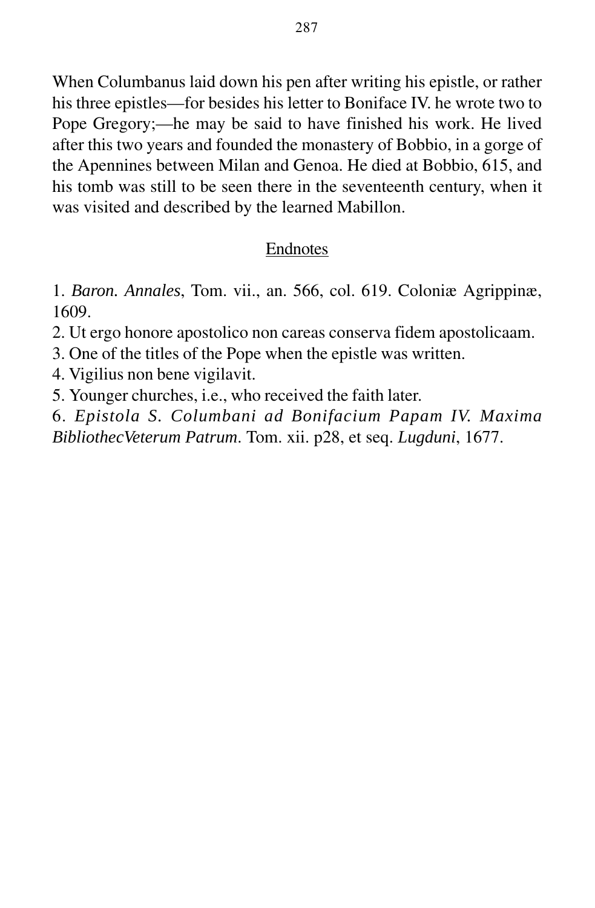When Columbanus laid down his pen after writing his epistle, or rather his three epistles—for besides his letter to Boniface IV. he wrote two to Pope Gregory;—he may be said to have finished his work. He lived after this two years and founded the monastery of Bobbio, in a gorge of the Apennines between Milan and Genoa. He died at Bobbio, 615, and his tomb was still to be seen there in the seventeenth century, when it was visited and described by the learned Mabillon.

## Endnotes

1. *Baron. Annales*, Tom. vii., an. 566, col. 619. Coloniæ Agrippinæ, 1609.
2. Ut ergo honore apostolico non careas conserva fidem apostolicaam.
3. One of the titles of the Pope when the epistle was written.
4. Vigilius non bene vigilavit.
5. Younger churches, i.e., who received the faith later.
6. *Epistola S. Columbani ad Bonifacium Papam IV. Maxima BibliothecVeterum Patrum*. Tom. xii. p28, et seq. *Lugduni*, 1677.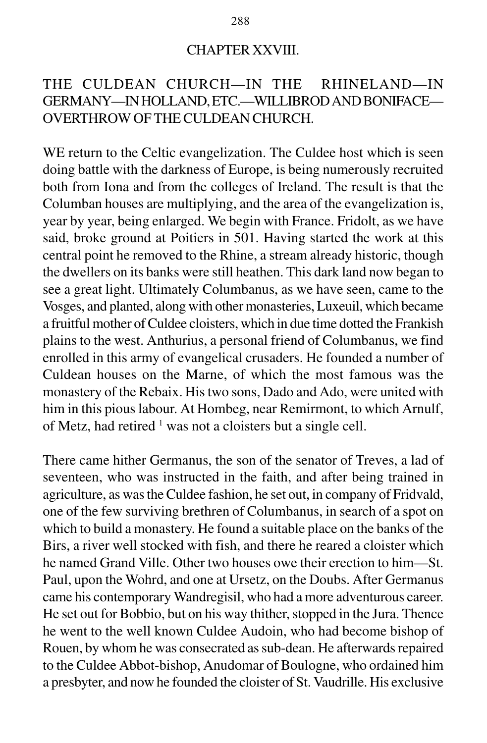## CHAPTER XXVIII.

### THE CULDEAN CHURCH—IN THE RHINELAND—IN GERMANY—IN HOLLAND, ETC.—WILLIBROD AND BONIFACE—OVERTHROW OF THE CULDEAN CHURCH.

WE return to the Celtic evangelization. The Culdee host which is seen doing battle with the darkness of Europe, is being numerously recruited both from Iona and from the colleges of Ireland. The result is that the Columban houses are multiplying, and the area of the evangelization is, year by year, being enlarged. We begin with France. Fridolt, as we have said, broke ground at Poitiers in 501. Having started the work at this central point he removed to the Rhine, a stream already historic, though the dwellers on its banks were still heathen. This dark land now began to see a great light. Ultimately Columbanus, as we have seen, came to the Vosges, and planted, along with other monasteries, Luxeuil, which became a fruitful mother of Culdee cloisters, which in due time dotted the Frankish plains to the west. Anthurius, a personal friend of Columbanus, we find enrolled in this army of evangelical crusaders. He founded a number of Culdean houses on the Marne, of which the most famous was the monastery of the Rebaix. His two sons, Dado and Ado, were united with him in this pious labour. At Hombeg, near Remirmont, to which Arnulf, of Metz, had retired [1] was not a cloisters but a single cell.

There came hither Germanus, the son of the senator of Treves, a lad of seventeen, who was instructed in the faith, and after being trained in agriculture, as was the Culdee fashion, he set out, in company of Fridvald, one of the few surviving brethren of Columbanus, in search of a spot on which to build a monastery. He found a suitable place on the banks of the Birs, a river well stocked with fish, and there he reared a cloister which he named Grand Ville. Other two houses owe their erection to him—St. Paul, upon the Wohrd, and one at Ursetz, on the Doubs. After Germanus came his contemporary Wandregisil, who had a more adventurous career. He set out for Bobbio, but on his way thither, stopped in the Jura. Thence he went to the well known Culdee Audoin, who had become bishop of Rouen, by whom he was consecrated as sub-dean. He afterwards repaired to the Culdee Abbot-bishop, Anudomar of Boulogne, who ordained him a presbyter, and now he founded the cloister of St. Vaudrille. His exclusive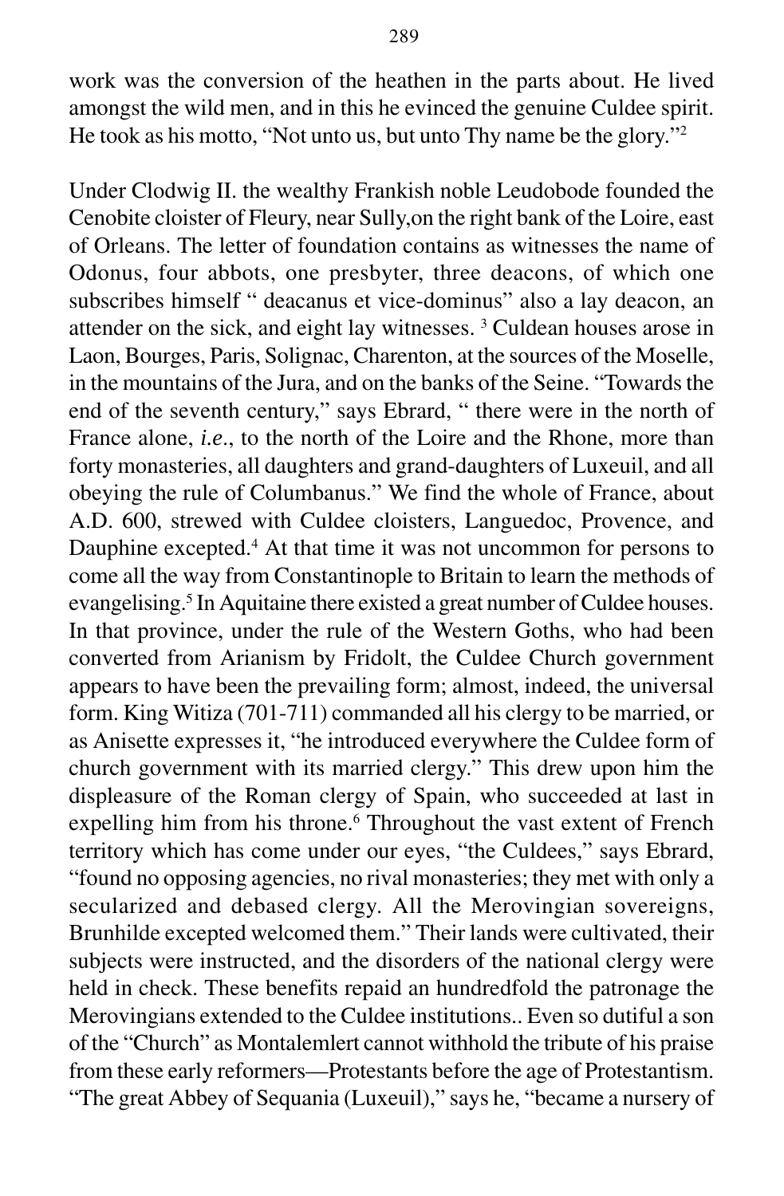work was the conversion of the heathen in the parts about. He lived amongst the wild men, and in this he evinced the genuine Culdee spirit. He took as his motto, "Not unto us, but unto Thy name be the glory."[2]

Under Clodwig II. the wealthy Frankish noble Leudobode founded the Cenobite cloister of Fleury, near Sully,on the right bank of the Loire, east of Orleans. The letter of foundation contains as witnesses the name of Odonus, four abbots, one presbyter, three deacons, of which one subscribes himself " deacanus et vice-dominus" also a lay deacon, an attender on the sick, and eight lay witnesses. [3] Culdean houses arose in Laon, Bourges, Paris, Solignac, Charenton, at the sources of the Moselle, in the mountains of the Jura, and on the banks of the Seine. "Towards the end of the seventh century," says Ebrard, " there were in the north of France alone, *i.e.*, to the north of the Loire and the Rhone, more than forty monasteries, all daughters and grand-daughters of Luxeuil, and all obeying the rule of Columbanus." We find the whole of France, about A.D. 600, strewed with Culdee cloisters, Languedoc, Provence, and Dauphine excepted.[4] At that time it was not uncommon for persons to come all the way from Constantinople to Britain to learn the methods of evangelising.[5] In Aquitaine there existed a great number of Culdee houses. In that province, under the rule of the Western Goths, who had been converted from Arianism by Fridolt, the Culdee Church government appears to have been the prevailing form; almost, indeed, the universal form. King Witiza (701-711) commanded all his clergy to be married, or as Anisette expresses it, "he introduced everywhere the Culdee form of church government with its married clergy." This drew upon him the displeasure of the Roman clergy of Spain, who succeeded at last in expelling him from his throne.[6] Throughout the vast extent of French territory which has come under our eyes, "the Culdees," says Ebrard, "found no opposing agencies, no rival monasteries; they met with only a secularized and debased clergy. All the Merovingian sovereigns, Brunhilde excepted welcomed them." Their lands were cultivated, their subjects were instructed, and the disorders of the national clergy were held in check. These benefits repaid an hundredfold the patronage the Merovingians extended to the Culdee institutions.. Even so dutiful a son of the "Church" as Montalemlert cannot withhold the tribute of his praise from these early reformers—Protestants before the age of Protestantism. "The great Abbey of Sequania (Luxeuil)," says he, "became a nursery of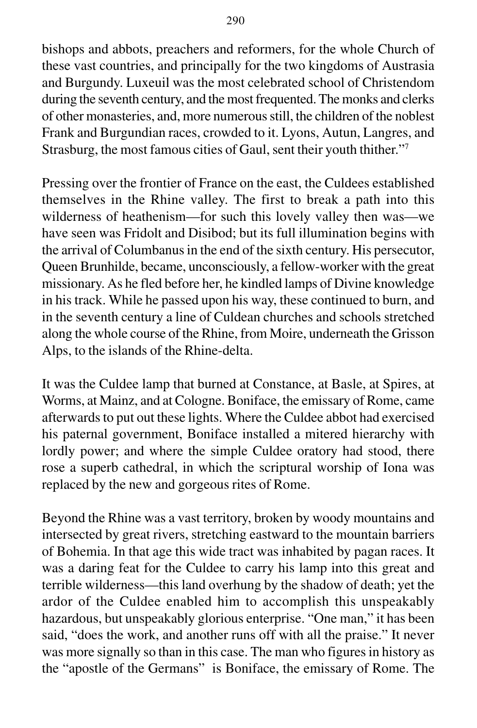bishops and abbots, preachers and reformers, for the whole Church of these vast countries, and principally for the two kingdoms of Austrasia and Burgundy. Luxeuil was the most celebrated school of Christendom during the seventh century, and the most frequented. The monks and clerks of other monasteries, and, more numerous still, the children of the noblest Frank and Burgundian races, crowded to it. Lyons, Autun, Langres, and Strasburg, the most famous cities of Gaul, sent their youth thither."[7]

Pressing over the frontier of France on the east, the Culdees established themselves in the Rhine valley. The first to break a path into this wilderness of heathenism—for such this lovely valley then was—we have seen was Fridolt and Disibod; but its full illumination begins with the arrival of Columbanus in the end of the sixth century. His persecutor, Queen Brunhilde, became, unconsciously, a fellow-worker with the great missionary. As he fled before her, he kindled lamps of Divine knowledge in his track. While he passed upon his way, these continued to burn, and in the seventh century a line of Culdean churches and schools stretched along the whole course of the Rhine, from Moire, underneath the Grisson Alps, to the islands of the Rhine-delta.

It was the Culdee lamp that burned at Constance, at Basle, at Spires, at Worms, at Mainz, and at Cologne. Boniface, the emissary of Rome, came afterwards to put out these lights. Where the Culdee abbot had exercised his paternal government, Boniface installed a mitered hierarchy with lordly power; and where the simple Culdee oratory had stood, there rose a superb cathedral, in which the scriptural worship of Iona was replaced by the new and gorgeous rites of Rome.

Beyond the Rhine was a vast territory, broken by woody mountains and intersected by great rivers, stretching eastward to the mountain barriers of Bohemia. In that age this wide tract was inhabited by pagan races. It was a daring feat for the Culdee to carry his lamp into this great and terrible wilderness—this land overhung by the shadow of death; yet the ardor of the Culdee enabled him to accomplish this unspeakably hazardous, but unspeakably glorious enterprise. "One man," it has been said, "does the work, and another runs off with all the praise." It never was more signally so than in this case. The man who figures in history as the "apostle of the Germans" is Boniface, the emissary of Rome. The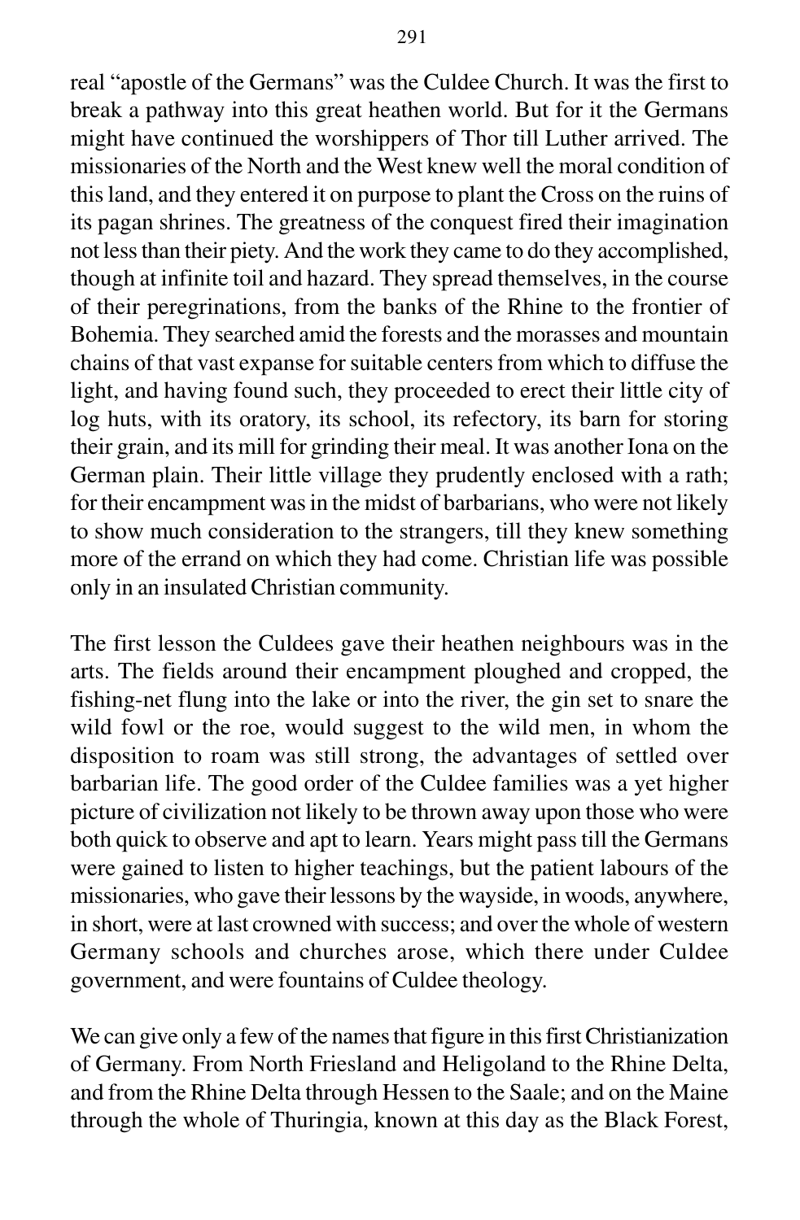real “apostle of the Germans” was the Culdee Church. It was the first to break a pathway into this great heathen world. But for it the Germans might have continued the worshippers of Thor till Luther arrived. The missionaries of the North and the West knew well the moral condition of this land, and they entered it on purpose to plant the Cross on the ruins of its pagan shrines. The greatness of the conquest fired their imagination not less than their piety. And the work they came to do they accomplished, though at infinite toil and hazard. They spread themselves, in the course of their peregrinations, from the banks of the Rhine to the frontier of Bohemia. They searched amid the forests and the morasses and mountain chains of that vast expanse for suitable centers from which to diffuse the light, and having found such, they proceeded to erect their little city of log huts, with its oratory, its school, its refectory, its barn for storing their grain, and its mill for grinding their meal. It was another Iona on the German plain. Their little village they prudently enclosed with a rath; for their encampment was in the midst of barbarians, who were not likely to show much consideration to the strangers, till they knew something more of the errand on which they had come. Christian life was possible only in an insulated Christian community.

The first lesson the Culdees gave their heathen neighbours was in the arts. The fields around their encampment ploughed and cropped, the fishing-net flung into the lake or into the river, the gin set to snare the wild fowl or the roe, would suggest to the wild men, in whom the disposition to roam was still strong, the advantages of settled over barbarian life. The good order of the Culdee families was a yet higher picture of civilization not likely to be thrown away upon those who were both quick to observe and apt to learn. Years might pass till the Germans were gained to listen to higher teachings, but the patient labours of the missionaries, who gave their lessons by the wayside, in woods, anywhere, in short, were at last crowned with success; and over the whole of western Germany schools and churches arose, which there under Culdee government, and were fountains of Culdee theology.

We can give only a few of the names that figure in this first Christianization of Germany. From North Friesland and Heligoland to the Rhine Delta, and from the Rhine Delta through Hessen to the Saale; and on the Maine through the whole of Thuringia, known at this day as the Black Forest,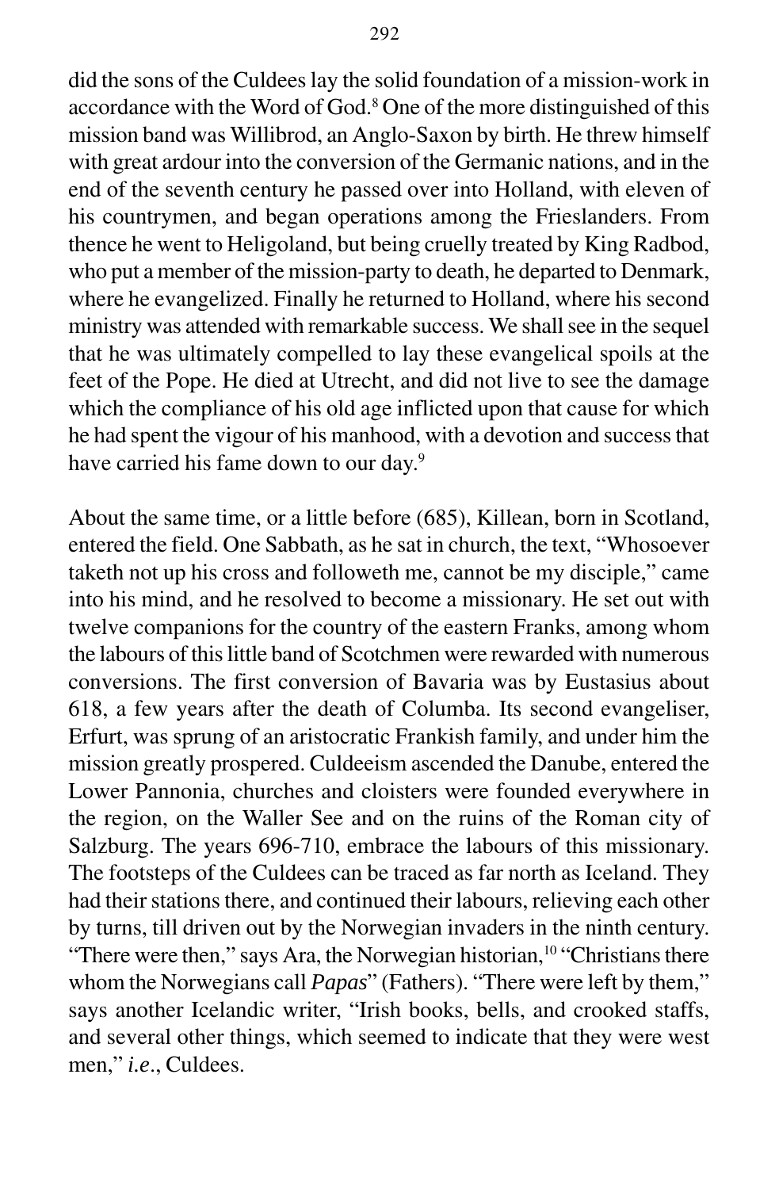did the sons of the Culdees lay the solid foundation of a mission-work in accordance with the Word of God.[8] One of the more distinguished of this mission band was Willibrod, an Anglo-Saxon by birth. He threw himself with great ardour into the conversion of the Germanic nations, and in the end of the seventh century he passed over into Holland, with eleven of his countrymen, and began operations among the Frieslanders. From thence he went to Heligoland, but being cruelly treated by King Radbod, who put a member of the mission-party to death, he departed to Denmark, where he evangelized. Finally he returned to Holland, where his second ministry was attended with remarkable success. We shall see in the sequel that he was ultimately compelled to lay these evangelical spoils at the feet of the Pope. He died at Utrecht, and did not live to see the damage which the compliance of his old age inflicted upon that cause for which he had spent the vigour of his manhood, with a devotion and success that have carried his fame down to our day.[9]

About the same time, or a little before (685), Killean, born in Scotland, entered the field. One Sabbath, as he sat in church, the text, "Whosoever taketh not up his cross and followeth me, cannot be my disciple," came into his mind, and he resolved to become a missionary. He set out with twelve companions for the country of the eastern Franks, among whom the labours of this little band of Scotchmen were rewarded with numerous conversions. The first conversion of Bavaria was by Eustasius about 618, a few years after the death of Columba. Its second evangeliser, Erfurt, was sprung of an aristocratic Frankish family, and under him the mission greatly prospered. Culdeeism ascended the Danube, entered the Lower Pannonia, churches and cloisters were founded everywhere in the region, on the Waller See and on the ruins of the Roman city of Salzburg. The years 696-710, embrace the labours of this missionary. The footsteps of the Culdees can be traced as far north as Iceland. They had their stations there, and continued their labours, relieving each other by turns, till driven out by the Norwegian invaders in the ninth century. "There were then," says Ara, the Norwegian historian,[10] "Christians there whom the Norwegians call *Papas*" (Fathers). "There were left by them," says another Icelandic writer, "Irish books, bells, and crooked staffs, and several other things, which seemed to indicate that they were west men," *i.e.*, Culdees.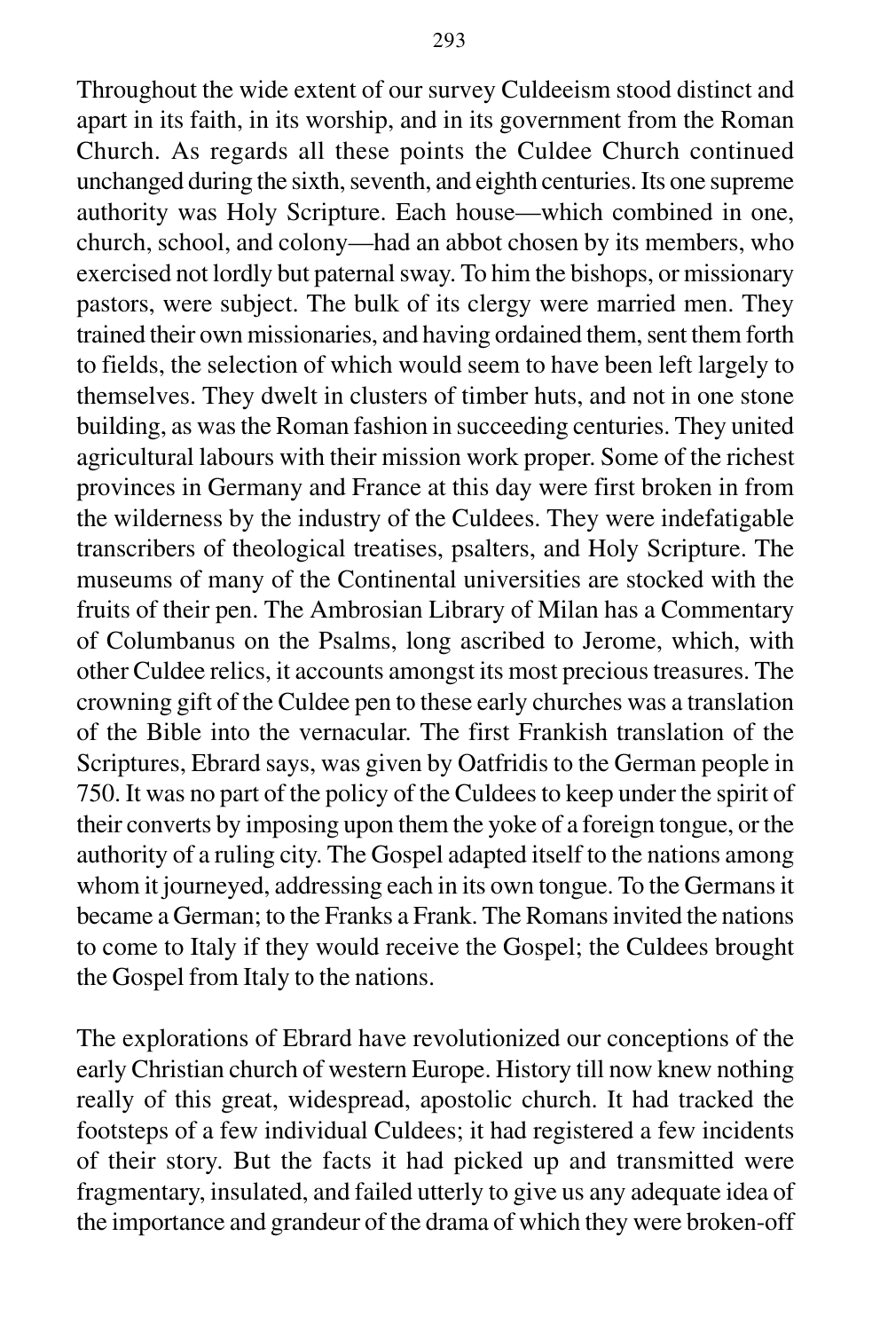Throughout the wide extent of our survey Culdeeism stood distinct and apart in its faith, in its worship, and in its government from the Roman Church. As regards all these points the Culdee Church continued unchanged during the sixth, seventh, and eighth centuries. Its one supreme authority was Holy Scripture. Each house—which combined in one, church, school, and colony—had an abbot chosen by its members, who exercised not lordly but paternal sway. To him the bishops, or missionary pastors, were subject. The bulk of its clergy were married men. They trained their own missionaries, and having ordained them, sent them forth to fields, the selection of which would seem to have been left largely to themselves. They dwelt in clusters of timber huts, and not in one stone building, as was the Roman fashion in succeeding centuries. They united agricultural labours with their mission work proper. Some of the richest provinces in Germany and France at this day were first broken in from the wilderness by the industry of the Culdees. They were indefatigable transcribers of theological treatises, psalters, and Holy Scripture. The museums of many of the Continental universities are stocked with the fruits of their pen. The Ambrosian Library of Milan has a Commentary of Columbanus on the Psalms, long ascribed to Jerome, which, with other Culdee relics, it accounts amongst its most precious treasures. The crowning gift of the Culdee pen to these early churches was a translation of the Bible into the vernacular. The first Frankish translation of the Scriptures, Ebrard says, was given by Oatfridis to the German people in 750. It was no part of the policy of the Culdees to keep under the spirit of their converts by imposing upon them the yoke of a foreign tongue, or the authority of a ruling city. The Gospel adapted itself to the nations among whom it journeyed, addressing each in its own tongue. To the Germans it became a German; to the Franks a Frank. The Romans invited the nations to come to Italy if they would receive the Gospel; the Culdees brought the Gospel from Italy to the nations.

The explorations of Ebrard have revolutionized our conceptions of the early Christian church of western Europe. History till now knew nothing really of this great, widespread, apostolic church. It had tracked the footsteps of a few individual Culdees; it had registered a few incidents of their story. But the facts it had picked up and transmitted were fragmentary, insulated, and failed utterly to give us any adequate idea of the importance and grandeur of the drama of which they were broken-off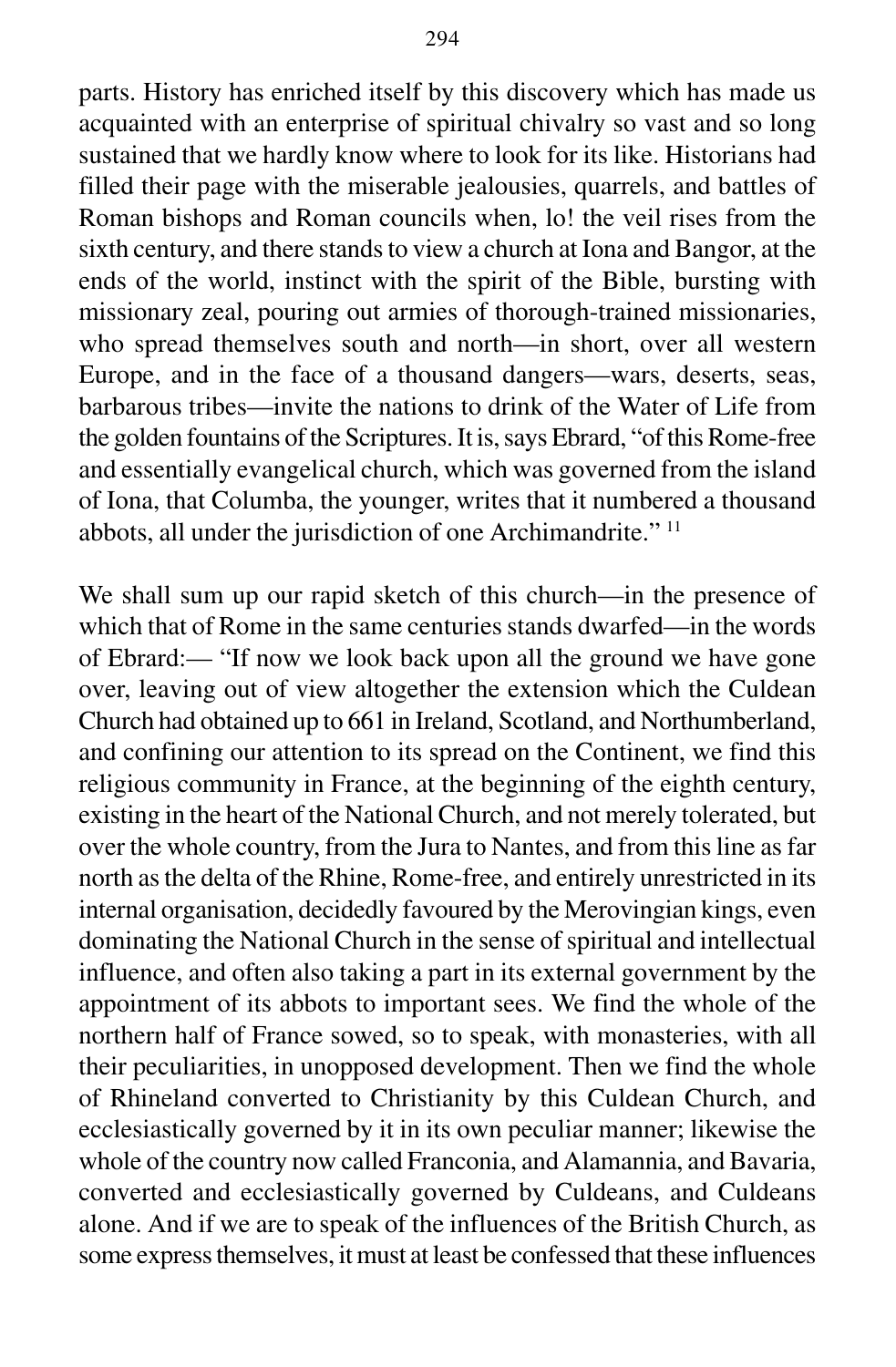parts. History has enriched itself by this discovery which has made us acquainted with an enterprise of spiritual chivalry so vast and so long sustained that we hardly know where to look for its like. Historians had filled their page with the miserable jealousies, quarrels, and battles of Roman bishops and Roman councils when, lo! the veil rises from the sixth century, and there stands to view a church at Iona and Bangor, at the ends of the world, instinct with the spirit of the Bible, bursting with missionary zeal, pouring out armies of thorough-trained missionaries, who spread themselves south and north—in short, over all western Europe, and in the face of a thousand dangers—wars, deserts, seas, barbarous tribes—invite the nations to drink of the Water of Life from the golden fountains of the Scriptures. It is, says Ebrard, "of this Rome-free and essentially evangelical church, which was governed from the island of Iona, that Columba, the younger, writes that it numbered a thousand abbots, all under the jurisdiction of one Archimandrite." [11]

We shall sum up our rapid sketch of this church—in the presence of which that of Rome in the same centuries stands dwarfed—in the words of Ebrard:— "If now we look back upon all the ground we have gone over, leaving out of view altogether the extension which the Culdean Church had obtained up to 661 in Ireland, Scotland, and Northumberland, and confining our attention to its spread on the Continent, we find this religious community in France, at the beginning of the eighth century, existing in the heart of the National Church, and not merely tolerated, but over the whole country, from the Jura to Nantes, and from this line as far north as the delta of the Rhine, Rome-free, and entirely unrestricted in its internal organisation, decidedly favoured by the Merovingian kings, even dominating the National Church in the sense of spiritual and intellectual influence, and often also taking a part in its external government by the appointment of its abbots to important sees. We find the whole of the northern half of France sowed, so to speak, with monasteries, with all their peculiarities, in unopposed development. Then we find the whole of Rhineland converted to Christianity by this Culdean Church, and ecclesiastically governed by it in its own peculiar manner; likewise the whole of the country now called Franconia, and Alamannia, and Bavaria, converted and ecclesiastically governed by Culdeans, and Culdeans alone. And if we are to speak of the influences of the British Church, as some express themselves, it must at least be confessed that these influences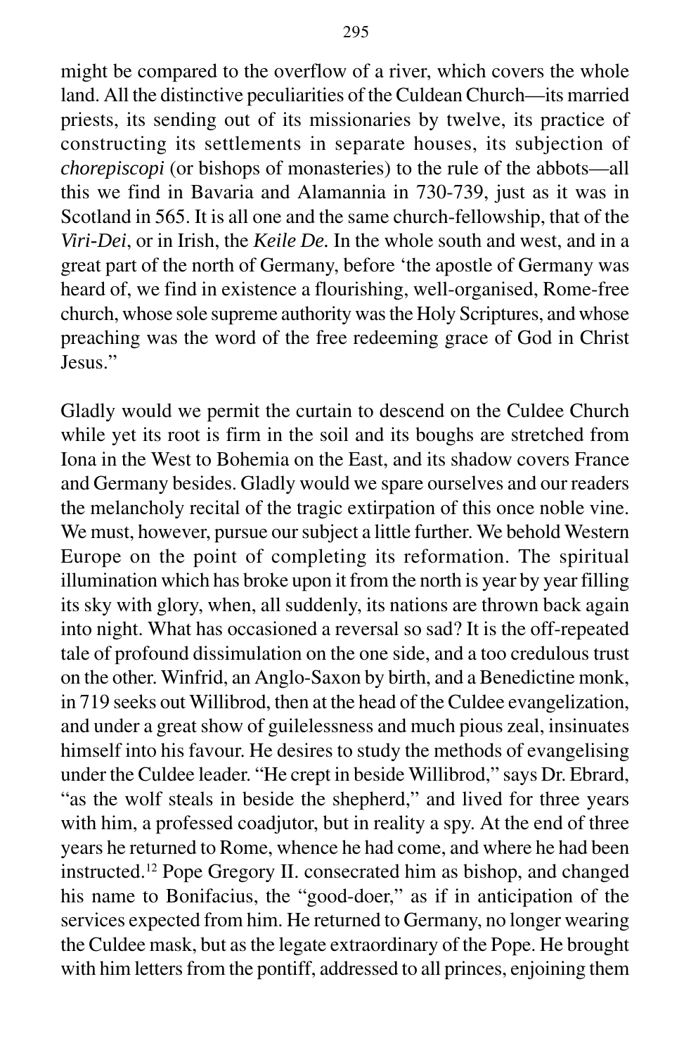might be compared to the overflow of a river, which covers the whole land. All the distinctive peculiarities of the Culdean Church—its married priests, its sending out of its missionaries by twelve, its practice of constructing its settlements in separate houses, its subjection of *chorepiscopi* (or bishops of monasteries) to the rule of the abbots—all this we find in Bavaria and Alamannia in 730-739, just as it was in Scotland in 565. It is all one and the same church-fellowship, that of the *Viri-Dei*, or in Irish, the *Keile De.* In the whole south and west, and in a great part of the north of Germany, before 'the apostle of Germany was heard of, we find in existence a flourishing, well-organised, Rome-free church, whose sole supreme authority was the Holy Scriptures, and whose preaching was the word of the free redeeming grace of God in Christ Jesus."

Gladly would we permit the curtain to descend on the Culdee Church while yet its root is firm in the soil and its boughs are stretched from Iona in the West to Bohemia on the East, and its shadow covers France and Germany besides. Gladly would we spare ourselves and our readers the melancholy recital of the tragic extirpation of this once noble vine. We must, however, pursue our subject a little further. We behold Western Europe on the point of completing its reformation. The spiritual illumination which has broke upon it from the north is year by year filling its sky with glory, when, all suddenly, its nations are thrown back again into night. What has occasioned a reversal so sad? It is the oft-repeated tale of profound dissimulation on the one side, and a too credulous trust on the other. Winfrid, an Anglo-Saxon by birth, and a Benedictine monk, in 719 seeks out Willibrod, then at the head of the Culdee evangelization, and under a great show of guilelessness and much pious zeal, insinuates himself into his favour. He desires to study the methods of evangelising under the Culdee leader. "He crept in beside Willibrod," says Dr. Ebrard, "as the wolf steals in beside the shepherd," and lived for three years with him, a professed coadjutor, but in reality a spy. At the end of three years he returned to Rome, whence he had come, and where he had been instructed.[12] Pope Gregory II. consecrated him as bishop, and changed his name to Bonifacius, the "good-doer," as if in anticipation of the services expected from him. He returned to Germany, no longer wearing the Culdee mask, but as the legate extraordinary of the Pope. He brought with him letters from the pontiff, addressed to all princes, enjoining them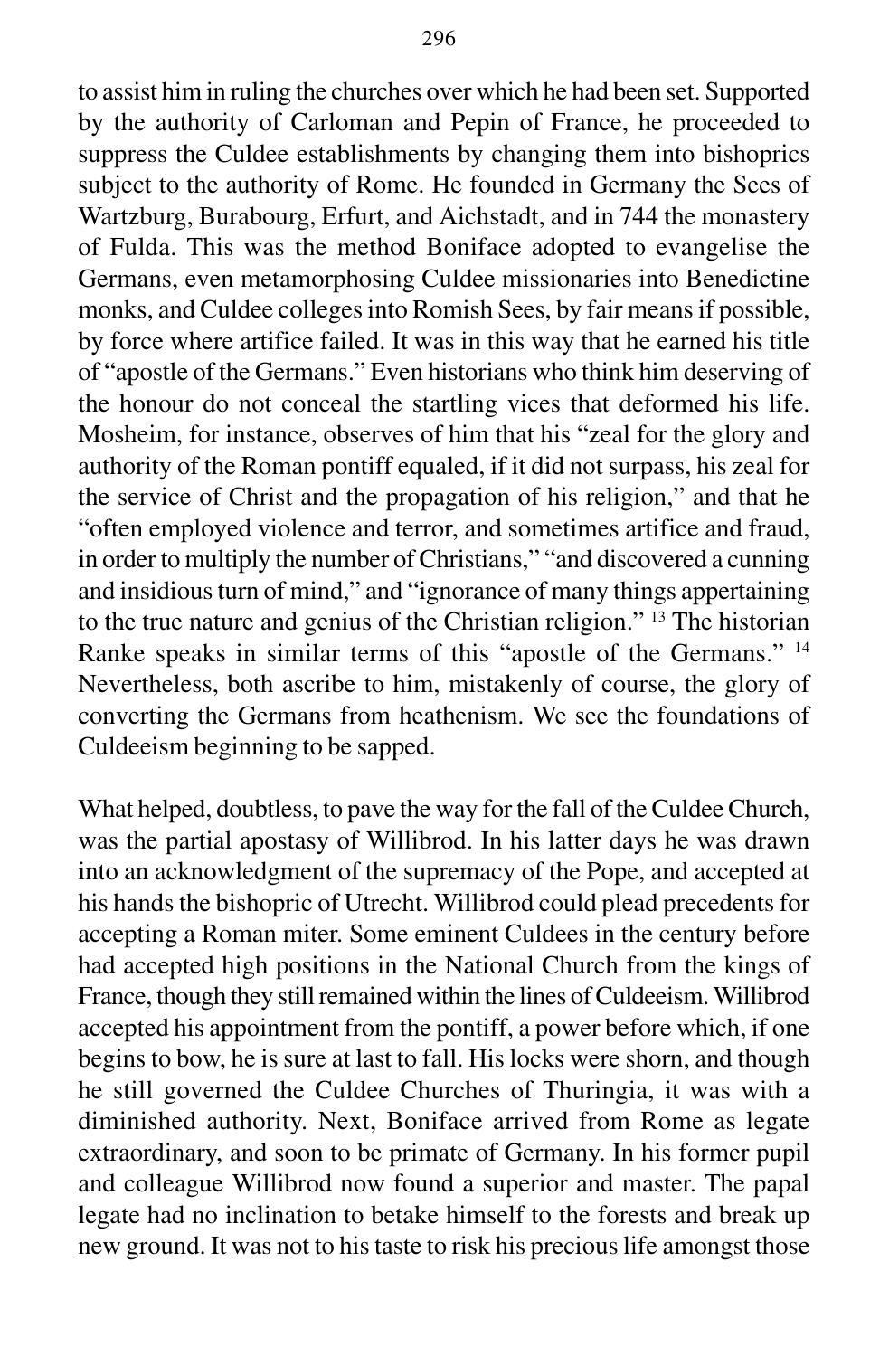to assist him in ruling the churches over which he had been set. Supported by the authority of Carloman and Pepin of France, he proceeded to suppress the Culdee establishments by changing them into bishoprics subject to the authority of Rome. He founded in Germany the Sees of Wartzburg, Burabourg, Erfurt, and Aichstadt, and in 744 the monastery of Fulda. This was the method Boniface adopted to evangelise the Germans, even metamorphosing Culdee missionaries into Benedictine monks, and Culdee colleges into Romish Sees, by fair means if possible, by force where artifice failed. It was in this way that he earned his title of "apostle of the Germans." Even historians who think him deserving of the honour do not conceal the startling vices that deformed his life. Mosheim, for instance, observes of him that his "zeal for the glory and authority of the Roman pontiff equaled, if it did not surpass, his zeal for the service of Christ and the propagation of his religion," and that he "often employed violence and terror, and sometimes artifice and fraud, in order to multiply the number of Christians," "and discovered a cunning and insidious turn of mind," and "ignorance of many things appertaining to the true nature and genius of the Christian religion." [13] The historian Ranke speaks in similar terms of this "apostle of the Germans." [14] Nevertheless, both ascribe to him, mistakenly of course, the glory of converting the Germans from heathenism. We see the foundations of Culdeeism beginning to be sapped.

What helped, doubtless, to pave the way for the fall of the Culdee Church, was the partial apostasy of Willibrod. In his latter days he was drawn into an acknowledgment of the supremacy of the Pope, and accepted at his hands the bishopric of Utrecht. Willibrod could plead precedents for accepting a Roman miter. Some eminent Culdees in the century before had accepted high positions in the National Church from the kings of France, though they still remained within the lines of Culdeeism. Willibrod accepted his appointment from the pontiff, a power before which, if one begins to bow, he is sure at last to fall. His locks were shorn, and though he still governed the Culdee Churches of Thuringia, it was with a diminished authority. Next, Boniface arrived from Rome as legate extraordinary, and soon to be primate of Germany. In his former pupil and colleague Willibrod now found a superior and master. The papal legate had no inclination to betake himself to the forests and break up new ground. It was not to his taste to risk his precious life amongst those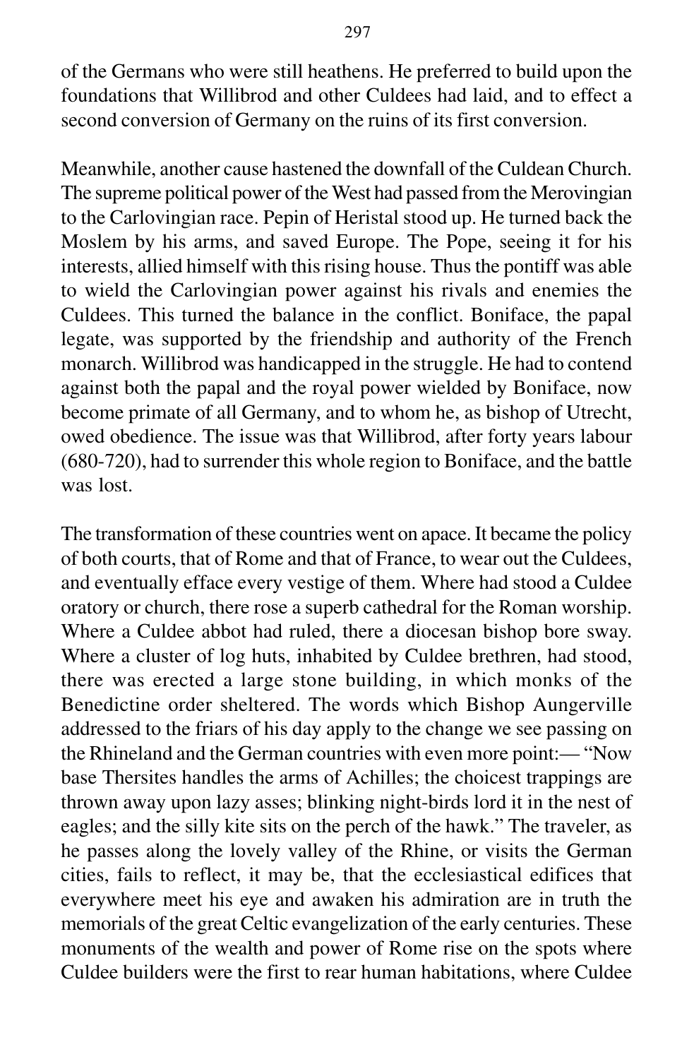of the Germans who were still heathens. He preferred to build upon the foundations that Willibrod and other Culdees had laid, and to effect a second conversion of Germany on the ruins of its first conversion.

Meanwhile, another cause hastened the downfall of the Culdean Church. The supreme political power of the West had passed from the Merovingian to the Carlovingian race. Pepin of Heristal stood up. He turned back the Moslem by his arms, and saved Europe. The Pope, seeing it for his interests, allied himself with this rising house. Thus the pontiff was able to wield the Carlovingian power against his rivals and enemies the Culdees. This turned the balance in the conflict. Boniface, the papal legate, was supported by the friendship and authority of the French monarch. Willibrod was handicapped in the struggle. He had to contend against both the papal and the royal power wielded by Boniface, now become primate of all Germany, and to whom he, as bishop of Utrecht, owed obedience. The issue was that Willibrod, after forty years labour (680-720), had to surrender this whole region to Boniface, and the battle was lost.

The transformation of these countries went on apace. It became the policy of both courts, that of Rome and that of France, to wear out the Culdees, and eventually efface every vestige of them. Where had stood a Culdee oratory or church, there rose a superb cathedral for the Roman worship. Where a Culdee abbot had ruled, there a diocesan bishop bore sway. Where a cluster of log huts, inhabited by Culdee brethren, had stood, there was erected a large stone building, in which monks of the Benedictine order sheltered. The words which Bishop Aungerville addressed to the friars of his day apply to the change we see passing on the Rhineland and the German countries with even more point:— "Now base Thersites handles the arms of Achilles; the choicest trappings are thrown away upon lazy asses; blinking night-birds lord it in the nest of eagles; and the silly kite sits on the perch of the hawk." The traveler, as he passes along the lovely valley of the Rhine, or visits the German cities, fails to reflect, it may be, that the ecclesiastical edifices that everywhere meet his eye and awaken his admiration are in truth the memorials of the great Celtic evangelization of the early centuries. These monuments of the wealth and power of Rome rise on the spots where Culdee builders were the first to rear human habitations, where Culdee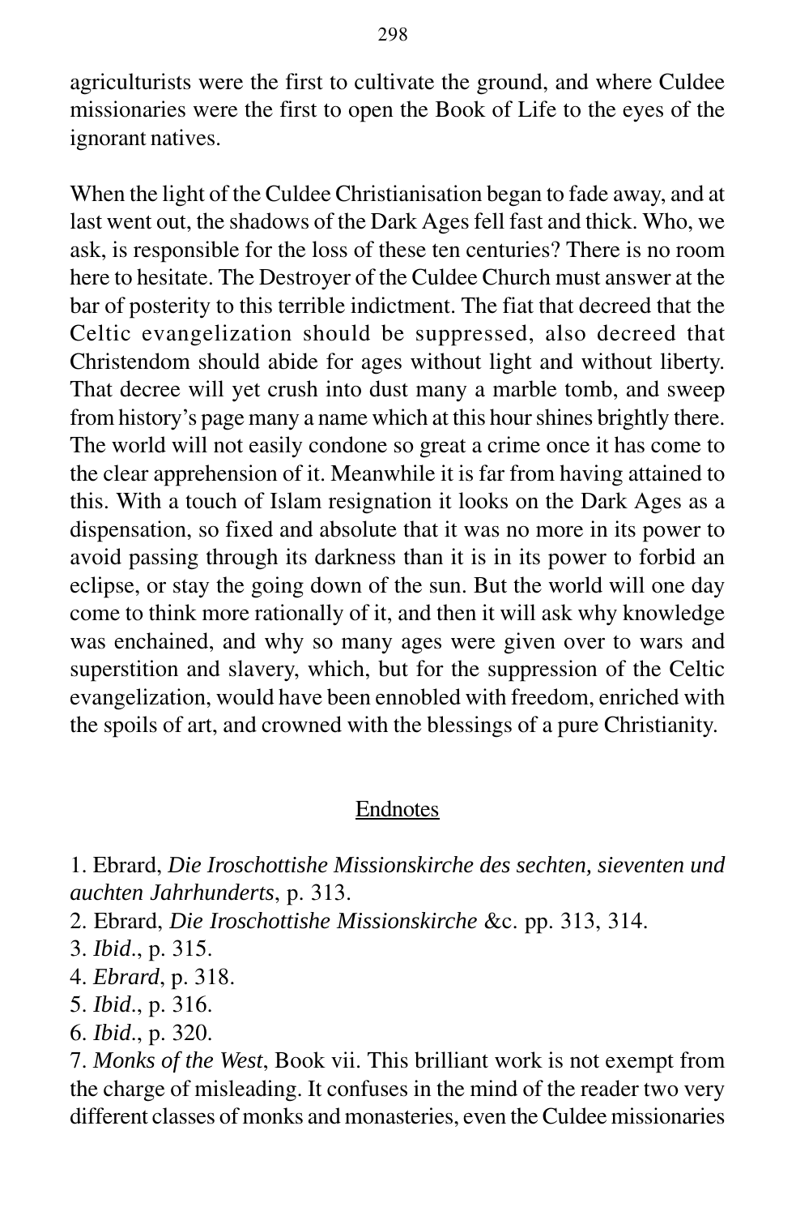agriculturists were the first to cultivate the ground, and where Culdee missionaries were the first to open the Book of Life to the eyes of the ignorant natives.

When the light of the Culdee Christianisation began to fade away, and at last went out, the shadows of the Dark Ages fell fast and thick. Who, we ask, is responsible for the loss of these ten centuries? There is no room here to hesitate. The Destroyer of the Culdee Church must answer at the bar of posterity to this terrible indictment. The fiat that decreed that the Celtic evangelization should be suppressed, also decreed that Christendom should abide for ages without light and without liberty. That decree will yet crush into dust many a marble tomb, and sweep from history's page many a name which at this hour shines brightly there. The world will not easily condone so great a crime once it has come to the clear apprehension of it. Meanwhile it is far from having attained to this. With a touch of Islam resignation it looks on the Dark Ages as a dispensation, so fixed and absolute that it was no more in its power to avoid passing through its darkness than it is in its power to forbid an eclipse, or stay the going down of the sun. But the world will one day come to think more rationally of it, and then it will ask why knowledge was enchained, and why so many ages were given over to wars and superstition and slavery, which, but for the suppression of the Celtic evangelization, would have been ennobled with freedom, enriched with the spoils of art, and crowned with the blessings of a pure Christianity.

## Endnotes

1. Ebrard, *Die Iroschottishe Missionskirche des sechten, sieventen und auchten Jahrhunderts*, p. 313.
2. Ebrard, *Die Iroschottishe Missionskirche* &c. pp. 313, 314.
3. *Ibid*., p. 315.
4. *Ebrard*, p. 318.
5. *Ibid*., p. 316.
6. *Ibid*., p. 320.
7. *Monks of the West*, Book vii. This brilliant work is not exempt from the charge of misleading. It confuses in the mind of the reader two very different classes of monks and monasteries, even the Culdee missionaries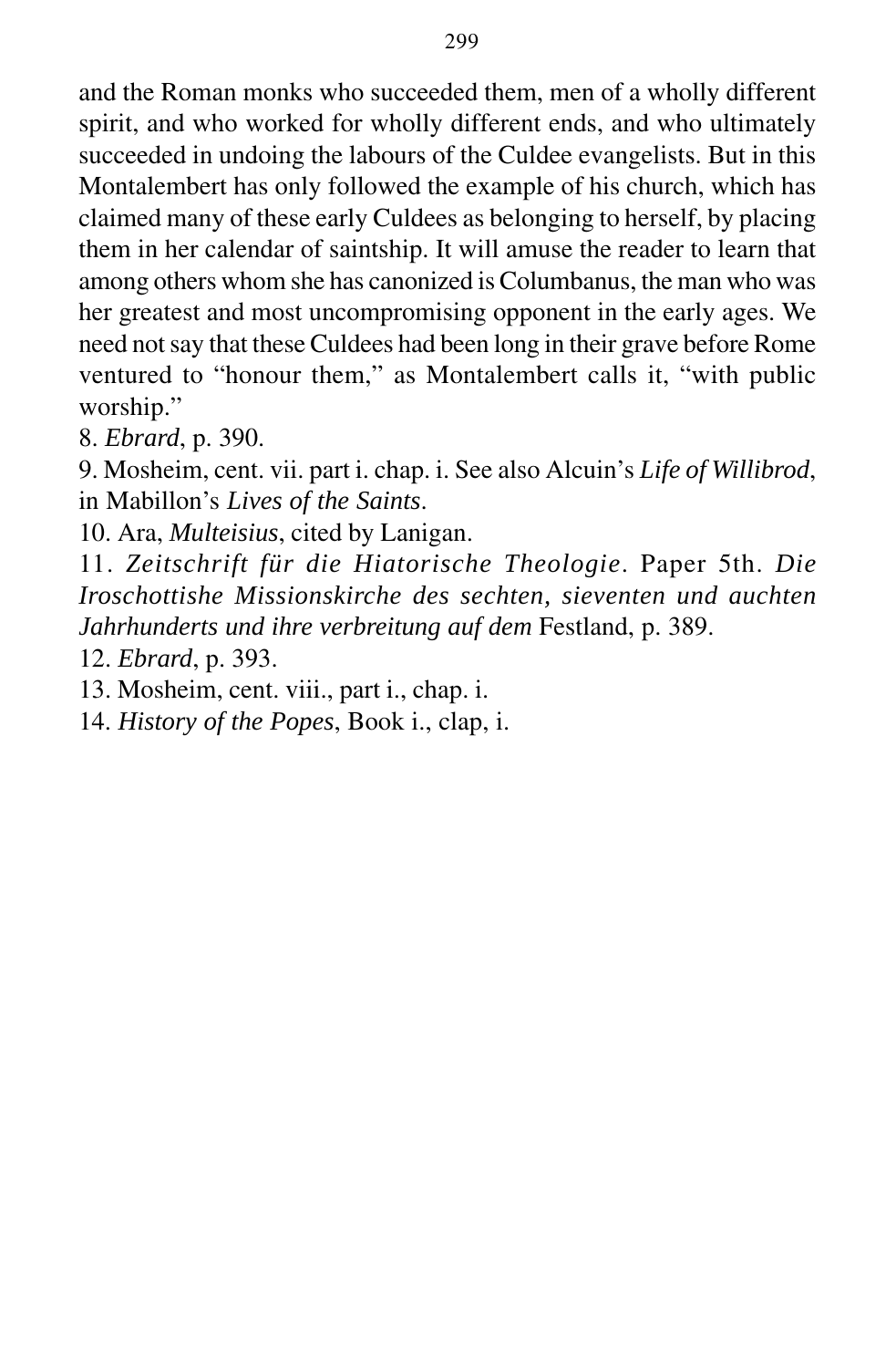and the Roman monks who succeeded them, men of a wholly different spirit, and who worked for wholly different ends, and who ultimately succeeded in undoing the labours of the Culdee evangelists. But in this Montalembert has only followed the example of his church, which has claimed many of these early Culdees as belonging to herself, by placing them in her calendar of saintship. It will amuse the reader to learn that among others whom she has canonized is Columbanus, the man who was her greatest and most uncompromising opponent in the early ages. We need not say that these Culdees had been long in their grave before Rome ventured to "honour them," as Montalembert calls it, "with public worship."

8. *Ebrard*, p. 390.

9. Mosheim, cent. vii. part i. chap. i. See also Alcuin's *Life of Willibrod*, in Mabillon's *Lives of the Saints*.

10. Ara, *Multeisius*, cited by Lanigan.

11. *Zeitschrift für die Hiatorische Theologie*. Paper 5th. *Die Iroschottishe Missionskirche des sechten, sieventen und auchten Jahrhunderts und ihre verbreitung auf dem* Festland, p. 389.

12. *Ebrard*, p. 393.

13. Mosheim, cent. viii., part i., chap. i.

14. *History of the Popes*, Book i., clap, i.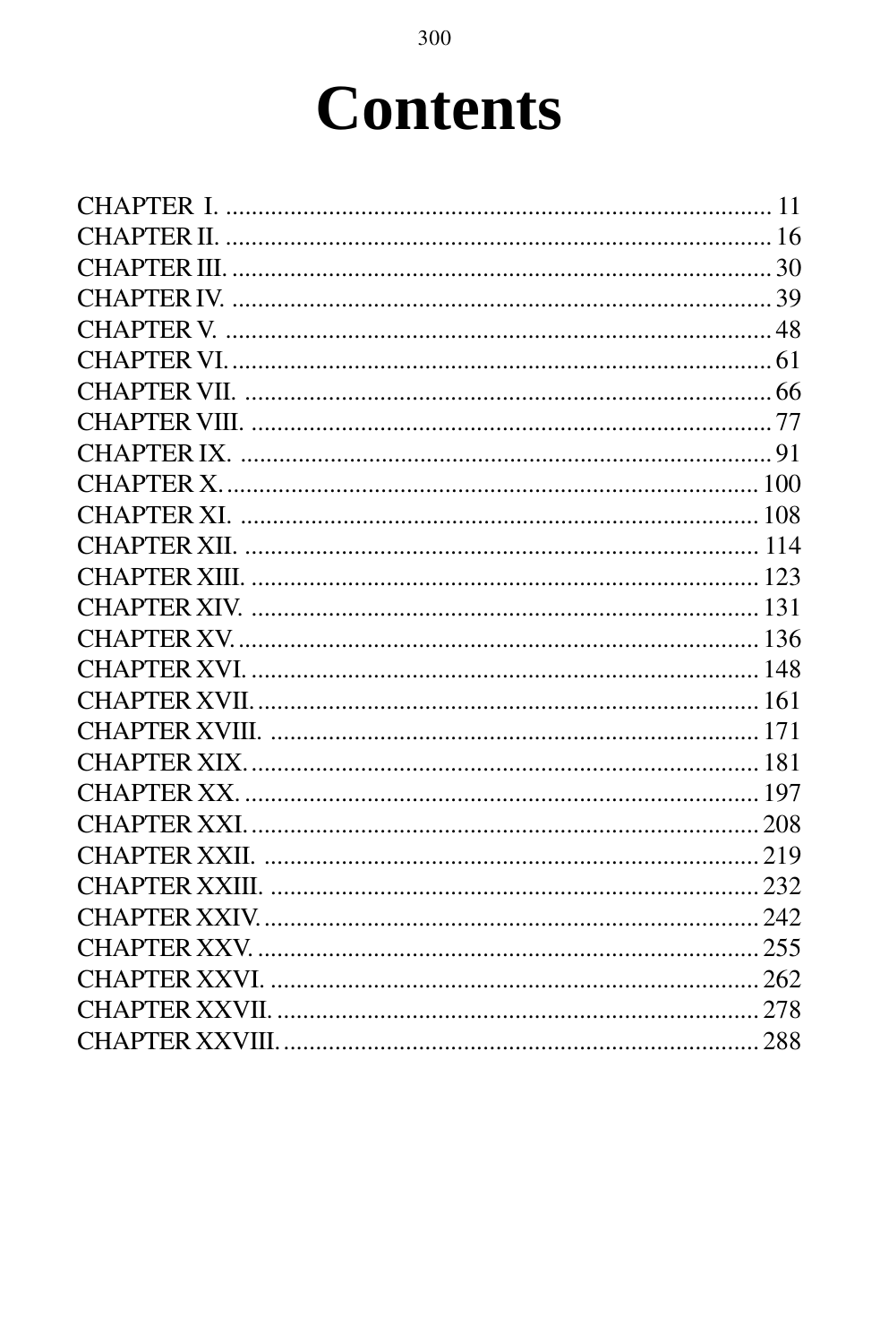# Contents

CHAPTER I. .................................................................................... 11
CHAPTER II. .................................................................................... 16
CHAPTER III. .................................................................................. 30
CHAPTER IV. .................................................................................. 39
CHAPTER V. .................................................................................... 48
CHAPTER VI. .................................................................................. 61
CHAPTER VII. ................................................................................ 66
CHAPTER VIII. .............................................................................. 77
CHAPTER IX. .................................................................................. 91
CHAPTER X. .................................................................................. 100
CHAPTER XI. ................................................................................ 108
CHAPTER XII. .............................................................................. 114
CHAPTER XIII. ............................................................................. 123
CHAPTER XIV. ............................................................................. 131
CHAPTER XV. ............................................................................... 136
CHAPTER XVI. ............................................................................. 148
CHAPTER XVII. ............................................................................ 161
CHAPTER XVIII. .......................................................................... 171
CHAPTER XIX. ............................................................................. 181
CHAPTER XX. ............................................................................... 197
CHAPTER XXI. ............................................................................. 208
CHAPTER XXII. ............................................................................ 219
CHAPTER XXIII. .......................................................................... 232
CHAPTER XXIV. .......................................................................... 242
CHAPTER XXV. ............................................................................ 255
CHAPTER XXVI. .......................................................................... 262
CHAPTER XXVII. ......................................................................... 278
CHAPTER XXVIII. ........................................................................ 288